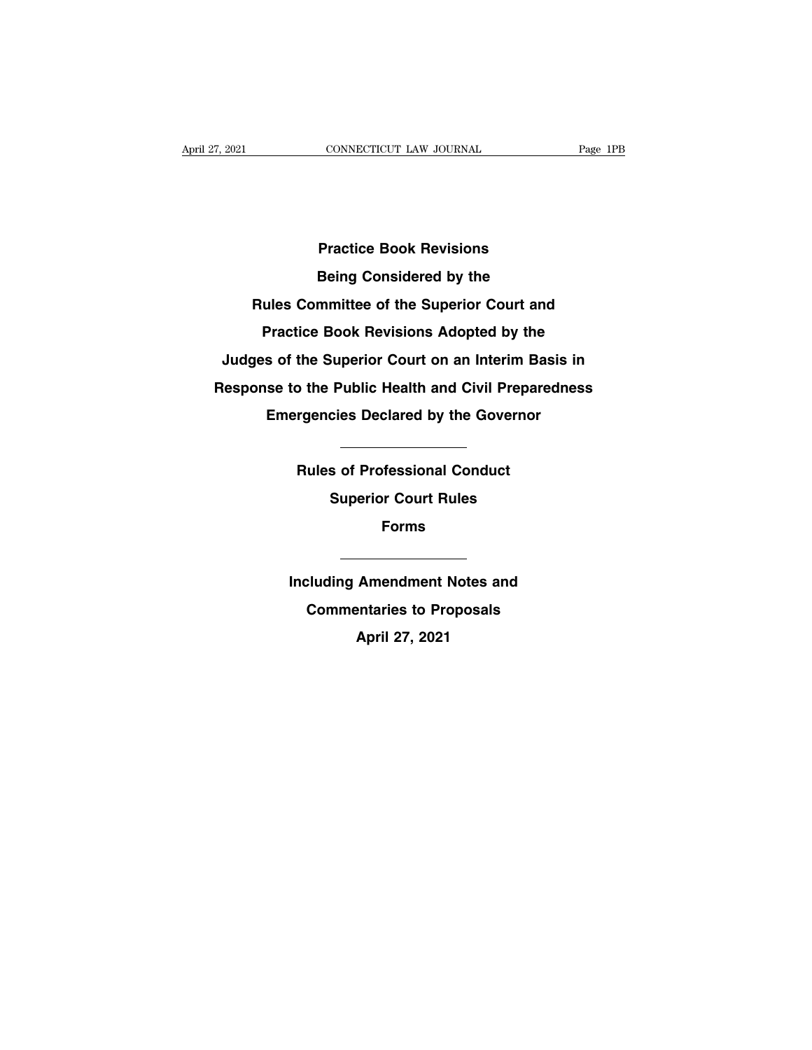# Practice Book Revisions Being Considered by the Rules Committee of the Superior Court and Practice Book Revisions Adopted by the Judges of the Superior Court on an Interim Basis in Response to the Public Health and Civil Preparedness Emergencies Declared by the Governor

---

**Rules of Professional Conduct**

**Superior Court Rules**

**Forms**

---

**Including Amendment Notes and Commentaries to Proposals**

**April 27, 2021**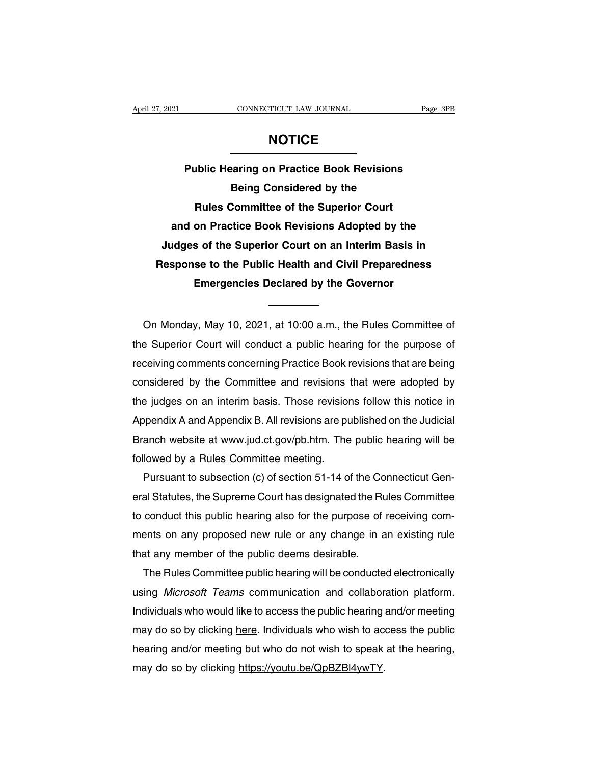# NOTICE

## Public Hearing on Practice Book Revisions Being Considered by the Rules Committee of the Superior Court and on Practice Book Revisions Adopted by the Judges of the Superior Court on an Interim Basis in Response to the Public Health and Civil Preparedness Emergencies Declared by the Governor

On Monday, May 10, 2021, at 10:00 a.m., the Rules Committee of the Superior Court will conduct a public hearing for the purpose of receiving comments concerning Practice Book revisions that are being considered by the Committee and revisions that were adopted by the judges on an interim basis. Those revisions follow this notice in Appendix A and Appendix B. All revisions are published on the Judicial Branch website at www.jud.ct.gov/pb.htm. The public hearing will be followed by a Rules Committee meeting.

Pursuant to subsection (c) of section 51-14 of the Connecticut General Statutes, the Supreme Court has designated the Rules Committee to conduct this public hearing also for the purpose of receiving comments on any proposed new rule or any change in an existing rule that any member of the public deems desirable.

The Rules Committee public hearing will be conducted electronically using *Microsoft Teams* communication and collaboration platform. Individuals who would like to access the public hearing and/or meeting may do so by clicking here. Individuals who wish to access the public hearing and/or meeting but who do not wish to speak at the hearing, may do so by clicking https://youtu.be/QpBZBl4ywTY.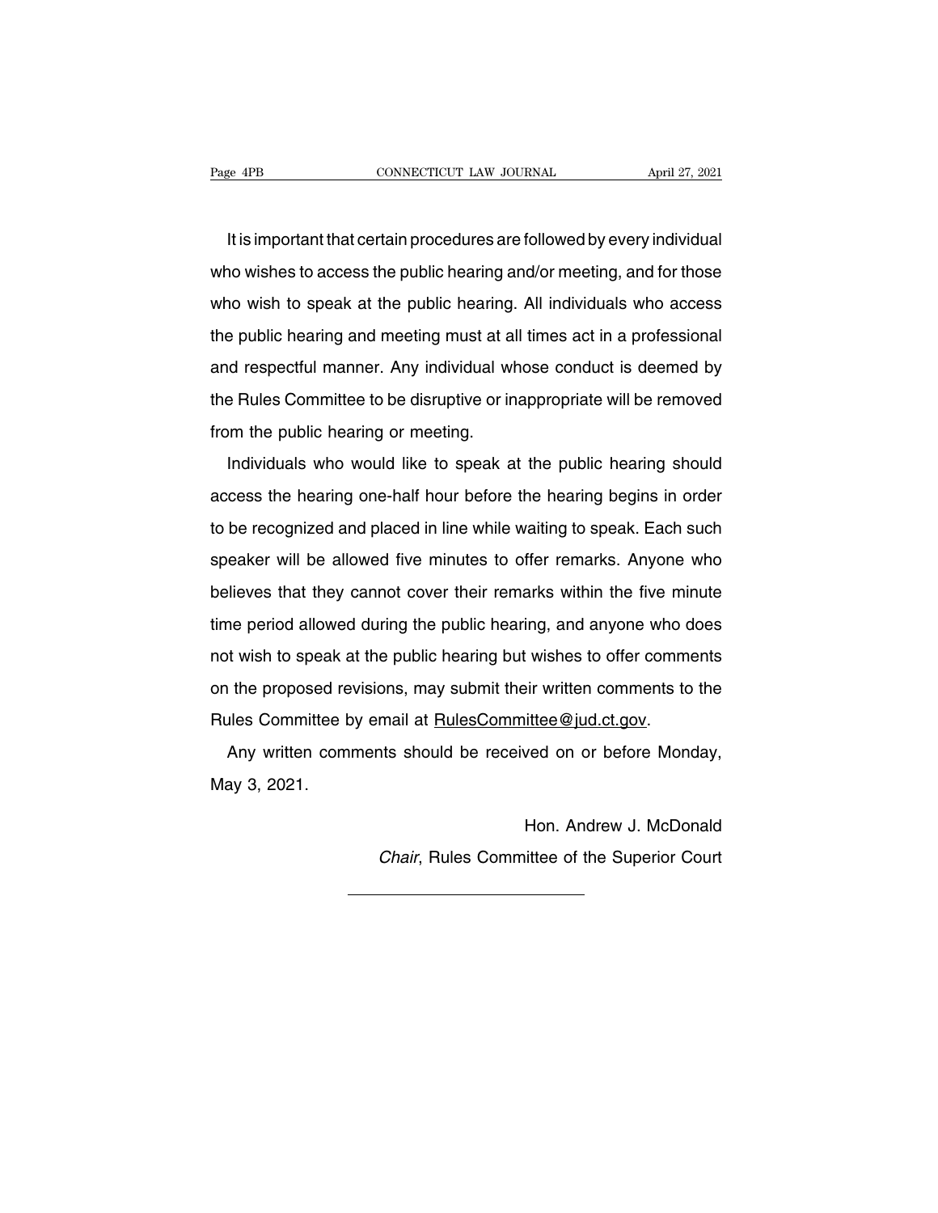It is important that certain procedures are followed by every individual who wishes to access the public hearing and/or meeting, and for those who wish to speak at the public hearing. All individuals who access the public hearing and meeting must at all times act in a professional and respectful manner. Any individual whose conduct is deemed by the Rules Committee to be disruptive or inappropriate will be removed from the public hearing or meeting.

Individuals who would like to speak at the public hearing should access the hearing one-half hour before the hearing begins in order to be recognized and placed in line while waiting to speak. Each such speaker will be allowed five minutes to offer remarks. Anyone who believes that they cannot cover their remarks within the five minute time period allowed during the public hearing, and anyone who does not wish to speak at the public hearing but wishes to offer comments on the proposed revisions, may submit their written comments to the Rules Committee by email at RulesCommittee@jud.ct.gov.

Any written comments should be received on or before Monday, May 3, 2021.

Hon. Andrew J. McDonald
*Chair*, Rules Committee of the Superior Court

---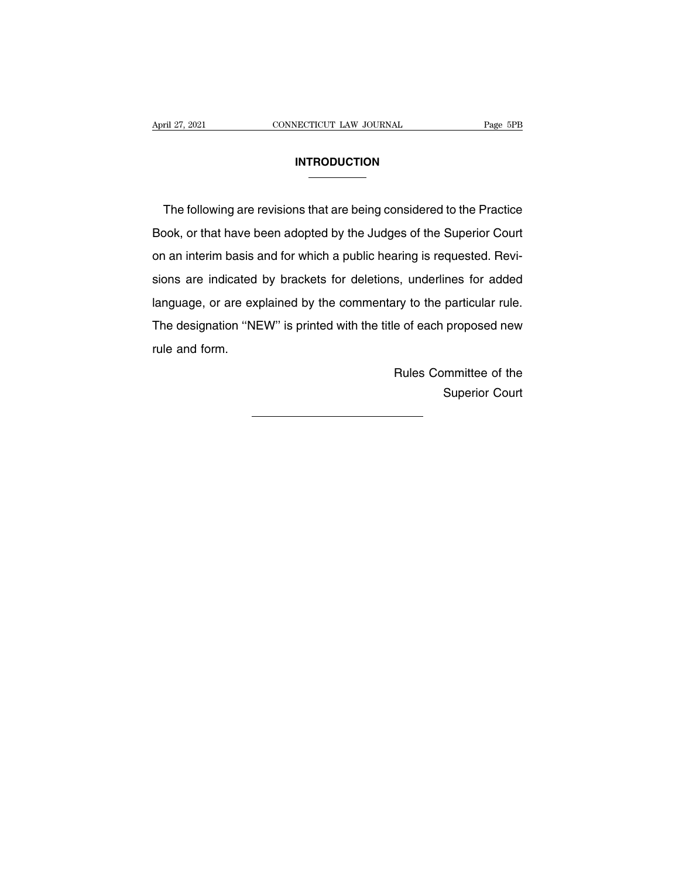# INTRODUCTION

The following are revisions that are being considered to the Practice Book, or that have been adopted by the Judges of the Superior Court on an interim basis and for which a public hearing is requested. Revisions are indicated by brackets for deletions, underlines for added language, or are explained by the commentary to the particular rule. The designation ''NEW'' is printed with the title of each proposed new rule and form.

Rules Committee of the
Superior Court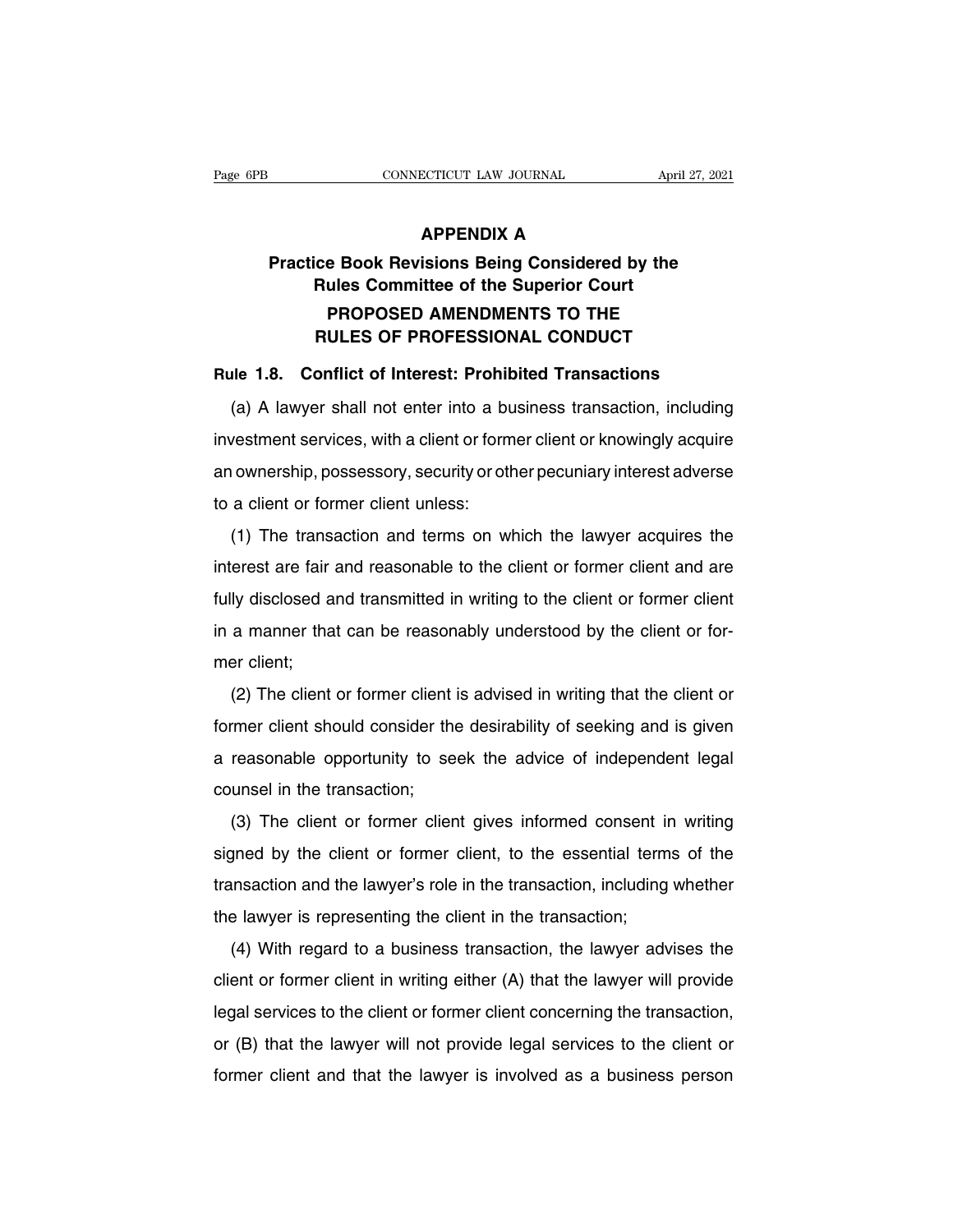# APPENDIX A

## Practice Book Revisions Being Considered by the Rules Committee of the Superior Court

## PROPOSED AMENDMENTS TO THE RULES OF PROFESSIONAL CONDUCT

### Rule 1.8. Conflict of Interest: Prohibited Transactions

(a) A lawyer shall not enter into a business transaction, including investment services, with a client or former client or knowingly acquire an ownership, possessory, security or other pecuniary interest adverse to a client or former client unless:

(1) The transaction and terms on which the lawyer acquires the interest are fair and reasonable to the client or former client and are fully disclosed and transmitted in writing to the client or former client in a manner that can be reasonably understood by the client or former client;

(2) The client or former client is advised in writing that the client or former client should consider the desirability of seeking and is given a reasonable opportunity to seek the advice of independent legal counsel in the transaction;

(3) The client or former client gives informed consent in writing signed by the client or former client, to the essential terms of the transaction and the lawyer's role in the transaction, including whether the lawyer is representing the client in the transaction;

(4) With regard to a business transaction, the lawyer advises the client or former client in writing either (A) that the lawyer will provide legal services to the client or former client concerning the transaction, or (B) that the lawyer will not provide legal services to the client or former client and that the lawyer is involved as a business person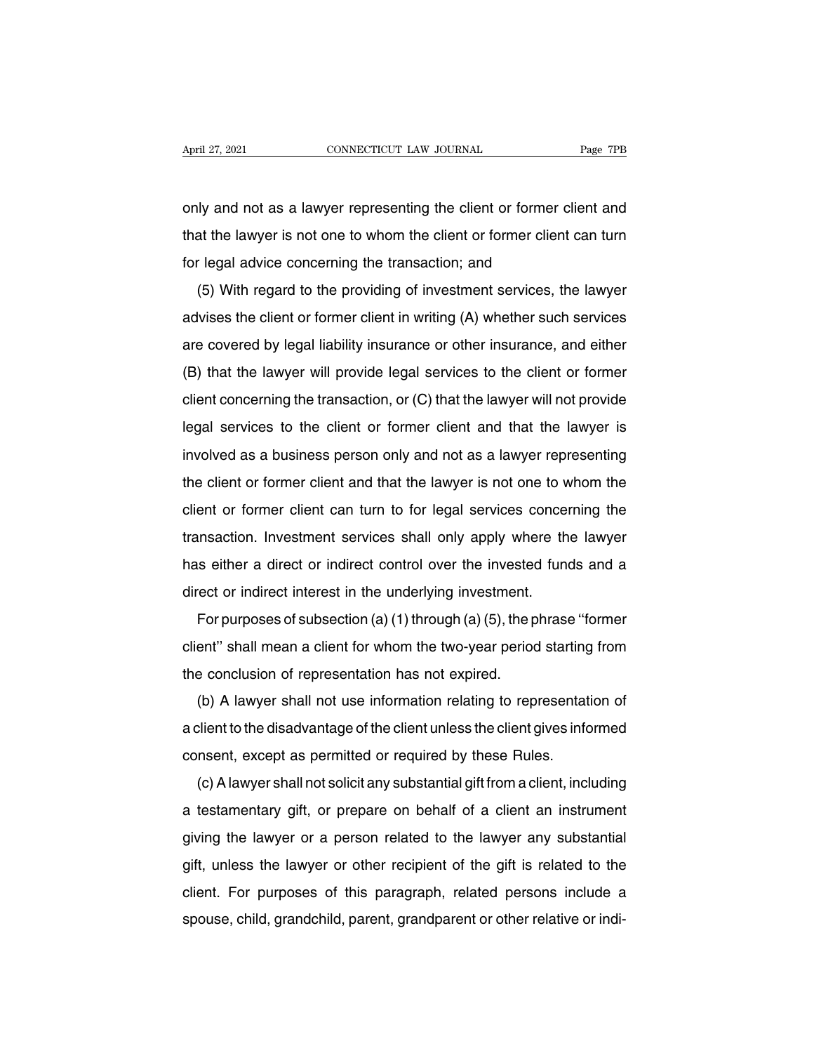only and not as a lawyer representing the client or former client and that the lawyer is not one to whom the client or former client can turn for legal advice concerning the transaction; and

(5) With regard to the providing of investment services, the lawyer advises the client or former client in writing (A) whether such services are covered by legal liability insurance or other insurance, and either (B) that the lawyer will provide legal services to the client or former client concerning the transaction, or (C) that the lawyer will not provide legal services to the client or former client and that the lawyer is involved as a business person only and not as a lawyer representing the client or former client and that the lawyer is not one to whom the client or former client can turn to for legal services concerning the transaction. Investment services shall only apply where the lawyer has either a direct or indirect control over the invested funds and a direct or indirect interest in the underlying investment.

For purposes of subsection (a) (1) through (a) (5), the phrase "former client" shall mean a client for whom the two-year period starting from the conclusion of representation has not expired.

(b) A lawyer shall not use information relating to representation of a client to the disadvantage of the client unless the client gives informed consent, except as permitted or required by these Rules.

(c) A lawyer shall not solicit any substantial gift from a client, including a testamentary gift, or prepare on behalf of a client an instrument giving the lawyer or a person related to the lawyer any substantial gift, unless the lawyer or other recipient of the gift is related to the client. For purposes of this paragraph, related persons include a spouse, child, grandchild, parent, grandparent or other relative or indi-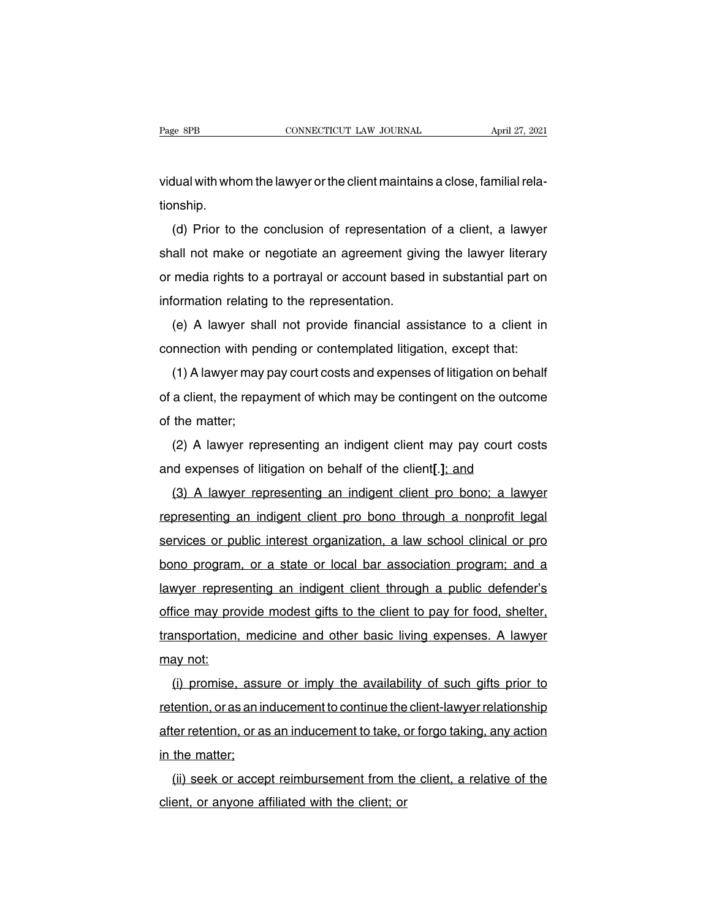vidual with whom the lawyer or the client maintains a close, familial relationship.

(d) Prior to the conclusion of representation of a client, a lawyer shall not make or negotiate an agreement giving the lawyer literary or media rights to a portrayal or account based in substantial part on information relating to the representation.

(e) A lawyer shall not provide financial assistance to a client in connection with pending or contemplated litigation, except that:

(1) A lawyer may pay court costs and expenses of litigation on behalf of a client, the repayment of which may be contingent on the outcome of the matter;

(2) A lawyer representing an indigent client may pay court costs and expenses of litigation on behalf of the client**[.]**<u>; and</u>

<u>(3) A lawyer representing an indigent client pro bono; a lawyer representing an indigent client pro bono through a nonprofit legal services or public interest organization, a law school clinical or pro bono program, or a state or local bar association program; and a lawyer representing an indigent client through a public defender's office may provide modest gifts to the client to pay for food, shelter, transportation, medicine and other basic living expenses. A lawyer may not:</u>

<u>(i) promise, assure or imply the availability of such gifts prior to retention, or as an inducement to continue the client-lawyer relationship after retention, or as an inducement to take, or forgo taking, any action in the matter;</u>

<u>(ii) seek or accept reimbursement from the client, a relative of the client, or anyone affiliated with the client; or</u>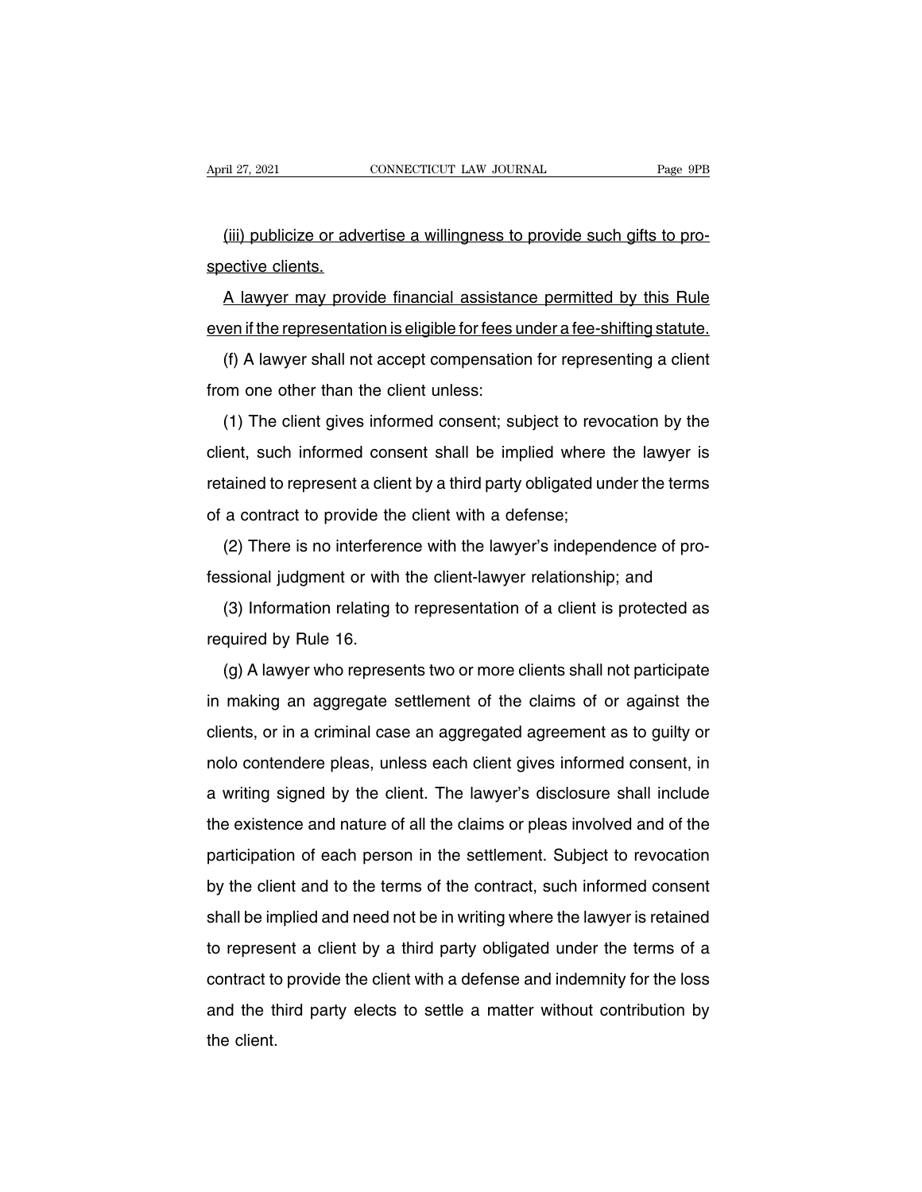(iii) publicize or advertise a willingness to provide such gifts to prospective clients.

A lawyer may provide financial assistance permitted by this Rule even if the representation is eligible for fees under a fee-shifting statute.

(f) A lawyer shall not accept compensation for representing a client from one other than the client unless:

(1) The client gives informed consent; subject to revocation by the client, such informed consent shall be implied where the lawyer is retained to represent a client by a third party obligated under the terms of a contract to provide the client with a defense;

(2) There is no interference with the lawyer's independence of professional judgment or with the client-lawyer relationship; and

(3) Information relating to representation of a client is protected as required by Rule 16.

(g) A lawyer who represents two or more clients shall not participate in making an aggregate settlement of the claims of or against the clients, or in a criminal case an aggregated agreement as to guilty or nolo contendere pleas, unless each client gives informed consent, in a writing signed by the client. The lawyer's disclosure shall include the existence and nature of all the claims or pleas involved and of the participation of each person in the settlement. Subject to revocation by the client and to the terms of the contract, such informed consent shall be implied and need not be in writing where the lawyer is retained to represent a client by a third party obligated under the terms of a contract to provide the client with a defense and indemnity for the loss and the third party elects to settle a matter without contribution by the client.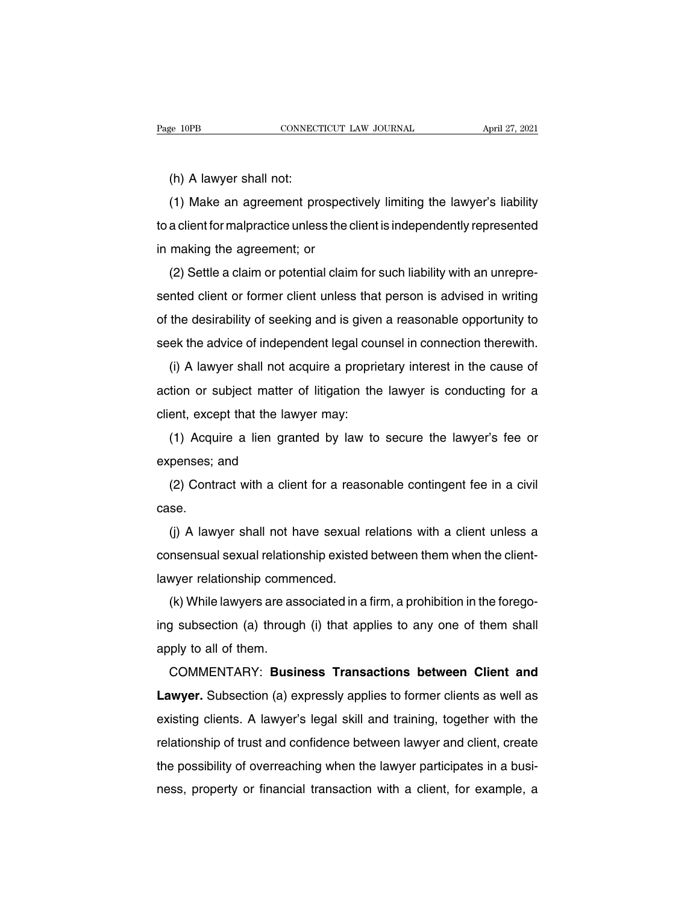(h) A lawyer shall not:

(1) Make an agreement prospectively limiting the lawyer's liability to a client for malpractice unless the client is independently represented in making the agreement; or

(2) Settle a claim or potential claim for such liability with an unrepresented client or former client unless that person is advised in writing of the desirability of seeking and is given a reasonable opportunity to seek the advice of independent legal counsel in connection therewith.

(i) A lawyer shall not acquire a proprietary interest in the cause of action or subject matter of litigation the lawyer is conducting for a client, except that the lawyer may:

(1) Acquire a lien granted by law to secure the lawyer's fee or expenses; and

(2) Contract with a client for a reasonable contingent fee in a civil case.

(j) A lawyer shall not have sexual relations with a client unless a consensual sexual relationship existed between them when the client-lawyer relationship commenced.

(k) While lawyers are associated in a firm, a prohibition in the foregoing subsection (a) through (i) that applies to any one of them shall apply to all of them.

COMMENTARY: **Business Transactions between Client and Lawyer.** Subsection (a) expressly applies to former clients as well as existing clients. A lawyer's legal skill and training, together with the relationship of trust and confidence between lawyer and client, create the possibility of overreaching when the lawyer participates in a business, property or financial transaction with a client, for example, a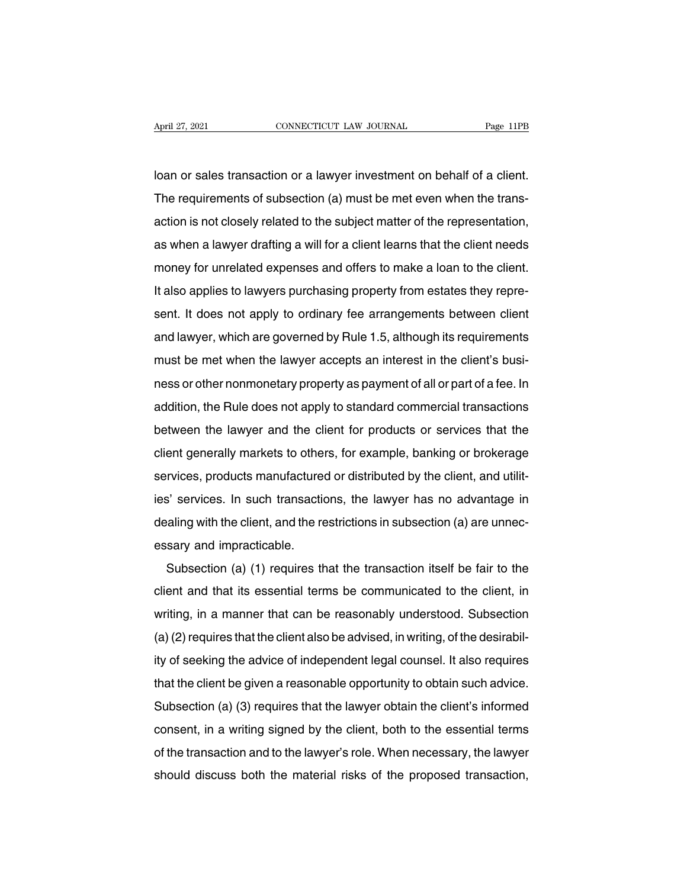loan or sales transaction or a lawyer investment on behalf of a client. The requirements of subsection (a) must be met even when the transaction is not closely related to the subject matter of the representation, as when a lawyer drafting a will for a client learns that the client needs money for unrelated expenses and offers to make a loan to the client. It also applies to lawyers purchasing property from estates they represent. It does not apply to ordinary fee arrangements between client and lawyer, which are governed by Rule 1.5, although its requirements must be met when the lawyer accepts an interest in the client's business or other nonmonetary property as payment of all or part of a fee. In addition, the Rule does not apply to standard commercial transactions between the lawyer and the client for products or services that the client generally markets to others, for example, banking or brokerage services, products manufactured or distributed by the client, and utilities' services. In such transactions, the lawyer has no advantage in dealing with the client, and the restrictions in subsection (a) are unnecessary and impracticable.

Subsection (a) (1) requires that the transaction itself be fair to the client and that its essential terms be communicated to the client, in writing, in a manner that can be reasonably understood. Subsection (a) (2) requires that the client also be advised, in writing, of the desirability of seeking the advice of independent legal counsel. It also requires that the client be given a reasonable opportunity to obtain such advice. Subsection (a) (3) requires that the lawyer obtain the client's informed consent, in a writing signed by the client, both to the essential terms of the transaction and to the lawyer's role. When necessary, the lawyer should discuss both the material risks of the proposed transaction,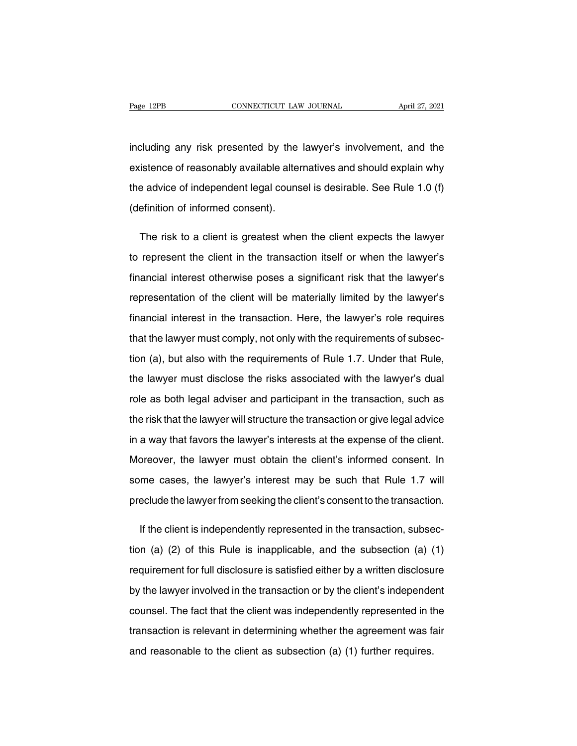including any risk presented by the lawyer's involvement, and the existence of reasonably available alternatives and should explain why the advice of independent legal counsel is desirable. See Rule 1.0 (f) (definition of informed consent).

The risk to a client is greatest when the client expects the lawyer to represent the client in the transaction itself or when the lawyer's financial interest otherwise poses a significant risk that the lawyer's representation of the client will be materially limited by the lawyer's financial interest in the transaction. Here, the lawyer's role requires that the lawyer must comply, not only with the requirements of subsection (a), but also with the requirements of Rule 1.7. Under that Rule, the lawyer must disclose the risks associated with the lawyer's dual role as both legal adviser and participant in the transaction, such as the risk that the lawyer will structure the transaction or give legal advice in a way that favors the lawyer's interests at the expense of the client. Moreover, the lawyer must obtain the client's informed consent. In some cases, the lawyer's interest may be such that Rule 1.7 will preclude the lawyer from seeking the client's consent to the transaction.

If the client is independently represented in the transaction, subsection (a) (2) of this Rule is inapplicable, and the subsection (a) (1) requirement for full disclosure is satisfied either by a written disclosure by the lawyer involved in the transaction or by the client's independent counsel. The fact that the client was independently represented in the transaction is relevant in determining whether the agreement was fair and reasonable to the client as subsection (a) (1) further requires.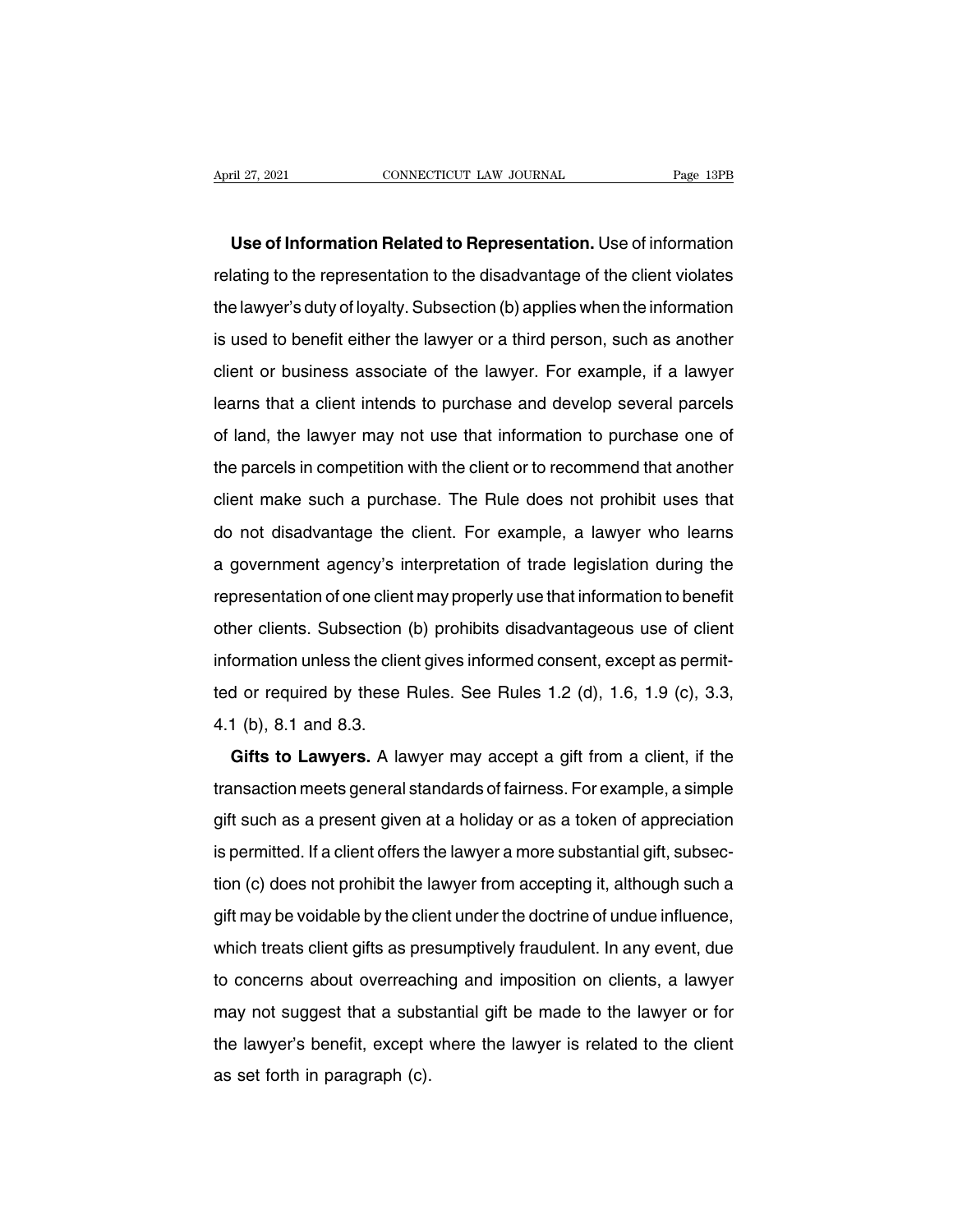**Use of Information Related to Representation.** Use of information relating to the representation to the disadvantage of the client violates the lawyer's duty of loyalty. Subsection (b) applies when the information is used to benefit either the lawyer or a third person, such as another client or business associate of the lawyer. For example, if a lawyer learns that a client intends to purchase and develop several parcels of land, the lawyer may not use that information to purchase one of the parcels in competition with the client or to recommend that another client make such a purchase. The Rule does not prohibit uses that do not disadvantage the client. For example, a lawyer who learns a government agency's interpretation of trade legislation during the representation of one client may properly use that information to benefit other clients. Subsection (b) prohibits disadvantageous use of client information unless the client gives informed consent, except as permitted or required by these Rules. See Rules 1.2 (d), 1.6, 1.9 (c), 3.3, 4.1 (b), 8.1 and 8.3.

**Gifts to Lawyers.** A lawyer may accept a gift from a client, if the transaction meets general standards of fairness. For example, a simple gift such as a present given at a holiday or as a token of appreciation is permitted. If a client offers the lawyer a more substantial gift, subsection (c) does not prohibit the lawyer from accepting it, although such a gift may be voidable by the client under the doctrine of undue influence, which treats client gifts as presumptively fraudulent. In any event, due to concerns about overreaching and imposition on clients, a lawyer may not suggest that a substantial gift be made to the lawyer or for the lawyer's benefit, except where the lawyer is related to the client as set forth in paragraph (c).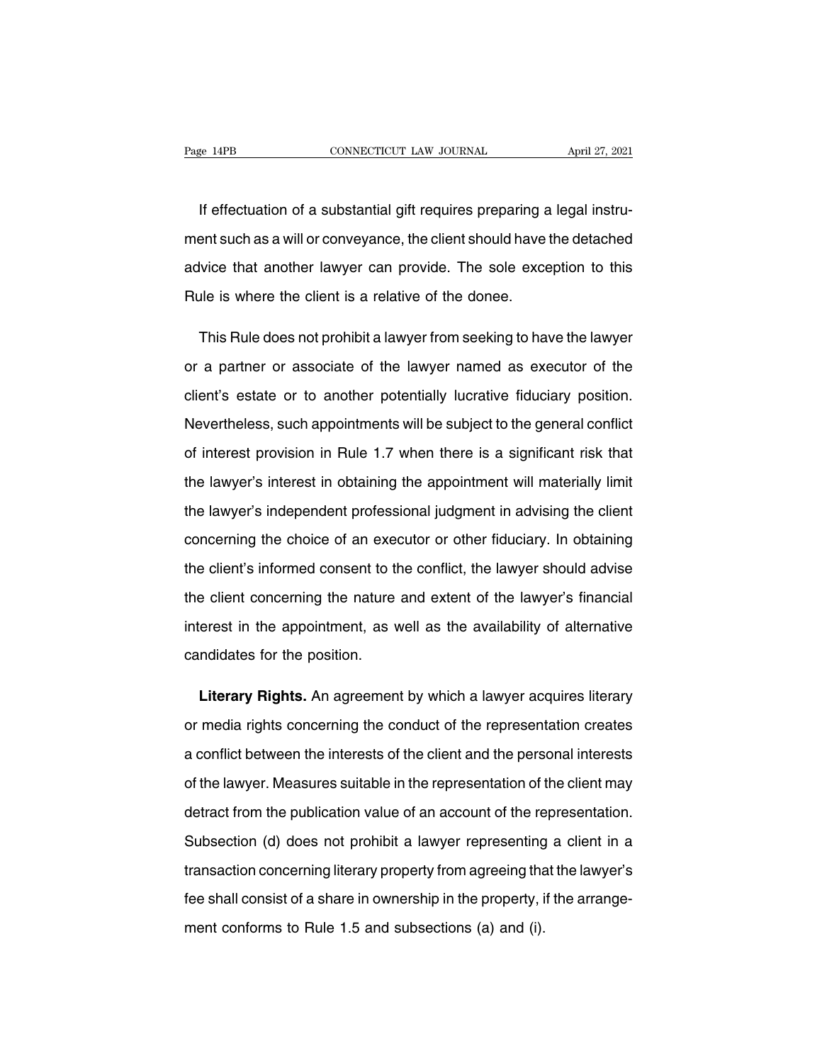If effectuation of a substantial gift requires preparing a legal instrument such as a will or conveyance, the client should have the detached advice that another lawyer can provide. The sole exception to this Rule is where the client is a relative of the donee.

This Rule does not prohibit a lawyer from seeking to have the lawyer or a partner or associate of the lawyer named as executor of the client's estate or to another potentially lucrative fiduciary position. Nevertheless, such appointments will be subject to the general conflict of interest provision in Rule 1.7 when there is a significant risk that the lawyer's interest in obtaining the appointment will materially limit the lawyer's independent professional judgment in advising the client concerning the choice of an executor or other fiduciary. In obtaining the client's informed consent to the conflict, the lawyer should advise the client concerning the nature and extent of the lawyer's financial interest in the appointment, as well as the availability of alternative candidates for the position.

**Literary Rights.** An agreement by which a lawyer acquires literary or media rights concerning the conduct of the representation creates a conflict between the interests of the client and the personal interests of the lawyer. Measures suitable in the representation of the client may detract from the publication value of an account of the representation. Subsection (d) does not prohibit a lawyer representing a client in a transaction concerning literary property from agreeing that the lawyer's fee shall consist of a share in ownership in the property, if the arrangement conforms to Rule 1.5 and subsections (a) and (i).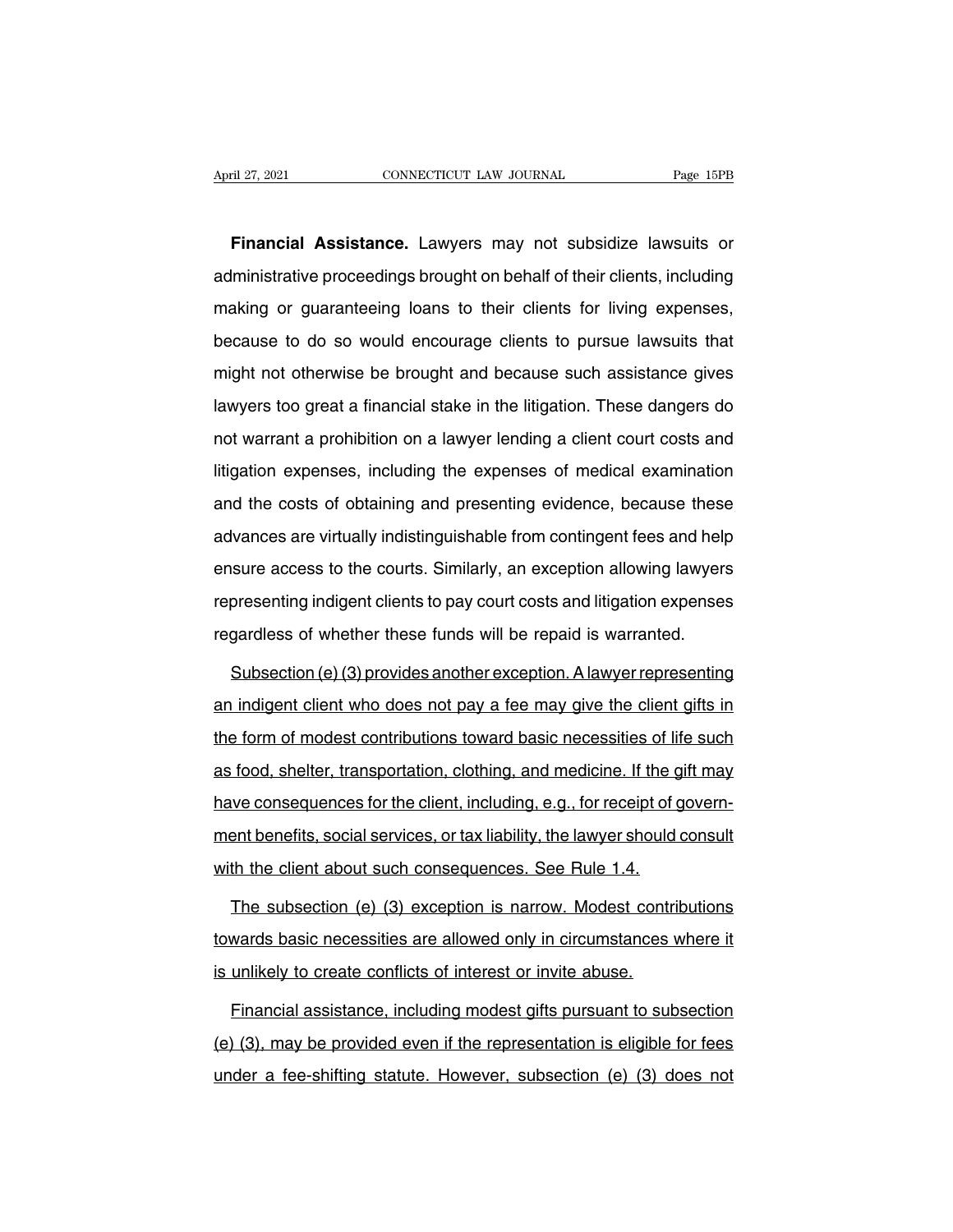**Financial Assistance.** Lawyers may not subsidize lawsuits or administrative proceedings brought on behalf of their clients, including making or guaranteeing loans to their clients for living expenses, because to do so would encourage clients to pursue lawsuits that might not otherwise be brought and because such assistance gives lawyers too great a financial stake in the litigation. These dangers do not warrant a prohibition on a lawyer lending a client court costs and litigation expenses, including the expenses of medical examination and the costs of obtaining and presenting evidence, because these advances are virtually indistinguishable from contingent fees and help ensure access to the courts. Similarly, an exception allowing lawyers representing indigent clients to pay court costs and litigation expenses regardless of whether these funds will be repaid is warranted.

<u>Subsection (e) (3) provides another exception. A lawyer representing an indigent client who does not pay a fee may give the client gifts in the form of modest contributions toward basic necessities of life such as food, shelter, transportation, clothing, and medicine. If the gift may have consequences for the client, including, e.g., for receipt of government benefits, social services, or tax liability, the lawyer should consult with the client about such consequences. See Rule 1.4.</u>

<u>The subsection (e) (3) exception is narrow. Modest contributions towards basic necessities are allowed only in circumstances where it is unlikely to create conflicts of interest or invite abuse.</u>

<u>Financial assistance, including modest gifts pursuant to subsection (e) (3), may be provided even if the representation is eligible for fees under a fee-shifting statute. However, subsection (e) (3) does not</u>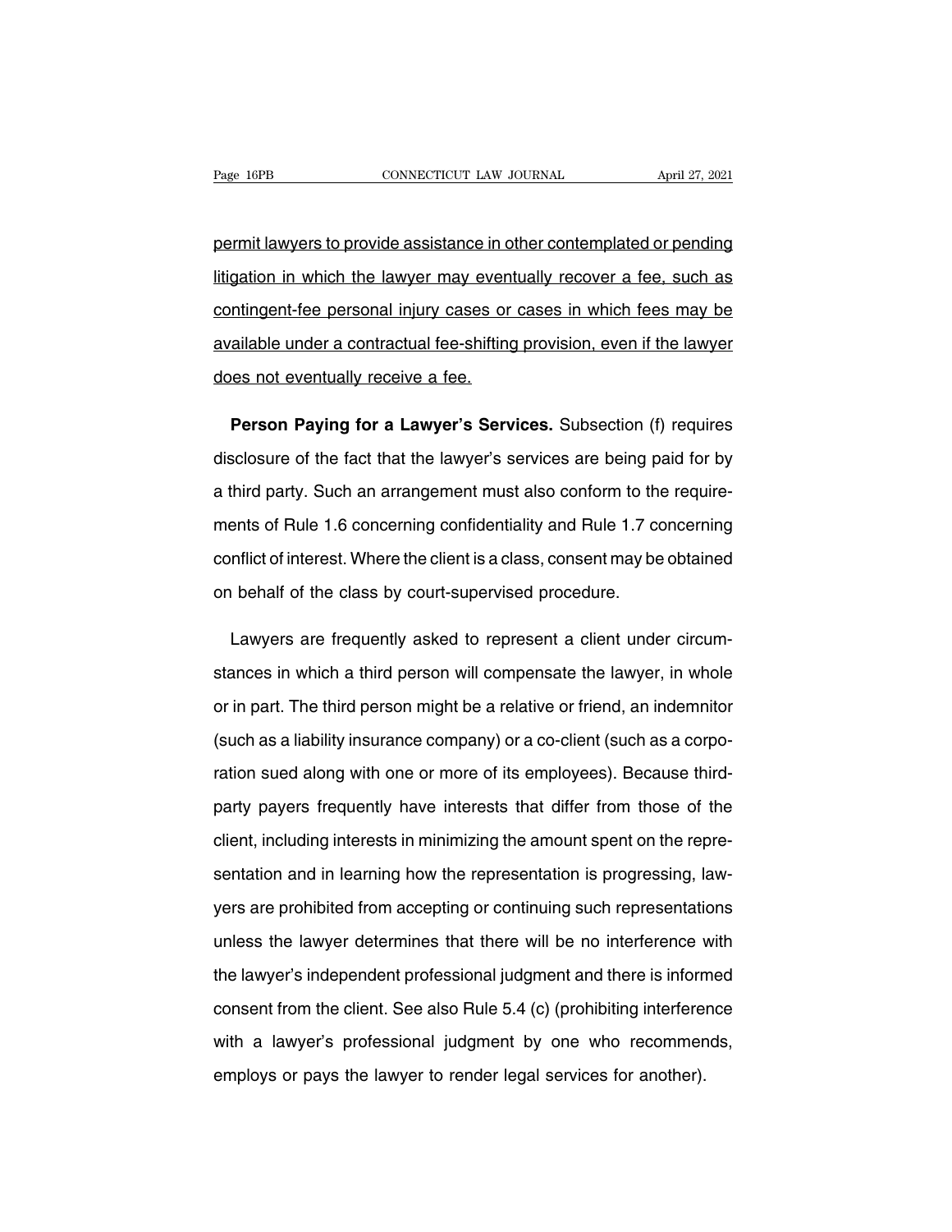permit lawyers to provide assistance in other contemplated or pending litigation in which the lawyer may eventually recover a fee, such as contingent-fee personal injury cases or cases in which fees may be available under a contractual fee-shifting provision, even if the lawyer does not eventually receive a fee.

**Person Paying for a Lawyer's Services.** Subsection (f) requires disclosure of the fact that the lawyer's services are being paid for by a third party. Such an arrangement must also conform to the requirements of Rule 1.6 concerning confidentiality and Rule 1.7 concerning conflict of interest. Where the client is a class, consent may be obtained on behalf of the class by court-supervised procedure.

Lawyers are frequently asked to represent a client under circumstances in which a third person will compensate the lawyer, in whole or in part. The third person might be a relative or friend, an indemnitor (such as a liability insurance company) or a co-client (such as a corporation sued along with one or more of its employees). Because third-party payers frequently have interests that differ from those of the client, including interests in minimizing the amount spent on the representation and in learning how the representation is progressing, lawyers are prohibited from accepting or continuing such representations unless the lawyer determines that there will be no interference with the lawyer's independent professional judgment and there is informed consent from the client. See also Rule 5.4 (c) (prohibiting interference with a lawyer's professional judgment by one who recommends, employs or pays the lawyer to render legal services for another).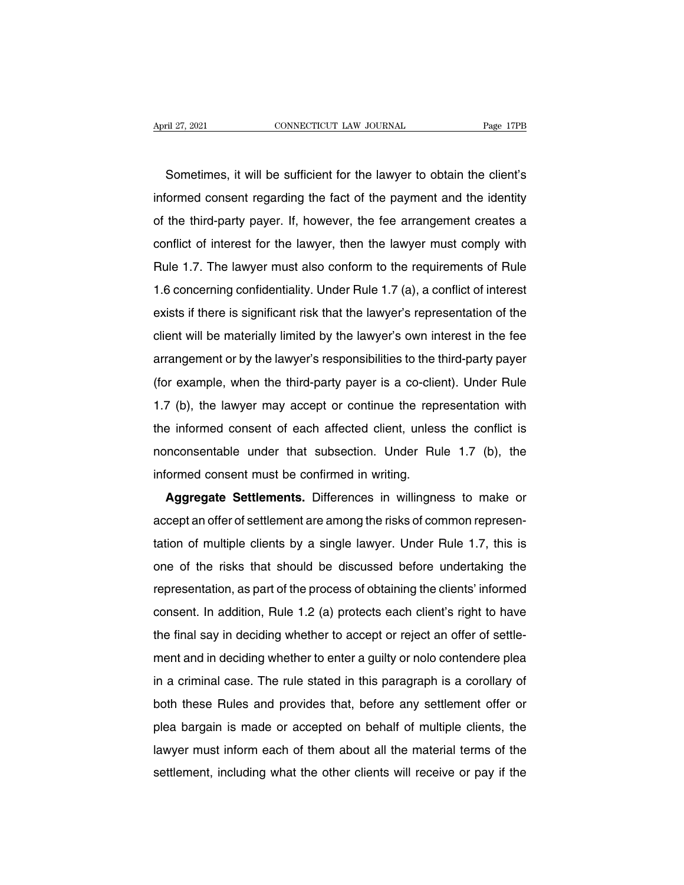Sometimes, it will be sufficient for the lawyer to obtain the client's informed consent regarding the fact of the payment and the identity of the third-party payer. If, however, the fee arrangement creates a conflict of interest for the lawyer, then the lawyer must comply with Rule 1.7. The lawyer must also conform to the requirements of Rule 1.6 concerning confidentiality. Under Rule 1.7 (a), a conflict of interest exists if there is significant risk that the lawyer's representation of the client will be materially limited by the lawyer's own interest in the fee arrangement or by the lawyer's responsibilities to the third-party payer (for example, when the third-party payer is a co-client). Under Rule 1.7 (b), the lawyer may accept or continue the representation with the informed consent of each affected client, unless the conflict is nonconsentable under that subsection. Under Rule 1.7 (b), the informed consent must be confirmed in writing.

**Aggregate Settlements.** Differences in willingness to make or accept an offer of settlement are among the risks of common representation of multiple clients by a single lawyer. Under Rule 1.7, this is one of the risks that should be discussed before undertaking the representation, as part of the process of obtaining the clients' informed consent. In addition, Rule 1.2 (a) protects each client's right to have the final say in deciding whether to accept or reject an offer of settlement and in deciding whether to enter a guilty or nolo contendere plea in a criminal case. The rule stated in this paragraph is a corollary of both these Rules and provides that, before any settlement offer or plea bargain is made or accepted on behalf of multiple clients, the lawyer must inform each of them about all the material terms of the settlement, including what the other clients will receive or pay if the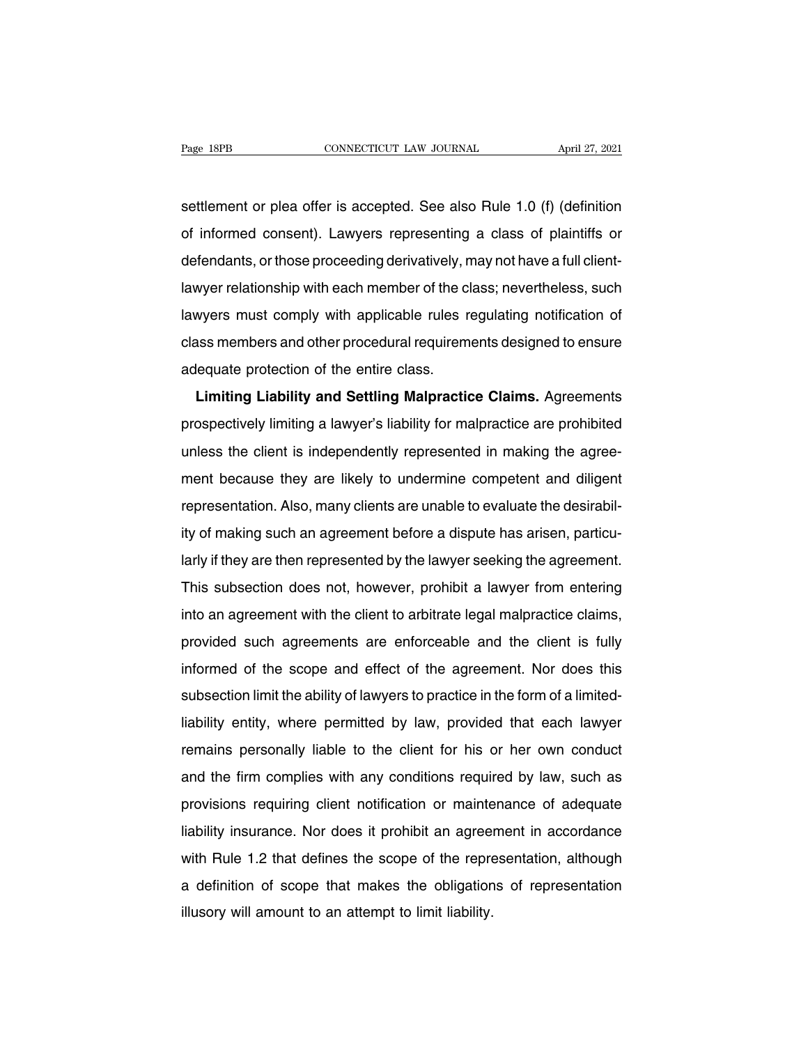settlement or plea offer is accepted. See also Rule 1.0 (f) (definition of informed consent). Lawyers representing a class of plaintiffs or defendants, or those proceeding derivatively, may not have a full client-lawyer relationship with each member of the class; nevertheless, such lawyers must comply with applicable rules regulating notification of class members and other procedural requirements designed to ensure adequate protection of the entire class.

**Limiting Liability and Settling Malpractice Claims.** Agreements prospectively limiting a lawyer's liability for malpractice are prohibited unless the client is independently represented in making the agreement because they are likely to undermine competent and diligent representation. Also, many clients are unable to evaluate the desirability of making such an agreement before a dispute has arisen, particularly if they are then represented by the lawyer seeking the agreement. This subsection does not, however, prohibit a lawyer from entering into an agreement with the client to arbitrate legal malpractice claims, provided such agreements are enforceable and the client is fully informed of the scope and effect of the agreement. Nor does this subsection limit the ability of lawyers to practice in the form of a limited-liability entity, where permitted by law, provided that each lawyer remains personally liable to the client for his or her own conduct and the firm complies with any conditions required by law, such as provisions requiring client notification or maintenance of adequate liability insurance. Nor does it prohibit an agreement in accordance with Rule 1.2 that defines the scope of the representation, although a definition of scope that makes the obligations of representation illusory will amount to an attempt to limit liability.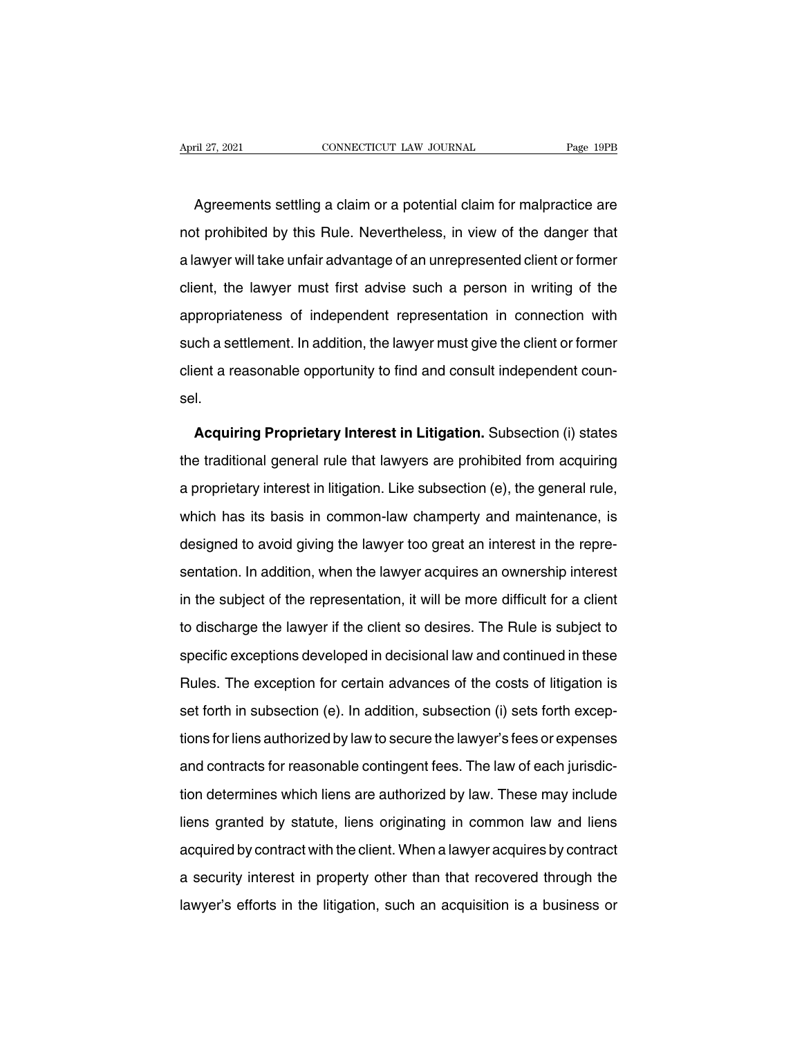Agreements settling a claim or a potential claim for malpractice are not prohibited by this Rule. Nevertheless, in view of the danger that a lawyer will take unfair advantage of an unrepresented client or former client, the lawyer must first advise such a person in writing of the appropriateness of independent representation in connection with such a settlement. In addition, the lawyer must give the client or former client a reasonable opportunity to find and consult independent counsel.

**Acquiring Proprietary Interest in Litigation.** Subsection (i) states the traditional general rule that lawyers are prohibited from acquiring a proprietary interest in litigation. Like subsection (e), the general rule, which has its basis in common-law champerty and maintenance, is designed to avoid giving the lawyer too great an interest in the representation. In addition, when the lawyer acquires an ownership interest in the subject of the representation, it will be more difficult for a client to discharge the lawyer if the client so desires. The Rule is subject to specific exceptions developed in decisional law and continued in these Rules. The exception for certain advances of the costs of litigation is set forth in subsection (e). In addition, subsection (i) sets forth exceptions for liens authorized by law to secure the lawyer's fees or expenses and contracts for reasonable contingent fees. The law of each jurisdiction determines which liens are authorized by law. These may include liens granted by statute, liens originating in common law and liens acquired by contract with the client. When a lawyer acquires by contract a security interest in property other than that recovered through the lawyer's efforts in the litigation, such an acquisition is a business or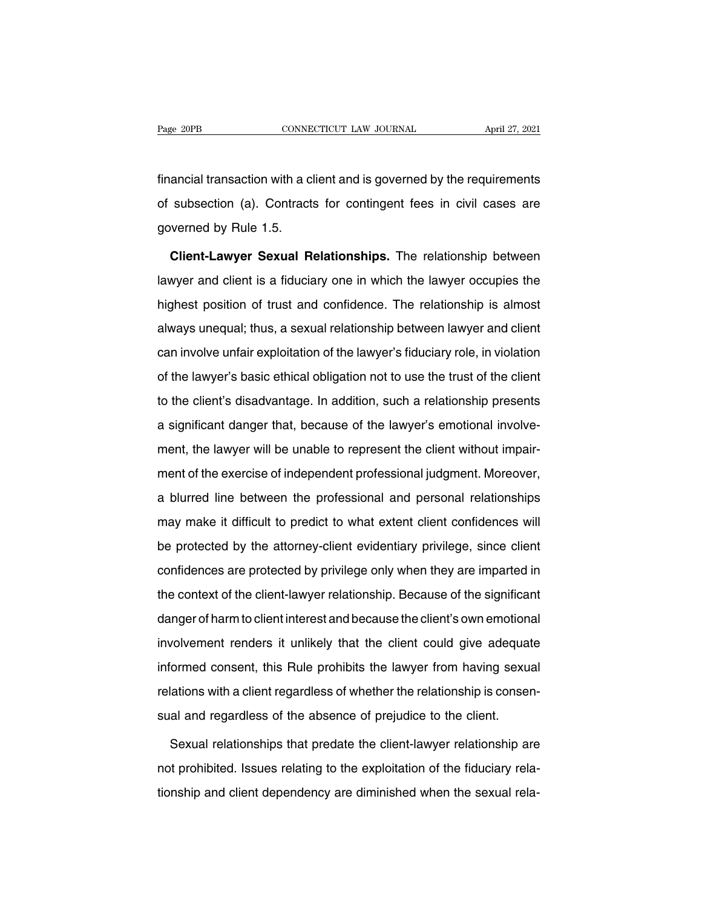financial transaction with a client and is governed by the requirements of subsection (a). Contracts for contingent fees in civil cases are governed by Rule 1.5.

**Client-Lawyer Sexual Relationships.** The relationship between lawyer and client is a fiduciary one in which the lawyer occupies the highest position of trust and confidence. The relationship is almost always unequal; thus, a sexual relationship between lawyer and client can involve unfair exploitation of the lawyer's fiduciary role, in violation of the lawyer's basic ethical obligation not to use the trust of the client to the client's disadvantage. In addition, such a relationship presents a significant danger that, because of the lawyer's emotional involvement, the lawyer will be unable to represent the client without impairment of the exercise of independent professional judgment. Moreover, a blurred line between the professional and personal relationships may make it difficult to predict to what extent client confidences will be protected by the attorney-client evidentiary privilege, since client confidences are protected by privilege only when they are imparted in the context of the client-lawyer relationship. Because of the significant danger of harm to client interest and because the client's own emotional involvement renders it unlikely that the client could give adequate informed consent, this Rule prohibits the lawyer from having sexual relations with a client regardless of whether the relationship is consensual and regardless of the absence of prejudice to the client.

Sexual relationships that predate the client-lawyer relationship are not prohibited. Issues relating to the exploitation of the fiduciary relationship and client dependency are diminished when the sexual rela-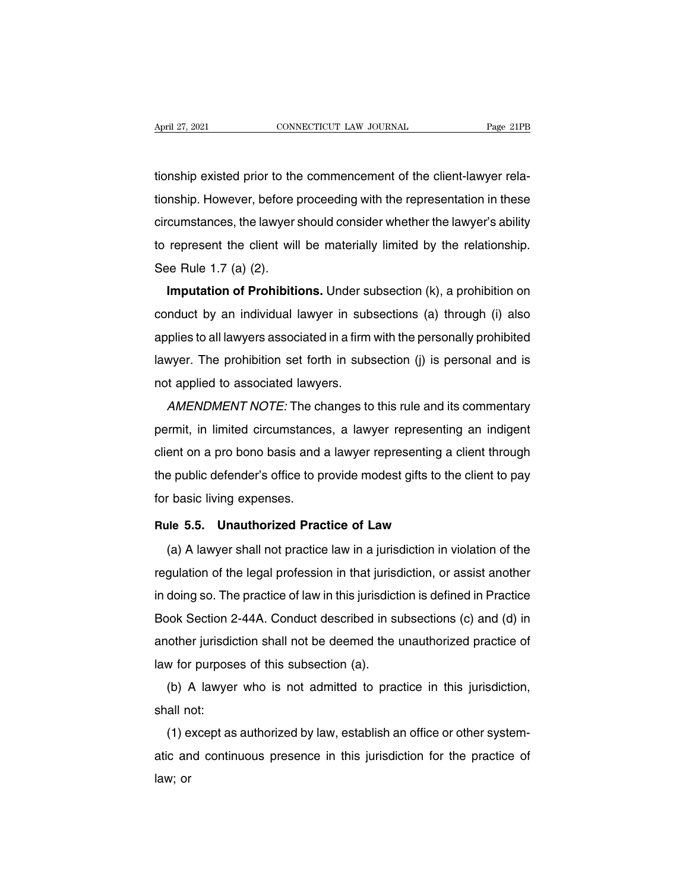tionship existed prior to the commencement of the client-lawyer relationship. However, before proceeding with the representation in these circumstances, the lawyer should consider whether the lawyer's ability to represent the client will be materially limited by the relationship. See Rule 1.7 (a) (2).

**Imputation of Prohibitions.** Under subsection (k), a prohibition on conduct by an individual lawyer in subsections (a) through (i) also applies to all lawyers associated in a firm with the personally prohibited lawyer. The prohibition set forth in subsection (j) is personal and is not applied to associated lawyers.

*AMENDMENT NOTE:* The changes to this rule and its commentary permit, in limited circumstances, a lawyer representing an indigent client on a pro bono basis and a lawyer representing a client through the public defender's office to provide modest gifts to the client to pay for basic living expenses.

### Rule 5.5. Unauthorized Practice of Law

(a) A lawyer shall not practice law in a jurisdiction in violation of the regulation of the legal profession in that jurisdiction, or assist another in doing so. The practice of law in this jurisdiction is defined in Practice Book Section 2-44A. Conduct described in subsections (c) and (d) in another jurisdiction shall not be deemed the unauthorized practice of law for purposes of this subsection (a).

(b) A lawyer who is not admitted to practice in this jurisdiction, shall not:

(1) except as authorized by law, establish an office or other systematic and continuous presence in this jurisdiction for the practice of law; or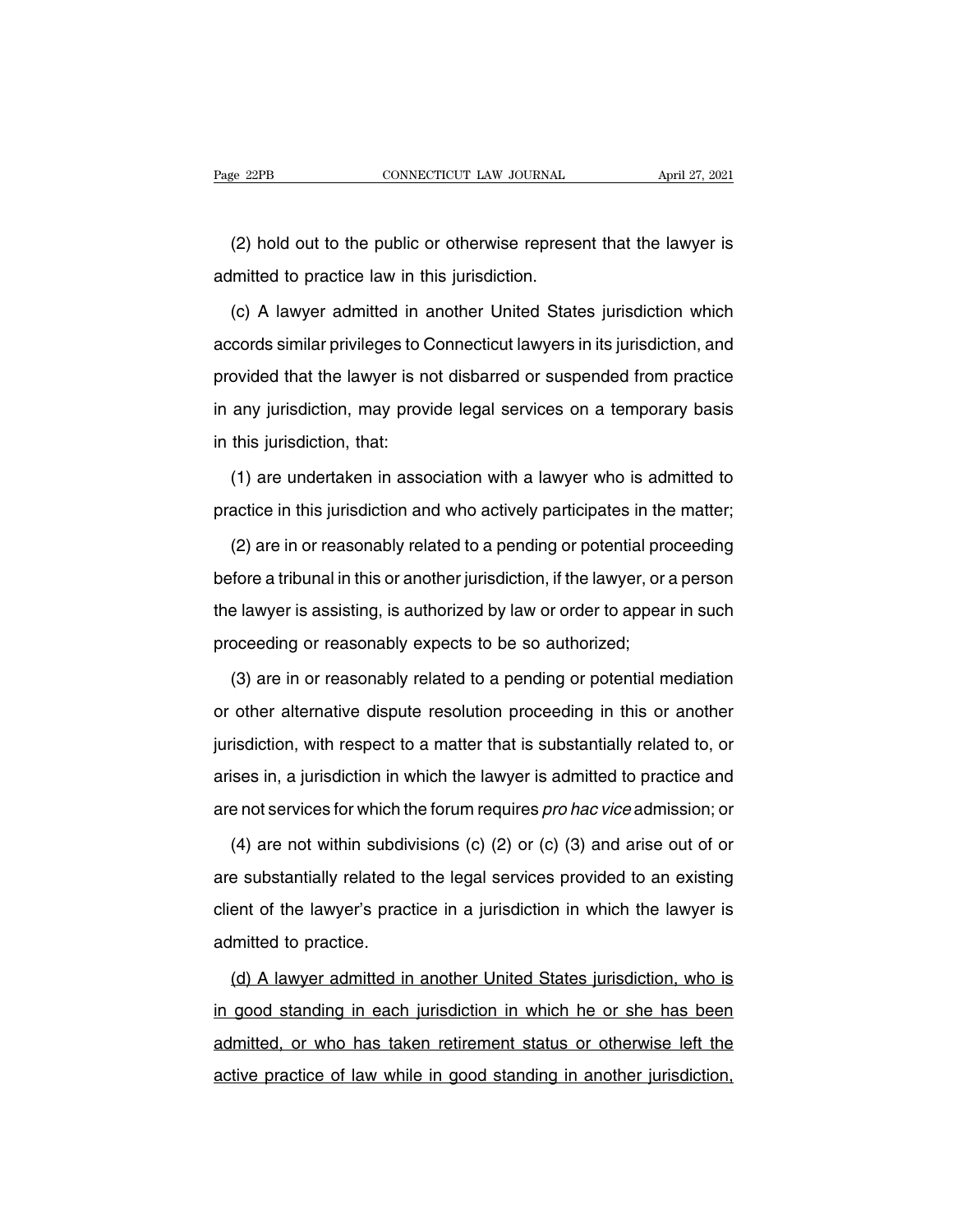(2) hold out to the public or otherwise represent that the lawyer is admitted to practice law in this jurisdiction.

(c) A lawyer admitted in another United States jurisdiction which accords similar privileges to Connecticut lawyers in its jurisdiction, and provided that the lawyer is not disbarred or suspended from practice in any jurisdiction, may provide legal services on a temporary basis in this jurisdiction, that:

(1) are undertaken in association with a lawyer who is admitted to practice in this jurisdiction and who actively participates in the matter;

(2) are in or reasonably related to a pending or potential proceeding before a tribunal in this or another jurisdiction, if the lawyer, or a person the lawyer is assisting, is authorized by law or order to appear in such proceeding or reasonably expects to be so authorized;

(3) are in or reasonably related to a pending or potential mediation or other alternative dispute resolution proceeding in this or another jurisdiction, with respect to a matter that is substantially related to, or arises in, a jurisdiction in which the lawyer is admitted to practice and are not services for which the forum requires *pro hac vice* admission; or

(4) are not within subdivisions (c) (2) or (c) (3) and arise out of or are substantially related to the legal services provided to an existing client of the lawyer's practice in a jurisdiction in which the lawyer is admitted to practice.

<u>(d) A lawyer admitted in another United States jurisdiction, who is in good standing in each jurisdiction in which he or she has been admitted, or who has taken retirement status or otherwise left the active practice of law while in good standing in another jurisdiction,</u>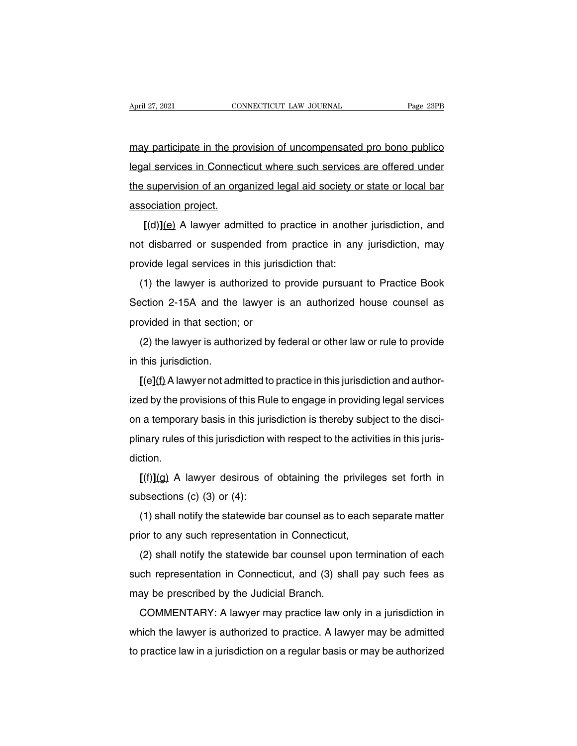may participate in the provision of uncompensated pro bono publico legal services in Connecticut where such services are offered under the supervision of an organized legal aid society or state or local bar association project.

**[**(d)**]**(e) A lawyer admitted to practice in another jurisdiction, and not disbarred or suspended from practice in any jurisdiction, may provide legal services in this jurisdiction that:

(1) the lawyer is authorized to provide pursuant to Practice Book Section 2-15A and the lawyer is an authorized house counsel as provided in that section; or

(2) the lawyer is authorized by federal or other law or rule to provide in this jurisdiction.

**[**(e**]**(f) A lawyer not admitted to practice in this jurisdiction and authorized by the provisions of this Rule to engage in providing legal services on a temporary basis in this jurisdiction is thereby subject to the disciplinary rules of this jurisdiction with respect to the activities in this jurisdiction.

**[**(f)**]**(g) A lawyer desirous of obtaining the privileges set forth in subsections (c) (3) or (4):

(1) shall notify the statewide bar counsel as to each separate matter prior to any such representation in Connecticut,

(2) shall notify the statewide bar counsel upon termination of each such representation in Connecticut, and (3) shall pay such fees as may be prescribed by the Judicial Branch.

COMMENTARY: A lawyer may practice law only in a jurisdiction in which the lawyer is authorized to practice. A lawyer may be admitted to practice law in a jurisdiction on a regular basis or may be authorized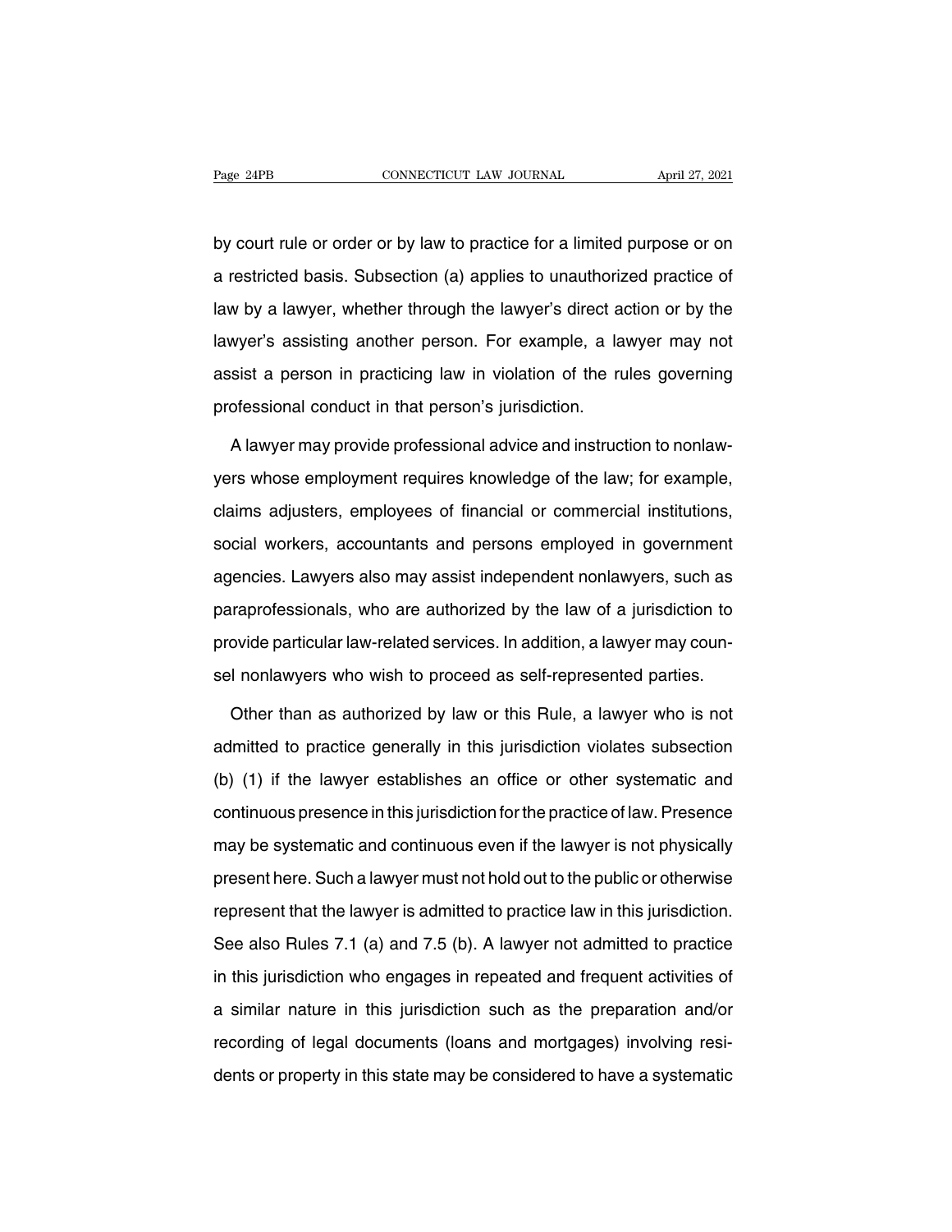by court rule or order or by law to practice for a limited purpose or on a restricted basis. Subsection (a) applies to unauthorized practice of law by a lawyer, whether through the lawyer's direct action or by the lawyer's assisting another person. For example, a lawyer may not assist a person in practicing law in violation of the rules governing professional conduct in that person's jurisdiction.

A lawyer may provide professional advice and instruction to nonlawyers whose employment requires knowledge of the law; for example, claims adjusters, employees of financial or commercial institutions, social workers, accountants and persons employed in government agencies. Lawyers also may assist independent nonlawyers, such as paraprofessionals, who are authorized by the law of a jurisdiction to provide particular law-related services. In addition, a lawyer may counsel nonlawyers who wish to proceed as self-represented parties.

Other than as authorized by law or this Rule, a lawyer who is not admitted to practice generally in this jurisdiction violates subsection (b) (1) if the lawyer establishes an office or other systematic and continuous presence in this jurisdiction for the practice of law. Presence may be systematic and continuous even if the lawyer is not physically present here. Such a lawyer must not hold out to the public or otherwise represent that the lawyer is admitted to practice law in this jurisdiction. See also Rules 7.1 (a) and 7.5 (b). A lawyer not admitted to practice in this jurisdiction who engages in repeated and frequent activities of a similar nature in this jurisdiction such as the preparation and/or recording of legal documents (loans and mortgages) involving residents or property in this state may be considered to have a systematic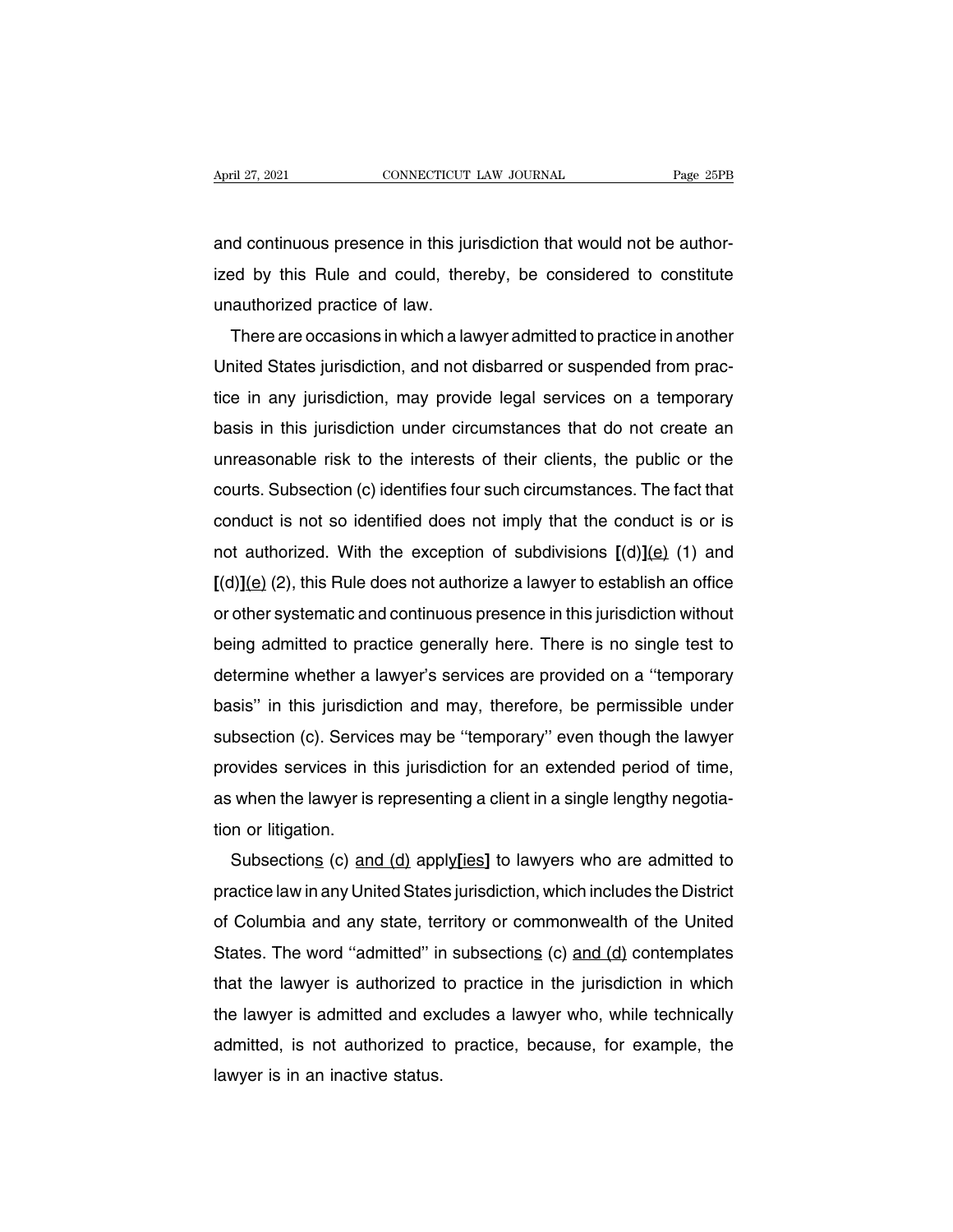and continuous presence in this jurisdiction that would not be authorized by this Rule and could, thereby, be considered to constitute unauthorized practice of law.

There are occasions in which a lawyer admitted to practice in another United States jurisdiction, and not disbarred or suspended from practice in any jurisdiction, may provide legal services on a temporary basis in this jurisdiction under circumstances that do not create an unreasonable risk to the interests of their clients, the public or the courts. Subsection (c) identifies four such circumstances. The fact that conduct is not so identified does not imply that the conduct is or is not authorized. With the exception of subdivisions **[**(d)**]**<u>(e)</u> (1) and **[**(d)**]**<u>(e)</u> (2), this Rule does not authorize a lawyer to establish an office or other systematic and continuous presence in this jurisdiction without being admitted to practice generally here. There is no single test to determine whether a lawyer's services are provided on a ''temporary basis'' in this jurisdiction and may, therefore, be permissible under subsection (c). Services may be ''temporary'' even though the lawyer provides services in this jurisdiction for an extended period of time, as when the lawyer is representing a client in a single lengthy negotiation or litigation.

Subsection<u>s</u> (c) <u>and (d)</u> apply**[ies]** to lawyers who are admitted to practice law in any United States jurisdiction, which includes the District of Columbia and any state, territory or commonwealth of the United States. The word ''admitted'' in subsection<u>s</u> (c) <u>and (d)</u> contemplates that the lawyer is authorized to practice in the jurisdiction in which the lawyer is admitted and excludes a lawyer who, while technically admitted, is not authorized to practice, because, for example, the lawyer is in an inactive status.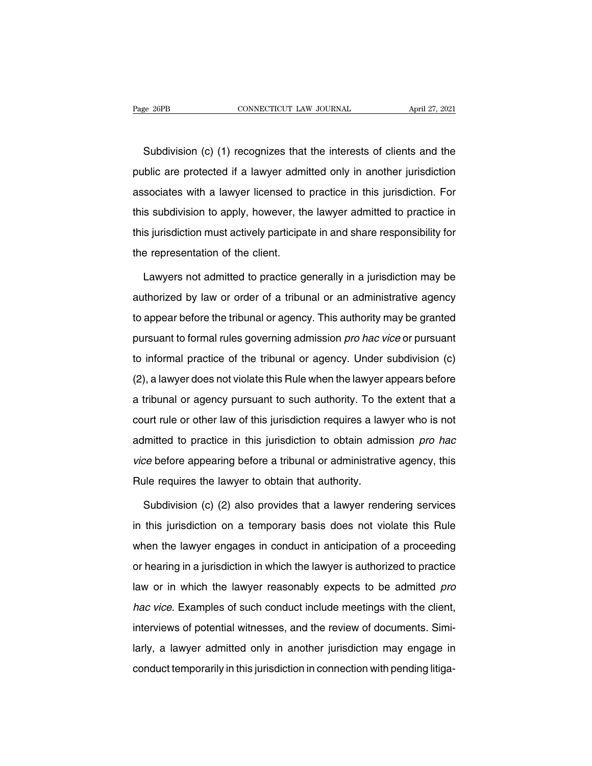Subdivision (c) (1) recognizes that the interests of clients and the public are protected if a lawyer admitted only in another jurisdiction associates with a lawyer licensed to practice in this jurisdiction. For this subdivision to apply, however, the lawyer admitted to practice in this jurisdiction must actively participate in and share responsibility for the representation of the client.

Lawyers not admitted to practice generally in a jurisdiction may be authorized by law or order of a tribunal or an administrative agency to appear before the tribunal or agency. This authority may be granted pursuant to formal rules governing admission *pro hac vice* or pursuant to informal practice of the tribunal or agency. Under subdivision (c) (2), a lawyer does not violate this Rule when the lawyer appears before a tribunal or agency pursuant to such authority. To the extent that a court rule or other law of this jurisdiction requires a lawyer who is not admitted to practice in this jurisdiction to obtain admission *pro hac vice* before appearing before a tribunal or administrative agency, this Rule requires the lawyer to obtain that authority.

Subdivision (c) (2) also provides that a lawyer rendering services in this jurisdiction on a temporary basis does not violate this Rule when the lawyer engages in conduct in anticipation of a proceeding or hearing in a jurisdiction in which the lawyer is authorized to practice law or in which the lawyer reasonably expects to be admitted *pro hac vice*. Examples of such conduct include meetings with the client, interviews of potential witnesses, and the review of documents. Similarly, a lawyer admitted only in another jurisdiction may engage in conduct temporarily in this jurisdiction in connection with pending litiga-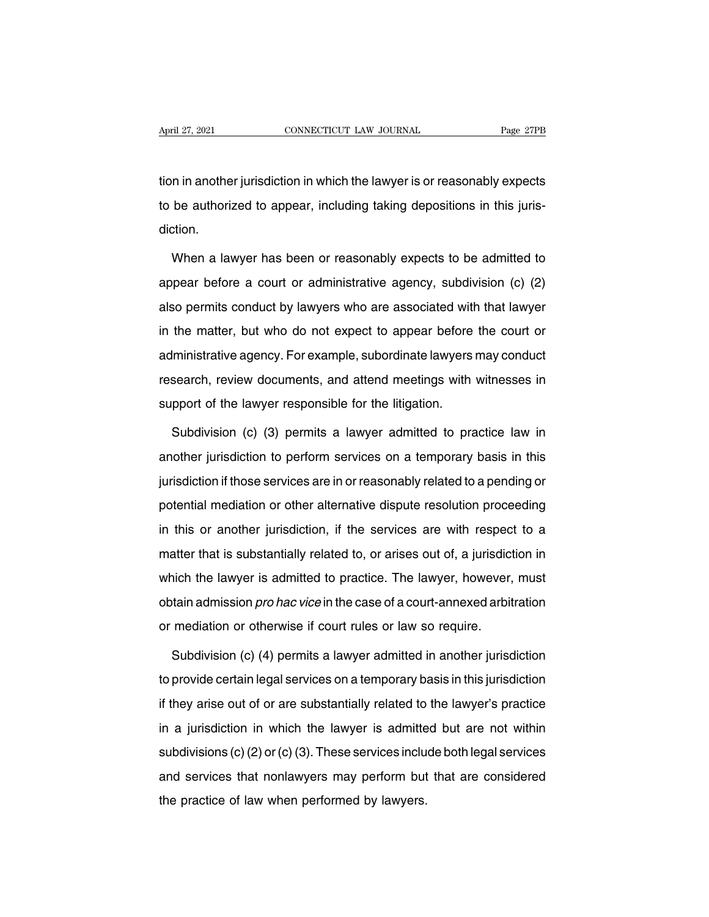tion in another jurisdiction in which the lawyer is or reasonably expects to be authorized to appear, including taking depositions in this jurisdiction.

When a lawyer has been or reasonably expects to be admitted to appear before a court or administrative agency, subdivision (c) (2) also permits conduct by lawyers who are associated with that lawyer in the matter, but who do not expect to appear before the court or administrative agency. For example, subordinate lawyers may conduct research, review documents, and attend meetings with witnesses in support of the lawyer responsible for the litigation.

Subdivision (c) (3) permits a lawyer admitted to practice law in another jurisdiction to perform services on a temporary basis in this jurisdiction if those services are in or reasonably related to a pending or potential mediation or other alternative dispute resolution proceeding in this or another jurisdiction, if the services are with respect to a matter that is substantially related to, or arises out of, a jurisdiction in which the lawyer is admitted to practice. The lawyer, however, must obtain admission *pro hac vice* in the case of a court-annexed arbitration or mediation or otherwise if court rules or law so require.

Subdivision (c) (4) permits a lawyer admitted in another jurisdiction to provide certain legal services on a temporary basis in this jurisdiction if they arise out of or are substantially related to the lawyer's practice in a jurisdiction in which the lawyer is admitted but are not within subdivisions (c) (2) or (c) (3). These services include both legal services and services that nonlawyers may perform but that are considered the practice of law when performed by lawyers.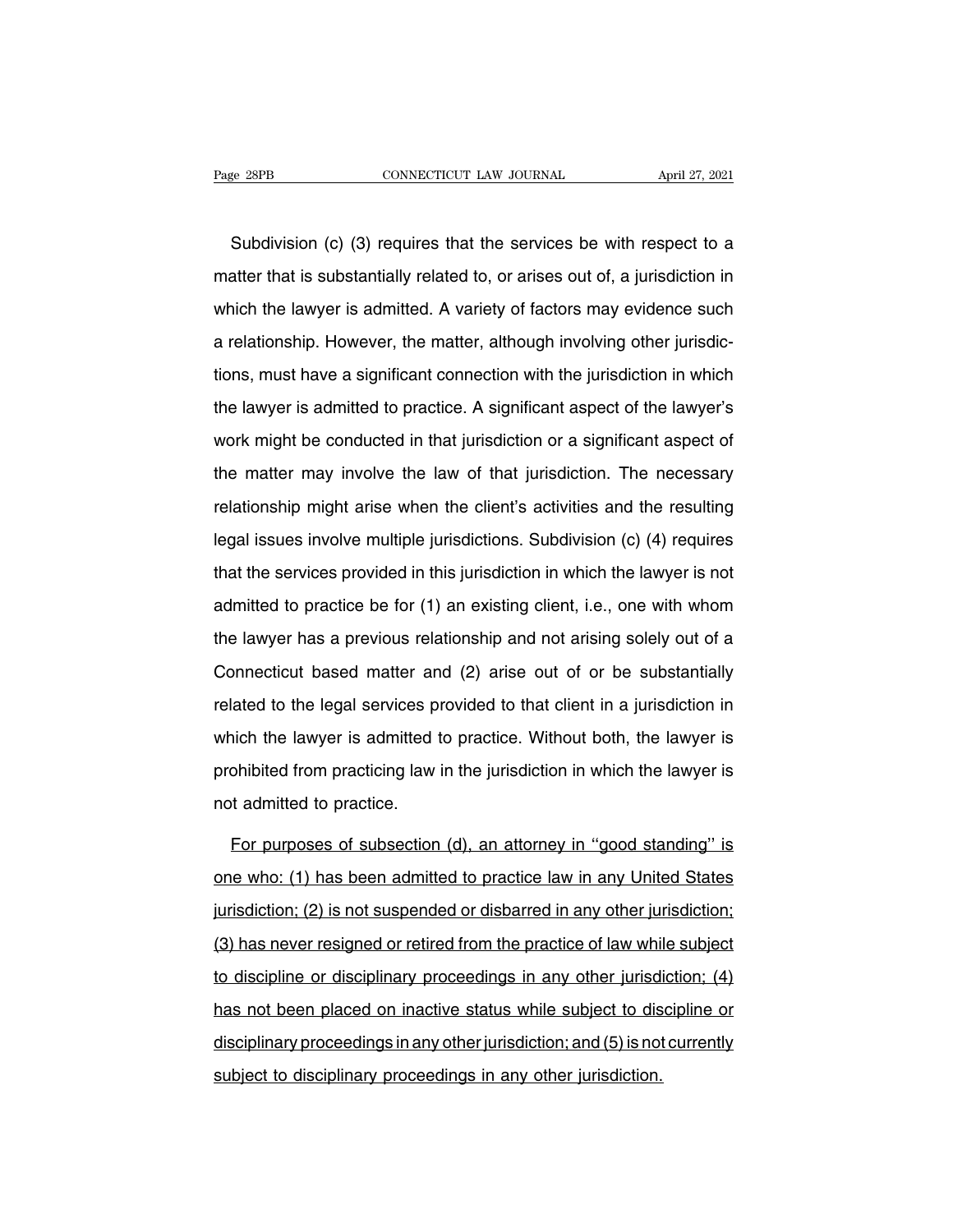Subdivision (c) (3) requires that the services be with respect to a matter that is substantially related to, or arises out of, a jurisdiction in which the lawyer is admitted. A variety of factors may evidence such a relationship. However, the matter, although involving other jurisdictions, must have a significant connection with the jurisdiction in which the lawyer is admitted to practice. A significant aspect of the lawyer's work might be conducted in that jurisdiction or a significant aspect of the matter may involve the law of that jurisdiction. The necessary relationship might arise when the client's activities and the resulting legal issues involve multiple jurisdictions. Subdivision (c) (4) requires that the services provided in this jurisdiction in which the lawyer is not admitted to practice be for (1) an existing client, i.e., one with whom the lawyer has a previous relationship and not arising solely out of a Connecticut based matter and (2) arise out of or be substantially related to the legal services provided to that client in a jurisdiction in which the lawyer is admitted to practice. Without both, the lawyer is prohibited from practicing law in the jurisdiction in which the lawyer is not admitted to practice.

<u>For purposes of subsection (d), an attorney in ''good standing'' is one who: (1) has been admitted to practice law in any United States jurisdiction; (2) is not suspended or disbarred in any other jurisdiction; (3) has never resigned or retired from the practice of law while subject to discipline or disciplinary proceedings in any other jurisdiction; (4) has not been placed on inactive status while subject to discipline or disciplinary proceedings in any other jurisdiction; and (5) is not currently subject to disciplinary proceedings in any other jurisdiction.</u>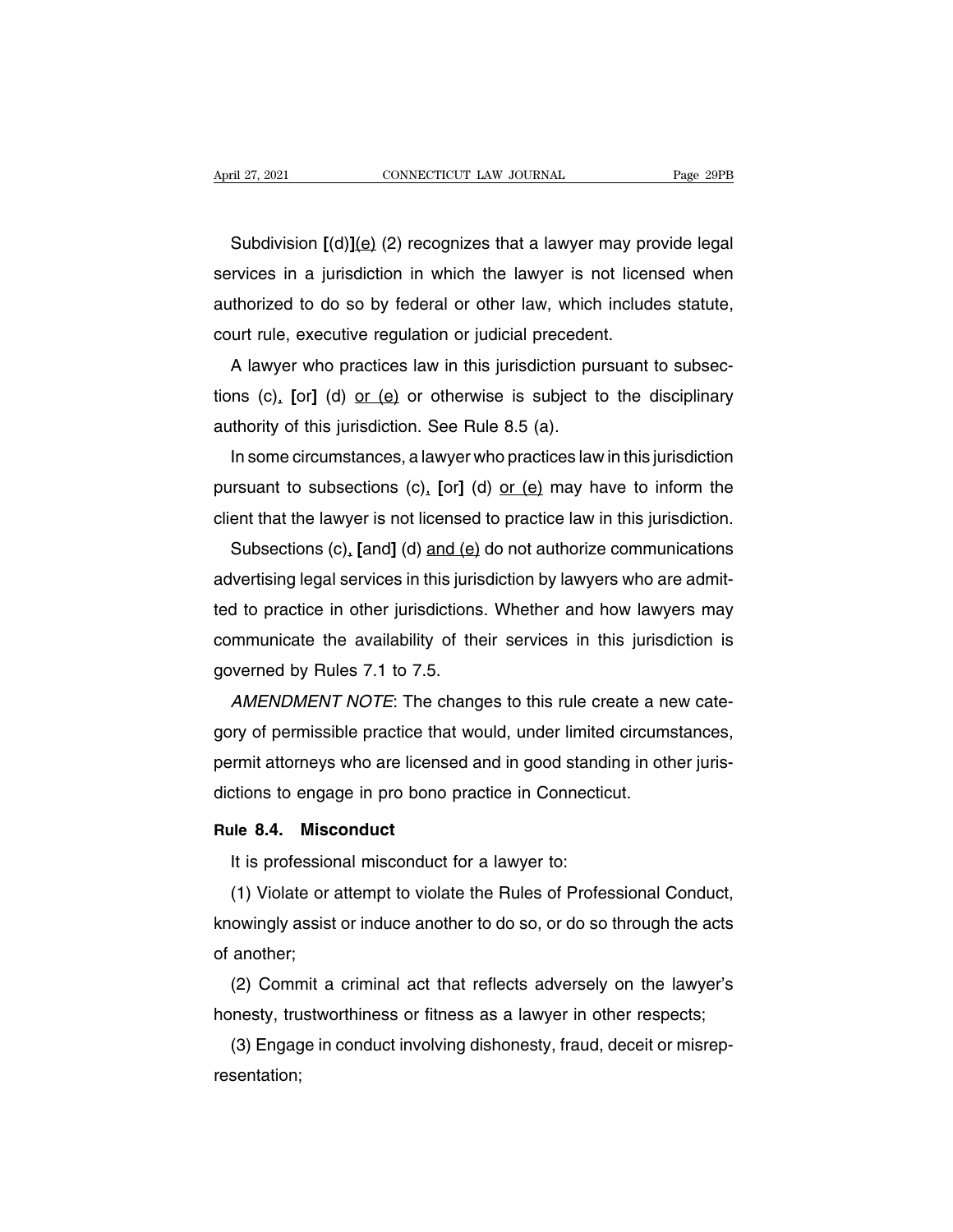Subdivision [(d)]<u>(e)</u> (2) recognizes that a lawyer may provide legal services in a jurisdiction in which the lawyer is not licensed when authorized to do so by federal or other law, which includes statute, court rule, executive regulation or judicial precedent.

A lawyer who practices law in this jurisdiction pursuant to subsections (c)<u>,</u> [or] (d) <u>or (e)</u> or otherwise is subject to the disciplinary authority of this jurisdiction. See Rule 8.5 (a).

In some circumstances, a lawyer who practices law in this jurisdiction pursuant to subsections (c)<u>,</u> [or] (d) <u>or (e)</u> may have to inform the client that the lawyer is not licensed to practice law in this jurisdiction.

Subsections (c)<u>,</u> [and] (d) <u>and (e)</u> do not authorize communications advertising legal services in this jurisdiction by lawyers who are admitted to practice in other jurisdictions. Whether and how lawyers may communicate the availability of their services in this jurisdiction is governed by Rules 7.1 to 7.5.

*AMENDMENT NOTE*: The changes to this rule create a new category of permissible practice that would, under limited circumstances, permit attorneys who are licensed and in good standing in other jurisdictions to engage in pro bono practice in Connecticut.

**Rule 8.4. Misconduct**

It is professional misconduct for a lawyer to:

(1) Violate or attempt to violate the Rules of Professional Conduct, knowingly assist or induce another to do so, or do so through the acts of another;

(2) Commit a criminal act that reflects adversely on the lawyer's honesty, trustworthiness or fitness as a lawyer in other respects;

(3) Engage in conduct involving dishonesty, fraud, deceit or misrepresentation;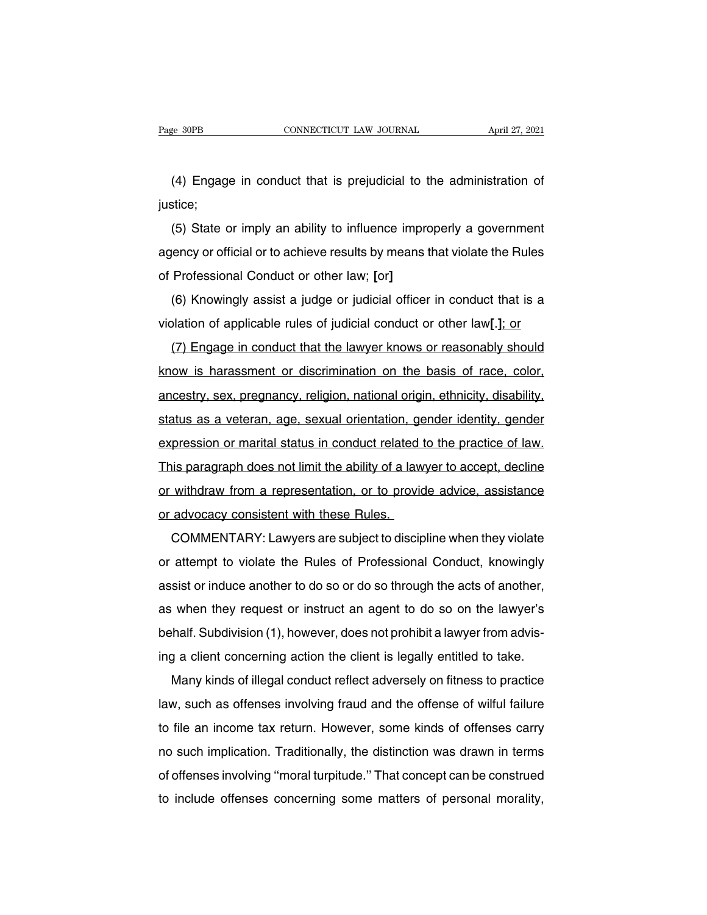(4) Engage in conduct that is prejudicial to the administration of justice;

(5) State or imply an ability to influence improperly a government agency or official or to achieve results by means that violate the Rules of Professional Conduct or other law; **[**or**]**

(6) Knowingly assist a judge or judicial officer in conduct that is a violation of applicable rules of judicial conduct or other law**[**.**]**<u>; or</u>

<u>(7) Engage in conduct that the lawyer knows or reasonably should know is harassment or discrimination on the basis of race, color, ancestry, sex, pregnancy, religion, national origin, ethnicity, disability, status as a veteran, age, sexual orientation, gender identity, gender expression or marital status in conduct related to the practice of law. This paragraph does not limit the ability of a lawyer to accept, decline or withdraw from a representation, or to provide advice, assistance or advocacy consistent with these Rules.</u>

COMMENTARY: Lawyers are subject to discipline when they violate or attempt to violate the Rules of Professional Conduct, knowingly assist or induce another to do so or do so through the acts of another, as when they request or instruct an agent to do so on the lawyer's behalf. Subdivision (1), however, does not prohibit a lawyer from advising a client concerning action the client is legally entitled to take.

Many kinds of illegal conduct reflect adversely on fitness to practice law, such as offenses involving fraud and the offense of wilful failure to file an income tax return. However, some kinds of offenses carry no such implication. Traditionally, the distinction was drawn in terms of offenses involving ''moral turpitude.'' That concept can be construed to include offenses concerning some matters of personal morality,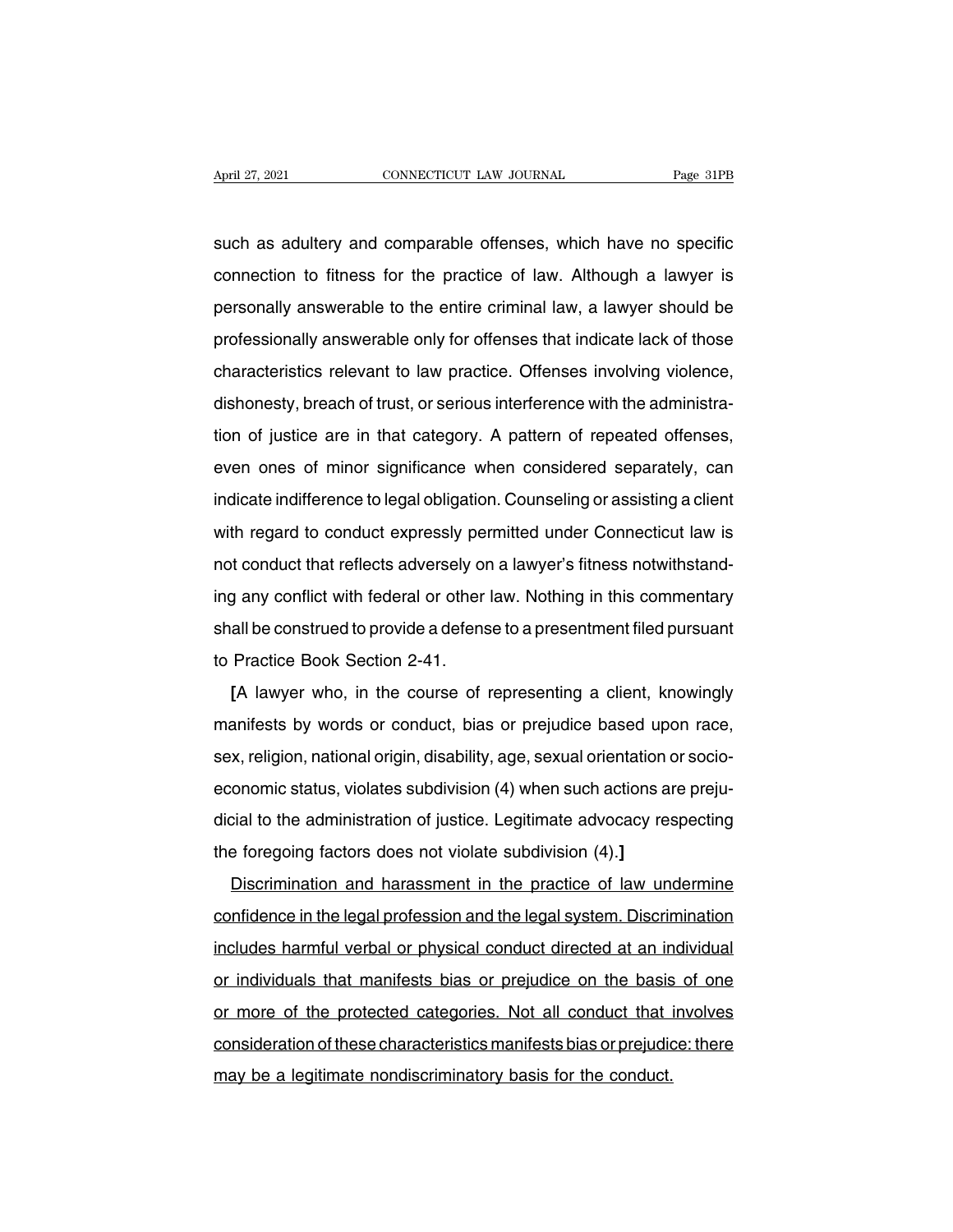such as adultery and comparable offenses, which have no specific connection to fitness for the practice of law. Although a lawyer is personally answerable to the entire criminal law, a lawyer should be professionally answerable only for offenses that indicate lack of those characteristics relevant to law practice. Offenses involving violence, dishonesty, breach of trust, or serious interference with the administration of justice are in that category. A pattern of repeated offenses, even ones of minor significance when considered separately, can indicate indifference to legal obligation. Counseling or assisting a client with regard to conduct expressly permitted under Connecticut law is not conduct that reflects adversely on a lawyer's fitness notwithstanding any conflict with federal or other law. Nothing in this commentary shall be construed to provide a defense to a presentment filed pursuant to Practice Book Section 2-41.

**[**A lawyer who, in the course of representing a client, knowingly manifests by words or conduct, bias or prejudice based upon race, sex, religion, national origin, disability, age, sexual orientation or socio-economic status, violates subdivision (4) when such actions are prejudicial to the administration of justice. Legitimate advocacy respecting the foregoing factors does not violate subdivision (4).**]**

<u>Discrimination and harassment in the practice of law undermine confidence in the legal profession and the legal system. Discrimination includes harmful verbal or physical conduct directed at an individual or individuals that manifests bias or prejudice on the basis of one or more of the protected categories. Not all conduct that involves consideration of these characteristics manifests bias or prejudice: there may be a legitimate nondiscriminatory basis for the conduct.</u>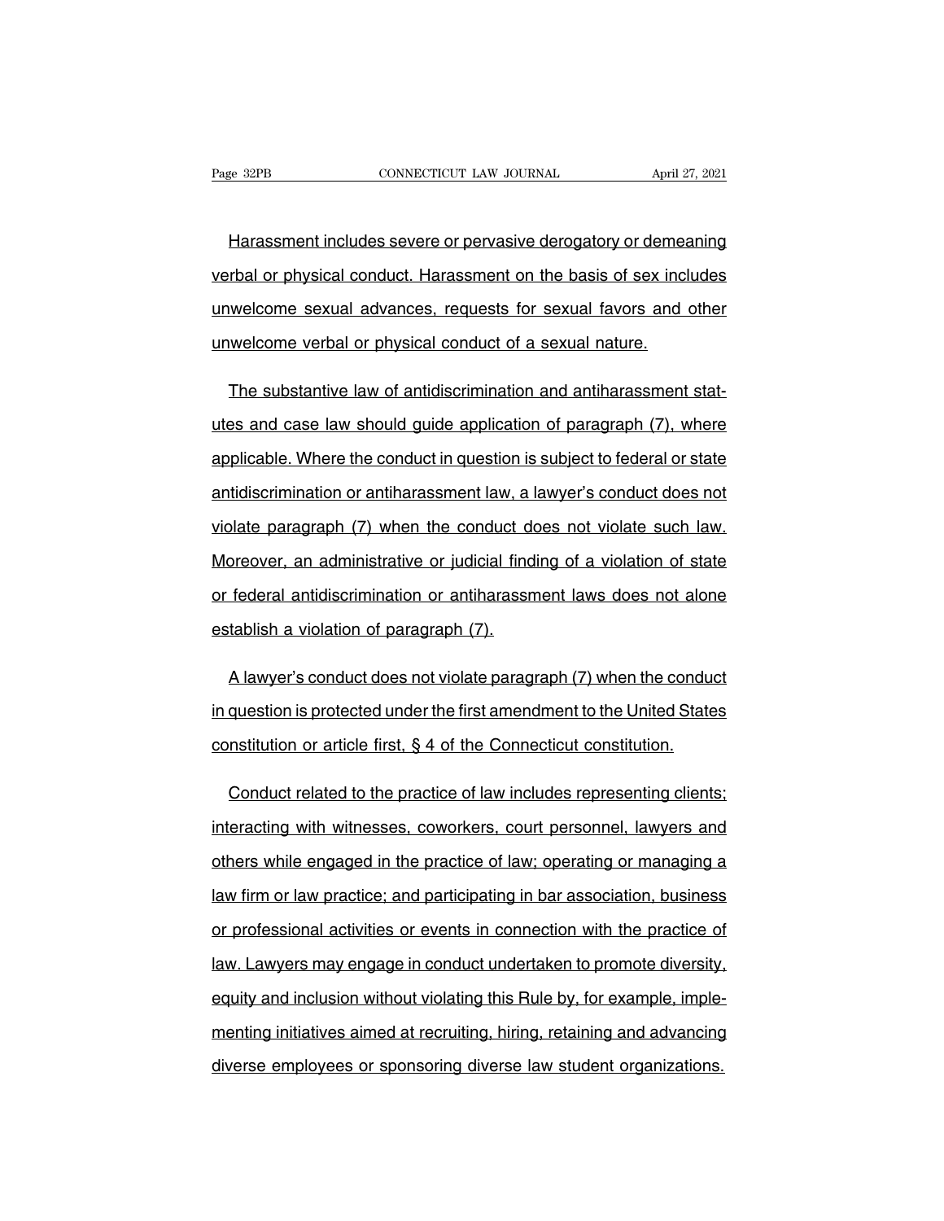Harassment includes severe or pervasive derogatory or demeaning verbal or physical conduct. Harassment on the basis of sex includes unwelcome sexual advances, requests for sexual favors and other unwelcome verbal or physical conduct of a sexual nature.

The substantive law of antidiscrimination and antiharassment statutes and case law should guide application of paragraph (7), where applicable. Where the conduct in question is subject to federal or state antidiscrimination or antiharassment law, a lawyer's conduct does not violate paragraph (7) when the conduct does not violate such law. Moreover, an administrative or judicial finding of a violation of state or federal antidiscrimination or antiharassment laws does not alone establish a violation of paragraph (7).

A lawyer's conduct does not violate paragraph (7) when the conduct in question is protected under the first amendment to the United States constitution or article first, § 4 of the Connecticut constitution.

Conduct related to the practice of law includes representing clients; interacting with witnesses, coworkers, court personnel, lawyers and others while engaged in the practice of law; operating or managing a law firm or law practice; and participating in bar association, business or professional activities or events in connection with the practice of law. Lawyers may engage in conduct undertaken to promote diversity, equity and inclusion without violating this Rule by, for example, implementing initiatives aimed at recruiting, hiring, retaining and advancing diverse employees or sponsoring diverse law student organizations.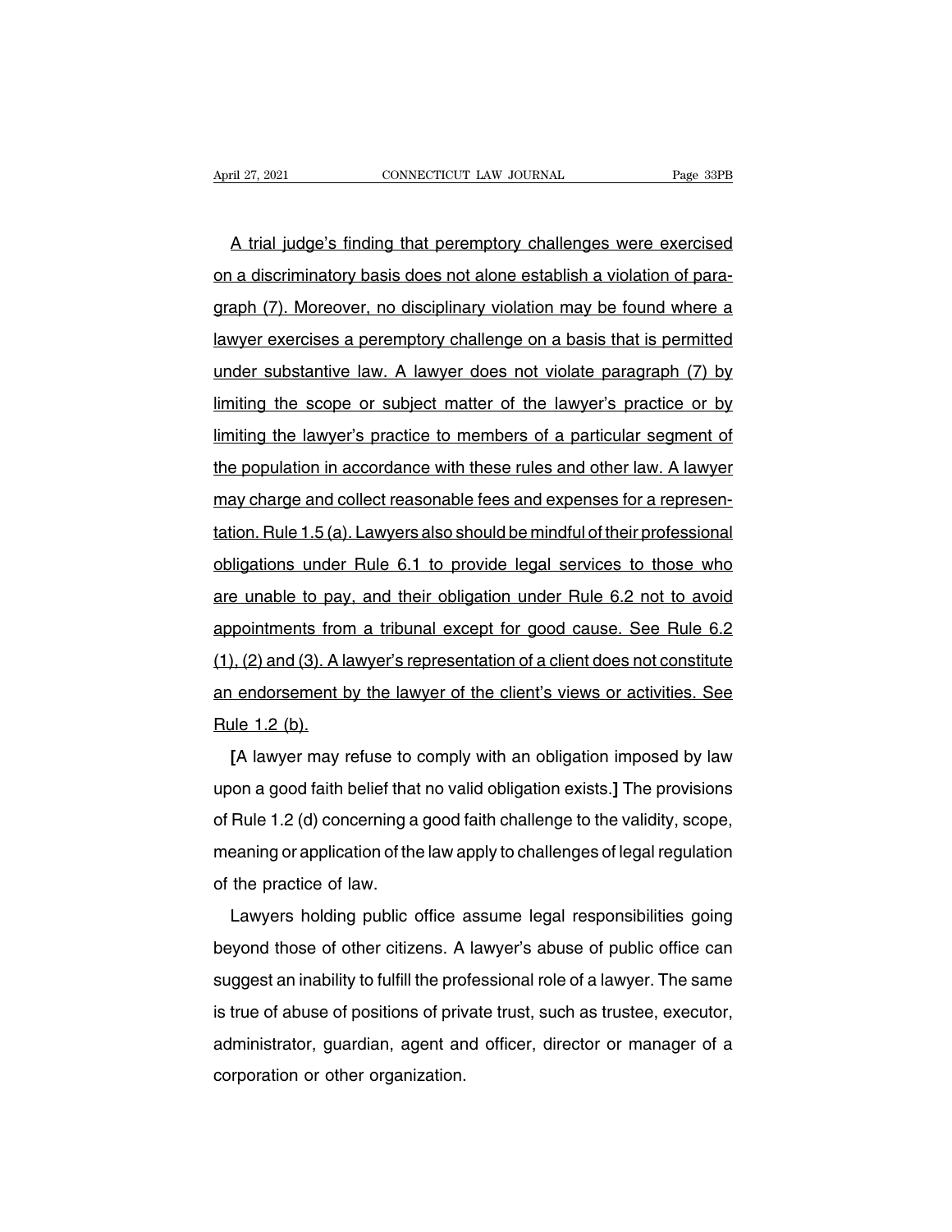A trial judge's finding that peremptory challenges were exercised on a discriminatory basis does not alone establish a violation of paragraph (7). Moreover, no disciplinary violation may be found where a lawyer exercises a peremptory challenge on a basis that is permitted under substantive law. A lawyer does not violate paragraph (7) by limiting the scope or subject matter of the lawyer's practice or by limiting the lawyer's practice to members of a particular segment of the population in accordance with these rules and other law. A lawyer may charge and collect reasonable fees and expenses for a representation. Rule 1.5 (a). Lawyers also should be mindful of their professional obligations under Rule 6.1 to provide legal services to those who are unable to pay, and their obligation under Rule 6.2 not to avoid appointments from a tribunal except for good cause. See Rule 6.2 (1), (2) and (3). A lawyer's representation of a client does not constitute an endorsement by the lawyer of the client's views or activities. See Rule 1.2 (b).

**[**A lawyer may refuse to comply with an obligation imposed by law upon a good faith belief that no valid obligation exists.**]** The provisions of Rule 1.2 (d) concerning a good faith challenge to the validity, scope, meaning or application of the law apply to challenges of legal regulation of the practice of law.

Lawyers holding public office assume legal responsibilities going beyond those of other citizens. A lawyer's abuse of public office can suggest an inability to fulfill the professional role of a lawyer. The same is true of abuse of positions of private trust, such as trustee, executor, administrator, guardian, agent and officer, director or manager of a corporation or other organization.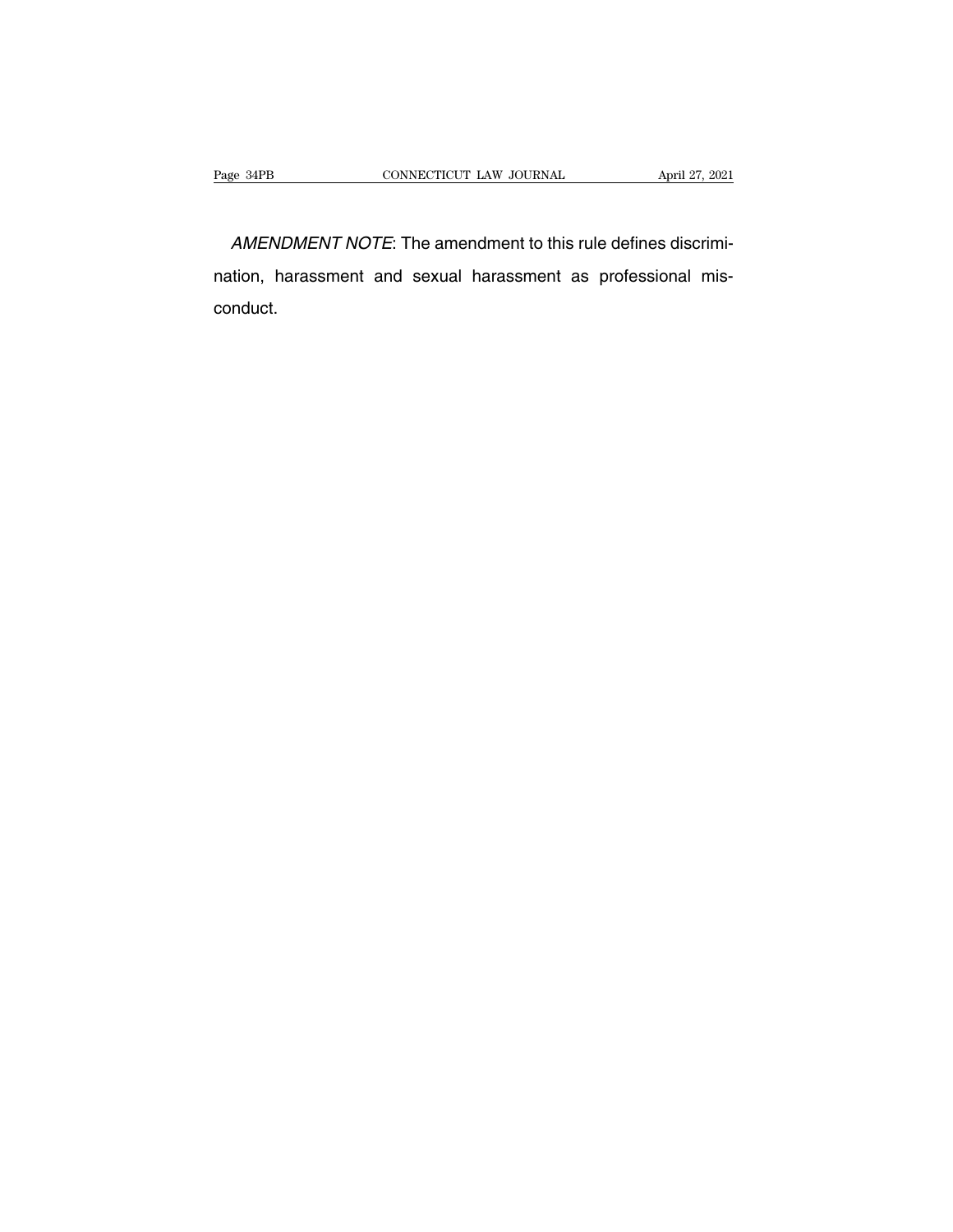*AMENDMENT NOTE*: The amendment to this rule defines discrimination, harassment and sexual harassment as professional misconduct.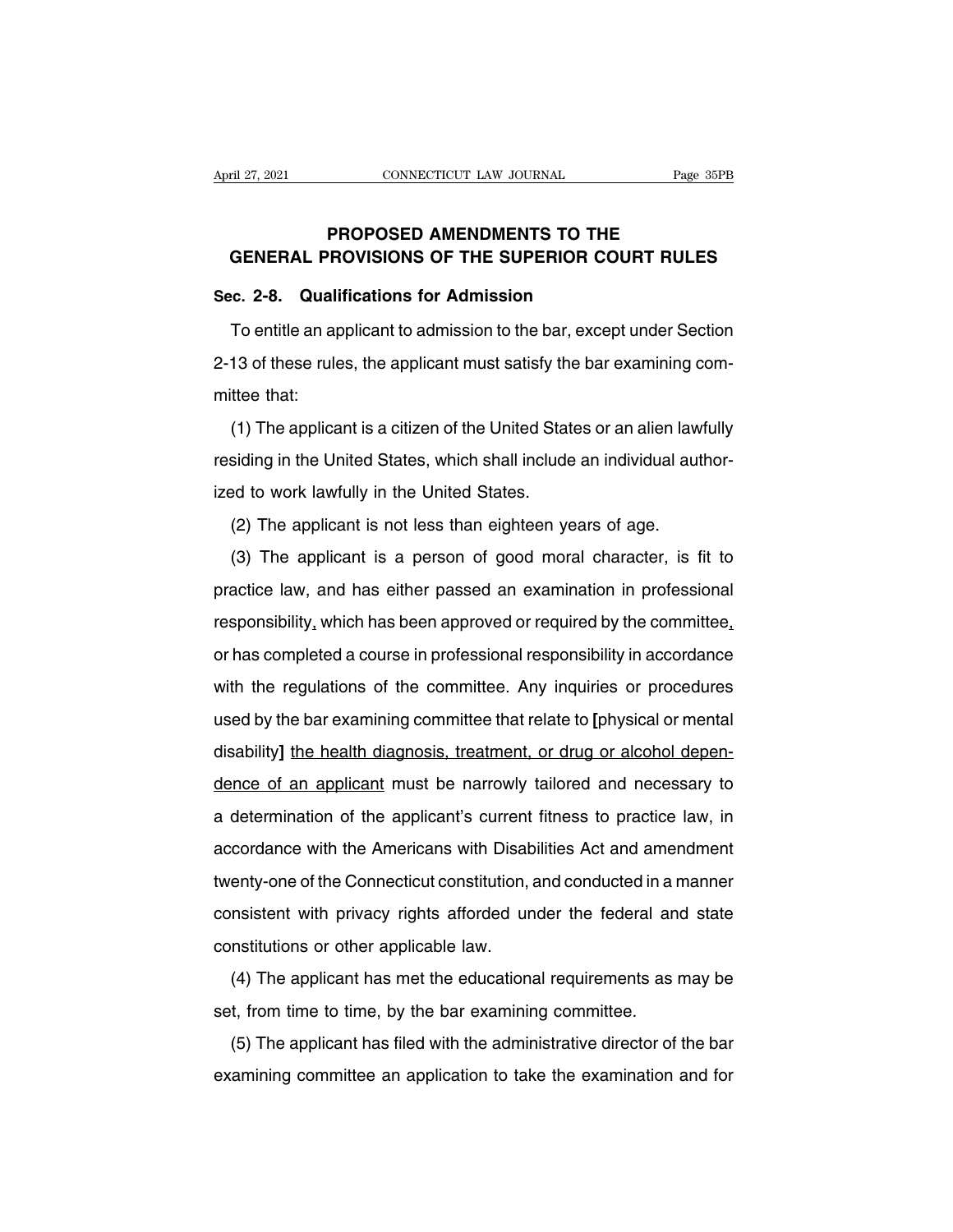# PROPOSED AMENDMENTS TO THE GENERAL PROVISIONS OF THE SUPERIOR COURT RULES

**Sec. 2-8. Qualifications for Admission**

To entitle an applicant to admission to the bar, except under Section 2-13 of these rules, the applicant must satisfy the bar examining committee that:

(1) The applicant is a citizen of the United States or an alien lawfully residing in the United States, which shall include an individual authorized to work lawfully in the United States.

(2) The applicant is not less than eighteen years of age.

(3) The applicant is a person of good moral character, is fit to practice law, and has either passed an examination in professional responsibility<u>,</u> which has been approved or required by the committee<u>,</u> or has completed a course in professional responsibility in accordance with the regulations of the committee. Any inquiries or procedures used by the bar examining committee that relate to **[**physical or mental disability**]** <u>the health diagnosis, treatment, or drug or alcohol dependence of an applicant</u> must be narrowly tailored and necessary to a determination of the applicant's current fitness to practice law, in accordance with the Americans with Disabilities Act and amendment twenty-one of the Connecticut constitution, and conducted in a manner consistent with privacy rights afforded under the federal and state constitutions or other applicable law.

(4) The applicant has met the educational requirements as may be set, from time to time, by the bar examining committee.

(5) The applicant has filed with the administrative director of the bar examining committee an application to take the examination and for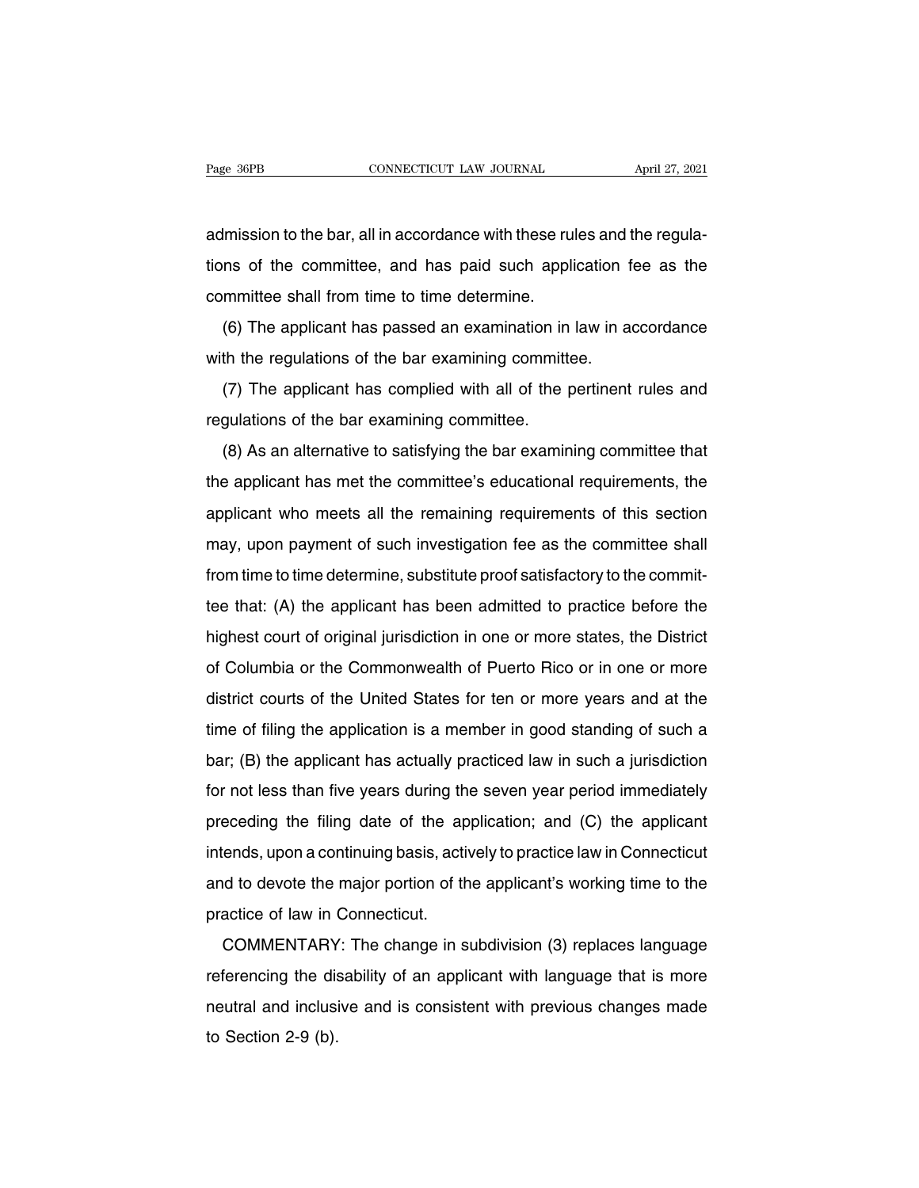admission to the bar, all in accordance with these rules and the regulations of the committee, and has paid such application fee as the committee shall from time to time determine.

(6) The applicant has passed an examination in law in accordance with the regulations of the bar examining committee.

(7) The applicant has complied with all of the pertinent rules and regulations of the bar examining committee.

(8) As an alternative to satisfying the bar examining committee that the applicant has met the committee's educational requirements, the applicant who meets all the remaining requirements of this section may, upon payment of such investigation fee as the committee shall from time to time determine, substitute proof satisfactory to the committee that: (A) the applicant has been admitted to practice before the highest court of original jurisdiction in one or more states, the District of Columbia or the Commonwealth of Puerto Rico or in one or more district courts of the United States for ten or more years and at the time of filing the application is a member in good standing of such a bar; (B) the applicant has actually practiced law in such a jurisdiction for not less than five years during the seven year period immediately preceding the filing date of the application; and (C) the applicant intends, upon a continuing basis, actively to practice law in Connecticut and to devote the major portion of the applicant's working time to the practice of law in Connecticut.

COMMENTARY: The change in subdivision (3) replaces language referencing the disability of an applicant with language that is more neutral and inclusive and is consistent with previous changes made to Section 2-9 (b).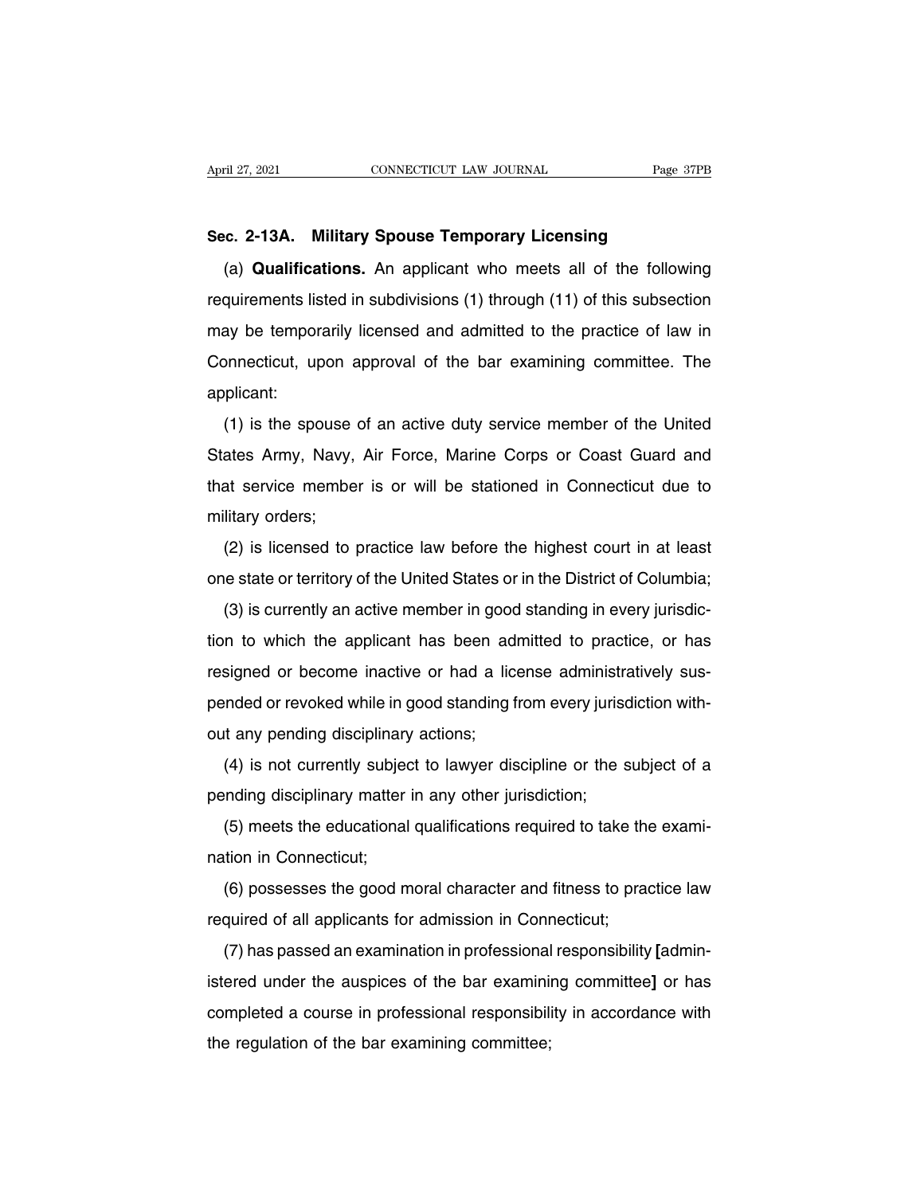**Sec. 2-13A. Military Spouse Temporary Licensing**

(a) **Qualifications.** An applicant who meets all of the following requirements listed in subdivisions (1) through (11) of this subsection may be temporarily licensed and admitted to the practice of law in Connecticut, upon approval of the bar examining committee. The applicant:

(1) is the spouse of an active duty service member of the United States Army, Navy, Air Force, Marine Corps or Coast Guard and that service member is or will be stationed in Connecticut due to military orders;

(2) is licensed to practice law before the highest court in at least one state or territory of the United States or in the District of Columbia;

(3) is currently an active member in good standing in every jurisdiction to which the applicant has been admitted to practice, or has resigned or become inactive or had a license administratively suspended or revoked while in good standing from every jurisdiction without any pending disciplinary actions;

(4) is not currently subject to lawyer discipline or the subject of a pending disciplinary matter in any other jurisdiction;

(5) meets the educational qualifications required to take the examination in Connecticut;

(6) possesses the good moral character and fitness to practice law required of all applicants for admission in Connecticut;

(7) has passed an examination in professional responsibility [administered under the auspices of the bar examining committee] or has completed a course in professional responsibility in accordance with the regulation of the bar examining committee;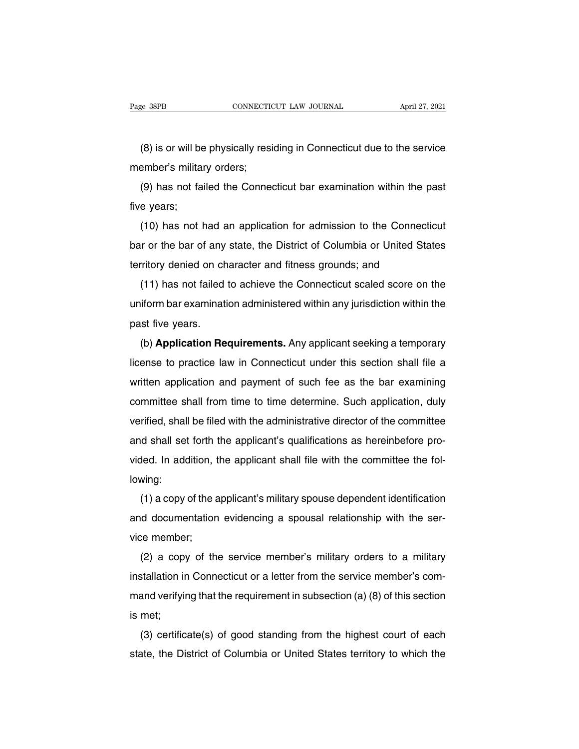(8) is or will be physically residing in Connecticut due to the service member's military orders;

(9) has not failed the Connecticut bar examination within the past five years;

(10) has not had an application for admission to the Connecticut bar or the bar of any state, the District of Columbia or United States territory denied on character and fitness grounds; and

(11) has not failed to achieve the Connecticut scaled score on the uniform bar examination administered within any jurisdiction within the past five years.

(b) **Application Requirements.** Any applicant seeking a temporary license to practice law in Connecticut under this section shall file a written application and payment of such fee as the bar examining committee shall from time to time determine. Such application, duly verified, shall be filed with the administrative director of the committee and shall set forth the applicant's qualifications as hereinbefore provided. In addition, the applicant shall file with the committee the following:

(1) a copy of the applicant's military spouse dependent identification and documentation evidencing a spousal relationship with the service member;

(2) a copy of the service member's military orders to a military installation in Connecticut or a letter from the service member's command verifying that the requirement in subsection (a) (8) of this section is met;

(3) certificate(s) of good standing from the highest court of each state, the District of Columbia or United States territory to which the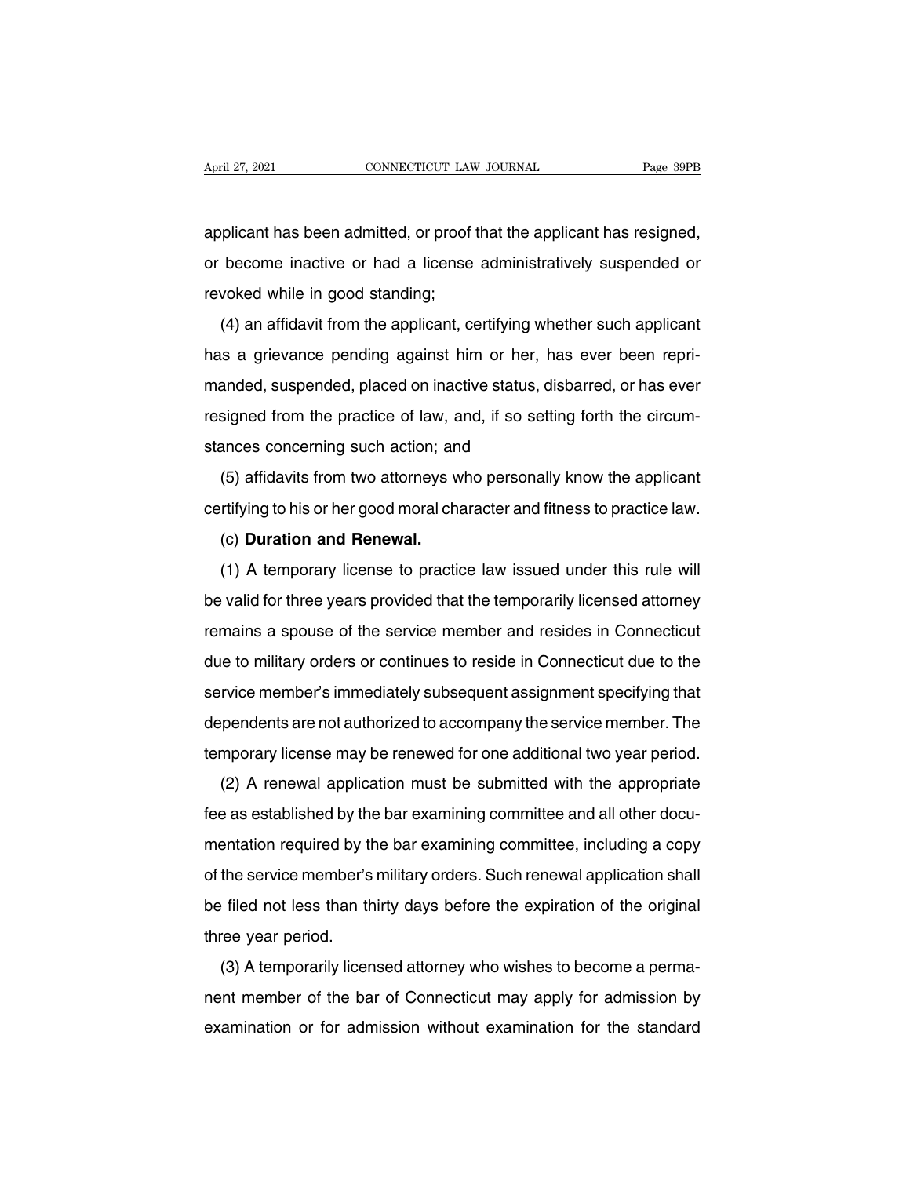applicant has been admitted, or proof that the applicant has resigned, or become inactive or had a license administratively suspended or revoked while in good standing;

(4) an affidavit from the applicant, certifying whether such applicant has a grievance pending against him or her, has ever been reprimanded, suspended, placed on inactive status, disbarred, or has ever resigned from the practice of law, and, if so setting forth the circumstances concerning such action; and

(5) affidavits from two attorneys who personally know the applicant certifying to his or her good moral character and fitness to practice law.

(c) **Duration and Renewal.**

(1) A temporary license to practice law issued under this rule will be valid for three years provided that the temporarily licensed attorney remains a spouse of the service member and resides in Connecticut due to military orders or continues to reside in Connecticut due to the service member's immediately subsequent assignment specifying that dependents are not authorized to accompany the service member. The temporary license may be renewed for one additional two year period.

(2) A renewal application must be submitted with the appropriate fee as established by the bar examining committee and all other documentation required by the bar examining committee, including a copy of the service member's military orders. Such renewal application shall be filed not less than thirty days before the expiration of the original three year period.

(3) A temporarily licensed attorney who wishes to become a permanent member of the bar of Connecticut may apply for admission by examination or for admission without examination for the standard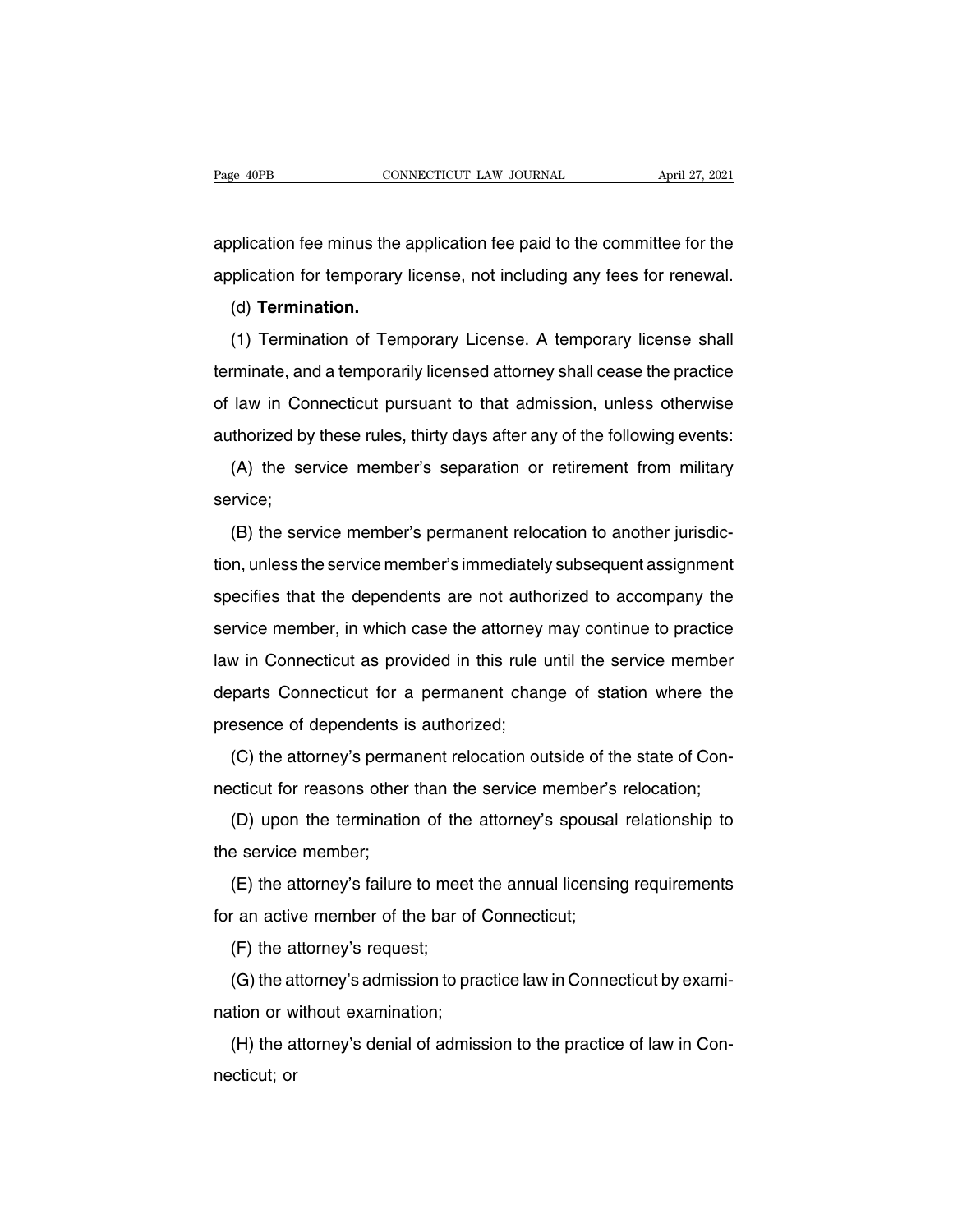application fee minus the application fee paid to the committee for the application for temporary license, not including any fees for renewal.

(d) **Termination.**

(1) Termination of Temporary License. A temporary license shall terminate, and a temporarily licensed attorney shall cease the practice of law in Connecticut pursuant to that admission, unless otherwise authorized by these rules, thirty days after any of the following events:

(A) the service member's separation or retirement from military service;

(B) the service member's permanent relocation to another jurisdiction, unless the service member's immediately subsequent assignment specifies that the dependents are not authorized to accompany the service member, in which case the attorney may continue to practice law in Connecticut as provided in this rule until the service member departs Connecticut for a permanent change of station where the presence of dependents is authorized;

(C) the attorney's permanent relocation outside of the state of Connecticut for reasons other than the service member's relocation;

(D) upon the termination of the attorney's spousal relationship to the service member;

(E) the attorney's failure to meet the annual licensing requirements for an active member of the bar of Connecticut;

(F) the attorney's request;

(G) the attorney's admission to practice law in Connecticut by examination or without examination;

(H) the attorney's denial of admission to the practice of law in Connecticut; or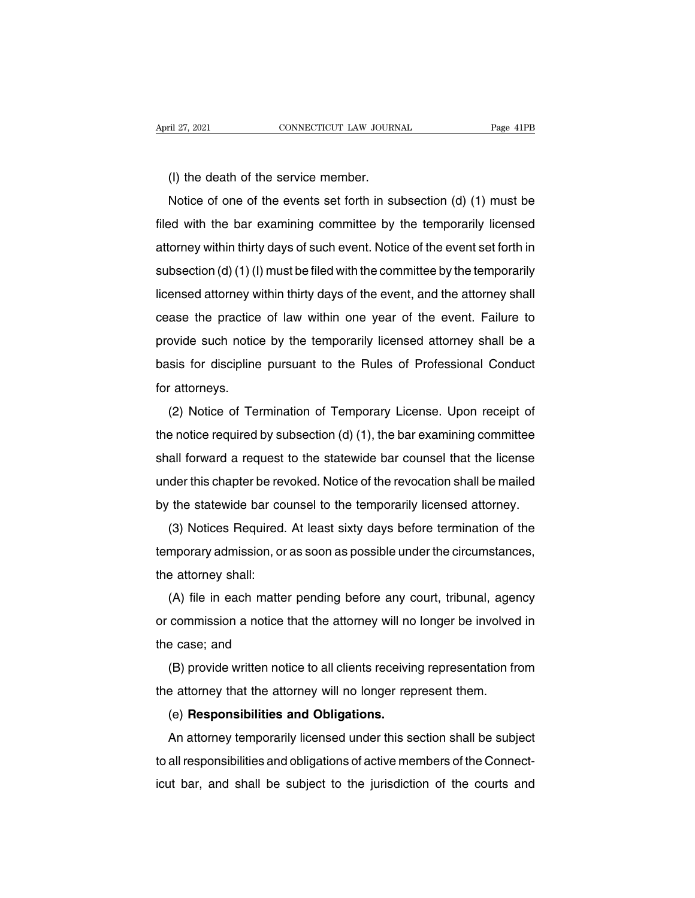(I) the death of the service member.

Notice of one of the events set forth in subsection (d) (1) must be filed with the bar examining committee by the temporarily licensed attorney within thirty days of such event. Notice of the event set forth in subsection (d) (1) (I) must be filed with the committee by the temporarily licensed attorney within thirty days of the event, and the attorney shall cease the practice of law within one year of the event. Failure to provide such notice by the temporarily licensed attorney shall be a basis for discipline pursuant to the Rules of Professional Conduct for attorneys.

(2) Notice of Termination of Temporary License. Upon receipt of the notice required by subsection (d) (1), the bar examining committee shall forward a request to the statewide bar counsel that the license under this chapter be revoked. Notice of the revocation shall be mailed by the statewide bar counsel to the temporarily licensed attorney.

(3) Notices Required. At least sixty days before termination of the temporary admission, or as soon as possible under the circumstances, the attorney shall:

(A) file in each matter pending before any court, tribunal, agency or commission a notice that the attorney will no longer be involved in the case; and

(B) provide written notice to all clients receiving representation from the attorney that the attorney will no longer represent them.

(e) **Responsibilities and Obligations.**

An attorney temporarily licensed under this section shall be subject to all responsibilities and obligations of active members of the Connecticut bar, and shall be subject to the jurisdiction of the courts and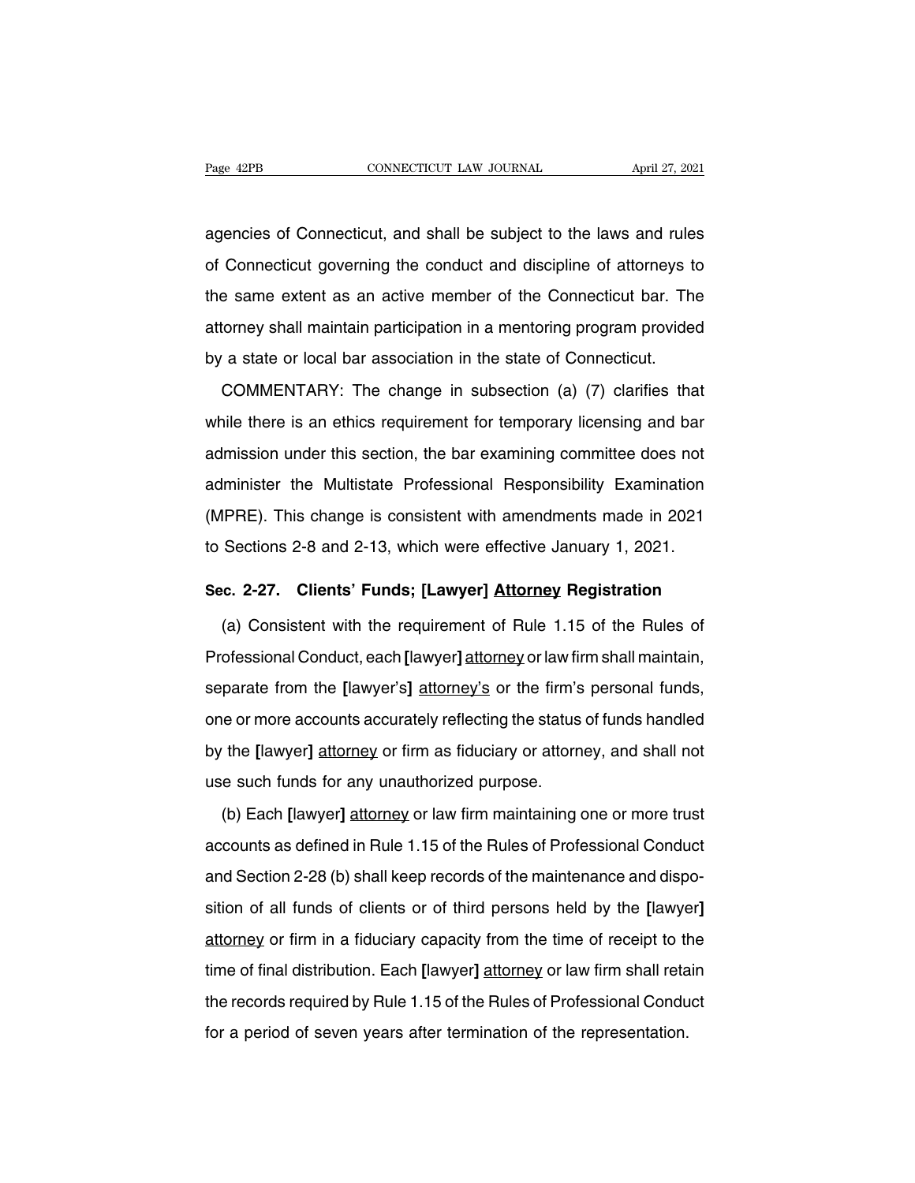agencies of Connecticut, and shall be subject to the laws and rules of Connecticut governing the conduct and discipline of attorneys to the same extent as an active member of the Connecticut bar. The attorney shall maintain participation in a mentoring program provided by a state or local bar association in the state of Connecticut.

COMMENTARY: The change in subsection (a) (7) clarifies that while there is an ethics requirement for temporary licensing and bar admission under this section, the bar examining committee does not administer the Multistate Professional Responsibility Examination (MPRE). This change is consistent with amendments made in 2021 to Sections 2-8 and 2-13, which were effective January 1, 2021.

### Sec. 2-27. Clients' Funds; [Lawyer] <u>Attorney</u> Registration

(a) Consistent with the requirement of Rule 1.15 of the Rules of Professional Conduct, each **[**lawyer**]** <u>attorney</u> or law firm shall maintain, separate from the **[**lawyer's**]** <u>attorney's</u> or the firm's personal funds, one or more accounts accurately reflecting the status of funds handled by the **[**lawyer**]** <u>attorney</u> or firm as fiduciary or attorney, and shall not use such funds for any unauthorized purpose.

(b) Each **[**lawyer**]** <u>attorney</u> or law firm maintaining one or more trust accounts as defined in Rule 1.15 of the Rules of Professional Conduct and Section 2-28 (b) shall keep records of the maintenance and disposition of all funds of clients or of third persons held by the **[**lawyer**]** <u>attorney</u> or firm in a fiduciary capacity from the time of receipt to the time of final distribution. Each **[**lawyer**]** <u>attorney</u> or law firm shall retain the records required by Rule 1.15 of the Rules of Professional Conduct for a period of seven years after termination of the representation.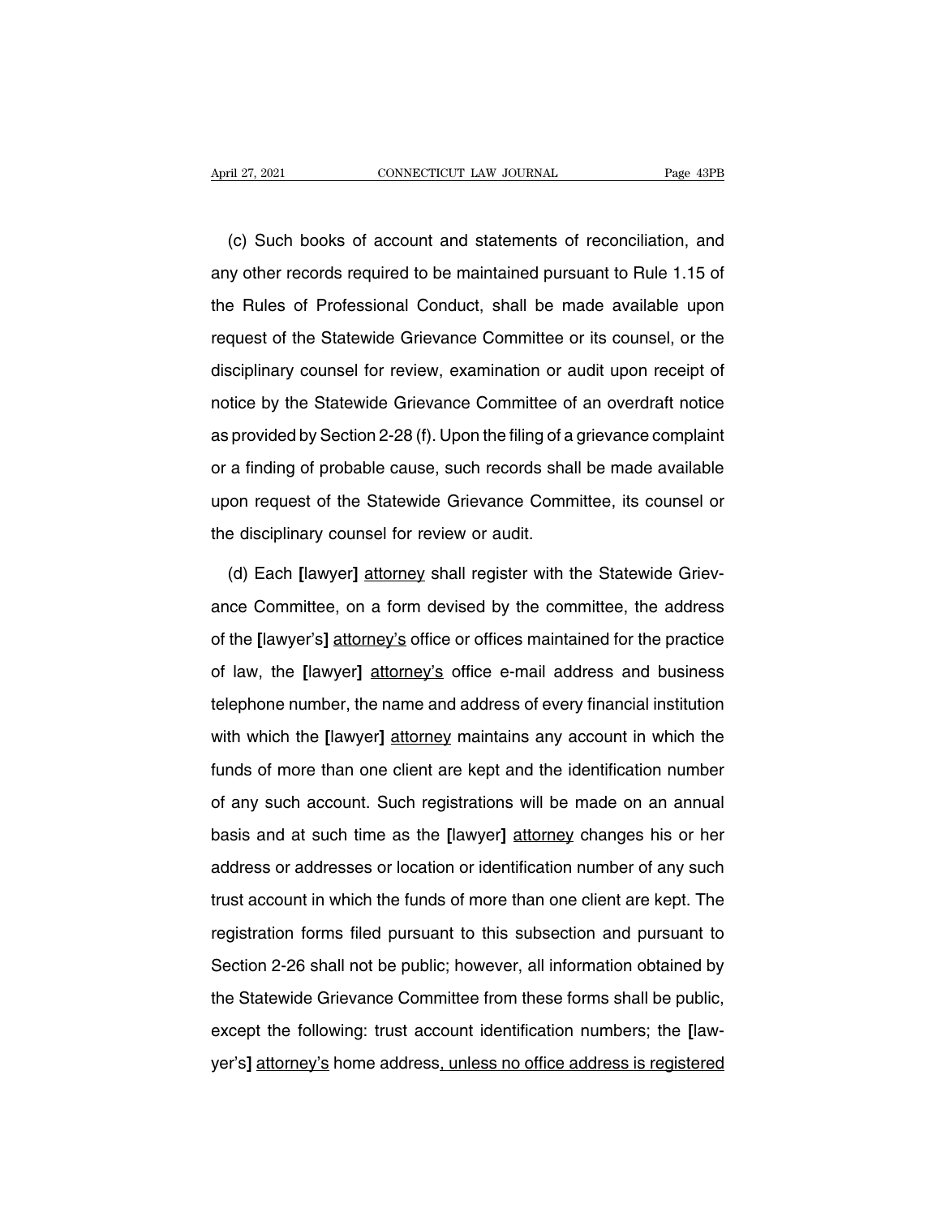(c) Such books of account and statements of reconciliation, and any other records required to be maintained pursuant to Rule 1.15 of the Rules of Professional Conduct, shall be made available upon request of the Statewide Grievance Committee or its counsel, or the disciplinary counsel for review, examination or audit upon receipt of notice by the Statewide Grievance Committee of an overdraft notice as provided by Section 2-28 (f). Upon the filing of a grievance complaint or a finding of probable cause, such records shall be made available upon request of the Statewide Grievance Committee, its counsel or the disciplinary counsel for review or audit.

(d) Each **[**lawyer**]** <u>attorney</u> shall register with the Statewide Grievance Committee, on a form devised by the committee, the address of the **[**lawyer's**]** <u>attorney's</u> office or offices maintained for the practice of law, the **[**lawyer**]** <u>attorney's</u> office e-mail address and business telephone number, the name and address of every financial institution with which the **[**lawyer**]** <u>attorney</u> maintains any account in which the funds of more than one client are kept and the identification number of any such account. Such registrations will be made on an annual basis and at such time as the **[**lawyer**]** <u>attorney</u> changes his or her address or addresses or location or identification number of any such trust account in which the funds of more than one client are kept. The registration forms filed pursuant to this subsection and pursuant to Section 2-26 shall not be public; however, all information obtained by the Statewide Grievance Committee from these forms shall be public, except the following: trust account identification numbers; the **[**lawyer's**]** <u>attorney's</u> home address<u>, unless no office address is registered</u>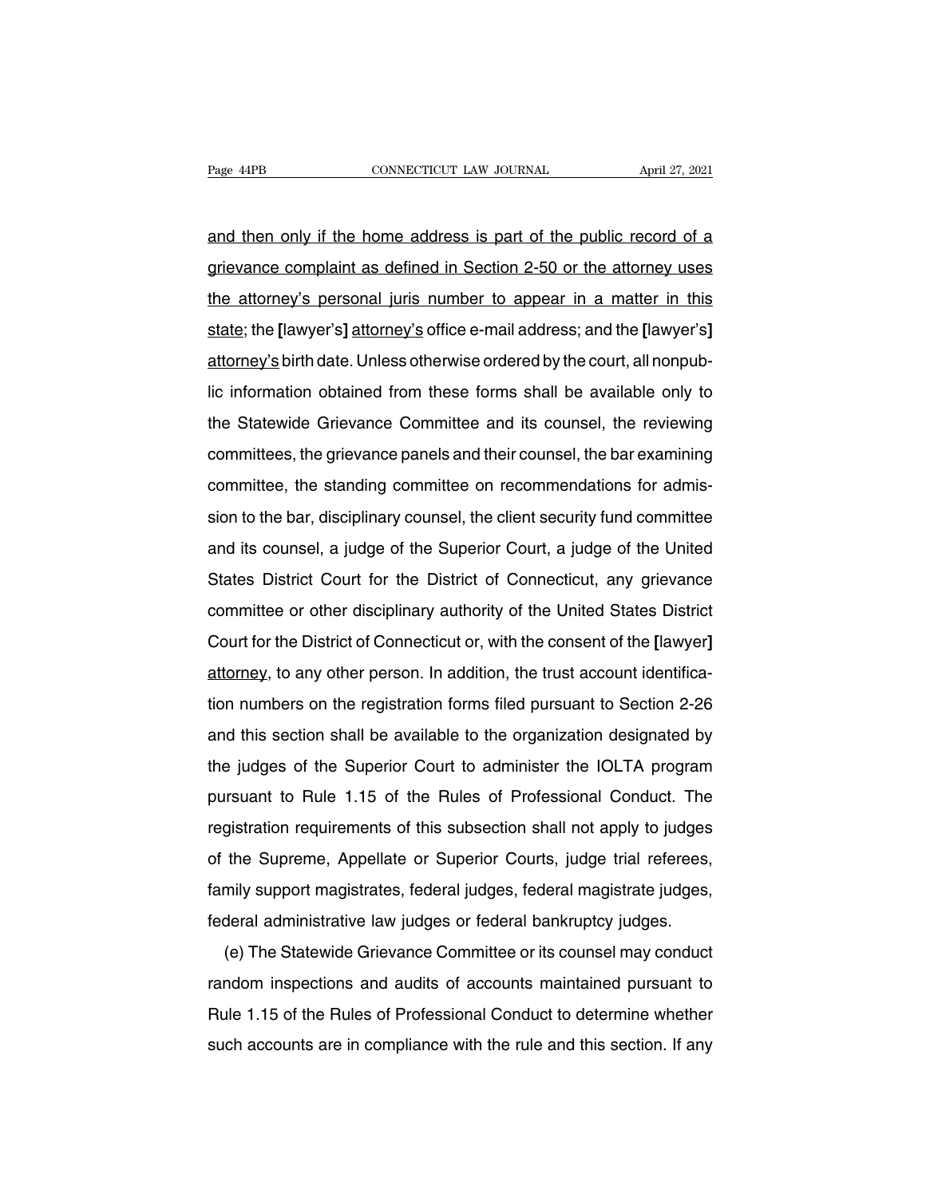and then only if the home address is part of the public record of a grievance complaint as defined in Section 2-50 or the attorney uses the attorney's personal juris number to appear in a matter in this state; the [lawyer's] attorney's office e-mail address; and the [lawyer's] attorney's birth date. Unless otherwise ordered by the court, all nonpublic information obtained from these forms shall be available only to the Statewide Grievance Committee and its counsel, the reviewing committees, the grievance panels and their counsel, the bar examining committee, the standing committee on recommendations for admission to the bar, disciplinary counsel, the client security fund committee and its counsel, a judge of the Superior Court, a judge of the United States District Court for the District of Connecticut, any grievance committee or other disciplinary authority of the United States District Court for the District of Connecticut or, with the consent of the [lawyer] attorney, to any other person. In addition, the trust account identification numbers on the registration forms filed pursuant to Section 2-26 and this section shall be available to the organization designated by the judges of the Superior Court to administer the IOLTA program pursuant to Rule 1.15 of the Rules of Professional Conduct. The registration requirements of this subsection shall not apply to judges of the Supreme, Appellate or Superior Courts, judge trial referees, family support magistrates, federal judges, federal magistrate judges, federal administrative law judges or federal bankruptcy judges.

(e) The Statewide Grievance Committee or its counsel may conduct random inspections and audits of accounts maintained pursuant to Rule 1.15 of the Rules of Professional Conduct to determine whether such accounts are in compliance with the rule and this section. If any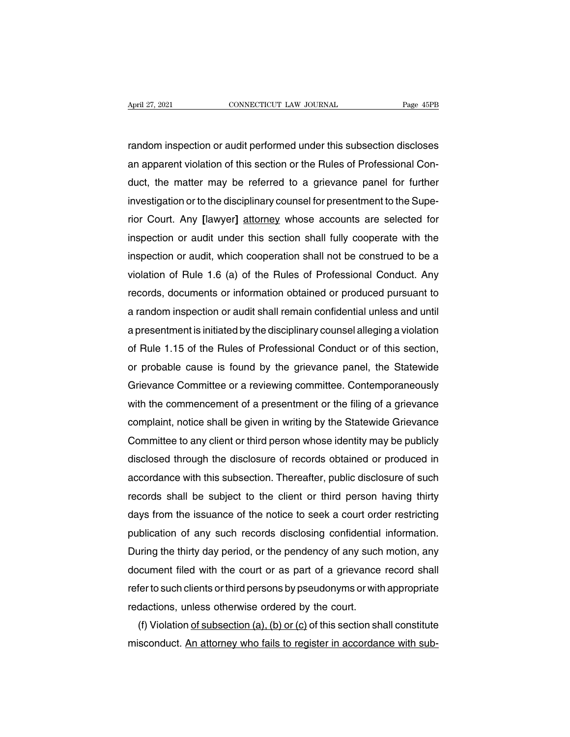random inspection or audit performed under this subsection discloses an apparent violation of this section or the Rules of Professional Conduct, the matter may be referred to a grievance panel for further investigation or to the disciplinary counsel for presentment to the Superior Court. Any **[**lawyer**]** <u>attorney</u> whose accounts are selected for inspection or audit under this section shall fully cooperate with the inspection or audit, which cooperation shall not be construed to be a violation of Rule 1.6 (a) of the Rules of Professional Conduct. Any records, documents or information obtained or produced pursuant to a random inspection or audit shall remain confidential unless and until a presentment is initiated by the disciplinary counsel alleging a violation of Rule 1.15 of the Rules of Professional Conduct or of this section, or probable cause is found by the grievance panel, the Statewide Grievance Committee or a reviewing committee. Contemporaneously with the commencement of a presentment or the filing of a grievance complaint, notice shall be given in writing by the Statewide Grievance Committee to any client or third person whose identity may be publicly disclosed through the disclosure of records obtained or produced in accordance with this subsection. Thereafter, public disclosure of such records shall be subject to the client or third person having thirty days from the issuance of the notice to seek a court order restricting publication of any such records disclosing confidential information. During the thirty day period, or the pendency of any such motion, any document filed with the court or as part of a grievance record shall refer to such clients or third persons by pseudonyms or with appropriate redactions, unless otherwise ordered by the court.

(f) Violation <u>of subsection (a), (b) or (c)</u> of this section shall constitute misconduct. <u>An attorney who fails to register in accordance with sub-</u>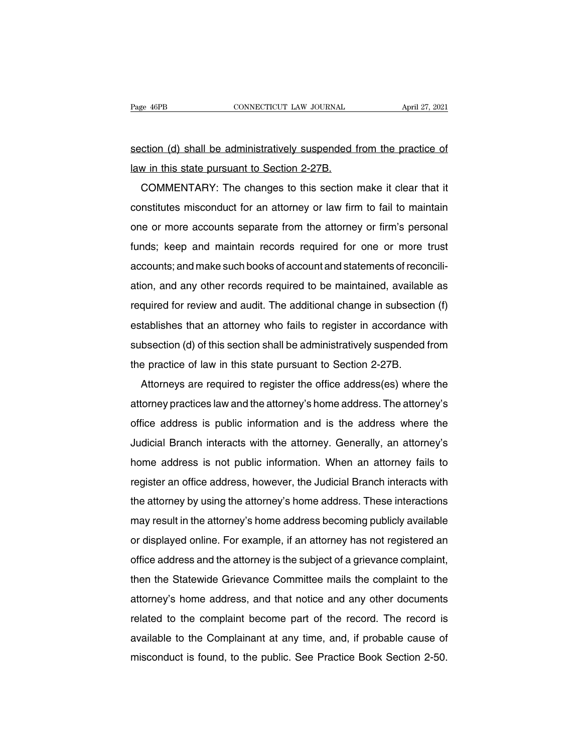section (d) shall be administratively suspended from the practice of law in this state pursuant to Section 2-27B.

COMMENTARY: The changes to this section make it clear that it constitutes misconduct for an attorney or law firm to fail to maintain one or more accounts separate from the attorney or firm's personal funds; keep and maintain records required for one or more trust accounts; and make such books of account and statements of reconciliation, and any other records required to be maintained, available as required for review and audit. The additional change in subsection (f) establishes that an attorney who fails to register in accordance with subsection (d) of this section shall be administratively suspended from the practice of law in this state pursuant to Section 2-27B.

Attorneys are required to register the office address(es) where the attorney practices law and the attorney's home address. The attorney's office address is public information and is the address where the Judicial Branch interacts with the attorney. Generally, an attorney's home address is not public information. When an attorney fails to register an office address, however, the Judicial Branch interacts with the attorney by using the attorney's home address. These interactions may result in the attorney's home address becoming publicly available or displayed online. For example, if an attorney has not registered an office address and the attorney is the subject of a grievance complaint, then the Statewide Grievance Committee mails the complaint to the attorney's home address, and that notice and any other documents related to the complaint become part of the record. The record is available to the Complainant at any time, and, if probable cause of misconduct is found, to the public. See Practice Book Section 2-50.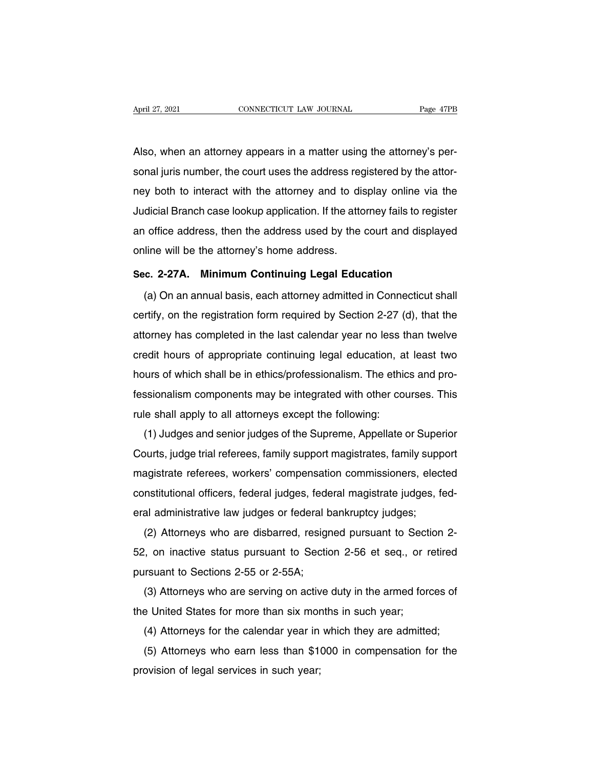Also, when an attorney appears in a matter using the attorney's personal juris number, the court uses the address registered by the attorney both to interact with the attorney and to display online via the Judicial Branch case lookup application. If the attorney fails to register an office address, then the address used by the court and displayed online will be the attorney's home address.

### Sec. 2-27A. Minimum Continuing Legal Education

(a) On an annual basis, each attorney admitted in Connecticut shall certify, on the registration form required by Section 2-27 (d), that the attorney has completed in the last calendar year no less than twelve credit hours of appropriate continuing legal education, at least two hours of which shall be in ethics/professionalism. The ethics and professionalism components may be integrated with other courses. This rule shall apply to all attorneys except the following:

(1) Judges and senior judges of the Supreme, Appellate or Superior Courts, judge trial referees, family support magistrates, family support magistrate referees, workers' compensation commissioners, elected constitutional officers, federal judges, federal magistrate judges, federal administrative law judges or federal bankruptcy judges;

(2) Attorneys who are disbarred, resigned pursuant to Section 2-52, on inactive status pursuant to Section 2-56 et seq., or retired pursuant to Sections 2-55 or 2-55A;

(3) Attorneys who are serving on active duty in the armed forces of the United States for more than six months in such year;

(4) Attorneys for the calendar year in which they are admitted;

(5) Attorneys who earn less than $1000 in compensation for the provision of legal services in such year;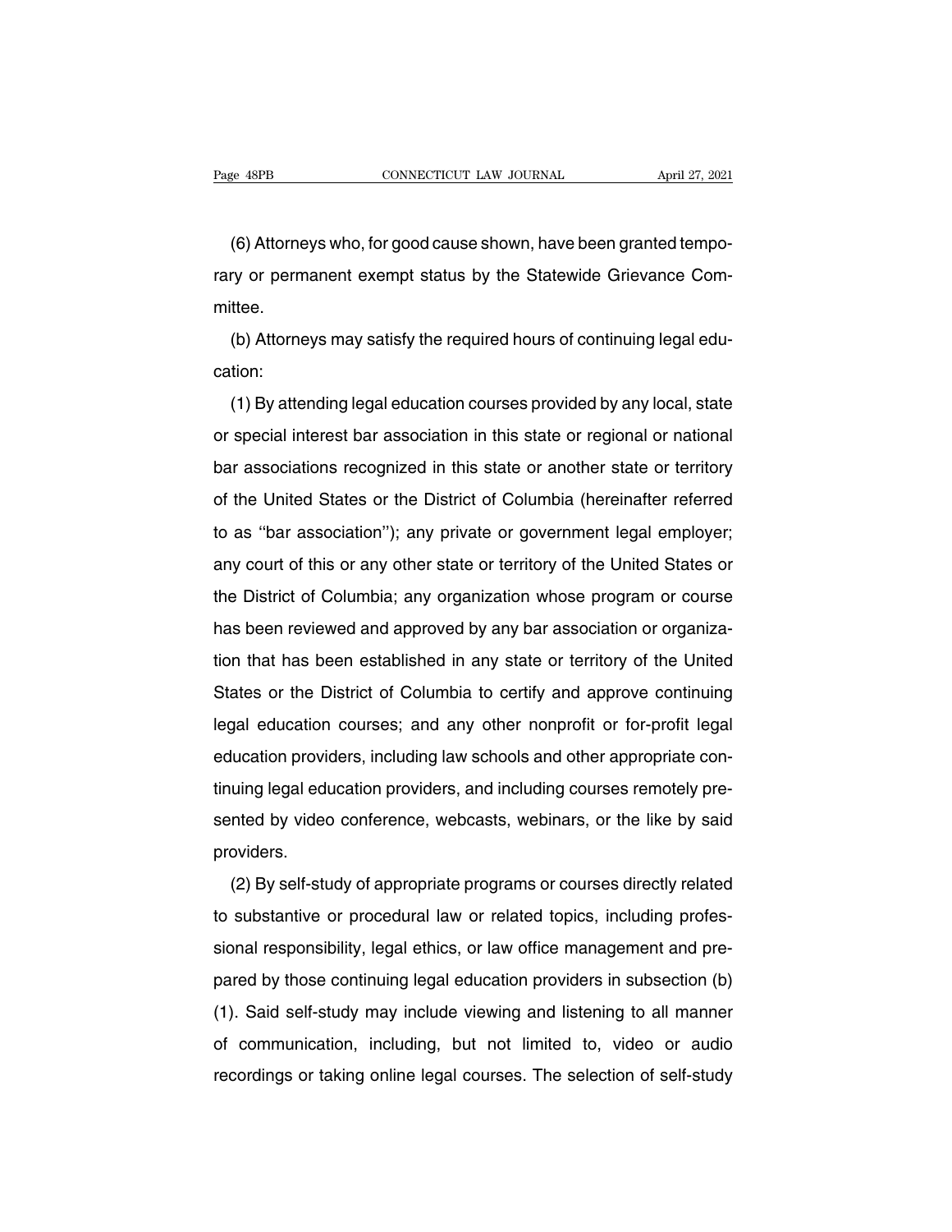(6) Attorneys who, for good cause shown, have been granted temporary or permanent exempt status by the Statewide Grievance Committee.

(b) Attorneys may satisfy the required hours of continuing legal education:

(1) By attending legal education courses provided by any local, state or special interest bar association in this state or regional or national bar associations recognized in this state or another state or territory of the United States or the District of Columbia (hereinafter referred to as ''bar association''); any private or government legal employer; any court of this or any other state or territory of the United States or the District of Columbia; any organization whose program or course has been reviewed and approved by any bar association or organization that has been established in any state or territory of the United States or the District of Columbia to certify and approve continuing legal education courses; and any other nonprofit or for-profit legal education providers, including law schools and other appropriate continuing legal education providers, and including courses remotely presented by video conference, webcasts, webinars, or the like by said providers.

(2) By self-study of appropriate programs or courses directly related to substantive or procedural law or related topics, including professional responsibility, legal ethics, or law office management and prepared by those continuing legal education providers in subsection (b)(1). Said self-study may include viewing and listening to all manner of communication, including, but not limited to, video or audio recordings or taking online legal courses. The selection of self-study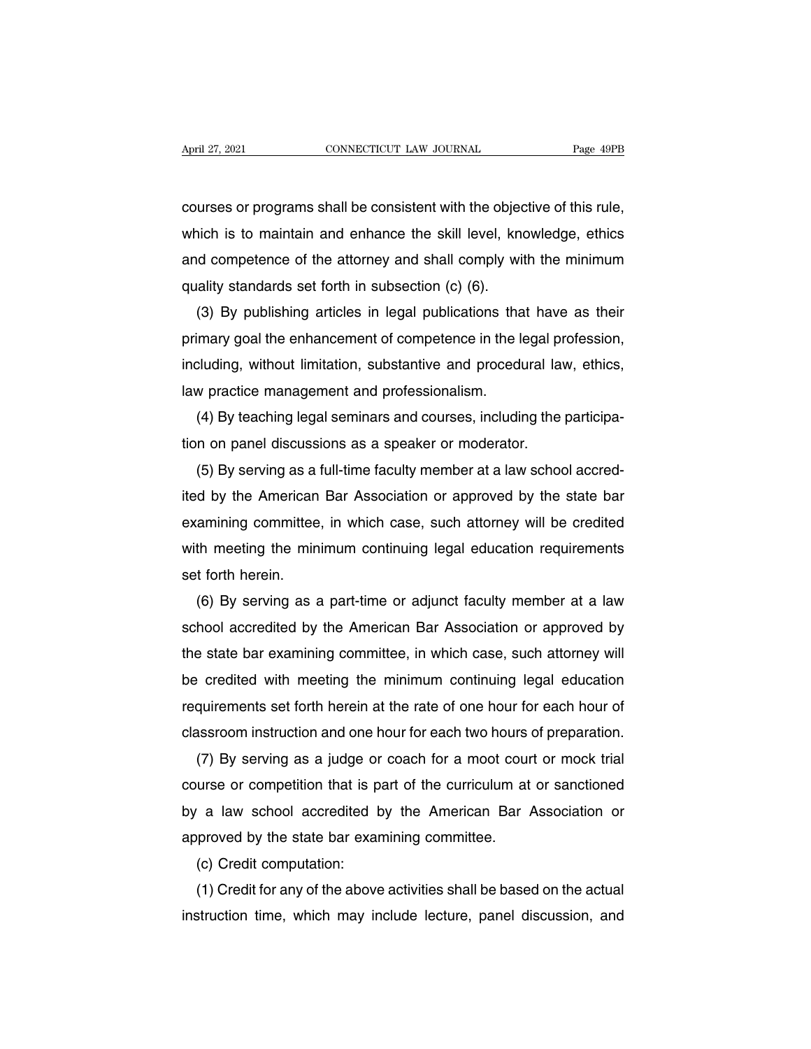courses or programs shall be consistent with the objective of this rule, which is to maintain and enhance the skill level, knowledge, ethics and competence of the attorney and shall comply with the minimum quality standards set forth in subsection (c) (6).

(3) By publishing articles in legal publications that have as their primary goal the enhancement of competence in the legal profession, including, without limitation, substantive and procedural law, ethics, law practice management and professionalism.

(4) By teaching legal seminars and courses, including the participation on panel discussions as a speaker or moderator.

(5) By serving as a full-time faculty member at a law school accredited by the American Bar Association or approved by the state bar examining committee, in which case, such attorney will be credited with meeting the minimum continuing legal education requirements set forth herein.

(6) By serving as a part-time or adjunct faculty member at a law school accredited by the American Bar Association or approved by the state bar examining committee, in which case, such attorney will be credited with meeting the minimum continuing legal education requirements set forth herein at the rate of one hour for each hour of classroom instruction and one hour for each two hours of preparation.

(7) By serving as a judge or coach for a moot court or mock trial course or competition that is part of the curriculum at or sanctioned by a law school accredited by the American Bar Association or approved by the state bar examining committee.

(c) Credit computation:

(1) Credit for any of the above activities shall be based on the actual instruction time, which may include lecture, panel discussion, and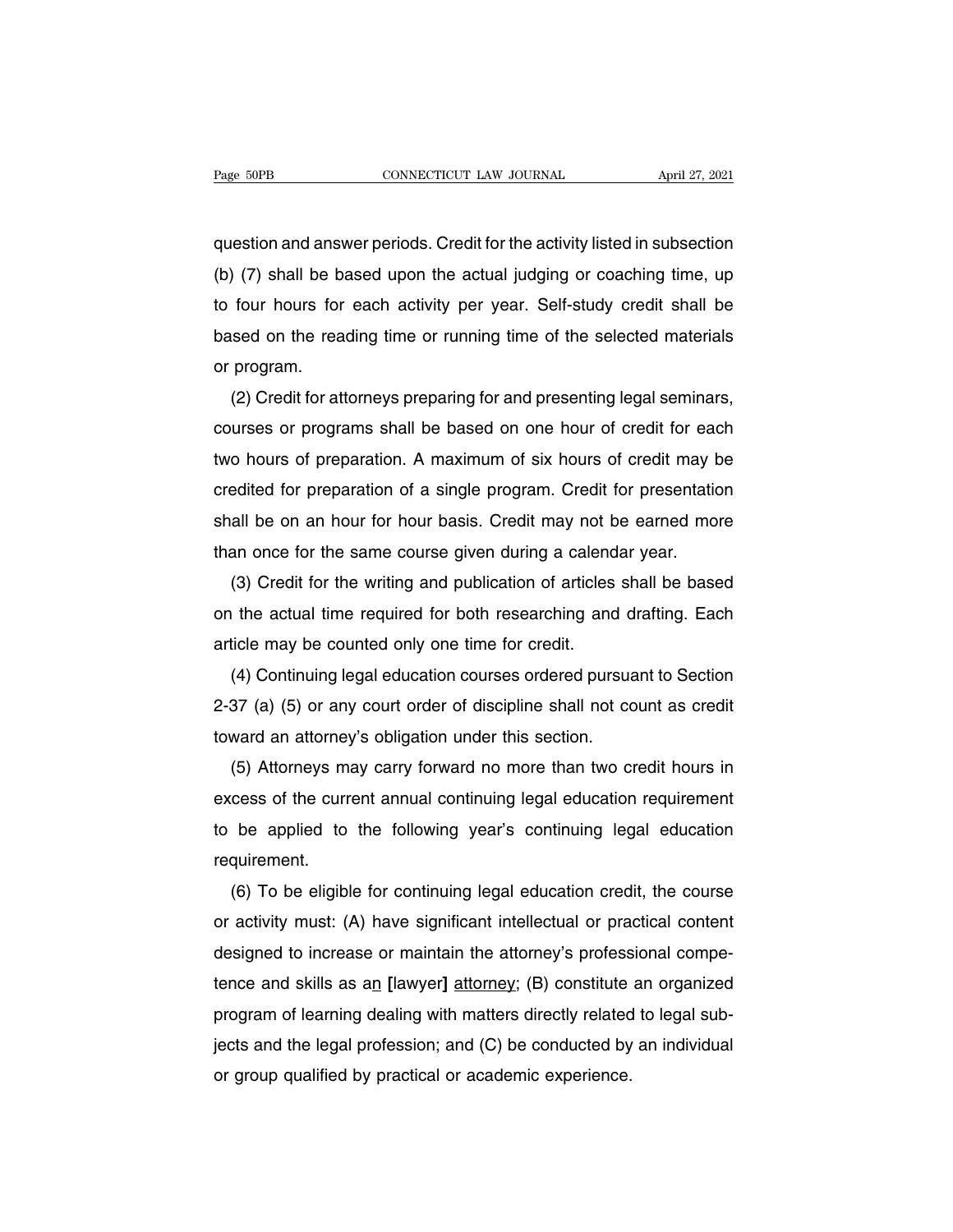question and answer periods. Credit for the activity listed in subsection (b) (7) shall be based upon the actual judging or coaching time, up to four hours for each activity per year. Self-study credit shall be based on the reading time or running time of the selected materials or program.

(2) Credit for attorneys preparing for and presenting legal seminars, courses or programs shall be based on one hour of credit for each two hours of preparation. A maximum of six hours of credit may be credited for preparation of a single program. Credit for presentation shall be on an hour for hour basis. Credit may not be earned more than once for the same course given during a calendar year.

(3) Credit for the writing and publication of articles shall be based on the actual time required for both researching and drafting. Each article may be counted only one time for credit.

(4) Continuing legal education courses ordered pursuant to Section 2-37 (a) (5) or any court order of discipline shall not count as credit toward an attorney's obligation under this section.

(5) Attorneys may carry forward no more than two credit hours in excess of the current annual continuing legal education requirement to be applied to the following year's continuing legal education requirement.

(6) To be eligible for continuing legal education credit, the course or activity must: (A) have significant intellectual or practical content designed to increase or maintain the attorney's professional competence and skills as a<u>n</u> **[**lawyer**]** <u>attorney</u>; (B) constitute an organized program of learning dealing with matters directly related to legal subjects and the legal profession; and (C) be conducted by an individual or group qualified by practical or academic experience.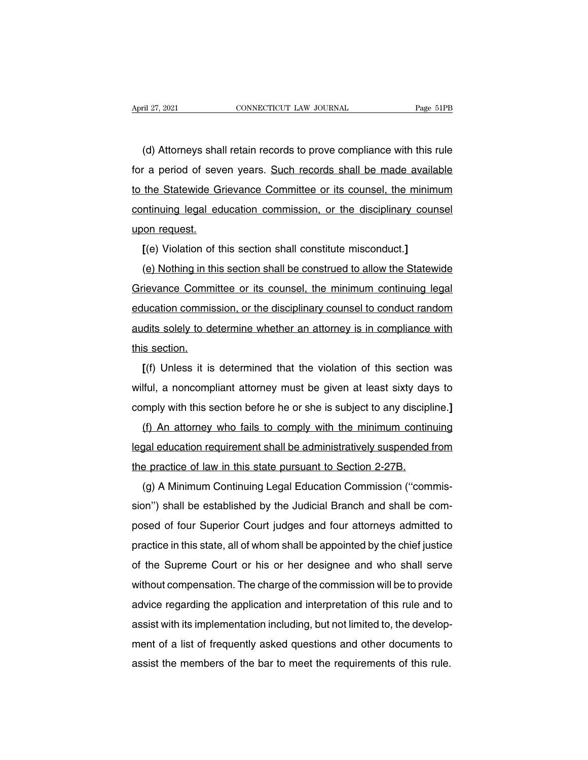(d) Attorneys shall retain records to prove compliance with this rule for a period of seven years. <u>Such records shall be made available to the Statewide Grievance Committee or its counsel, the minimum continuing legal education commission, or the disciplinary counsel upon request.</u>

**[**(e) Violation of this section shall constitute misconduct.**]**

<u>(e) Nothing in this section shall be construed to allow the Statewide Grievance Committee or its counsel, the minimum continuing legal education commission, or the disciplinary counsel to conduct random audits solely to determine whether an attorney is in compliance with this section.</u>

**[**(f) Unless it is determined that the violation of this section was wilful, a noncompliant attorney must be given at least sixty days to comply with this section before he or she is subject to any discipline.**]**

<u>(f) An attorney who fails to comply with the minimum continuing legal education requirement shall be administratively suspended from the practice of law in this state pursuant to Section 2-27B.</u>

(g) A Minimum Continuing Legal Education Commission (''commission'') shall be established by the Judicial Branch and shall be composed of four Superior Court judges and four attorneys admitted to practice in this state, all of whom shall be appointed by the chief justice of the Supreme Court or his or her designee and who shall serve without compensation. The charge of the commission will be to provide advice regarding the application and interpretation of this rule and to assist with its implementation including, but not limited to, the development of a list of frequently asked questions and other documents to assist the members of the bar to meet the requirements of this rule.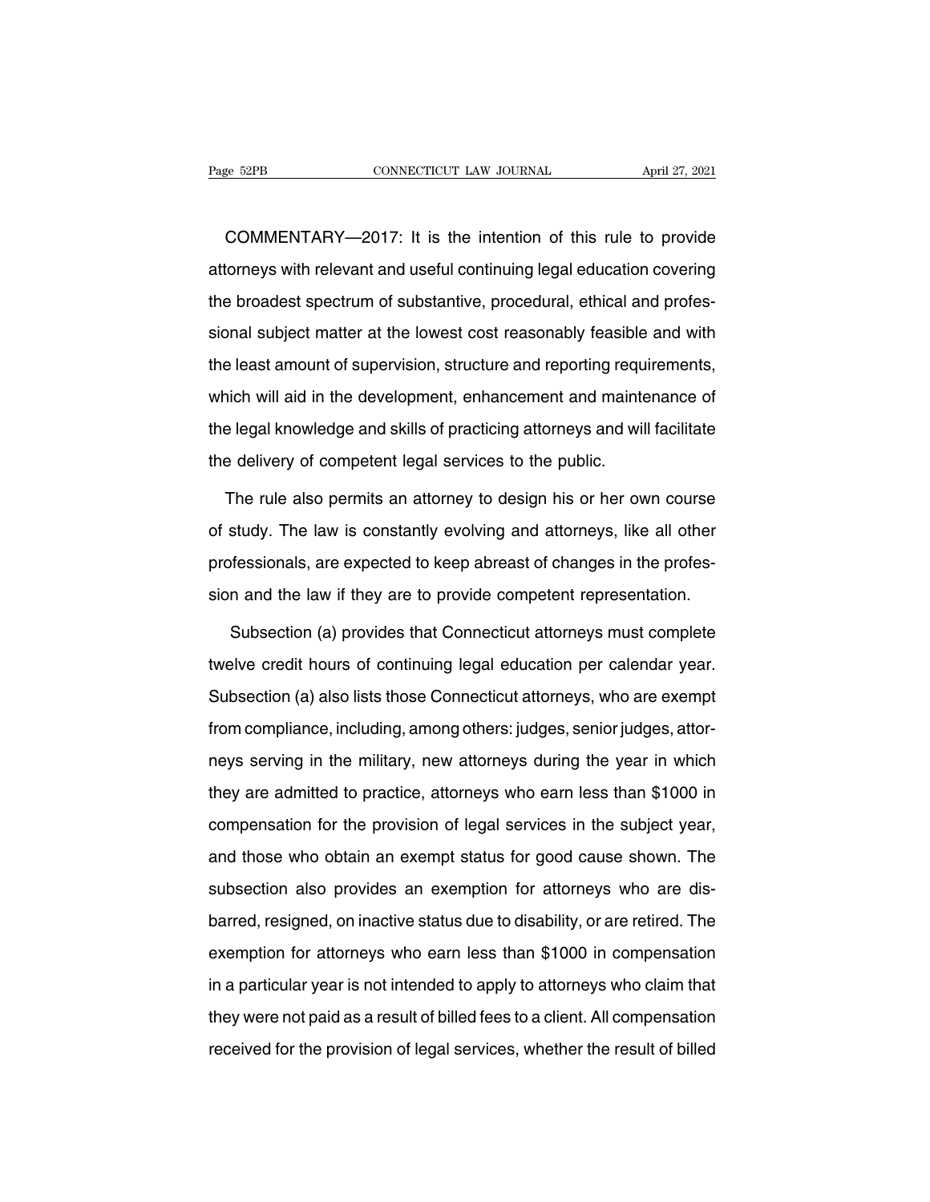COMMENTARY—2017: It is the intention of this rule to provide attorneys with relevant and useful continuing legal education covering the broadest spectrum of substantive, procedural, ethical and professional subject matter at the lowest cost reasonably feasible and with the least amount of supervision, structure and reporting requirements, which will aid in the development, enhancement and maintenance of the legal knowledge and skills of practicing attorneys and will facilitate the delivery of competent legal services to the public.

The rule also permits an attorney to design his or her own course of study. The law is constantly evolving and attorneys, like all other professionals, are expected to keep abreast of changes in the profession and the law if they are to provide competent representation.

Subsection (a) provides that Connecticut attorneys must complete twelve credit hours of continuing legal education per calendar year. Subsection (a) also lists those Connecticut attorneys, who are exempt from compliance, including, among others: judges, senior judges, attorneys serving in the military, new attorneys during the year in which they are admitted to practice, attorneys who earn less than $1000 in compensation for the provision of legal services in the subject year, and those who obtain an exempt status for good cause shown. The subsection also provides an exemption for attorneys who are disbarred, resigned, on inactive status due to disability, or are retired. The exemption for attorneys who earn less than $1000 in compensation in a particular year is not intended to apply to attorneys who claim that they were not paid as a result of billed fees to a client. All compensation received for the provision of legal services, whether the result of billed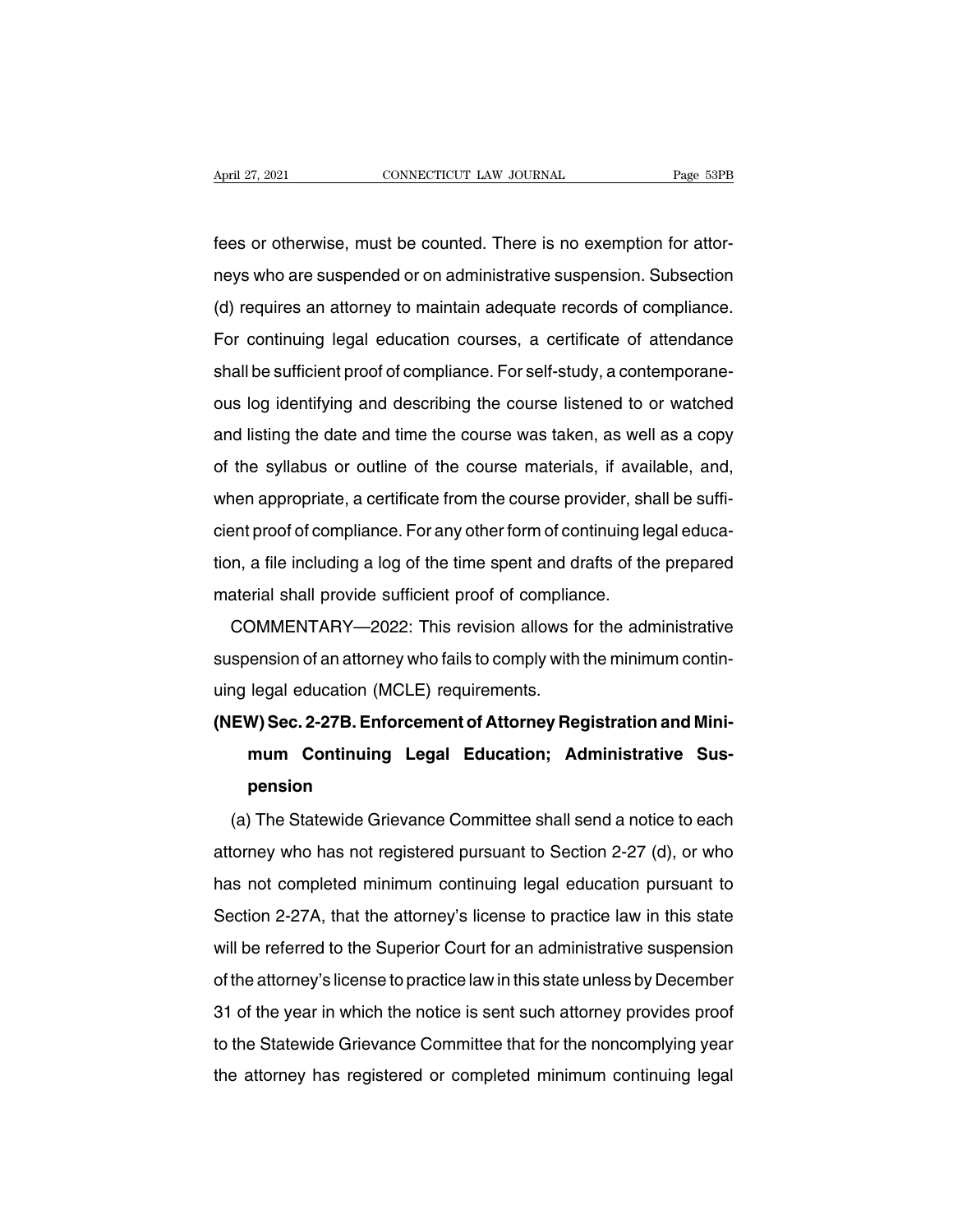fees or otherwise, must be counted. There is no exemption for attorneys who are suspended or on administrative suspension. Subsection (d) requires an attorney to maintain adequate records of compliance. For continuing legal education courses, a certificate of attendance shall be sufficient proof of compliance. For self-study, a contemporaneous log identifying and describing the course listened to or watched and listing the date and time the course was taken, as well as a copy of the syllabus or outline of the course materials, if available, and, when appropriate, a certificate from the course provider, shall be sufficient proof of compliance. For any other form of continuing legal education, a file including a log of the time spent and drafts of the prepared material shall provide sufficient proof of compliance.

COMMENTARY—2022: This revision allows for the administrative suspension of an attorney who fails to comply with the minimum continuing legal education (MCLE) requirements.

**(NEW) Sec. 2-27B. Enforcement of Attorney Registration and Minimum Continuing Legal Education; Administrative Suspension**

(a) The Statewide Grievance Committee shall send a notice to each attorney who has not registered pursuant to Section 2-27 (d), or who has not completed minimum continuing legal education pursuant to Section 2-27A, that the attorney's license to practice law in this state will be referred to the Superior Court for an administrative suspension of the attorney's license to practice law in this state unless by December 31 of the year in which the notice is sent such attorney provides proof to the Statewide Grievance Committee that for the noncomplying year the attorney has registered or completed minimum continuing legal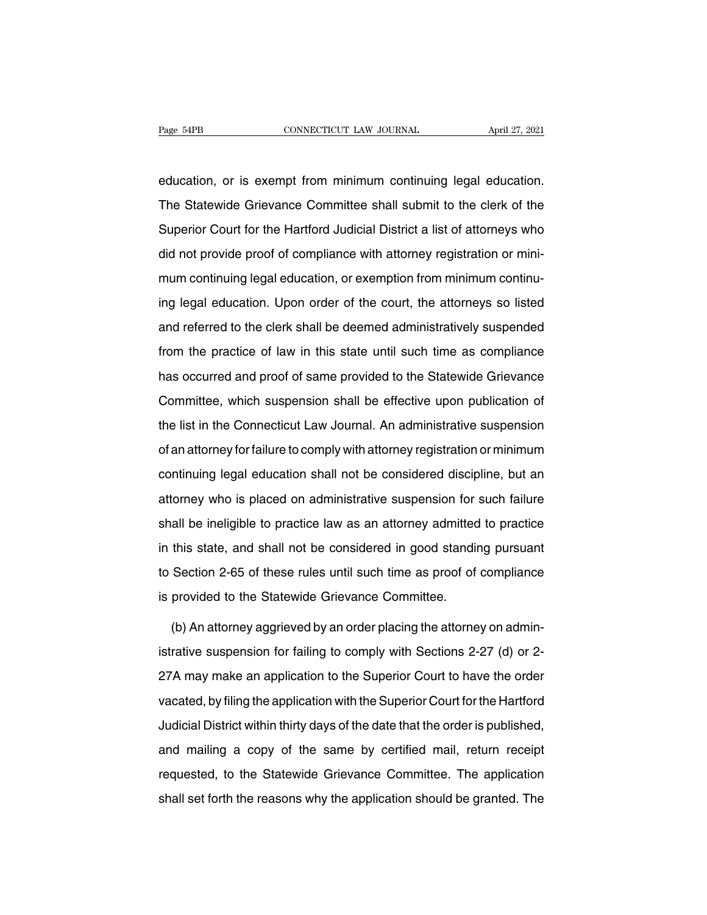education, or is exempt from minimum continuing legal education. The Statewide Grievance Committee shall submit to the clerk of the Superior Court for the Hartford Judicial District a list of attorneys who did not provide proof of compliance with attorney registration or minimum continuing legal education, or exemption from minimum continuing legal education. Upon order of the court, the attorneys so listed and referred to the clerk shall be deemed administratively suspended from the practice of law in this state until such time as compliance has occurred and proof of same provided to the Statewide Grievance Committee, which suspension shall be effective upon publication of the list in the Connecticut Law Journal. An administrative suspension of an attorney for failure to comply with attorney registration or minimum continuing legal education shall not be considered discipline, but an attorney who is placed on administrative suspension for such failure shall be ineligible to practice law as an attorney admitted to practice in this state, and shall not be considered in good standing pursuant to Section 2-65 of these rules until such time as proof of compliance is provided to the Statewide Grievance Committee.

(b) An attorney aggrieved by an order placing the attorney on administrative suspension for failing to comply with Sections 2-27 (d) or 2-27A may make an application to the Superior Court to have the order vacated, by filing the application with the Superior Court for the Hartford Judicial District within thirty days of the date that the order is published, and mailing a copy of the same by certified mail, return receipt requested, to the Statewide Grievance Committee. The application shall set forth the reasons why the application should be granted. The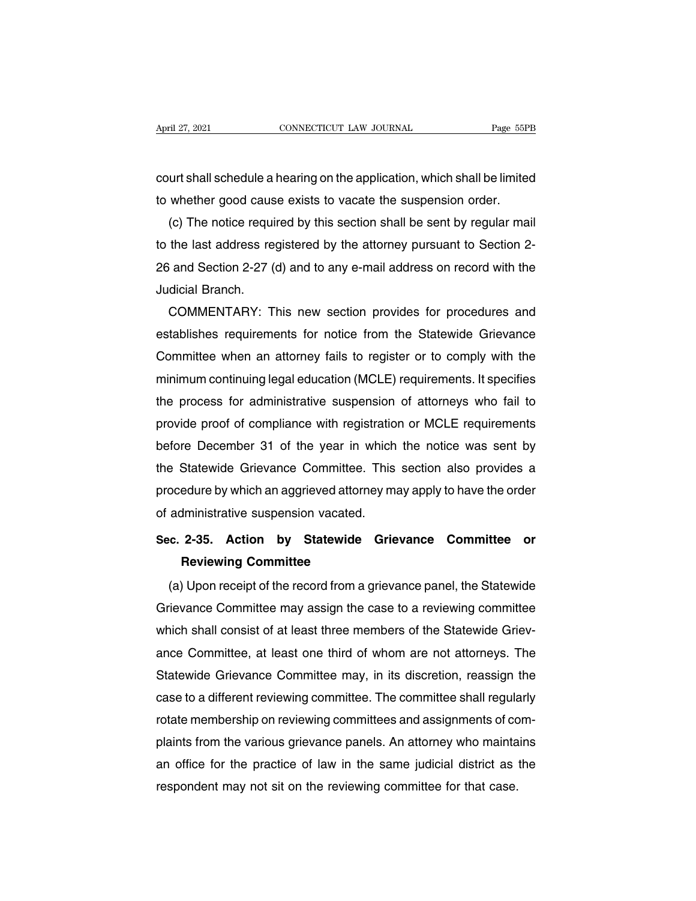court shall schedule a hearing on the application, which shall be limited to whether good cause exists to vacate the suspension order.

(c) The notice required by this section shall be sent by regular mail to the last address registered by the attorney pursuant to Section 2-26 and Section 2-27 (d) and to any e-mail address on record with the Judicial Branch.

COMMENTARY: This new section provides for procedures and establishes requirements for notice from the Statewide Grievance Committee when an attorney fails to register or to comply with the minimum continuing legal education (MCLE) requirements. It specifies the process for administrative suspension of attorneys who fail to provide proof of compliance with registration or MCLE requirements before December 31 of the year in which the notice was sent by the Statewide Grievance Committee. This section also provides a procedure by which an aggrieved attorney may apply to have the order of administrative suspension vacated.

### Sec. 2-35. Action by Statewide Grievance Committee or Reviewing Committee

(a) Upon receipt of the record from a grievance panel, the Statewide Grievance Committee may assign the case to a reviewing committee which shall consist of at least three members of the Statewide Grievance Committee, at least one third of whom are not attorneys. The Statewide Grievance Committee may, in its discretion, reassign the case to a different reviewing committee. The committee shall regularly rotate membership on reviewing committees and assignments of complaints from the various grievance panels. An attorney who maintains an office for the practice of law in the same judicial district as the respondent may not sit on the reviewing committee for that case.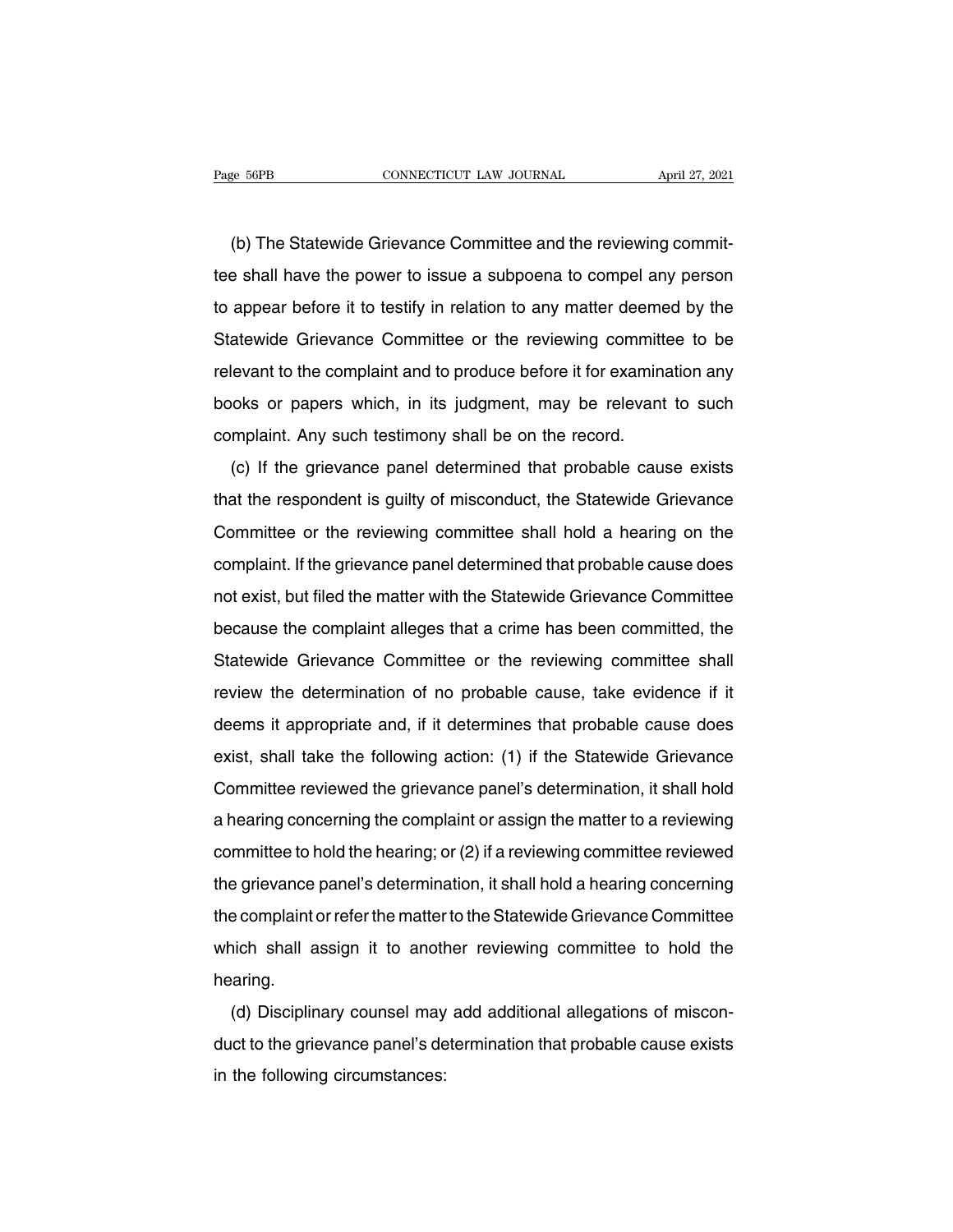(b) The Statewide Grievance Committee and the reviewing committee shall have the power to issue a subpoena to compel any person to appear before it to testify in relation to any matter deemed by the Statewide Grievance Committee or the reviewing committee to be relevant to the complaint and to produce before it for examination any books or papers which, in its judgment, may be relevant to such complaint. Any such testimony shall be on the record.

(c) If the grievance panel determined that probable cause exists that the respondent is guilty of misconduct, the Statewide Grievance Committee or the reviewing committee shall hold a hearing on the complaint. If the grievance panel determined that probable cause does not exist, but filed the matter with the Statewide Grievance Committee because the complaint alleges that a crime has been committed, the Statewide Grievance Committee or the reviewing committee shall review the determination of no probable cause, take evidence if it deems it appropriate and, if it determines that probable cause does exist, shall take the following action: (1) if the Statewide Grievance Committee reviewed the grievance panel's determination, it shall hold a hearing concerning the complaint or assign the matter to a reviewing committee to hold the hearing; or (2) if a reviewing committee reviewed the grievance panel's determination, it shall hold a hearing concerning the complaint or refer the matter to the Statewide Grievance Committee which shall assign it to another reviewing committee to hold the hearing.

(d) Disciplinary counsel may add additional allegations of misconduct to the grievance panel's determination that probable cause exists in the following circumstances: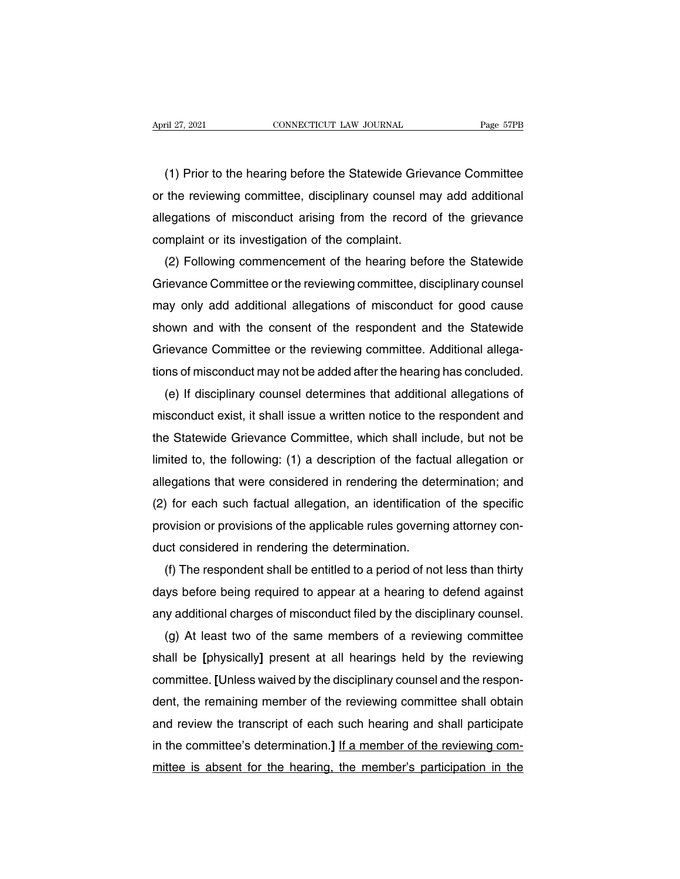(1) Prior to the hearing before the Statewide Grievance Committee or the reviewing committee, disciplinary counsel may add additional allegations of misconduct arising from the record of the grievance complaint or its investigation of the complaint.

(2) Following commencement of the hearing before the Statewide Grievance Committee or the reviewing committee, disciplinary counsel may only add additional allegations of misconduct for good cause shown and with the consent of the respondent and the Statewide Grievance Committee or the reviewing committee. Additional allegations of misconduct may not be added after the hearing has concluded.

(e) If disciplinary counsel determines that additional allegations of misconduct exist, it shall issue a written notice to the respondent and the Statewide Grievance Committee, which shall include, but not be limited to, the following: (1) a description of the factual allegation or allegations that were considered in rendering the determination; and (2) for each such factual allegation, an identification of the specific provision or provisions of the applicable rules governing attorney conduct considered in rendering the determination.

(f) The respondent shall be entitled to a period of not less than thirty days before being required to appear at a hearing to defend against any additional charges of misconduct filed by the disciplinary counsel.

(g) At least two of the same members of a reviewing committee shall be **[**physically**]** present at all hearings held by the reviewing committee. **[**Unless waived by the disciplinary counsel and the respondent, the remaining member of the reviewing committee shall obtain and review the transcript of each such hearing and shall participate in the committee's determination.**]** <u>If a member of the reviewing committee is absent for the hearing, the member's participation in the</u>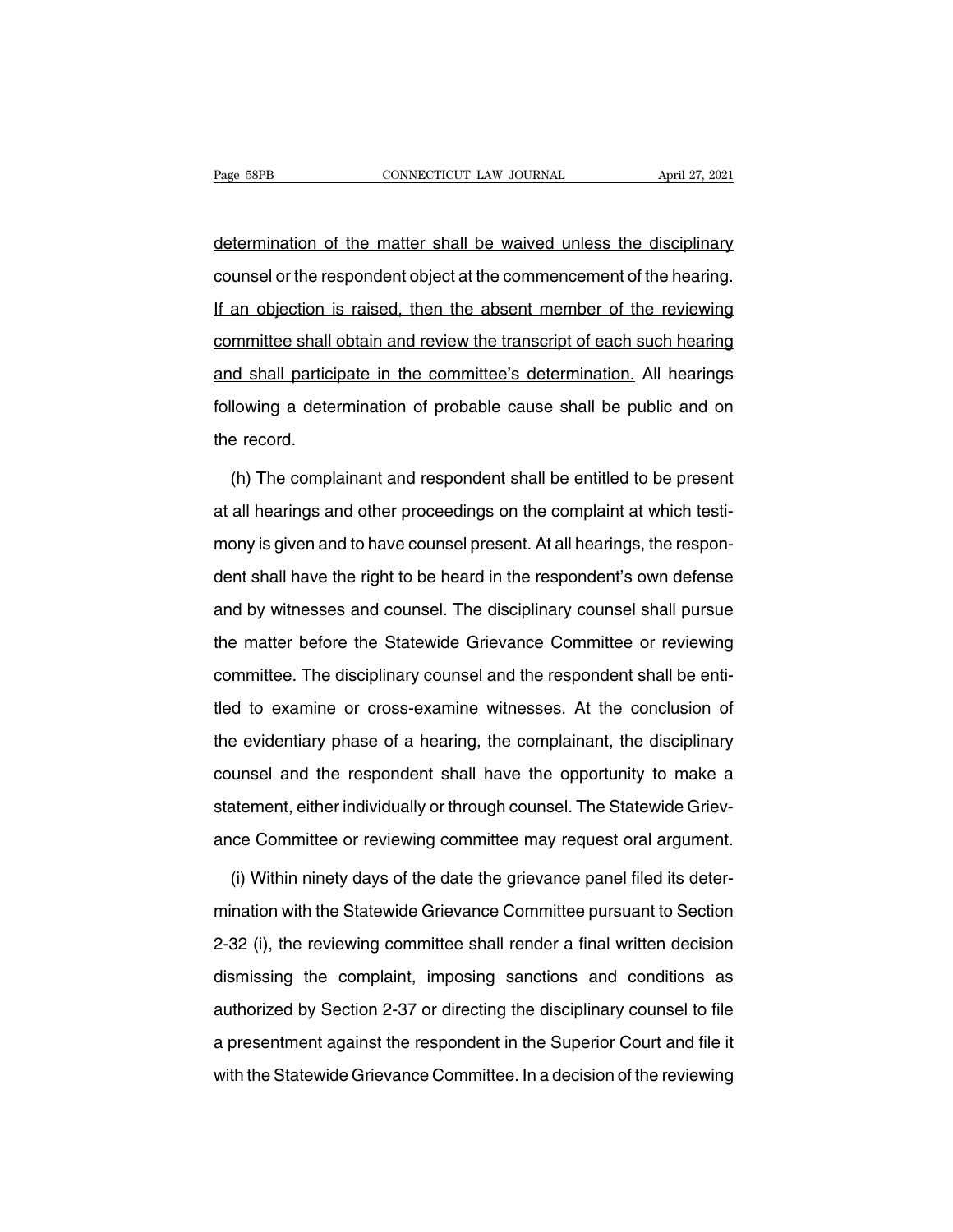determination of the matter shall be waived unless the disciplinary counsel or the respondent object at the commencement of the hearing. If an objection is raised, then the absent member of the reviewing committee shall obtain and review the transcript of each such hearing and shall participate in the committee's determination. All hearings following a determination of probable cause shall be public and on the record.

(h) The complainant and respondent shall be entitled to be present at all hearings and other proceedings on the complaint at which testimony is given and to have counsel present. At all hearings, the respondent shall have the right to be heard in the respondent's own defense and by witnesses and counsel. The disciplinary counsel shall pursue the matter before the Statewide Grievance Committee or reviewing committee. The disciplinary counsel and the respondent shall be entitled to examine or cross-examine witnesses. At the conclusion of the evidentiary phase of a hearing, the complainant, the disciplinary counsel and the respondent shall have the opportunity to make a statement, either individually or through counsel. The Statewide Grievance Committee or reviewing committee may request oral argument.

(i) Within ninety days of the date the grievance panel filed its determination with the Statewide Grievance Committee pursuant to Section 2-32 (i), the reviewing committee shall render a final written decision dismissing the complaint, imposing sanctions and conditions as authorized by Section 2-37 or directing the disciplinary counsel to file a presentment against the respondent in the Superior Court and file it with the Statewide Grievance Committee. In a decision of the reviewing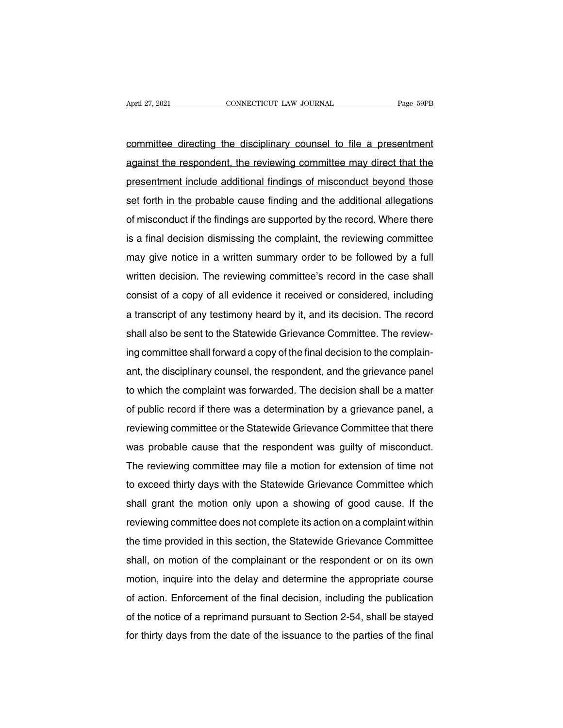committee directing the disciplinary counsel to file a presentment against the respondent, the reviewing committee may direct that the presentment include additional findings of misconduct beyond those set forth in the probable cause finding and the additional allegations of misconduct if the findings are supported by the record. Where there is a final decision dismissing the complaint, the reviewing committee may give notice in a written summary order to be followed by a full written decision. The reviewing committee's record in the case shall consist of a copy of all evidence it received or considered, including a transcript of any testimony heard by it, and its decision. The record shall also be sent to the Statewide Grievance Committee. The reviewing committee shall forward a copy of the final decision to the complainant, the disciplinary counsel, the respondent, and the grievance panel to which the complaint was forwarded. The decision shall be a matter of public record if there was a determination by a grievance panel, a reviewing committee or the Statewide Grievance Committee that there was probable cause that the respondent was guilty of misconduct. The reviewing committee may file a motion for extension of time not to exceed thirty days with the Statewide Grievance Committee which shall grant the motion only upon a showing of good cause. If the reviewing committee does not complete its action on a complaint within the time provided in this section, the Statewide Grievance Committee shall, on motion of the complainant or the respondent or on its own motion, inquire into the delay and determine the appropriate course of action. Enforcement of the final decision, including the publication of the notice of a reprimand pursuant to Section 2-54, shall be stayed for thirty days from the date of the issuance to the parties of the final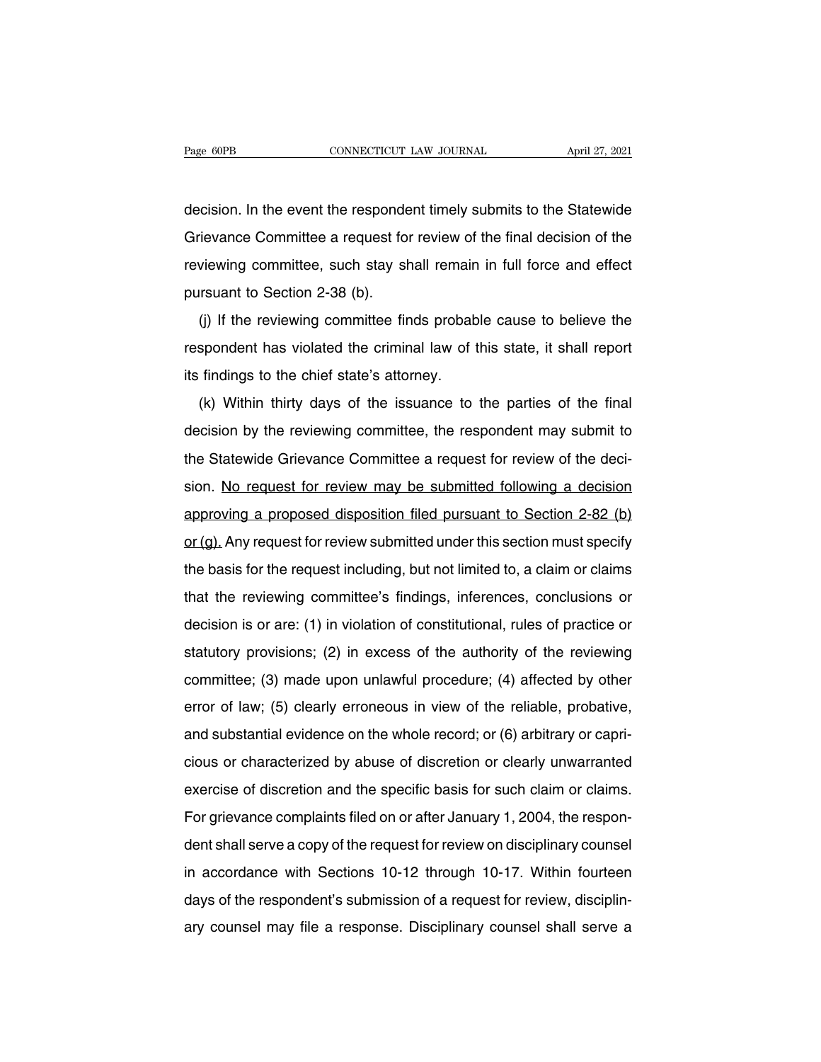decision. In the event the respondent timely submits to the Statewide Grievance Committee a request for review of the final decision of the reviewing committee, such stay shall remain in full force and effect pursuant to Section 2-38 (b).

(j) If the reviewing committee finds probable cause to believe the respondent has violated the criminal law of this state, it shall report its findings to the chief state's attorney.

(k) Within thirty days of the issuance to the parties of the final decision by the reviewing committee, the respondent may submit to the Statewide Grievance Committee a request for review of the decision. <u>No request for review may be submitted following a decision approving a proposed disposition filed pursuant to Section 2-82 (b) or (g).</u> Any request for review submitted under this section must specify the basis for the request including, but not limited to, a claim or claims that the reviewing committee's findings, inferences, conclusions or decision is or are: (1) in violation of constitutional, rules of practice or statutory provisions; (2) in excess of the authority of the reviewing committee; (3) made upon unlawful procedure; (4) affected by other error of law; (5) clearly erroneous in view of the reliable, probative, and substantial evidence on the whole record; or (6) arbitrary or capricious or characterized by abuse of discretion or clearly unwarranted exercise of discretion and the specific basis for such claim or claims. For grievance complaints filed on or after January 1, 2004, the respondent shall serve a copy of the request for review on disciplinary counsel in accordance with Sections 10-12 through 10-17. Within fourteen days of the respondent's submission of a request for review, disciplinary counsel may file a response. Disciplinary counsel shall serve a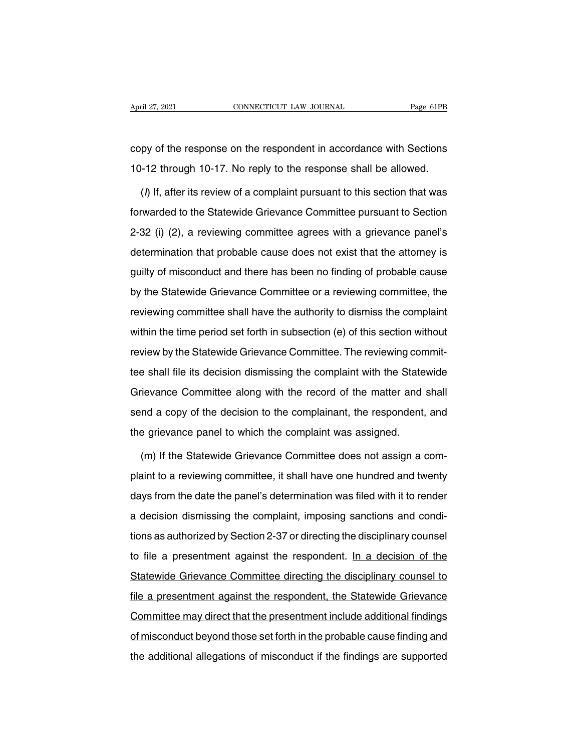copy of the response on the respondent in accordance with Sections 10-12 through 10-17. No reply to the response shall be allowed.

(*l*) If, after its review of a complaint pursuant to this section that was forwarded to the Statewide Grievance Committee pursuant to Section 2-32 (i) (2), a reviewing committee agrees with a grievance panel's determination that probable cause does not exist that the attorney is guilty of misconduct and there has been no finding of probable cause by the Statewide Grievance Committee or a reviewing committee, the reviewing committee shall have the authority to dismiss the complaint within the time period set forth in subsection (e) of this section without review by the Statewide Grievance Committee. The reviewing committee shall file its decision dismissing the complaint with the Statewide Grievance Committee along with the record of the matter and shall send a copy of the decision to the complainant, the respondent, and the grievance panel to which the complaint was assigned.

(m) If the Statewide Grievance Committee does not assign a complaint to a reviewing committee, it shall have one hundred and twenty days from the date the panel's determination was filed with it to render a decision dismissing the complaint, imposing sanctions and conditions as authorized by Section 2-37 or directing the disciplinary counsel to file a presentment against the respondent. <u>In a decision of the Statewide Grievance Committee directing the disciplinary counsel to file a presentment against the respondent, the Statewide Grievance Committee may direct that the presentment include additional findings of misconduct beyond those set forth in the probable cause finding and the additional allegations of misconduct if the findings are supported</u>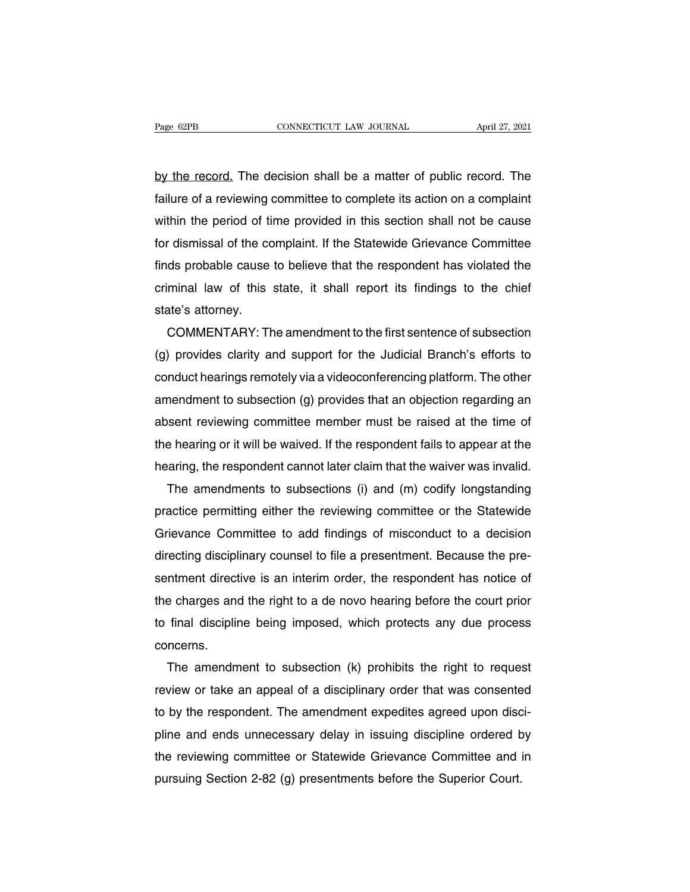<u>by the record.</u> The decision shall be a matter of public record. The failure of a reviewing committee to complete its action on a complaint within the period of time provided in this section shall not be cause for dismissal of the complaint. If the Statewide Grievance Committee finds probable cause to believe that the respondent has violated the criminal law of this state, it shall report its findings to the chief state's attorney.

COMMENTARY: The amendment to the first sentence of subsection (g) provides clarity and support for the Judicial Branch's efforts to conduct hearings remotely via a videoconferencing platform. The other amendment to subsection (g) provides that an objection regarding an absent reviewing committee member must be raised at the time of the hearing or it will be waived. If the respondent fails to appear at the hearing, the respondent cannot later claim that the waiver was invalid.

The amendments to subsections (i) and (m) codify longstanding practice permitting either the reviewing committee or the Statewide Grievance Committee to add findings of misconduct to a decision directing disciplinary counsel to file a presentment. Because the presentment directive is an interim order, the respondent has notice of the charges and the right to a de novo hearing before the court prior to final discipline being imposed, which protects any due process concerns.

The amendment to subsection (k) prohibits the right to request review or take an appeal of a disciplinary order that was consented to by the respondent. The amendment expedites agreed upon discipline and ends unnecessary delay in issuing discipline ordered by the reviewing committee or Statewide Grievance Committee and in pursuing Section 2-82 (g) presentments before the Superior Court.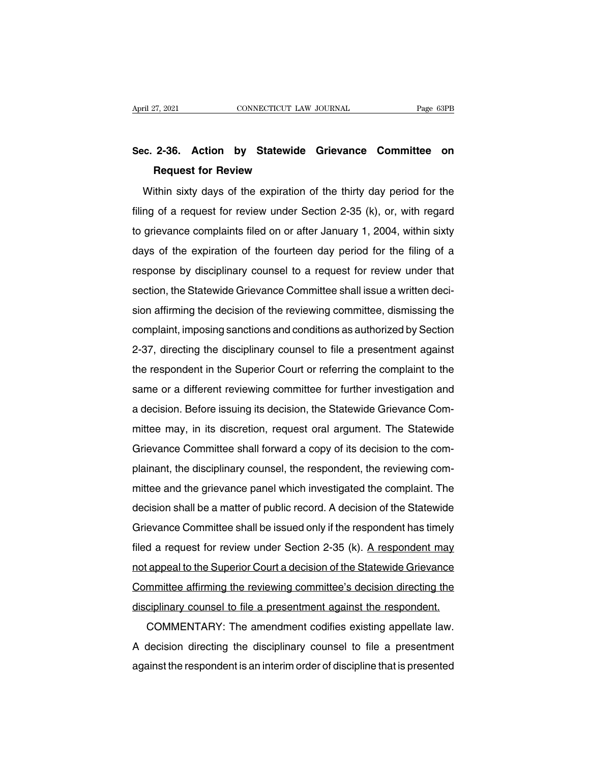## Sec. 2-36. Action by Statewide Grievance Committee on Request for Review

Within sixty days of the expiration of the thirty day period for the filing of a request for review under Section 2-35 (k), or, with regard to grievance complaints filed on or after January 1, 2004, within sixty days of the expiration of the fourteen day period for the filing of a response by disciplinary counsel to a request for review under that section, the Statewide Grievance Committee shall issue a written decision affirming the decision of the reviewing committee, dismissing the complaint, imposing sanctions and conditions as authorized by Section 2-37, directing the disciplinary counsel to file a presentment against the respondent in the Superior Court or referring the complaint to the same or a different reviewing committee for further investigation and a decision. Before issuing its decision, the Statewide Grievance Committee may, in its discretion, request oral argument. The Statewide Grievance Committee shall forward a copy of its decision to the complainant, the disciplinary counsel, the respondent, the reviewing committee and the grievance panel which investigated the complaint. The decision shall be a matter of public record. A decision of the Statewide Grievance Committee shall be issued only if the respondent has timely filed a request for review under Section 2-35 (k). <u>A respondent may not appeal to the Superior Court a decision of the Statewide Grievance Committee affirming the reviewing committee's decision directing the disciplinary counsel to file a presentment against the respondent.</u>

COMMENTARY: The amendment codifies existing appellate law. A decision directing the disciplinary counsel to file a presentment against the respondent is an interim order of discipline that is presented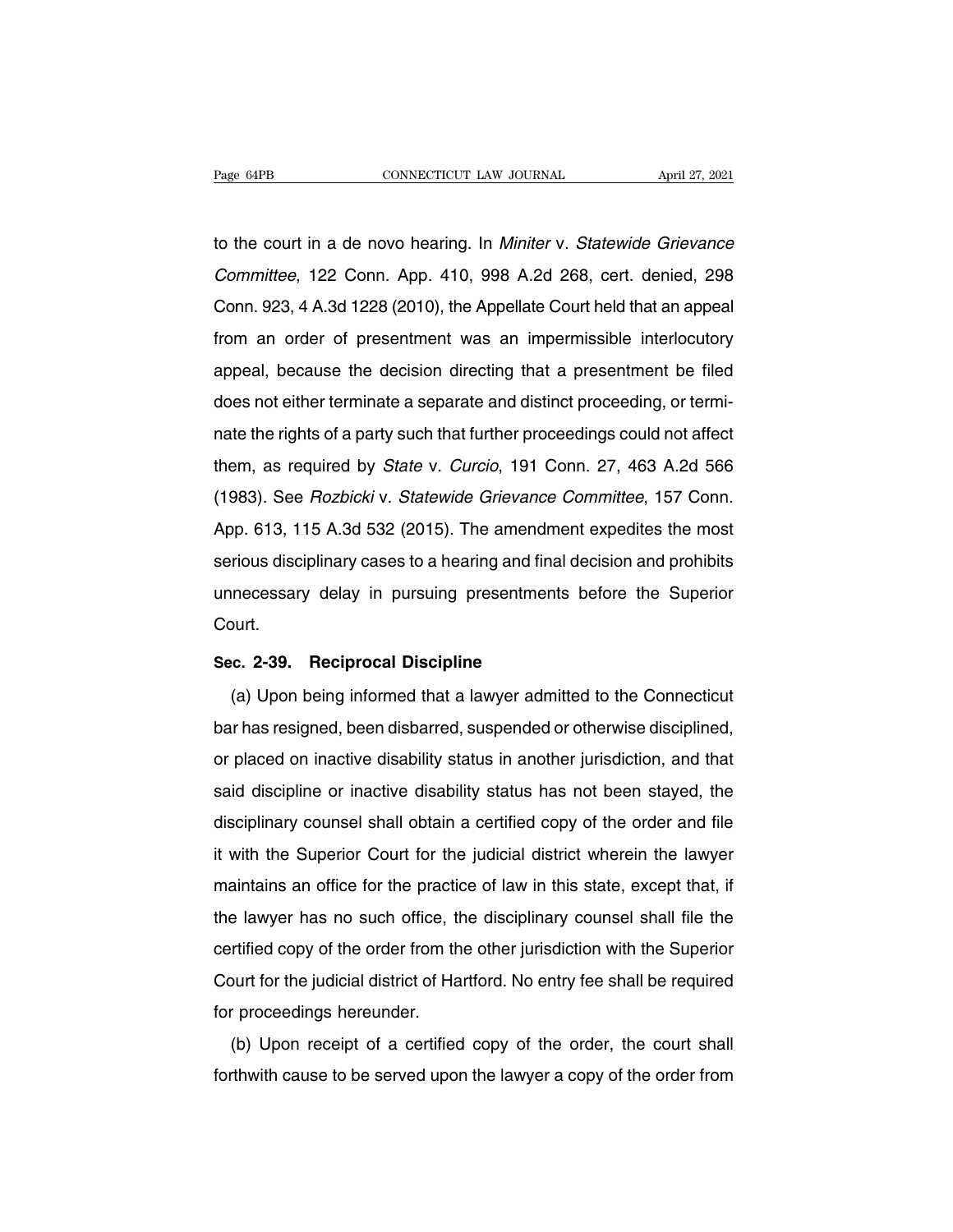to the court in a de novo hearing. In *Miniter* v. *Statewide Grievance Committee*, 122 Conn. App. 410, 998 A.2d 268, cert. denied, 298 Conn. 923, 4 A.3d 1228 (2010), the Appellate Court held that an appeal from an order of presentment was an impermissible interlocutory appeal, because the decision directing that a presentment be filed does not either terminate a separate and distinct proceeding, or terminate the rights of a party such that further proceedings could not affect them, as required by *State* v. *Curcio*, 191 Conn. 27, 463 A.2d 566 (1983). See *Rozbicki* v. *Statewide Grievance Committee*, 157 Conn. App. 613, 115 A.3d 532 (2015). The amendment expedites the most serious disciplinary cases to a hearing and final decision and prohibits unnecessary delay in pursuing presentments before the Superior Court.

**Sec. 2-39. Reciprocal Discipline**

(a) Upon being informed that a lawyer admitted to the Connecticut bar has resigned, been disbarred, suspended or otherwise disciplined, or placed on inactive disability status in another jurisdiction, and that said discipline or inactive disability status has not been stayed, the disciplinary counsel shall obtain a certified copy of the order and file it with the Superior Court for the judicial district wherein the lawyer maintains an office for the practice of law in this state, except that, if the lawyer has no such office, the disciplinary counsel shall file the certified copy of the order from the other jurisdiction with the Superior Court for the judicial district of Hartford. No entry fee shall be required for proceedings hereunder.

(b) Upon receipt of a certified copy of the order, the court shall forthwith cause to be served upon the lawyer a copy of the order from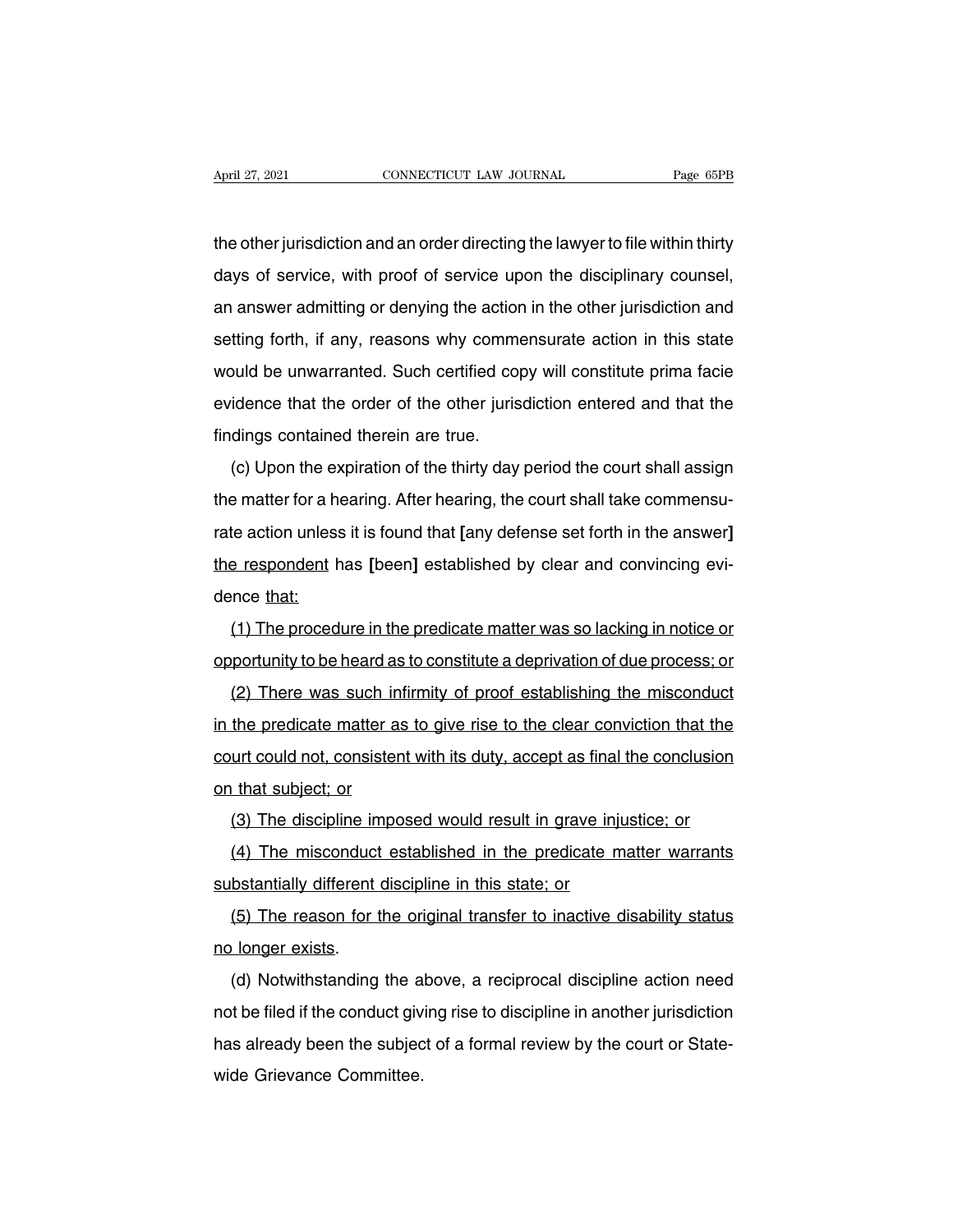the other jurisdiction and an order directing the lawyer to file within thirty days of service, with proof of service upon the disciplinary counsel, an answer admitting or denying the action in the other jurisdiction and setting forth, if any, reasons why commensurate action in this state would be unwarranted. Such certified copy will constitute prima facie evidence that the order of the other jurisdiction entered and that the findings contained therein are true.

(c) Upon the expiration of the thirty day period the court shall assign the matter for a hearing. After hearing, the court shall take commensurate action unless it is found that **[**any defense set forth in the answer**]** <u>the respondent</u> has **[**been**]** established by clear and convincing evidence <u>that:</u>

<u>(1) The procedure in the predicate matter was so lacking in notice or opportunity to be heard as to constitute a deprivation of due process; or</u>

<u>(2) There was such infirmity of proof establishing the misconduct in the predicate matter as to give rise to the clear conviction that the court could not, consistent with its duty, accept as final the conclusion on that subject; or</u>

<u>(3) The discipline imposed would result in grave injustice; or</u>

<u>(4) The misconduct established in the predicate matter warrants substantially different discipline in this state; or</u>

<u>(5) The reason for the original transfer to inactive disability status no longer exists</u>.

(d) Notwithstanding the above, a reciprocal discipline action need not be filed if the conduct giving rise to discipline in another jurisdiction has already been the subject of a formal review by the court or Statewide Grievance Committee.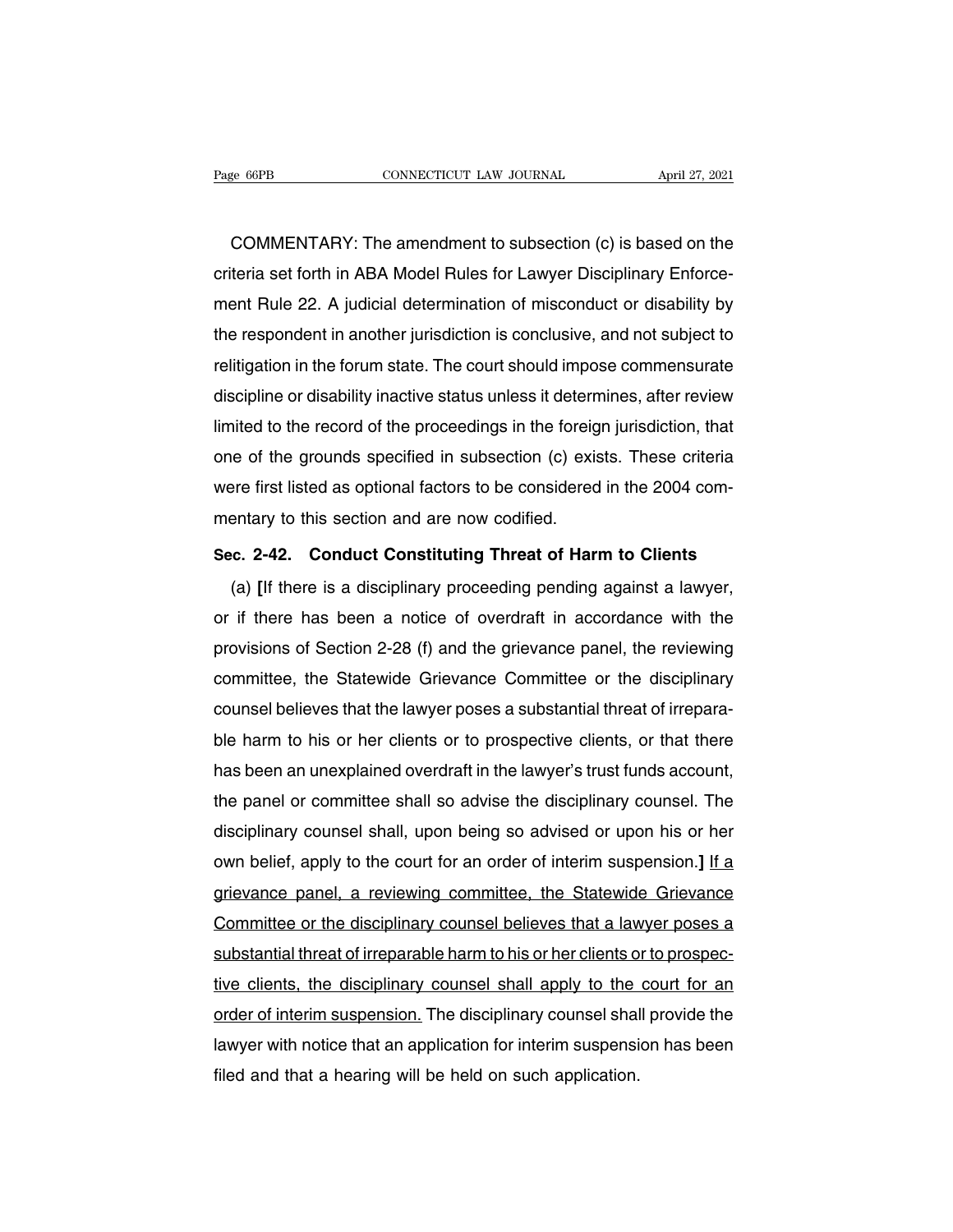COMMENTARY: The amendment to subsection (c) is based on the criteria set forth in ABA Model Rules for Lawyer Disciplinary Enforcement Rule 22. A judicial determination of misconduct or disability by the respondent in another jurisdiction is conclusive, and not subject to relitigation in the forum state. The court should impose commensurate discipline or disability inactive status unless it determines, after review limited to the record of the proceedings in the foreign jurisdiction, that one of the grounds specified in subsection (c) exists. These criteria were first listed as optional factors to be considered in the 2004 commentary to this section and are now codified.

**Sec. 2-42. Conduct Constituting Threat of Harm to Clients**

(a) **[**If there is a disciplinary proceeding pending against a lawyer, or if there has been a notice of overdraft in accordance with the provisions of Section 2-28 (f) and the grievance panel, the reviewing committee, the Statewide Grievance Committee or the disciplinary counsel believes that the lawyer poses a substantial threat of irreparable harm to his or her clients or to prospective clients, or that there has been an unexplained overdraft in the lawyer's trust funds account, the panel or committee shall so advise the disciplinary counsel. The disciplinary counsel shall, upon being so advised or upon his or her own belief, apply to the court for an order of interim suspension.**]** <u>If a grievance panel, a reviewing committee, the Statewide Grievance Committee or the disciplinary counsel believes that a lawyer poses a substantial threat of irreparable harm to his or her clients or to prospective clients, the disciplinary counsel shall apply to the court for an order of interim suspension.</u> The disciplinary counsel shall provide the lawyer with notice that an application for interim suspension has been filed and that a hearing will be held on such application.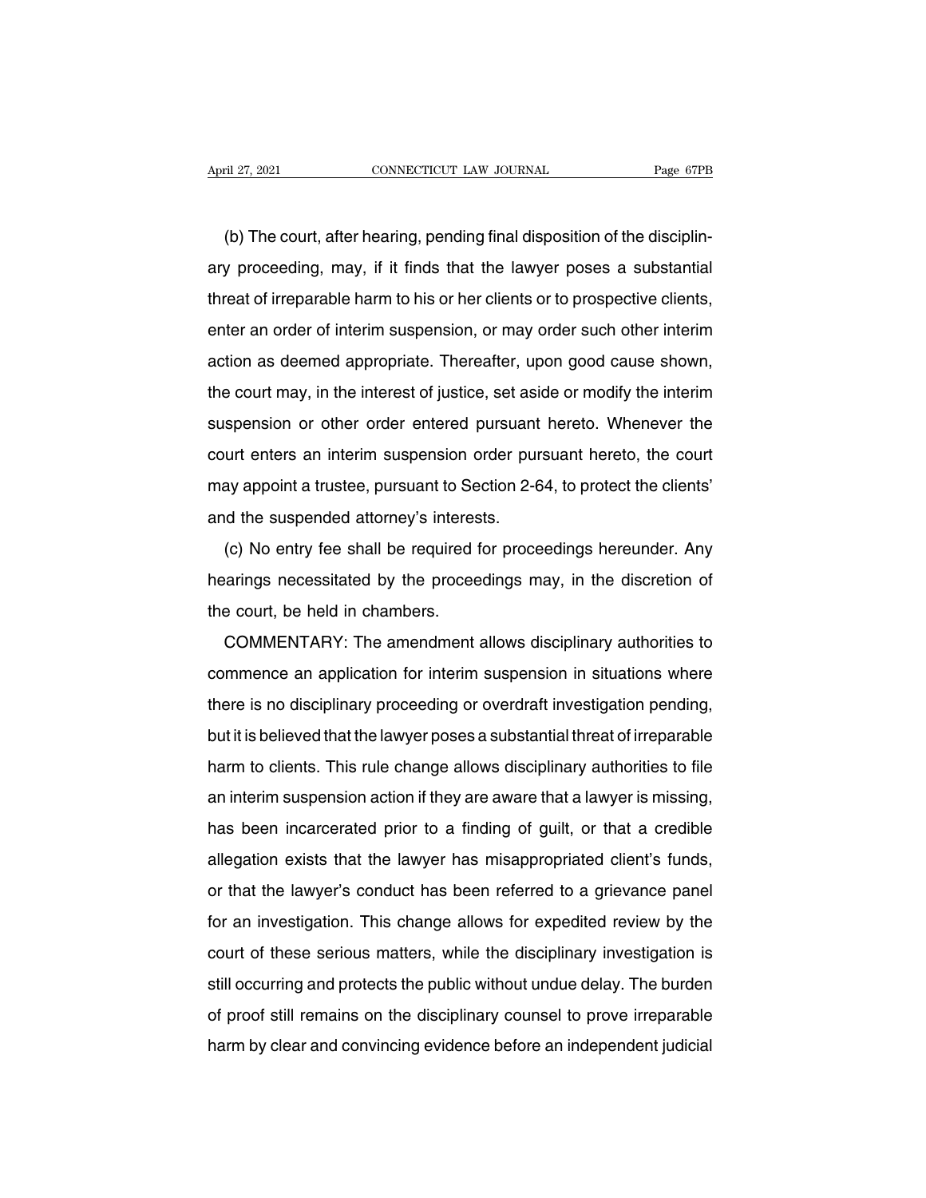(b) The court, after hearing, pending final disposition of the disciplinary proceeding, may, if it finds that the lawyer poses a substantial threat of irreparable harm to his or her clients or to prospective clients, enter an order of interim suspension, or may order such other interim action as deemed appropriate. Thereafter, upon good cause shown, the court may, in the interest of justice, set aside or modify the interim suspension or other order entered pursuant hereto. Whenever the court enters an interim suspension order pursuant hereto, the court may appoint a trustee, pursuant to Section 2-64, to protect the clients' and the suspended attorney's interests.

(c) No entry fee shall be required for proceedings hereunder. Any hearings necessitated by the proceedings may, in the discretion of the court, be held in chambers.

COMMENTARY: The amendment allows disciplinary authorities to commence an application for interim suspension in situations where there is no disciplinary proceeding or overdraft investigation pending, but it is believed that the lawyer poses a substantial threat of irreparable harm to clients. This rule change allows disciplinary authorities to file an interim suspension action if they are aware that a lawyer is missing, has been incarcerated prior to a finding of guilt, or that a credible allegation exists that the lawyer has misappropriated client's funds, or that the lawyer's conduct has been referred to a grievance panel for an investigation. This change allows for expedited review by the court of these serious matters, while the disciplinary investigation is still occurring and protects the public without undue delay. The burden of proof still remains on the disciplinary counsel to prove irreparable harm by clear and convincing evidence before an independent judicial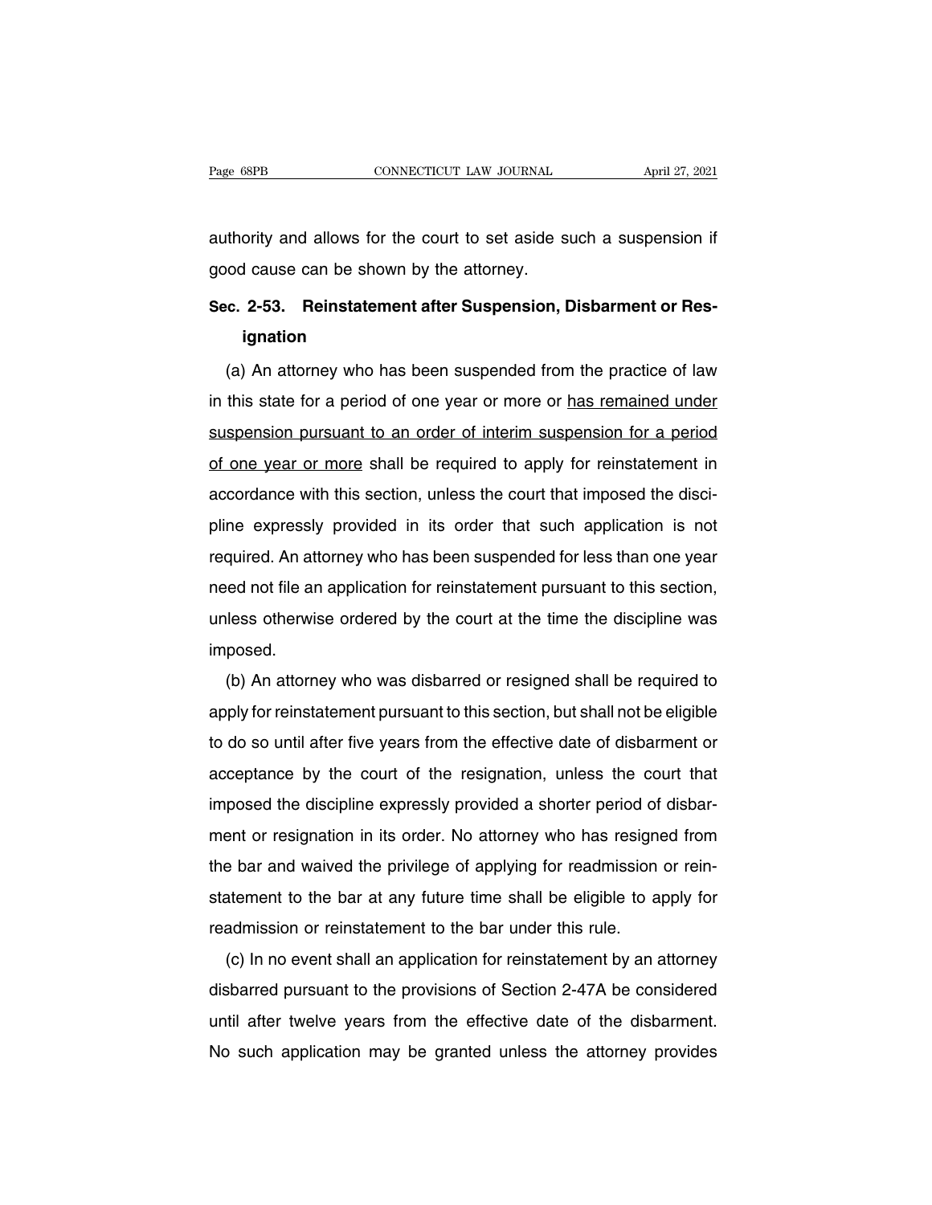authority and allows for the court to set aside such a suspension if good cause can be shown by the attorney.

**Sec. 2-53. Reinstatement after Suspension, Disbarment or Resignation**

(a) An attorney who has been suspended from the practice of law in this state for a period of one year or more or <u>has remained under suspension pursuant to an order of interim suspension for a period of one year or more</u> shall be required to apply for reinstatement in accordance with this section, unless the court that imposed the discipline expressly provided in its order that such application is not required. An attorney who has been suspended for less than one year need not file an application for reinstatement pursuant to this section, unless otherwise ordered by the court at the time the discipline was imposed.

(b) An attorney who was disbarred or resigned shall be required to apply for reinstatement pursuant to this section, but shall not be eligible to do so until after five years from the effective date of disbarment or acceptance by the court of the resignation, unless the court that imposed the discipline expressly provided a shorter period of disbarment or resignation in its order. No attorney who has resigned from the bar and waived the privilege of applying for readmission or reinstatement to the bar at any future time shall be eligible to apply for readmission or reinstatement to the bar under this rule.

(c) In no event shall an application for reinstatement by an attorney disbarred pursuant to the provisions of Section 2-47A be considered until after twelve years from the effective date of the disbarment. No such application may be granted unless the attorney provides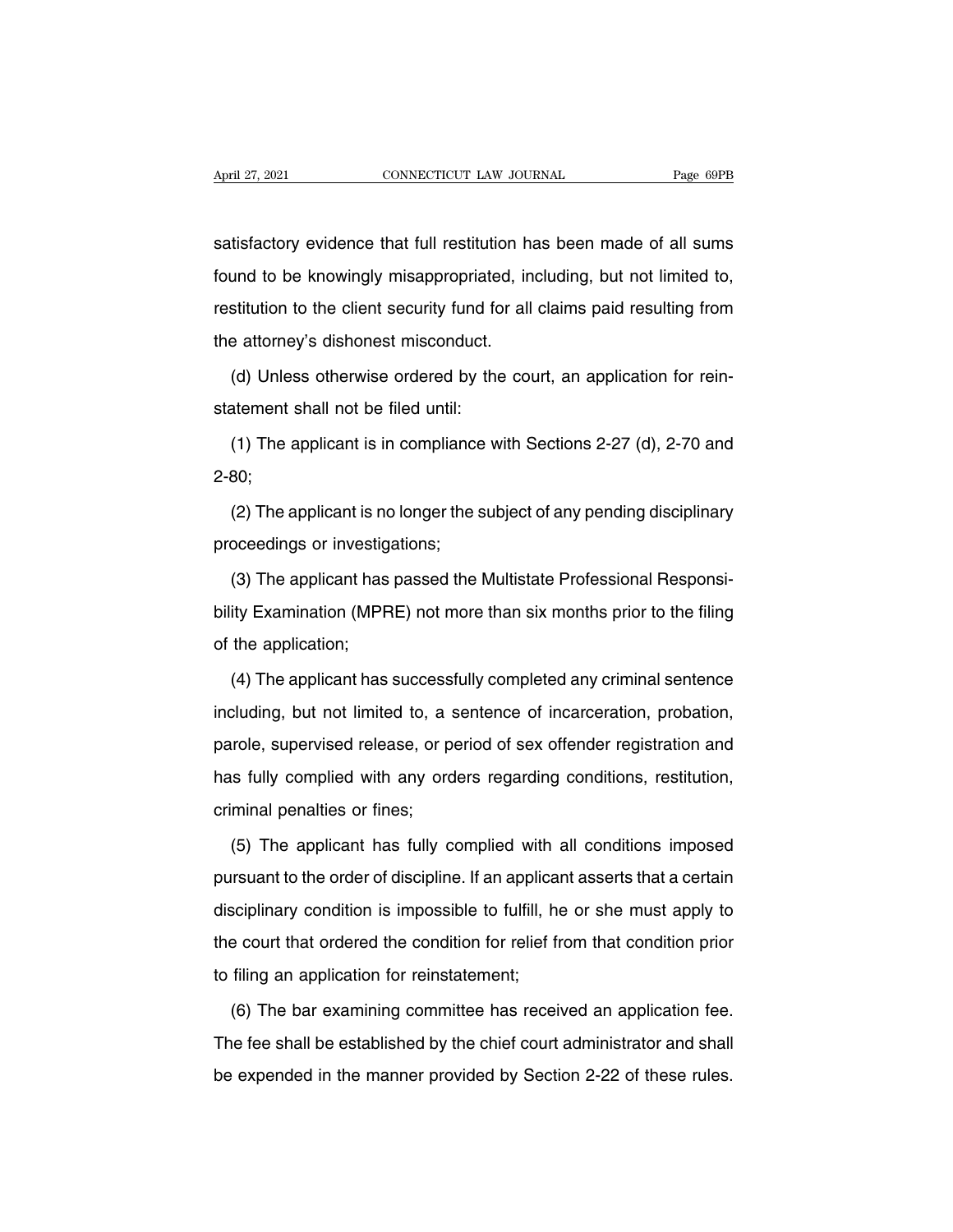satisfactory evidence that full restitution has been made of all sums found to be knowingly misappropriated, including, but not limited to, restitution to the client security fund for all claims paid resulting from the attorney's dishonest misconduct.

(d) Unless otherwise ordered by the court, an application for reinstatement shall not be filed until:

(1) The applicant is in compliance with Sections 2-27 (d), 2-70 and 2-80;

(2) The applicant is no longer the subject of any pending disciplinary proceedings or investigations;

(3) The applicant has passed the Multistate Professional Responsibility Examination (MPRE) not more than six months prior to the filing of the application;

(4) The applicant has successfully completed any criminal sentence including, but not limited to, a sentence of incarceration, probation, parole, supervised release, or period of sex offender registration and has fully complied with any orders regarding conditions, restitution, criminal penalties or fines;

(5) The applicant has fully complied with all conditions imposed pursuant to the order of discipline. If an applicant asserts that a certain disciplinary condition is impossible to fulfill, he or she must apply to the court that ordered the condition for relief from that condition prior to filing an application for reinstatement;

(6) The bar examining committee has received an application fee. The fee shall be established by the chief court administrator and shall be expended in the manner provided by Section 2-22 of these rules.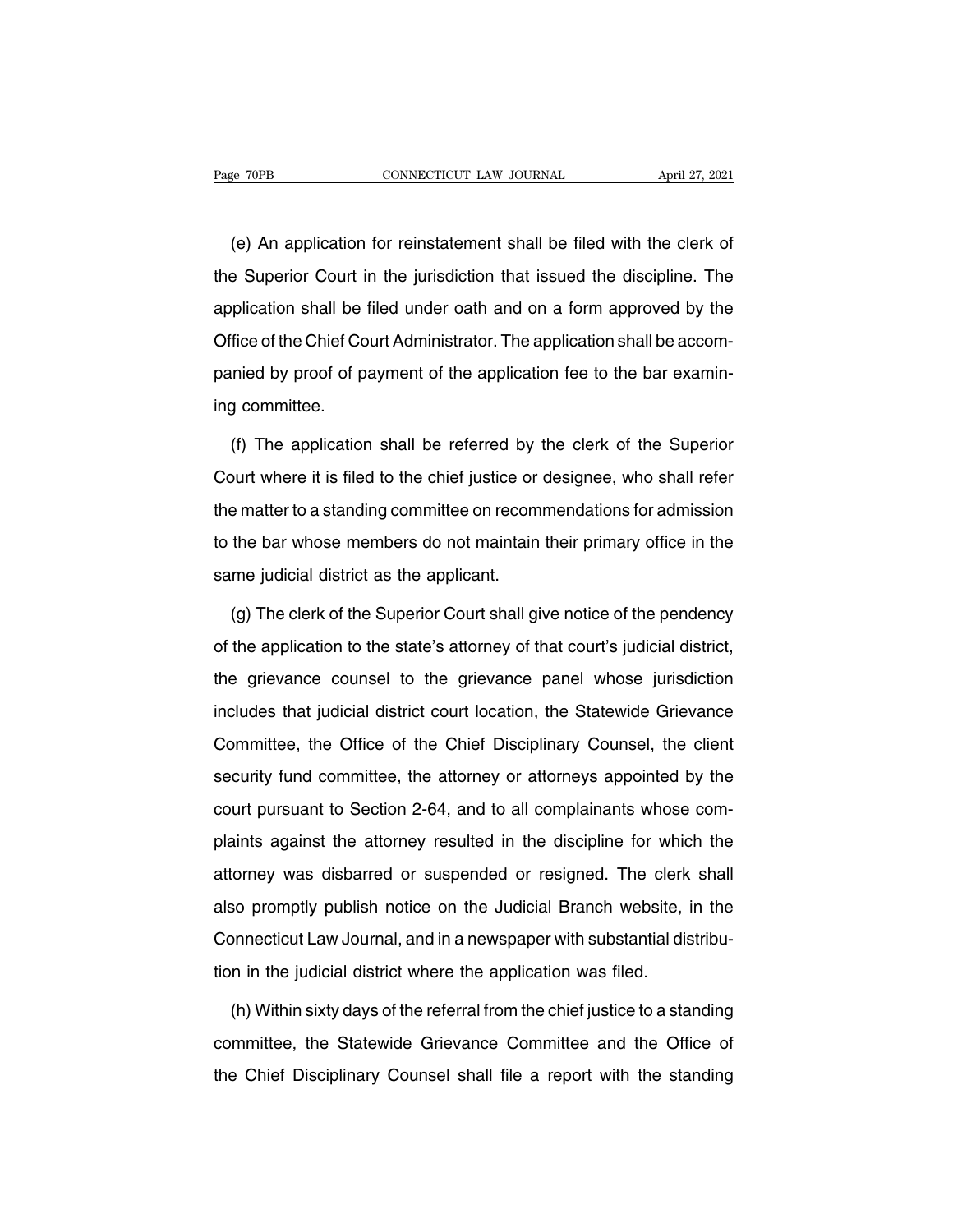(e) An application for reinstatement shall be filed with the clerk of the Superior Court in the jurisdiction that issued the discipline. The application shall be filed under oath and on a form approved by the Office of the Chief Court Administrator. The application shall be accompanied by proof of payment of the application fee to the bar examining committee.

(f) The application shall be referred by the clerk of the Superior Court where it is filed to the chief justice or designee, who shall refer the matter to a standing committee on recommendations for admission to the bar whose members do not maintain their primary office in the same judicial district as the applicant.

(g) The clerk of the Superior Court shall give notice of the pendency of the application to the state's attorney of that court's judicial district, the grievance counsel to the grievance panel whose jurisdiction includes that judicial district court location, the Statewide Grievance Committee, the Office of the Chief Disciplinary Counsel, the client security fund committee, the attorney or attorneys appointed by the court pursuant to Section 2-64, and to all complainants whose complaints against the attorney resulted in the discipline for which the attorney was disbarred or suspended or resigned. The clerk shall also promptly publish notice on the Judicial Branch website, in the Connecticut Law Journal, and in a newspaper with substantial distribution in the judicial district where the application was filed.

(h) Within sixty days of the referral from the chief justice to a standing committee, the Statewide Grievance Committee and the Office of the Chief Disciplinary Counsel shall file a report with the standing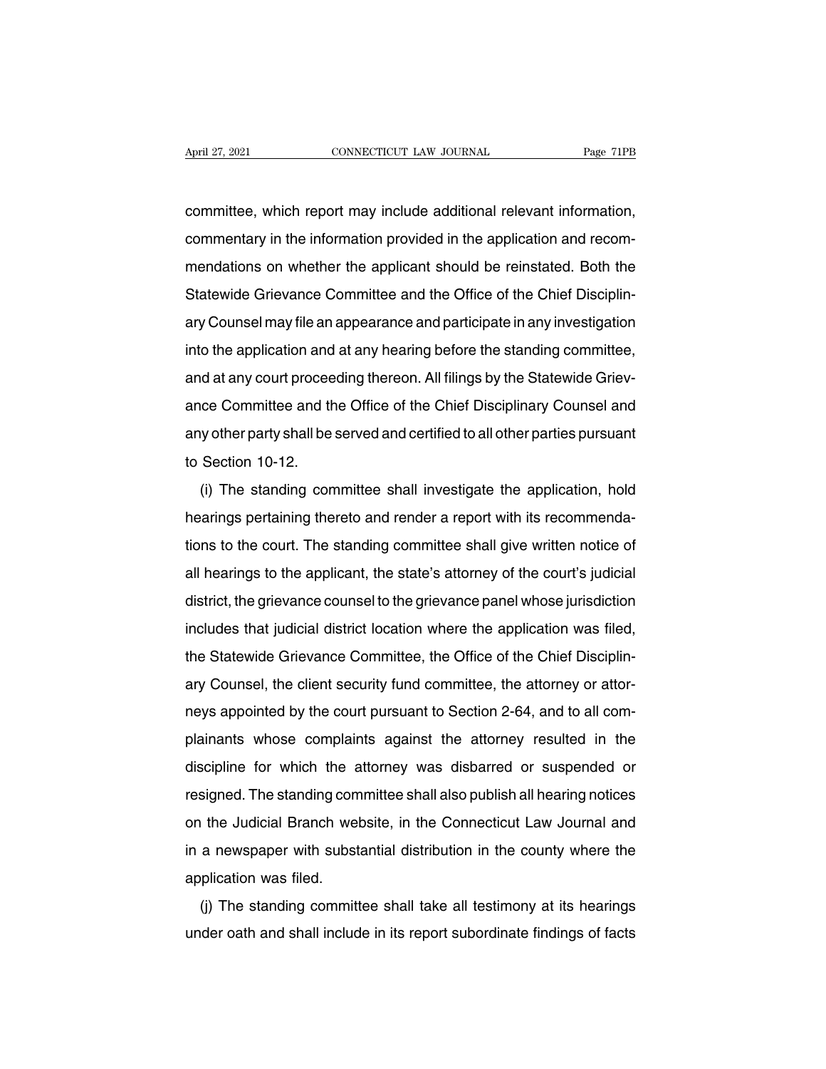committee, which report may include additional relevant information, commentary in the information provided in the application and recommendations on whether the applicant should be reinstated. Both the Statewide Grievance Committee and the Office of the Chief Disciplinary Counsel may file an appearance and participate in any investigation into the application and at any hearing before the standing committee, and at any court proceeding thereon. All filings by the Statewide Grievance Committee and the Office of the Chief Disciplinary Counsel and any other party shall be served and certified to all other parties pursuant to Section 10-12.

(i) The standing committee shall investigate the application, hold hearings pertaining thereto and render a report with its recommendations to the court. The standing committee shall give written notice of all hearings to the applicant, the state's attorney of the court's judicial district, the grievance counsel to the grievance panel whose jurisdiction includes that judicial district location where the application was filed, the Statewide Grievance Committee, the Office of the Chief Disciplinary Counsel, the client security fund committee, the attorney or attorneys appointed by the court pursuant to Section 2-64, and to all complainants whose complaints against the attorney resulted in the discipline for which the attorney was disbarred or suspended or resigned. The standing committee shall also publish all hearing notices on the Judicial Branch website, in the Connecticut Law Journal and in a newspaper with substantial distribution in the county where the application was filed.

(j) The standing committee shall take all testimony at its hearings under oath and shall include in its report subordinate findings of facts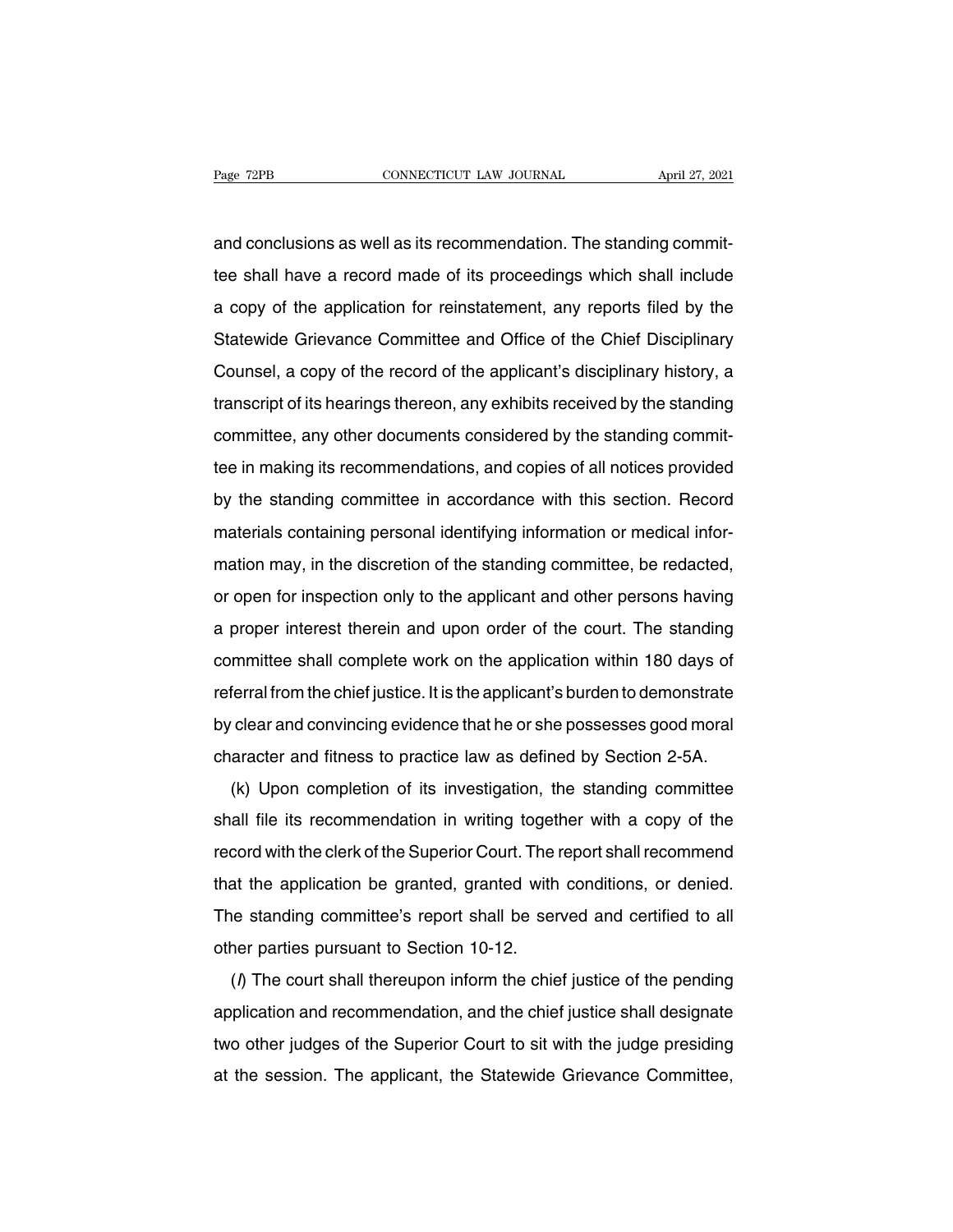and conclusions as well as its recommendation. The standing committee shall have a record made of its proceedings which shall include a copy of the application for reinstatement, any reports filed by the Statewide Grievance Committee and Office of the Chief Disciplinary Counsel, a copy of the record of the applicant's disciplinary history, a transcript of its hearings thereon, any exhibits received by the standing committee, any other documents considered by the standing committee in making its recommendations, and copies of all notices provided by the standing committee in accordance with this section. Record materials containing personal identifying information or medical information may, in the discretion of the standing committee, be redacted, or open for inspection only to the applicant and other persons having a proper interest therein and upon order of the court. The standing committee shall complete work on the application within 180 days of referral from the chief justice. It is the applicant's burden to demonstrate by clear and convincing evidence that he or she possesses good moral character and fitness to practice law as defined by Section 2-5A.

(k) Upon completion of its investigation, the standing committee shall file its recommendation in writing together with a copy of the record with the clerk of the Superior Court. The report shall recommend that the application be granted, granted with conditions, or denied. The standing committee's report shall be served and certified to all other parties pursuant to Section 10-12.

(*l*) The court shall thereupon inform the chief justice of the pending application and recommendation, and the chief justice shall designate two other judges of the Superior Court to sit with the judge presiding at the session. The applicant, the Statewide Grievance Committee,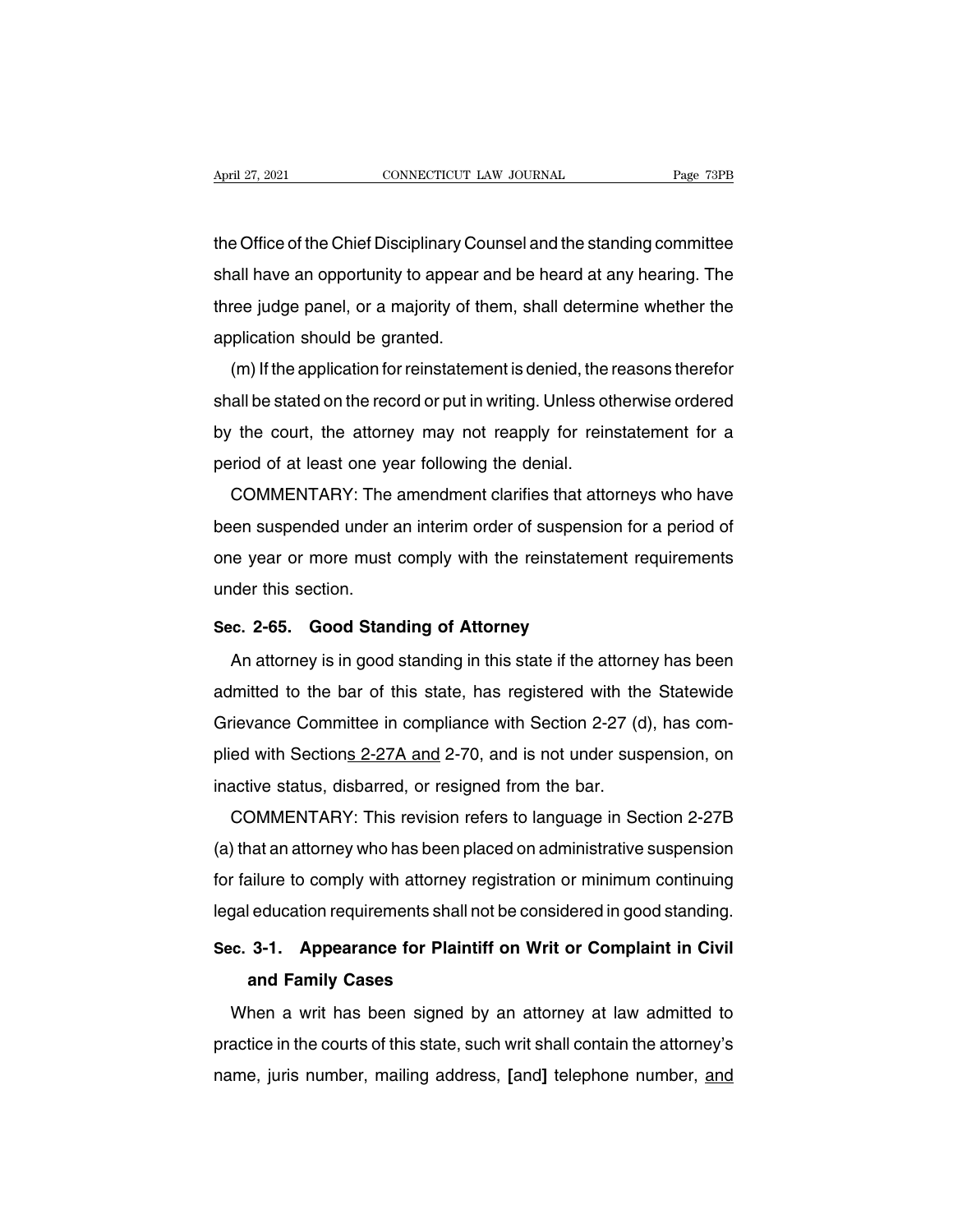the Office of the Chief Disciplinary Counsel and the standing committee shall have an opportunity to appear and be heard at any hearing. The three judge panel, or a majority of them, shall determine whether the application should be granted.

(m) If the application for reinstatement is denied, the reasons therefor shall be stated on the record or put in writing. Unless otherwise ordered by the court, the attorney may not reapply for reinstatement for a period of at least one year following the denial.

COMMENTARY: The amendment clarifies that attorneys who have been suspended under an interim order of suspension for a period of one year or more must comply with the reinstatement requirements under this section.

**Sec. 2-65. Good Standing of Attorney**

An attorney is in good standing in this state if the attorney has been admitted to the bar of this state, has registered with the Statewide Grievance Committee in compliance with Section 2-27 (d), has complied with Sections 2-27A and 2-70, and is not under suspension, on inactive status, disbarred, or resigned from the bar.

COMMENTARY: This revision refers to language in Section 2-27B (a) that an attorney who has been placed on administrative suspension for failure to comply with attorney registration or minimum continuing legal education requirements shall not be considered in good standing.

**Sec. 3-1. Appearance for Plaintiff on Writ or Complaint in Civil and Family Cases**

When a writ has been signed by an attorney at law admitted to practice in the courts of this state, such writ shall contain the attorney's name, juris number, mailing address, **[**and**]** telephone number, and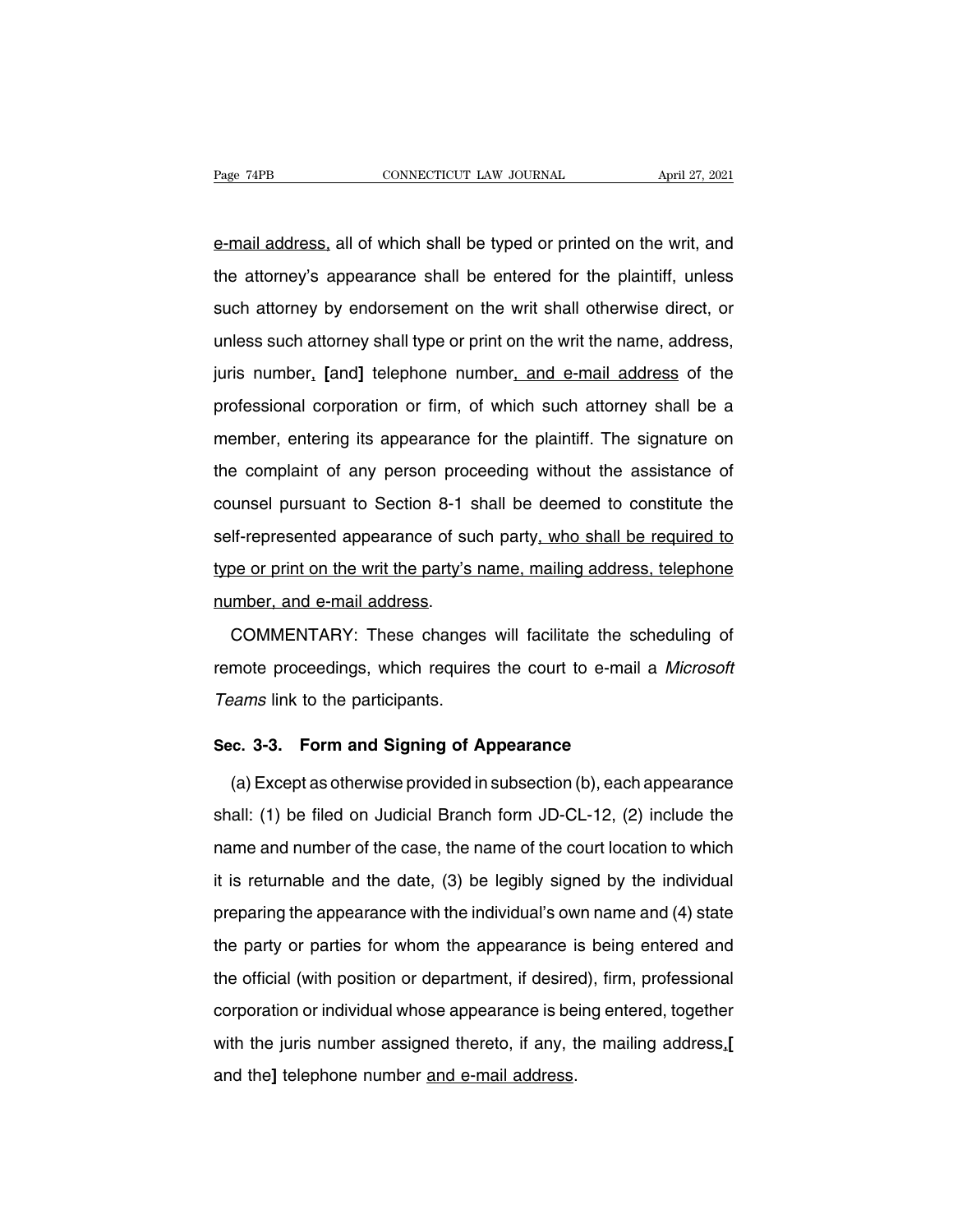e-mail address, all of which shall be typed or printed on the writ, and the attorney's appearance shall be entered for the plaintiff, unless such attorney by endorsement on the writ shall otherwise direct, or unless such attorney shall type or print on the writ the name, address, juris number, **[**and**]** telephone number, and e-mail address of the professional corporation or firm, of which such attorney shall be a member, entering its appearance for the plaintiff. The signature on the complaint of any person proceeding without the assistance of counsel pursuant to Section 8-1 shall be deemed to constitute the self-represented appearance of such party, who shall be required to type or print on the writ the party's name, mailing address, telephone number, and e-mail address.

COMMENTARY: These changes will facilitate the scheduling of remote proceedings, which requires the court to e-mail a *Microsoft Teams* link to the participants.

## Sec. 3-3. Form and Signing of Appearance

(a) Except as otherwise provided in subsection (b), each appearance shall: (1) be filed on Judicial Branch form JD-CL-12, (2) include the name and number of the case, the name of the court location to which it is returnable and the date, (3) be legibly signed by the individual preparing the appearance with the individual's own name and (4) state the party or parties for whom the appearance is being entered and the official (with position or department, if desired), firm, professional corporation or individual whose appearance is being entered, together with the juris number assigned thereto, if any, the mailing address,**[** and the**]** telephone number and e-mail address.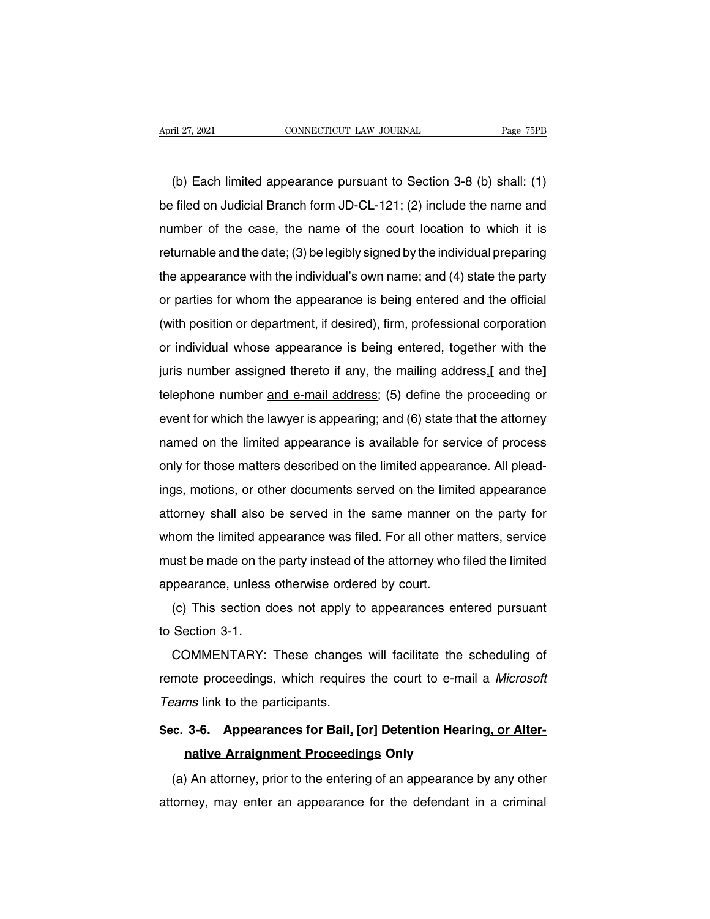(b) Each limited appearance pursuant to Section 3-8 (b) shall: (1) be filed on Judicial Branch form JD-CL-121; (2) include the name and number of the case, the name of the court location to which it is returnable and the date; (3) be legibly signed by the individual preparing the appearance with the individual's own name; and (4) state the party or parties for whom the appearance is being entered and the official (with position or department, if desired), firm, professional corporation or individual whose appearance is being entered, together with the juris number assigned thereto if any, the mailing address<u>,</u>[ and the] telephone number <u>and e-mail address</u>; (5) define the proceeding or event for which the lawyer is appearing; and (6) state that the attorney named on the limited appearance is available for service of process only for those matters described on the limited appearance. All pleadings, motions, or other documents served on the limited appearance attorney shall also be served in the same manner on the party for whom the limited appearance was filed. For all other matters, service must be made on the party instead of the attorney who filed the limited appearance, unless otherwise ordered by court.

(c) This section does not apply to appearances entered pursuant to Section 3-1.

COMMENTARY: These changes will facilitate the scheduling of remote proceedings, which requires the court to e-mail a *Microsoft Teams* link to the participants.

### Sec. 3-6. Appearances for Bail<u>,</u> [or] Detention Hearing<u>, or Alternative Arraignment Proceedings</u> Only

(a) An attorney, prior to the entering of an appearance by any other attorney, may enter an appearance for the defendant in a criminal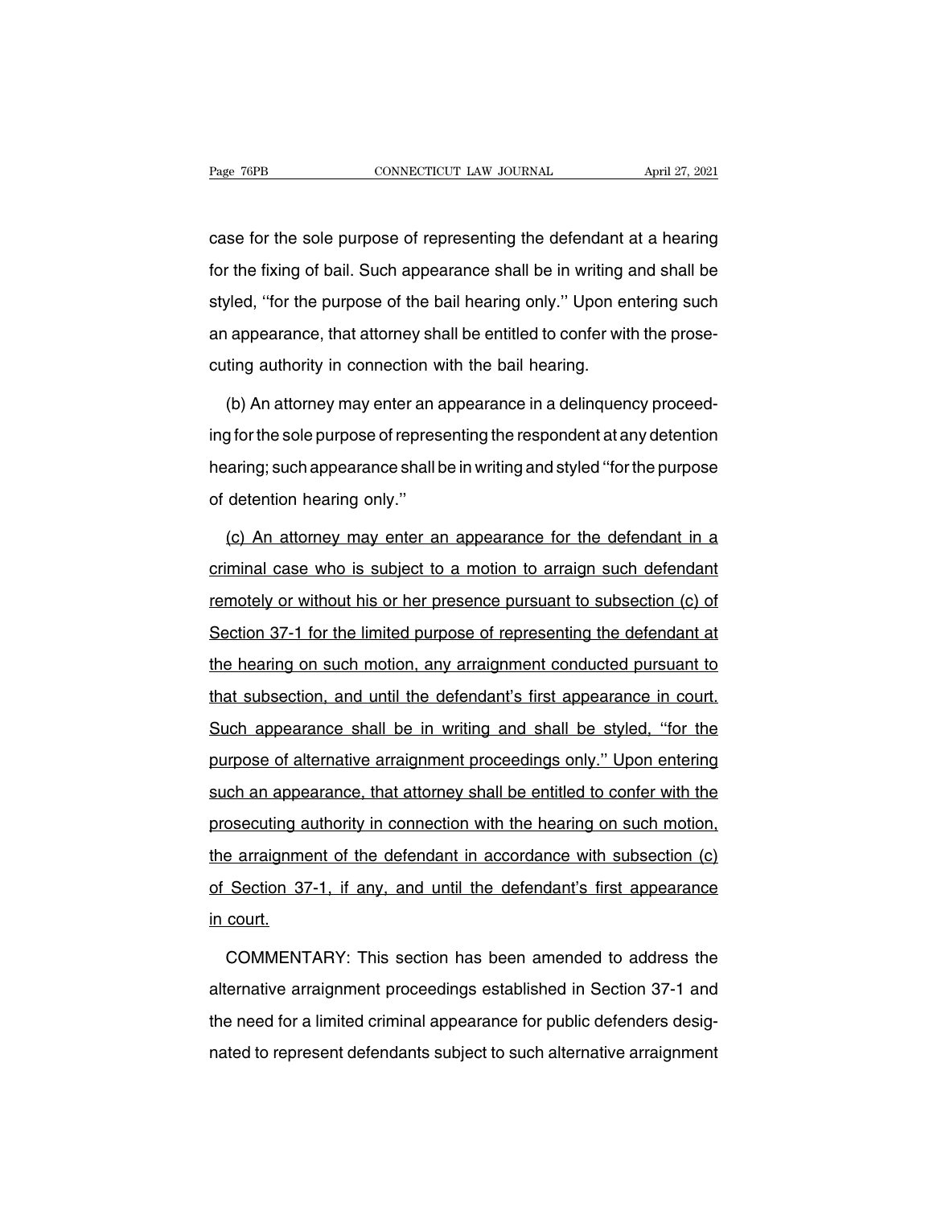case for the sole purpose of representing the defendant at a hearing for the fixing of bail. Such appearance shall be in writing and shall be styled, ''for the purpose of the bail hearing only.'' Upon entering such an appearance, that attorney shall be entitled to confer with the prosecuting authority in connection with the bail hearing.

(b) An attorney may enter an appearance in a delinquency proceeding for the sole purpose of representing the respondent at any detention hearing; such appearance shall be in writing and styled ''for the purpose of detention hearing only.''

<u>(c) An attorney may enter an appearance for the defendant in a criminal case who is subject to a motion to arraign such defendant remotely or without his or her presence pursuant to subsection (c) of Section 37-1 for the limited purpose of representing the defendant at the hearing on such motion, any arraignment conducted pursuant to that subsection, and until the defendant's first appearance in court. Such appearance shall be in writing and shall be styled, ''for the purpose of alternative arraignment proceedings only.'' Upon entering such an appearance, that attorney shall be entitled to confer with the prosecuting authority in connection with the hearing on such motion, the arraignment of the defendant in accordance with subsection (c) of Section 37-1, if any, and until the defendant's first appearance in court.</u>

COMMENTARY: This section has been amended to address the alternative arraignment proceedings established in Section 37-1 and the need for a limited criminal appearance for public defenders designated to represent defendants subject to such alternative arraignment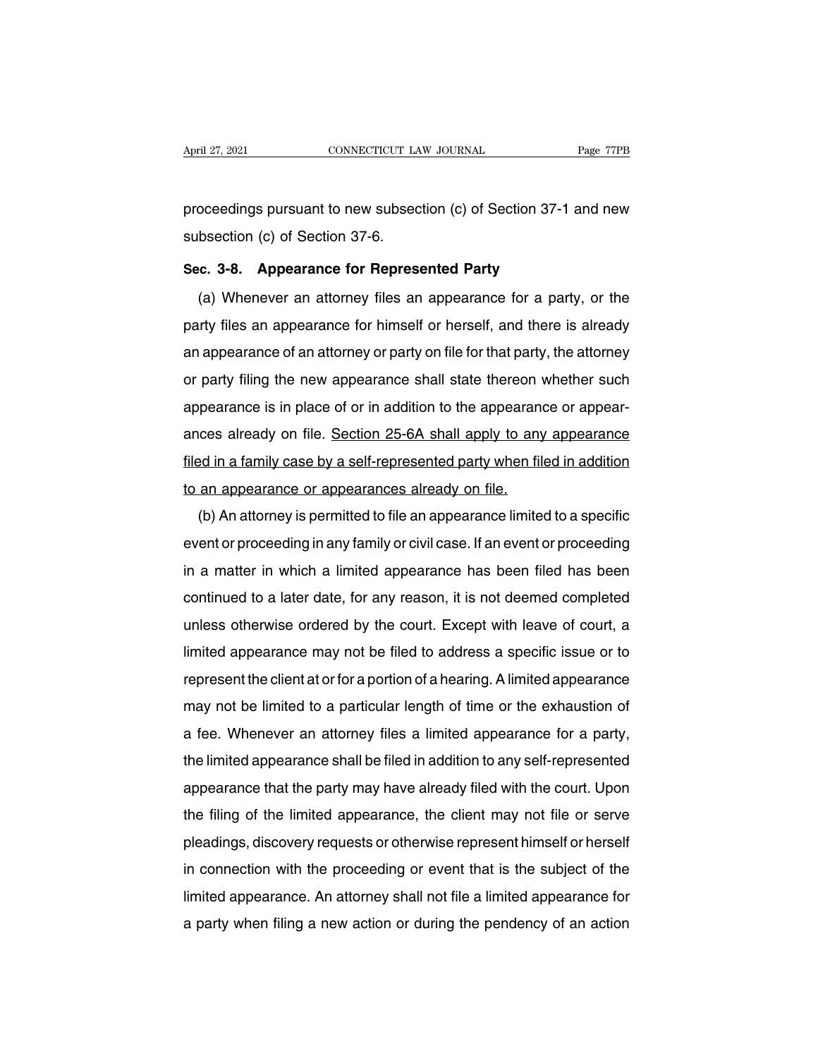proceedings pursuant to new subsection (c) of Section 37-1 and new subsection (c) of Section 37-6.

**Sec. 3-8. Appearance for Represented Party**

(a) Whenever an attorney files an appearance for a party, or the party files an appearance for himself or herself, and there is already an appearance of an attorney or party on file for that party, the attorney or party filing the new appearance shall state thereon whether such appearance is in place of or in addition to the appearance or appearances already on file. <u>Section 25-6A shall apply to any appearance filed in a family case by a self-represented party when filed in addition to an appearance or appearances already on file.</u>

(b) An attorney is permitted to file an appearance limited to a specific event or proceeding in any family or civil case. If an event or proceeding in a matter in which a limited appearance has been filed has been continued to a later date, for any reason, it is not deemed completed unless otherwise ordered by the court. Except with leave of court, a limited appearance may not be filed to address a specific issue or to represent the client at or for a portion of a hearing. A limited appearance may not be limited to a particular length of time or the exhaustion of a fee. Whenever an attorney files a limited appearance for a party, the limited appearance shall be filed in addition to any self-represented appearance that the party may have already filed with the court. Upon the filing of the limited appearance, the client may not file or serve pleadings, discovery requests or otherwise represent himself or herself in connection with the proceeding or event that is the subject of the limited appearance. An attorney shall not file a limited appearance for a party when filing a new action or during the pendency of an action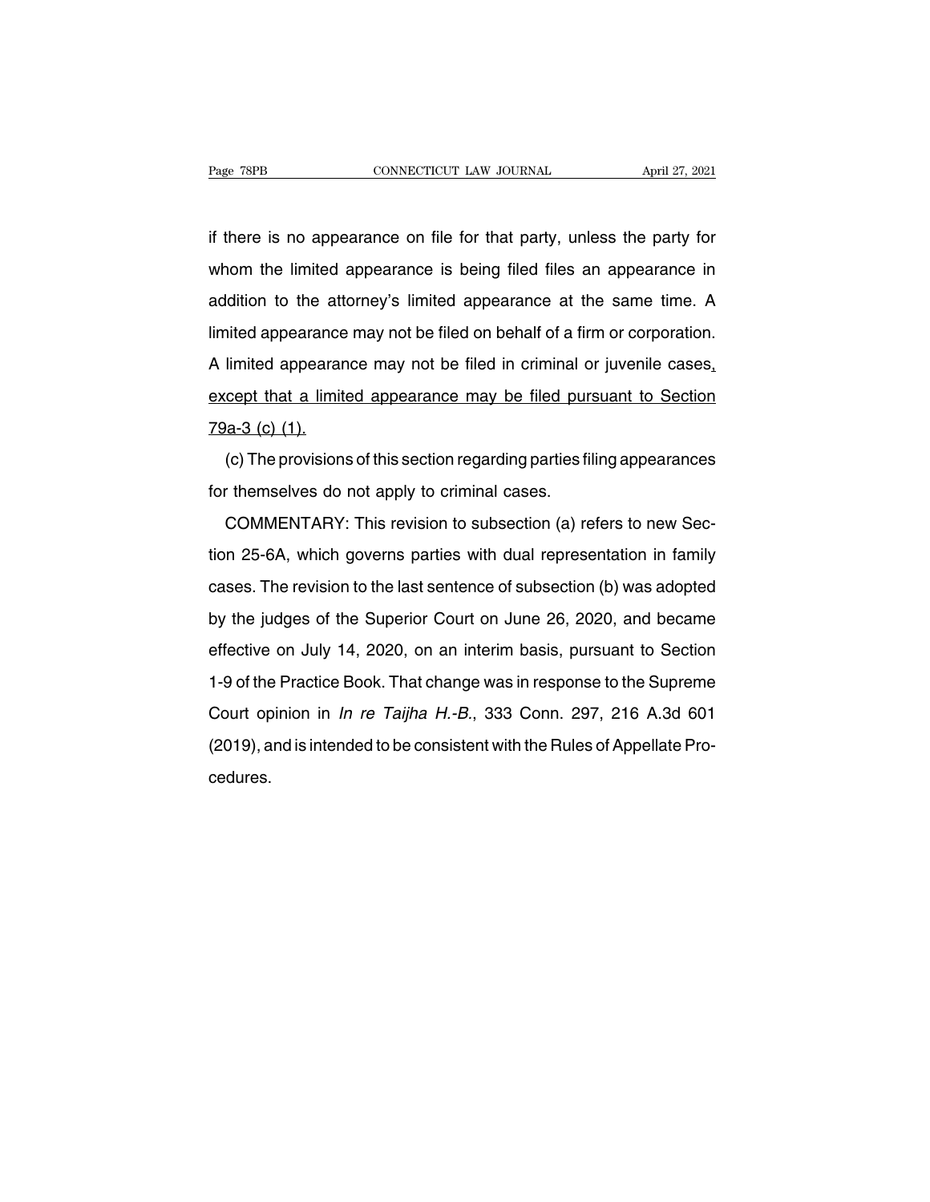if there is no appearance on file for that party, unless the party for whom the limited appearance is being filed files an appearance in addition to the attorney's limited appearance at the same time. A limited appearance may not be filed on behalf of a firm or corporation. A limited appearance may not be filed in criminal or juvenile cases, except that a limited appearance may be filed pursuant to Section 79a-3 (c) (1).

(c) The provisions of this section regarding parties filing appearances for themselves do not apply to criminal cases.

COMMENTARY: This revision to subsection (a) refers to new Section 25-6A, which governs parties with dual representation in family cases. The revision to the last sentence of subsection (b) was adopted by the judges of the Superior Court on June 26, 2020, and became effective on July 14, 2020, on an interim basis, pursuant to Section 1-9 of the Practice Book. That change was in response to the Supreme Court opinion in *In re Taijha H.-B.*, 333 Conn. 297, 216 A.3d 601 (2019), and is intended to be consistent with the Rules of Appellate Procedures.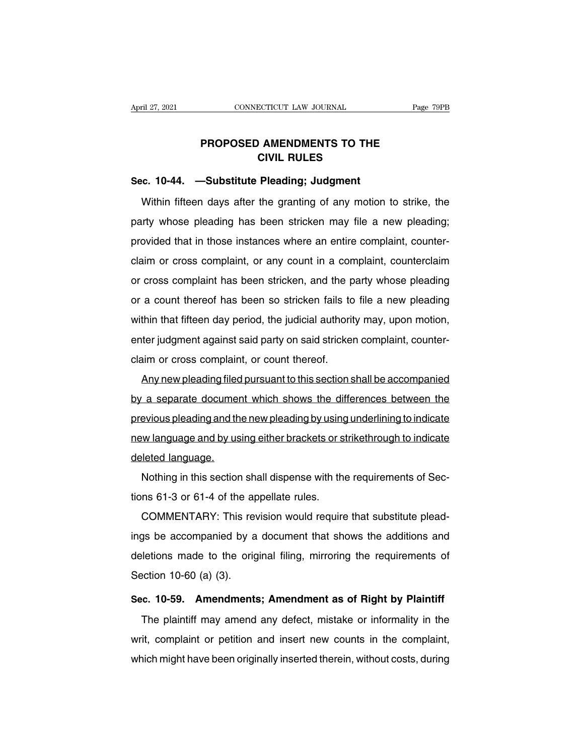# PROPOSED AMENDMENTS TO THE CIVIL RULES

**Sec. 10-44. —Substitute Pleading; Judgment**

Within fifteen days after the granting of any motion to strike, the party whose pleading has been stricken may file a new pleading; provided that in those instances where an entire complaint, counterclaim or cross complaint, or any count in a complaint, counterclaim or cross complaint has been stricken, and the party whose pleading or a count thereof has been so stricken fails to file a new pleading within that fifteen day period, the judicial authority may, upon motion, enter judgment against said party on said stricken complaint, counterclaim or cross complaint, or count thereof.

<u>Any new pleading filed pursuant to this section shall be accompanied by a separate document which shows the differences between the previous pleading and the new pleading by using underlining to indicate new language and by using either brackets or strikethrough to indicate deleted language.</u>

Nothing in this section shall dispense with the requirements of Sections 61-3 or 61-4 of the appellate rules.

COMMENTARY: This revision would require that substitute pleadings be accompanied by a document that shows the additions and deletions made to the original filing, mirroring the requirements of Section 10-60 (a) (3).

**Sec. 10-59. Amendments; Amendment as of Right by Plaintiff**

The plaintiff may amend any defect, mistake or informality in the writ, complaint or petition and insert new counts in the complaint, which might have been originally inserted therein, without costs, during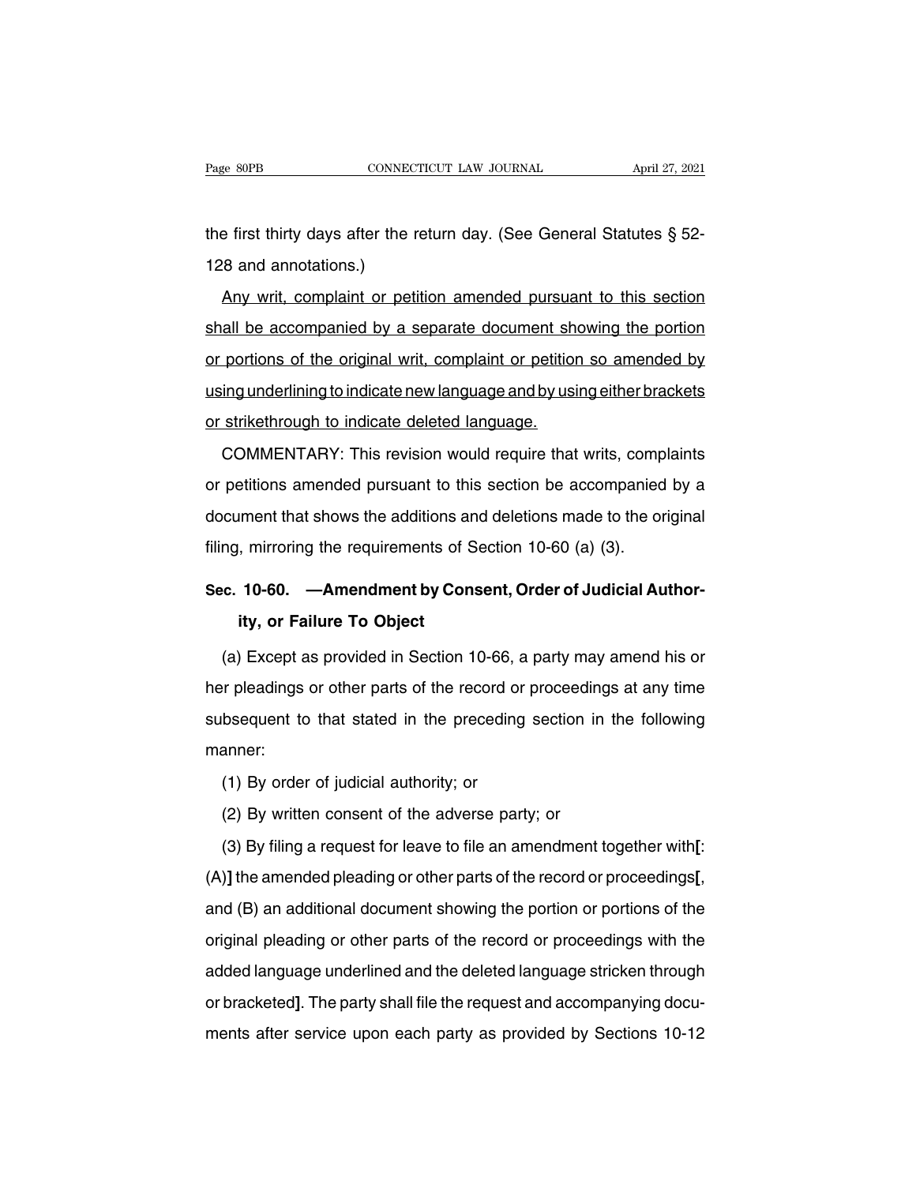the first thirty days after the return day. (See General Statutes § 52-128 and annotations.)

<u>Any writ, complaint or petition amended pursuant to this section shall be accompanied by a separate document showing the portion or portions of the original writ, complaint or petition so amended by using underlining to indicate new language and by using either brackets or strikethrough to indicate deleted language.</u>

COMMENTARY: This revision would require that writs, complaints or petitions amended pursuant to this section be accompanied by a document that shows the additions and deletions made to the original filing, mirroring the requirements of Section 10-60 (a) (3).

## Sec. 10-60. —Amendment by Consent, Order of Judicial Authority, or Failure To Object

(a) Except as provided in Section 10-66, a party may amend his or her pleadings or other parts of the record or proceedings at any time subsequent to that stated in the preceding section in the following manner:

(1) By order of judicial authority; or

(2) By written consent of the adverse party; or

(3) By filing a request for leave to file an amendment together with**[**: (A)**]** the amended pleading or other parts of the record or proceedings**[**, and (B) an additional document showing the portion or portions of the original pleading or other parts of the record or proceedings with the added language underlined and the deleted language stricken through or bracketed**]**. The party shall file the request and accompanying documents after service upon each party as provided by Sections 10-12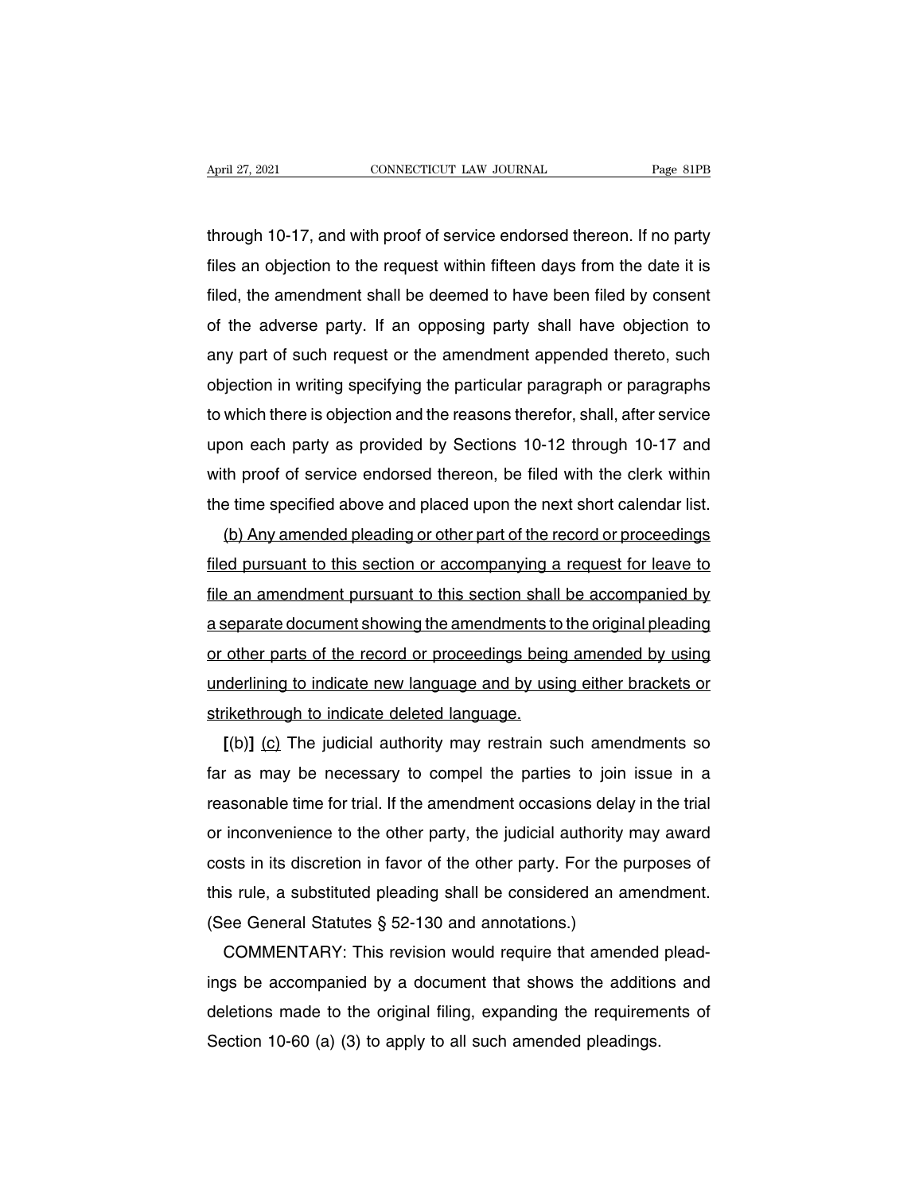through 10-17, and with proof of service endorsed thereon. If no party files an objection to the request within fifteen days from the date it is filed, the amendment shall be deemed to have been filed by consent of the adverse party. If an opposing party shall have objection to any part of such request or the amendment appended thereto, such objection in writing specifying the particular paragraph or paragraphs to which there is objection and the reasons therefor, shall, after service upon each party as provided by Sections 10-12 through 10-17 and with proof of service endorsed thereon, be filed with the clerk within the time specified above and placed upon the next short calendar list.

<u>(b) Any amended pleading or other part of the record or proceedings filed pursuant to this section or accompanying a request for leave to file an amendment pursuant to this section shall be accompanied by a separate document showing the amendments to the original pleading or other parts of the record or proceedings being amended by using underlining to indicate new language and by using either brackets or strikethrough to indicate deleted language.</u>

**[**(b)**]** <u>(c)</u> The judicial authority may restrain such amendments so far as may be necessary to compel the parties to join issue in a reasonable time for trial. If the amendment occasions delay in the trial or inconvenience to the other party, the judicial authority may award costs in its discretion in favor of the other party. For the purposes of this rule, a substituted pleading shall be considered an amendment. (See General Statutes § 52-130 and annotations.)

COMMENTARY: This revision would require that amended pleadings be accompanied by a document that shows the additions and deletions made to the original filing, expanding the requirements of Section 10-60 (a) (3) to apply to all such amended pleadings.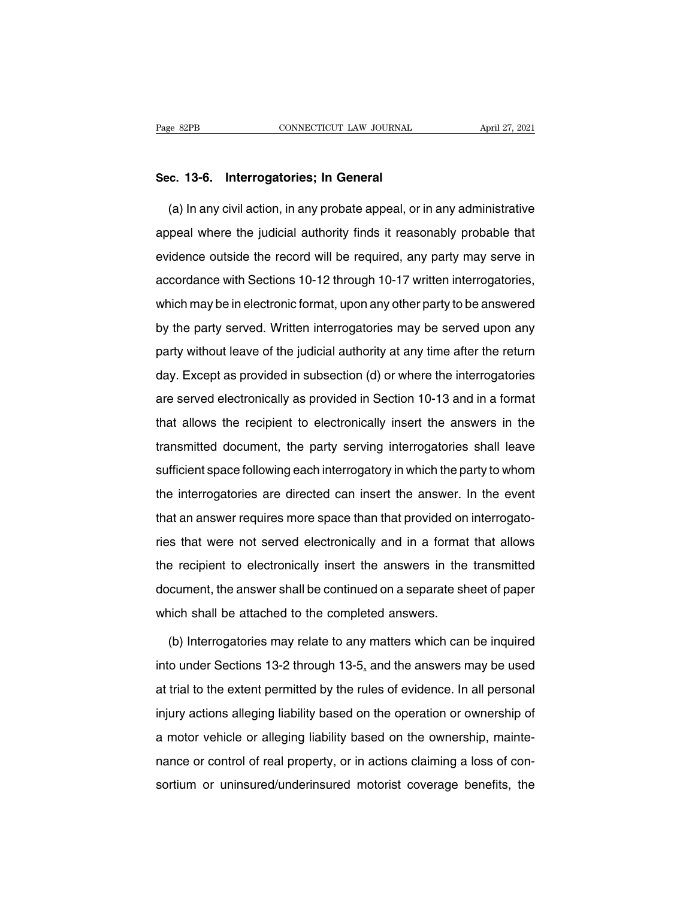**Sec. 13-6. Interrogatories; In General**

(a) In any civil action, in any probate appeal, or in any administrative appeal where the judicial authority finds it reasonably probable that evidence outside the record will be required, any party may serve in accordance with Sections 10-12 through 10-17 written interrogatories, which may be in electronic format, upon any other party to be answered by the party served. Written interrogatories may be served upon any party without leave of the judicial authority at any time after the return day. Except as provided in subsection (d) or where the interrogatories are served electronically as provided in Section 10-13 and in a format that allows the recipient to electronically insert the answers in the transmitted document, the party serving interrogatories shall leave sufficient space following each interrogatory in which the party to whom the interrogatories are directed can insert the answer. In the event that an answer requires more space than that provided on interrogatories that were not served electronically and in a format that allows the recipient to electronically insert the answers in the transmitted document, the answer shall be continued on a separate sheet of paper which shall be attached to the completed answers.

(b) Interrogatories may relate to any matters which can be inquired into under Sections 13-2 through 13-5, and the answers may be used at trial to the extent permitted by the rules of evidence. In all personal injury actions alleging liability based on the operation or ownership of a motor vehicle or alleging liability based on the ownership, maintenance or control of real property, or in actions claiming a loss of consortium or uninsured/underinsured motorist coverage benefits, the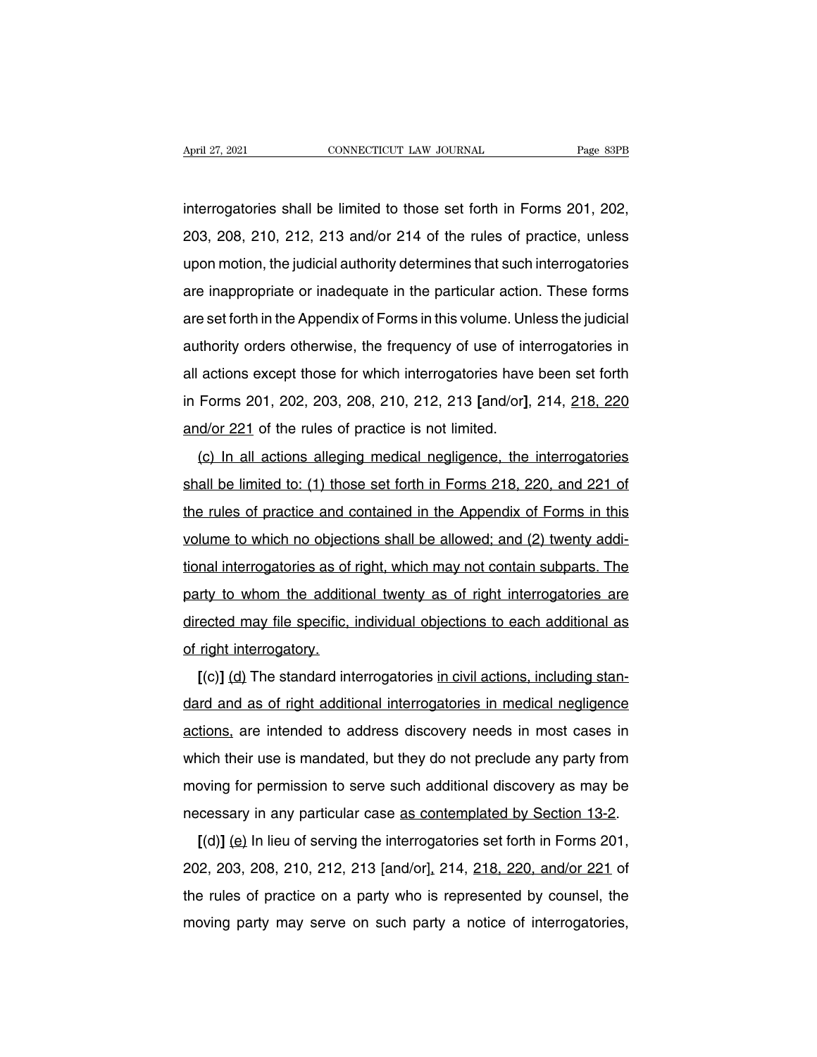interrogatories shall be limited to those set forth in Forms 201, 202, 203, 208, 210, 212, 213 and/or 214 of the rules of practice, unless upon motion, the judicial authority determines that such interrogatories are inappropriate or inadequate in the particular action. These forms are set forth in the Appendix of Forms in this volume. Unless the judicial authority orders otherwise, the frequency of use of interrogatories in all actions except those for which interrogatories have been set forth in Forms 201, 202, 203, 208, 210, 212, 213 **[**and/or**]**, 214, <u>218, 220 and/or 221</u> of the rules of practice is not limited.

<u>(c) In all actions alleging medical negligence, the interrogatories shall be limited to: (1) those set forth in Forms 218, 220, and 221 of the rules of practice and contained in the Appendix of Forms in this volume to which no objections shall be allowed; and (2) twenty additional interrogatories as of right, which may not contain subparts. The party to whom the additional twenty as of right interrogatories are directed may file specific, individual objections to each additional as of right interrogatory.</u>

**[**(c)**]** <u>(d)</u> The standard interrogatories <u>in civil actions, including standard and as of right additional interrogatories in medical negligence actions,</u> are intended to address discovery needs in most cases in which their use is mandated, but they do not preclude any party from moving for permission to serve such additional discovery as may be necessary in any particular case <u>as contemplated by Section 13-2</u>.

**[**(d)**]** <u>(e)</u> In lieu of serving the interrogatories set forth in Forms 201, 202, 203, 208, 210, 212, 213 [and/or]<u>,</u> 214, <u>218, 220, and/or 221</u> of the rules of practice on a party who is represented by counsel, the moving party may serve on such party a notice of interrogatories,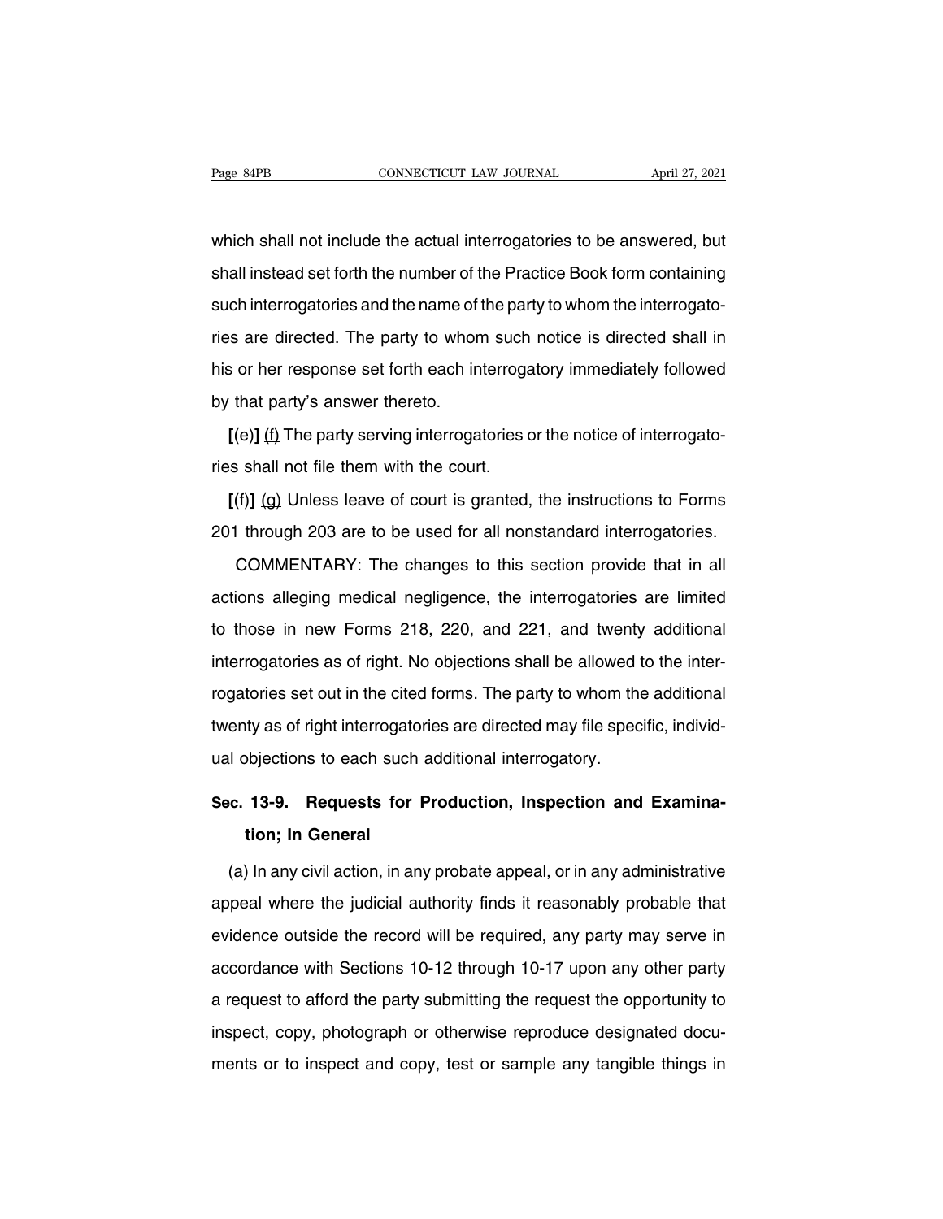which shall not include the actual interrogatories to be answered, but shall instead set forth the number of the Practice Book form containing such interrogatories and the name of the party to whom the interrogatories are directed. The party to whom such notice is directed shall in his or her response set forth each interrogatory immediately followed by that party's answer thereto.

**[**(e)**]** (f) The party serving interrogatories or the notice of interrogatories shall not file them with the court.

**[**(f)**]** (g) Unless leave of court is granted, the instructions to Forms 201 through 203 are to be used for all nonstandard interrogatories.

COMMENTARY: The changes to this section provide that in all actions alleging medical negligence, the interrogatories are limited to those in new Forms 218, 220, and 221, and twenty additional interrogatories as of right. No objections shall be allowed to the interrogatories set out in the cited forms. The party to whom the additional twenty as of right interrogatories are directed may file specific, individual objections to each such additional interrogatory.

## Sec. 13-9. Requests for Production, Inspection and Examination; In General

(a) In any civil action, in any probate appeal, or in any administrative appeal where the judicial authority finds it reasonably probable that evidence outside the record will be required, any party may serve in accordance with Sections 10-12 through 10-17 upon any other party a request to afford the party submitting the request the opportunity to inspect, copy, photograph or otherwise reproduce designated documents or to inspect and copy, test or sample any tangible things in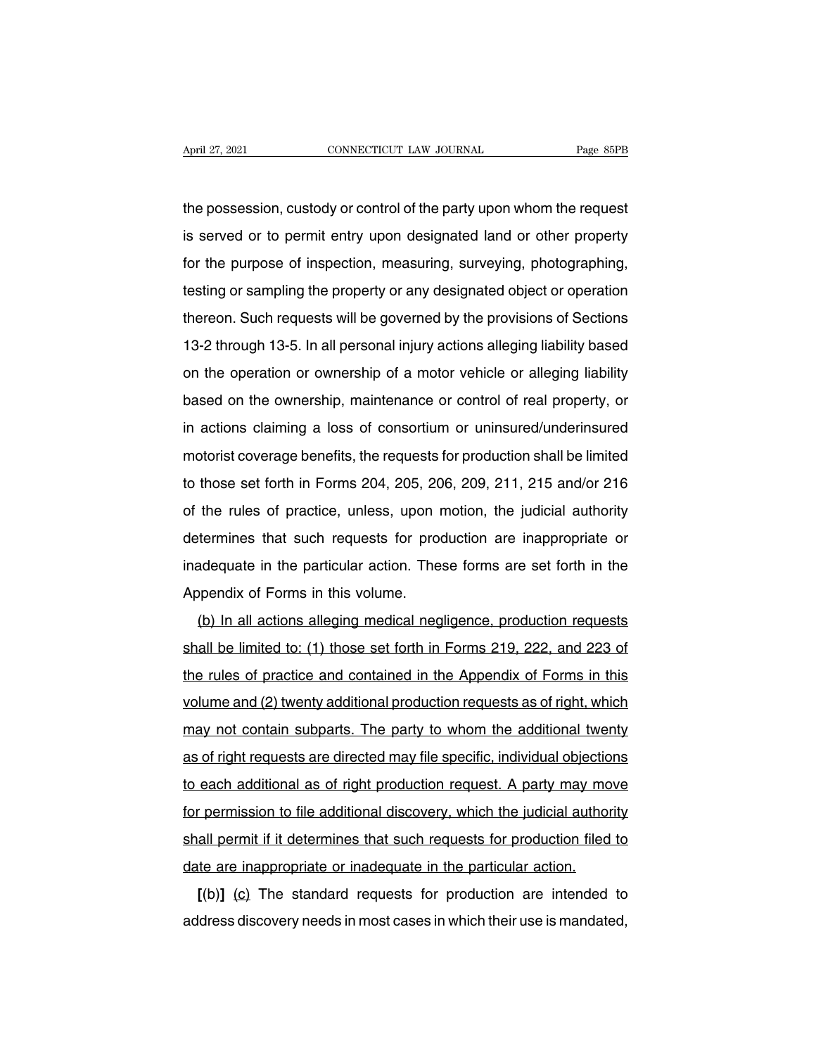the possession, custody or control of the party upon whom the request is served or to permit entry upon designated land or other property for the purpose of inspection, measuring, surveying, photographing, testing or sampling the property or any designated object or operation thereon. Such requests will be governed by the provisions of Sections 13-2 through 13-5. In all personal injury actions alleging liability based on the operation or ownership of a motor vehicle or alleging liability based on the ownership, maintenance or control of real property, or in actions claiming a loss of consortium or uninsured/underinsured motorist coverage benefits, the requests for production shall be limited to those set forth in Forms 204, 205, 206, 209, 211, 215 and/or 216 of the rules of practice, unless, upon motion, the judicial authority determines that such requests for production are inappropriate or inadequate in the particular action. These forms are set forth in the Appendix of Forms in this volume.

(b) In all actions alleging medical negligence, production requests shall be limited to: (1) those set forth in Forms 219, 222, and 223 of the rules of practice and contained in the Appendix of Forms in this volume and (2) twenty additional production requests as of right, which may not contain subparts. The party to whom the additional twenty as of right requests are directed may file specific, individual objections to each additional as of right production request. A party may move for permission to file additional discovery, which the judicial authority shall permit if it determines that such requests for production filed to date are inappropriate or inadequate in the particular action.

**[**(b)**]** (c) The standard requests for production are intended to address discovery needs in most cases in which their use is mandated,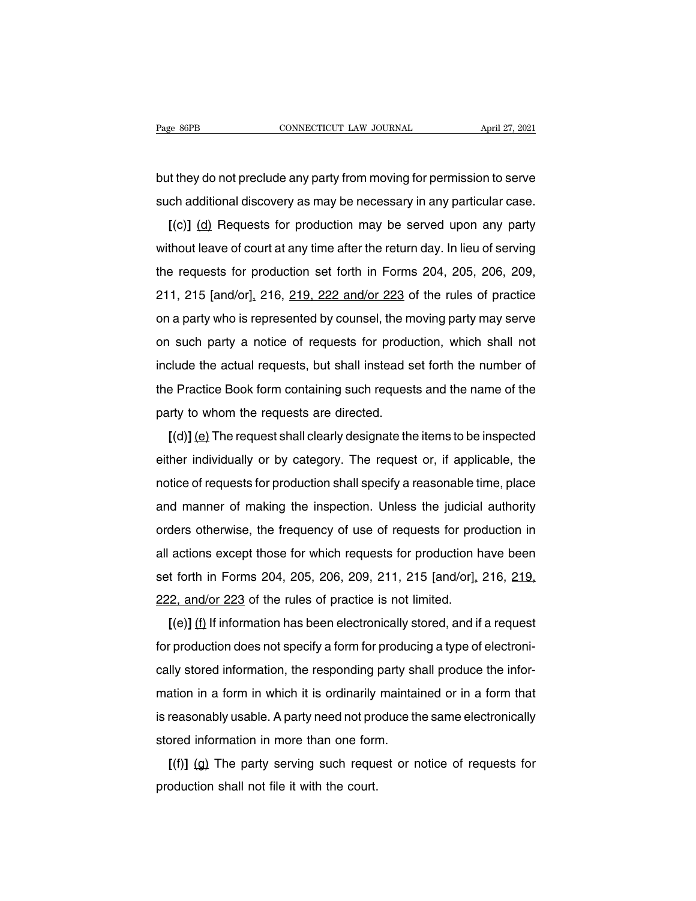but they do not preclude any party from moving for permission to serve such additional discovery as may be necessary in any particular case.

**[**(c)**]** <u>(d)</u> Requests for production may be served upon any party without leave of court at any time after the return day. In lieu of serving the requests for production set forth in Forms 204, 205, 206, 209, 211, 215 [and/or]<u>,</u> 216, <u>219, 222 and/or 223</u> of the rules of practice on a party who is represented by counsel, the moving party may serve on such party a notice of requests for production, which shall not include the actual requests, but shall instead set forth the number of the Practice Book form containing such requests and the name of the party to whom the requests are directed.

**[**(d)**]** <u>(e)</u> The request shall clearly designate the items to be inspected either individually or by category. The request or, if applicable, the notice of requests for production shall specify a reasonable time, place and manner of making the inspection. Unless the judicial authority orders otherwise, the frequency of use of requests for production in all actions except those for which requests for production have been set forth in Forms 204, 205, 206, 209, 211, 215 [and/or]<u>,</u> 216, <u>219, 222, and/or 223</u> of the rules of practice is not limited.

**[**(e)**]** <u>(f)</u> If information has been electronically stored, and if a request for production does not specify a form for producing a type of electronically stored information, the responding party shall produce the information in a form in which it is ordinarily maintained or in a form that is reasonably usable. A party need not produce the same electronically stored information in more than one form.

**[**(f)**]** <u>(g)</u> The party serving such request or notice of requests for production shall not file it with the court.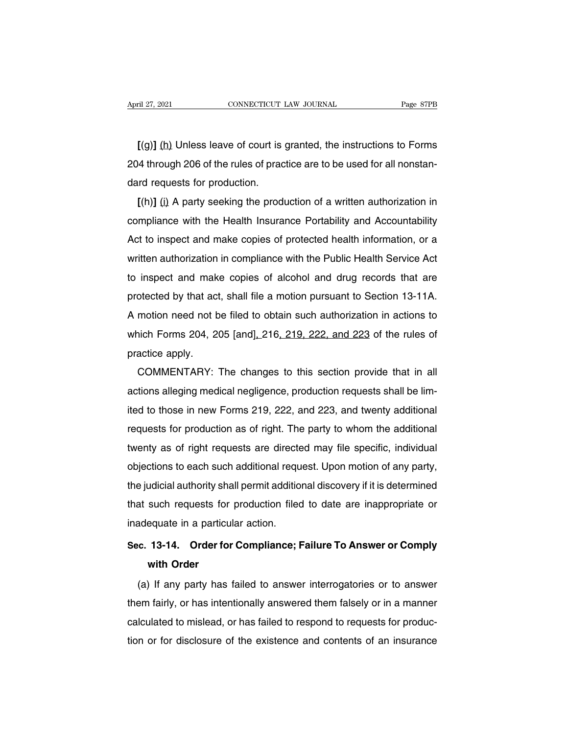**[**(g)**]** <u>(h)</u> Unless leave of court is granted, the instructions to Forms 204 through 206 of the rules of practice are to be used for all nonstandard requests for production.

**[**(h)**]** <u>(i)</u> A party seeking the production of a written authorization in compliance with the Health Insurance Portability and Accountability Act to inspect and make copies of protected health information, or a written authorization in compliance with the Public Health Service Act to inspect and make copies of alcohol and drug records that are protected by that act, shall file a motion pursuant to Section 13-11A. A motion need not be filed to obtain such authorization in actions to which Forms 204, 205 [and]<u>,</u> 216<u>, 219, 222, and 223</u> of the rules of practice apply.

COMMENTARY: The changes to this section provide that in all actions alleging medical negligence, production requests shall be limited to those in new Forms 219, 222, and 223, and twenty additional requests for production as of right. The party to whom the additional twenty as of right requests are directed may file specific, individual objections to each such additional request. Upon motion of any party, the judicial authority shall permit additional discovery if it is determined that such requests for production filed to date are inappropriate or inadequate in a particular action.

**Sec. 13-14. Order for Compliance; Failure To Answer or Comply with Order**

(a) If any party has failed to answer interrogatories or to answer them fairly, or has intentionally answered them falsely or in a manner calculated to mislead, or has failed to respond to requests for production or for disclosure of the existence and contents of an insurance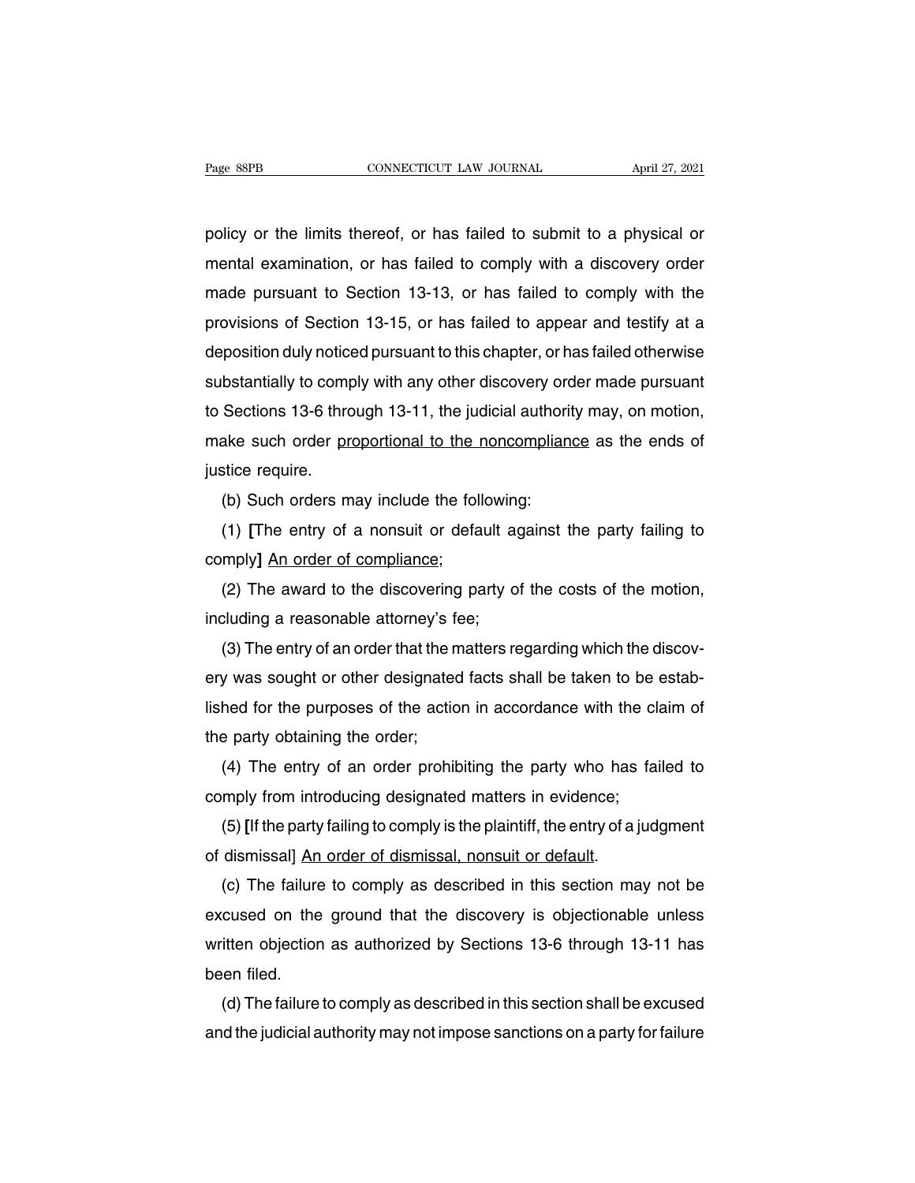policy or the limits thereof, or has failed to submit to a physical or mental examination, or has failed to comply with a discovery order made pursuant to Section 13-13, or has failed to comply with the provisions of Section 13-15, or has failed to appear and testify at a deposition duly noticed pursuant to this chapter, or has failed otherwise substantially to comply with any other discovery order made pursuant to Sections 13-6 through 13-11, the judicial authority may, on motion, make such order <u>proportional to the noncompliance</u> as the ends of justice require.

(b) Such orders may include the following:

(1) **[**The entry of a nonsuit or default against the party failing to comply**]** <u>An order of compliance</u>;

(2) The award to the discovering party of the costs of the motion, including a reasonable attorney's fee;

(3) The entry of an order that the matters regarding which the discovery was sought or other designated facts shall be taken to be established for the purposes of the action in accordance with the claim of the party obtaining the order;

(4) The entry of an order prohibiting the party who has failed to comply from introducing designated matters in evidence;

(5) **[**If the party failing to comply is the plaintiff, the entry of a judgment of dismissal] <u>An order of dismissal, nonsuit or default</u>.

(c) The failure to comply as described in this section may not be excused on the ground that the discovery is objectionable unless written objection as authorized by Sections 13-6 through 13-11 has been filed.

(d) The failure to comply as described in this section shall be excused and the judicial authority may not impose sanctions on a party for failure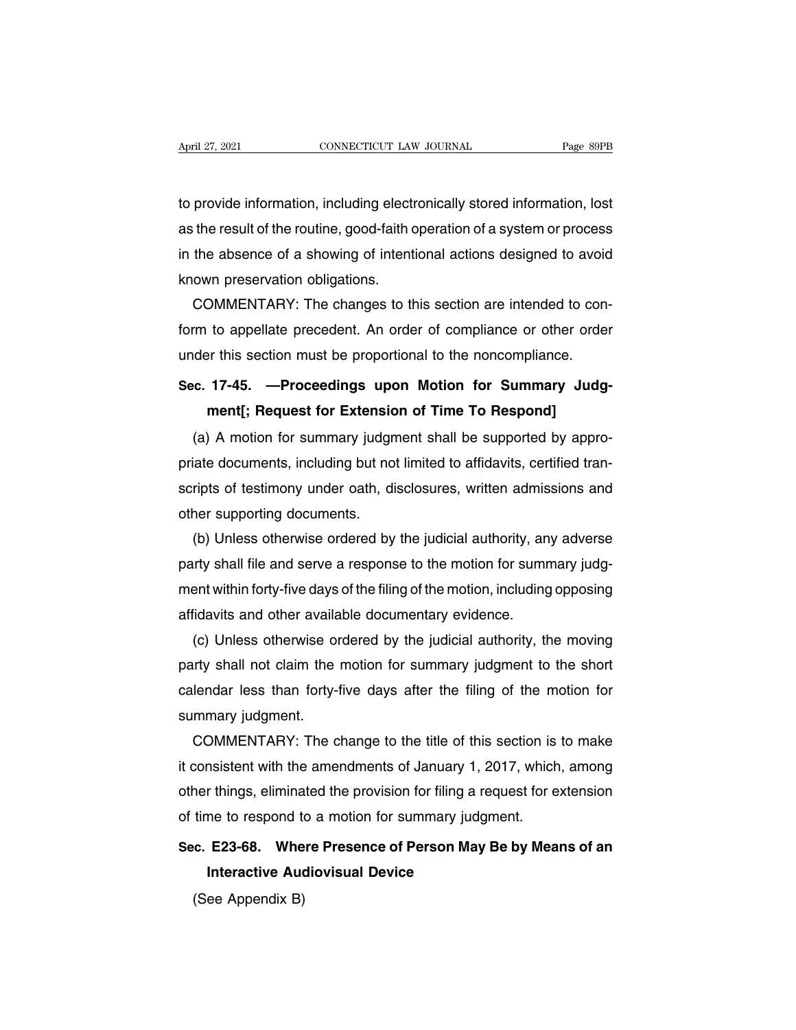to provide information, including electronically stored information, lost as the result of the routine, good-faith operation of a system or process in the absence of a showing of intentional actions designed to avoid known preservation obligations.

COMMENTARY: The changes to this section are intended to conform to appellate precedent. An order of compliance or other order under this section must be proportional to the noncompliance.

**Sec. 17-45. —Proceedings upon Motion for Summary Judgment[; Request for Extension of Time To Respond]**

(a) A motion for summary judgment shall be supported by appropriate documents, including but not limited to affidavits, certified transcripts of testimony under oath, disclosures, written admissions and other supporting documents.

(b) Unless otherwise ordered by the judicial authority, any adverse party shall file and serve a response to the motion for summary judgment within forty-five days of the filing of the motion, including opposing affidavits and other available documentary evidence.

(c) Unless otherwise ordered by the judicial authority, the moving party shall not claim the motion for summary judgment to the short calendar less than forty-five days after the filing of the motion for summary judgment.

COMMENTARY: The change to the title of this section is to make it consistent with the amendments of January 1, 2017, which, among other things, eliminated the provision for filing a request for extension of time to respond to a motion for summary judgment.

**Sec. E23-68. Where Presence of Person May Be by Means of an Interactive Audiovisual Device**

(See Appendix B)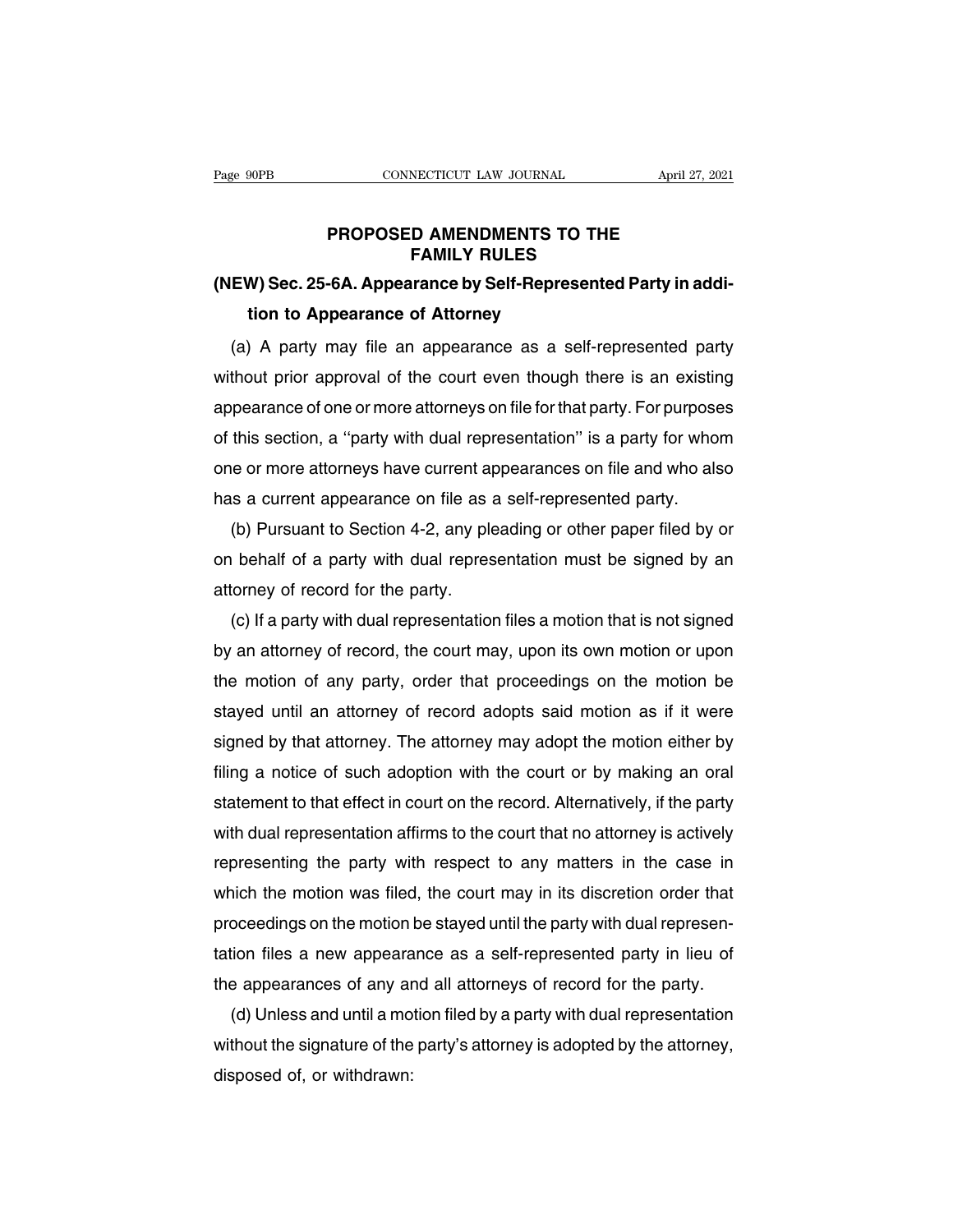# PROPOSED AMENDMENTS TO THE FAMILY RULES

## (NEW) Sec. 25-6A. Appearance by Self-Represented Party in addition to Appearance of Attorney

(a) A party may file an appearance as a self-represented party without prior approval of the court even though there is an existing appearance of one or more attorneys on file for that party. For purposes of this section, a ''party with dual representation'' is a party for whom one or more attorneys have current appearances on file and who also has a current appearance on file as a self-represented party.

(b) Pursuant to Section 4-2, any pleading or other paper filed by or on behalf of a party with dual representation must be signed by an attorney of record for the party.

(c) If a party with dual representation files a motion that is not signed by an attorney of record, the court may, upon its own motion or upon the motion of any party, order that proceedings on the motion be stayed until an attorney of record adopts said motion as if it were signed by that attorney. The attorney may adopt the motion either by filing a notice of such adoption with the court or by making an oral statement to that effect in court on the record. Alternatively, if the party with dual representation affirms to the court that no attorney is actively representing the party with respect to any matters in the case in which the motion was filed, the court may in its discretion order that proceedings on the motion be stayed until the party with dual representation files a new appearance as a self-represented party in lieu of the appearances of any and all attorneys of record for the party.

(d) Unless and until a motion filed by a party with dual representation without the signature of the party's attorney is adopted by the attorney, disposed of, or withdrawn: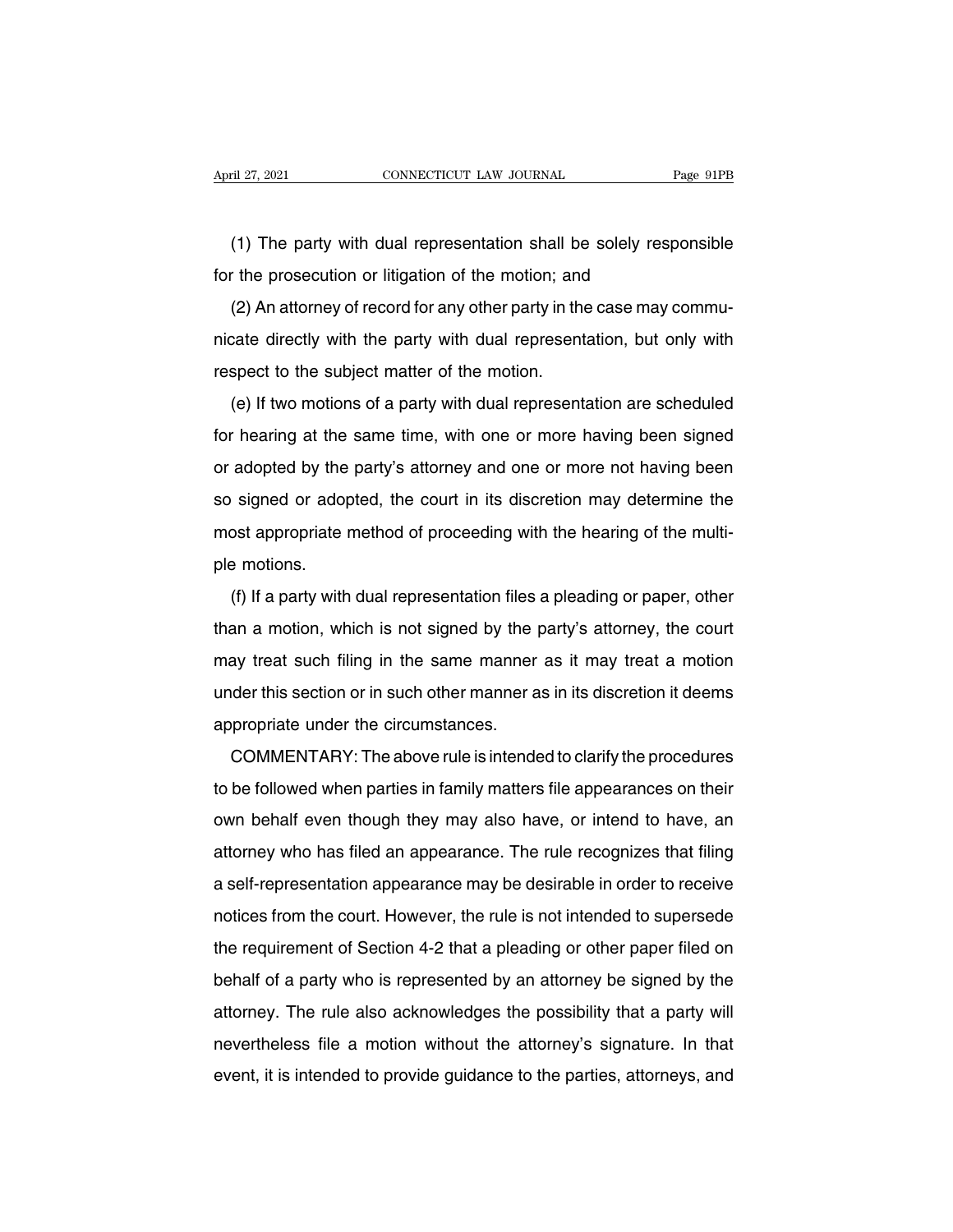(1) The party with dual representation shall be solely responsible for the prosecution or litigation of the motion; and

(2) An attorney of record for any other party in the case may communicate directly with the party with dual representation, but only with respect to the subject matter of the motion.

(e) If two motions of a party with dual representation are scheduled for hearing at the same time, with one or more having been signed or adopted by the party's attorney and one or more not having been so signed or adopted, the court in its discretion may determine the most appropriate method of proceeding with the hearing of the multiple motions.

(f) If a party with dual representation files a pleading or paper, other than a motion, which is not signed by the party's attorney, the court may treat such filing in the same manner as it may treat a motion under this section or in such other manner as in its discretion it deems appropriate under the circumstances.

COMMENTARY: The above rule is intended to clarify the procedures to be followed when parties in family matters file appearances on their own behalf even though they may also have, or intend to have, an attorney who has filed an appearance. The rule recognizes that filing a self-representation appearance may be desirable in order to receive notices from the court. However, the rule is not intended to supersede the requirement of Section 4-2 that a pleading or other paper filed on behalf of a party who is represented by an attorney be signed by the attorney. The rule also acknowledges the possibility that a party will nevertheless file a motion without the attorney's signature. In that event, it is intended to provide guidance to the parties, attorneys, and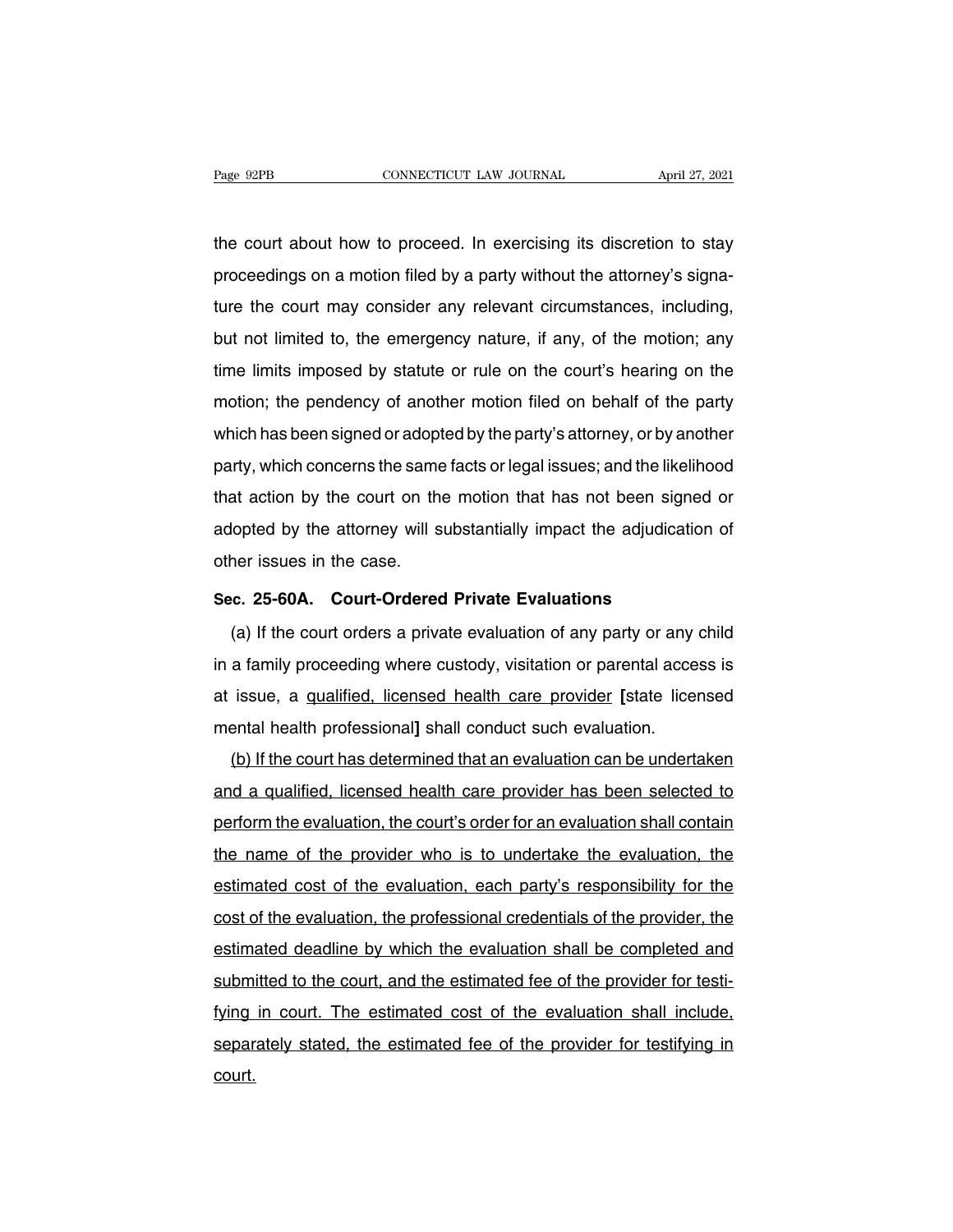the court about how to proceed. In exercising its discretion to stay proceedings on a motion filed by a party without the attorney's signature the court may consider any relevant circumstances, including, but not limited to, the emergency nature, if any, of the motion; any time limits imposed by statute or rule on the court's hearing on the motion; the pendency of another motion filed on behalf of the party which has been signed or adopted by the party's attorney, or by another party, which concerns the same facts or legal issues; and the likelihood that action by the court on the motion that has not been signed or adopted by the attorney will substantially impact the adjudication of other issues in the case.

**Sec. 25-60A. Court-Ordered Private Evaluations**

(a) If the court orders a private evaluation of any party or any child in a family proceeding where custody, visitation or parental access is at issue, a qualified, licensed health care provider **[**state licensed mental health professional**]** shall conduct such evaluation.

(b) If the court has determined that an evaluation can be undertaken and a qualified, licensed health care provider has been selected to perform the evaluation, the court's order for an evaluation shall contain the name of the provider who is to undertake the evaluation, the estimated cost of the evaluation, each party's responsibility for the cost of the evaluation, the professional credentials of the provider, the estimated deadline by which the evaluation shall be completed and submitted to the court, and the estimated fee of the provider for testifying in court. The estimated cost of the evaluation shall include, separately stated, the estimated fee of the provider for testifying in court.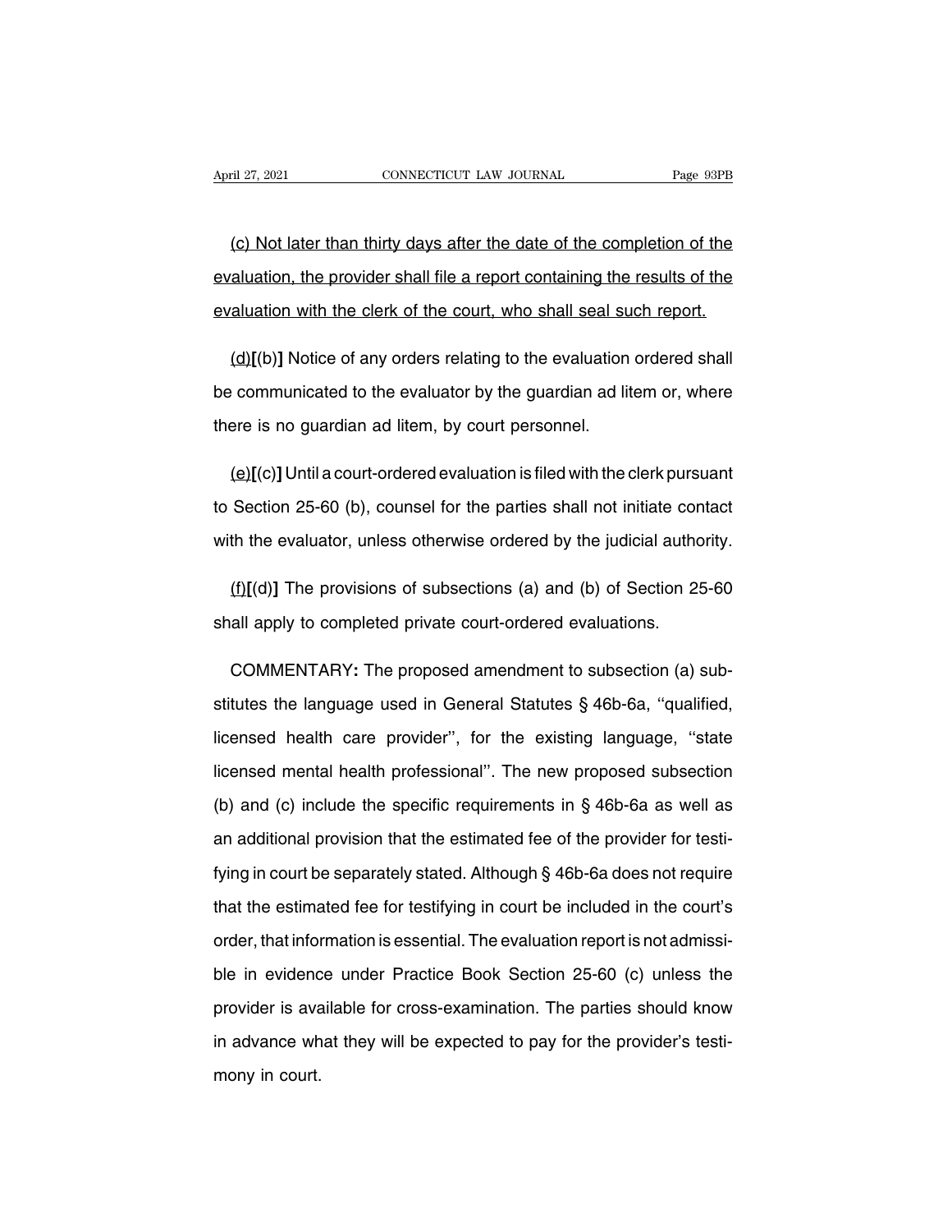<u>(c) Not later than thirty days after the date of the completion of the evaluation, the provider shall file a report containing the results of the evaluation with the clerk of the court, who shall seal such report.</u>

<u>(d)</u>**[**(b)**]** Notice of any orders relating to the evaluation ordered shall be communicated to the evaluator by the guardian ad litem or, where there is no guardian ad litem, by court personnel.

<u>(e)</u>**[**(c)**]** Until a court-ordered evaluation is filed with the clerk pursuant to Section 25-60 (b), counsel for the parties shall not initiate contact with the evaluator, unless otherwise ordered by the judicial authority.

<u>(f)</u>**[**(d)**]** The provisions of subsections (a) and (b) of Section 25-60 shall apply to completed private court-ordered evaluations.

COMMENTARY**:** The proposed amendment to subsection (a) substitutes the language used in General Statutes § 46b-6a, ''qualified, licensed health care provider'', for the existing language, ''state licensed mental health professional''. The new proposed subsection (b) and (c) include the specific requirements in § 46b-6a as well as an additional provision that the estimated fee of the provider for testifying in court be separately stated. Although § 46b-6a does not require that the estimated fee for testifying in court be included in the court's order, that information is essential. The evaluation report is not admissible in evidence under Practice Book Section 25-60 (c) unless the provider is available for cross-examination. The parties should know in advance what they will be expected to pay for the provider's testimony in court.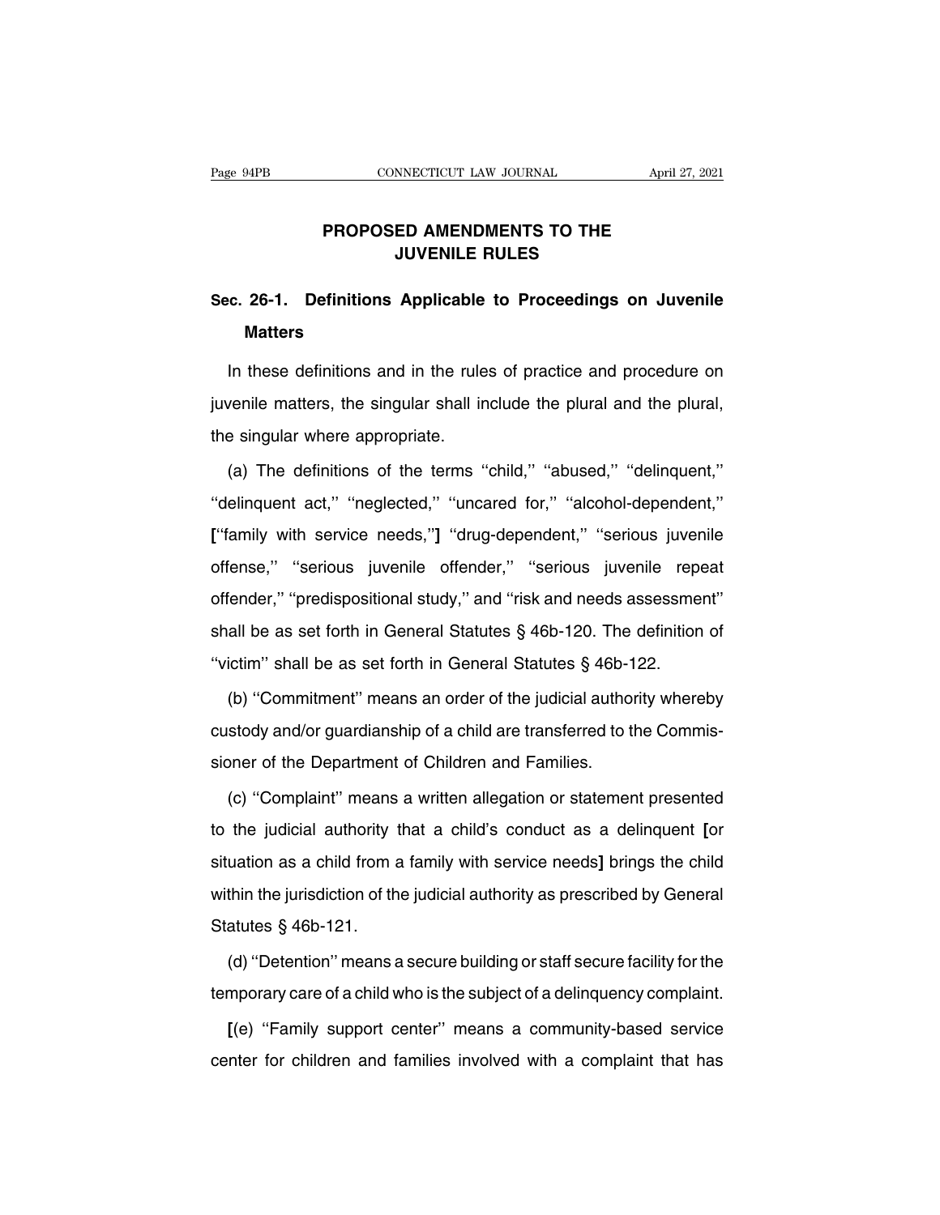# PROPOSED AMENDMENTS TO THE JUVENILE RULES

## Sec. 26-1. Definitions Applicable to Proceedings on Juvenile Matters

In these definitions and in the rules of practice and procedure on juvenile matters, the singular shall include the plural and the plural, the singular where appropriate.

(a) The definitions of the terms ''child,'' ''abused,'' ''delinquent,'' ''delinquent act,'' ''neglected,'' ''uncared for,'' ''alcohol-dependent,'' **[**''family with service needs,''**]** ''drug-dependent,'' ''serious juvenile offense,'' ''serious juvenile offender,'' ''serious juvenile repeat offender,'' ''predispositional study,'' and ''risk and needs assessment'' shall be as set forth in General Statutes § 46b-120. The definition of ''victim'' shall be as set forth in General Statutes § 46b-122.

(b) ''Commitment'' means an order of the judicial authority whereby custody and/or guardianship of a child are transferred to the Commissioner of the Department of Children and Families.

(c) ''Complaint'' means a written allegation or statement presented to the judicial authority that a child's conduct as a delinquent **[**or situation as a child from a family with service needs**]** brings the child within the jurisdiction of the judicial authority as prescribed by General Statutes § 46b-121.

(d) ''Detention'' means a secure building or staff secure facility for the temporary care of a child who is the subject of a delinquency complaint.

**[**(e) ''Family support center'' means a community-based service center for children and families involved with a complaint that has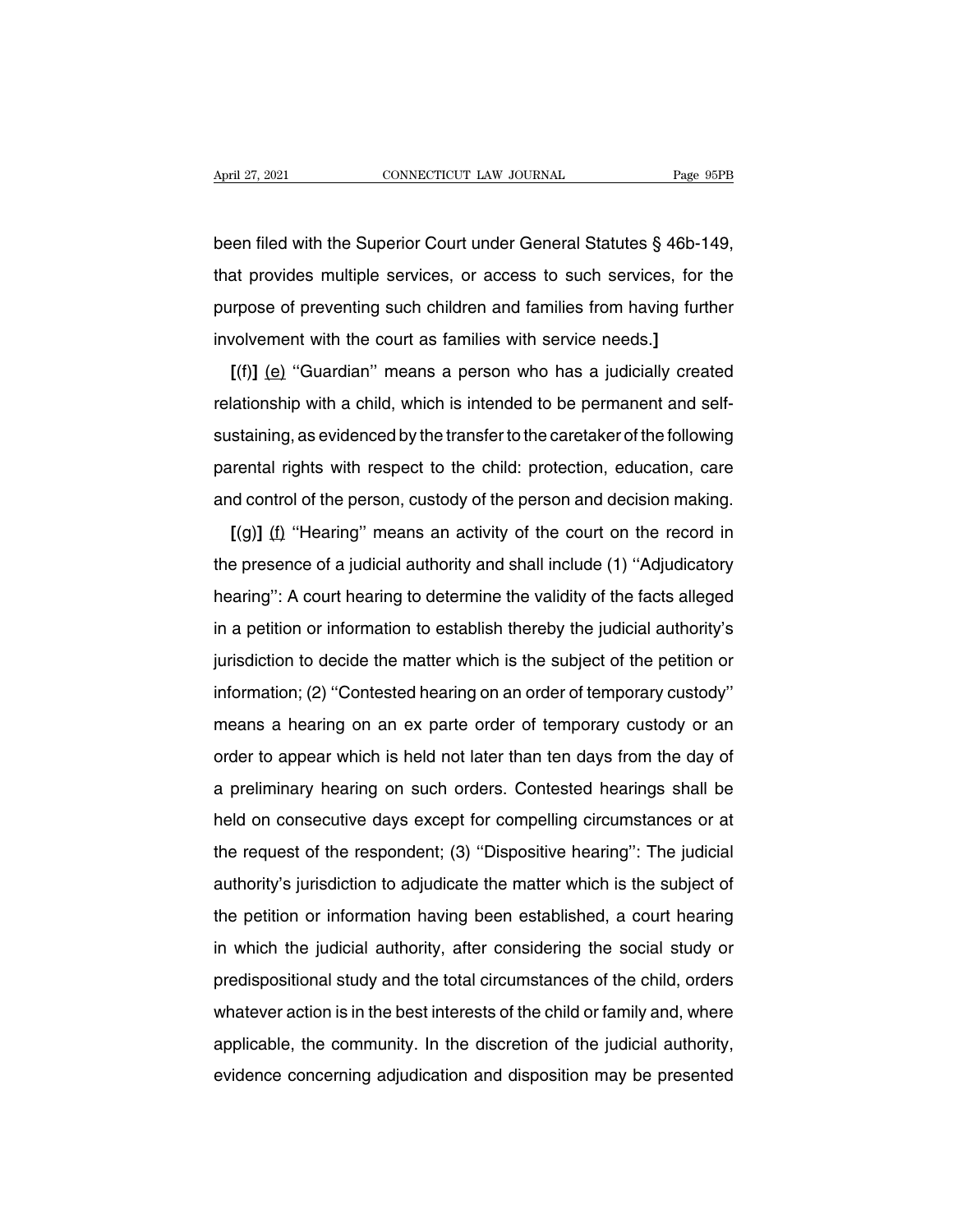been filed with the Superior Court under General Statutes § 46b-149, that provides multiple services, or access to such services, for the purpose of preventing such children and families from having further involvement with the court as families with service needs.**]**

**[**(f)**]** <u>(e)</u> ''Guardian'' means a person who has a judicially created relationship with a child, which is intended to be permanent and self-sustaining, as evidenced by the transfer to the caretaker of the following parental rights with respect to the child: protection, education, care and control of the person, custody of the person and decision making.

**[**(g)**]** <u>(f)</u> ''Hearing'' means an activity of the court on the record in the presence of a judicial authority and shall include (1) ''Adjudicatory hearing'': A court hearing to determine the validity of the facts alleged in a petition or information to establish thereby the judicial authority's jurisdiction to decide the matter which is the subject of the petition or information; (2) ''Contested hearing on an order of temporary custody'' means a hearing on an ex parte order of temporary custody or an order to appear which is held not later than ten days from the day of a preliminary hearing on such orders. Contested hearings shall be held on consecutive days except for compelling circumstances or at the request of the respondent; (3) ''Dispositive hearing'': The judicial authority's jurisdiction to adjudicate the matter which is the subject of the petition or information having been established, a court hearing in which the judicial authority, after considering the social study or predispositional study and the total circumstances of the child, orders whatever action is in the best interests of the child or family and, where applicable, the community. In the discretion of the judicial authority, evidence concerning adjudication and disposition may be presented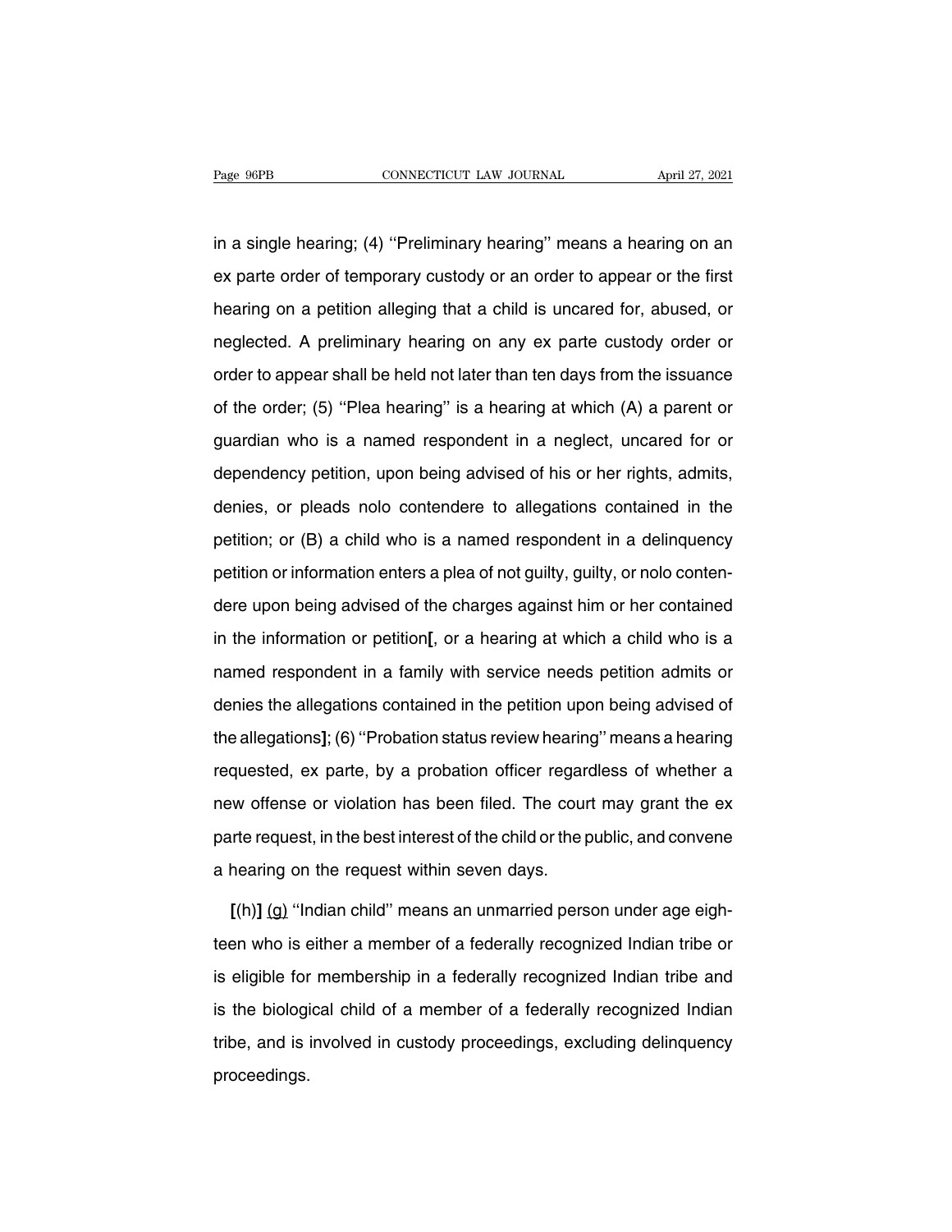in a single hearing; (4) ''Preliminary hearing'' means a hearing on an ex parte order of temporary custody or an order to appear or the first hearing on a petition alleging that a child is uncared for, abused, or neglected. A preliminary hearing on any ex parte custody order or order to appear shall be held not later than ten days from the issuance of the order; (5) ''Plea hearing'' is a hearing at which (A) a parent or guardian who is a named respondent in a neglect, uncared for or dependency petition, upon being advised of his or her rights, admits, denies, or pleads nolo contendere to allegations contained in the petition; or (B) a child who is a named respondent in a delinquency petition or information enters a plea of not guilty, guilty, or nolo contendere upon being advised of the charges against him or her contained in the information or petition**[**, or a hearing at which a child who is a named respondent in a family with service needs petition admits or denies the allegations contained in the petition upon being advised of the allegations**]**; (6) ''Probation status review hearing'' means a hearing requested, ex parte, by a probation officer regardless of whether a new offense or violation has been filed. The court may grant the ex parte request, in the best interest of the child or the public, and convene a hearing on the request within seven days.

**[**(h)**]** <u>(g)</u> ''Indian child'' means an unmarried person under age eighteen who is either a member of a federally recognized Indian tribe or is eligible for membership in a federally recognized Indian tribe and is the biological child of a member of a federally recognized Indian tribe, and is involved in custody proceedings, excluding delinquency proceedings.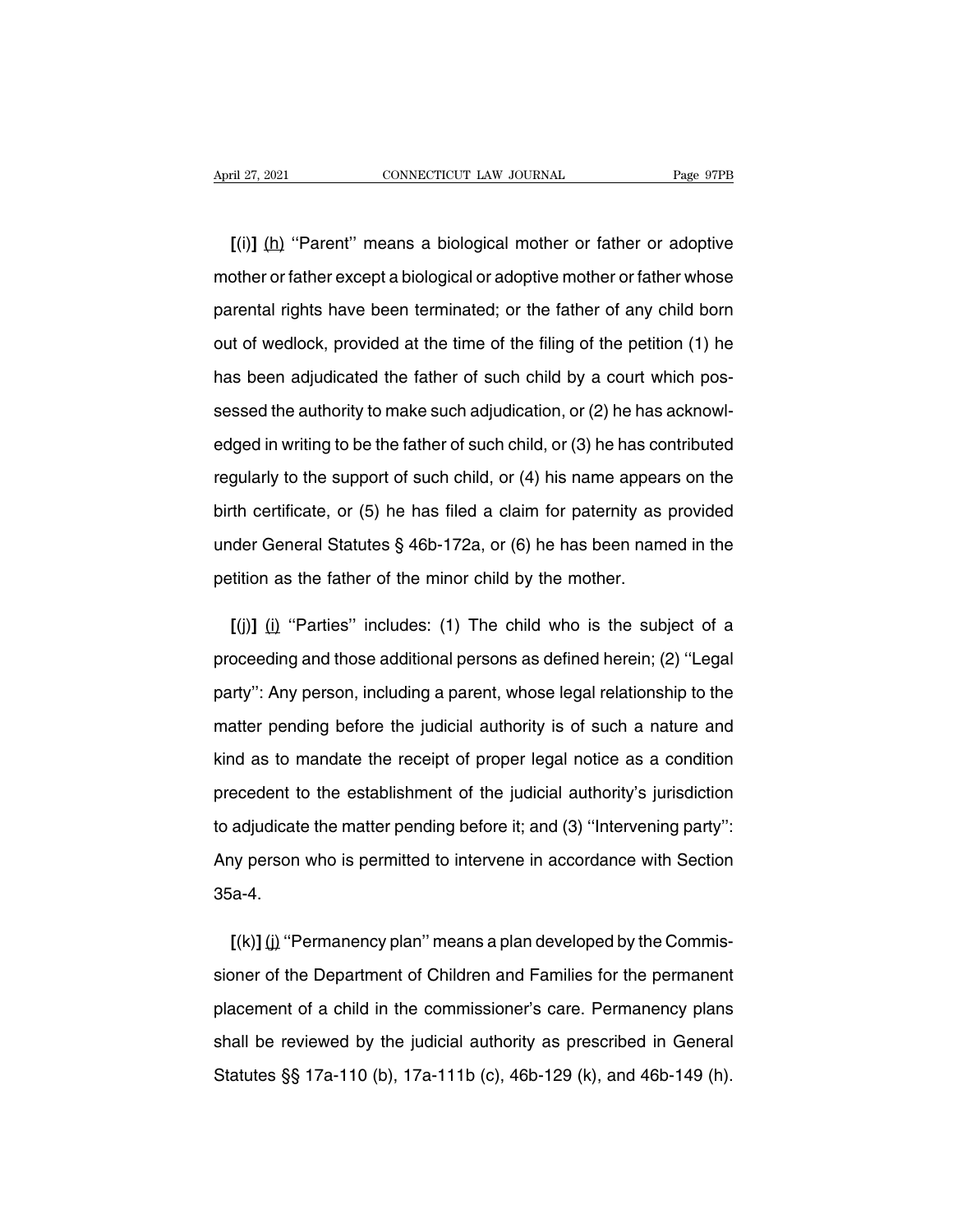[(i)] (h) ''Parent'' means a biological mother or father or adoptive mother or father except a biological or adoptive mother or father whose parental rights have been terminated; or the father of any child born out of wedlock, provided at the time of the filing of the petition (1) he has been adjudicated the father of such child by a court which possessed the authority to make such adjudication, or (2) he has acknowledged in writing to be the father of such child, or (3) he has contributed regularly to the support of such child, or (4) his name appears on the birth certificate, or (5) he has filed a claim for paternity as provided under General Statutes § 46b-172a, or (6) he has been named in the petition as the father of the minor child by the mother.

[(j)] (i) ''Parties'' includes: (1) The child who is the subject of a proceeding and those additional persons as defined herein; (2) ''Legal party'': Any person, including a parent, whose legal relationship to the matter pending before the judicial authority is of such a nature and kind as to mandate the receipt of proper legal notice as a condition precedent to the establishment of the judicial authority's jurisdiction to adjudicate the matter pending before it; and (3) ''Intervening party'': Any person who is permitted to intervene in accordance with Section 35a-4.

[(k)] (j) ''Permanency plan'' means a plan developed by the Commissioner of the Department of Children and Families for the permanent placement of a child in the commissioner's care. Permanency plans shall be reviewed by the judicial authority as prescribed in General Statutes §§ 17a-110 (b), 17a-111b (c), 46b-129 (k), and 46b-149 (h).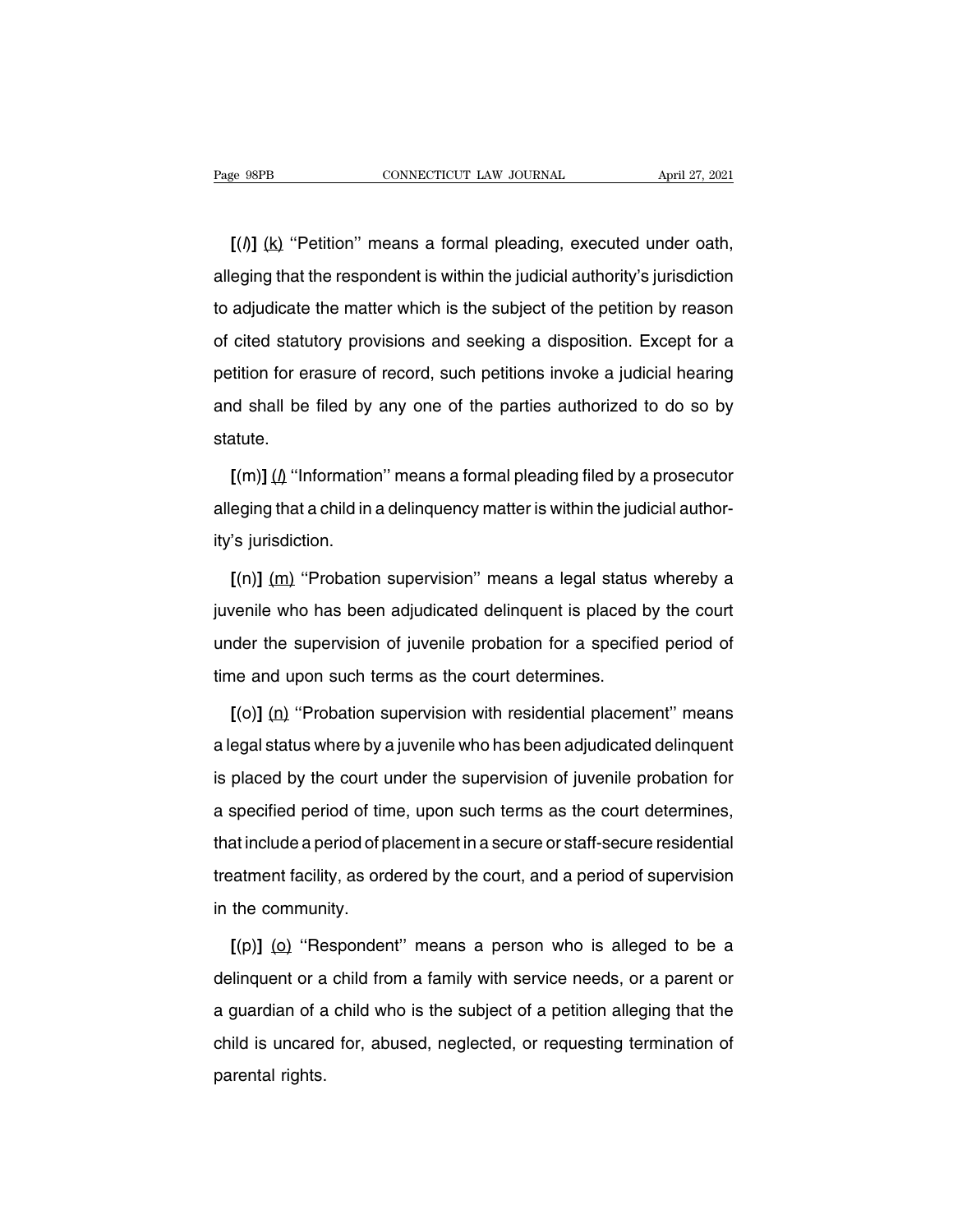**[(*l*)]** <u>(k)</u> ''Petition'' means a formal pleading, executed under oath, alleging that the respondent is within the judicial authority's jurisdiction to adjudicate the matter which is the subject of the petition by reason of cited statutory provisions and seeking a disposition. Except for a petition for erasure of record, such petitions invoke a judicial hearing and shall be filed by any one of the parties authorized to do so by statute.

**[**(m)**]** <u>(*l*)</u> ''Information'' means a formal pleading filed by a prosecutor alleging that a child in a delinquency matter is within the judicial authority's jurisdiction.

**[**(n)**]** <u>(m)</u> ''Probation supervision'' means a legal status whereby a juvenile who has been adjudicated delinquent is placed by the court under the supervision of juvenile probation for a specified period of time and upon such terms as the court determines.

**[**(o)**]** <u>(n)</u> ''Probation supervision with residential placement'' means a legal status where by a juvenile who has been adjudicated delinquent is placed by the court under the supervision of juvenile probation for a specified period of time, upon such terms as the court determines, that include a period of placement in a secure or staff-secure residential treatment facility, as ordered by the court, and a period of supervision in the community.

**[**(p)**]** <u>(o)</u> ''Respondent'' means a person who is alleged to be a delinquent or a child from a family with service needs, or a parent or a guardian of a child who is the subject of a petition alleging that the child is uncared for, abused, neglected, or requesting termination of parental rights.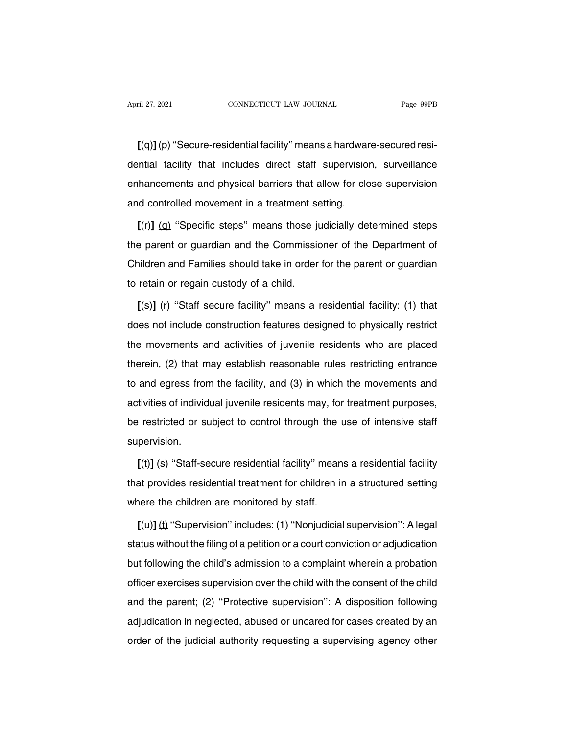**[**(q)**]** (p) ''Secure-residential facility'' means a hardware-secured residential facility that includes direct staff supervision, surveillance enhancements and physical barriers that allow for close supervision and controlled movement in a treatment setting.

**[**(r)**]** (q) ''Specific steps'' means those judicially determined steps the parent or guardian and the Commissioner of the Department of Children and Families should take in order for the parent or guardian to retain or regain custody of a child.

**[**(s)**]** (r) ''Staff secure facility'' means a residential facility: (1) that does not include construction features designed to physically restrict the movements and activities of juvenile residents who are placed therein, (2) that may establish reasonable rules restricting entrance to and egress from the facility, and (3) in which the movements and activities of individual juvenile residents may, for treatment purposes, be restricted or subject to control through the use of intensive staff supervision.

**[**(t)**]** (s) ''Staff-secure residential facility'' means a residential facility that provides residential treatment for children in a structured setting where the children are monitored by staff.

**[**(u)**]** (t) ''Supervision'' includes: (1) ''Nonjudicial supervision'': A legal status without the filing of a petition or a court conviction or adjudication but following the child's admission to a complaint wherein a probation officer exercises supervision over the child with the consent of the child and the parent; (2) ''Protective supervision'': A disposition following adjudication in neglected, abused or uncared for cases created by an order of the judicial authority requesting a supervising agency other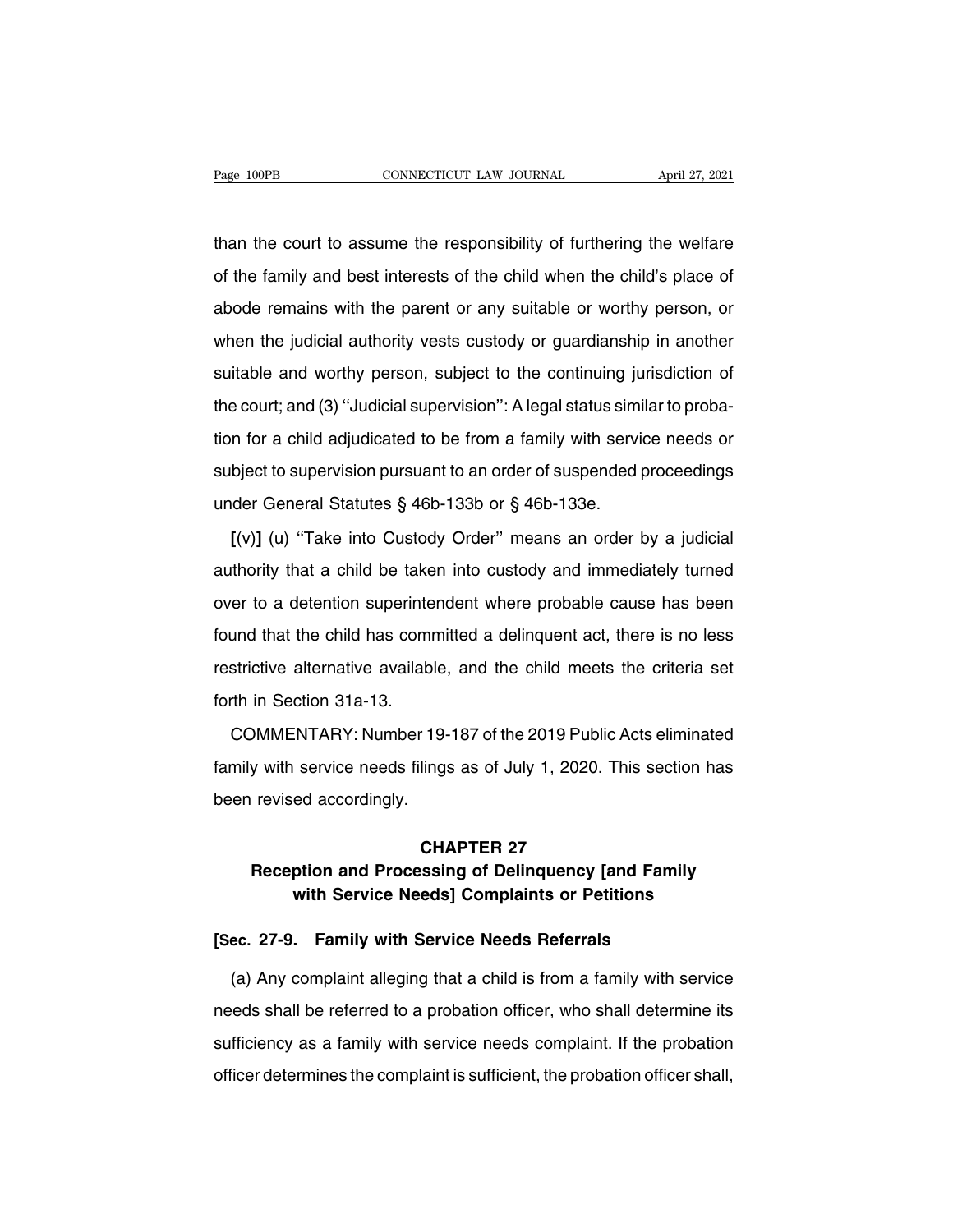than the court to assume the responsibility of furthering the welfare of the family and best interests of the child when the child's place of abode remains with the parent or any suitable or worthy person, or when the judicial authority vests custody or guardianship in another suitable and worthy person, subject to the continuing jurisdiction of the court; and (3) ''Judicial supervision'': A legal status similar to probation for a child adjudicated to be from a family with service needs or subject to supervision pursuant to an order of suspended proceedings under General Statutes § 46b-133b or § 46b-133e.

**[**(v)**]** <u>(u)</u> ''Take into Custody Order'' means an order by a judicial authority that a child be taken into custody and immediately turned over to a detention superintendent where probable cause has been found that the child has committed a delinquent act, there is no less restrictive alternative available, and the child meets the criteria set forth in Section 31a-13.

COMMENTARY: Number 19-187 of the 2019 Public Acts eliminated family with service needs filings as of July 1, 2020. This section has been revised accordingly.

## CHAPTER 27
## Reception and Processing of Delinquency [and Family with Service Needs] Complaints or Petitions

**[Sec. 27-9. Family with Service Needs Referrals**

(a) Any complaint alleging that a child is from a family with service needs shall be referred to a probation officer, who shall determine its sufficiency as a family with service needs complaint. If the probation officer determines the complaint is sufficient, the probation officer shall,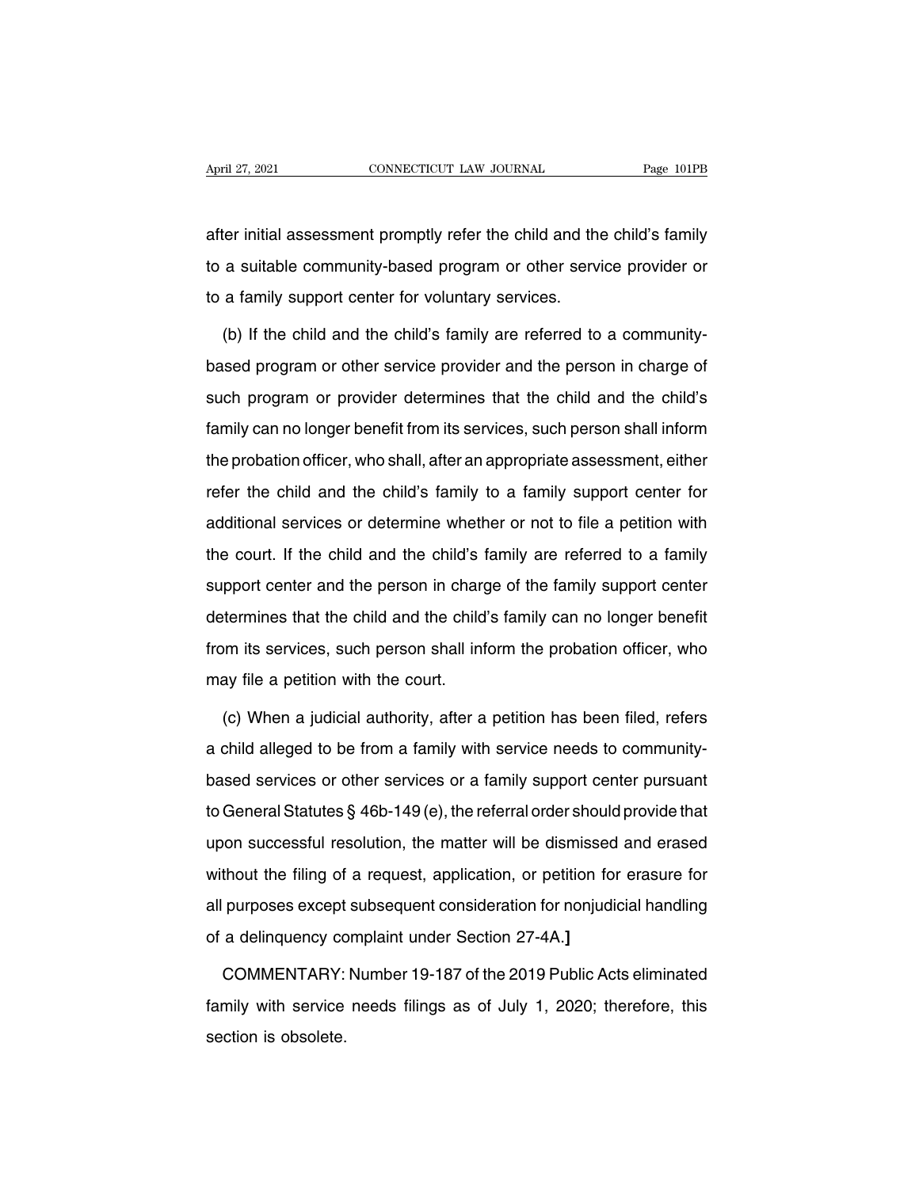after initial assessment promptly refer the child and the child's family to a suitable community-based program or other service provider or to a family support center for voluntary services.

(b) If the child and the child's family are referred to a community-based program or other service provider and the person in charge of such program or provider determines that the child and the child's family can no longer benefit from its services, such person shall inform the probation officer, who shall, after an appropriate assessment, either refer the child and the child's family to a family support center for additional services or determine whether or not to file a petition with the court. If the child and the child's family are referred to a family support center and the person in charge of the family support center determines that the child and the child's family can no longer benefit from its services, such person shall inform the probation officer, who may file a petition with the court.

(c) When a judicial authority, after a petition has been filed, refers a child alleged to be from a family with service needs to community-based services or other services or a family support center pursuant to General Statutes § 46b-149 (e), the referral order should provide that upon successful resolution, the matter will be dismissed and erased without the filing of a request, application, or petition for erasure for all purposes except subsequent consideration for nonjudicial handling of a delinquency complaint under Section 27-4A.**]**

COMMENTARY: Number 19-187 of the 2019 Public Acts eliminated family with service needs filings as of July 1, 2020; therefore, this section is obsolete.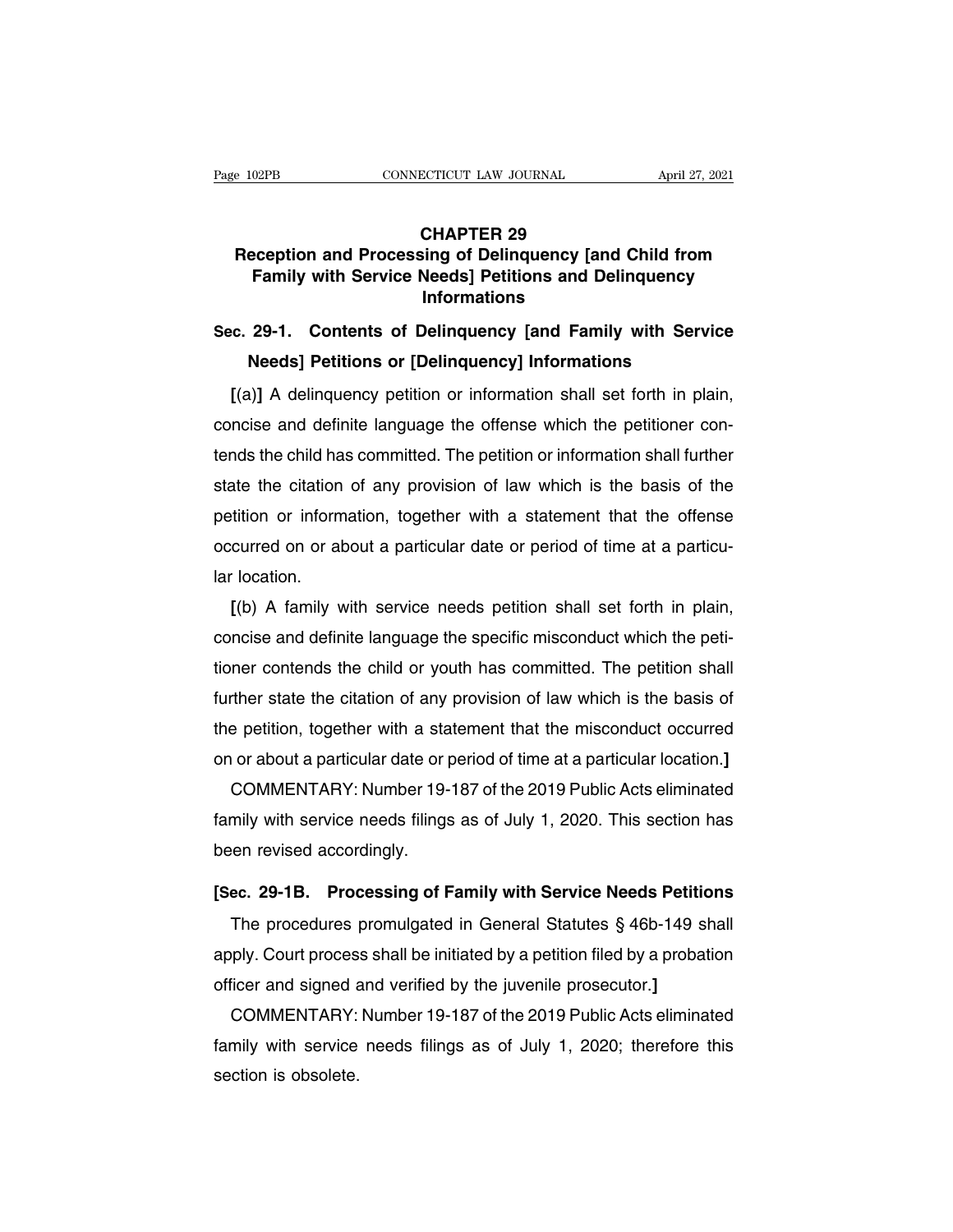## CHAPTER 29

## Reception and Processing of Delinquency [and Child from Family with Service Needs] Petitions and Delinquency Informations

### Sec. 29-1. Contents of Delinquency [and Family with Service Needs] Petitions or [Delinquency] Informations

**[**(a)**]** A delinquency petition or information shall set forth in plain, concise and definite language the offense which the petitioner contends the child has committed. The petition or information shall further state the citation of any provision of law which is the basis of the petition or information, together with a statement that the offense occurred on or about a particular date or period of time at a particular location.

**[**(b) A family with service needs petition shall set forth in plain, concise and definite language the specific misconduct which the petitioner contends the child or youth has committed. The petition shall further state the citation of any provision of law which is the basis of the petition, together with a statement that the misconduct occurred on or about a particular date or period of time at a particular location.**]**

COMMENTARY: Number 19-187 of the 2019 Public Acts eliminated family with service needs filings as of July 1, 2020. This section has been revised accordingly.

### [Sec. 29-1B. Processing of Family with Service Needs Petitions

The procedures promulgated in General Statutes § 46b-149 shall apply. Court process shall be initiated by a petition filed by a probation officer and signed and verified by the juvenile prosecutor.**]**

COMMENTARY: Number 19-187 of the 2019 Public Acts eliminated family with service needs filings as of July 1, 2020; therefore this section is obsolete.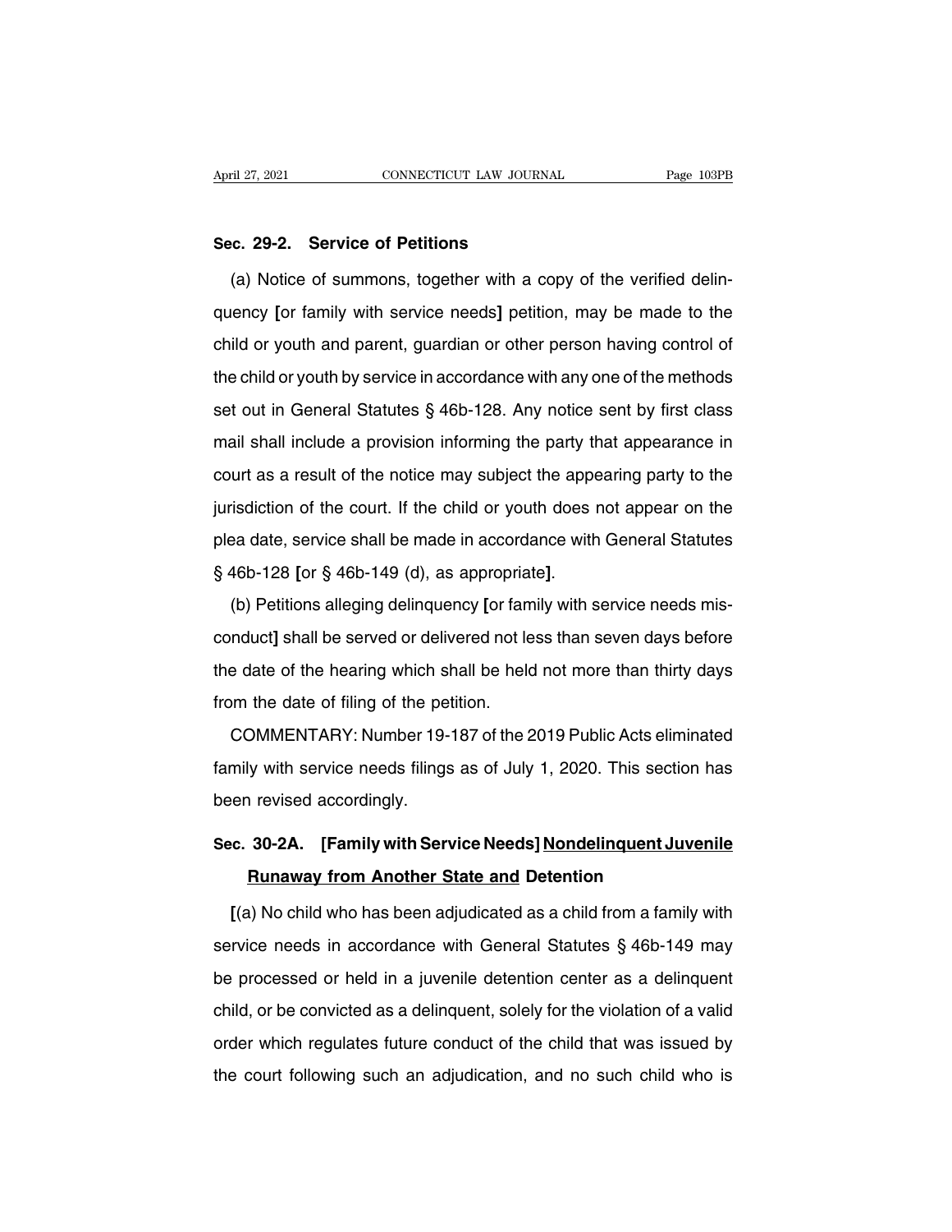**Sec. 29-2. Service of Petitions**

(a) Notice of summons, together with a copy of the verified delinquency **[**or family with service needs**]** petition, may be made to the child or youth and parent, guardian or other person having control of the child or youth by service in accordance with any one of the methods set out in General Statutes § 46b-128. Any notice sent by first class mail shall include a provision informing the party that appearance in court as a result of the notice may subject the appearing party to the jurisdiction of the court. If the child or youth does not appear on the plea date, service shall be made in accordance with General Statutes § 46b-128 **[**or § 46b-149 (d), as appropriate**]**.

(b) Petitions alleging delinquency **[**or family with service needs misconduct**]** shall be served or delivered not less than seven days before the date of the hearing which shall be held not more than thirty days from the date of filing of the petition.

COMMENTARY: Number 19-187 of the 2019 Public Acts eliminated family with service needs filings as of July 1, 2020. This section has been revised accordingly.

**Sec. 30-2A. [Family with Service Needs] <u>Nondelinquent Juvenile Runaway from Another State and</u> Detention**

**[**(a) No child who has been adjudicated as a child from a family with service needs in accordance with General Statutes § 46b-149 may be processed or held in a juvenile detention center as a delinquent child, or be convicted as a delinquent, solely for the violation of a valid order which regulates future conduct of the child that was issued by the court following such an adjudication, and no such child who is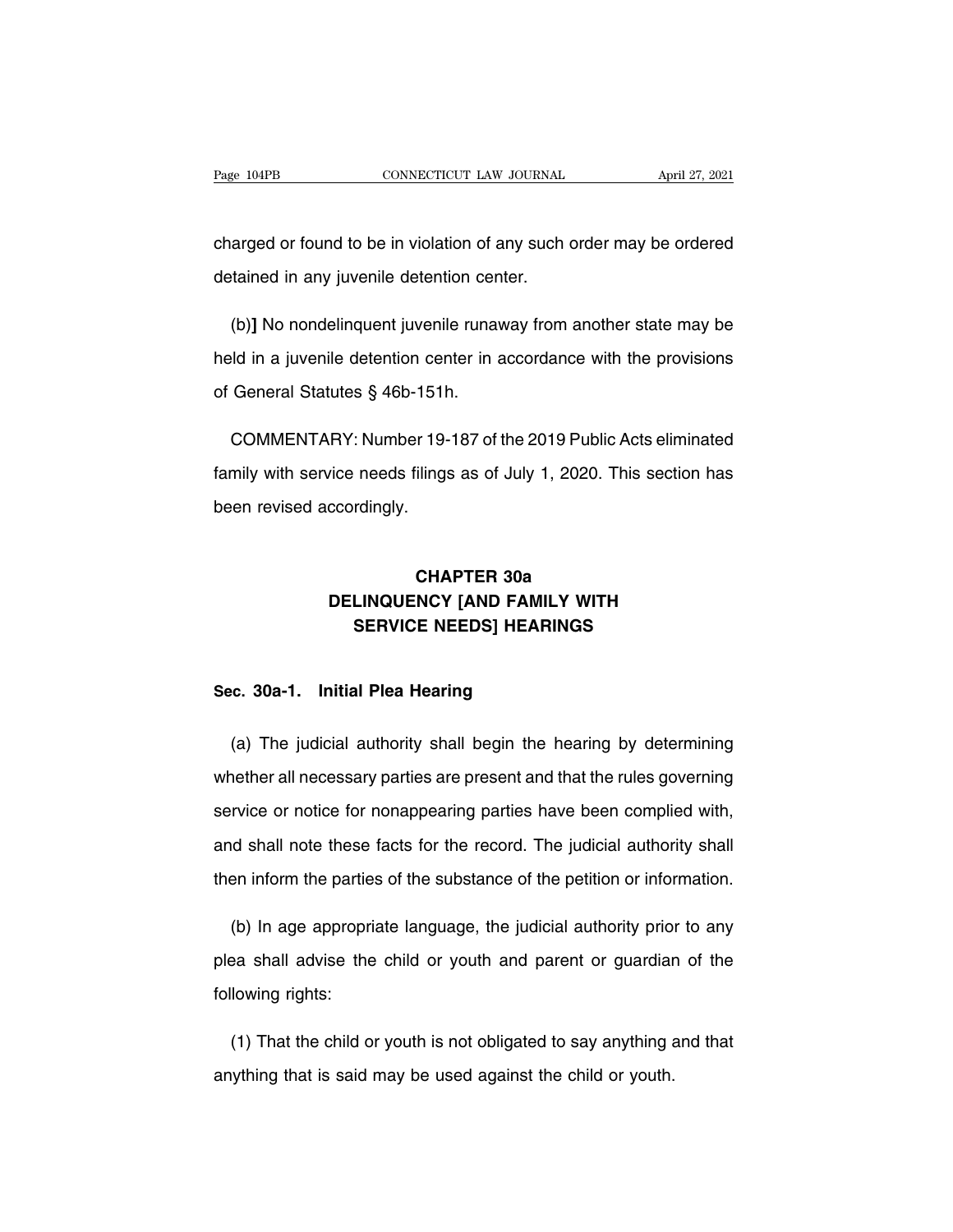charged or found to be in violation of any such order may be ordered detained in any juvenile detention center.

(b)] No nondelinquent juvenile runaway from another state may be held in a juvenile detention center in accordance with the provisions of General Statutes § 46b-151h.

COMMENTARY: Number 19-187 of the 2019 Public Acts eliminated family with service needs filings as of July 1, 2020. This section has been revised accordingly.

## CHAPTER 30a
## DELINQUENCY [AND FAMILY WITH SERVICE NEEDS] HEARINGS

### Sec. 30a-1. Initial Plea Hearing

(a) The judicial authority shall begin the hearing by determining whether all necessary parties are present and that the rules governing service or notice for nonappearing parties have been complied with, and shall note these facts for the record. The judicial authority shall then inform the parties of the substance of the petition or information.

(b) In age appropriate language, the judicial authority prior to any plea shall advise the child or youth and parent or guardian of the following rights:

(1) That the child or youth is not obligated to say anything and that anything that is said may be used against the child or youth.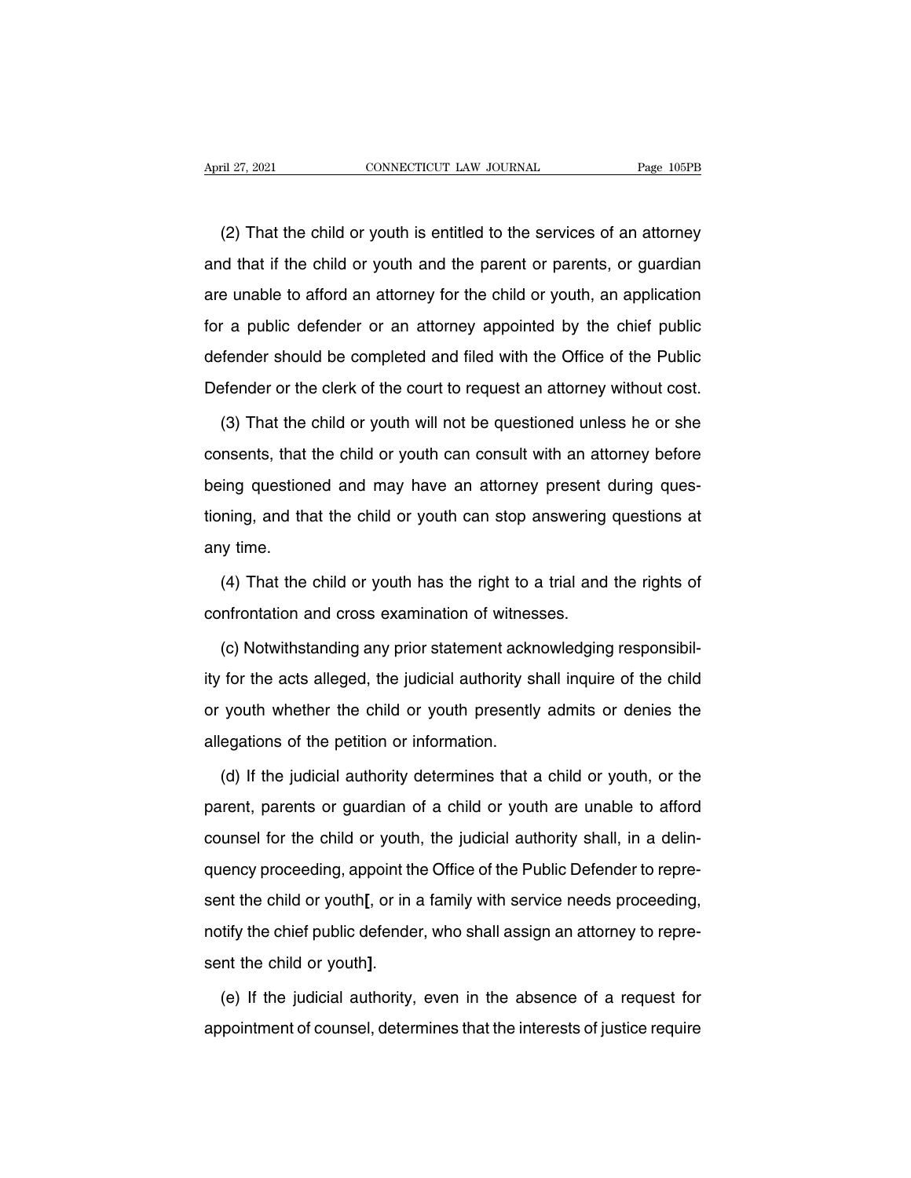(2) That the child or youth is entitled to the services of an attorney and that if the child or youth and the parent or parents, or guardian are unable to afford an attorney for the child or youth, an application for a public defender or an attorney appointed by the chief public defender should be completed and filed with the Office of the Public Defender or the clerk of the court to request an attorney without cost.

(3) That the child or youth will not be questioned unless he or she consents, that the child or youth can consult with an attorney before being questioned and may have an attorney present during questioning, and that the child or youth can stop answering questions at any time.

(4) That the child or youth has the right to a trial and the rights of confrontation and cross examination of witnesses.

(c) Notwithstanding any prior statement acknowledging responsibility for the acts alleged, the judicial authority shall inquire of the child or youth whether the child or youth presently admits or denies the allegations of the petition or information.

(d) If the judicial authority determines that a child or youth, or the parent, parents or guardian of a child or youth are unable to afford counsel for the child or youth, the judicial authority shall, in a delinquency proceeding, appoint the Office of the Public Defender to represent the child or youth**[**, or in a family with service needs proceeding, notify the chief public defender, who shall assign an attorney to represent the child or youth**]**.

(e) If the judicial authority, even in the absence of a request for appointment of counsel, determines that the interests of justice require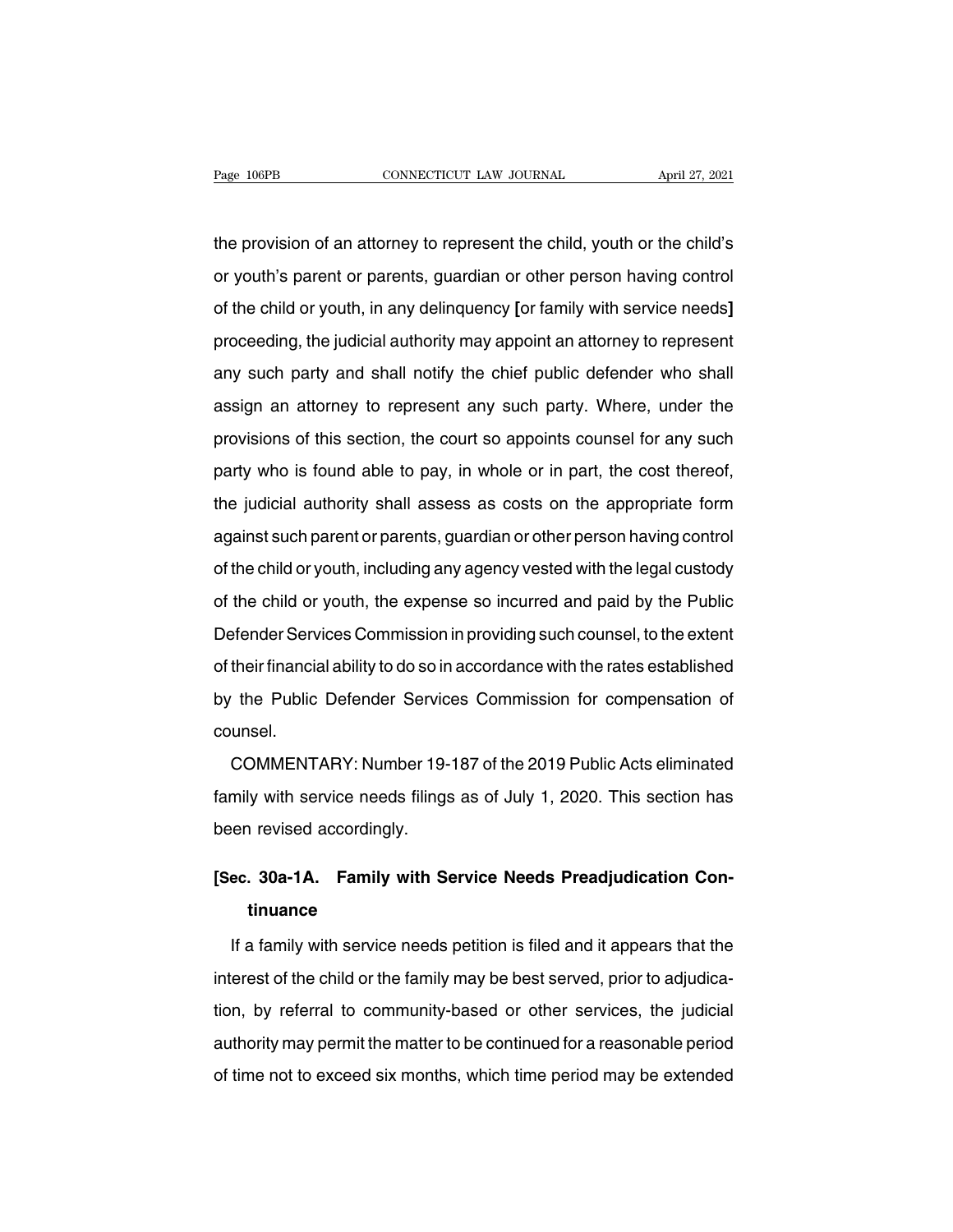the provision of an attorney to represent the child, youth or the child's or youth's parent or parents, guardian or other person having control of the child or youth, in any delinquency **[**or family with service needs**]** proceeding, the judicial authority may appoint an attorney to represent any such party and shall notify the chief public defender who shall assign an attorney to represent any such party. Where, under the provisions of this section, the court so appoints counsel for any such party who is found able to pay, in whole or in part, the cost thereof, the judicial authority shall assess as costs on the appropriate form against such parent or parents, guardian or other person having control of the child or youth, including any agency vested with the legal custody of the child or youth, the expense so incurred and paid by the Public Defender Services Commission in providing such counsel, to the extent of their financial ability to do so in accordance with the rates established by the Public Defender Services Commission for compensation of counsel.

COMMENTARY: Number 19-187 of the 2019 Public Acts eliminated family with service needs filings as of July 1, 2020. This section has been revised accordingly.

**[Sec. 30a-1A. Family with Service Needs Preadjudication Continuance**

If a family with service needs petition is filed and it appears that the interest of the child or the family may be best served, prior to adjudication, by referral to community-based or other services, the judicial authority may permit the matter to be continued for a reasonable period of time not to exceed six months, which time period may be extended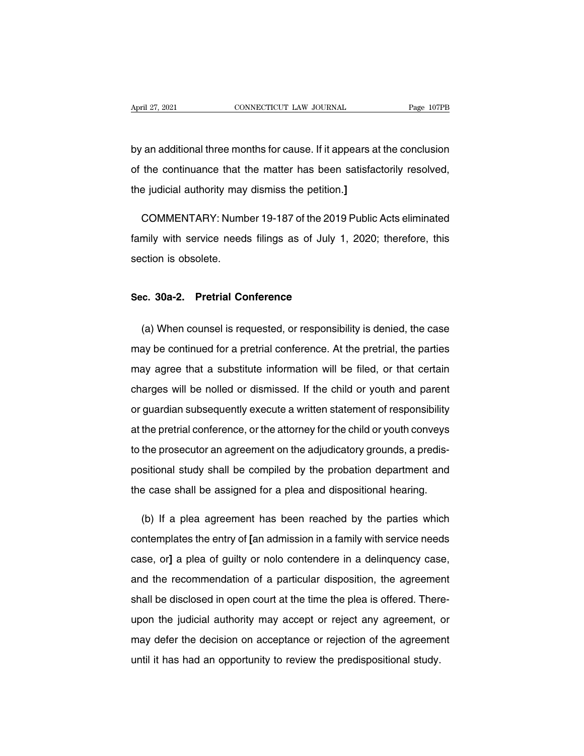by an additional three months for cause. If it appears at the conclusion of the continuance that the matter has been satisfactorily resolved, the judicial authority may dismiss the petition.]

COMMENTARY: Number 19-187 of the 2019 Public Acts eliminated family with service needs filings as of July 1, 2020; therefore, this section is obsolete.

## Sec. 30a-2. Pretrial Conference

(a) When counsel is requested, or responsibility is denied, the case may be continued for a pretrial conference. At the pretrial, the parties may agree that a substitute information will be filed, or that certain charges will be nolled or dismissed. If the child or youth and parent or guardian subsequently execute a written statement of responsibility at the pretrial conference, or the attorney for the child or youth conveys to the prosecutor an agreement on the adjudicatory grounds, a predispositional study shall be compiled by the probation department and the case shall be assigned for a plea and dispositional hearing.

(b) If a plea agreement has been reached by the parties which contemplates the entry of **[**an admission in a family with service needs case, or**]** a plea of guilty or nolo contendere in a delinquency case, and the recommendation of a particular disposition, the agreement shall be disclosed in open court at the time the plea is offered. Thereupon the judicial authority may accept or reject any agreement, or may defer the decision on acceptance or rejection of the agreement until it has had an opportunity to review the predispositional study.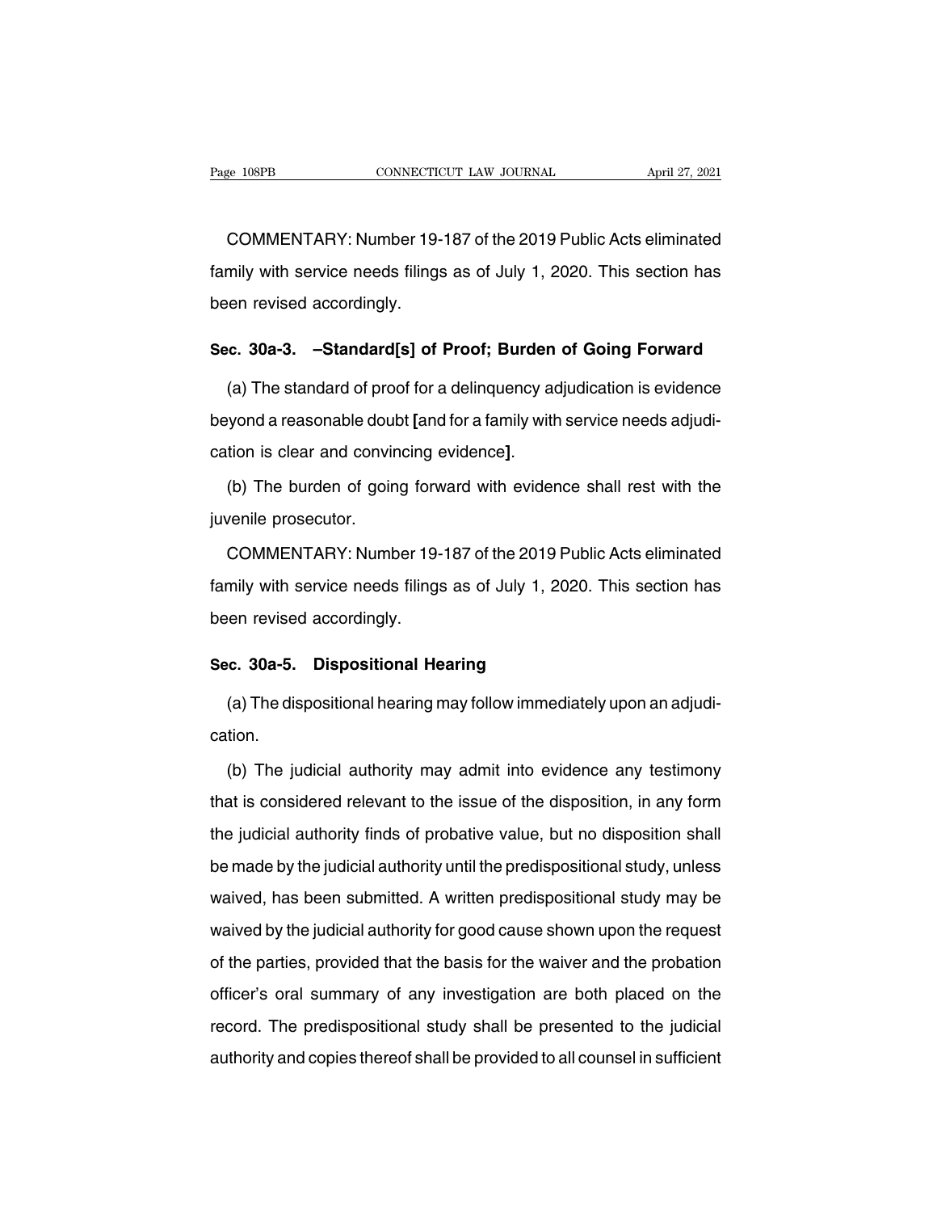COMMENTARY: Number 19-187 of the 2019 Public Acts eliminated family with service needs filings as of July 1, 2020. This section has been revised accordingly.

### Sec. 30a-3. –Standard[s] of Proof; Burden of Going Forward

(a) The standard of proof for a delinquency adjudication is evidence beyond a reasonable doubt **[**and for a family with service needs adjudication is clear and convincing evidence**]**.

(b) The burden of going forward with evidence shall rest with the juvenile prosecutor.

COMMENTARY: Number 19-187 of the 2019 Public Acts eliminated family with service needs filings as of July 1, 2020. This section has been revised accordingly.

### Sec. 30a-5. Dispositional Hearing

(a) The dispositional hearing may follow immediately upon an adjudication.

(b) The judicial authority may admit into evidence any testimony that is considered relevant to the issue of the disposition, in any form the judicial authority finds of probative value, but no disposition shall be made by the judicial authority until the predispositional study, unless waived, has been submitted. A written predispositional study may be waived by the judicial authority for good cause shown upon the request of the parties, provided that the basis for the waiver and the probation officer's oral summary of any investigation are both placed on the record. The predispositional study shall be presented to the judicial authority and copies thereof shall be provided to all counsel in sufficient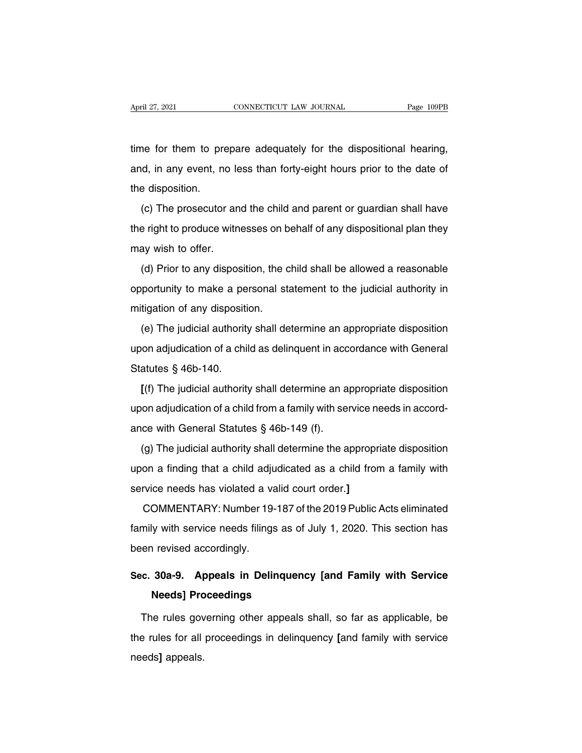time for them to prepare adequately for the dispositional hearing, and, in any event, no less than forty-eight hours prior to the date of the disposition.

(c) The prosecutor and the child and parent or guardian shall have the right to produce witnesses on behalf of any dispositional plan they may wish to offer.

(d) Prior to any disposition, the child shall be allowed a reasonable opportunity to make a personal statement to the judicial authority in mitigation of any disposition.

(e) The judicial authority shall determine an appropriate disposition upon adjudication of a child as delinquent in accordance with General Statutes § 46b-140.

**[**(f) The judicial authority shall determine an appropriate disposition upon adjudication of a child from a family with service needs in accordance with General Statutes § 46b-149 (f).

(g) The judicial authority shall determine the appropriate disposition upon a finding that a child adjudicated as a child from a family with service needs has violated a valid court order.**]**

COMMENTARY: Number 19-187 of the 2019 Public Acts eliminated family with service needs filings as of July 1, 2020. This section has been revised accordingly.

## Sec. 30a-9. Appeals in Delinquency [and Family with Service Needs] Proceedings

The rules governing other appeals shall, so far as applicable, be the rules for all proceedings in delinquency **[**and family with service needs**]** appeals.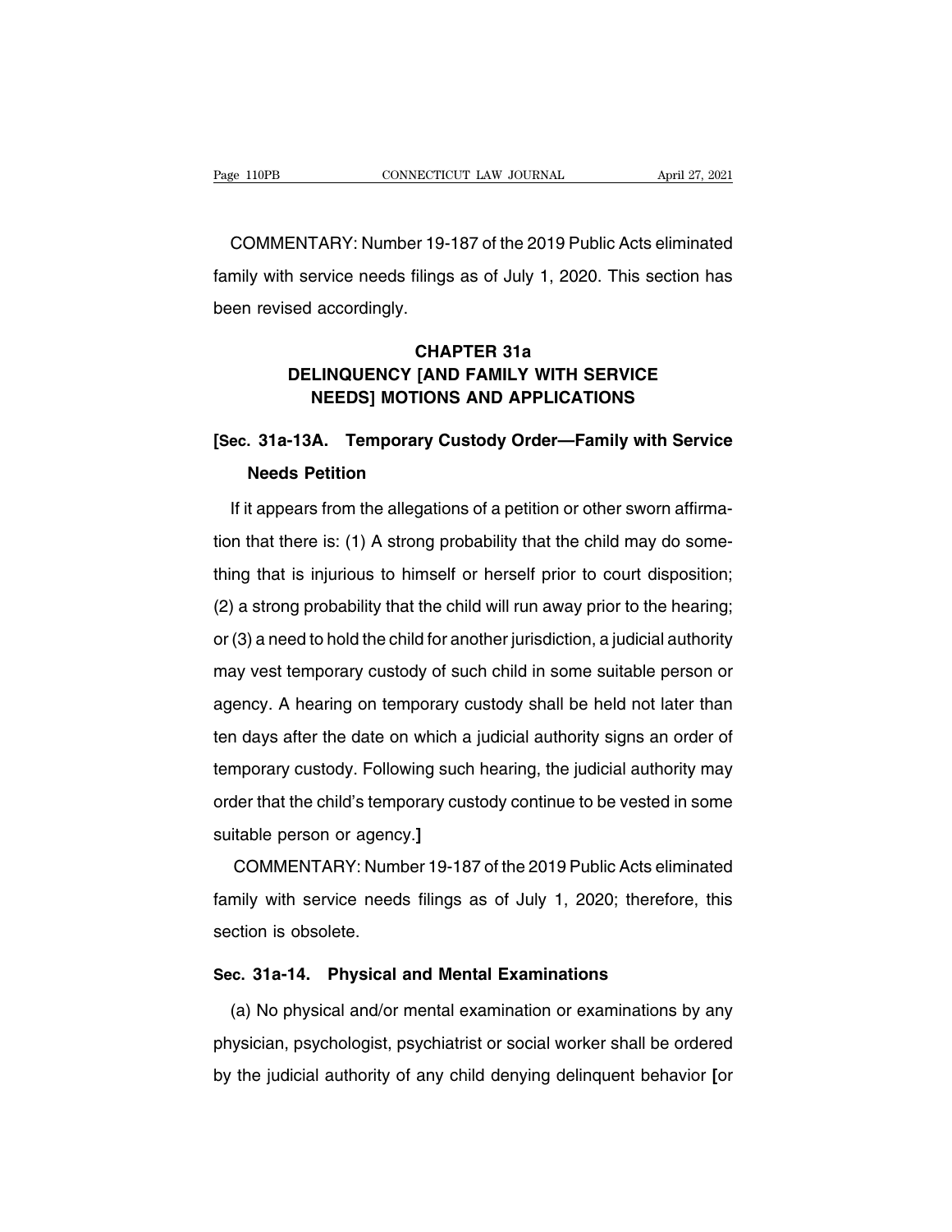COMMENTARY: Number 19-187 of the 2019 Public Acts eliminated family with service needs filings as of July 1, 2020. This section has been revised accordingly.

## CHAPTER 31a
## DELINQUENCY [AND FAMILY WITH SERVICE NEEDS] MOTIONS AND APPLICATIONS

### [Sec. 31a-13A. Temporary Custody Order—Family with Service Needs Petition

If it appears from the allegations of a petition or other sworn affirmation that there is: (1) A strong probability that the child may do something that is injurious to himself or herself prior to court disposition; (2) a strong probability that the child will run away prior to the hearing; or (3) a need to hold the child for another jurisdiction, a judicial authority may vest temporary custody of such child in some suitable person or agency. A hearing on temporary custody shall be held not later than ten days after the date on which a judicial authority signs an order of temporary custody. Following such hearing, the judicial authority may order that the child's temporary custody continue to be vested in some suitable person or agency.]

COMMENTARY: Number 19-187 of the 2019 Public Acts eliminated family with service needs filings as of July 1, 2020; therefore, this section is obsolete.

### Sec. 31a-14. Physical and Mental Examinations

(a) No physical and/or mental examination or examinations by any physician, psychologist, psychiatrist or social worker shall be ordered by the judicial authority of any child denying delinquent behavior [or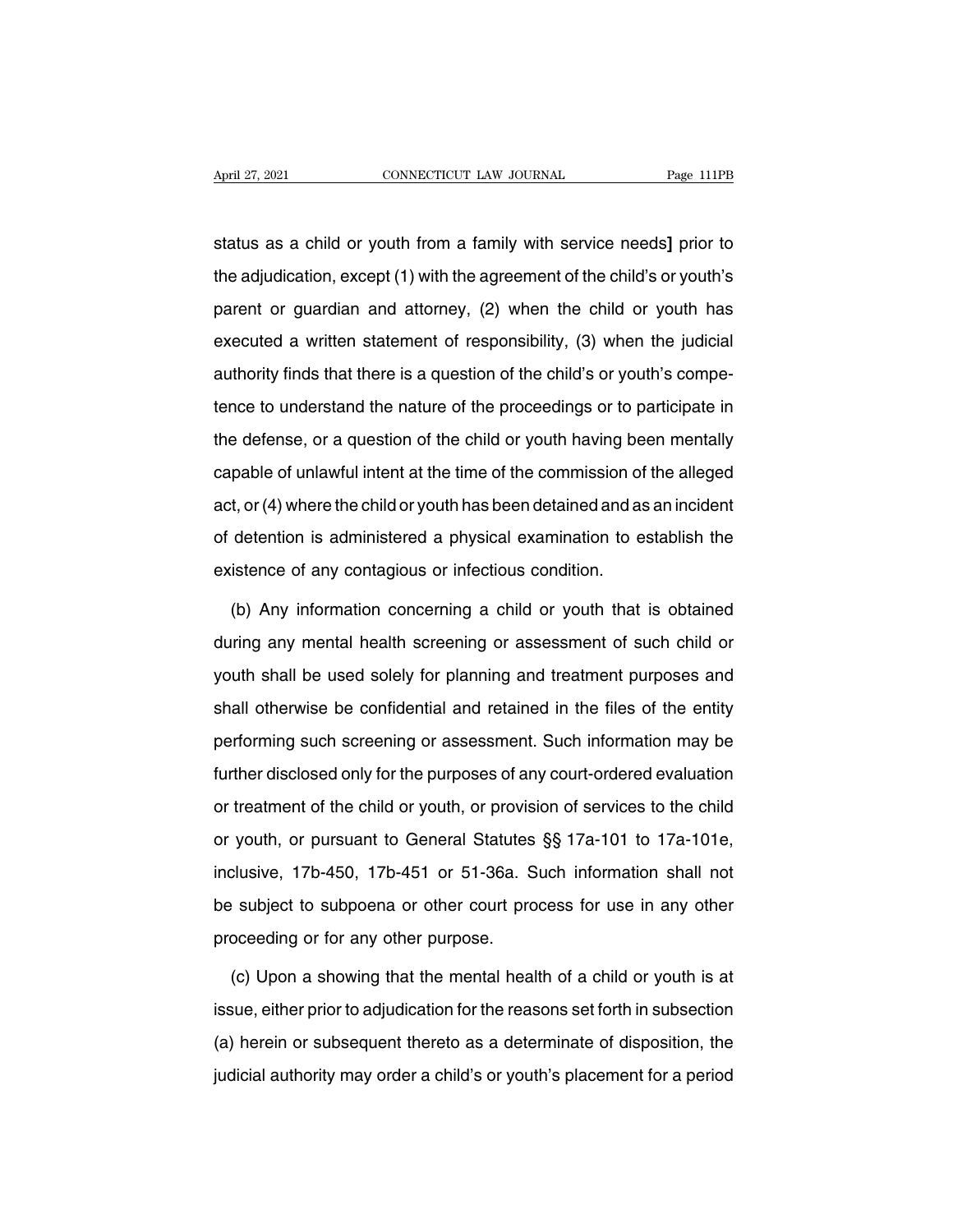status as a child or youth from a family with service needs] prior to the adjudication, except (1) with the agreement of the child's or youth's parent or guardian and attorney, (2) when the child or youth has executed a written statement of responsibility, (3) when the judicial authority finds that there is a question of the child's or youth's competence to understand the nature of the proceedings or to participate in the defense, or a question of the child or youth having been mentally capable of unlawful intent at the time of the commission of the alleged act, or (4) where the child or youth has been detained and as an incident of detention is administered a physical examination to establish the existence of any contagious or infectious condition.

(b) Any information concerning a child or youth that is obtained during any mental health screening or assessment of such child or youth shall be used solely for planning and treatment purposes and shall otherwise be confidential and retained in the files of the entity performing such screening or assessment. Such information may be further disclosed only for the purposes of any court-ordered evaluation or treatment of the child or youth, or provision of services to the child or youth, or pursuant to General Statutes §§ 17a-101 to 17a-101e, inclusive, 17b-450, 17b-451 or 51-36a. Such information shall not be subject to subpoena or other court process for use in any other proceeding or for any other purpose.

(c) Upon a showing that the mental health of a child or youth is at issue, either prior to adjudication for the reasons set forth in subsection (a) herein or subsequent thereto as a determinate of disposition, the judicial authority may order a child's or youth's placement for a period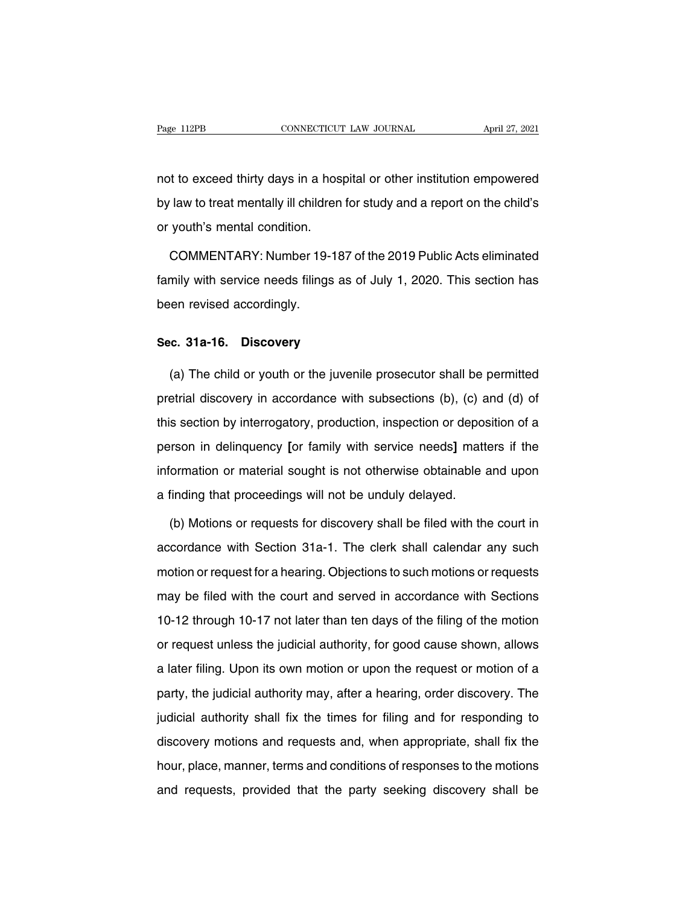not to exceed thirty days in a hospital or other institution empowered by law to treat mentally ill children for study and a report on the child's or youth's mental condition.

COMMENTARY: Number 19-187 of the 2019 Public Acts eliminated family with service needs filings as of July 1, 2020. This section has been revised accordingly.

## Sec. 31a-16. Discovery

(a) The child or youth or the juvenile prosecutor shall be permitted pretrial discovery in accordance with subsections (b), (c) and (d) of this section by interrogatory, production, inspection or deposition of a person in delinquency **[**or family with service needs**]** matters if the information or material sought is not otherwise obtainable and upon a finding that proceedings will not be unduly delayed.

(b) Motions or requests for discovery shall be filed with the court in accordance with Section 31a-1. The clerk shall calendar any such motion or request for a hearing. Objections to such motions or requests may be filed with the court and served in accordance with Sections 10-12 through 10-17 not later than ten days of the filing of the motion or request unless the judicial authority, for good cause shown, allows a later filing. Upon its own motion or upon the request or motion of a party, the judicial authority may, after a hearing, order discovery. The judicial authority shall fix the times for filing and for responding to discovery motions and requests and, when appropriate, shall fix the hour, place, manner, terms and conditions of responses to the motions and requests, provided that the party seeking discovery shall be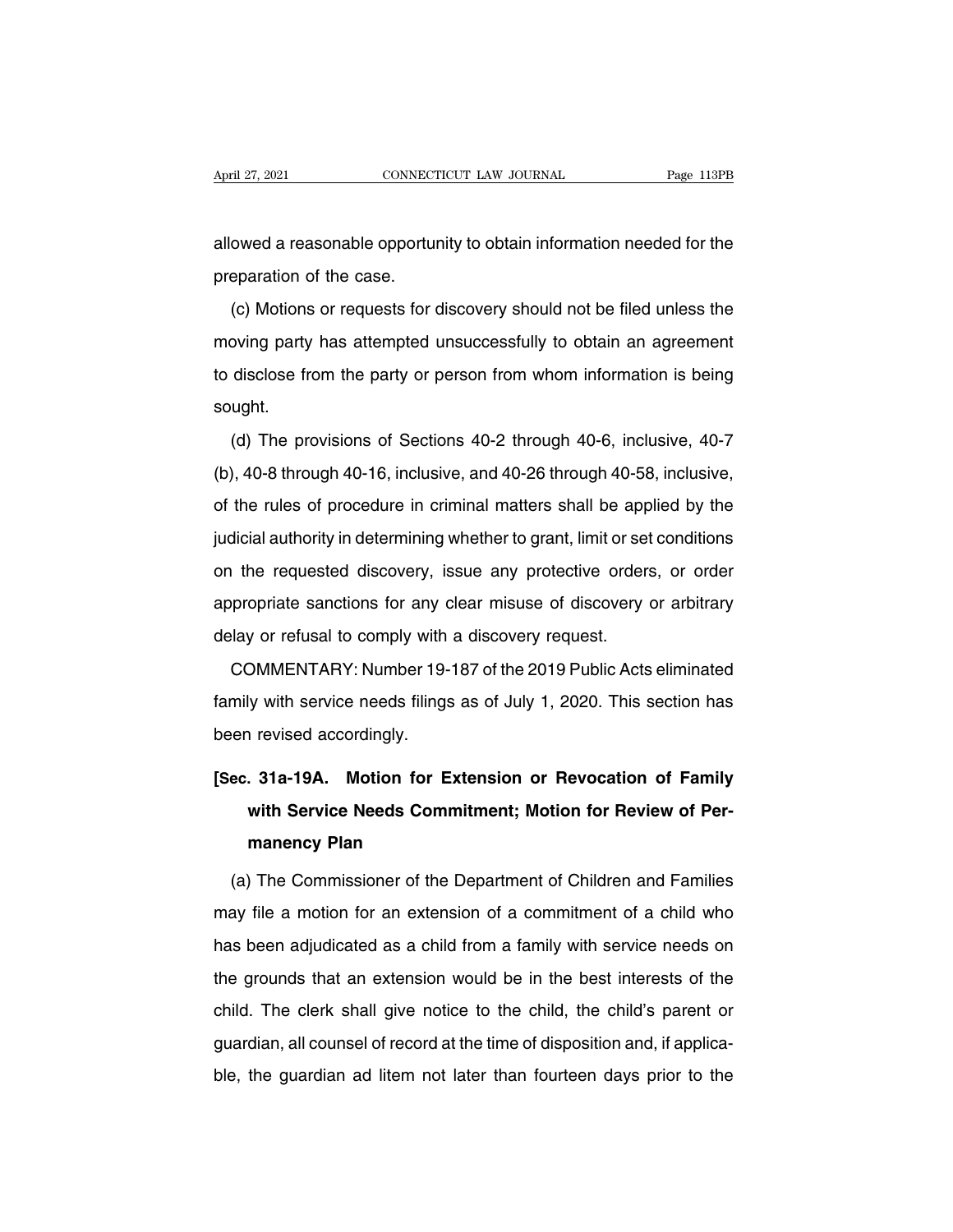allowed a reasonable opportunity to obtain information needed for the preparation of the case.

(c) Motions or requests for discovery should not be filed unless the moving party has attempted unsuccessfully to obtain an agreement to disclose from the party or person from whom information is being sought.

(d) The provisions of Sections 40-2 through 40-6, inclusive, 40-7 (b), 40-8 through 40-16, inclusive, and 40-26 through 40-58, inclusive, of the rules of procedure in criminal matters shall be applied by the judicial authority in determining whether to grant, limit or set conditions on the requested discovery, issue any protective orders, or order appropriate sanctions for any clear misuse of discovery or arbitrary delay or refusal to comply with a discovery request.

COMMENTARY: Number 19-187 of the 2019 Public Acts eliminated family with service needs filings as of July 1, 2020. This section has been revised accordingly.

**[Sec. 31a-19A. Motion for Extension or Revocation of Family with Service Needs Commitment; Motion for Review of Permanency Plan**

(a) The Commissioner of the Department of Children and Families may file a motion for an extension of a commitment of a child who has been adjudicated as a child from a family with service needs on the grounds that an extension would be in the best interests of the child. The clerk shall give notice to the child, the child's parent or guardian, all counsel of record at the time of disposition and, if applicable, the guardian ad litem not later than fourteen days prior to the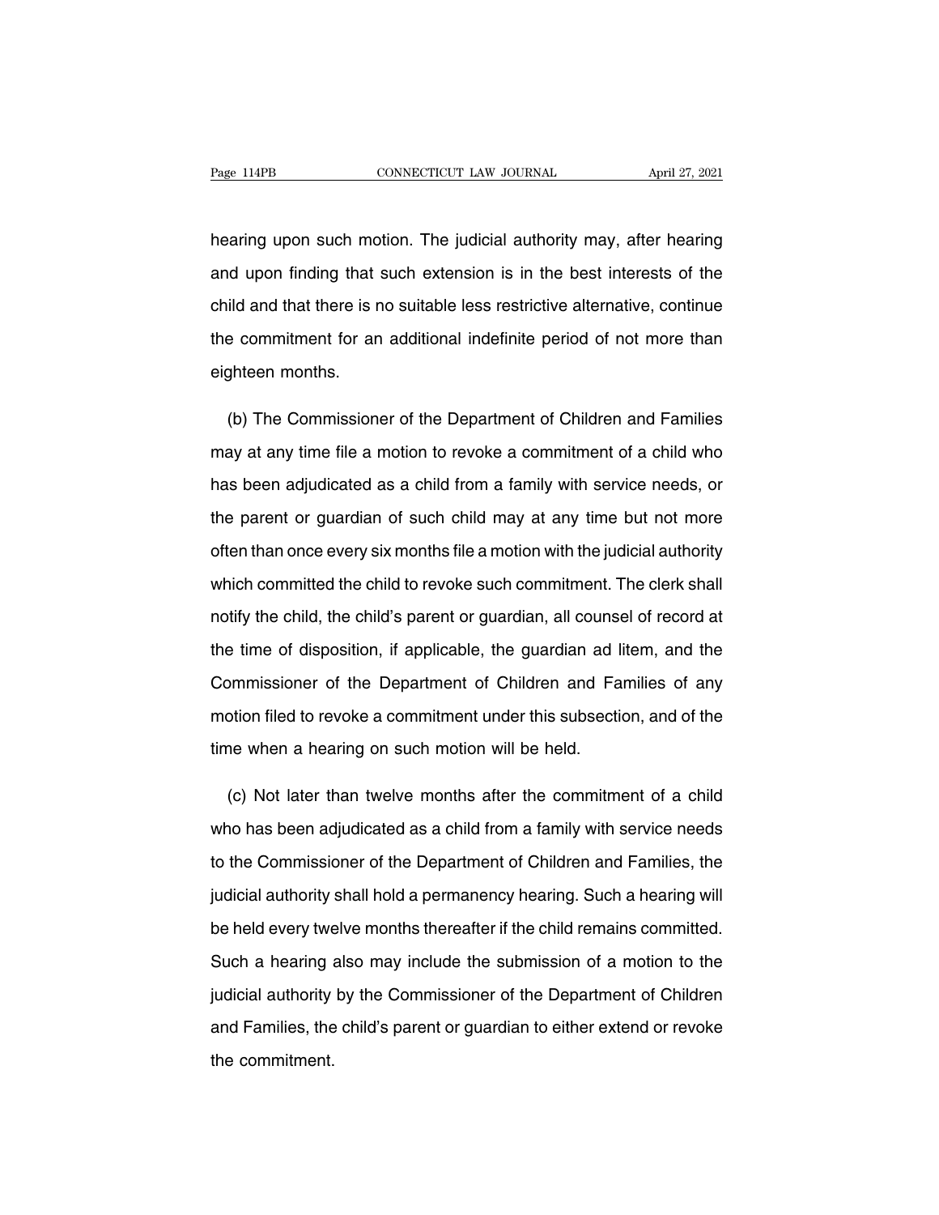hearing upon such motion. The judicial authority may, after hearing and upon finding that such extension is in the best interests of the child and that there is no suitable less restrictive alternative, continue the commitment for an additional indefinite period of not more than eighteen months.

(b) The Commissioner of the Department of Children and Families may at any time file a motion to revoke a commitment of a child who has been adjudicated as a child from a family with service needs, or the parent or guardian of such child may at any time but not more often than once every six months file a motion with the judicial authority which committed the child to revoke such commitment. The clerk shall notify the child, the child's parent or guardian, all counsel of record at the time of disposition, if applicable, the guardian ad litem, and the Commissioner of the Department of Children and Families of any motion filed to revoke a commitment under this subsection, and of the time when a hearing on such motion will be held.

(c) Not later than twelve months after the commitment of a child who has been adjudicated as a child from a family with service needs to the Commissioner of the Department of Children and Families, the judicial authority shall hold a permanency hearing. Such a hearing will be held every twelve months thereafter if the child remains committed. Such a hearing also may include the submission of a motion to the judicial authority by the Commissioner of the Department of Children and Families, the child's parent or guardian to either extend or revoke the commitment.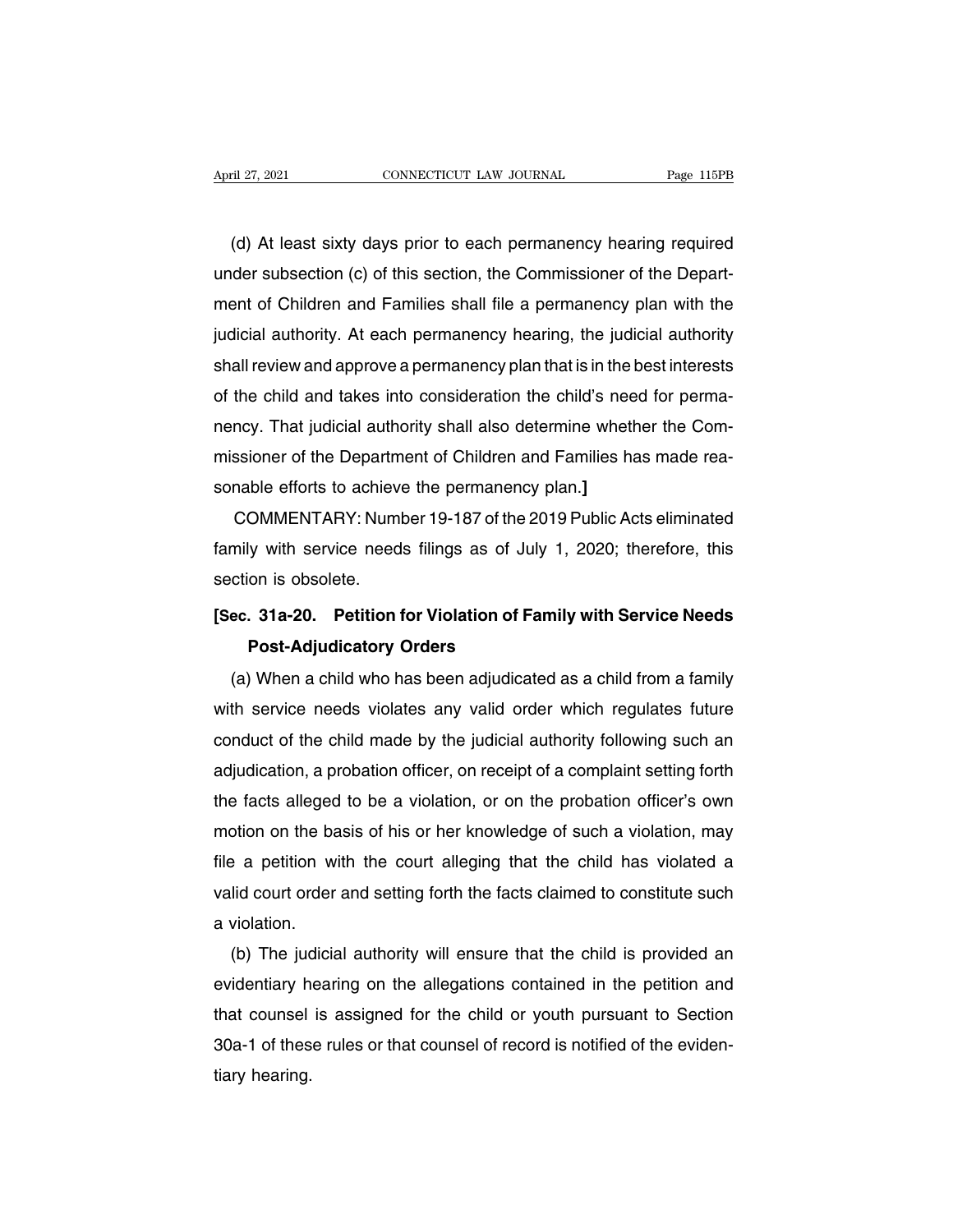(d) At least sixty days prior to each permanency hearing required under subsection (c) of this section, the Commissioner of the Department of Children and Families shall file a permanency plan with the judicial authority. At each permanency hearing, the judicial authority shall review and approve a permanency plan that is in the best interests of the child and takes into consideration the child's need for permanency. That judicial authority shall also determine whether the Commissioner of the Department of Children and Families has made reasonable efforts to achieve the permanency plan.]

COMMENTARY: Number 19-187 of the 2019 Public Acts eliminated family with service needs filings as of July 1, 2020; therefore, this section is obsolete.

**[Sec. 31a-20. Petition for Violation of Family with Service Needs Post-Adjudicatory Orders**

(a) When a child who has been adjudicated as a child from a family with service needs violates any valid order which regulates future conduct of the child made by the judicial authority following such an adjudication, a probation officer, on receipt of a complaint setting forth the facts alleged to be a violation, or on the probation officer's own motion on the basis of his or her knowledge of such a violation, may file a petition with the court alleging that the child has violated a valid court order and setting forth the facts claimed to constitute such a violation.

(b) The judicial authority will ensure that the child is provided an evidentiary hearing on the allegations contained in the petition and that counsel is assigned for the child or youth pursuant to Section 30a-1 of these rules or that counsel of record is notified of the evidentiary hearing.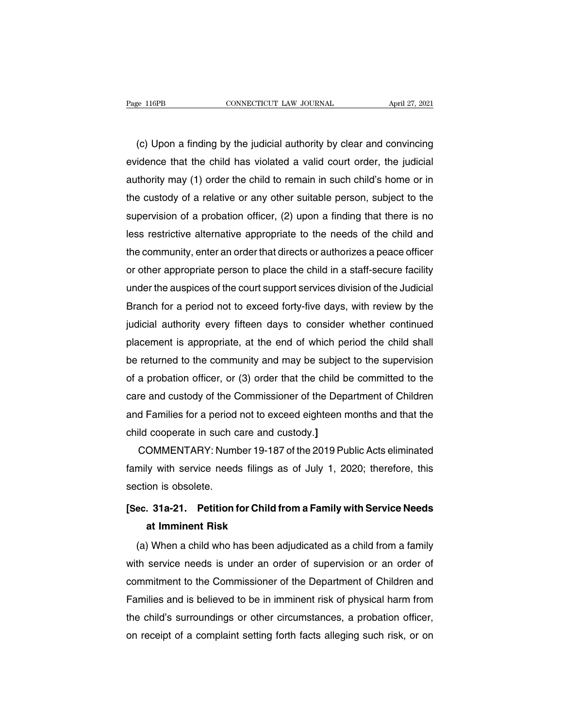(c) Upon a finding by the judicial authority by clear and convincing evidence that the child has violated a valid court order, the judicial authority may (1) order the child to remain in such child's home or in the custody of a relative or any other suitable person, subject to the supervision of a probation officer, (2) upon a finding that there is no less restrictive alternative appropriate to the needs of the child and the community, enter an order that directs or authorizes a peace officer or other appropriate person to place the child in a staff-secure facility under the auspices of the court support services division of the Judicial Branch for a period not to exceed forty-five days, with review by the judicial authority every fifteen days to consider whether continued placement is appropriate, at the end of which period the child shall be returned to the community and may be subject to the supervision of a probation officer, or (3) order that the child be committed to the care and custody of the Commissioner of the Department of Children and Families for a period not to exceed eighteen months and that the child cooperate in such care and custody.]

COMMENTARY: Number 19-187 of the 2019 Public Acts eliminated family with service needs filings as of July 1, 2020; therefore, this section is obsolete.

**[Sec. 31a-21. Petition for Child from a Family with Service Needs at Imminent Risk**

(a) When a child who has been adjudicated as a child from a family with service needs is under an order of supervision or an order of commitment to the Commissioner of the Department of Children and Families and is believed to be in imminent risk of physical harm from the child's surroundings or other circumstances, a probation officer, on receipt of a complaint setting forth facts alleging such risk, or on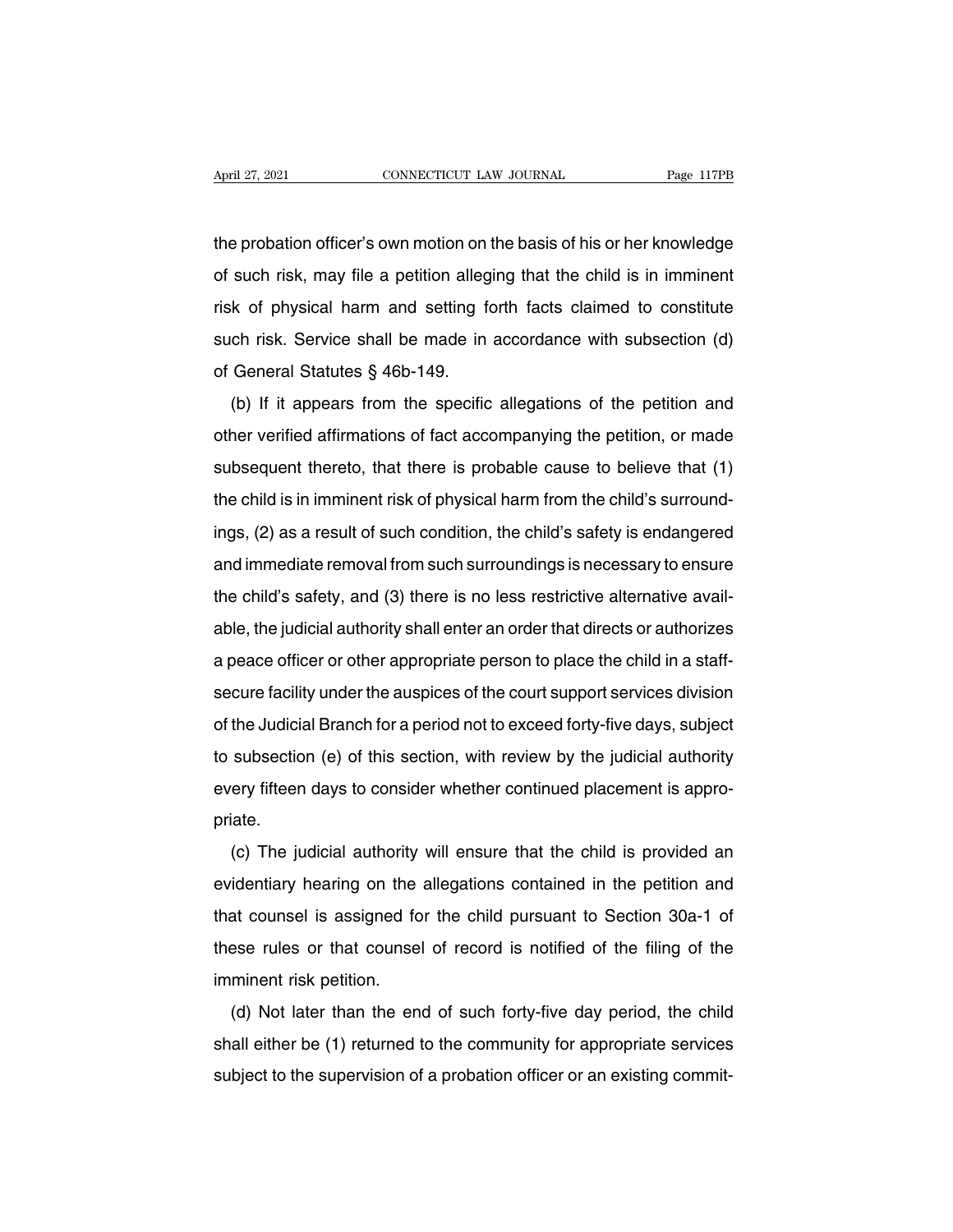the probation officer's own motion on the basis of his or her knowledge of such risk, may file a petition alleging that the child is in imminent risk of physical harm and setting forth facts claimed to constitute such risk. Service shall be made in accordance with subsection (d) of General Statutes § 46b-149.

(b) If it appears from the specific allegations of the petition and other verified affirmations of fact accompanying the petition, or made subsequent thereto, that there is probable cause to believe that (1) the child is in imminent risk of physical harm from the child's surroundings, (2) as a result of such condition, the child's safety is endangered and immediate removal from such surroundings is necessary to ensure the child's safety, and (3) there is no less restrictive alternative available, the judicial authority shall enter an order that directs or authorizes a peace officer or other appropriate person to place the child in a staff-secure facility under the auspices of the court support services division of the Judicial Branch for a period not to exceed forty-five days, subject to subsection (e) of this section, with review by the judicial authority every fifteen days to consider whether continued placement is appropriate.

(c) The judicial authority will ensure that the child is provided an evidentiary hearing on the allegations contained in the petition and that counsel is assigned for the child pursuant to Section 30a-1 of these rules or that counsel of record is notified of the filing of the imminent risk petition.

(d) Not later than the end of such forty-five day period, the child shall either be (1) returned to the community for appropriate services subject to the supervision of a probation officer or an existing commit-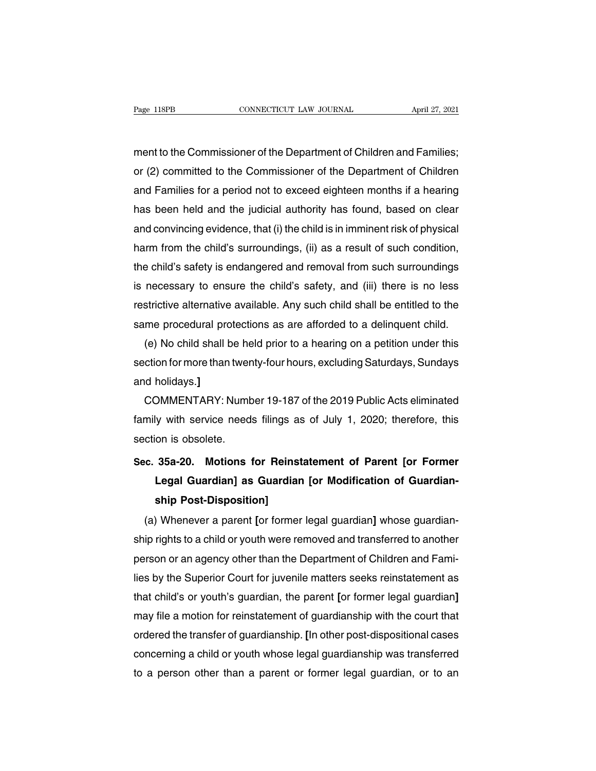ment to the Commissioner of the Department of Children and Families; or (2) committed to the Commissioner of the Department of Children and Families for a period not to exceed eighteen months if a hearing has been held and the judicial authority has found, based on clear and convincing evidence, that (i) the child is in imminent risk of physical harm from the child's surroundings, (ii) as a result of such condition, the child's safety is endangered and removal from such surroundings is necessary to ensure the child's safety, and (iii) there is no less restrictive alternative available. Any such child shall be entitled to the same procedural protections as are afforded to a delinquent child.

(e) No child shall be held prior to a hearing on a petition under this section for more than twenty-four hours, excluding Saturdays, Sundays and holidays.**]**

COMMENTARY: Number 19-187 of the 2019 Public Acts eliminated family with service needs filings as of July 1, 2020; therefore, this section is obsolete.

**Sec. 35a-20. Motions for Reinstatement of Parent [or Former Legal Guardian] as Guardian [or Modification of Guardianship Post-Disposition]**

(a) Whenever a parent **[**or former legal guardian**]** whose guardianship rights to a child or youth were removed and transferred to another person or an agency other than the Department of Children and Families by the Superior Court for juvenile matters seeks reinstatement as that child's or youth's guardian, the parent **[**or former legal guardian**]** may file a motion for reinstatement of guardianship with the court that ordered the transfer of guardianship. **[**In other post-dispositional cases concerning a child or youth whose legal guardianship was transferred to a person other than a parent or former legal guardian, or to an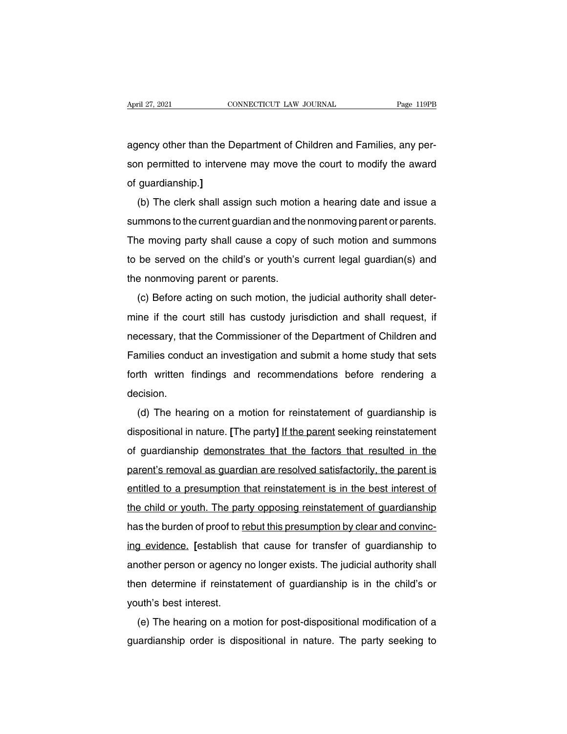agency other than the Department of Children and Families, any person permitted to intervene may move the court to modify the award of guardianship.]

(b) The clerk shall assign such motion a hearing date and issue a summons to the current guardian and the nonmoving parent or parents. The moving party shall cause a copy of such motion and summons to be served on the child's or youth's current legal guardian(s) and the nonmoving parent or parents.

(c) Before acting on such motion, the judicial authority shall determine if the court still has custody jurisdiction and shall request, if necessary, that the Commissioner of the Department of Children and Families conduct an investigation and submit a home study that sets forth written findings and recommendations before rendering a decision.

(d) The hearing on a motion for reinstatement of guardianship is dispositional in nature. **[**The party**]** <u>If the parent</u> seeking reinstatement of guardianship <u>demonstrates that the factors that resulted in the parent's removal as guardian are resolved satisfactorily, the parent is entitled to a presumption that reinstatement is in the best interest of the child or youth. The party opposing reinstatement of guardianship</u> has the burden of proof to <u>rebut this presumption by clear and convincing evidence.</u> **[**establish that cause for transfer of guardianship to another person or agency no longer exists. The judicial authority shall then determine if reinstatement of guardianship is in the child's or youth's best interest.

(e) The hearing on a motion for post-dispositional modification of a guardianship order is dispositional in nature. The party seeking to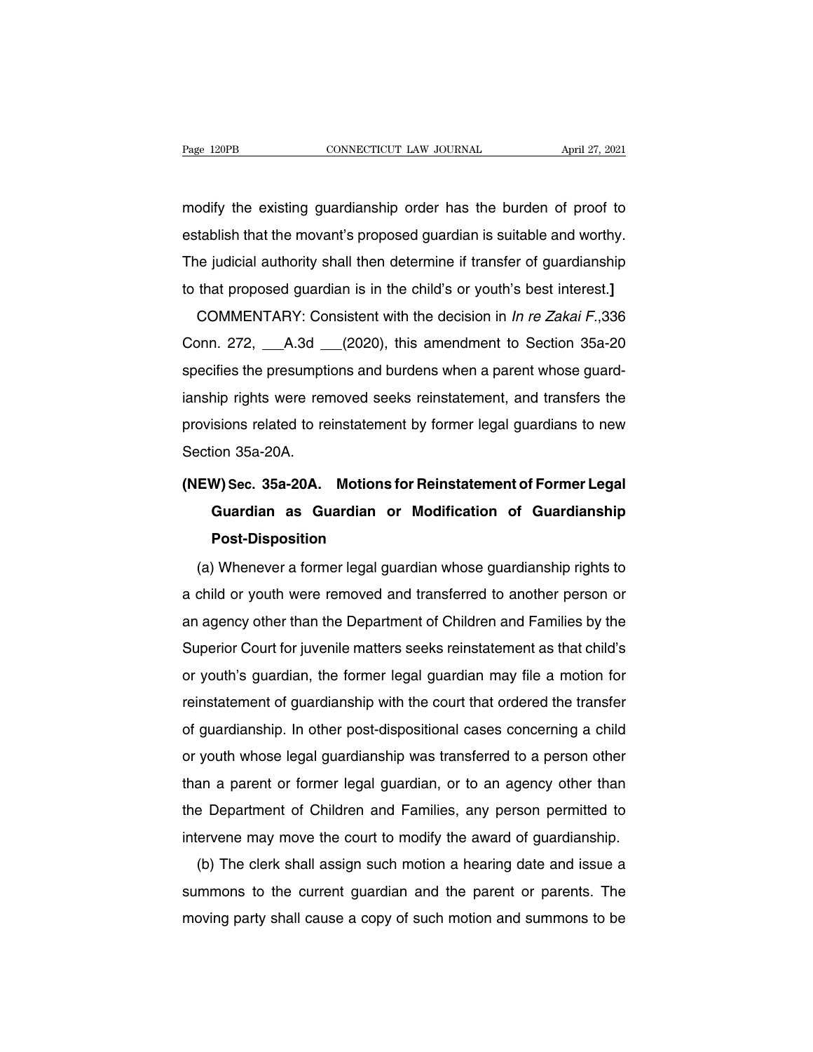modify the existing guardianship order has the burden of proof to establish that the movant's proposed guardian is suitable and worthy. The judicial authority shall then determine if transfer of guardianship to that proposed guardian is in the child's or youth's best interest.]

COMMENTARY: Consistent with the decision in *In re Zakai F.*,336 Conn. 272, ___A.3d ___(2020), this amendment to Section 35a-20 specifies the presumptions and burdens when a parent whose guardianship rights were removed seeks reinstatement, and transfers the provisions related to reinstatement by former legal guardians to new Section 35a-20A.

**(NEW) Sec. 35a-20A. Motions for Reinstatement of Former Legal Guardian as Guardian or Modification of Guardianship Post-Disposition**

(a) Whenever a former legal guardian whose guardianship rights to a child or youth were removed and transferred to another person or an agency other than the Department of Children and Families by the Superior Court for juvenile matters seeks reinstatement as that child's or youth's guardian, the former legal guardian may file a motion for reinstatement of guardianship with the court that ordered the transfer of guardianship. In other post-dispositional cases concerning a child or youth whose legal guardianship was transferred to a person other than a parent or former legal guardian, or to an agency other than the Department of Children and Families, any person permitted to intervene may move the court to modify the award of guardianship.

(b) The clerk shall assign such motion a hearing date and issue a summons to the current guardian and the parent or parents. The moving party shall cause a copy of such motion and summons to be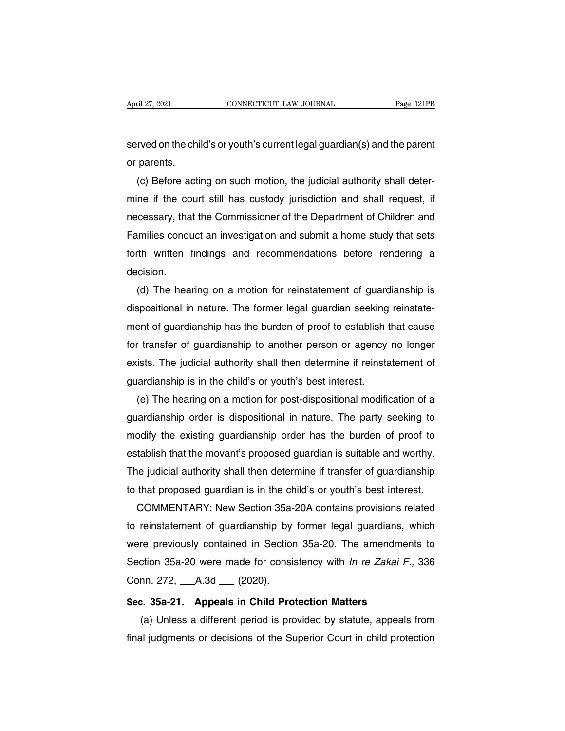served on the child's or youth's current legal guardian(s) and the parent or parents.

(c) Before acting on such motion, the judicial authority shall determine if the court still has custody jurisdiction and shall request, if necessary, that the Commissioner of the Department of Children and Families conduct an investigation and submit a home study that sets forth written findings and recommendations before rendering a decision.

(d) The hearing on a motion for reinstatement of guardianship is dispositional in nature. The former legal guardian seeking reinstatement of guardianship has the burden of proof to establish that cause for transfer of guardianship to another person or agency no longer exists. The judicial authority shall then determine if reinstatement of guardianship is in the child's or youth's best interest.

(e) The hearing on a motion for post-dispositional modification of a guardianship order is dispositional in nature. The party seeking to modify the existing guardianship order has the burden of proof to establish that the movant's proposed guardian is suitable and worthy. The judicial authority shall then determine if transfer of guardianship to that proposed guardian is in the child's or youth's best interest.

COMMENTARY: New Section 35a-20A contains provisions related to reinstatement of guardianship by former legal guardians, which were previously contained in Section 35a-20. The amendments to Section 35a-20 were made for consistency with *In re Zakai F.,* 336 Conn. 272, \_\_\_A.3d \_\_\_ (2020).

**Sec. 35a-21. Appeals in Child Protection Matters**

(a) Unless a different period is provided by statute, appeals from final judgments or decisions of the Superior Court in child protection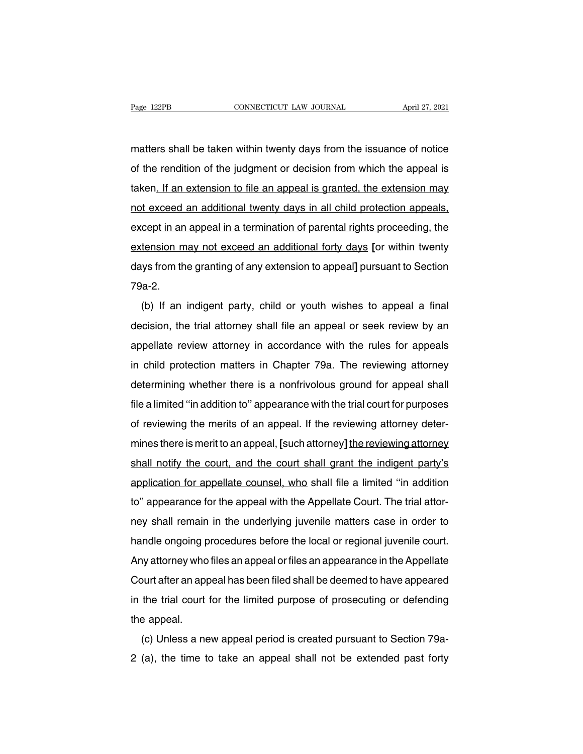matters shall be taken within twenty days from the issuance of notice of the rendition of the judgment or decision from which the appeal is taken. If an extension to file an appeal is granted, the extension may not exceed an additional twenty days in all child protection appeals, except in an appeal in a termination of parental rights proceeding, the extension may not exceed an additional forty days [or within twenty days from the granting of any extension to appeal] pursuant to Section 79a-2.

(b) If an indigent party, child or youth wishes to appeal a final decision, the trial attorney shall file an appeal or seek review by an appellate review attorney in accordance with the rules for appeals in child protection matters in Chapter 79a. The reviewing attorney determining whether there is a nonfrivolous ground for appeal shall file a limited ''in addition to'' appearance with the trial court for purposes of reviewing the merits of an appeal. If the reviewing attorney determines there is merit to an appeal, [such attorney] the reviewing attorney shall notify the court, and the court shall grant the indigent party's application for appellate counsel, who shall file a limited ''in addition to'' appearance for the appeal with the Appellate Court. The trial attorney shall remain in the underlying juvenile matters case in order to handle ongoing procedures before the local or regional juvenile court. Any attorney who files an appeal or files an appearance in the Appellate Court after an appeal has been filed shall be deemed to have appeared in the trial court for the limited purpose of prosecuting or defending the appeal.

(c) Unless a new appeal period is created pursuant to Section 79a-2 (a), the time to take an appeal shall not be extended past forty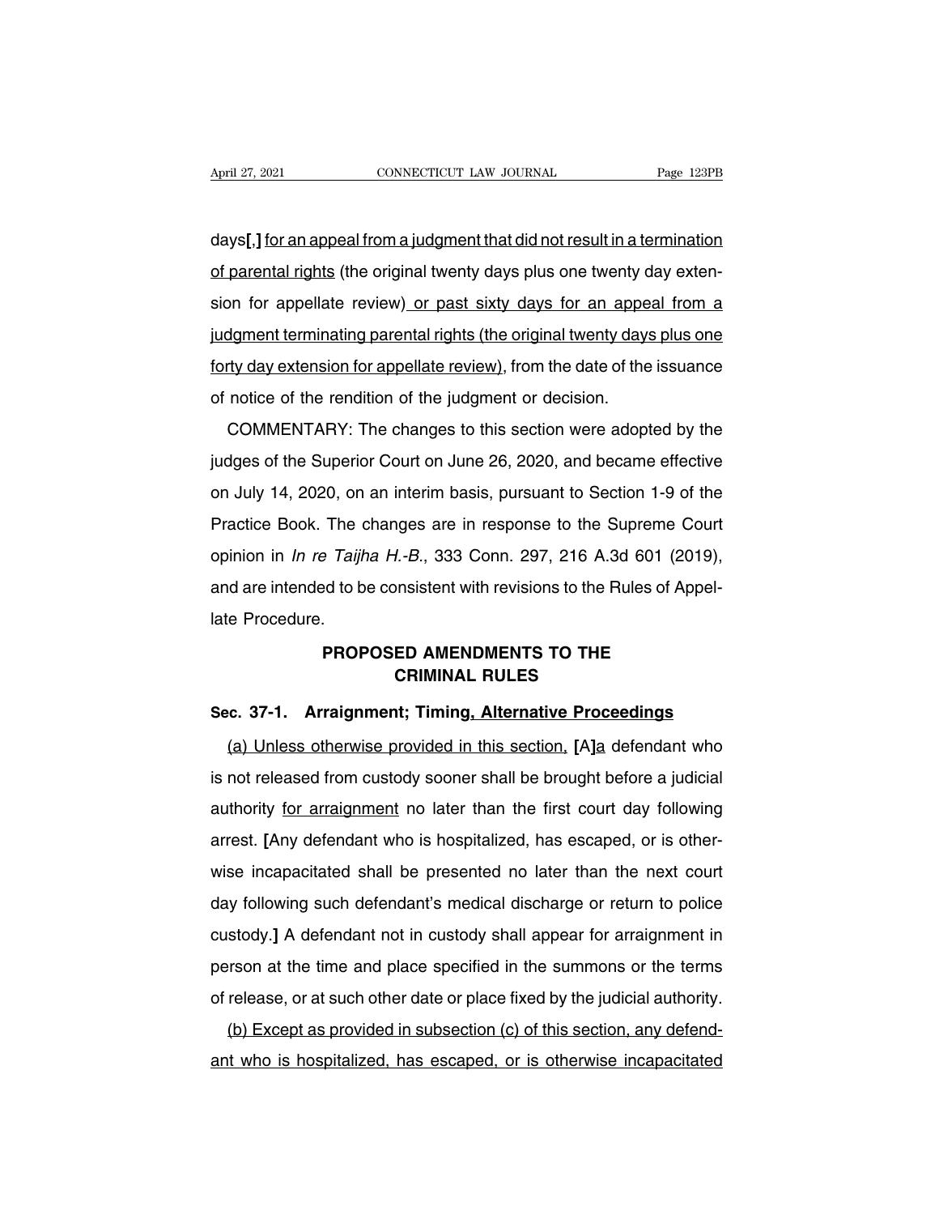days[,] <u>for an appeal from a judgment that did not result in a termination of parental rights</u> (the original twenty days plus one twenty day extension for appellate review)<u> or past sixty days for an appeal from a judgment terminating parental rights (the original twenty days plus one forty day extension for appellate review)</u>, from the date of the issuance of notice of the rendition of the judgment or decision.

COMMENTARY: The changes to this section were adopted by the judges of the Superior Court on June 26, 2020, and became effective on July 14, 2020, on an interim basis, pursuant to Section 1-9 of the Practice Book. The changes are in response to the Supreme Court opinion in *In re Taijha H.-B.*, 333 Conn. 297, 216 A.3d 601 (2019), and are intended to be consistent with revisions to the Rules of Appellate Procedure.

## PROPOSED AMENDMENTS TO THE CRIMINAL RULES

**Sec. 37-1. Arraignment; Timing<u>, Alternative Proceedings</u>**

<u>(a) Unless otherwise provided in this section,</u> [A]<u>a</u> defendant who is not released from custody sooner shall be brought before a judicial authority <u>for arraignment</u> no later than the first court day following arrest. [Any defendant who is hospitalized, has escaped, or is otherwise incapacitated shall be presented no later than the next court day following such defendant's medical discharge or return to police custody.] A defendant not in custody shall appear for arraignment in person at the time and place specified in the summons or the terms of release, or at such other date or place fixed by the judicial authority.

<u>(b) Except as provided in subsection (c) of this section, any defendant who is hospitalized, has escaped, or is otherwise incapacitated</u>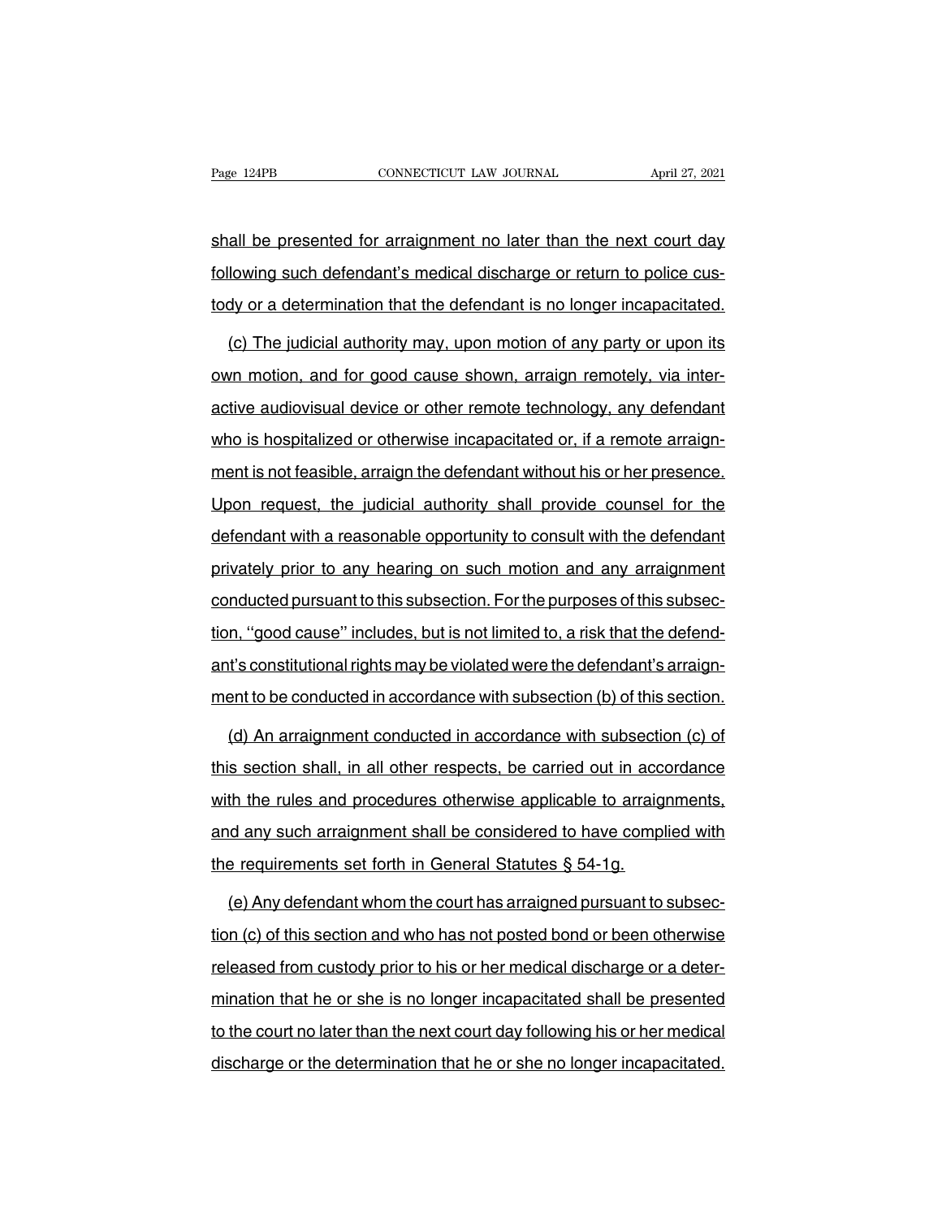shall be presented for arraignment no later than the next court day following such defendant's medical discharge or return to police custody or a determination that the defendant is no longer incapacitated.

(c) The judicial authority may, upon motion of any party or upon its own motion, and for good cause shown, arraign remotely, via interactive audiovisual device or other remote technology, any defendant who is hospitalized or otherwise incapacitated or, if a remote arraignment is not feasible, arraign the defendant without his or her presence. Upon request, the judicial authority shall provide counsel for the defendant with a reasonable opportunity to consult with the defendant privately prior to any hearing on such motion and any arraignment conducted pursuant to this subsection. For the purposes of this subsection, ''good cause'' includes, but is not limited to, a risk that the defendant's constitutional rights may be violated were the defendant's arraignment to be conducted in accordance with subsection (b) of this section.

(d) An arraignment conducted in accordance with subsection (c) of this section shall, in all other respects, be carried out in accordance with the rules and procedures otherwise applicable to arraignments, and any such arraignment shall be considered to have complied with the requirements set forth in General Statutes § 54-1g.

(e) Any defendant whom the court has arraigned pursuant to subsection (c) of this section and who has not posted bond or been otherwise released from custody prior to his or her medical discharge or a determination that he or she is no longer incapacitated shall be presented to the court no later than the next court day following his or her medical discharge or the determination that he or she no longer incapacitated.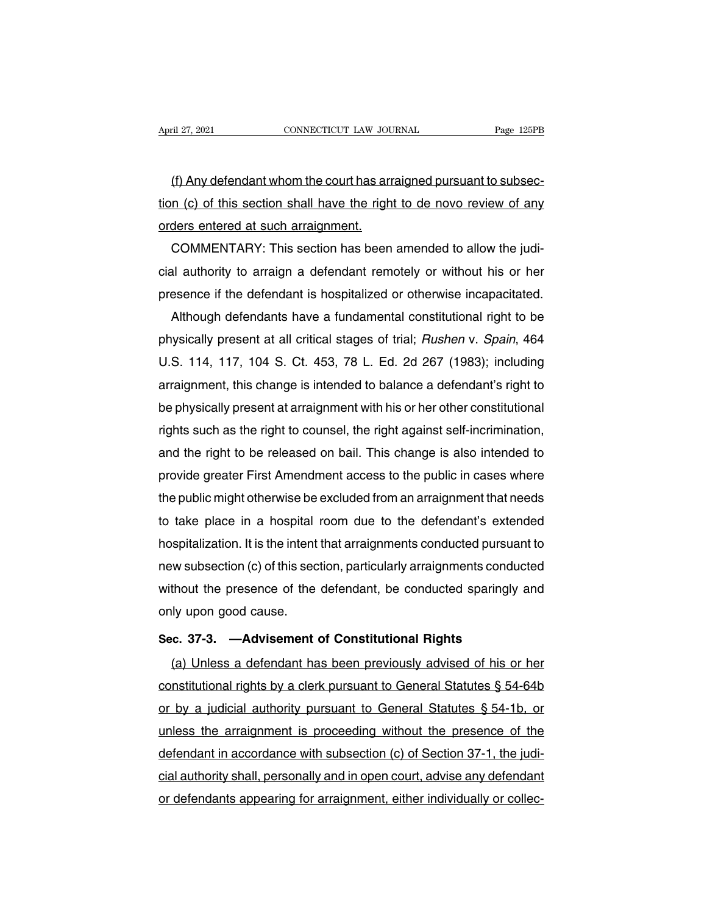(f) Any defendant whom the court has arraigned pursuant to subsection (c) of this section shall have the right to de novo review of any orders entered at such arraignment.

COMMENTARY: This section has been amended to allow the judicial authority to arraign a defendant remotely or without his or her presence if the defendant is hospitalized or otherwise incapacitated.

Although defendants have a fundamental constitutional right to be physically present at all critical stages of trial; *Rushen* v. *Spain*, 464 U.S. 114, 117, 104 S. Ct. 453, 78 L. Ed. 2d 267 (1983); including arraignment, this change is intended to balance a defendant's right to be physically present at arraignment with his or her other constitutional rights such as the right to counsel, the right against self-incrimination, and the right to be released on bail. This change is also intended to provide greater First Amendment access to the public in cases where the public might otherwise be excluded from an arraignment that needs to take place in a hospital room due to the defendant's extended hospitalization. It is the intent that arraignments conducted pursuant to new subsection (c) of this section, particularly arraignments conducted without the presence of the defendant, be conducted sparingly and only upon good cause.

**Sec. 37-3. —Advisement of Constitutional Rights**

(a) Unless a defendant has been previously advised of his or her constitutional rights by a clerk pursuant to General Statutes § 54-64b or by a judicial authority pursuant to General Statutes § 54-1b, or unless the arraignment is proceeding without the presence of the defendant in accordance with subsection (c) of Section 37-1, the judicial authority shall, personally and in open court, advise any defendant or defendants appearing for arraignment, either individually or collec-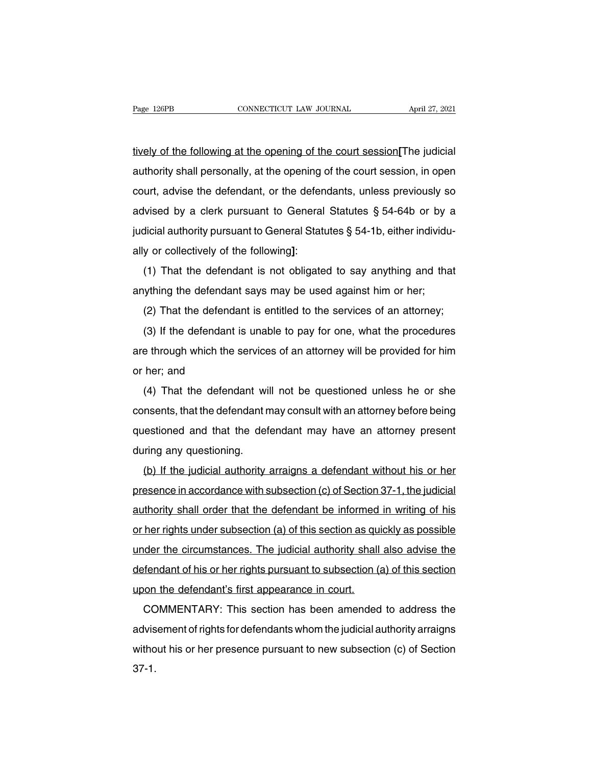tively of the following at the opening of the court session[The judicial authority shall personally, at the opening of the court session, in open court, advise the defendant, or the defendants, unless previously so advised by a clerk pursuant to General Statutes § 54-64b or by a judicial authority pursuant to General Statutes § 54-1b, either individually or collectively of the following]:

(1) That the defendant is not obligated to say anything and that anything the defendant says may be used against him or her;

(2) That the defendant is entitled to the services of an attorney;

(3) If the defendant is unable to pay for one, what the procedures are through which the services of an attorney will be provided for him or her; and

(4) That the defendant will not be questioned unless he or she consents, that the defendant may consult with an attorney before being questioned and that the defendant may have an attorney present during any questioning.

(b) If the judicial authority arraigns a defendant without his or her presence in accordance with subsection (c) of Section 37-1, the judicial authority shall order that the defendant be informed in writing of his or her rights under subsection (a) of this section as quickly as possible under the circumstances. The judicial authority shall also advise the defendant of his or her rights pursuant to subsection (a) of this section upon the defendant's first appearance in court.

COMMENTARY: This section has been amended to address the advisement of rights for defendants whom the judicial authority arraigns without his or her presence pursuant to new subsection (c) of Section 37-1.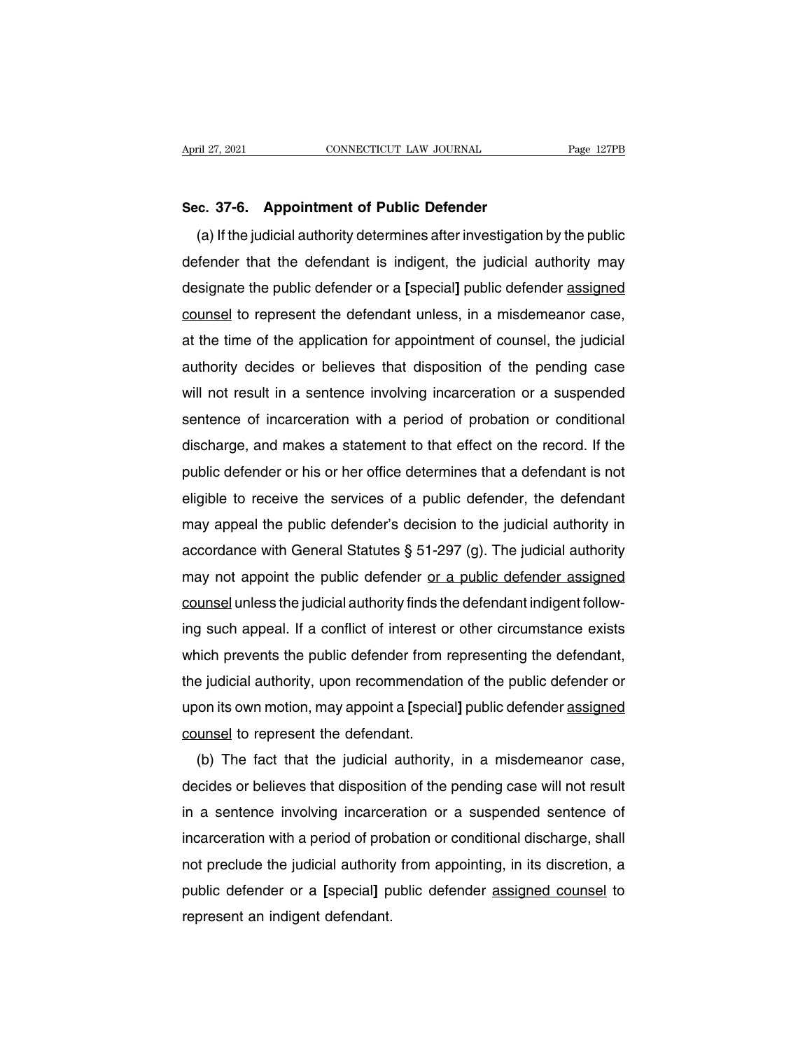**Sec. 37-6. Appointment of Public Defender**

(a) If the judicial authority determines after investigation by the public defender that the defendant is indigent, the judicial authority may designate the public defender or a **[**special**]** public defender assigned counsel to represent the defendant unless, in a misdemeanor case, at the time of the application for appointment of counsel, the judicial authority decides or believes that disposition of the pending case will not result in a sentence involving incarceration or a suspended sentence of incarceration with a period of probation or conditional discharge, and makes a statement to that effect on the record. If the public defender or his or her office determines that a defendant is not eligible to receive the services of a public defender, the defendant may appeal the public defender's decision to the judicial authority in accordance with General Statutes § 51-297 (g). The judicial authority may not appoint the public defender or a public defender assigned counsel unless the judicial authority finds the defendant indigent following such appeal. If a conflict of interest or other circumstance exists which prevents the public defender from representing the defendant, the judicial authority, upon recommendation of the public defender or upon its own motion, may appoint a **[**special**]** public defender assigned counsel to represent the defendant.

(b) The fact that the judicial authority, in a misdemeanor case, decides or believes that disposition of the pending case will not result in a sentence involving incarceration or a suspended sentence of incarceration with a period of probation or conditional discharge, shall not preclude the judicial authority from appointing, in its discretion, a public defender or a **[**special**]** public defender assigned counsel to represent an indigent defendant.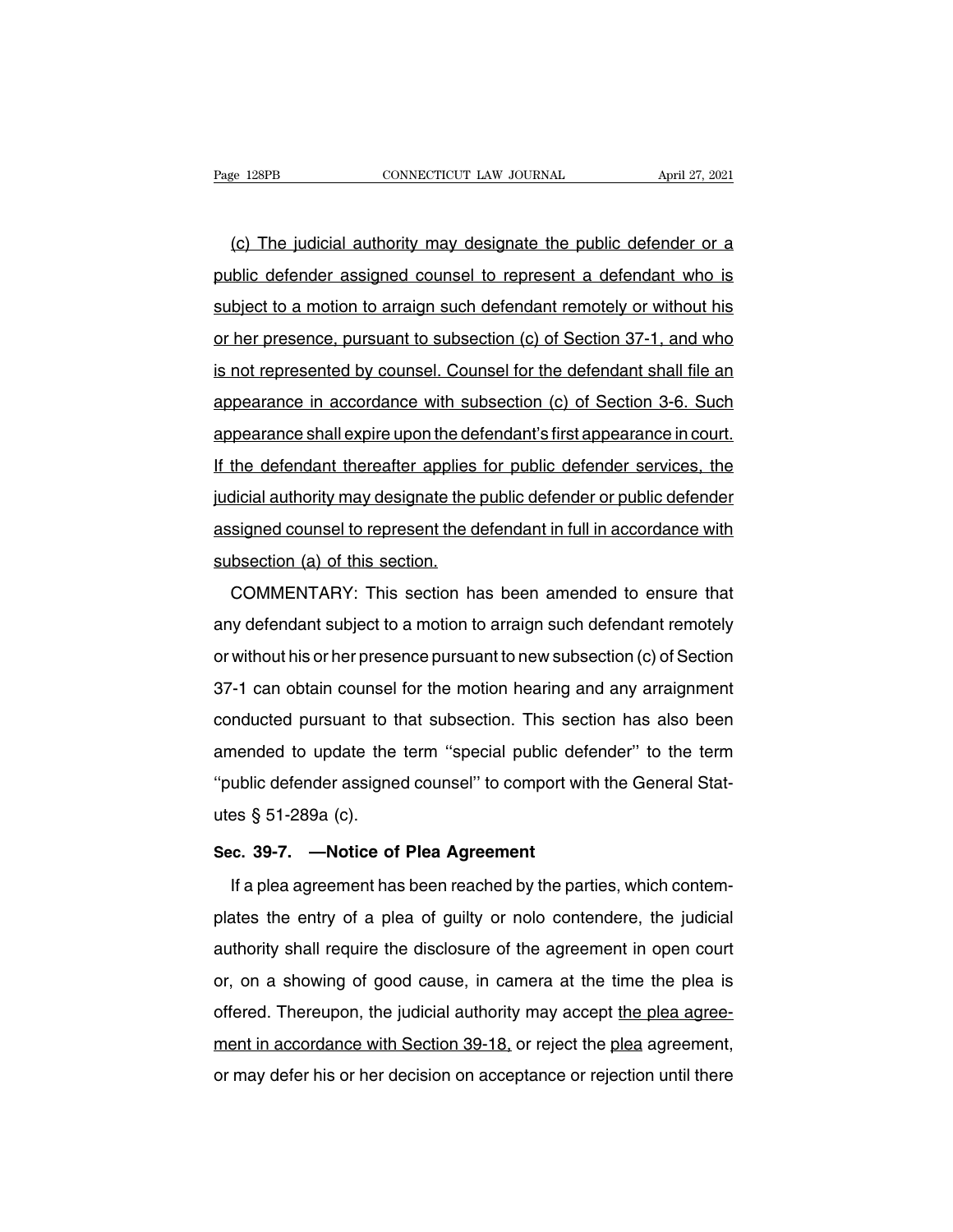(c) The judicial authority may designate the public defender or a public defender assigned counsel to represent a defendant who is subject to a motion to arraign such defendant remotely or without his or her presence, pursuant to subsection (c) of Section 37-1, and who is not represented by counsel. Counsel for the defendant shall file an appearance in accordance with subsection (c) of Section 3-6. Such appearance shall expire upon the defendant's first appearance in court. If the defendant thereafter applies for public defender services, the judicial authority may designate the public defender or public defender assigned counsel to represent the defendant in full in accordance with subsection (a) of this section.

COMMENTARY: This section has been amended to ensure that any defendant subject to a motion to arraign such defendant remotely or without his or her presence pursuant to new subsection (c) of Section 37-1 can obtain counsel for the motion hearing and any arraignment conducted pursuant to that subsection. This section has also been amended to update the term ''special public defender'' to the term ''public defender assigned counsel'' to comport with the General Statutes § 51-289a (c).

**Sec. 39-7. —Notice of Plea Agreement**

If a plea agreement has been reached by the parties, which contemplates the entry of a plea of guilty or nolo contendere, the judicial authority shall require the disclosure of the agreement in open court or, on a showing of good cause, in camera at the time the plea is offered. Thereupon, the judicial authority may accept the plea agreement in accordance with Section 39-18, or reject the plea agreement, or may defer his or her decision on acceptance or rejection until there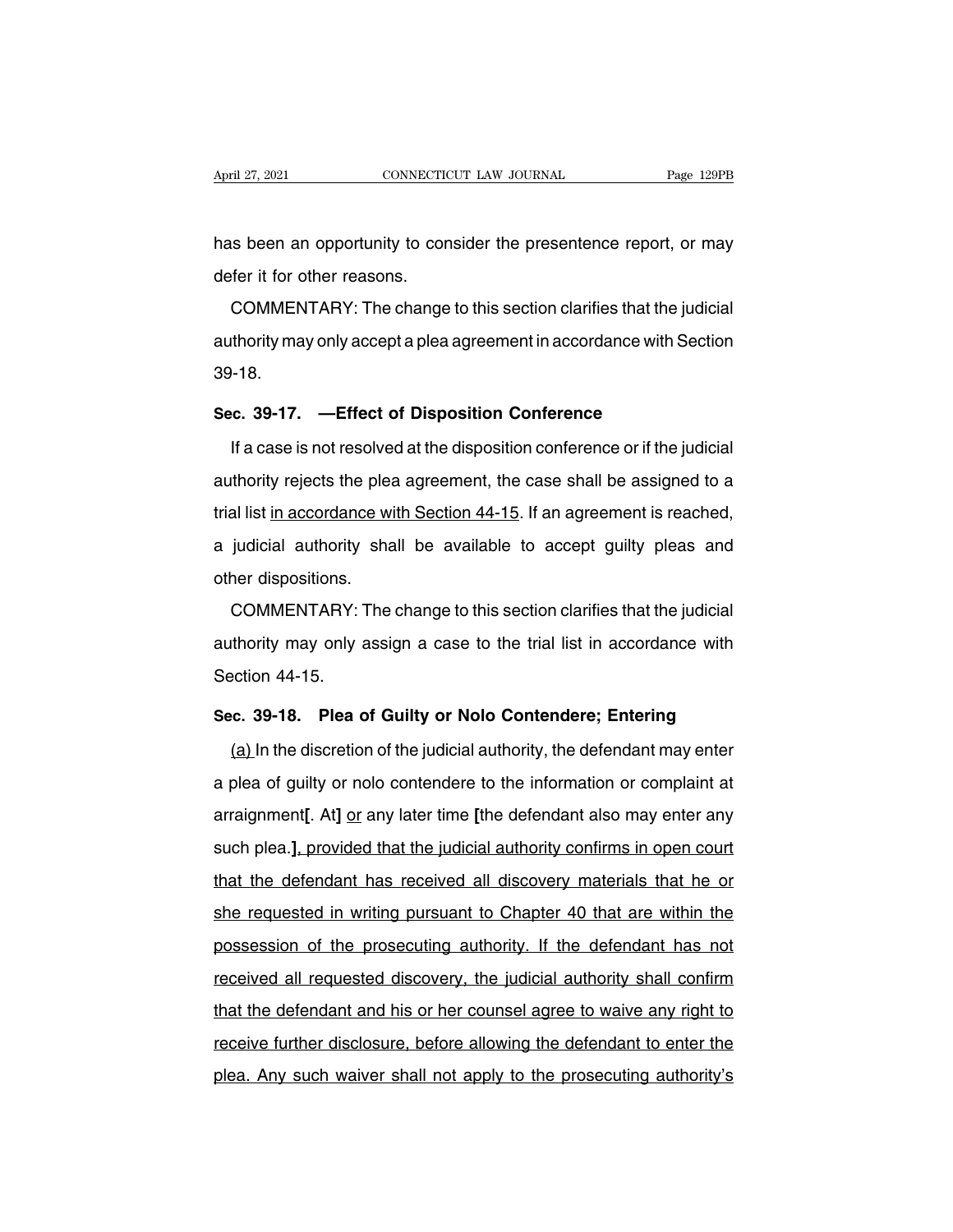has been an opportunity to consider the presentence report, or may defer it for other reasons.

COMMENTARY: The change to this section clarifies that the judicial authority may only accept a plea agreement in accordance with Section 39-18.

**Sec. 39-17. —Effect of Disposition Conference**

If a case is not resolved at the disposition conference or if the judicial authority rejects the plea agreement, the case shall be assigned to a trial list <u>in accordance with Section 44-15</u>. If an agreement is reached, a judicial authority shall be available to accept guilty pleas and other dispositions.

COMMENTARY: The change to this section clarifies that the judicial authority may only assign a case to the trial list in accordance with Section 44-15.

**Sec. 39-18. Plea of Guilty or Nolo Contendere; Entering**

<u>(a)</u> In the discretion of the judicial authority, the defendant may enter a plea of guilty or nolo contendere to the information or complaint at arraignment[. At] <u>or</u> any later time [the defendant also may enter any such plea.]<u>, provided that the judicial authority confirms in open court that the defendant has received all discovery materials that he or she requested in writing pursuant to Chapter 40 that are within the possession of the prosecuting authority. If the defendant has not received all requested discovery, the judicial authority shall confirm that the defendant and his or her counsel agree to waive any right to receive further disclosure, before allowing the defendant to enter the plea. Any such waiver shall not apply to the prosecuting authority's</u>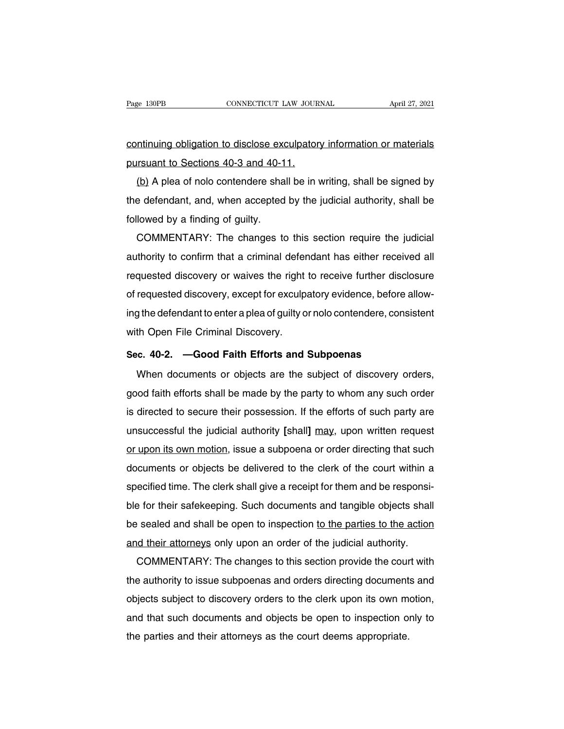continuing obligation to disclose exculpatory information or materials pursuant to Sections 40-3 and 40-11.

(b) A plea of nolo contendere shall be in writing, shall be signed by the defendant, and, when accepted by the judicial authority, shall be followed by a finding of guilty.

COMMENTARY: The changes to this section require the judicial authority to confirm that a criminal defendant has either received all requested discovery or waives the right to receive further disclosure of requested discovery, except for exculpatory evidence, before allowing the defendant to enter a plea of guilty or nolo contendere, consistent with Open File Criminal Discovery.

**Sec. 40-2. —Good Faith Efforts and Subpoenas**

When documents or objects are the subject of discovery orders, good faith efforts shall be made by the party to whom any such order is directed to secure their possession. If the efforts of such party are unsuccessful the judicial authority **[**shall**]** may, upon written request or upon its own motion, issue a subpoena or order directing that such documents or objects be delivered to the clerk of the court within a specified time. The clerk shall give a receipt for them and be responsible for their safekeeping. Such documents and tangible objects shall be sealed and shall be open to inspection to the parties to the action and their attorneys only upon an order of the judicial authority.

COMMENTARY: The changes to this section provide the court with the authority to issue subpoenas and orders directing documents and objects subject to discovery orders to the clerk upon its own motion, and that such documents and objects be open to inspection only to the parties and their attorneys as the court deems appropriate.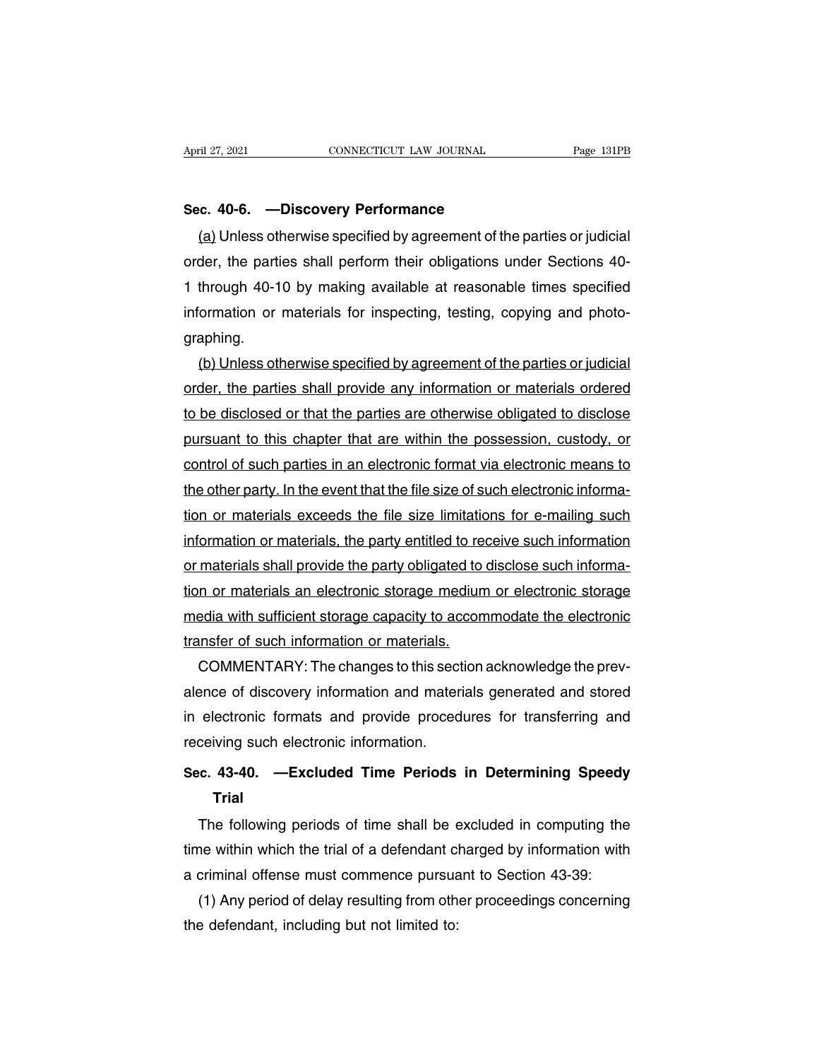**Sec. 40-6. —Discovery Performance**

(a) Unless otherwise specified by agreement of the parties or judicial order, the parties shall perform their obligations under Sections 40-1 through 40-10 by making available at reasonable times specified information or materials for inspecting, testing, copying and photographing.

(b) Unless otherwise specified by agreement of the parties or judicial order, the parties shall provide any information or materials ordered to be disclosed or that the parties are otherwise obligated to disclose pursuant to this chapter that are within the possession, custody, or control of such parties in an electronic format via electronic means to the other party. In the event that the file size of such electronic information or materials exceeds the file size limitations for e-mailing such information or materials, the party entitled to receive such information or materials shall provide the party obligated to disclose such information or materials an electronic storage medium or electronic storage media with sufficient storage capacity to accommodate the electronic transfer of such information or materials.

COMMENTARY: The changes to this section acknowledge the prevalence of discovery information and materials generated and stored in electronic formats and provide procedures for transferring and receiving such electronic information.

**Sec. 43-40. —Excluded Time Periods in Determining Speedy Trial**

The following periods of time shall be excluded in computing the time within which the trial of a defendant charged by information with a criminal offense must commence pursuant to Section 43-39:

(1) Any period of delay resulting from other proceedings concerning the defendant, including but not limited to: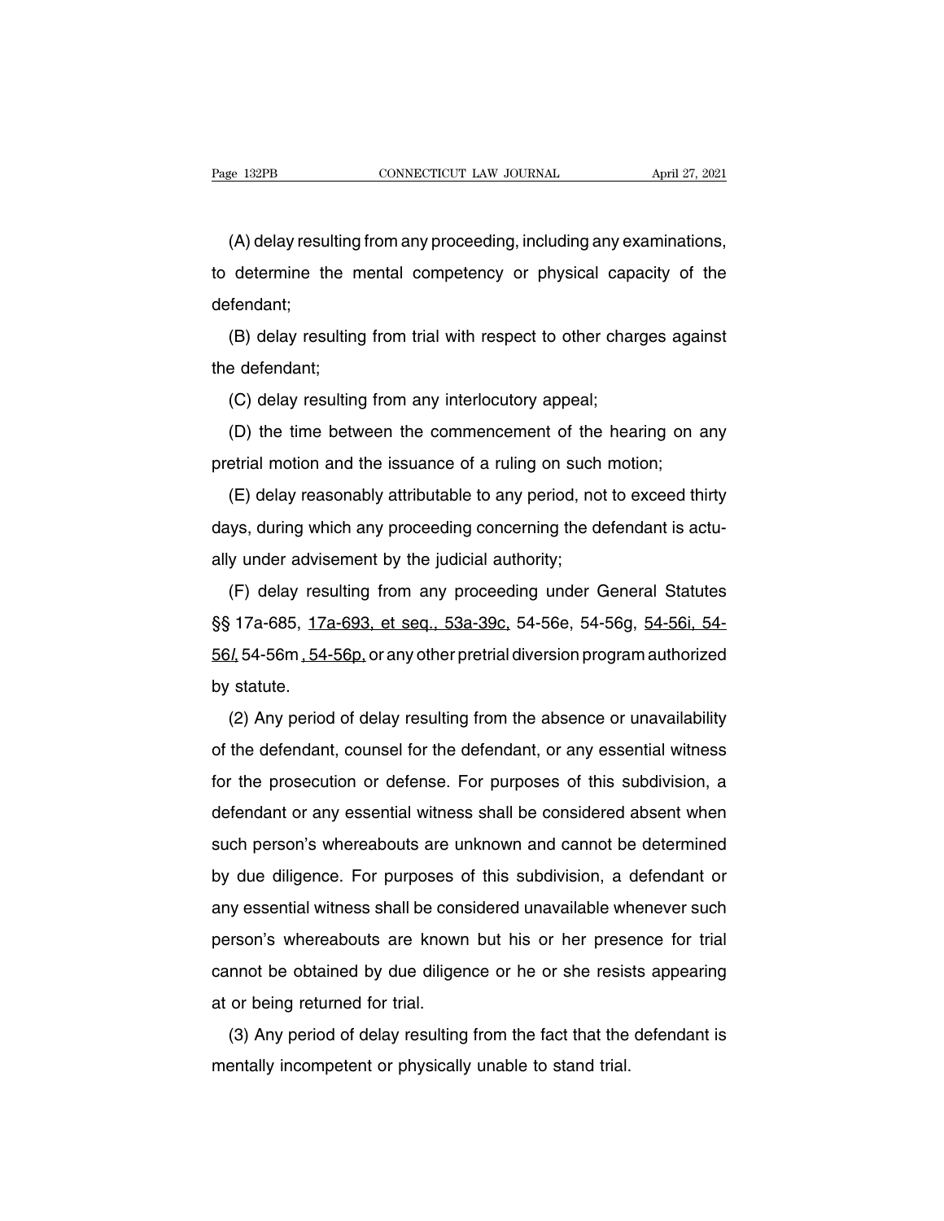(A) delay resulting from any proceeding, including any examinations, to determine the mental competency or physical capacity of the defendant;

(B) delay resulting from trial with respect to other charges against the defendant;

(C) delay resulting from any interlocutory appeal;

(D) the time between the commencement of the hearing on any pretrial motion and the issuance of a ruling on such motion;

(E) delay reasonably attributable to any period, not to exceed thirty days, during which any proceeding concerning the defendant is actually under advisement by the judicial authority;

(F) delay resulting from any proceeding under General Statutes §§ 17a-685, 17a-693, et seq., 53a-39c, 54-56e, 54-56g, 54-56i, 54-56*l*, 54-56m, 54-56p, or any other pretrial diversion program authorized by statute.

(2) Any period of delay resulting from the absence or unavailability of the defendant, counsel for the defendant, or any essential witness for the prosecution or defense. For purposes of this subdivision, a defendant or any essential witness shall be considered absent when such person's whereabouts are unknown and cannot be determined by due diligence. For purposes of this subdivision, a defendant or any essential witness shall be considered unavailable whenever such person's whereabouts are known but his or her presence for trial cannot be obtained by due diligence or he or she resists appearing at or being returned for trial.

(3) Any period of delay resulting from the fact that the defendant is mentally incompetent or physically unable to stand trial.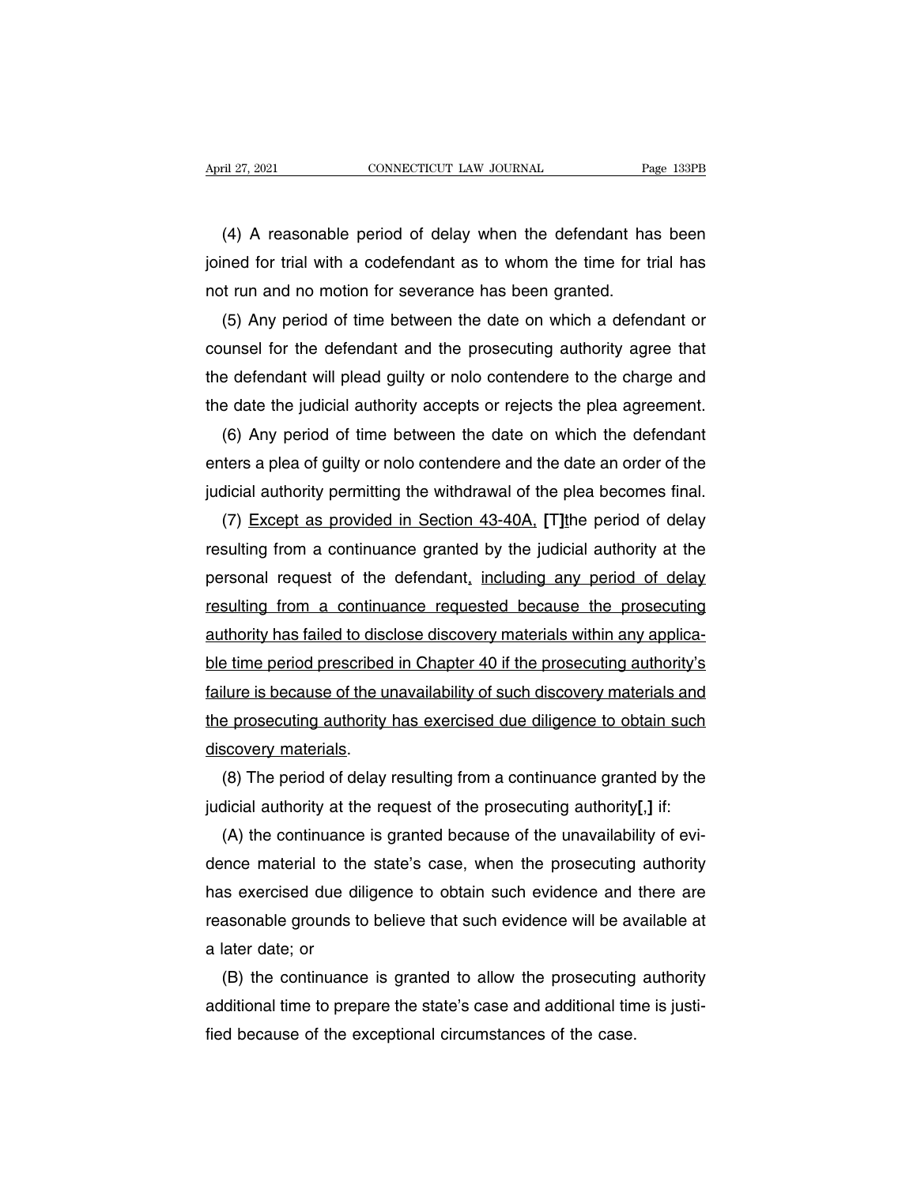(4) A reasonable period of delay when the defendant has been joined for trial with a codefendant as to whom the time for trial has not run and no motion for severance has been granted.

(5) Any period of time between the date on which a defendant or counsel for the defendant and the prosecuting authority agree that the defendant will plead guilty or nolo contendere to the charge and the date the judicial authority accepts or rejects the plea agreement.

(6) Any period of time between the date on which the defendant enters a plea of guilty or nolo contendere and the date an order of the judicial authority permitting the withdrawal of the plea becomes final.

(7) <u>Except as provided in Section 43-40A,</u> **[**T**]**<u>t</u>he period of delay resulting from a continuance granted by the judicial authority at the personal request of the defendant<u>, including any period of delay resulting from a continuance requested because the prosecuting authority has failed to disclose discovery materials within any applicable time period prescribed in Chapter 40 if the prosecuting authority's failure is because of the unavailability of such discovery materials and the prosecuting authority has exercised due diligence to obtain such discovery materials</u>.

(8) The period of delay resulting from a continuance granted by the judicial authority at the request of the prosecuting authority**[**,**]** if:

(A) the continuance is granted because of the unavailability of evidence material to the state's case, when the prosecuting authority has exercised due diligence to obtain such evidence and there are reasonable grounds to believe that such evidence will be available at a later date; or

(B) the continuance is granted to allow the prosecuting authority additional time to prepare the state's case and additional time is justified because of the exceptional circumstances of the case.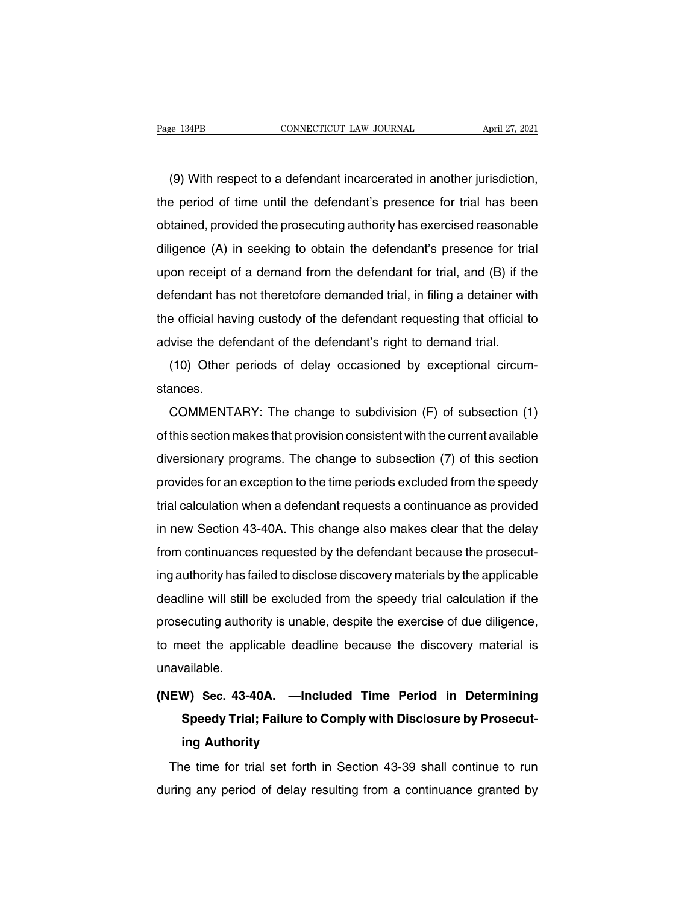(9) With respect to a defendant incarcerated in another jurisdiction, the period of time until the defendant's presence for trial has been obtained, provided the prosecuting authority has exercised reasonable diligence (A) in seeking to obtain the defendant's presence for trial upon receipt of a demand from the defendant for trial, and (B) if the defendant has not theretofore demanded trial, in filing a detainer with the official having custody of the defendant requesting that official to advise the defendant of the defendant's right to demand trial.

(10) Other periods of delay occasioned by exceptional circumstances.

COMMENTARY: The change to subdivision (F) of subsection (1) of this section makes that provision consistent with the current available diversionary programs. The change to subsection (7) of this section provides for an exception to the time periods excluded from the speedy trial calculation when a defendant requests a continuance as provided in new Section 43-40A. This change also makes clear that the delay from continuances requested by the defendant because the prosecuting authority has failed to disclose discovery materials by the applicable deadline will still be excluded from the speedy trial calculation if the prosecuting authority is unable, despite the exercise of due diligence, to meet the applicable deadline because the discovery material is unavailable.

**(NEW) Sec. 43-40A. —Included Time Period in Determining Speedy Trial; Failure to Comply with Disclosure by Prosecuting Authority**

The time for trial set forth in Section 43-39 shall continue to run during any period of delay resulting from a continuance granted by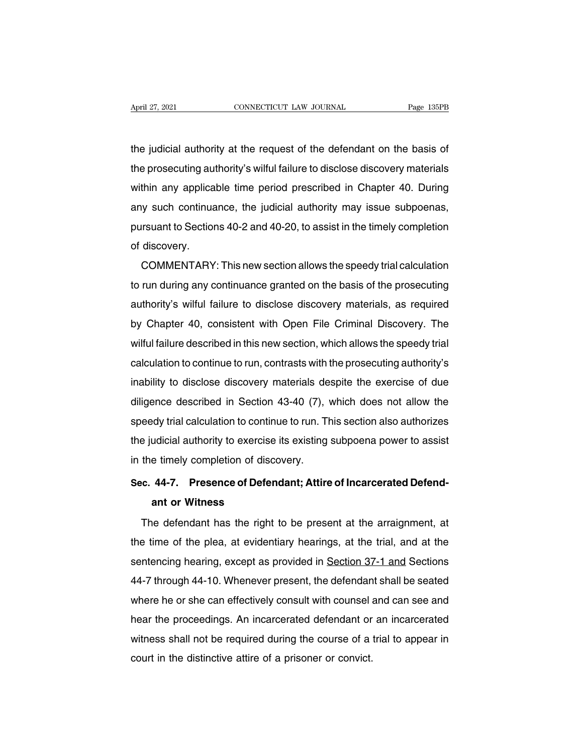the judicial authority at the request of the defendant on the basis of the prosecuting authority's wilful failure to disclose discovery materials within any applicable time period prescribed in Chapter 40. During any such continuance, the judicial authority may issue subpoenas, pursuant to Sections 40-2 and 40-20, to assist in the timely completion of discovery.

COMMENTARY: This new section allows the speedy trial calculation to run during any continuance granted on the basis of the prosecuting authority's wilful failure to disclose discovery materials, as required by Chapter 40, consistent with Open File Criminal Discovery. The wilful failure described in this new section, which allows the speedy trial calculation to continue to run, contrasts with the prosecuting authority's inability to disclose discovery materials despite the exercise of due diligence described in Section 43-40 (7), which does not allow the speedy trial calculation to continue to run. This section also authorizes the judicial authority to exercise its existing subpoena power to assist in the timely completion of discovery.

## Sec. 44-7. Presence of Defendant; Attire of Incarcerated Defendant or Witness

The defendant has the right to be present at the arraignment, at the time of the plea, at evidentiary hearings, at the trial, and at the sentencing hearing, except as provided in Section 37-1 and Sections 44-7 through 44-10. Whenever present, the defendant shall be seated where he or she can effectively consult with counsel and can see and hear the proceedings. An incarcerated defendant or an incarcerated witness shall not be required during the course of a trial to appear in court in the distinctive attire of a prisoner or convict.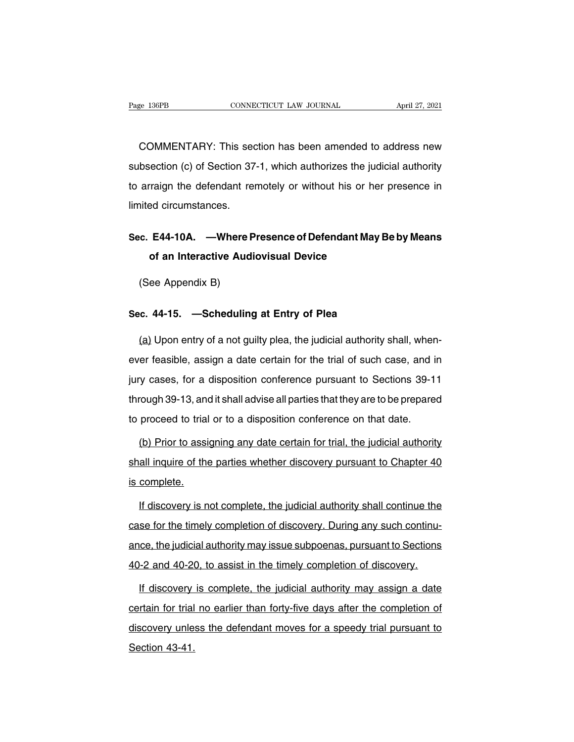COMMENTARY: This section has been amended to address new subsection (c) of Section 37-1, which authorizes the judicial authority to arraign the defendant remotely or without his or her presence in limited circumstances.

**Sec. E44-10A. —Where Presence of Defendant May Be by Means of an Interactive Audiovisual Device**

(See Appendix B)

**Sec. 44-15. —Scheduling at Entry of Plea**

<u>(a)</u> Upon entry of a not guilty plea, the judicial authority shall, whenever feasible, assign a date certain for the trial of such case, and in jury cases, for a disposition conference pursuant to Sections 39-11 through 39-13, and it shall advise all parties that they are to be prepared to proceed to trial or to a disposition conference on that date.

<u>(b) Prior to assigning any date certain for trial, the judicial authority shall inquire of the parties whether discovery pursuant to Chapter 40 is complete.</u>

<u>If discovery is not complete, the judicial authority shall continue the case for the timely completion of discovery. During any such continuance, the judicial authority may issue subpoenas, pursuant to Sections 40-2 and 40-20, to assist in the timely completion of discovery.</u>

<u>If discovery is complete, the judicial authority may assign a date certain for trial no earlier than forty-five days after the completion of discovery unless the defendant moves for a speedy trial pursuant to Section 43-41.</u>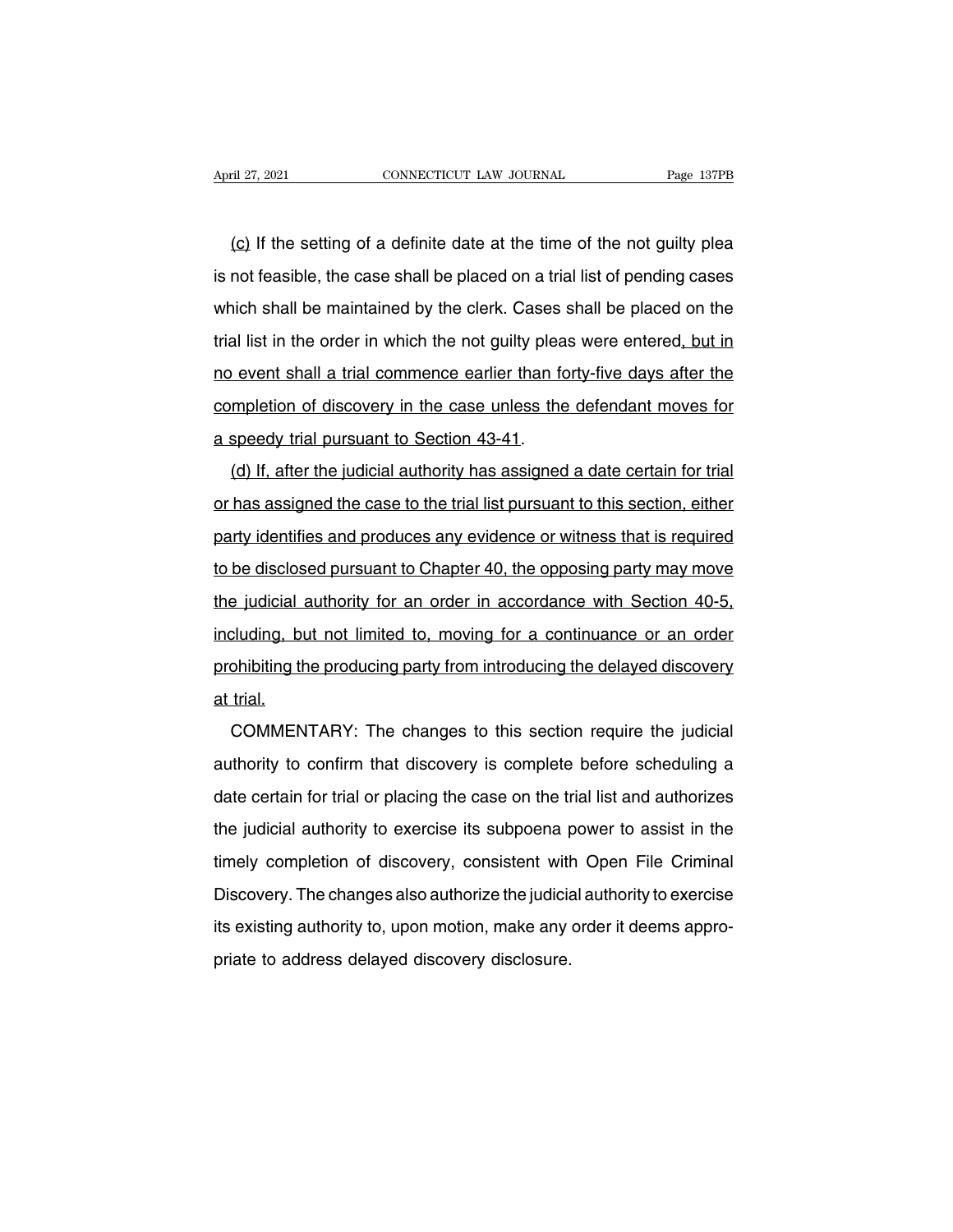(c) If the setting of a definite date at the time of the not guilty plea is not feasible, the case shall be placed on a trial list of pending cases which shall be maintained by the clerk. Cases shall be placed on the trial list in the order in which the not guilty pleas were entered, but in no event shall a trial commence earlier than forty-five days after the completion of discovery in the case unless the defendant moves for a speedy trial pursuant to Section 43-41.

(d) If, after the judicial authority has assigned a date certain for trial or has assigned the case to the trial list pursuant to this section, either party identifies and produces any evidence or witness that is required to be disclosed pursuant to Chapter 40, the opposing party may move the judicial authority for an order in accordance with Section 40-5, including, but not limited to, moving for a continuance or an order prohibiting the producing party from introducing the delayed discovery at trial.

COMMENTARY: The changes to this section require the judicial authority to confirm that discovery is complete before scheduling a date certain for trial or placing the case on the trial list and authorizes the judicial authority to exercise its subpoena power to assist in the timely completion of discovery, consistent with Open File Criminal Discovery. The changes also authorize the judicial authority to exercise its existing authority to, upon motion, make any order it deems appropriate to address delayed discovery disclosure.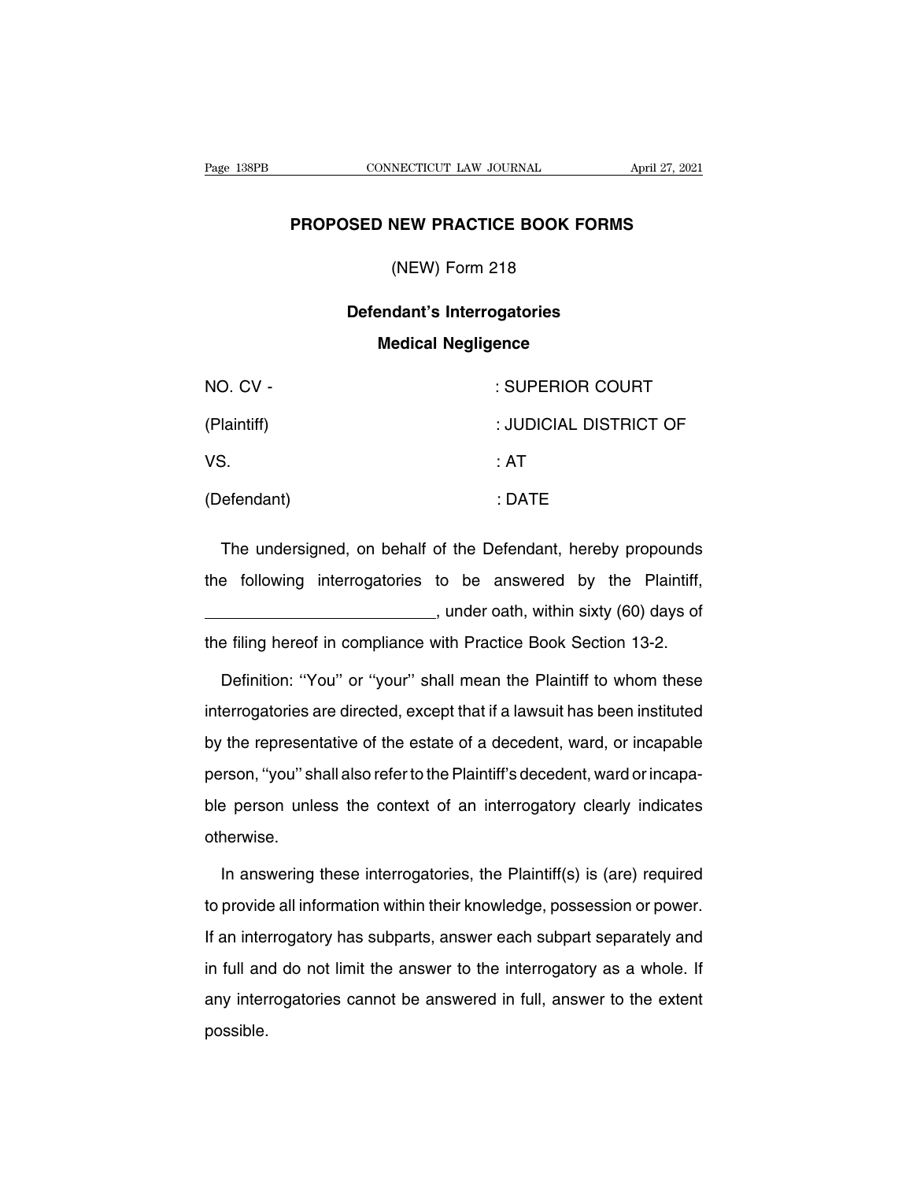# PROPOSED NEW PRACTICE BOOK FORMS

## (NEW) Form 218

### Defendant's Interrogatories

### Medical Negligence

| | |
|---|---|
| NO. CV - | : SUPERIOR COURT |
| (Plaintiff) | : JUDICIAL DISTRICT OF |
| VS. | : AT |
| (Defendant) | : DATE |

The undersigned, on behalf of the Defendant, hereby propounds the following interrogatories to be answered by the Plaintiff, ________________________, under oath, within sixty (60) days of the filing hereof in compliance with Practice Book Section 13-2.

Definition: ''You'' or ''your'' shall mean the Plaintiff to whom these interrogatories are directed, except that if a lawsuit has been instituted by the representative of the estate of a decedent, ward, or incapable person, ''you'' shall also refer to the Plaintiff's decedent, ward or incapable person unless the context of an interrogatory clearly indicates otherwise.

In answering these interrogatories, the Plaintiff(s) is (are) required to provide all information within their knowledge, possession or power. If an interrogatory has subparts, answer each subpart separately and in full and do not limit the answer to the interrogatory as a whole. If any interrogatories cannot be answered in full, answer to the extent possible.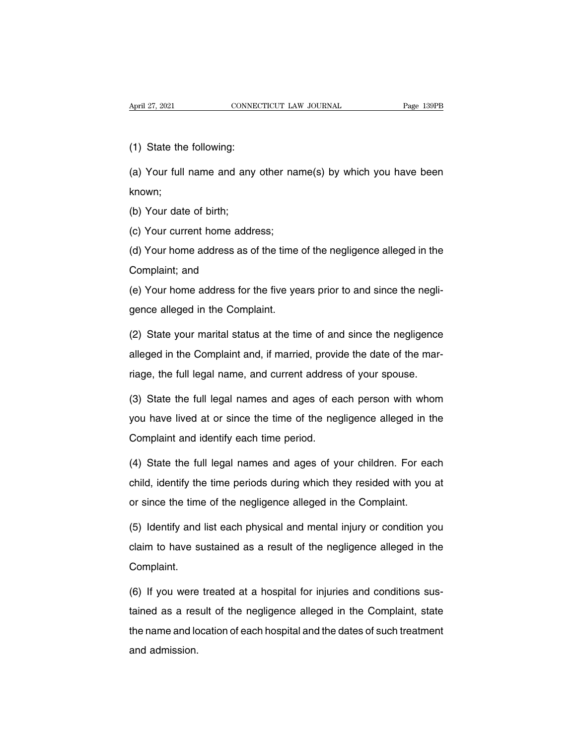(1) State the following:

(a) Your full name and any other name(s) by which you have been known;

(b) Your date of birth;

(c) Your current home address;

(d) Your home address as of the time of the negligence alleged in the Complaint; and

(e) Your home address for the five years prior to and since the negligence alleged in the Complaint.

(2) State your marital status at the time of and since the negligence alleged in the Complaint and, if married, provide the date of the marriage, the full legal name, and current address of your spouse.

(3) State the full legal names and ages of each person with whom you have lived at or since the time of the negligence alleged in the Complaint and identify each time period.

(4) State the full legal names and ages of your children. For each child, identify the time periods during which they resided with you at or since the time of the negligence alleged in the Complaint.

(5) Identify and list each physical and mental injury or condition you claim to have sustained as a result of the negligence alleged in the Complaint.

(6) If you were treated at a hospital for injuries and conditions sustained as a result of the negligence alleged in the Complaint, state the name and location of each hospital and the dates of such treatment and admission.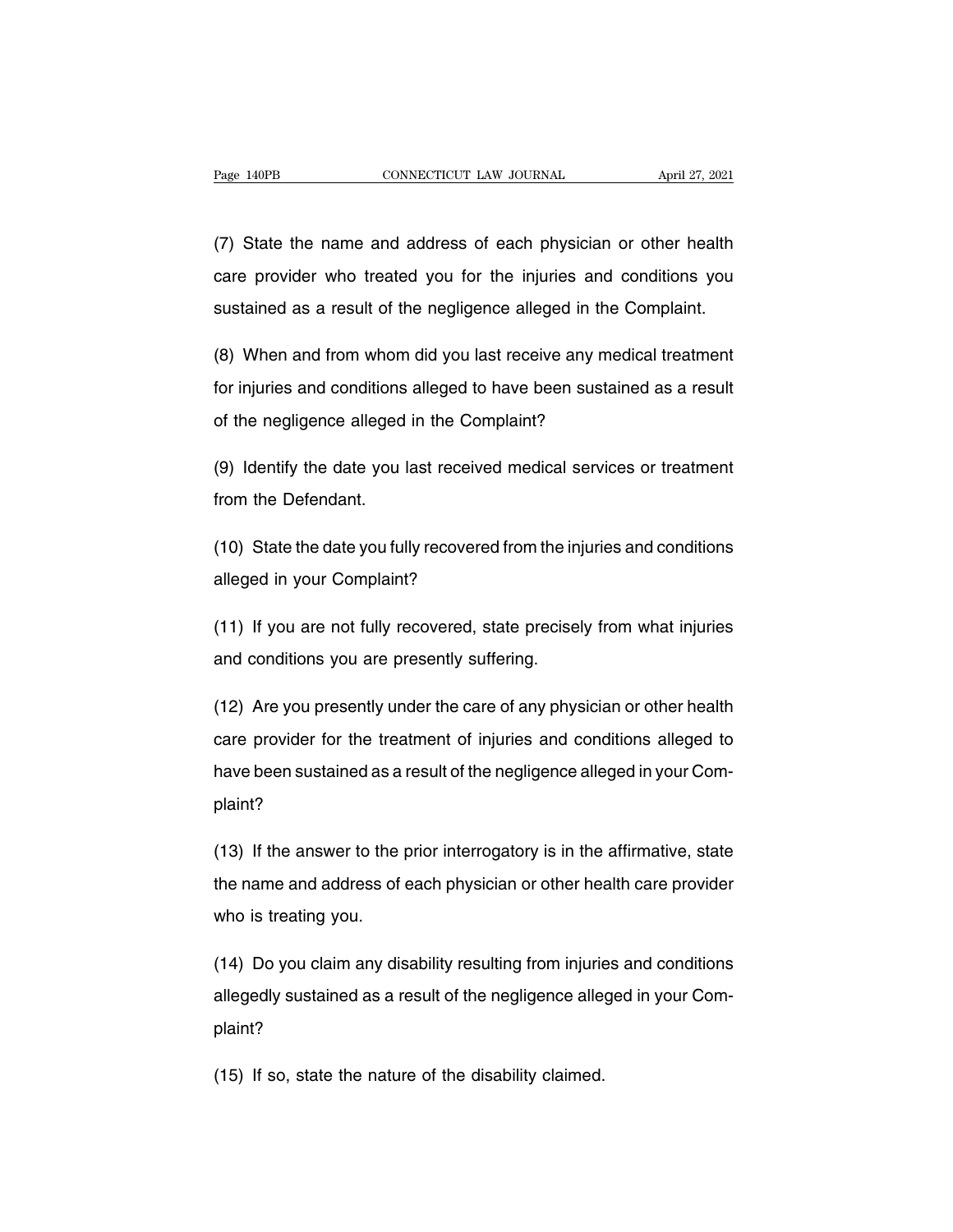(7) State the name and address of each physician or other health care provider who treated you for the injuries and conditions you sustained as a result of the negligence alleged in the Complaint.

(8) When and from whom did you last receive any medical treatment for injuries and conditions alleged to have been sustained as a result of the negligence alleged in the Complaint?

(9) Identify the date you last received medical services or treatment from the Defendant.

(10) State the date you fully recovered from the injuries and conditions alleged in your Complaint?

(11) If you are not fully recovered, state precisely from what injuries and conditions you are presently suffering.

(12) Are you presently under the care of any physician or other health care provider for the treatment of injuries and conditions alleged to have been sustained as a result of the negligence alleged in your Complaint?

(13) If the answer to the prior interrogatory is in the affirmative, state the name and address of each physician or other health care provider who is treating you.

(14) Do you claim any disability resulting from injuries and conditions allegedly sustained as a result of the negligence alleged in your Complaint?

(15) If so, state the nature of the disability claimed.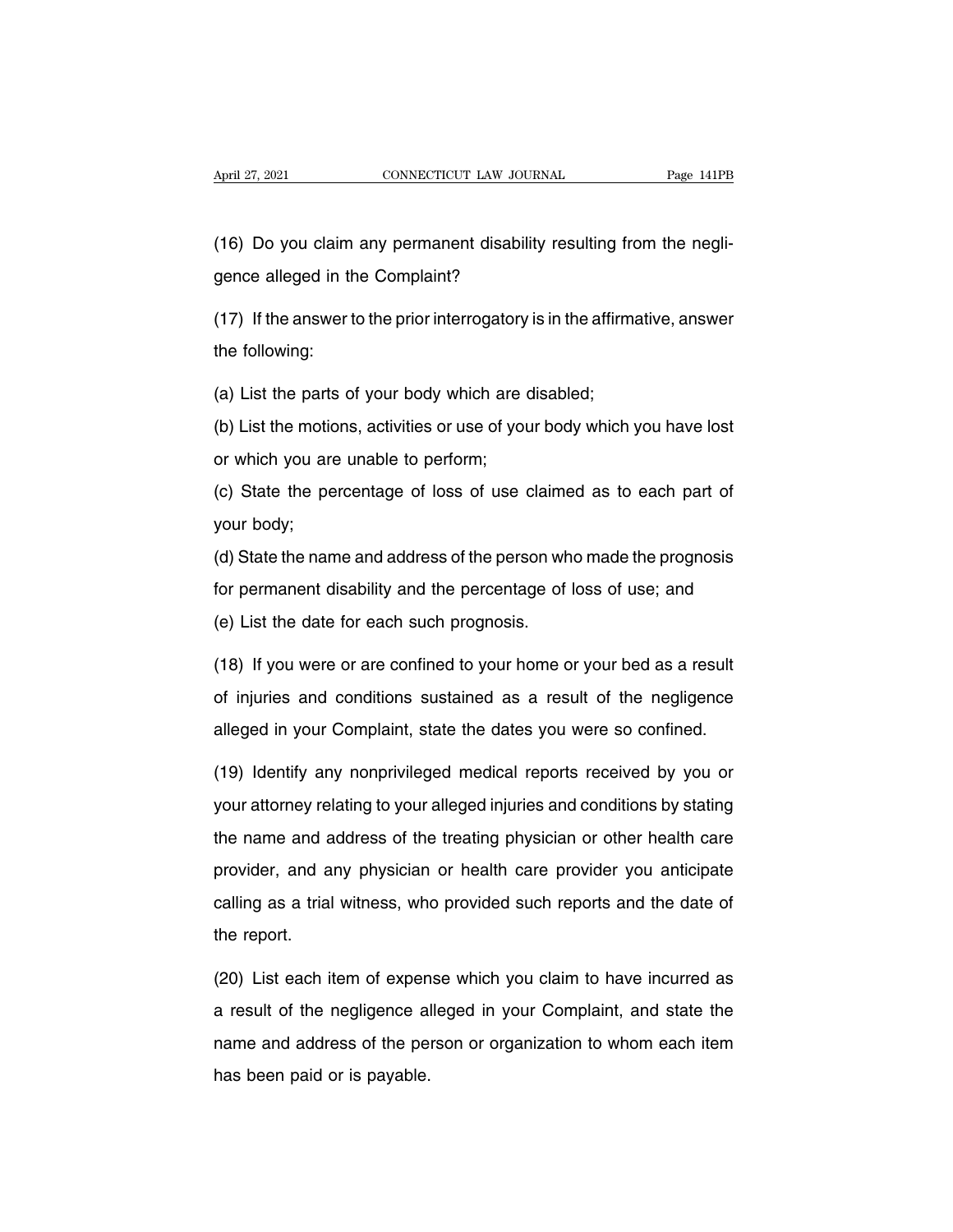(16) Do you claim any permanent disability resulting from the negligence alleged in the Complaint?

(17) If the answer to the prior interrogatory is in the affirmative, answer the following:

(a) List the parts of your body which are disabled;

(b) List the motions, activities or use of your body which you have lost or which you are unable to perform;

(c) State the percentage of loss of use claimed as to each part of your body;

(d) State the name and address of the person who made the prognosis for permanent disability and the percentage of loss of use; and

(e) List the date for each such prognosis.

(18) If you were or are confined to your home or your bed as a result of injuries and conditions sustained as a result of the negligence alleged in your Complaint, state the dates you were so confined.

(19) Identify any nonprivileged medical reports received by you or your attorney relating to your alleged injuries and conditions by stating the name and address of the treating physician or other health care provider, and any physician or health care provider you anticipate calling as a trial witness, who provided such reports and the date of the report.

(20) List each item of expense which you claim to have incurred as a result of the negligence alleged in your Complaint, and state the name and address of the person or organization to whom each item has been paid or is payable.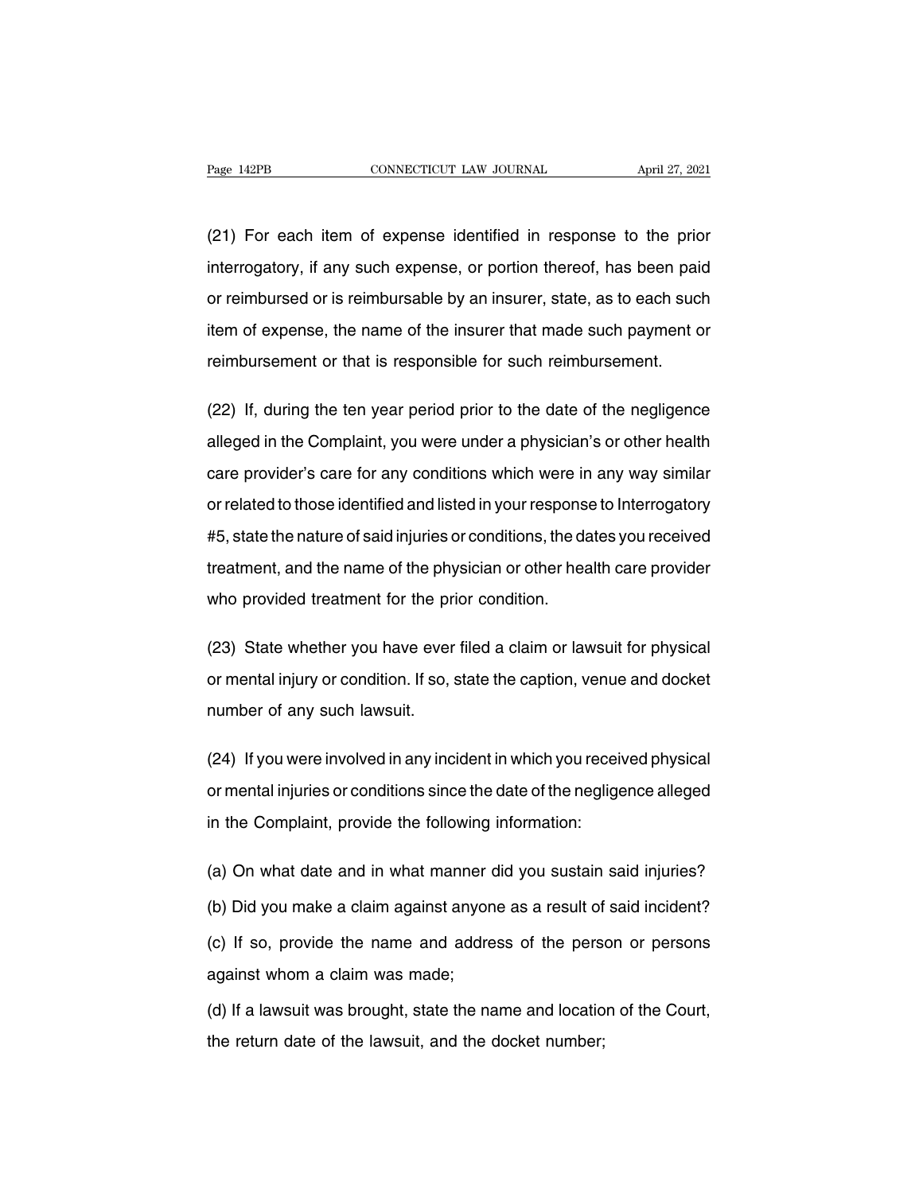(21) For each item of expense identified in response to the prior interrogatory, if any such expense, or portion thereof, has been paid or reimbursed or is reimbursable by an insurer, state, as to each such item of expense, the name of the insurer that made such payment or reimbursement or that is responsible for such reimbursement.

(22) If, during the ten year period prior to the date of the negligence alleged in the Complaint, you were under a physician's or other health care provider's care for any conditions which were in any way similar or related to those identified and listed in your response to Interrogatory #5, state the nature of said injuries or conditions, the dates you received treatment, and the name of the physician or other health care provider who provided treatment for the prior condition.

(23) State whether you have ever filed a claim or lawsuit for physical or mental injury or condition. If so, state the caption, venue and docket number of any such lawsuit.

(24) If you were involved in any incident in which you received physical or mental injuries or conditions since the date of the negligence alleged in the Complaint, provide the following information:

(a) On what date and in what manner did you sustain said injuries?

(b) Did you make a claim against anyone as a result of said incident?

(c) If so, provide the name and address of the person or persons against whom a claim was made;

(d) If a lawsuit was brought, state the name and location of the Court, the return date of the lawsuit, and the docket number;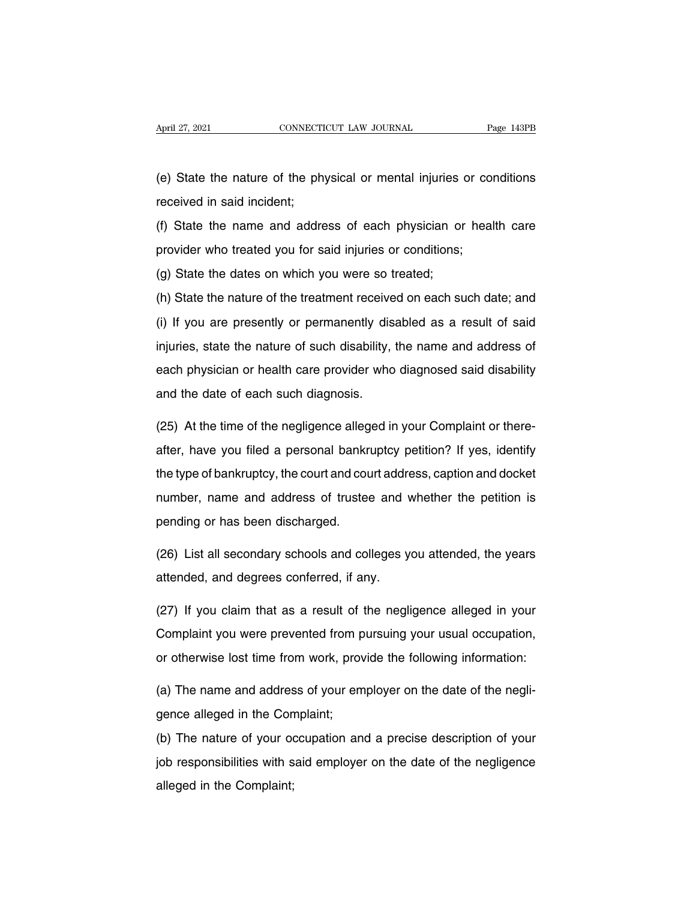(e) State the nature of the physical or mental injuries or conditions received in said incident;

(f) State the name and address of each physician or health care provider who treated you for said injuries or conditions;

(g) State the dates on which you were so treated;

(h) State the nature of the treatment received on each such date; and

(i) If you are presently or permanently disabled as a result of said injuries, state the nature of such disability, the name and address of each physician or health care provider who diagnosed said disability and the date of each such diagnosis.

(25) At the time of the negligence alleged in your Complaint or thereafter, have you filed a personal bankruptcy petition? If yes, identify the type of bankruptcy, the court and court address, caption and docket number, name and address of trustee and whether the petition is pending or has been discharged.

(26) List all secondary schools and colleges you attended, the years attended, and degrees conferred, if any.

(27) If you claim that as a result of the negligence alleged in your Complaint you were prevented from pursuing your usual occupation, or otherwise lost time from work, provide the following information:

(a) The name and address of your employer on the date of the negligence alleged in the Complaint;

(b) The nature of your occupation and a precise description of your job responsibilities with said employer on the date of the negligence alleged in the Complaint;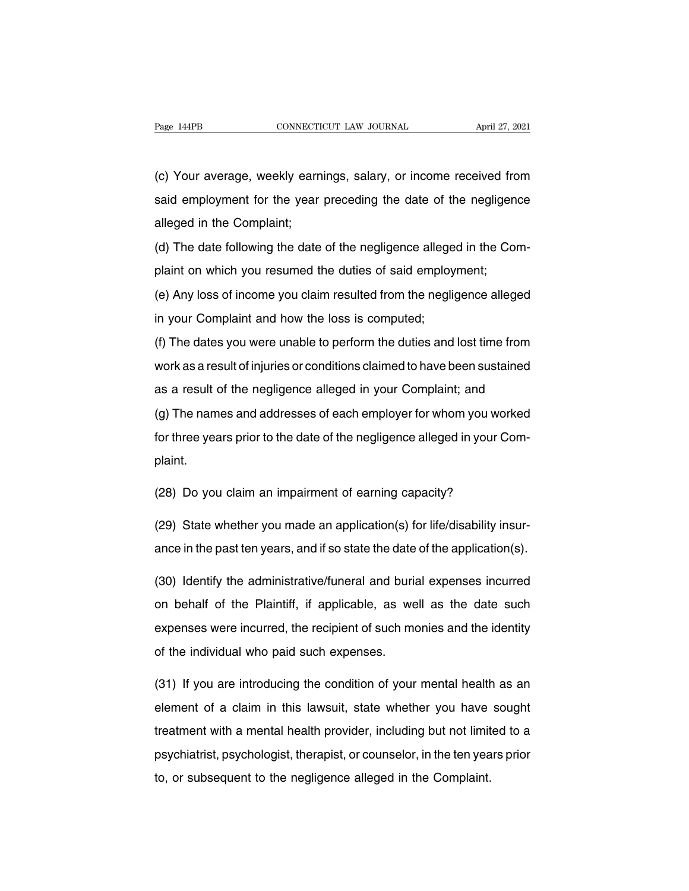(c) Your average, weekly earnings, salary, or income received from said employment for the year preceding the date of the negligence alleged in the Complaint;

(d) The date following the date of the negligence alleged in the Complaint on which you resumed the duties of said employment;

(e) Any loss of income you claim resulted from the negligence alleged in your Complaint and how the loss is computed;

(f) The dates you were unable to perform the duties and lost time from work as a result of injuries or conditions claimed to have been sustained as a result of the negligence alleged in your Complaint; and

(g) The names and addresses of each employer for whom you worked for three years prior to the date of the negligence alleged in your Complaint.

(28) Do you claim an impairment of earning capacity?

(29) State whether you made an application(s) for life/disability insurance in the past ten years, and if so state the date of the application(s).

(30) Identify the administrative/funeral and burial expenses incurred on behalf of the Plaintiff, if applicable, as well as the date such expenses were incurred, the recipient of such monies and the identity of the individual who paid such expenses.

(31) If you are introducing the condition of your mental health as an element of a claim in this lawsuit, state whether you have sought treatment with a mental health provider, including but not limited to a psychiatrist, psychologist, therapist, or counselor, in the ten years prior to, or subsequent to the negligence alleged in the Complaint.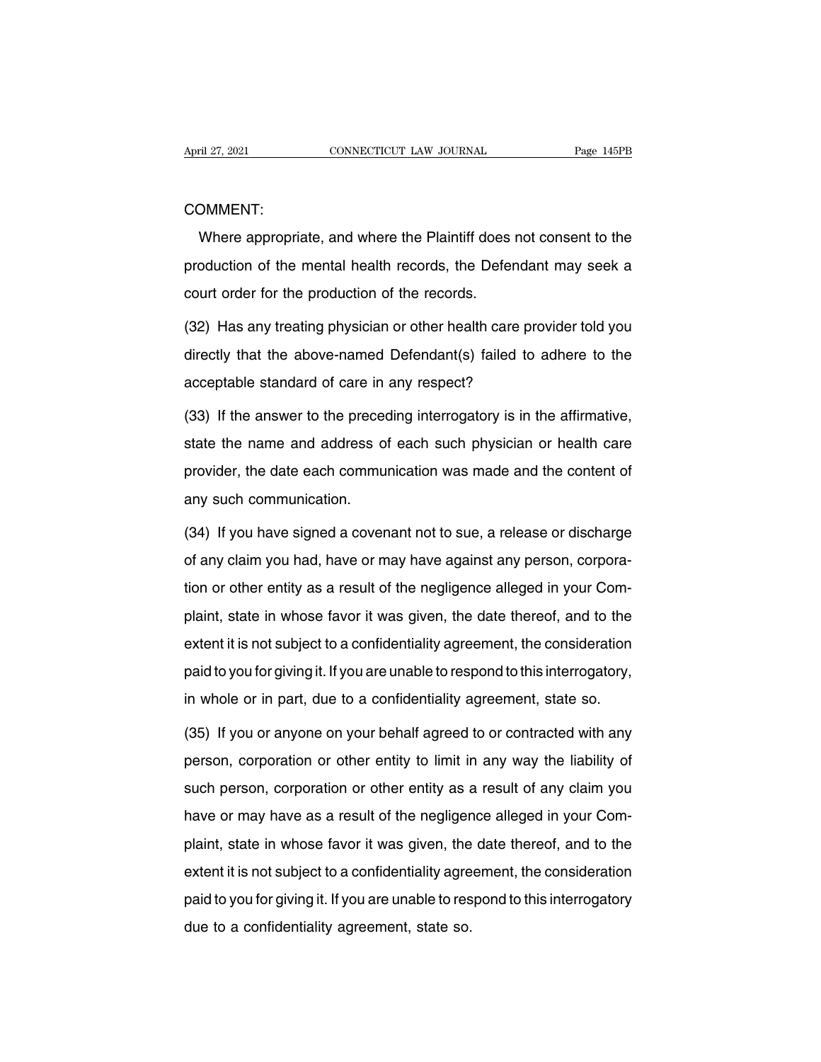COMMENT:

Where appropriate, and where the Plaintiff does not consent to the production of the mental health records, the Defendant may seek a court order for the production of the records.

(32) Has any treating physician or other health care provider told you directly that the above-named Defendant(s) failed to adhere to the acceptable standard of care in any respect?

(33) If the answer to the preceding interrogatory is in the affirmative, state the name and address of each such physician or health care provider, the date each communication was made and the content of any such communication.

(34) If you have signed a covenant not to sue, a release or discharge of any claim you had, have or may have against any person, corporation or other entity as a result of the negligence alleged in your Complaint, state in whose favor it was given, the date thereof, and to the extent it is not subject to a confidentiality agreement, the consideration paid to you for giving it. If you are unable to respond to this interrogatory, in whole or in part, due to a confidentiality agreement, state so.

(35) If you or anyone on your behalf agreed to or contracted with any person, corporation or other entity to limit in any way the liability of such person, corporation or other entity as a result of any claim you have or may have as a result of the negligence alleged in your Complaint, state in whose favor it was given, the date thereof, and to the extent it is not subject to a confidentiality agreement, the consideration paid to you for giving it. If you are unable to respond to this interrogatory due to a confidentiality agreement, state so.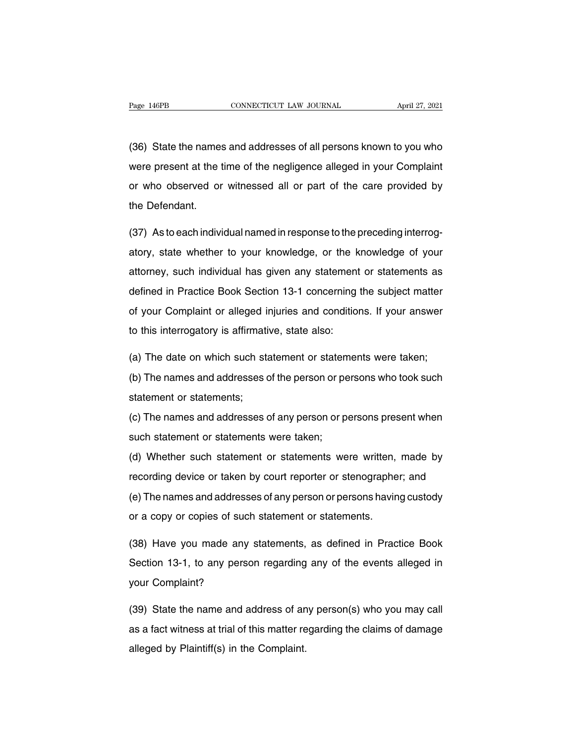(36) State the names and addresses of all persons known to you who were present at the time of the negligence alleged in your Complaint or who observed or witnessed all or part of the care provided by the Defendant.

(37) As to each individual named in response to the preceding interrogatory, state whether to your knowledge, or the knowledge of your attorney, such individual has given any statement or statements as defined in Practice Book Section 13-1 concerning the subject matter of your Complaint or alleged injuries and conditions. If your answer to this interrogatory is affirmative, state also:

(a) The date on which such statement or statements were taken;

(b) The names and addresses of the person or persons who took such statement or statements;

(c) The names and addresses of any person or persons present when such statement or statements were taken;

(d) Whether such statement or statements were written, made by recording device or taken by court reporter or stenographer; and

(e) The names and addresses of any person or persons having custody or a copy or copies of such statement or statements.

(38) Have you made any statements, as defined in Practice Book Section 13-1, to any person regarding any of the events alleged in your Complaint?

(39) State the name and address of any person(s) who you may call as a fact witness at trial of this matter regarding the claims of damage alleged by Plaintiff(s) in the Complaint.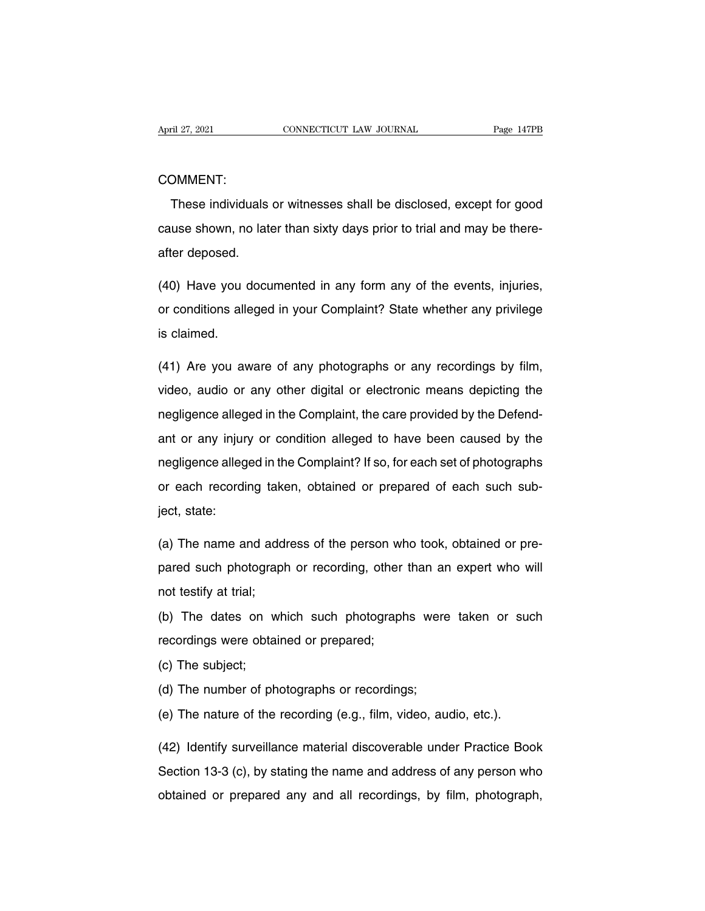COMMENT:

These individuals or witnesses shall be disclosed, except for good cause shown, no later than sixty days prior to trial and may be thereafter deposed.

(40) Have you documented in any form any of the events, injuries, or conditions alleged in your Complaint? State whether any privilege is claimed.

(41) Are you aware of any photographs or any recordings by film, video, audio or any other digital or electronic means depicting the negligence alleged in the Complaint, the care provided by the Defendant or any injury or condition alleged to have been caused by the negligence alleged in the Complaint? If so, for each set of photographs or each recording taken, obtained or prepared of each such subject, state:

(a) The name and address of the person who took, obtained or prepared such photograph or recording, other than an expert who will not testify at trial;

(b) The dates on which such photographs were taken or such recordings were obtained or prepared;

(c) The subject;

(d) The number of photographs or recordings;

(e) The nature of the recording (e.g., film, video, audio, etc.).

(42) Identify surveillance material discoverable under Practice Book Section 13-3 (c), by stating the name and address of any person who obtained or prepared any and all recordings, by film, photograph,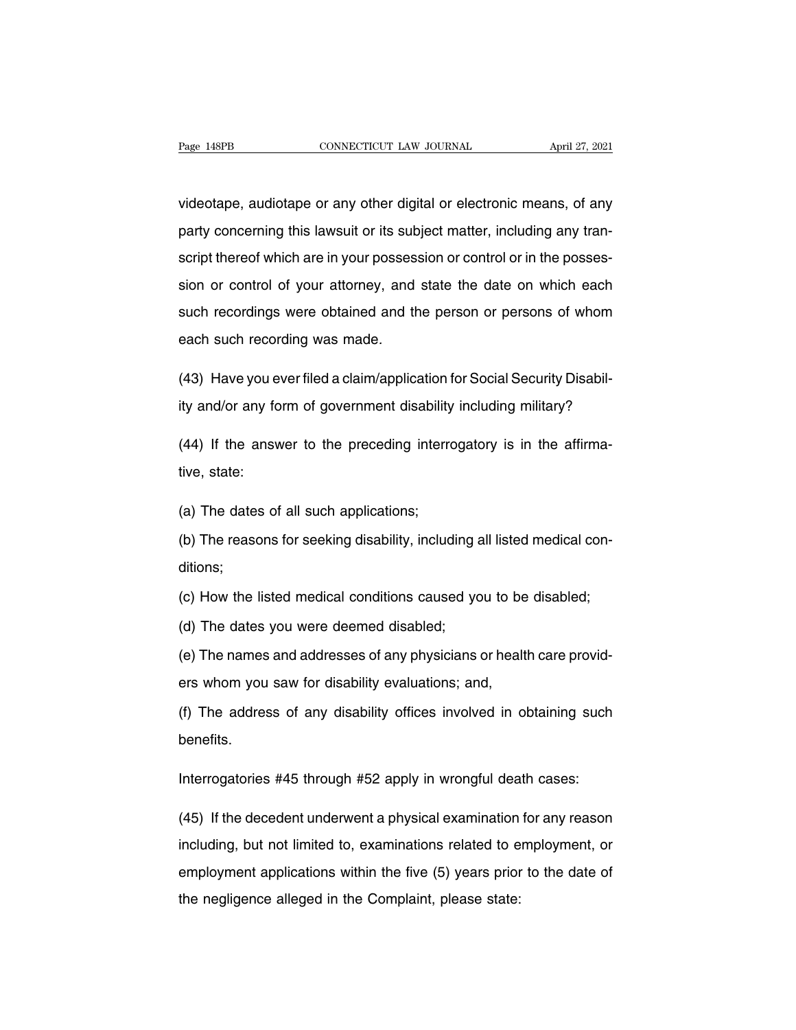videotape, audiotape or any other digital or electronic means, of any party concerning this lawsuit or its subject matter, including any transcript thereof which are in your possession or control or in the possession or control of your attorney, and state the date on which each such recordings were obtained and the person or persons of whom each such recording was made.

(43) Have you ever filed a claim/application for Social Security Disability and/or any form of government disability including military?

(44) If the answer to the preceding interrogatory is in the affirmative, state:

(a) The dates of all such applications;

(b) The reasons for seeking disability, including all listed medical conditions;

(c) How the listed medical conditions caused you to be disabled;

(d) The dates you were deemed disabled;

(e) The names and addresses of any physicians or health care providers whom you saw for disability evaluations; and,

(f) The address of any disability offices involved in obtaining such benefits.

Interrogatories #45 through #52 apply in wrongful death cases:

(45) If the decedent underwent a physical examination for any reason including, but not limited to, examinations related to employment, or employment applications within the five (5) years prior to the date of the negligence alleged in the Complaint, please state: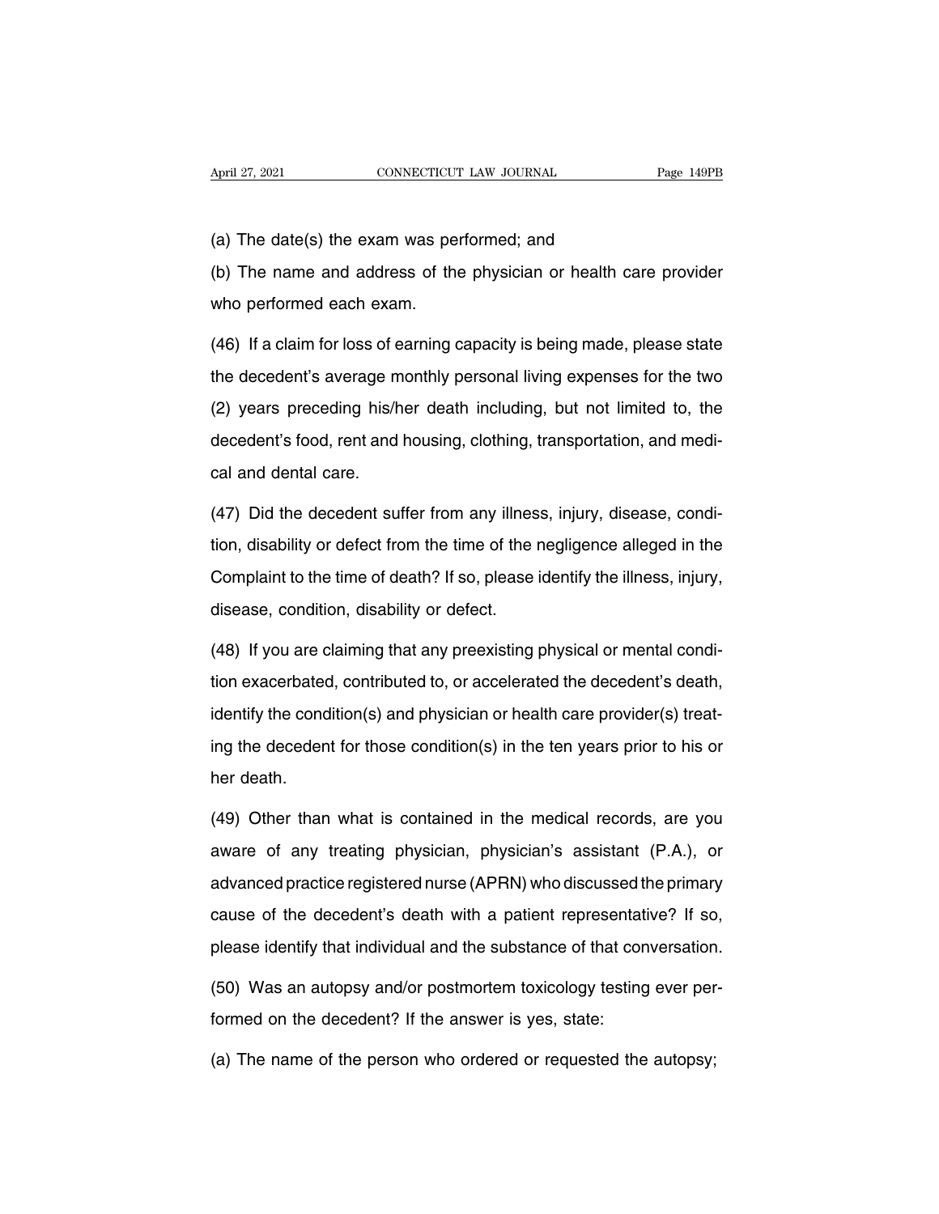(a) The date(s) the exam was performed; and

(b) The name and address of the physician or health care provider who performed each exam.

(46) If a claim for loss of earning capacity is being made, please state the decedent's average monthly personal living expenses for the two (2) years preceding his/her death including, but not limited to, the decedent's food, rent and housing, clothing, transportation, and medical and dental care.

(47) Did the decedent suffer from any illness, injury, disease, condition, disability or defect from the time of the negligence alleged in the Complaint to the time of death? If so, please identify the illness, injury, disease, condition, disability or defect.

(48) If you are claiming that any preexisting physical or mental condition exacerbated, contributed to, or accelerated the decedent's death, identify the condition(s) and physician or health care provider(s) treating the decedent for those condition(s) in the ten years prior to his or her death.

(49) Other than what is contained in the medical records, are you aware of any treating physician, physician's assistant (P.A.), or advanced practice registered nurse (APRN) who discussed the primary cause of the decedent's death with a patient representative? If so, please identify that individual and the substance of that conversation.

(50) Was an autopsy and/or postmortem toxicology testing ever performed on the decedent? If the answer is yes, state:

(a) The name of the person who ordered or requested the autopsy;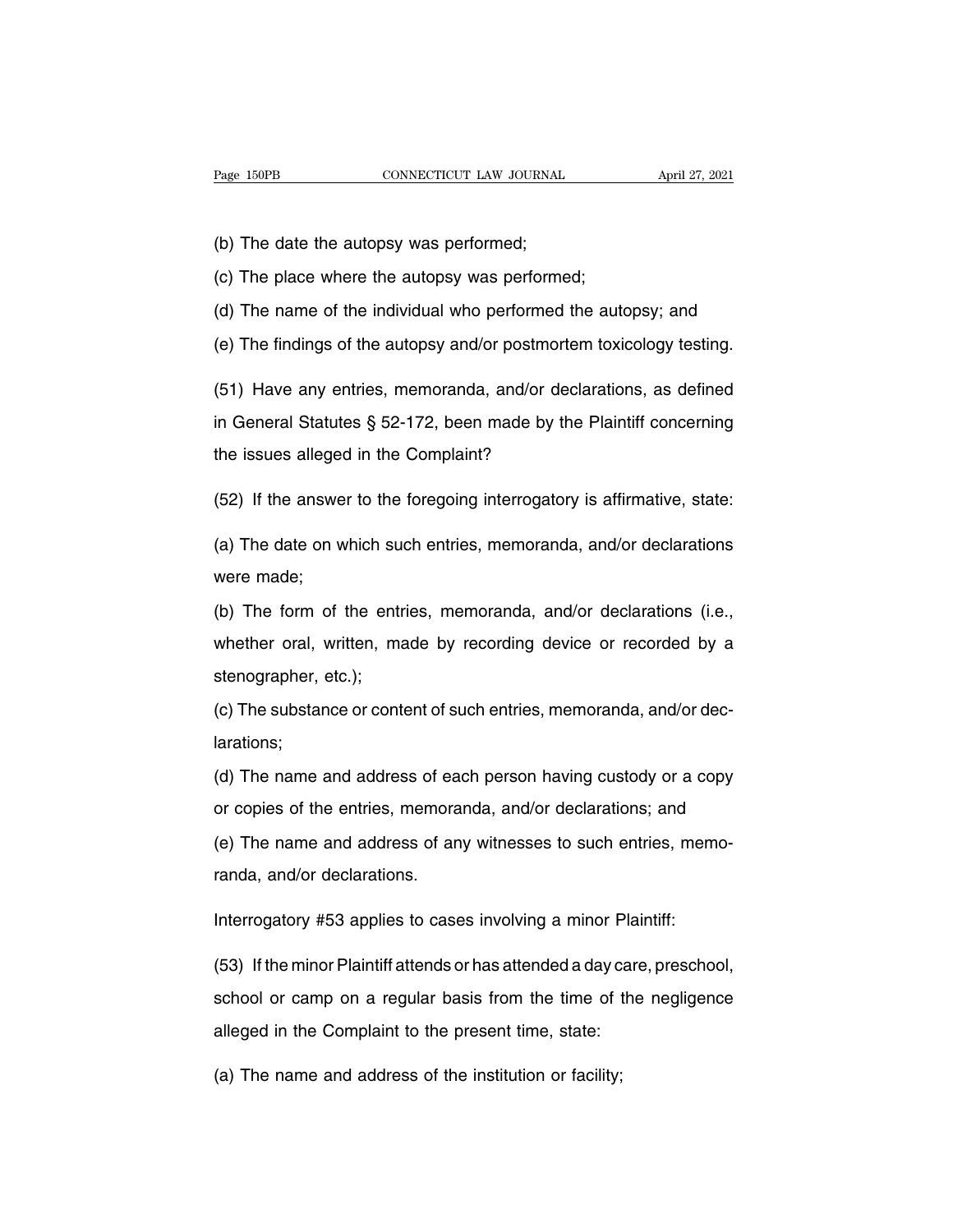(b) The date the autopsy was performed;

(c) The place where the autopsy was performed;

(d) The name of the individual who performed the autopsy; and

(e) The findings of the autopsy and/or postmortem toxicology testing.

(51) Have any entries, memoranda, and/or declarations, as defined in General Statutes § 52-172, been made by the Plaintiff concerning the issues alleged in the Complaint?

(52) If the answer to the foregoing interrogatory is affirmative, state:

(a) The date on which such entries, memoranda, and/or declarations were made;

(b) The form of the entries, memoranda, and/or declarations (i.e., whether oral, written, made by recording device or recorded by a stenographer, etc.);

(c) The substance or content of such entries, memoranda, and/or declarations;

(d) The name and address of each person having custody or a copy or copies of the entries, memoranda, and/or declarations; and

(e) The name and address of any witnesses to such entries, memoranda, and/or declarations.

Interrogatory #53 applies to cases involving a minor Plaintiff:

(53) If the minor Plaintiff attends or has attended a day care, preschool, school or camp on a regular basis from the time of the negligence alleged in the Complaint to the present time, state:

(a) The name and address of the institution or facility;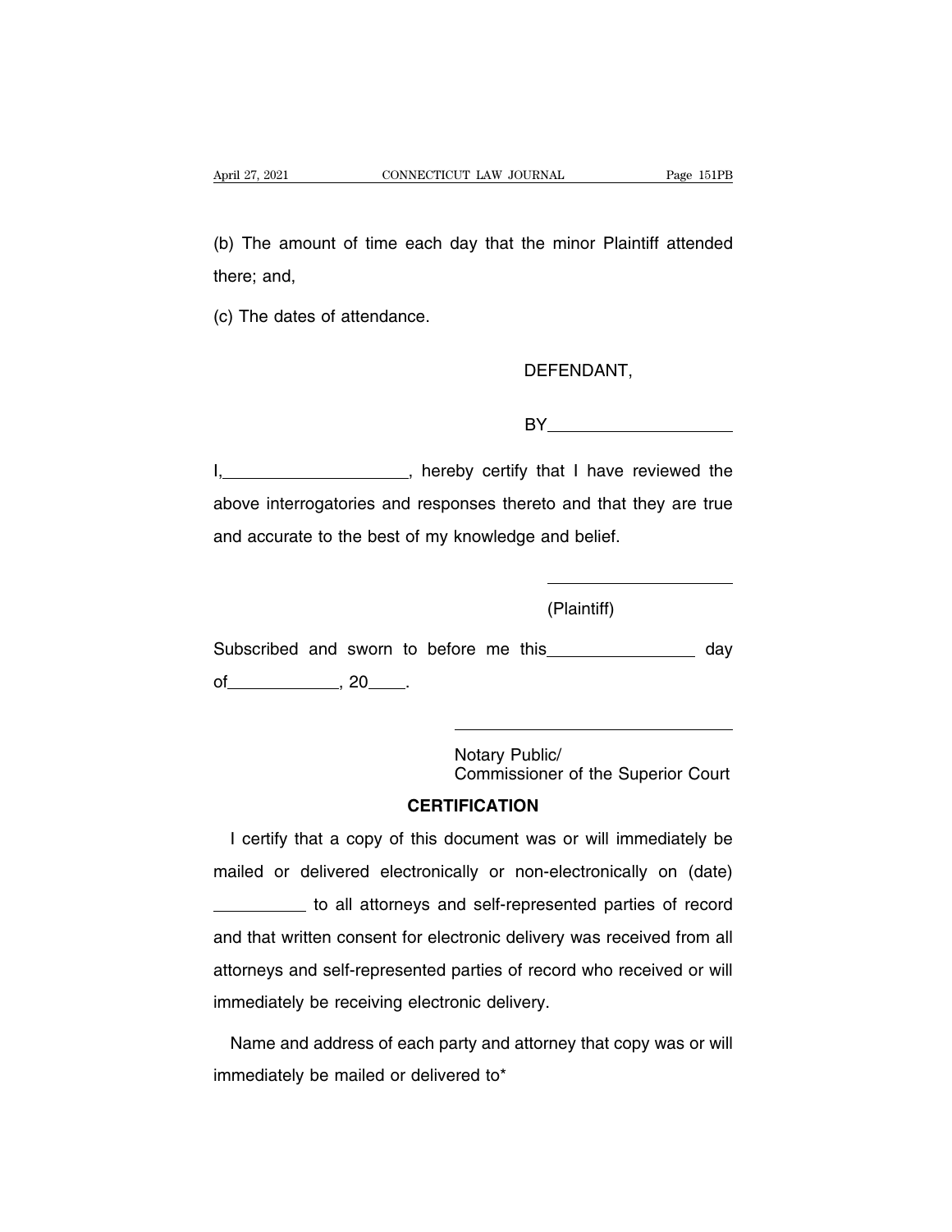(b) The amount of time each day that the minor Plaintiff attended there; and,

(c) The dates of attendance.

DEFENDANT,

BY____________________

I,____________________, hereby certify that I have reviewed the above interrogatories and responses thereto and that they are true and accurate to the best of my knowledge and belief.

____________________

(Plaintiff)

Subscribed and sworn to before me this________________ day of____________, 20____.

______________________________

Notary Public/
Commissioner of the Superior Court

**CERTIFICATION**

I certify that a copy of this document was or will immediately be mailed or delivered electronically or non-electronically on (date) __________ to all attorneys and self-represented parties of record and that written consent for electronic delivery was received from all attorneys and self-represented parties of record who received or will immediately be receiving electronic delivery.

Name and address of each party and attorney that copy was or will immediately be mailed or delivered to*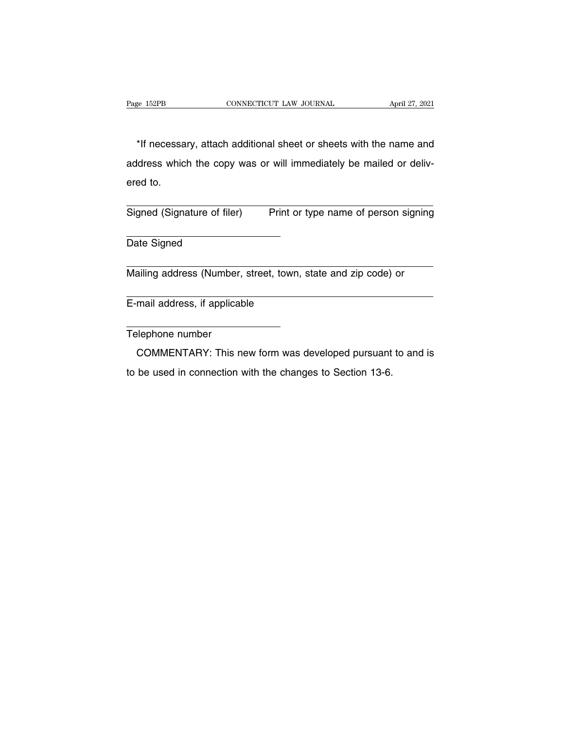*If necessary, attach additional sheet or sheets with the name and address which the copy was or will immediately be mailed or delivered to.

___________________________________________________________

Signed (Signature of filer)      Print or type name of person signing

______________________________

Date Signed

___________________________________________________________

Mailing address (Number, street, town, state and zip code) or

___________________________________________________________

E-mail address, if applicable

______________________________

Telephone number

COMMENTARY: This new form was developed pursuant to and is to be used in connection with the changes to Section 13-6.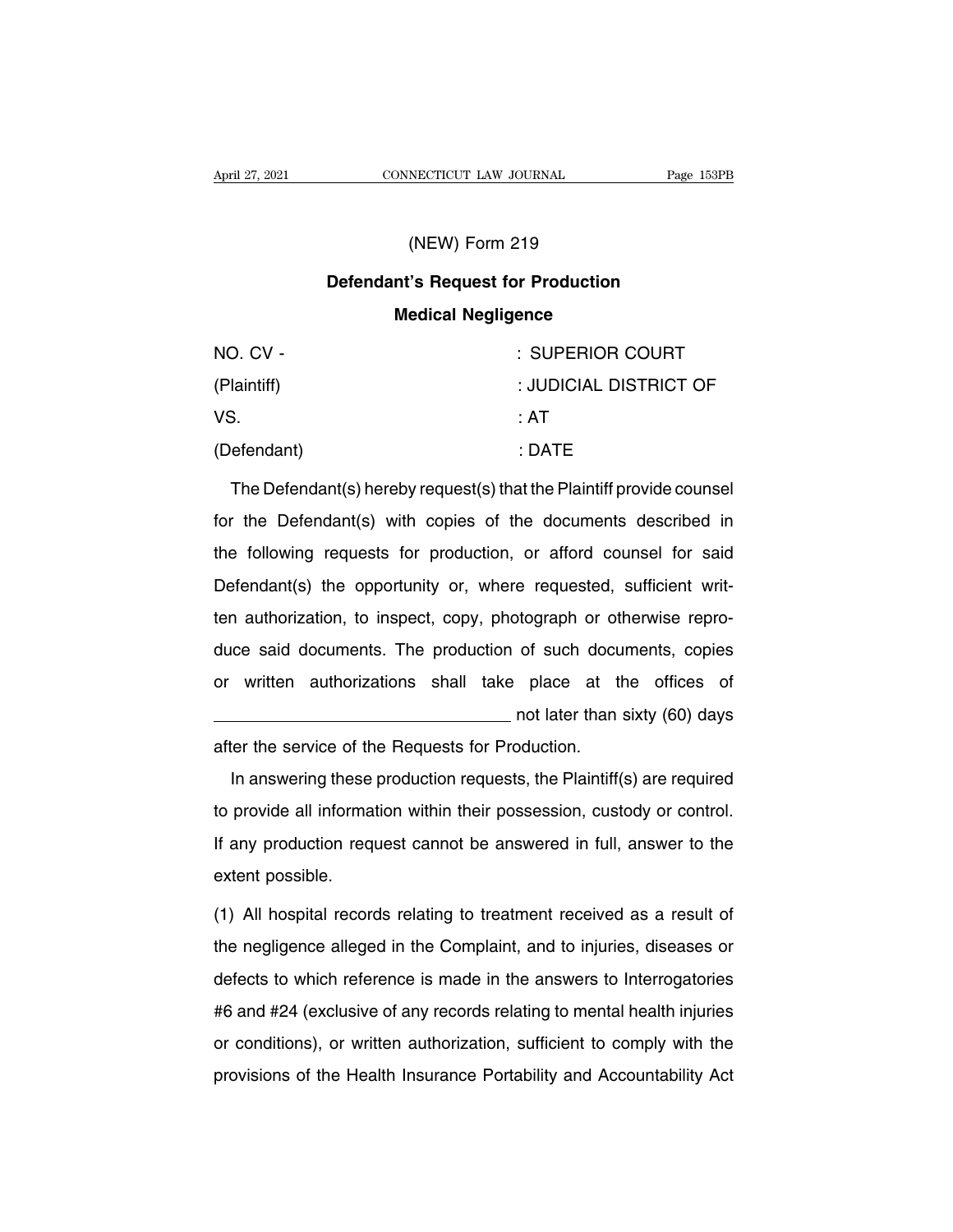(NEW) Form 219

**Defendant's Request for Production**

**Medical Negligence**

| | |
|---|---|
| NO. CV - | : SUPERIOR COURT |
| (Plaintiff) | : JUDICIAL DISTRICT OF |
| VS. | : AT |
| (Defendant) | : DATE |

The Defendant(s) hereby request(s) that the Plaintiff provide counsel for the Defendant(s) with copies of the documents described in the following requests for production, or afford counsel for said Defendant(s) the opportunity or, where requested, sufficient written authorization, to inspect, copy, photograph or otherwise reproduce said documents. The production of such documents, copies or written authorizations shall take place at the offices of \_\_\_\_\_\_\_\_\_\_\_\_\_\_\_\_\_\_\_\_\_\_\_\_\_\_\_\_\_\_\_\_ not later than sixty (60) days after the service of the Requests for Production.

In answering these production requests, the Plaintiff(s) are required to provide all information within their possession, custody or control. If any production request cannot be answered in full, answer to the extent possible.

(1) All hospital records relating to treatment received as a result of the negligence alleged in the Complaint, and to injuries, diseases or defects to which reference is made in the answers to Interrogatories #6 and #24 (exclusive of any records relating to mental health injuries or conditions), or written authorization, sufficient to comply with the provisions of the Health Insurance Portability and Accountability Act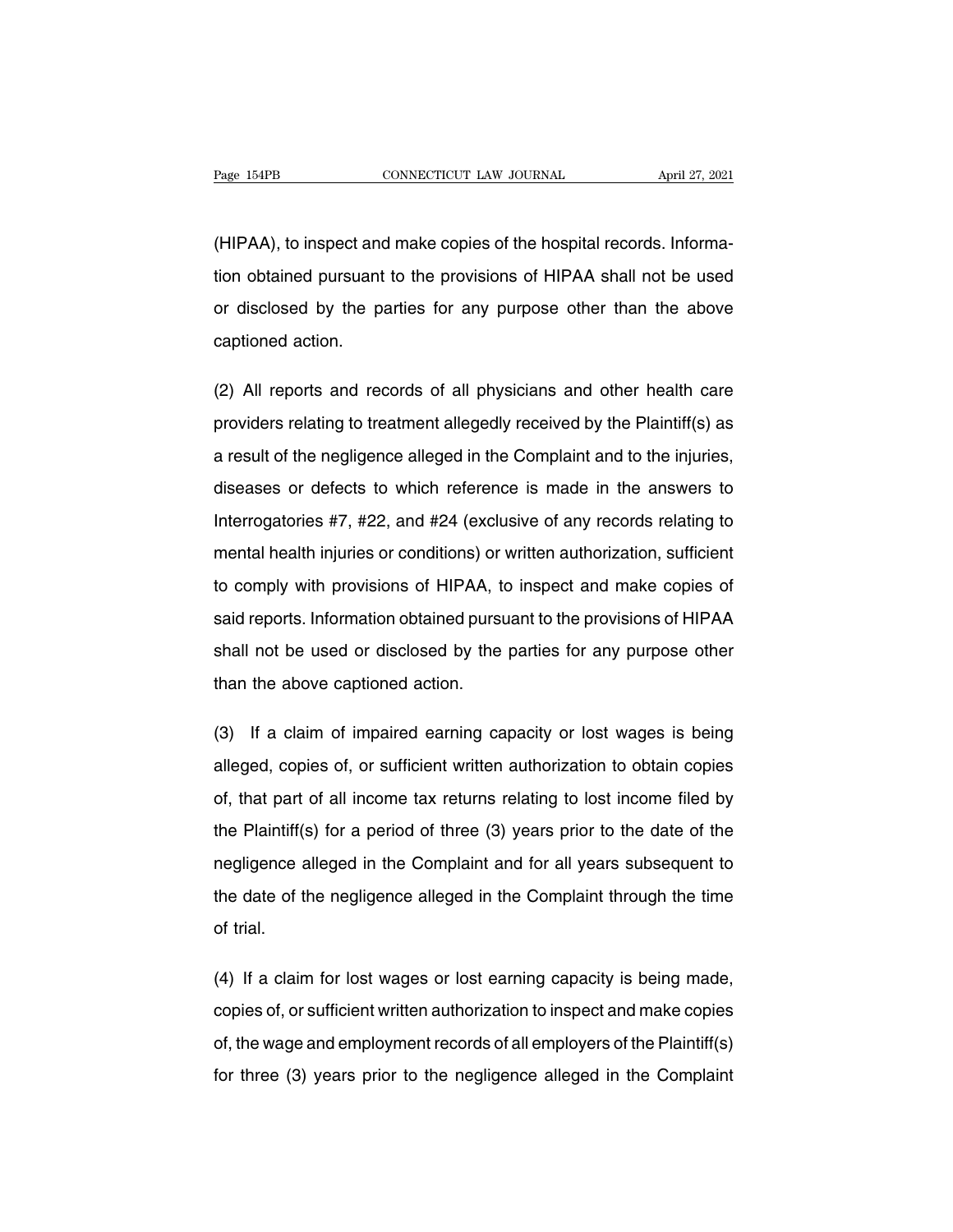(HIPAA), to inspect and make copies of the hospital records. Information obtained pursuant to the provisions of HIPAA shall not be used or disclosed by the parties for any purpose other than the above captioned action.

(2) All reports and records of all physicians and other health care providers relating to treatment allegedly received by the Plaintiff(s) as a result of the negligence alleged in the Complaint and to the injuries, diseases or defects to which reference is made in the answers to Interrogatories #7, #22, and #24 (exclusive of any records relating to mental health injuries or conditions) or written authorization, sufficient to comply with provisions of HIPAA, to inspect and make copies of said reports. Information obtained pursuant to the provisions of HIPAA shall not be used or disclosed by the parties for any purpose other than the above captioned action.

(3) If a claim of impaired earning capacity or lost wages is being alleged, copies of, or sufficient written authorization to obtain copies of, that part of all income tax returns relating to lost income filed by the Plaintiff(s) for a period of three (3) years prior to the date of the negligence alleged in the Complaint and for all years subsequent to the date of the negligence alleged in the Complaint through the time of trial.

(4) If a claim for lost wages or lost earning capacity is being made, copies of, or sufficient written authorization to inspect and make copies of, the wage and employment records of all employers of the Plaintiff(s) for three (3) years prior to the negligence alleged in the Complaint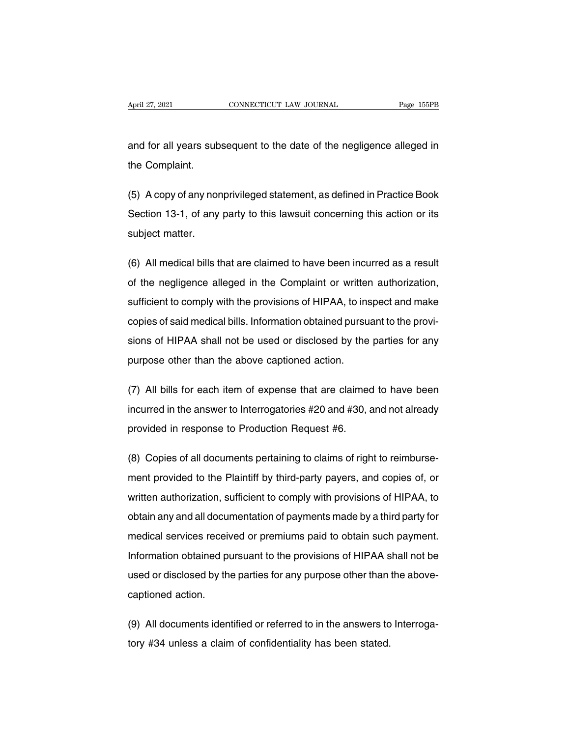and for all years subsequent to the date of the negligence alleged in the Complaint.

(5) A copy of any nonprivileged statement, as defined in Practice Book Section 13-1, of any party to this lawsuit concerning this action or its subject matter.

(6) All medical bills that are claimed to have been incurred as a result of the negligence alleged in the Complaint or written authorization, sufficient to comply with the provisions of HIPAA, to inspect and make copies of said medical bills. Information obtained pursuant to the provisions of HIPAA shall not be used or disclosed by the parties for any purpose other than the above captioned action.

(7) All bills for each item of expense that are claimed to have been incurred in the answer to Interrogatories #20 and #30, and not already provided in response to Production Request #6.

(8) Copies of all documents pertaining to claims of right to reimbursement provided to the Plaintiff by third-party payers, and copies of, or written authorization, sufficient to comply with provisions of HIPAA, to obtain any and all documentation of payments made by a third party for medical services received or premiums paid to obtain such payment. Information obtained pursuant to the provisions of HIPAA shall not be used or disclosed by the parties for any purpose other than the above-captioned action.

(9) All documents identified or referred to in the answers to Interrogatory #34 unless a claim of confidentiality has been stated.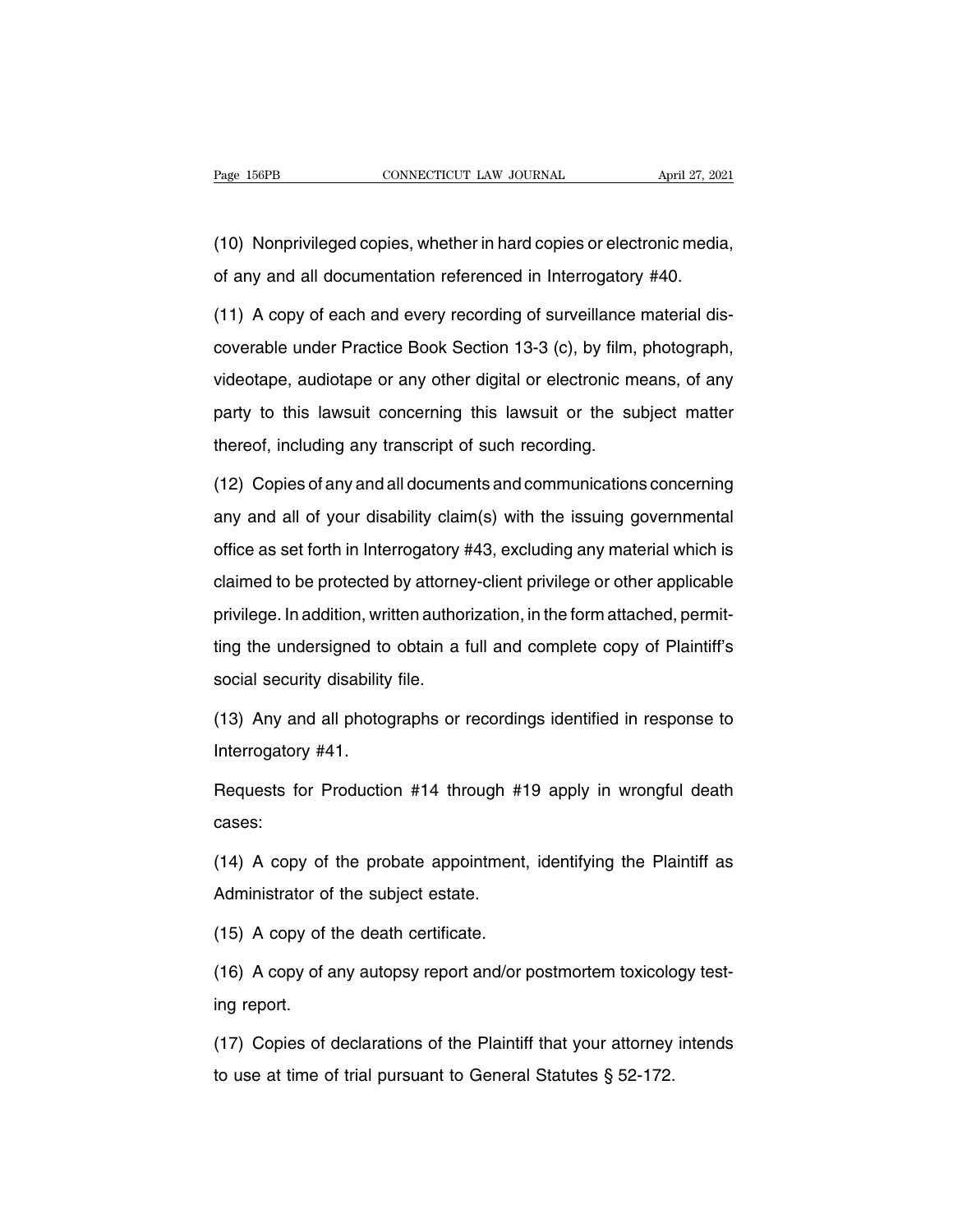(10) Nonprivileged copies, whether in hard copies or electronic media, of any and all documentation referenced in Interrogatory #40.

(11) A copy of each and every recording of surveillance material discoverable under Practice Book Section 13-3 (c), by film, photograph, videotape, audiotape or any other digital or electronic means, of any party to this lawsuit concerning this lawsuit or the subject matter thereof, including any transcript of such recording.

(12) Copies of any and all documents and communications concerning any and all of your disability claim(s) with the issuing governmental office as set forth in Interrogatory #43, excluding any material which is claimed to be protected by attorney-client privilege or other applicable privilege. In addition, written authorization, in the form attached, permitting the undersigned to obtain a full and complete copy of Plaintiff's social security disability file.

(13) Any and all photographs or recordings identified in response to Interrogatory #41.

Requests for Production #14 through #19 apply in wrongful death cases:

(14) A copy of the probate appointment, identifying the Plaintiff as Administrator of the subject estate.

(15) A copy of the death certificate.

(16) A copy of any autopsy report and/or postmortem toxicology testing report.

(17) Copies of declarations of the Plaintiff that your attorney intends to use at time of trial pursuant to General Statutes § 52-172.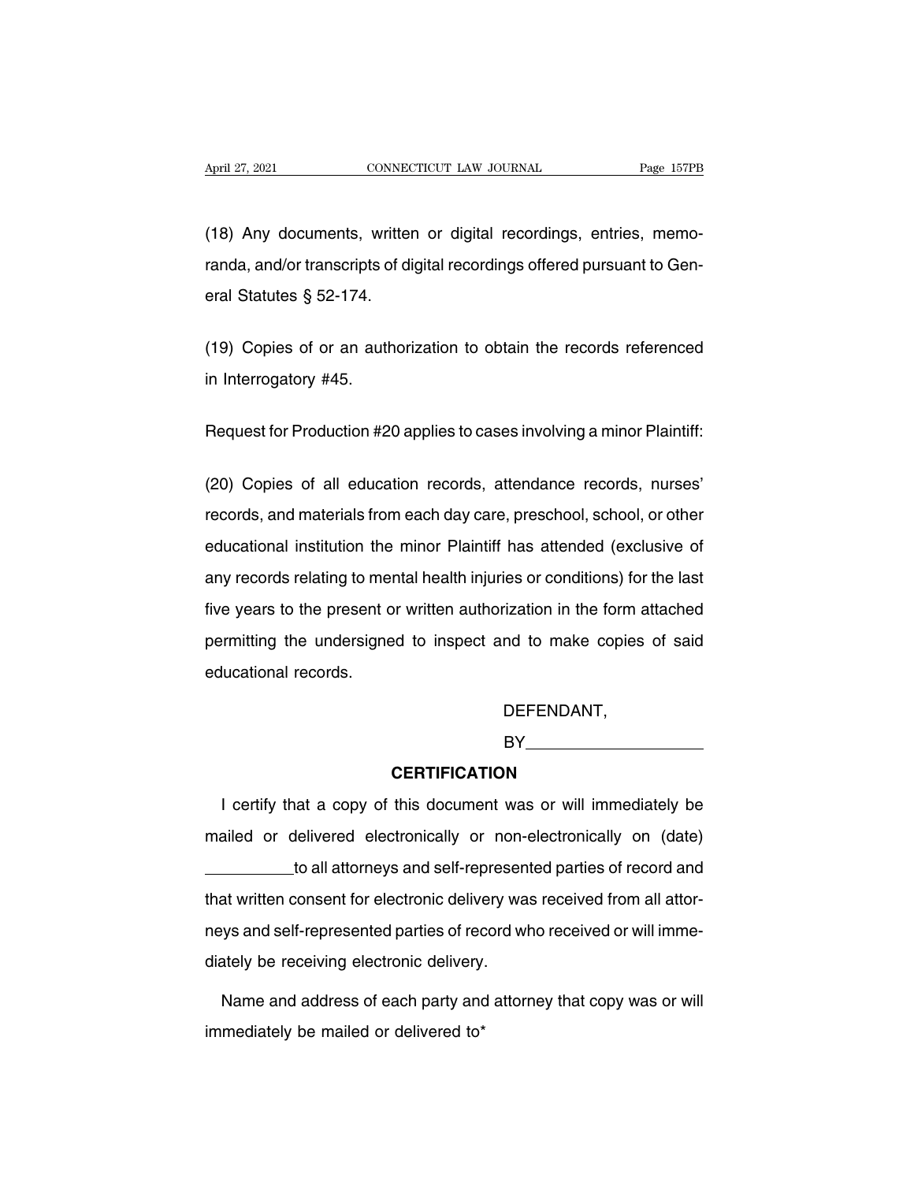(18) Any documents, written or digital recordings, entries, memoranda, and/or transcripts of digital recordings offered pursuant to General Statutes § 52-174.

(19) Copies of or an authorization to obtain the records referenced in Interrogatory #45.

Request for Production #20 applies to cases involving a minor Plaintiff:

(20) Copies of all education records, attendance records, nurses' records, and materials from each day care, preschool, school, or other educational institution the minor Plaintiff has attended (exclusive of any records relating to mental health injuries or conditions) for the last five years to the present or written authorization in the form attached permitting the undersigned to inspect and to make copies of said educational records.

DEFENDANT,

BY____________________

**CERTIFICATION**

I certify that a copy of this document was or will immediately be mailed or delivered electronically or non-electronically on (date) __________ to all attorneys and self-represented parties of record and that written consent for electronic delivery was received from all attorneys and self-represented parties of record who received or will immediately be receiving electronic delivery.

Name and address of each party and attorney that copy was or will immediately be mailed or delivered to*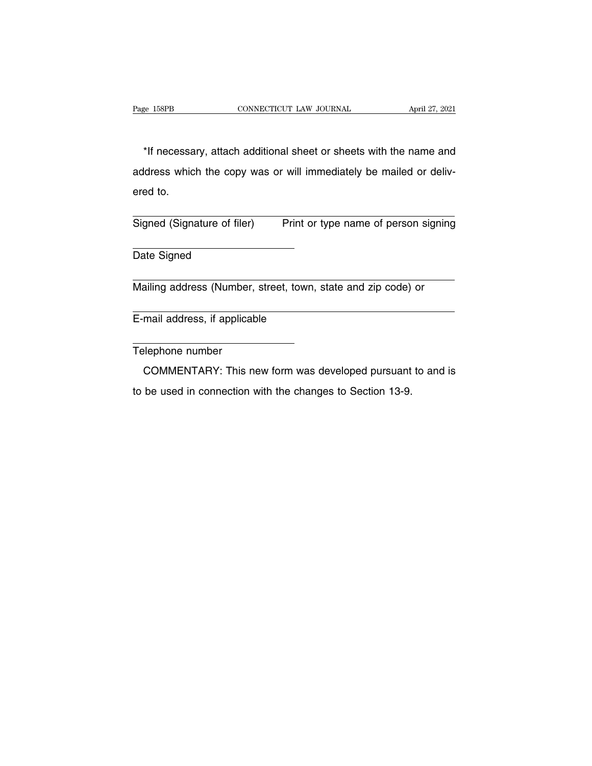*If necessary, attach additional sheet or sheets with the name and address which the copy was or will immediately be mailed or delivered to.

\_\_\_\_\_\_\_\_\_\_\_\_\_\_\_\_\_\_\_\_\_\_\_\_\_\_\_\_\_\_\_\_\_\_\_\_\_\_\_\_\_\_\_\_\_\_\_\_\_\_\_\_

Signed (Signature of filer)      Print or type name of person signing

\_\_\_\_\_\_\_\_\_\_\_\_\_\_\_\_\_\_\_\_\_\_\_\_\_\_

Date Signed

\_\_\_\_\_\_\_\_\_\_\_\_\_\_\_\_\_\_\_\_\_\_\_\_\_\_\_\_\_\_\_\_\_\_\_\_\_\_\_\_\_\_\_\_\_\_\_\_\_\_\_\_

Mailing address (Number, street, town, state and zip code) or

\_\_\_\_\_\_\_\_\_\_\_\_\_\_\_\_\_\_\_\_\_\_\_\_\_\_\_\_\_\_\_\_\_\_\_\_\_\_\_\_\_\_\_\_\_\_\_\_\_\_\_\_

E-mail address, if applicable

\_\_\_\_\_\_\_\_\_\_\_\_\_\_\_\_\_\_\_\_\_\_\_\_\_\_

Telephone number

COMMENTARY: This new form was developed pursuant to and is to be used in connection with the changes to Section 13-9.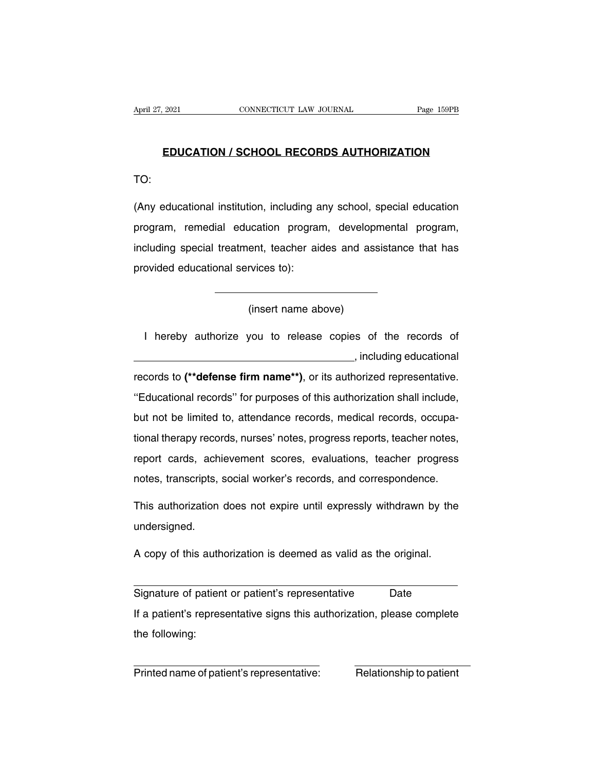# EDUCATION / SCHOOL RECORDS AUTHORIZATION

TO:

(Any educational institution, including any school, special education program, remedial education program, developmental program, including special treatment, teacher aides and assistance that has provided educational services to):

\_\_\_\_\_\_\_\_\_\_\_\_\_\_\_\_\_\_\_\_\_\_\_\_\_\_\_\_\_\_

(insert name above)

I hereby authorize you to release copies of the records of \_\_\_\_\_\_\_\_\_\_\_\_\_\_\_\_\_\_\_\_\_\_\_\_\_\_\_\_\_\_\_\_\_\_\_\_, including educational records to **(\*\*defense firm name\*\*)**, or its authorized representative. ''Educational records'' for purposes of this authorization shall include, but not be limited to, attendance records, medical records, occupational therapy records, nurses' notes, progress reports, teacher notes, report cards, achievement scores, evaluations, teacher progress notes, transcripts, social worker's records, and correspondence.

This authorization does not expire until expressly withdrawn by the undersigned.

A copy of this authorization is deemed as valid as the original.

\_\_\_\_\_\_\_\_\_\_\_\_\_\_\_\_\_\_\_\_\_\_\_\_\_\_\_\_\_\_\_\_\_\_\_\_\_\_\_\_\_\_\_\_\_\_\_\_\_\_\_\_\_\_\_\_

Signature of patient or patient's representative &nbsp;&nbsp;&nbsp;&nbsp;&nbsp; Date

If a patient's representative signs this authorization, please complete the following:

\_\_\_\_\_\_\_\_\_\_\_\_\_\_\_\_\_\_\_\_\_\_\_\_\_\_\_\_\_\_\_\_\_\_\_\_\_ &nbsp;&nbsp;&nbsp;&nbsp; \_\_\_\_\_\_\_\_\_\_\_\_\_\_\_\_\_\_\_\_\_\_\_

Printed name of patient's representative: &nbsp;&nbsp;&nbsp;&nbsp; Relationship to patient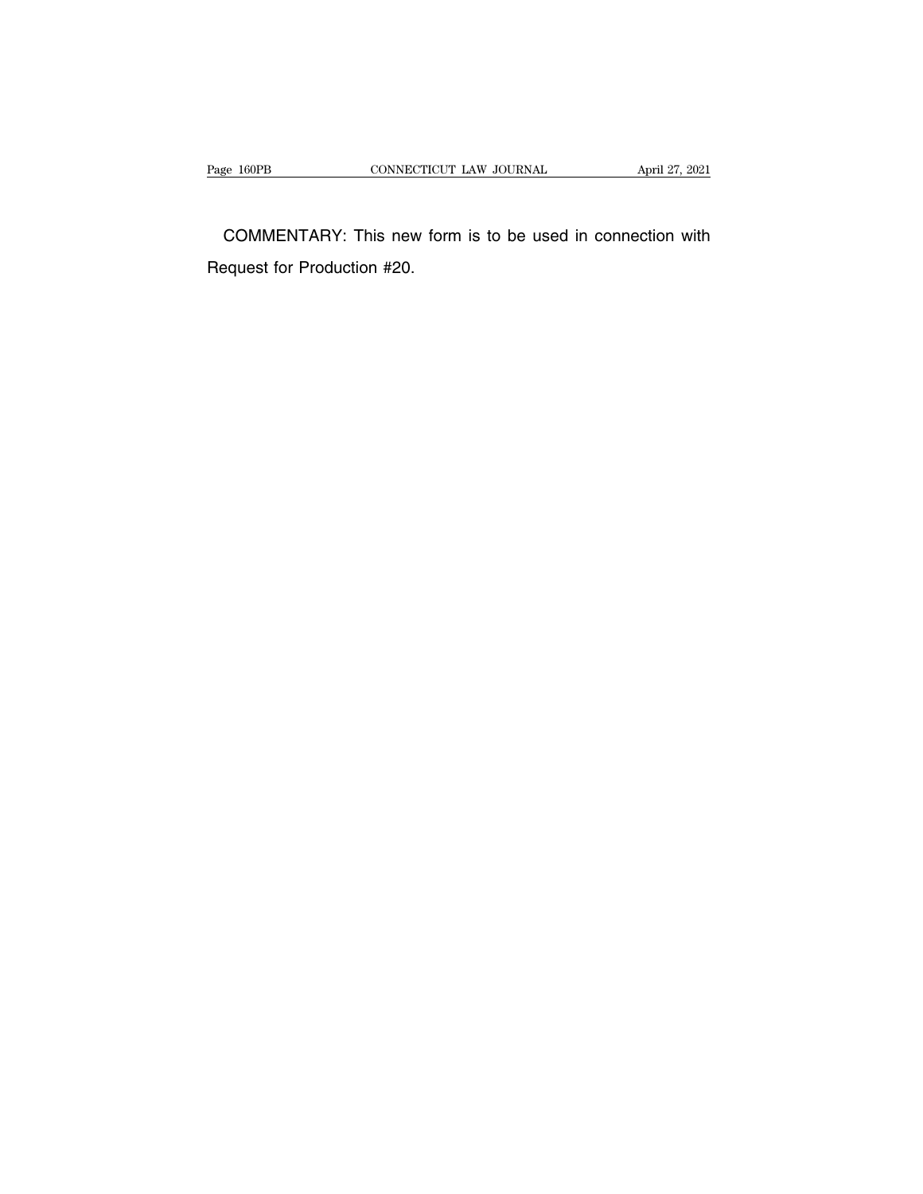COMMENTARY: This new form is to be used in connection with Request for Production #20.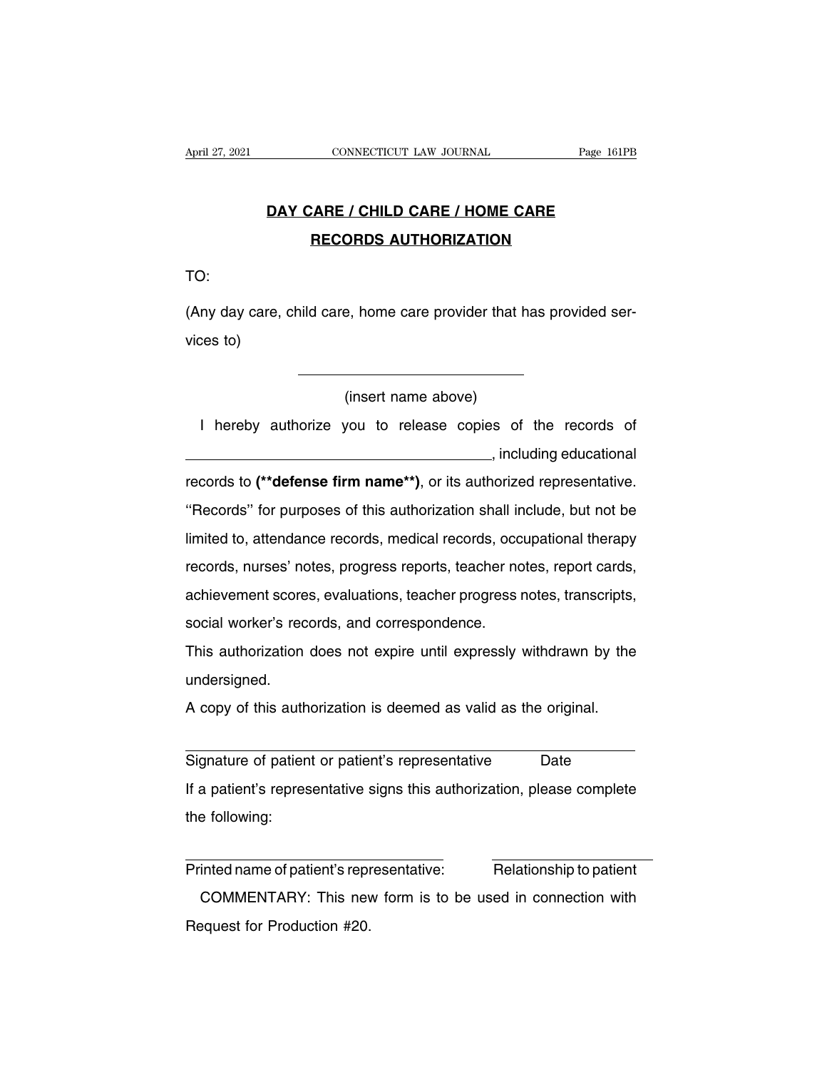# DAY CARE / CHILD CARE / HOME CARE RECORDS AUTHORIZATION

TO:

(Any day care, child care, home care provider that has provided services to)

\_\_\_\_\_\_\_\_\_\_\_\_\_\_\_\_\_\_\_\_\_\_\_\_\_\_\_\_

(insert name above)

I hereby authorize you to release copies of the records of \_\_\_\_\_\_\_\_\_\_\_\_\_\_\_\_\_\_\_\_\_\_\_\_\_\_\_\_\_\_\_\_\_\_\_\_, including educational records to **(**defense firm name**)**, or its authorized representative. "Records" for purposes of this authorization shall include, but not be limited to, attendance records, medical records, occupational therapy records, nurses' notes, progress reports, teacher notes, report cards, achievement scores, evaluations, teacher progress notes, transcripts, social worker's records, and correspondence.

This authorization does not expire until expressly withdrawn by the undersigned.

A copy of this authorization is deemed as valid as the original.

\_\_\_\_\_\_\_\_\_\_\_\_\_\_\_\_\_\_\_\_\_\_\_\_\_\_\_\_\_\_\_\_\_\_\_\_\_\_\_\_\_\_\_\_\_\_\_\_\_\_\_\_\_\_

Signature of patient or patient's representative          Date

If a patient's representative signs this authorization, please complete the following:

\_\_\_\_\_\_\_\_\_\_\_\_\_\_\_\_\_\_\_\_\_\_\_\_\_\_\_\_\_\_\_\_          \_\_\_\_\_\_\_\_\_\_\_\_\_\_\_\_\_\_\_\_

Printed name of patient's representative:          Relationship to patient

COMMENTARY: This new form is to be used in connection with Request for Production #20.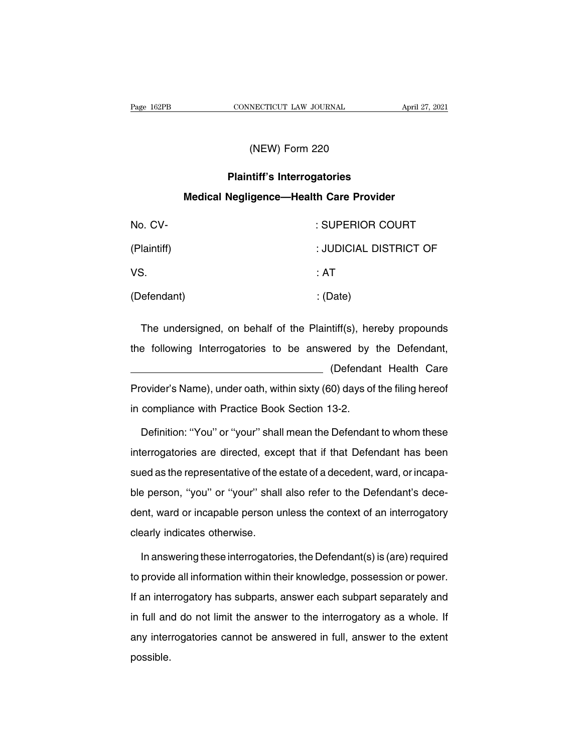(NEW) Form 220

**Plaintiff's Interrogatories**

**Medical Negligence—Health Care Provider**

| | |
|---|---|
| No. CV- | : SUPERIOR COURT |
| (Plaintiff) | : JUDICIAL DISTRICT OF |
| VS. | : AT |
| (Defendant) | : (Date) |

The undersigned, on behalf of the Plaintiff(s), hereby propounds the following Interrogatories to be answered by the Defendant, ________________________________ (Defendant Health Care Provider's Name), under oath, within sixty (60) days of the filing hereof in compliance with Practice Book Section 13-2.

Definition: ''You'' or ''your'' shall mean the Defendant to whom these interrogatories are directed, except that if that Defendant has been sued as the representative of the estate of a decedent, ward, or incapable person, ''you'' or ''your'' shall also refer to the Defendant's decedent, ward or incapable person unless the context of an interrogatory clearly indicates otherwise.

In answering these interrogatories, the Defendant(s) is (are) required to provide all information within their knowledge, possession or power. If an interrogatory has subparts, answer each subpart separately and in full and do not limit the answer to the interrogatory as a whole. If any interrogatories cannot be answered in full, answer to the extent possible.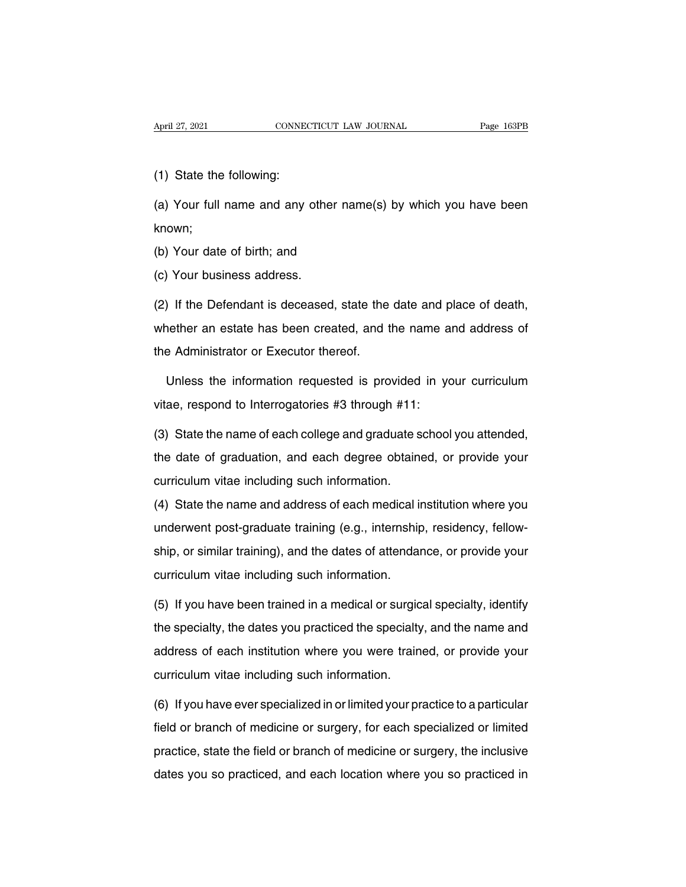(1) State the following:

(a) Your full name and any other name(s) by which you have been known;

(b) Your date of birth; and

(c) Your business address.

(2) If the Defendant is deceased, state the date and place of death, whether an estate has been created, and the name and address of the Administrator or Executor thereof.

Unless the information requested is provided in your curriculum vitae, respond to Interrogatories #3 through #11:

(3) State the name of each college and graduate school you attended, the date of graduation, and each degree obtained, or provide your curriculum vitae including such information.

(4) State the name and address of each medical institution where you underwent post-graduate training (e.g., internship, residency, fellowship, or similar training), and the dates of attendance, or provide your curriculum vitae including such information.

(5) If you have been trained in a medical or surgical specialty, identify the specialty, the dates you practiced the specialty, and the name and address of each institution where you were trained, or provide your curriculum vitae including such information.

(6) If you have ever specialized in or limited your practice to a particular field or branch of medicine or surgery, for each specialized or limited practice, state the field or branch of medicine or surgery, the inclusive dates you so practiced, and each location where you so practiced in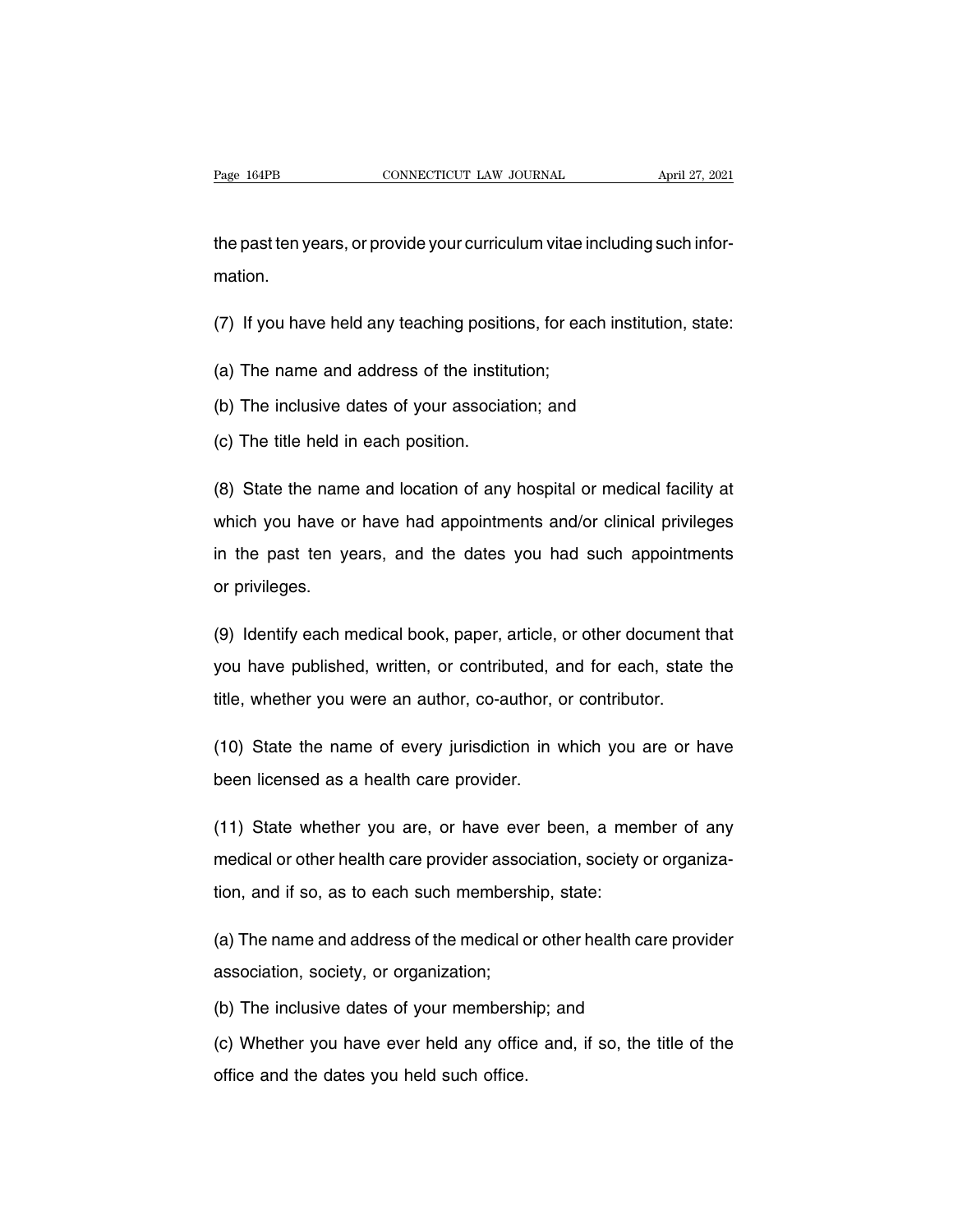the past ten years, or provide your curriculum vitae including such information.

(7) If you have held any teaching positions, for each institution, state:

(a) The name and address of the institution;

(b) The inclusive dates of your association; and

(c) The title held in each position.

(8) State the name and location of any hospital or medical facility at which you have or have had appointments and/or clinical privileges in the past ten years, and the dates you had such appointments or privileges.

(9) Identify each medical book, paper, article, or other document that you have published, written, or contributed, and for each, state the title, whether you were an author, co-author, or contributor.

(10) State the name of every jurisdiction in which you are or have been licensed as a health care provider.

(11) State whether you are, or have ever been, a member of any medical or other health care provider association, society or organization, and if so, as to each such membership, state:

(a) The name and address of the medical or other health care provider association, society, or organization;

(b) The inclusive dates of your membership; and

(c) Whether you have ever held any office and, if so, the title of the office and the dates you held such office.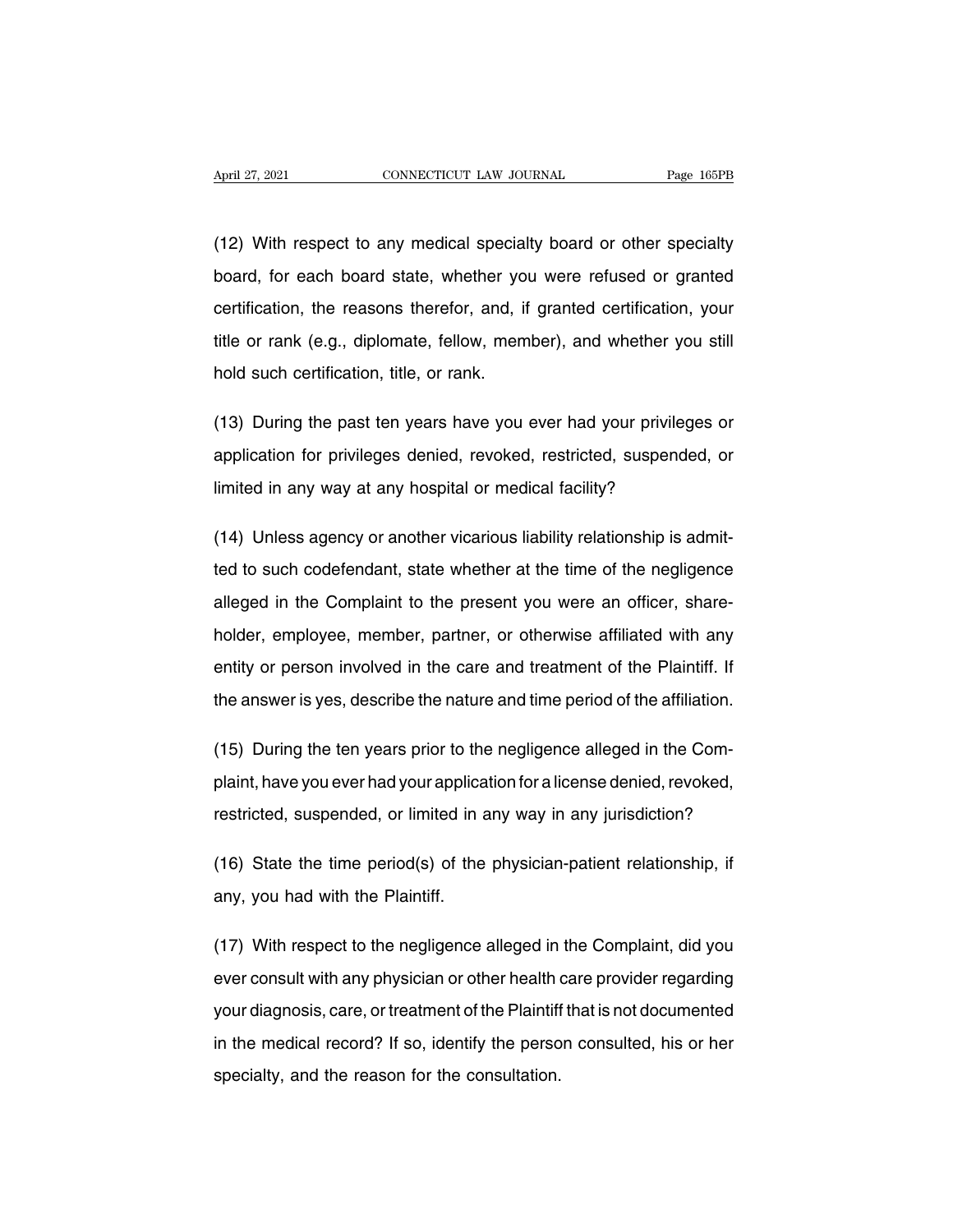(12) With respect to any medical specialty board or other specialty board, for each board state, whether you were refused or granted certification, the reasons therefor, and, if granted certification, your title or rank (e.g., diplomate, fellow, member), and whether you still hold such certification, title, or rank.

(13) During the past ten years have you ever had your privileges or application for privileges denied, revoked, restricted, suspended, or limited in any way at any hospital or medical facility?

(14) Unless agency or another vicarious liability relationship is admitted to such codefendant, state whether at the time of the negligence alleged in the Complaint to the present you were an officer, shareholder, employee, member, partner, or otherwise affiliated with any entity or person involved in the care and treatment of the Plaintiff. If the answer is yes, describe the nature and time period of the affiliation.

(15) During the ten years prior to the negligence alleged in the Complaint, have you ever had your application for a license denied, revoked, restricted, suspended, or limited in any way in any jurisdiction?

(16) State the time period(s) of the physician-patient relationship, if any, you had with the Plaintiff.

(17) With respect to the negligence alleged in the Complaint, did you ever consult with any physician or other health care provider regarding your diagnosis, care, or treatment of the Plaintiff that is not documented in the medical record? If so, identify the person consulted, his or her specialty, and the reason for the consultation.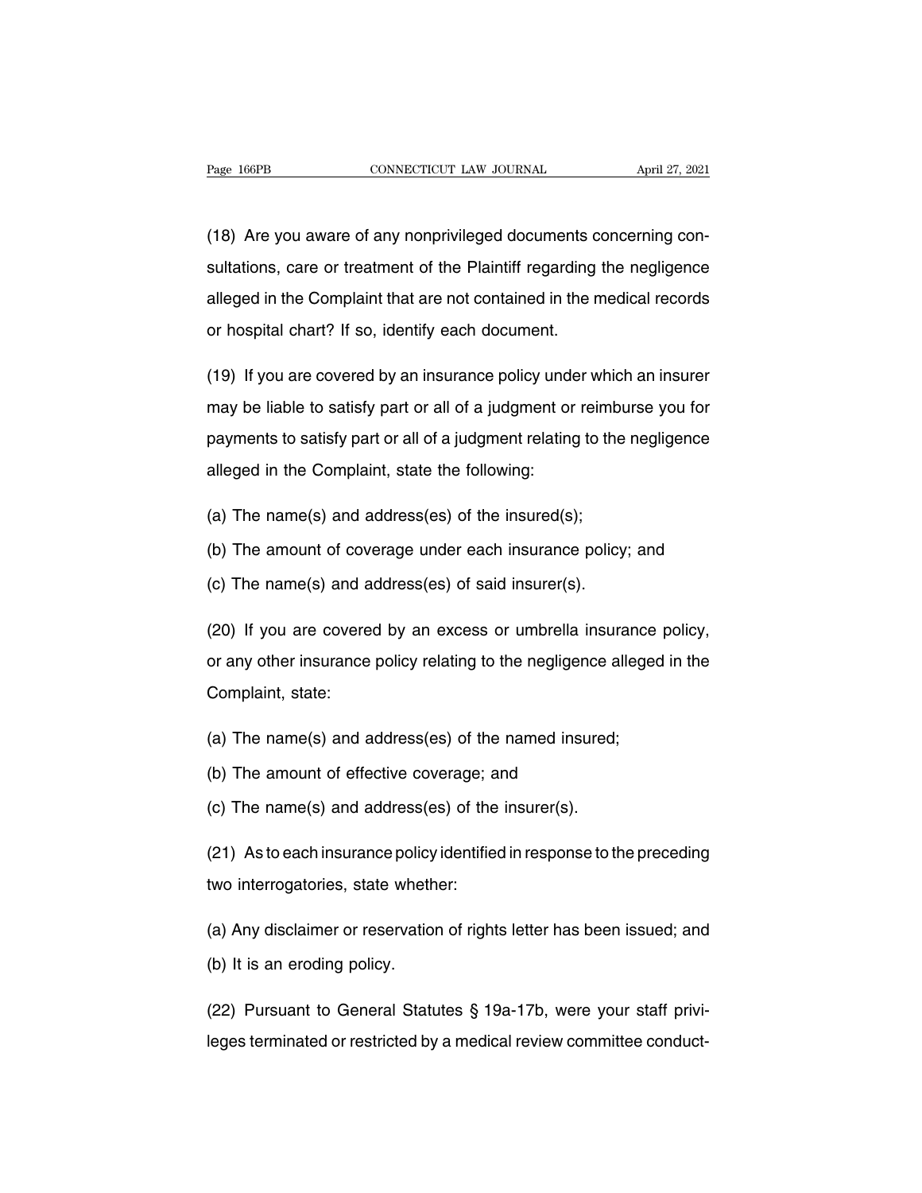(18) Are you aware of any nonprivileged documents concerning consultations, care or treatment of the Plaintiff regarding the negligence alleged in the Complaint that are not contained in the medical records or hospital chart? If so, identify each document.

(19) If you are covered by an insurance policy under which an insurer may be liable to satisfy part or all of a judgment or reimburse you for payments to satisfy part or all of a judgment relating to the negligence alleged in the Complaint, state the following:

(a) The name(s) and address(es) of the insured(s);

(b) The amount of coverage under each insurance policy; and

(c) The name(s) and address(es) of said insurer(s).

(20) If you are covered by an excess or umbrella insurance policy, or any other insurance policy relating to the negligence alleged in the Complaint, state:

(a) The name(s) and address(es) of the named insured;

(b) The amount of effective coverage; and

(c) The name(s) and address(es) of the insurer(s).

(21) As to each insurance policy identified in response to the preceding two interrogatories, state whether:

(a) Any disclaimer or reservation of rights letter has been issued; and

(b) It is an eroding policy.

(22) Pursuant to General Statutes § 19a-17b, were your staff privileges terminated or restricted by a medical review committee conduct-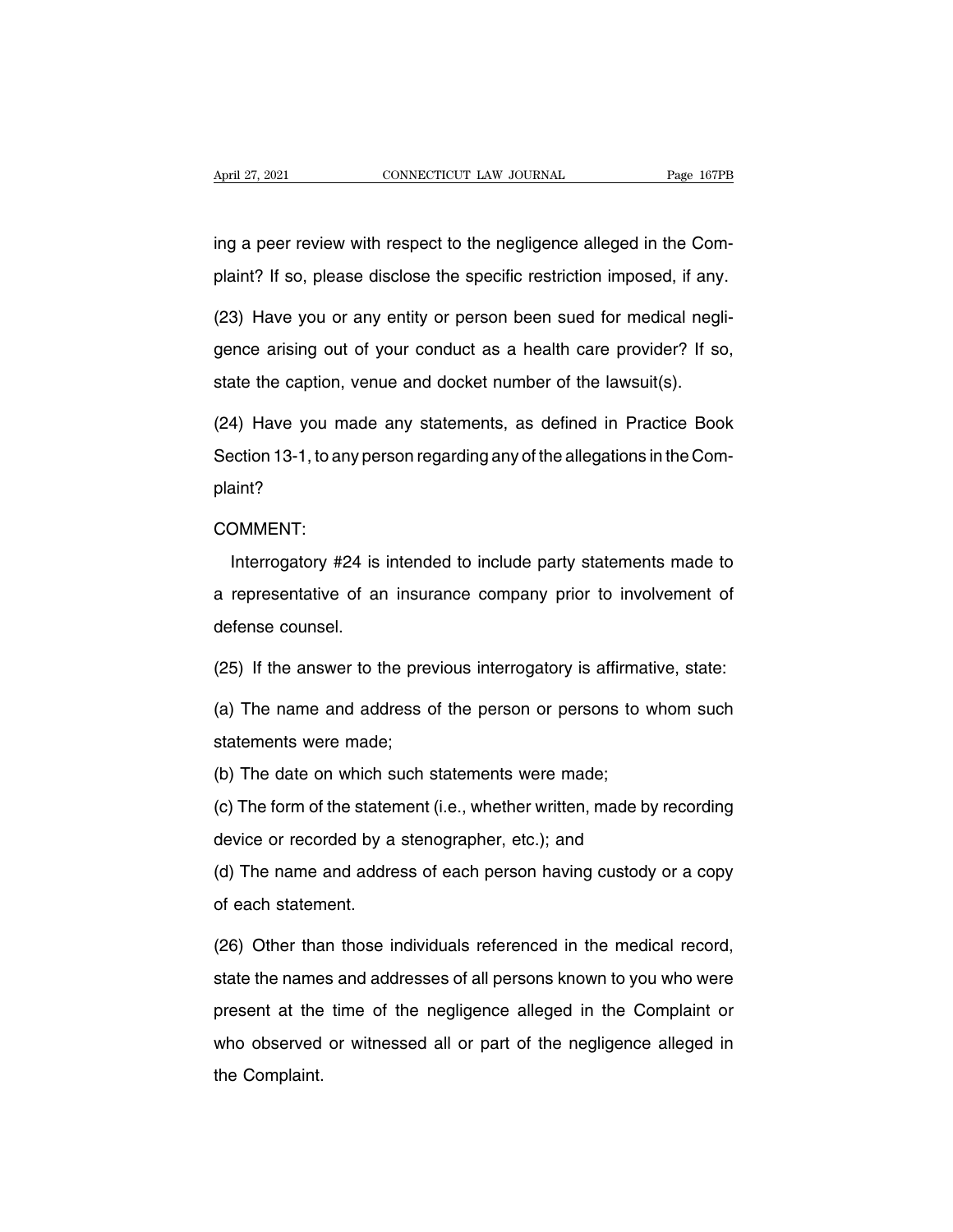ing a peer review with respect to the negligence alleged in the Complaint? If so, please disclose the specific restriction imposed, if any.

(23) Have you or any entity or person been sued for medical negligence arising out of your conduct as a health care provider? If so, state the caption, venue and docket number of the lawsuit(s).

(24) Have you made any statements, as defined in Practice Book Section 13-1, to any person regarding any of the allegations in the Complaint?

COMMENT:

Interrogatory #24 is intended to include party statements made to a representative of an insurance company prior to involvement of defense counsel.

(25) If the answer to the previous interrogatory is affirmative, state:

(a) The name and address of the person or persons to whom such statements were made;

(b) The date on which such statements were made;

(c) The form of the statement (i.e., whether written, made by recording device or recorded by a stenographer, etc.); and

(d) The name and address of each person having custody or a copy of each statement.

(26) Other than those individuals referenced in the medical record, state the names and addresses of all persons known to you who were present at the time of the negligence alleged in the Complaint or who observed or witnessed all or part of the negligence alleged in the Complaint.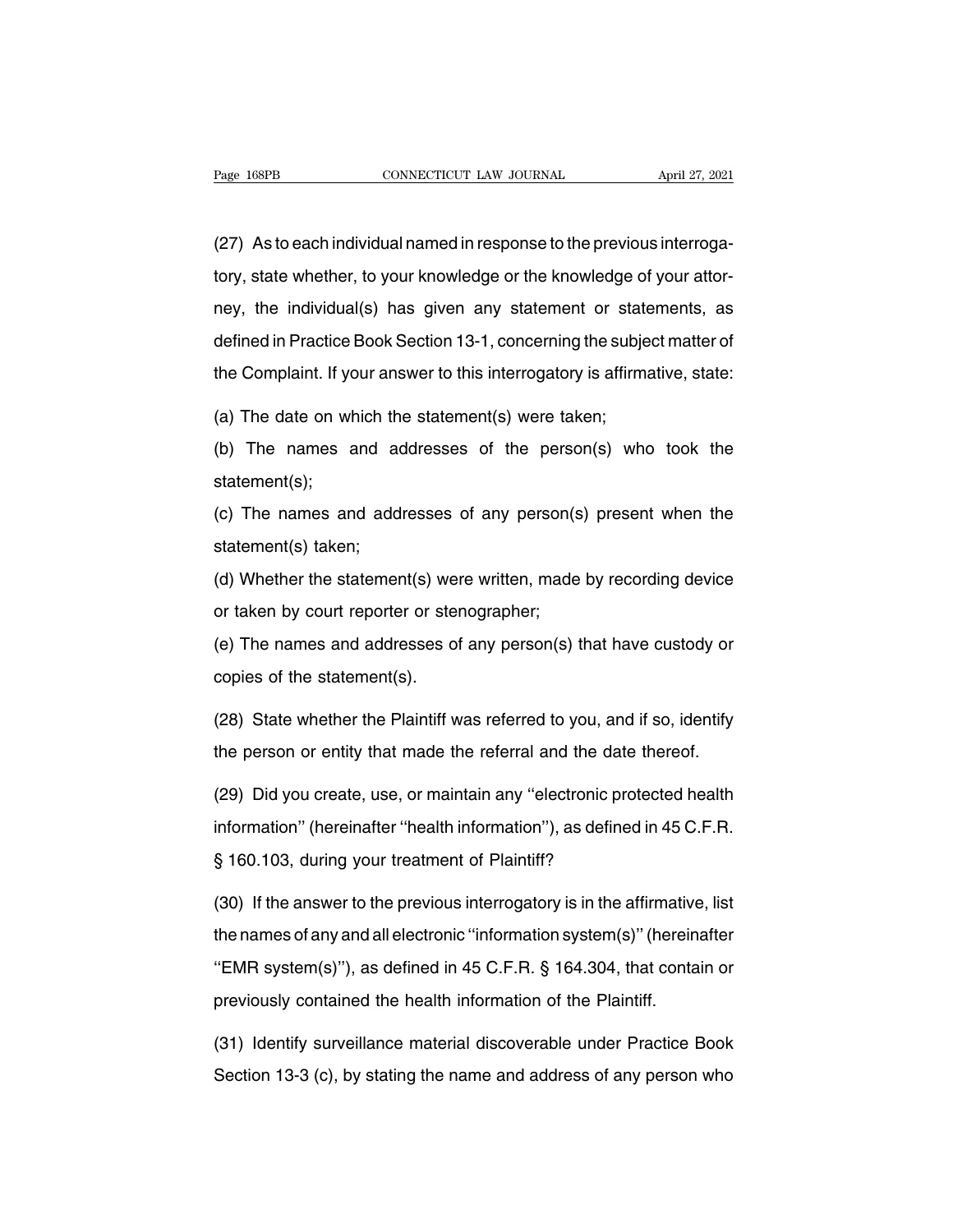(27) As to each individual named in response to the previous interrogatory, state whether, to your knowledge or the knowledge of your attorney, the individual(s) has given any statement or statements, as defined in Practice Book Section 13-1, concerning the subject matter of the Complaint. If your answer to this interrogatory is affirmative, state:

(a) The date on which the statement(s) were taken;

(b) The names and addresses of the person(s) who took the statement(s);

(c) The names and addresses of any person(s) present when the statement(s) taken;

(d) Whether the statement(s) were written, made by recording device or taken by court reporter or stenographer;

(e) The names and addresses of any person(s) that have custody or copies of the statement(s).

(28) State whether the Plaintiff was referred to you, and if so, identify the person or entity that made the referral and the date thereof.

(29) Did you create, use, or maintain any ''electronic protected health information'' (hereinafter ''health information''), as defined in 45 C.F.R. § 160.103, during your treatment of Plaintiff?

(30) If the answer to the previous interrogatory is in the affirmative, list the names of any and all electronic ''information system(s)'' (hereinafter ''EMR system(s)''), as defined in 45 C.F.R. § 164.304, that contain or previously contained the health information of the Plaintiff.

(31) Identify surveillance material discoverable under Practice Book Section 13-3 (c), by stating the name and address of any person who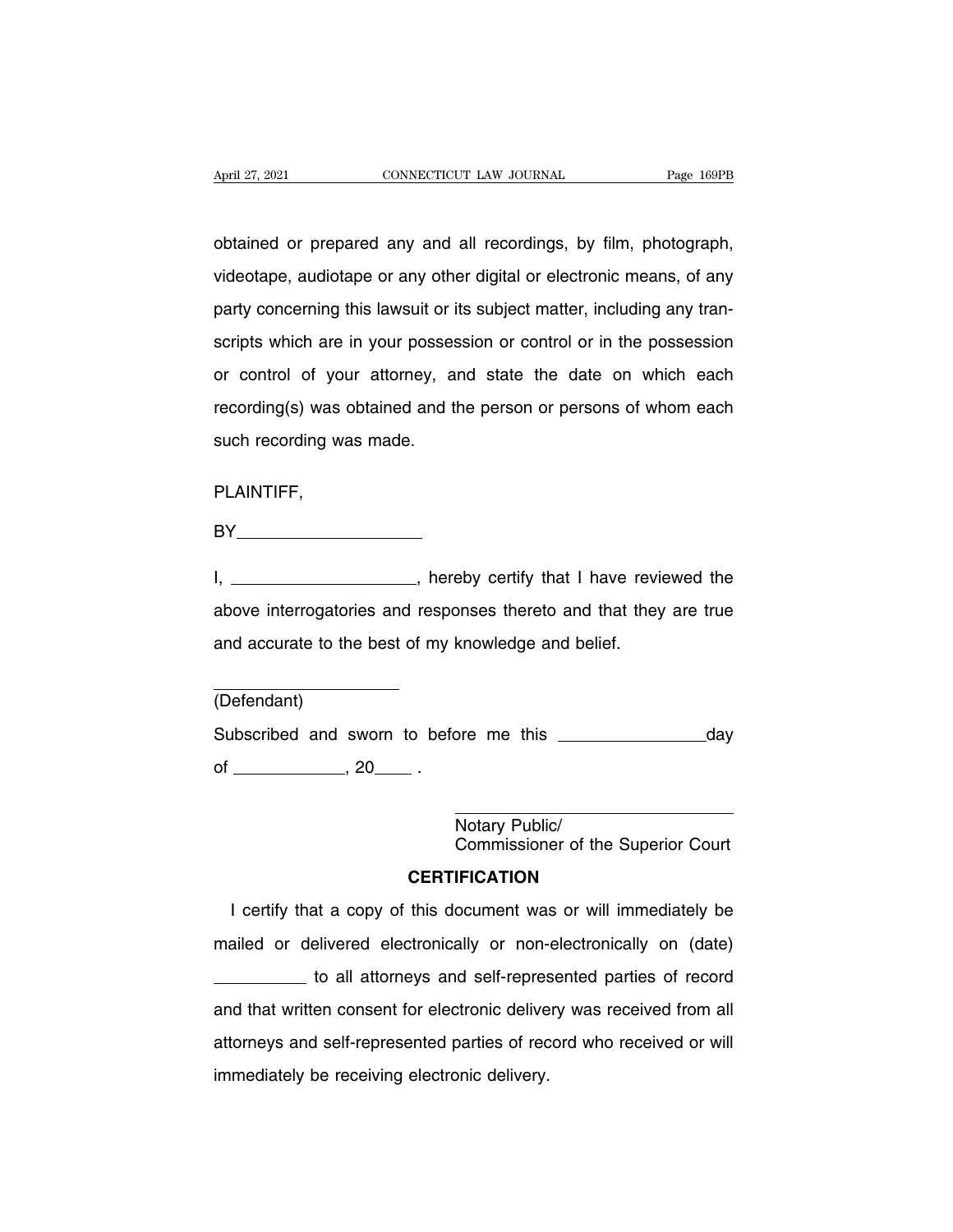obtained or prepared any and all recordings, by film, photograph, videotape, audiotape or any other digital or electronic means, of any party concerning this lawsuit or its subject matter, including any transcripts which are in your possession or control or in the possession or control of your attorney, and state the date on which each recording(s) was obtained and the person or persons of whom each such recording was made.

PLAINTIFF,

BY____________________

I, ____________________, hereby certify that I have reviewed the above interrogatories and responses thereto and that they are true and accurate to the best of my knowledge and belief.

____________________
(Defendant)

Subscribed and sworn to before me this ________________day of ____________, 20____ .

____________________________
Notary Public/
Commissioner of the Superior Court

**CERTIFICATION**

I certify that a copy of this document was or will immediately be mailed or delivered electronically or non-electronically on (date) __________ to all attorneys and self-represented parties of record and that written consent for electronic delivery was received from all attorneys and self-represented parties of record who received or will immediately be receiving electronic delivery.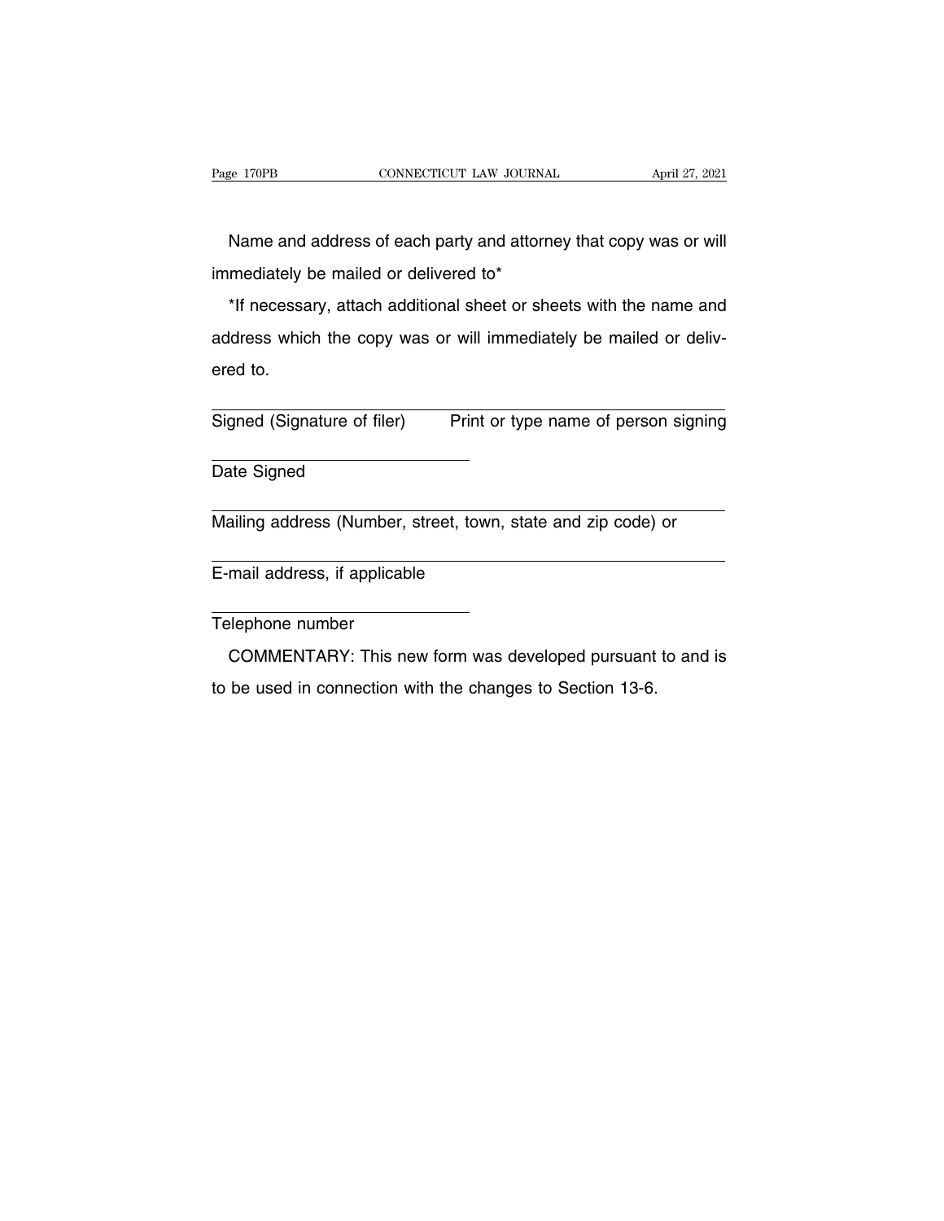Name and address of each party and attorney that copy was or will immediately be mailed or delivered to*

*If necessary, attach additional sheet or sheets with the name and address which the copy was or will immediately be mailed or delivered to.

______________________________________________
Signed (Signature of filer)    Print or type name of person signing

______________________
Date Signed

______________________________________________
Mailing address (Number, street, town, state and zip code) or

______________________________________________
E-mail address, if applicable

______________________
Telephone number

COMMENTARY: This new form was developed pursuant to and is to be used in connection with the changes to Section 13-6.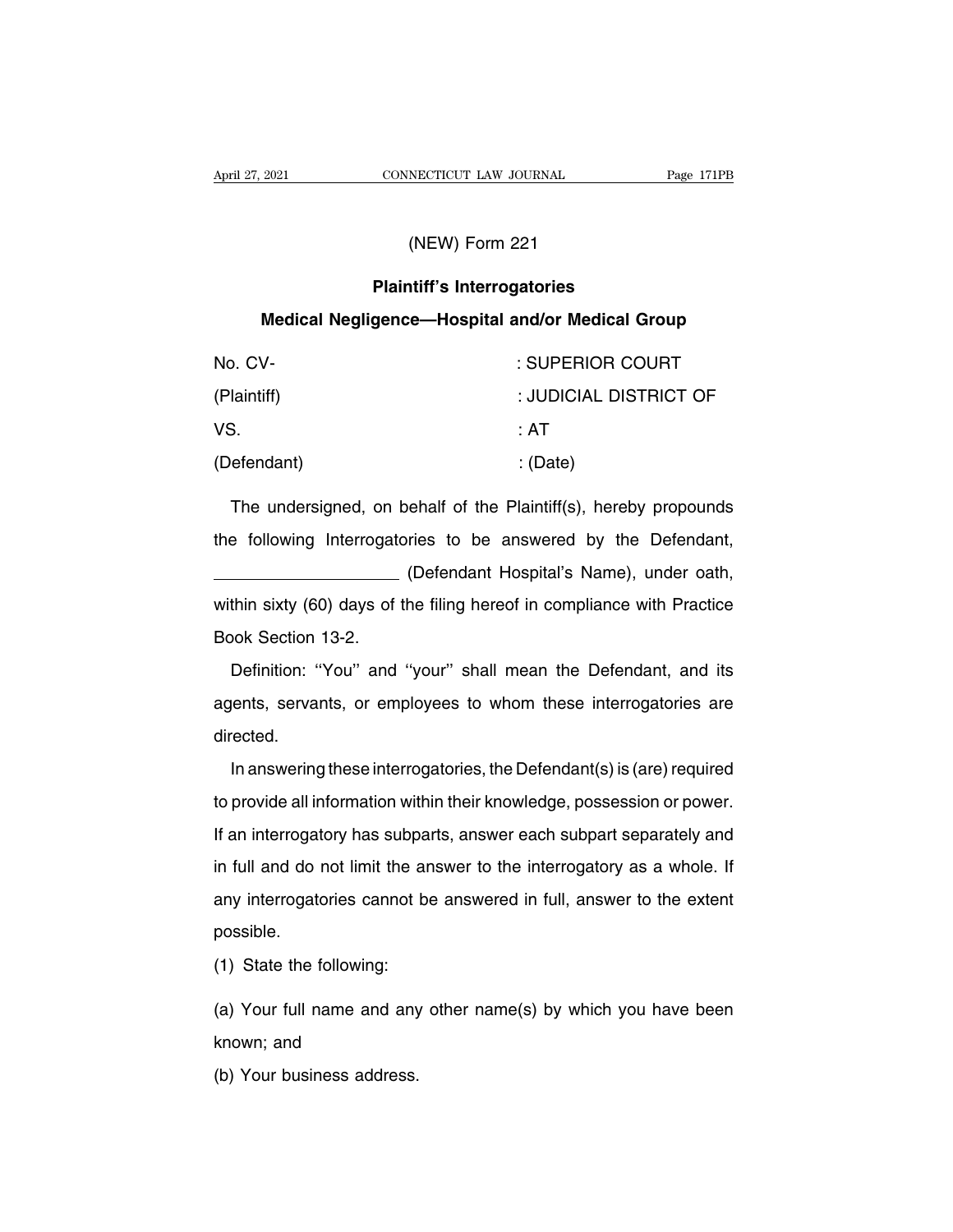(NEW) Form 221

## Plaintiff's Interrogatories

### Medical Negligence—Hospital and/or Medical Group

| | |
|---|---|
| No. CV- | : SUPERIOR COURT |
| (Plaintiff) | : JUDICIAL DISTRICT OF |
| VS. | : AT |
| (Defendant) | : (Date) |

The undersigned, on behalf of the Plaintiff(s), hereby propounds the following Interrogatories to be answered by the Defendant, ____________________ (Defendant Hospital's Name), under oath, within sixty (60) days of the filing hereof in compliance with Practice Book Section 13-2.

Definition: ''You'' and ''your'' shall mean the Defendant, and its agents, servants, or employees to whom these interrogatories are directed.

In answering these interrogatories, the Defendant(s) is (are) required to provide all information within their knowledge, possession or power. If an interrogatory has subparts, answer each subpart separately and in full and do not limit the answer to the interrogatory as a whole. If any interrogatories cannot be answered in full, answer to the extent possible.

(1) State the following:

(a) Your full name and any other name(s) by which you have been known; and

(b) Your business address.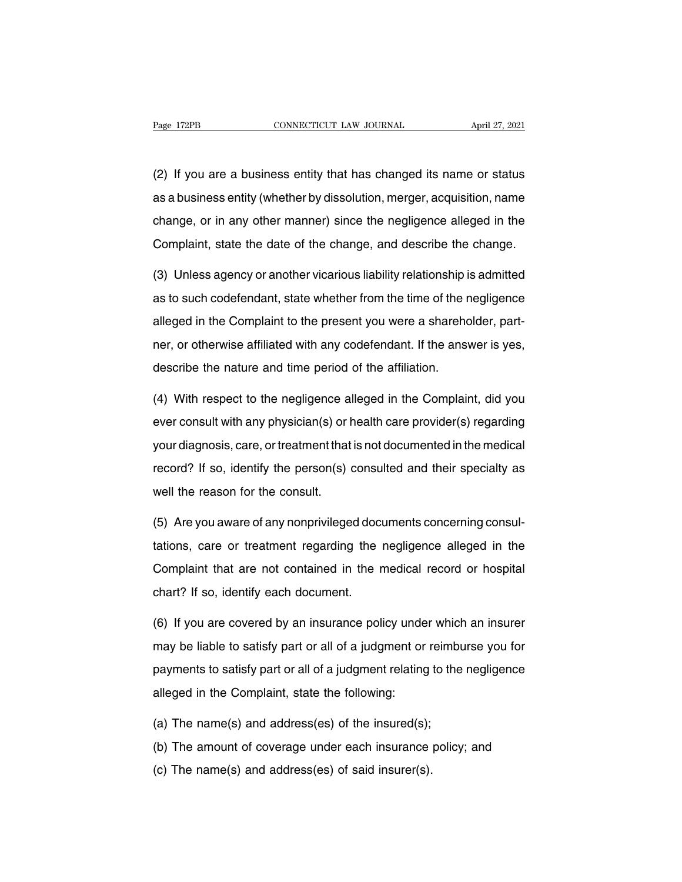(2) If you are a business entity that has changed its name or status as a business entity (whether by dissolution, merger, acquisition, name change, or in any other manner) since the negligence alleged in the Complaint, state the date of the change, and describe the change.

(3) Unless agency or another vicarious liability relationship is admitted as to such codefendant, state whether from the time of the negligence alleged in the Complaint to the present you were a shareholder, partner, or otherwise affiliated with any codefendant. If the answer is yes, describe the nature and time period of the affiliation.

(4) With respect to the negligence alleged in the Complaint, did you ever consult with any physician(s) or health care provider(s) regarding your diagnosis, care, or treatment that is not documented in the medical record? If so, identify the person(s) consulted and their specialty as well the reason for the consult.

(5) Are you aware of any nonprivileged documents concerning consultations, care or treatment regarding the negligence alleged in the Complaint that are not contained in the medical record or hospital chart? If so, identify each document.

(6) If you are covered by an insurance policy under which an insurer may be liable to satisfy part or all of a judgment or reimburse you for payments to satisfy part or all of a judgment relating to the negligence alleged in the Complaint, state the following:

(a) The name(s) and address(es) of the insured(s);

(b) The amount of coverage under each insurance policy; and

(c) The name(s) and address(es) of said insurer(s).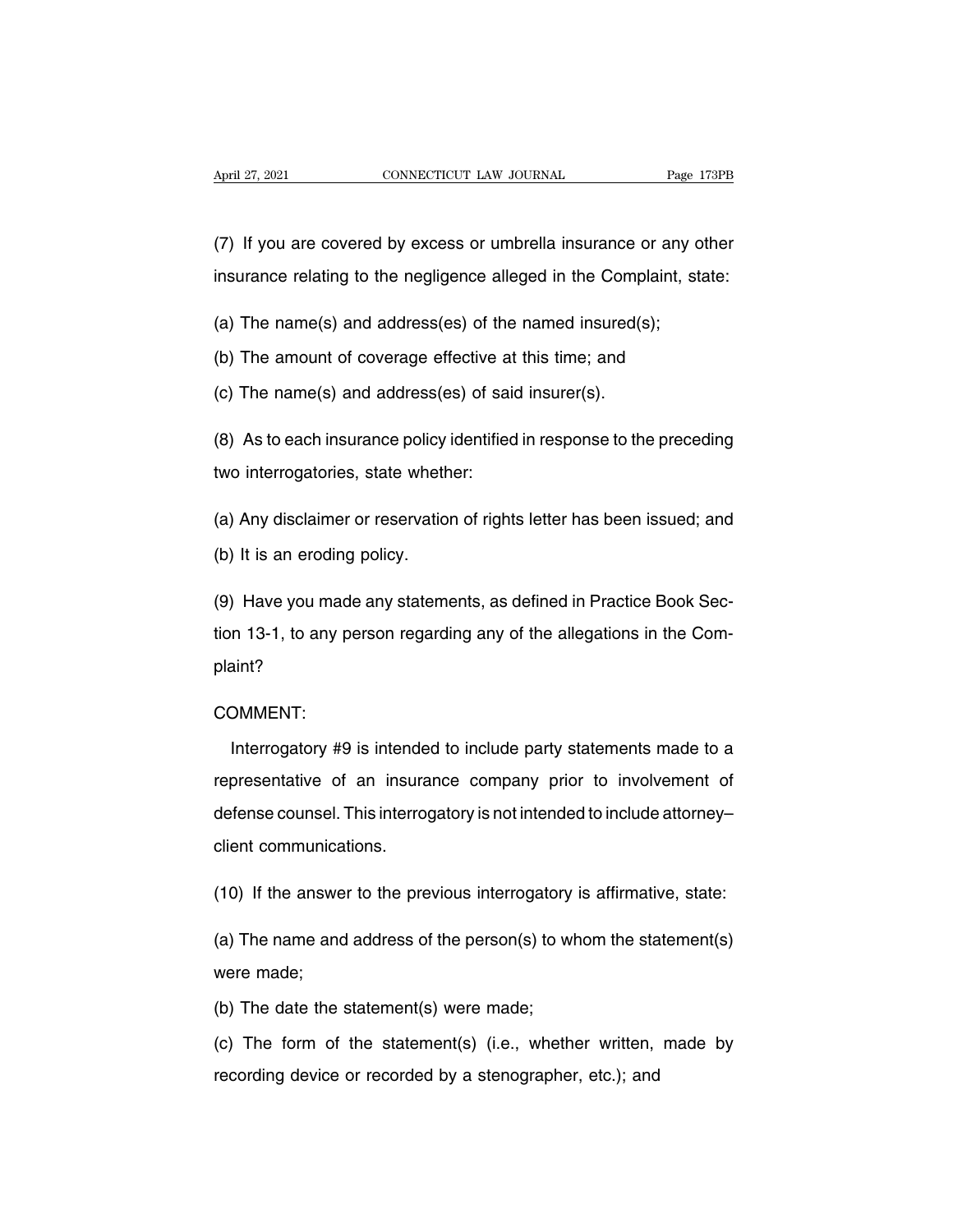(7) If you are covered by excess or umbrella insurance or any other insurance relating to the negligence alleged in the Complaint, state:

(a) The name(s) and address(es) of the named insured(s);

(b) The amount of coverage effective at this time; and

(c) The name(s) and address(es) of said insurer(s).

(8) As to each insurance policy identified in response to the preceding two interrogatories, state whether:

(a) Any disclaimer or reservation of rights letter has been issued; and

(b) It is an eroding policy.

(9) Have you made any statements, as defined in Practice Book Section 13-1, to any person regarding any of the allegations in the Complaint?

COMMENT:

Interrogatory #9 is intended to include party statements made to a representative of an insurance company prior to involvement of defense counsel. This interrogatory is not intended to include attorney–client communications.

(10) If the answer to the previous interrogatory is affirmative, state:

(a) The name and address of the person(s) to whom the statement(s) were made;

(b) The date the statement(s) were made;

(c) The form of the statement(s) (i.e., whether written, made by recording device or recorded by a stenographer, etc.); and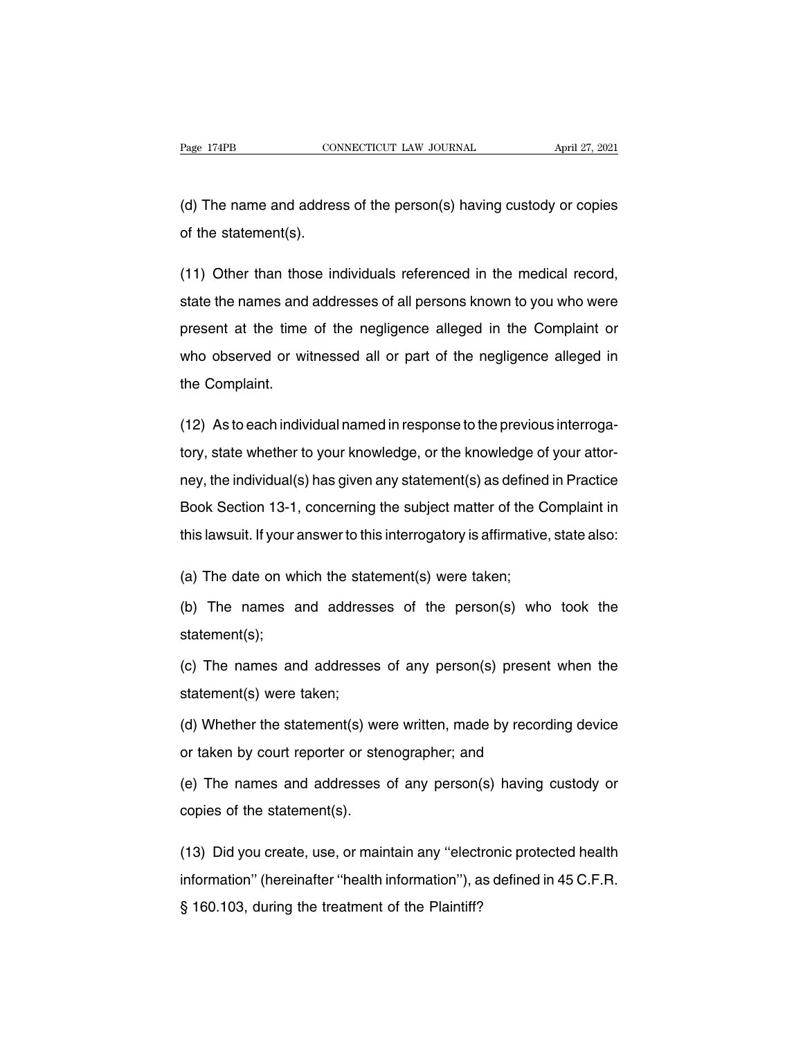(d) The name and address of the person(s) having custody or copies of the statement(s).

(11) Other than those individuals referenced in the medical record, state the names and addresses of all persons known to you who were present at the time of the negligence alleged in the Complaint or who observed or witnessed all or part of the negligence alleged in the Complaint.

(12) As to each individual named in response to the previous interrogatory, state whether to your knowledge, or the knowledge of your attorney, the individual(s) has given any statement(s) as defined in Practice Book Section 13-1, concerning the subject matter of the Complaint in this lawsuit. If your answer to this interrogatory is affirmative, state also:

(a) The date on which the statement(s) were taken;

(b) The names and addresses of the person(s) who took the statement(s);

(c) The names and addresses of any person(s) present when the statement(s) were taken;

(d) Whether the statement(s) were written, made by recording device or taken by court reporter or stenographer; and

(e) The names and addresses of any person(s) having custody or copies of the statement(s).

(13) Did you create, use, or maintain any ''electronic protected health information'' (hereinafter ''health information''), as defined in 45 C.F.R. § 160.103, during the treatment of the Plaintiff?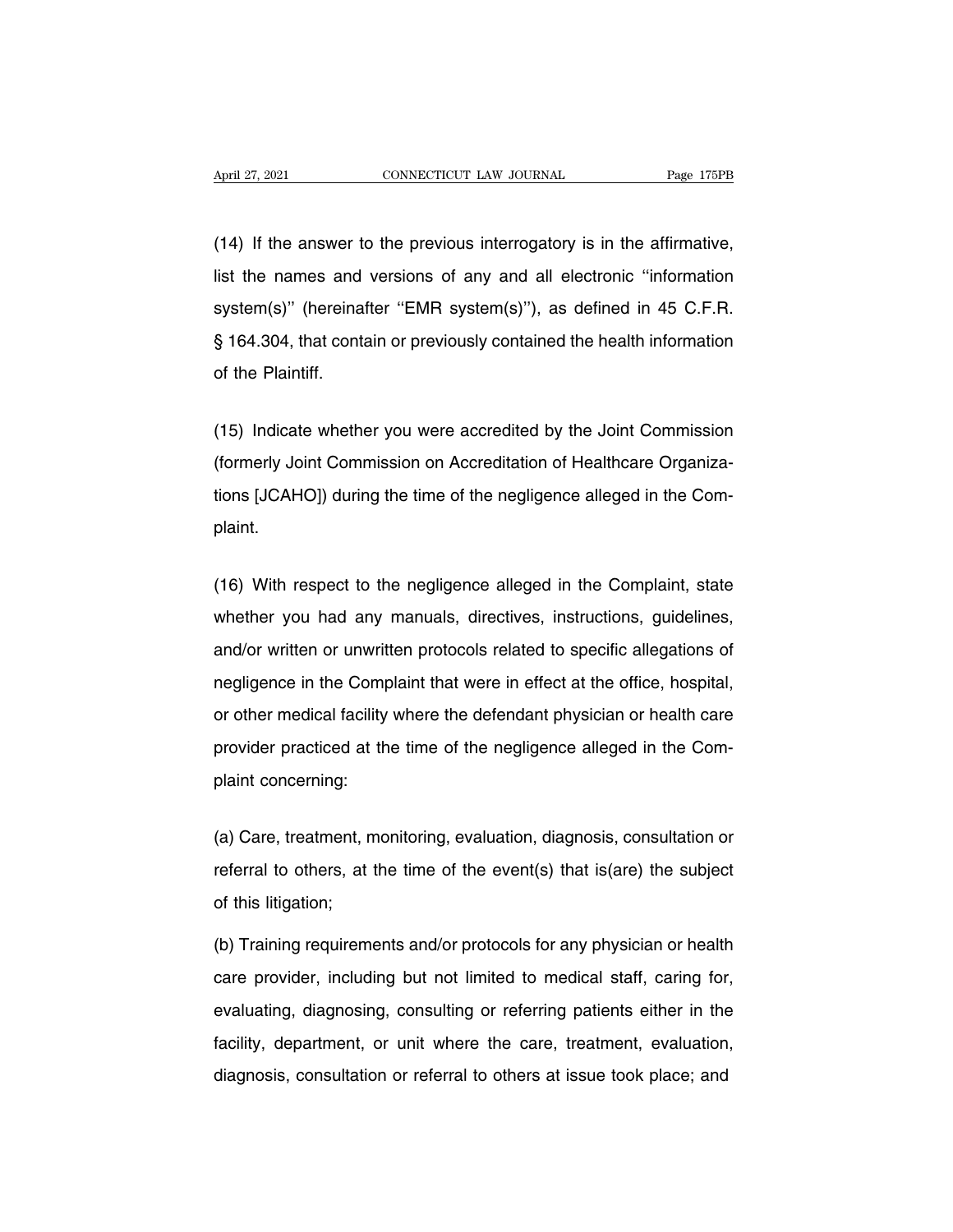(14) If the answer to the previous interrogatory is in the affirmative, list the names and versions of any and all electronic "information system(s)" (hereinafter "EMR system(s)"), as defined in 45 C.F.R. § 164.304, that contain or previously contained the health information of the Plaintiff.

(15) Indicate whether you were accredited by the Joint Commission (formerly Joint Commission on Accreditation of Healthcare Organizations [JCAHO]) during the time of the negligence alleged in the Complaint.

(16) With respect to the negligence alleged in the Complaint, state whether you had any manuals, directives, instructions, guidelines, and/or written or unwritten protocols related to specific allegations of negligence in the Complaint that were in effect at the office, hospital, or other medical facility where the defendant physician or health care provider practiced at the time of the negligence alleged in the Complaint concerning:

(a) Care, treatment, monitoring, evaluation, diagnosis, consultation or referral to others, at the time of the event(s) that is(are) the subject of this litigation;

(b) Training requirements and/or protocols for any physician or health care provider, including but not limited to medical staff, caring for, evaluating, diagnosing, consulting or referring patients either in the facility, department, or unit where the care, treatment, evaluation, diagnosis, consultation or referral to others at issue took place; and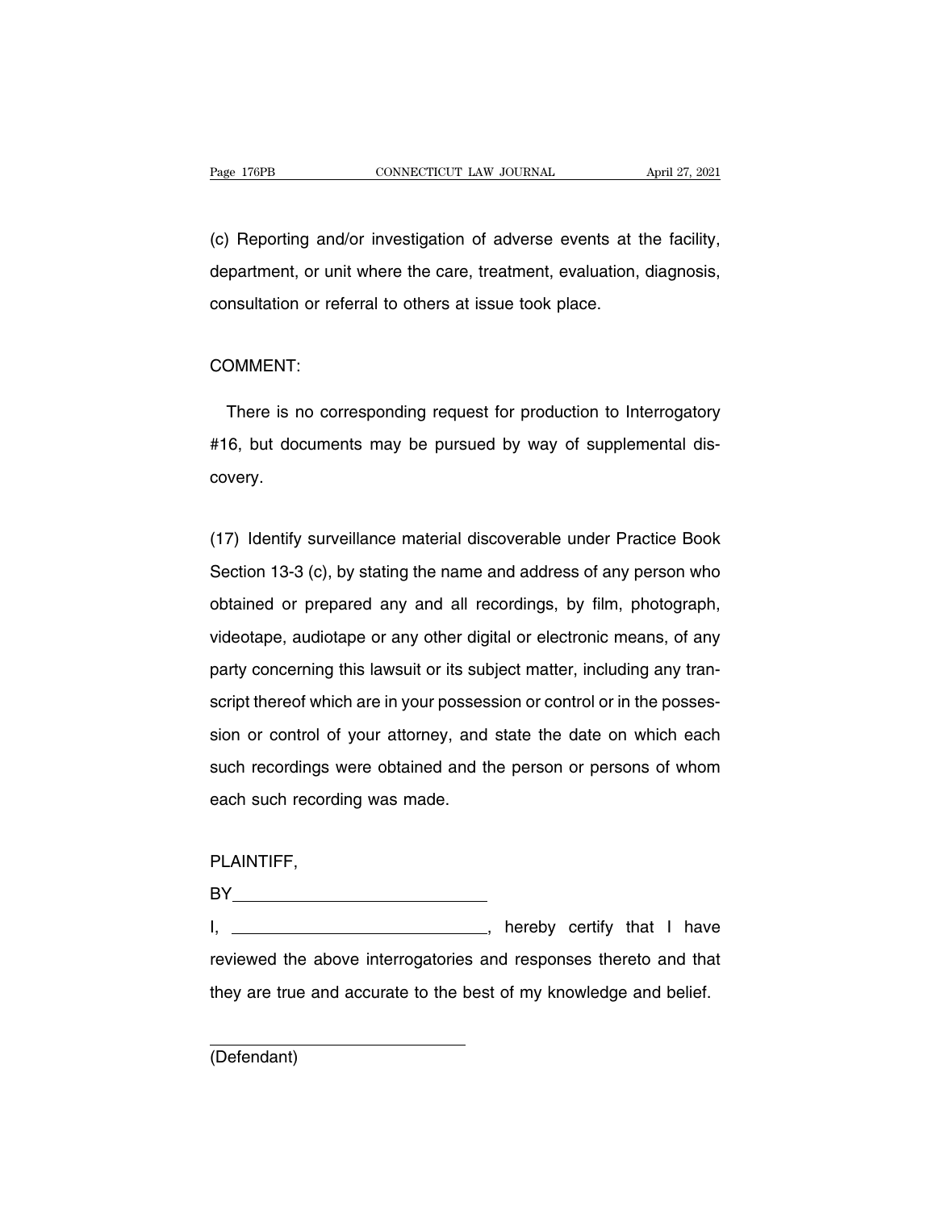(c) Reporting and/or investigation of adverse events at the facility, department, or unit where the care, treatment, evaluation, diagnosis, consultation or referral to others at issue took place.

COMMENT:

There is no corresponding request for production to Interrogatory #16, but documents may be pursued by way of supplemental discovery.

(17) Identify surveillance material discoverable under Practice Book Section 13-3 (c), by stating the name and address of any person who obtained or prepared any and all recordings, by film, photograph, videotape, audiotape or any other digital or electronic means, of any party concerning this lawsuit or its subject matter, including any transcript thereof which are in your possession or control or in the possession or control of your attorney, and state the date on which each such recordings were obtained and the person or persons of whom each such recording was made.

PLAINTIFF,

BY\_\_\_\_\_\_\_\_\_\_\_\_\_\_\_\_\_\_\_\_\_\_\_\_\_\_\_\_

I, \_\_\_\_\_\_\_\_\_\_\_\_\_\_\_\_\_\_\_\_\_\_\_\_\_\_\_\_, hereby certify that I have reviewed the above interrogatories and responses thereto and that they are true and accurate to the best of my knowledge and belief.

\_\_\_\_\_\_\_\_\_\_\_\_\_\_\_\_\_\_\_\_\_\_\_\_\_\_\_\_

(Defendant)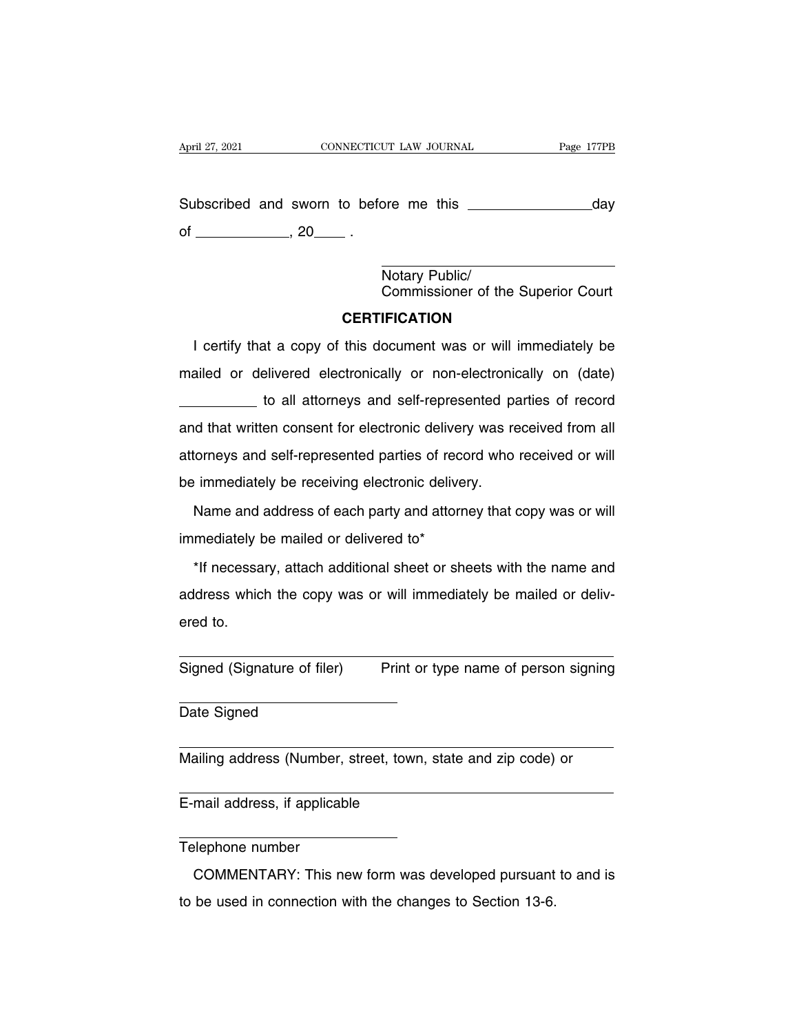Subscribed and sworn to before me this ______________ day of ____________, 20____ .

______________________________
Notary Public/
Commissioner of the Superior Court

**CERTIFICATION**

I certify that a copy of this document was or will immediately be mailed or delivered electronically or non-electronically on (date) __________ to all attorneys and self-represented parties of record and that written consent for electronic delivery was received from all attorneys and self-represented parties of record who received or will be immediately be receiving electronic delivery.

Name and address of each party and attorney that copy was or will immediately be mailed or delivered to*

*If necessary, attach additional sheet or sheets with the name and address which the copy was or will immediately be mailed or delivered to.

______________________________ ______________________________
Signed (Signature of filer) Print or type name of person signing

______________________________
Date Signed

______________________________
Mailing address (Number, street, town, state and zip code) or

______________________________
E-mail address, if applicable

______________________________
Telephone number

COMMENTARY: This new form was developed pursuant to and is to be used in connection with the changes to Section 13-6.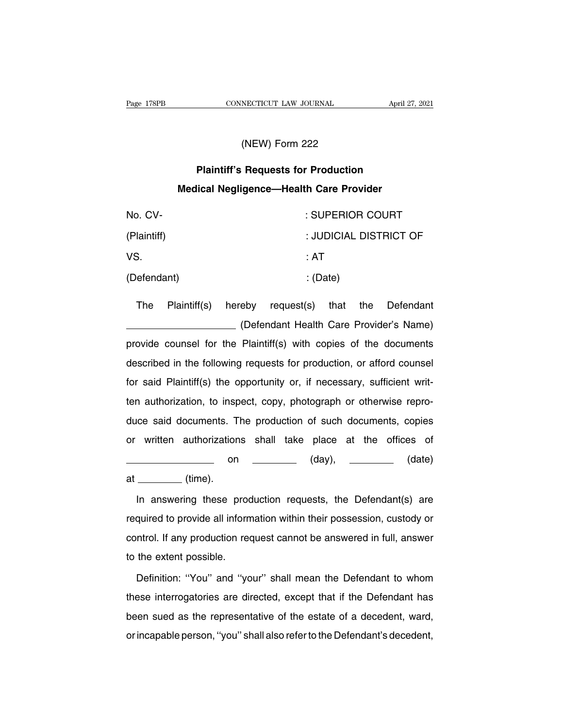(NEW) Form 222

**Plaintiff's Requests for Production**

**Medical Negligence—Health Care Provider**

| | |
|---|---|
| No. CV- | : SUPERIOR COURT |
| (Plaintiff) | : JUDICIAL DISTRICT OF |
| VS. | : AT |
| (Defendant) | : (Date) |

The Plaintiff(s) hereby request(s) that the Defendant ____________________ (Defendant Health Care Provider's Name) provide counsel for the Plaintiff(s) with copies of the documents described in the following requests for production, or afford counsel for said Plaintiff(s) the opportunity or, if necessary, sufficient written authorization, to inspect, copy, photograph or otherwise reproduce said documents. The production of such documents, copies or written authorizations shall take place at the offices of ________________ on ________ (day), ________ (date) at ________ (time).

In answering these production requests, the Defendant(s) are required to provide all information within their possession, custody or control. If any production request cannot be answered in full, answer to the extent possible.

Definition: ''You'' and ''your'' shall mean the Defendant to whom these interrogatories are directed, except that if the Defendant has been sued as the representative of the estate of a decedent, ward, or incapable person, ''you'' shall also refer to the Defendant's decedent,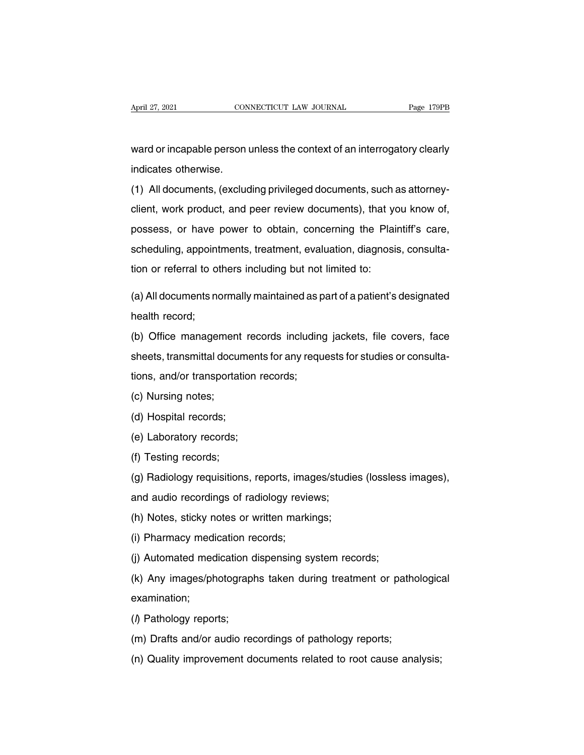ward or incapable person unless the context of an interrogatory clearly indicates otherwise.

(1) All documents, (excluding privileged documents, such as attorney-client, work product, and peer review documents), that you know of, possess, or have power to obtain, concerning the Plaintiff's care, scheduling, appointments, treatment, evaluation, diagnosis, consultation or referral to others including but not limited to:

(a) All documents normally maintained as part of a patient's designated health record;

(b) Office management records including jackets, file covers, face sheets, transmittal documents for any requests for studies or consultations, and/or transportation records;

(c) Nursing notes;

(d) Hospital records;

(e) Laboratory records;

(f) Testing records;

(g) Radiology requisitions, reports, images/studies (lossless images), and audio recordings of radiology reviews;

(h) Notes, sticky notes or written markings;

(i) Pharmacy medication records;

(j) Automated medication dispensing system records;

(k) Any images/photographs taken during treatment or pathological examination;

(*l*) Pathology reports;

(m) Drafts and/or audio recordings of pathology reports;

(n) Quality improvement documents related to root cause analysis;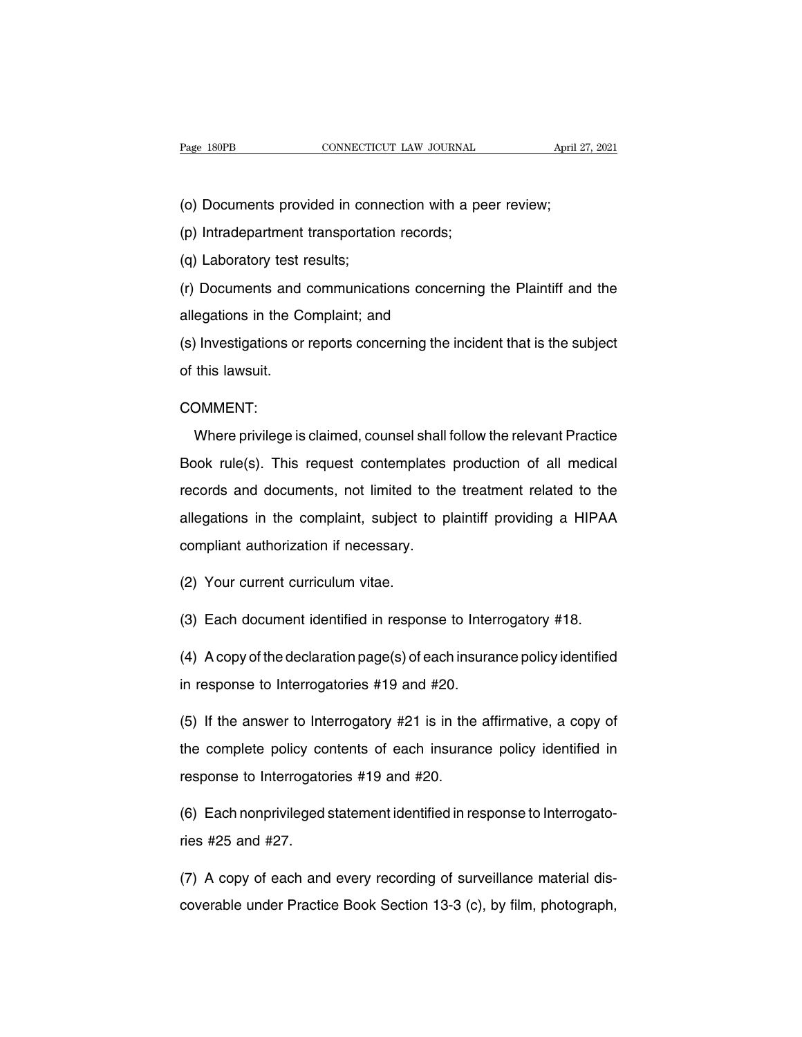(o) Documents provided in connection with a peer review;

(p) Intradepartment transportation records;

(q) Laboratory test results;

(r) Documents and communications concerning the Plaintiff and the allegations in the Complaint; and

(s) Investigations or reports concerning the incident that is the subject of this lawsuit.

COMMENT:

Where privilege is claimed, counsel shall follow the relevant Practice Book rule(s). This request contemplates production of all medical records and documents, not limited to the treatment related to the allegations in the complaint, subject to plaintiff providing a HIPAA compliant authorization if necessary.

(2) Your current curriculum vitae.

(3) Each document identified in response to Interrogatory #18.

(4) A copy of the declaration page(s) of each insurance policy identified in response to Interrogatories #19 and #20.

(5) If the answer to Interrogatory #21 is in the affirmative, a copy of the complete policy contents of each insurance policy identified in response to Interrogatories #19 and #20.

(6) Each nonprivileged statement identified in response to Interrogatories #25 and #27.

(7) A copy of each and every recording of surveillance material discoverable under Practice Book Section 13-3 (c), by film, photograph,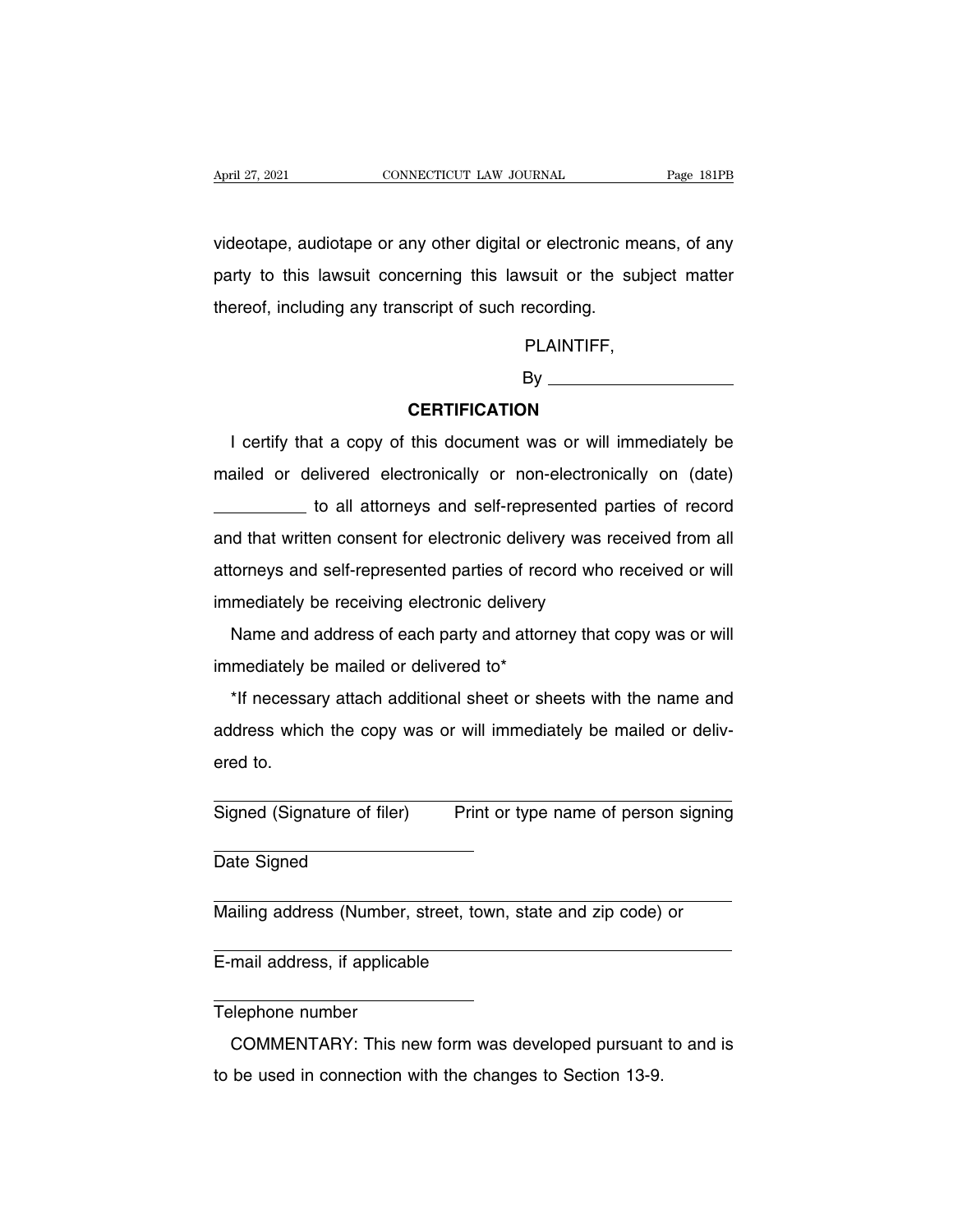videotape, audiotape or any other digital or electronic means, of any party to this lawsuit concerning this lawsuit or the subject matter thereof, including any transcript of such recording.

PLAINTIFF,

By ____________________

**CERTIFICATION**

I certify that a copy of this document was or will immediately be mailed or delivered electronically or non-electronically on (date) __________ to all attorneys and self-represented parties of record and that written consent for electronic delivery was received from all attorneys and self-represented parties of record who received or will immediately be receiving electronic delivery

Name and address of each party and attorney that copy was or will immediately be mailed or delivered to*

*If necessary attach additional sheet or sheets with the name and address which the copy was or will immediately be mailed or delivered to.

____________________ ____________________
Signed (Signature of filer) Print or type name of person signing

____________________
Date Signed

____________________
Mailing address (Number, street, town, state and zip code) or

____________________
E-mail address, if applicable

____________________
Telephone number

COMMENTARY: This new form was developed pursuant to and is to be used in connection with the changes to Section 13-9.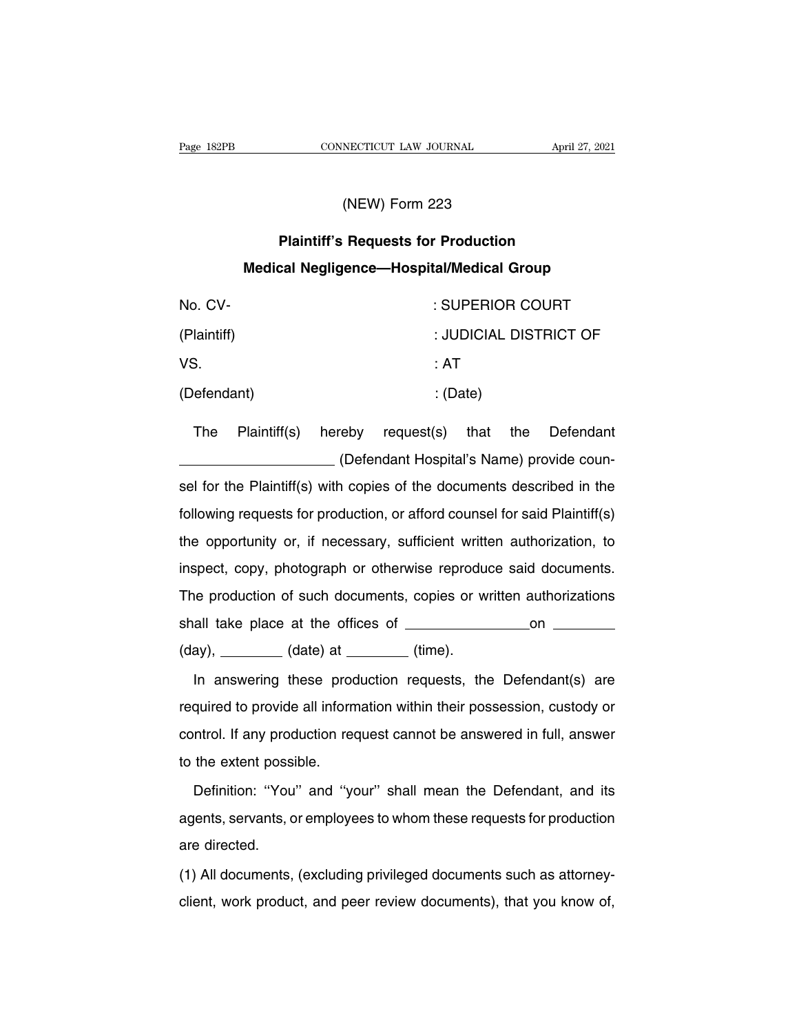(NEW) Form 223

**Plaintiff's Requests for Production**

**Medical Negligence—Hospital/Medical Group**

| | |
|---|---|
| No. CV- | : SUPERIOR COURT |
| (Plaintiff) | : JUDICIAL DISTRICT OF |
| VS. | : AT |
| (Defendant) | : (Date) |

The Plaintiff(s) hereby request(s) that the Defendant \_\_\_\_\_\_\_\_\_\_\_\_\_\_\_\_\_\_\_\_ (Defendant Hospital's Name) provide counsel for the Plaintiff(s) with copies of the documents described in the following requests for production, or afford counsel for said Plaintiff(s) the opportunity or, if necessary, sufficient written authorization, to inspect, copy, photograph or otherwise reproduce said documents. The production of such documents, copies or written authorizations shall take place at the offices of \_\_\_\_\_\_\_\_\_\_\_\_\_\_\_\_ on \_\_\_\_\_\_\_\_ (day), \_\_\_\_\_\_\_\_ (date) at \_\_\_\_\_\_\_\_ (time).

In answering these production requests, the Defendant(s) are required to provide all information within their possession, custody or control. If any production request cannot be answered in full, answer to the extent possible.

Definition: ''You'' and ''your'' shall mean the Defendant, and its agents, servants, or employees to whom these requests for production are directed.

(1) All documents, (excluding privileged documents such as attorney-client, work product, and peer review documents), that you know of,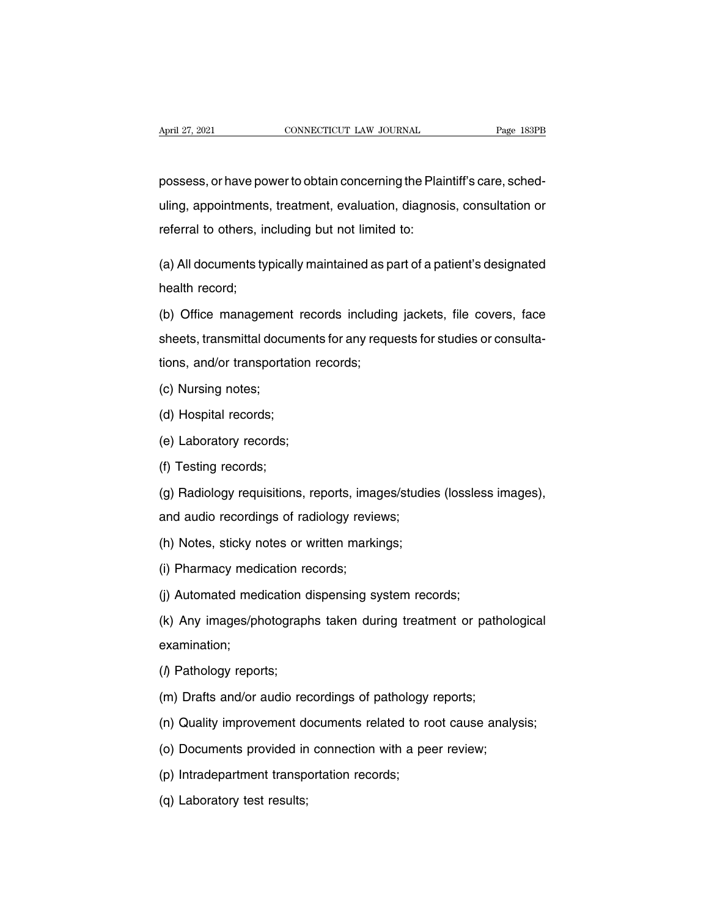possess, or have power to obtain concerning the Plaintiff's care, scheduling, appointments, treatment, evaluation, diagnosis, consultation or referral to others, including but not limited to:

(a) All documents typically maintained as part of a patient's designated health record;

(b) Office management records including jackets, file covers, face sheets, transmittal documents for any requests for studies or consultations, and/or transportation records;

(c) Nursing notes;

(d) Hospital records;

(e) Laboratory records;

(f) Testing records;

(g) Radiology requisitions, reports, images/studies (lossless images), and audio recordings of radiology reviews;

(h) Notes, sticky notes or written markings;

(i) Pharmacy medication records;

(j) Automated medication dispensing system records;

(k) Any images/photographs taken during treatment or pathological examination;

(*l*) Pathology reports;

(m) Drafts and/or audio recordings of pathology reports;

(n) Quality improvement documents related to root cause analysis;

(o) Documents provided in connection with a peer review;

(p) Intradepartment transportation records;

(q) Laboratory test results;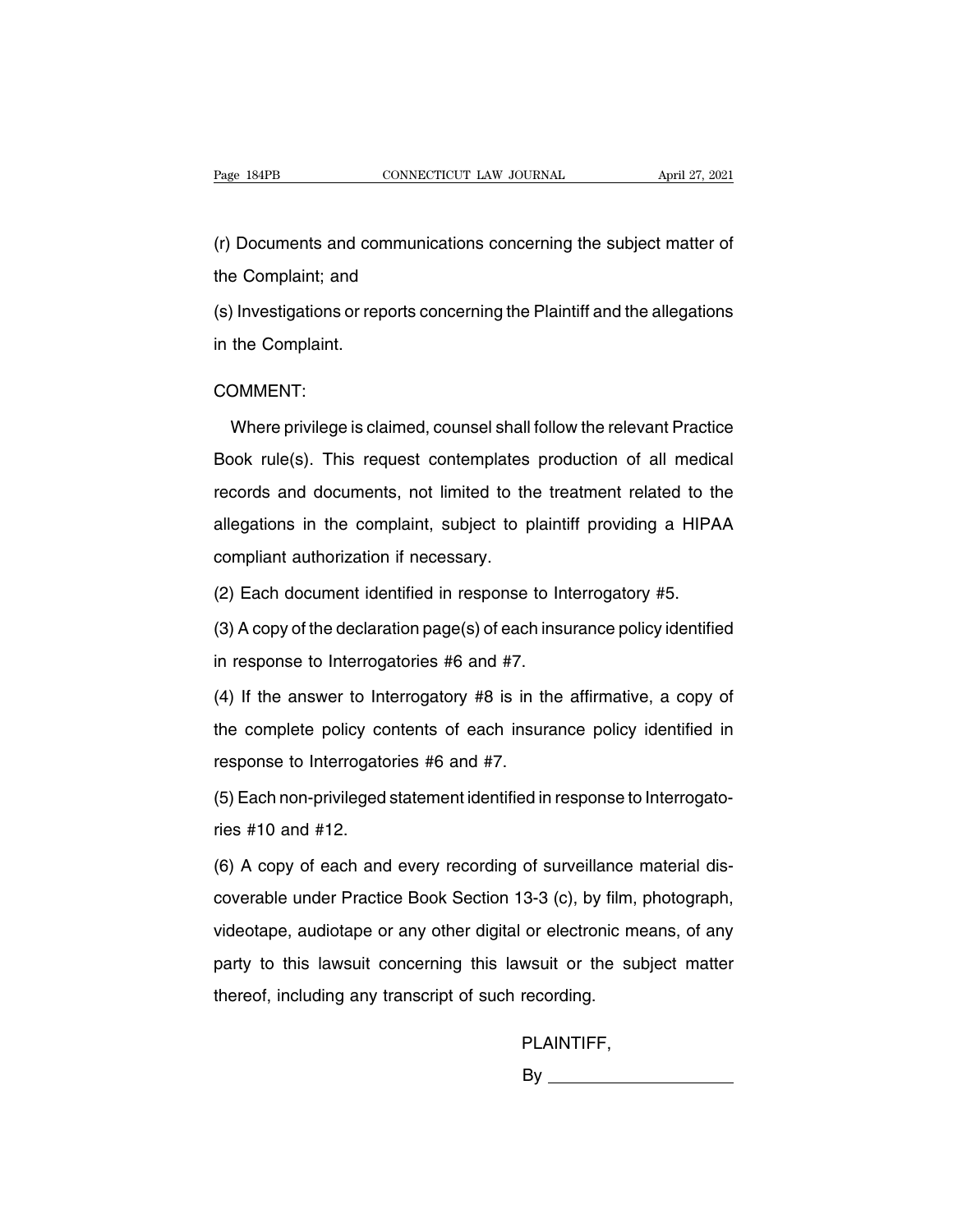(r) Documents and communications concerning the subject matter of the Complaint; and

(s) Investigations or reports concerning the Plaintiff and the allegations in the Complaint.

COMMENT:

Where privilege is claimed, counsel shall follow the relevant Practice Book rule(s). This request contemplates production of all medical records and documents, not limited to the treatment related to the allegations in the complaint, subject to plaintiff providing a HIPAA compliant authorization if necessary.

(2) Each document identified in response to Interrogatory #5.

(3) A copy of the declaration page(s) of each insurance policy identified in response to Interrogatories #6 and #7.

(4) If the answer to Interrogatory #8 is in the affirmative, a copy of the complete policy contents of each insurance policy identified in response to Interrogatories #6 and #7.

(5) Each non-privileged statement identified in response to Interrogatories #10 and #12.

(6) A copy of each and every recording of surveillance material discoverable under Practice Book Section 13-3 (c), by film, photograph, videotape, audiotape or any other digital or electronic means, of any party to this lawsuit concerning this lawsuit or the subject matter thereof, including any transcript of such recording.

PLAINTIFF,

By ____________________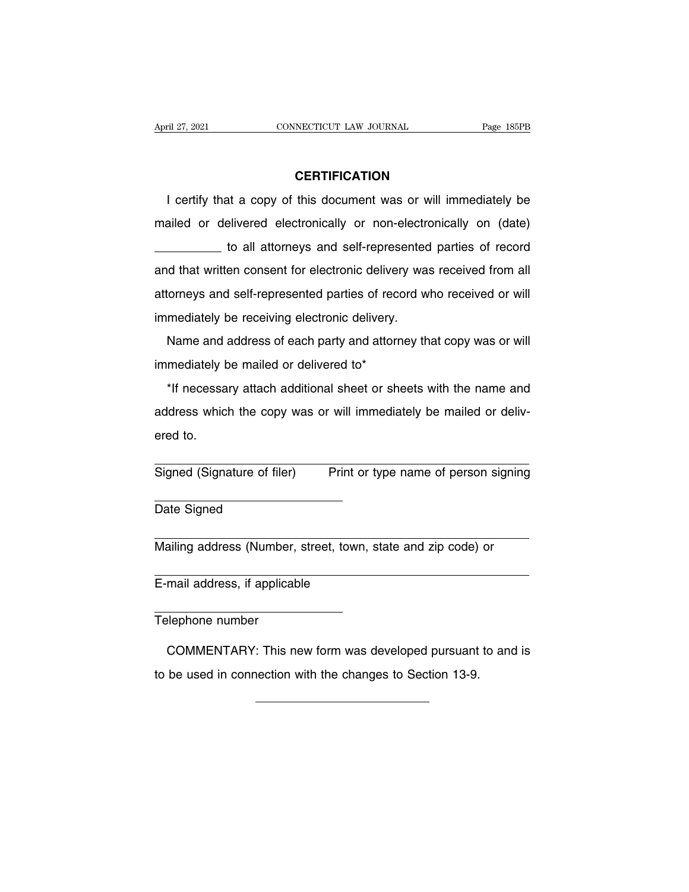## CERTIFICATION

I certify that a copy of this document was or will immediately be mailed or delivered electronically or non-electronically on (date) __________ to all attorneys and self-represented parties of record and that written consent for electronic delivery was received from all attorneys and self-represented parties of record who received or will immediately be receiving electronic delivery.

Name and address of each party and attorney that copy was or will immediately be mailed or delivered to*

*If necessary attach additional sheet or sheets with the name and address which the copy was or will immediately be mailed or delivered to.

______________________________ ______________________________
Signed (Signature of filer) Print or type name of person signing

______________________________
Date Signed

______________________________
Mailing address (Number, street, town, state and zip code) or

______________________________
E-mail address, if applicable

______________________________
Telephone number

COMMENTARY: This new form was developed pursuant to and is to be used in connection with the changes to Section 13-9.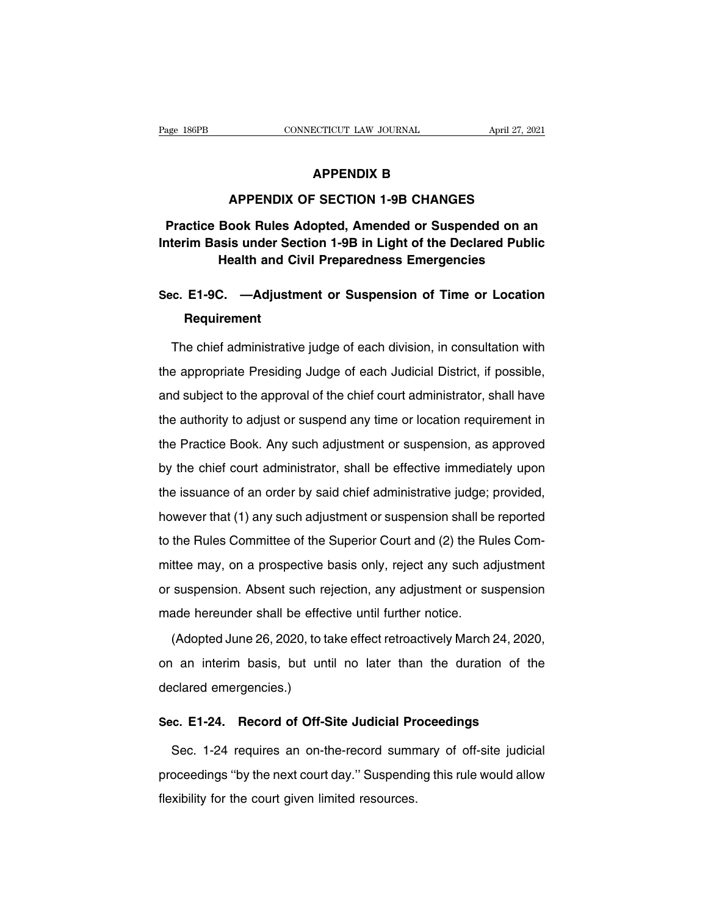# APPENDIX B

## APPENDIX OF SECTION 1-9B CHANGES

## Practice Book Rules Adopted, Amended or Suspended on an Interim Basis under Section 1-9B in Light of the Declared Public Health and Civil Preparedness Emergencies

### Sec. E1-9C. —Adjustment or Suspension of Time or Location Requirement

The chief administrative judge of each division, in consultation with the appropriate Presiding Judge of each Judicial District, if possible, and subject to the approval of the chief court administrator, shall have the authority to adjust or suspend any time or location requirement in the Practice Book. Any such adjustment or suspension, as approved by the chief court administrator, shall be effective immediately upon the issuance of an order by said chief administrative judge; provided, however that (1) any such adjustment or suspension shall be reported to the Rules Committee of the Superior Court and (2) the Rules Committee may, on a prospective basis only, reject any such adjustment or suspension. Absent such rejection, any adjustment or suspension made hereunder shall be effective until further notice.

(Adopted June 26, 2020, to take effect retroactively March 24, 2020, on an interim basis, but until no later than the duration of the declared emergencies.)

### Sec. E1-24. Record of Off-Site Judicial Proceedings

Sec. 1-24 requires an on-the-record summary of off-site judicial proceedings ''by the next court day.'' Suspending this rule would allow flexibility for the court given limited resources.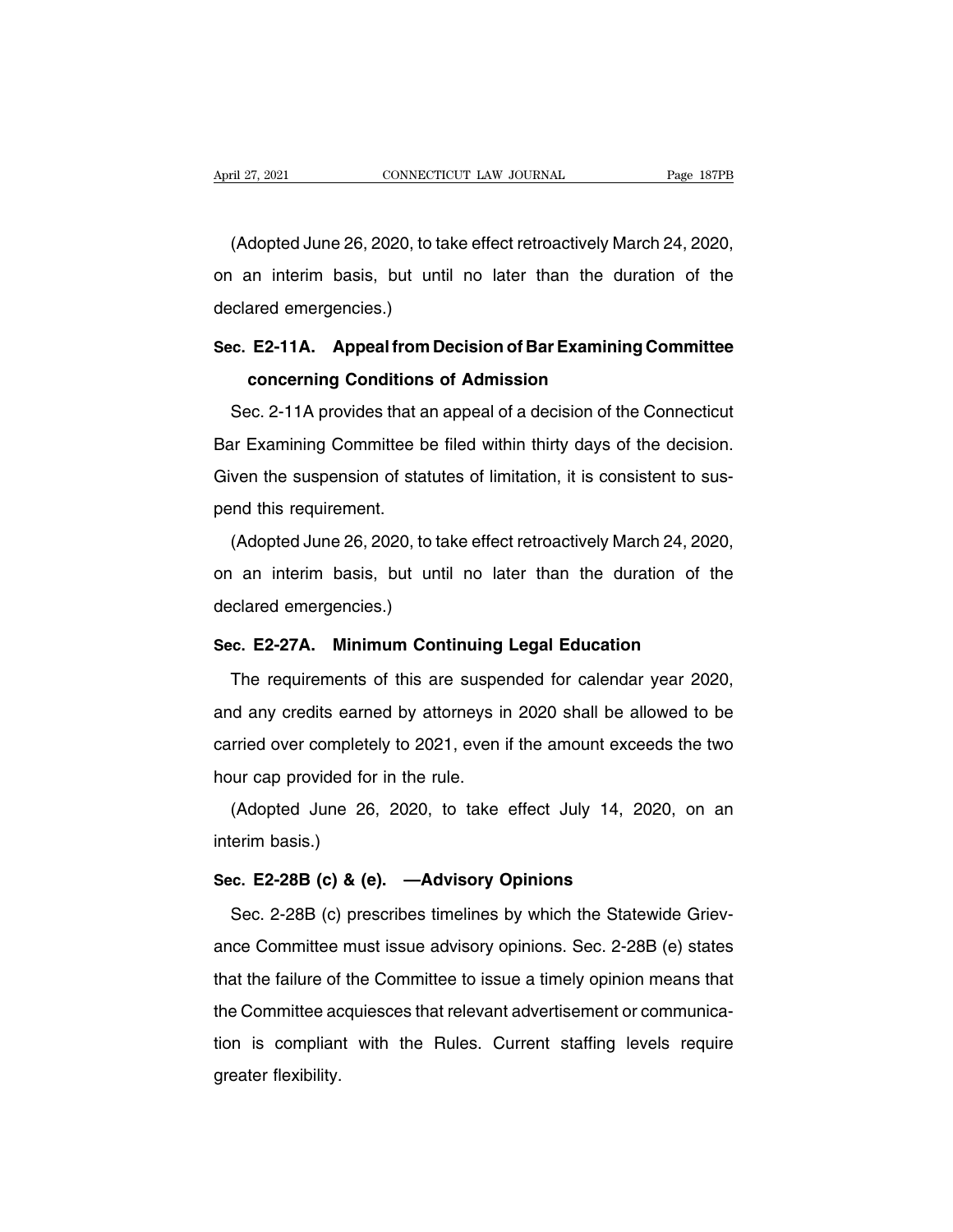(Adopted June 26, 2020, to take effect retroactively March 24, 2020, on an interim basis, but until no later than the duration of the declared emergencies.)

**Sec. E2-11A. Appeal from Decision of Bar Examining Committee concerning Conditions of Admission**

Sec. 2-11A provides that an appeal of a decision of the Connecticut Bar Examining Committee be filed within thirty days of the decision. Given the suspension of statutes of limitation, it is consistent to suspend this requirement.

(Adopted June 26, 2020, to take effect retroactively March 24, 2020, on an interim basis, but until no later than the duration of the declared emergencies.)

**Sec. E2-27A. Minimum Continuing Legal Education**

The requirements of this are suspended for calendar year 2020, and any credits earned by attorneys in 2020 shall be allowed to be carried over completely to 2021, even if the amount exceeds the two hour cap provided for in the rule.

(Adopted June 26, 2020, to take effect July 14, 2020, on an interim basis.)

**Sec. E2-28B (c) & (e). —Advisory Opinions**

Sec. 2-28B (c) prescribes timelines by which the Statewide Grievance Committee must issue advisory opinions. Sec. 2-28B (e) states that the failure of the Committee to issue a timely opinion means that the Committee acquiesces that relevant advertisement or communication is compliant with the Rules. Current staffing levels require greater flexibility.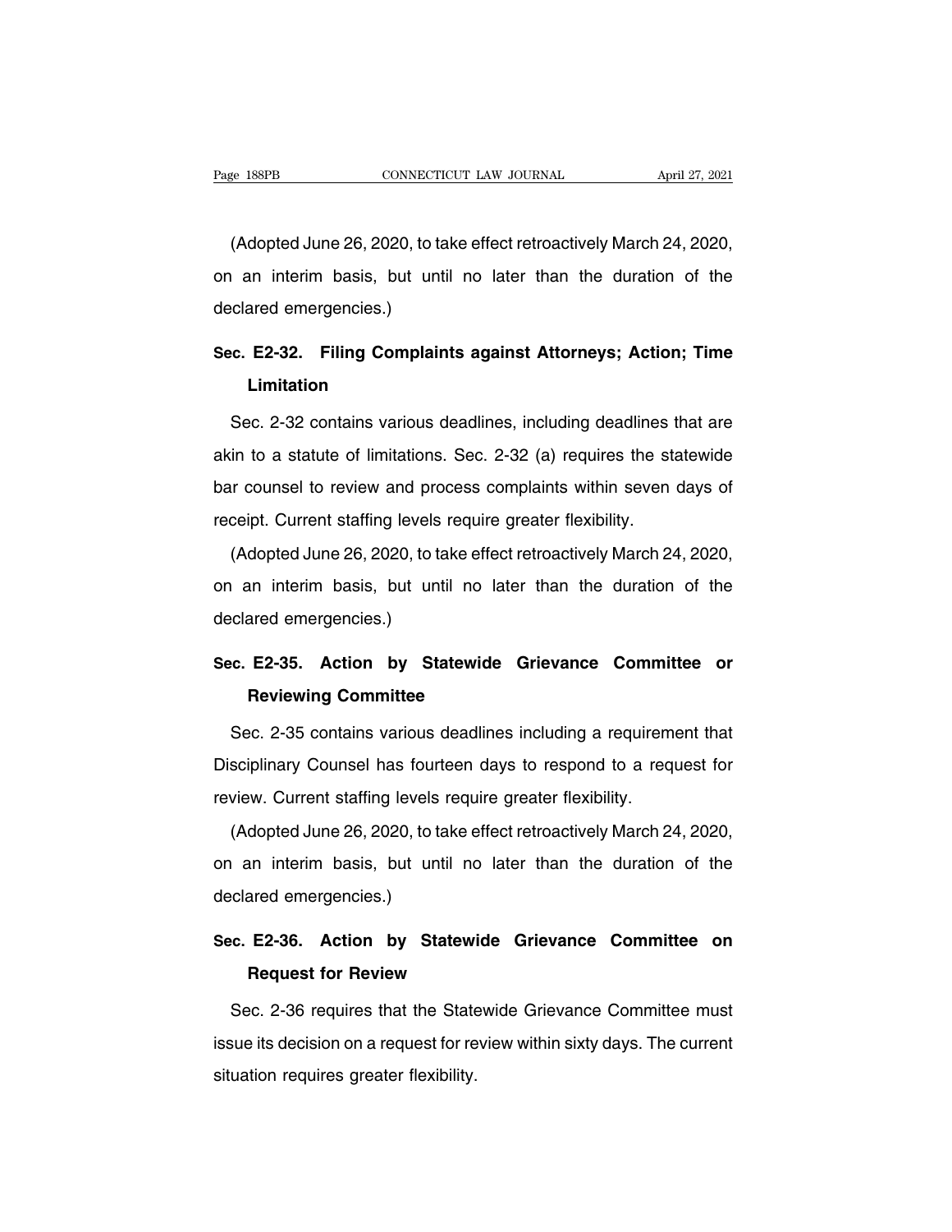(Adopted June 26, 2020, to take effect retroactively March 24, 2020, on an interim basis, but until no later than the duration of the declared emergencies.)

**Sec. E2-32. Filing Complaints against Attorneys; Action; Time Limitation**

Sec. 2-32 contains various deadlines, including deadlines that are akin to a statute of limitations. Sec. 2-32 (a) requires the statewide bar counsel to review and process complaints within seven days of receipt. Current staffing levels require greater flexibility.

(Adopted June 26, 2020, to take effect retroactively March 24, 2020, on an interim basis, but until no later than the duration of the declared emergencies.)

**Sec. E2-35. Action by Statewide Grievance Committee or Reviewing Committee**

Sec. 2-35 contains various deadlines including a requirement that Disciplinary Counsel has fourteen days to respond to a request for review. Current staffing levels require greater flexibility.

(Adopted June 26, 2020, to take effect retroactively March 24, 2020, on an interim basis, but until no later than the duration of the declared emergencies.)

**Sec. E2-36. Action by Statewide Grievance Committee on Request for Review**

Sec. 2-36 requires that the Statewide Grievance Committee must issue its decision on a request for review within sixty days. The current situation requires greater flexibility.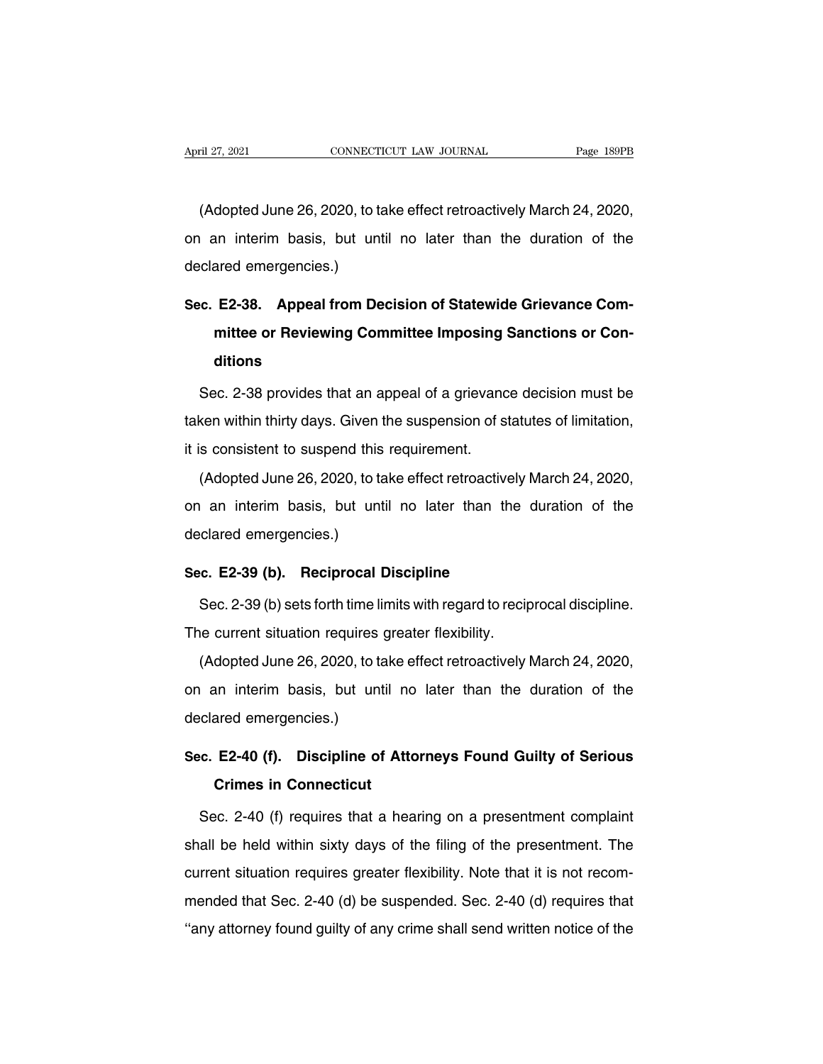(Adopted June 26, 2020, to take effect retroactively March 24, 2020, on an interim basis, but until no later than the duration of the declared emergencies.)

### Sec. E2-38. Appeal from Decision of Statewide Grievance Committee or Reviewing Committee Imposing Sanctions or Conditions

Sec. 2-38 provides that an appeal of a grievance decision must be taken within thirty days. Given the suspension of statutes of limitation, it is consistent to suspend this requirement.

(Adopted June 26, 2020, to take effect retroactively March 24, 2020, on an interim basis, but until no later than the duration of the declared emergencies.)

### Sec. E2-39 (b). Reciprocal Discipline

Sec. 2-39 (b) sets forth time limits with regard to reciprocal discipline. The current situation requires greater flexibility.

(Adopted June 26, 2020, to take effect retroactively March 24, 2020, on an interim basis, but until no later than the duration of the declared emergencies.)

### Sec. E2-40 (f). Discipline of Attorneys Found Guilty of Serious Crimes in Connecticut

Sec. 2-40 (f) requires that a hearing on a presentment complaint shall be held within sixty days of the filing of the presentment. The current situation requires greater flexibility. Note that it is not recommended that Sec. 2-40 (d) be suspended. Sec. 2-40 (d) requires that ''any attorney found guilty of any crime shall send written notice of the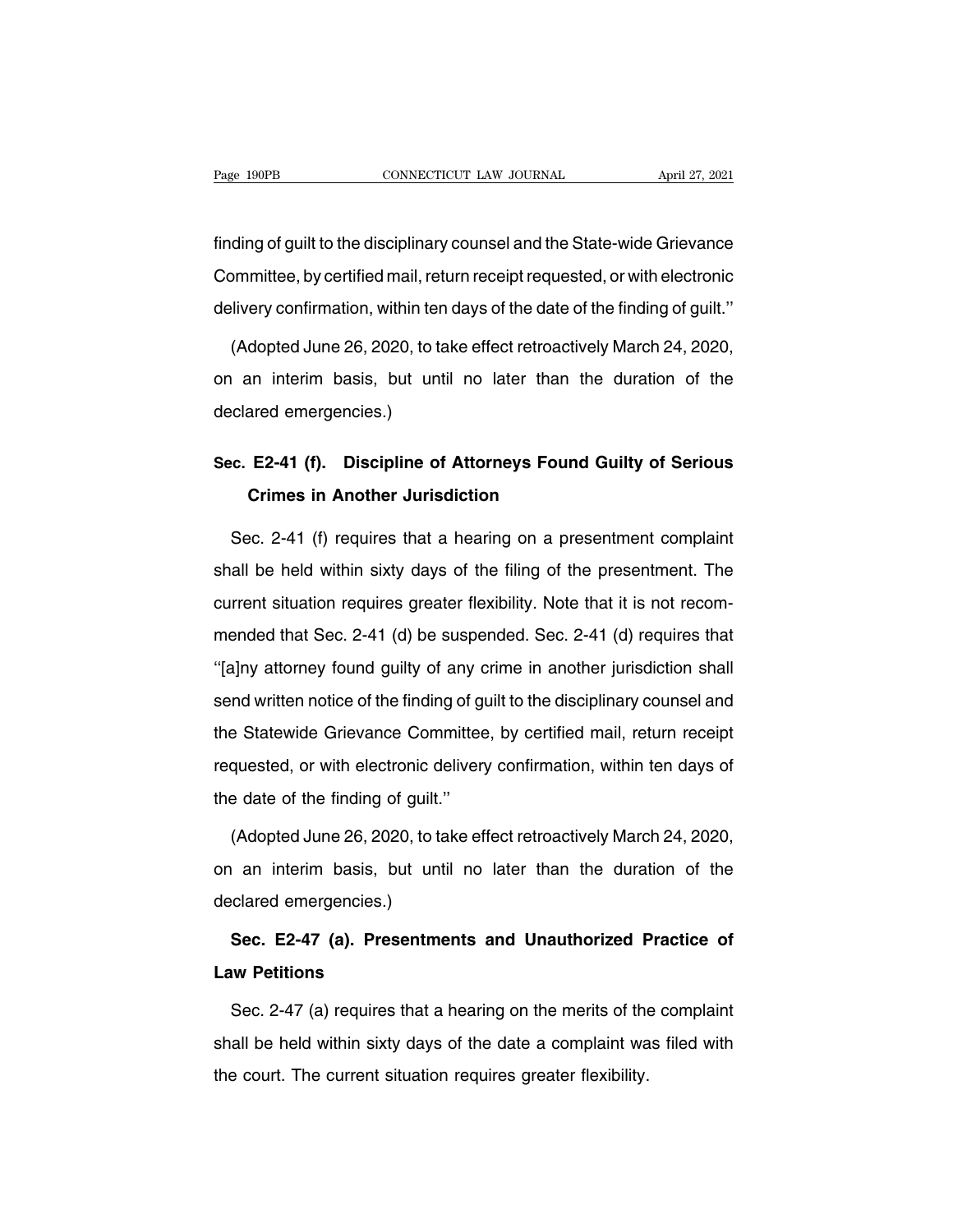finding of guilt to the disciplinary counsel and the State-wide Grievance Committee, by certified mail, return receipt requested, or with electronic delivery confirmation, within ten days of the date of the finding of guilt.''

(Adopted June 26, 2020, to take effect retroactively March 24, 2020, on an interim basis, but until no later than the duration of the declared emergencies.)

**Sec. E2-41 (f). Discipline of Attorneys Found Guilty of Serious Crimes in Another Jurisdiction**

Sec. 2-41 (f) requires that a hearing on a presentment complaint shall be held within sixty days of the filing of the presentment. The current situation requires greater flexibility. Note that it is not recommended that Sec. 2-41 (d) be suspended. Sec. 2-41 (d) requires that ''[a]ny attorney found guilty of any crime in another jurisdiction shall send written notice of the finding of guilt to the disciplinary counsel and the Statewide Grievance Committee, by certified mail, return receipt requested, or with electronic delivery confirmation, within ten days of the date of the finding of guilt.''

(Adopted June 26, 2020, to take effect retroactively March 24, 2020, on an interim basis, but until no later than the duration of the declared emergencies.)

**Sec. E2-47 (a). Presentments and Unauthorized Practice of Law Petitions**

Sec. 2-47 (a) requires that a hearing on the merits of the complaint shall be held within sixty days of the date a complaint was filed with the court. The current situation requires greater flexibility.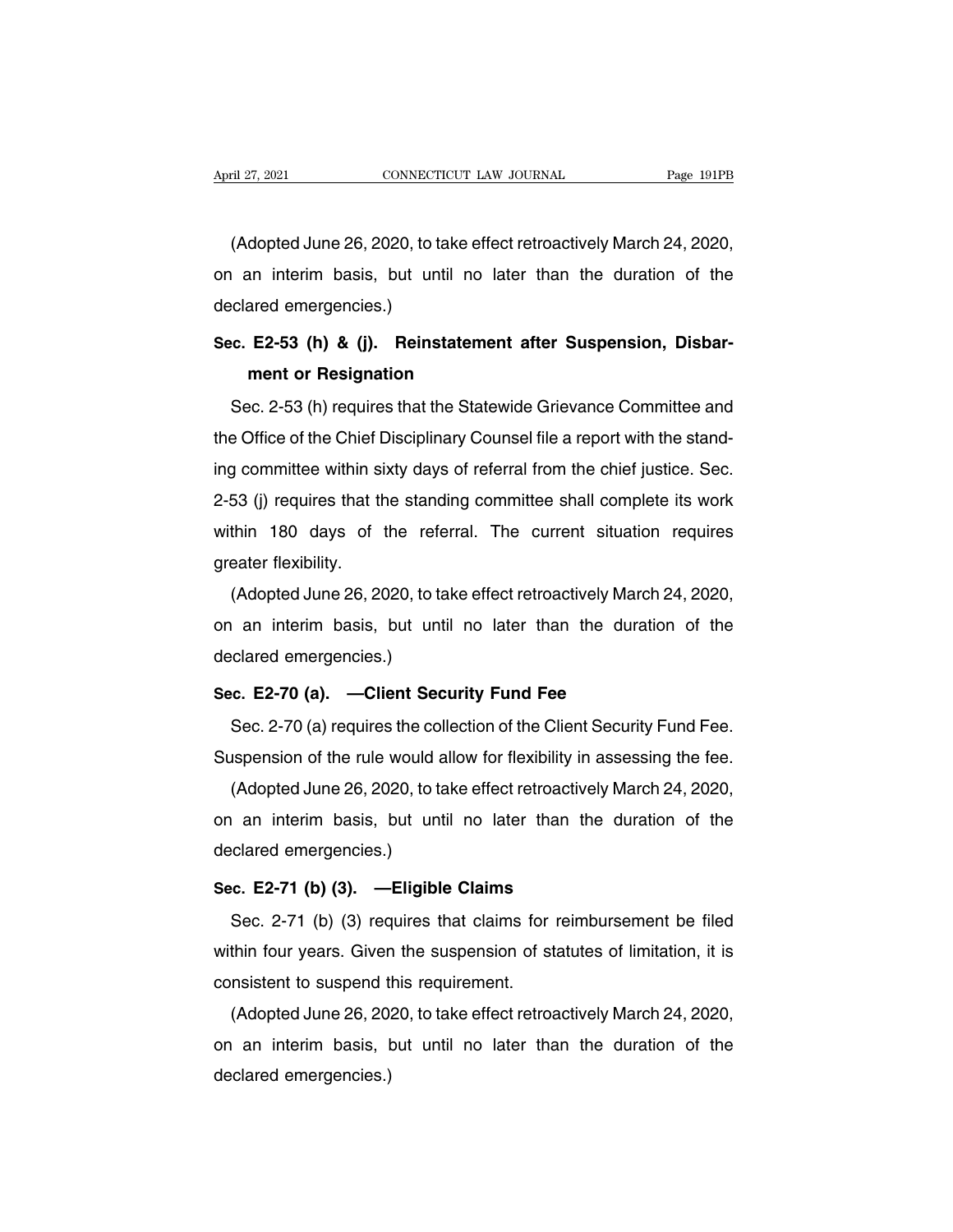(Adopted June 26, 2020, to take effect retroactively March 24, 2020, on an interim basis, but until no later than the duration of the declared emergencies.)

**Sec. E2-53 (h) & (j). Reinstatement after Suspension, Disbarment or Resignation**

Sec. 2-53 (h) requires that the Statewide Grievance Committee and the Office of the Chief Disciplinary Counsel file a report with the standing committee within sixty days of referral from the chief justice. Sec. 2-53 (j) requires that the standing committee shall complete its work within 180 days of the referral. The current situation requires greater flexibility.

(Adopted June 26, 2020, to take effect retroactively March 24, 2020, on an interim basis, but until no later than the duration of the declared emergencies.)

**Sec. E2-70 (a). —Client Security Fund Fee**

Sec. 2-70 (a) requires the collection of the Client Security Fund Fee. Suspension of the rule would allow for flexibility in assessing the fee.

(Adopted June 26, 2020, to take effect retroactively March 24, 2020, on an interim basis, but until no later than the duration of the declared emergencies.)

**Sec. E2-71 (b) (3). —Eligible Claims**

Sec. 2-71 (b) (3) requires that claims for reimbursement be filed within four years. Given the suspension of statutes of limitation, it is consistent to suspend this requirement.

(Adopted June 26, 2020, to take effect retroactively March 24, 2020, on an interim basis, but until no later than the duration of the declared emergencies.)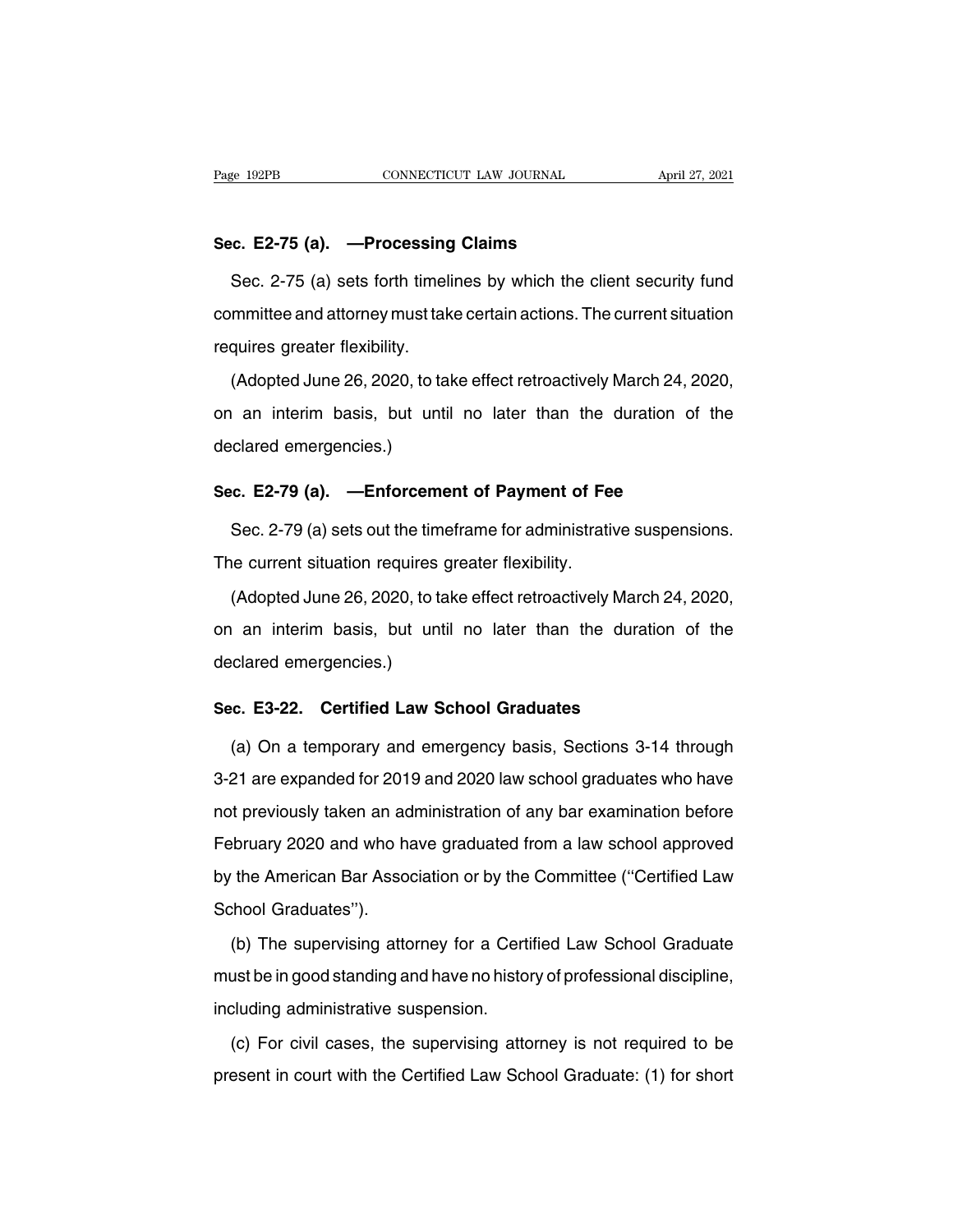**Sec. E2-75 (a). —Processing Claims**

Sec. 2-75 (a) sets forth timelines by which the client security fund committee and attorney must take certain actions. The current situation requires greater flexibility.

(Adopted June 26, 2020, to take effect retroactively March 24, 2020, on an interim basis, but until no later than the duration of the declared emergencies.)

**Sec. E2-79 (a). —Enforcement of Payment of Fee**

Sec. 2-79 (a) sets out the timeframe for administrative suspensions. The current situation requires greater flexibility.

(Adopted June 26, 2020, to take effect retroactively March 24, 2020, on an interim basis, but until no later than the duration of the declared emergencies.)

**Sec. E3-22. Certified Law School Graduates**

(a) On a temporary and emergency basis, Sections 3-14 through 3-21 are expanded for 2019 and 2020 law school graduates who have not previously taken an administration of any bar examination before February 2020 and who have graduated from a law school approved by the American Bar Association or by the Committee (''Certified Law School Graduates'').

(b) The supervising attorney for a Certified Law School Graduate must be in good standing and have no history of professional discipline, including administrative suspension.

(c) For civil cases, the supervising attorney is not required to be present in court with the Certified Law School Graduate: (1) for short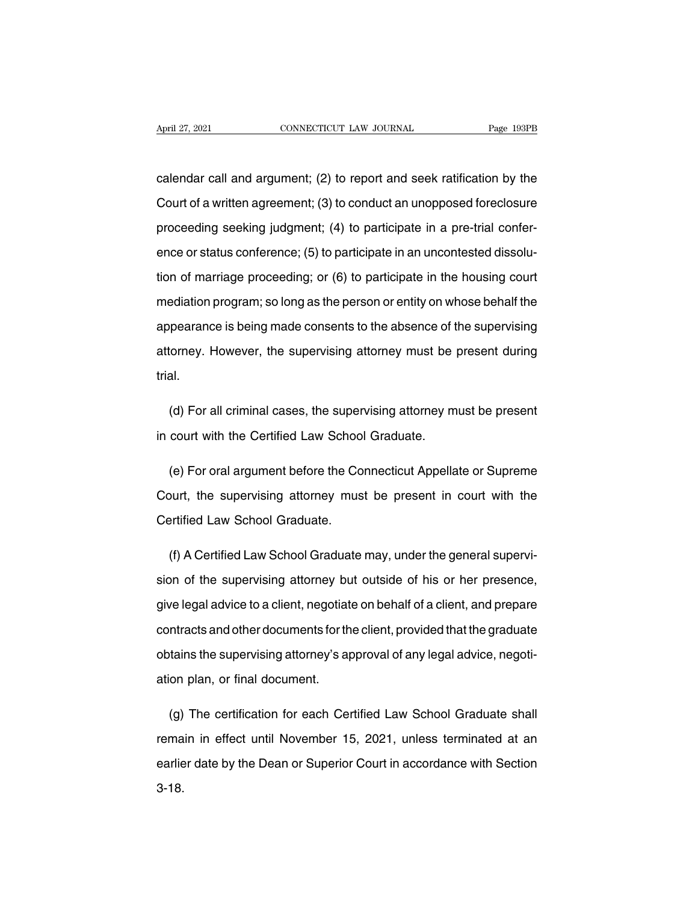calendar call and argument; (2) to report and seek ratification by the Court of a written agreement; (3) to conduct an unopposed foreclosure proceeding seeking judgment; (4) to participate in a pre-trial conference or status conference; (5) to participate in an uncontested dissolution of marriage proceeding; or (6) to participate in the housing court mediation program; so long as the person or entity on whose behalf the appearance is being made consents to the absence of the supervising attorney. However, the supervising attorney must be present during trial.

(d) For all criminal cases, the supervising attorney must be present in court with the Certified Law School Graduate.

(e) For oral argument before the Connecticut Appellate or Supreme Court, the supervising attorney must be present in court with the Certified Law School Graduate.

(f) A Certified Law School Graduate may, under the general supervision of the supervising attorney but outside of his or her presence, give legal advice to a client, negotiate on behalf of a client, and prepare contracts and other documents for the client, provided that the graduate obtains the supervising attorney's approval of any legal advice, negotiation plan, or final document.

(g) The certification for each Certified Law School Graduate shall remain in effect until November 15, 2021, unless terminated at an earlier date by the Dean or Superior Court in accordance with Section 3-18.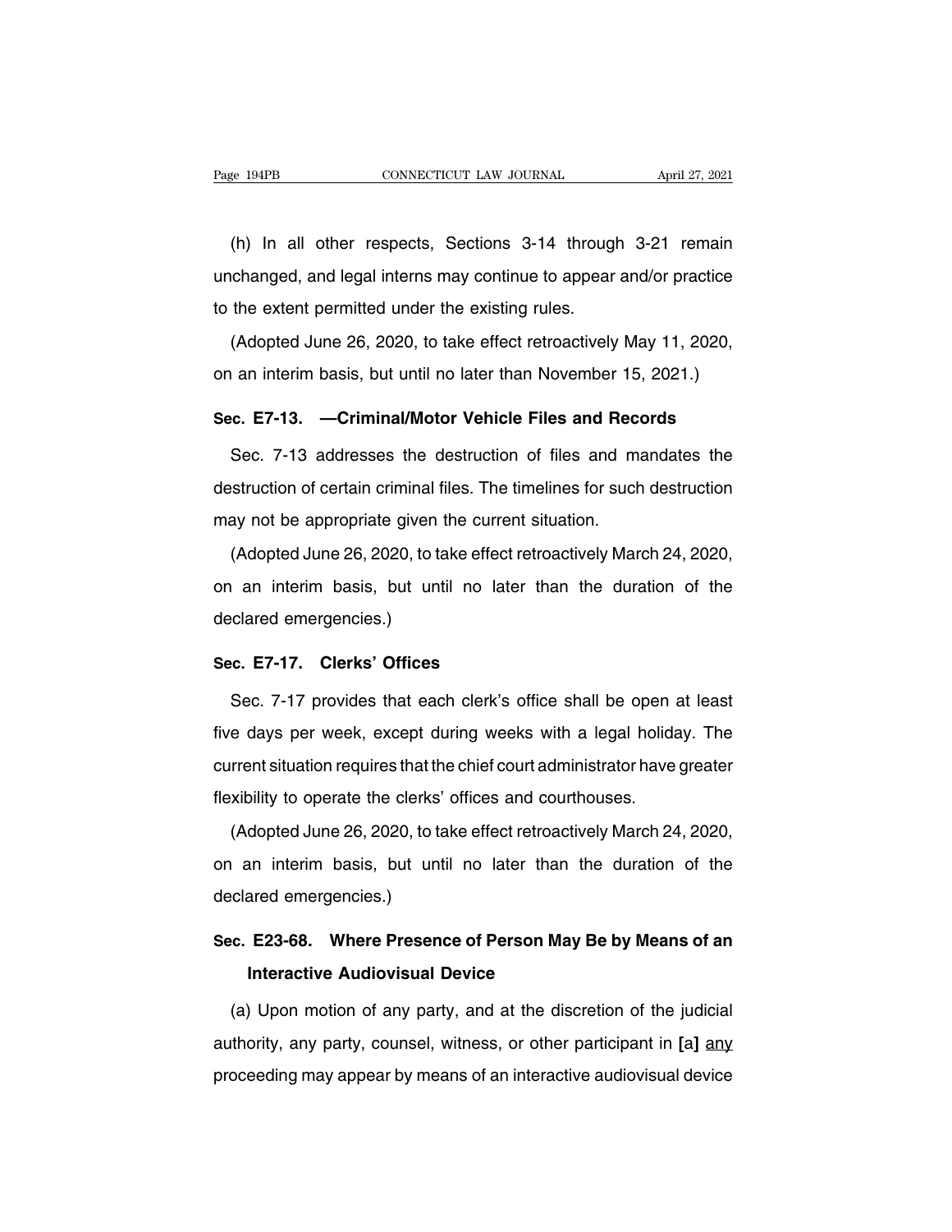(h) In all other respects, Sections 3-14 through 3-21 remain unchanged, and legal interns may continue to appear and/or practice to the extent permitted under the existing rules.

(Adopted June 26, 2020, to take effect retroactively May 11, 2020, on an interim basis, but until no later than November 15, 2021.)

### Sec. E7-13. —Criminal/Motor Vehicle Files and Records

Sec. 7-13 addresses the destruction of files and mandates the destruction of certain criminal files. The timelines for such destruction may not be appropriate given the current situation.

(Adopted June 26, 2020, to take effect retroactively March 24, 2020, on an interim basis, but until no later than the duration of the declared emergencies.)

### Sec. E7-17. Clerks' Offices

Sec. 7-17 provides that each clerk's office shall be open at least five days per week, except during weeks with a legal holiday. The current situation requires that the chief court administrator have greater flexibility to operate the clerks' offices and courthouses.

(Adopted June 26, 2020, to take effect retroactively March 24, 2020, on an interim basis, but until no later than the duration of the declared emergencies.)

### Sec. E23-68. Where Presence of Person May Be by Means of an Interactive Audiovisual Device

(a) Upon motion of any party, and at the discretion of the judicial authority, any party, counsel, witness, or other participant in **[**a**]** <u>any</u> proceeding may appear by means of an interactive audiovisual device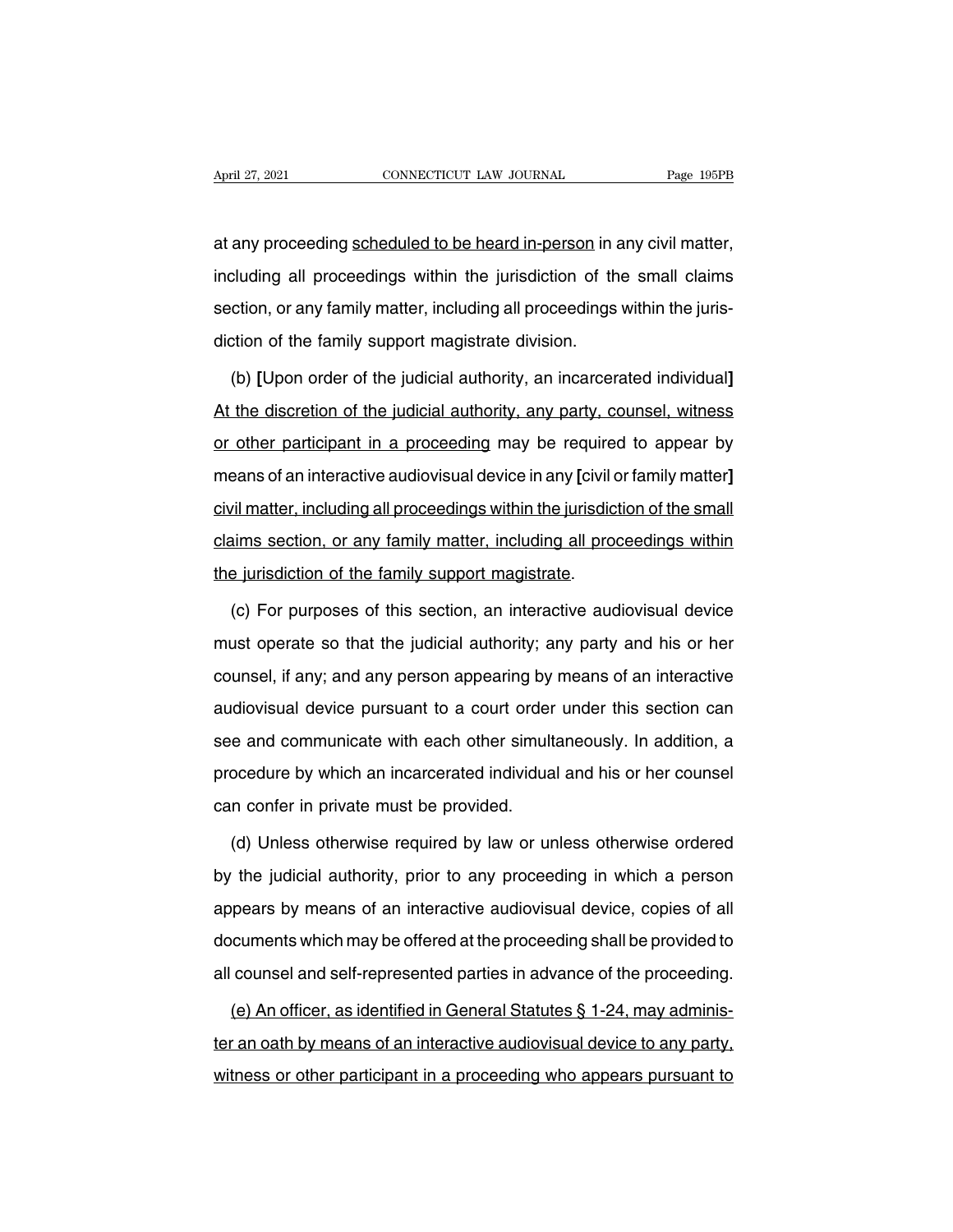at any proceeding <u>scheduled to be heard in-person</u> in any civil matter, including all proceedings within the jurisdiction of the small claims section, or any family matter, including all proceedings within the jurisdiction of the family support magistrate division.

(b) **[**Upon order of the judicial authority, an incarcerated individual**]** <u>At the discretion of the judicial authority, any party, counsel, witness or other participant in a proceeding</u> may be required to appear by means of an interactive audiovisual device in any **[**civil or family matter**]** <u>civil matter, including all proceedings within the jurisdiction of the small claims section, or any family matter, including all proceedings within the jurisdiction of the family support magistrate</u>.

(c) For purposes of this section, an interactive audiovisual device must operate so that the judicial authority; any party and his or her counsel, if any; and any person appearing by means of an interactive audiovisual device pursuant to a court order under this section can see and communicate with each other simultaneously. In addition, a procedure by which an incarcerated individual and his or her counsel can confer in private must be provided.

(d) Unless otherwise required by law or unless otherwise ordered by the judicial authority, prior to any proceeding in which a person appears by means of an interactive audiovisual device, copies of all documents which may be offered at the proceeding shall be provided to all counsel and self-represented parties in advance of the proceeding.

<u>(e) An officer, as identified in General Statutes § 1-24, may administer an oath by means of an interactive audiovisual device to any party, witness or other participant in a proceeding who appears pursuant to</u>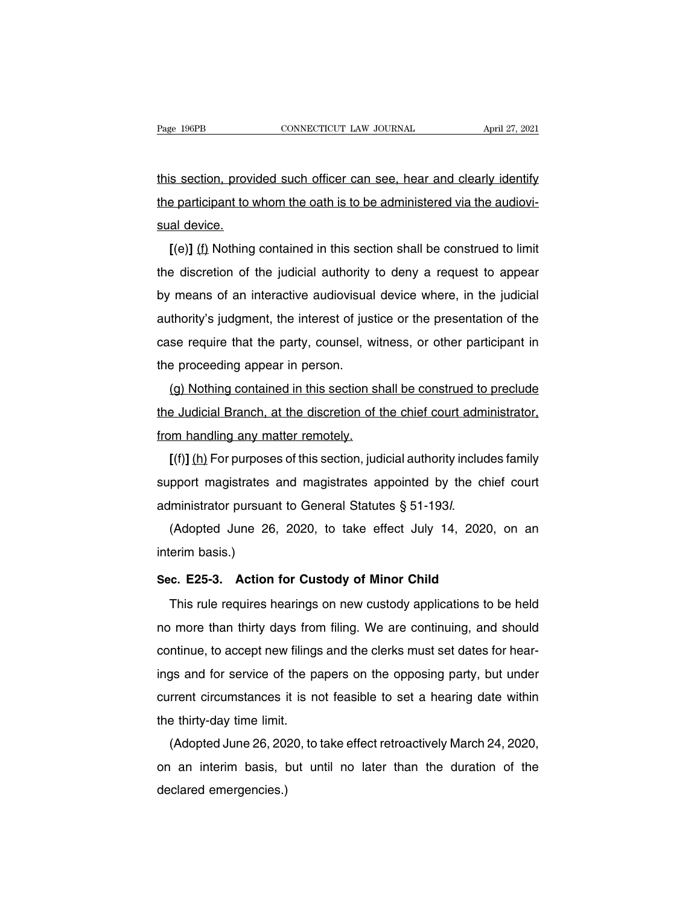this section, provided such officer can see, hear and clearly identify the participant to whom the oath is to be administered via the audiovisual device.

**[**(e)**]** (f) Nothing contained in this section shall be construed to limit the discretion of the judicial authority to deny a request to appear by means of an interactive audiovisual device where, in the judicial authority's judgment, the interest of justice or the presentation of the case require that the party, counsel, witness, or other participant in the proceeding appear in person.

(g) Nothing contained in this section shall be construed to preclude the Judicial Branch, at the discretion of the chief court administrator, from handling any matter remotely.

**[**(f)**]** (h) For purposes of this section, judicial authority includes family support magistrates and magistrates appointed by the chief court administrator pursuant to General Statutes § 51-193*l*.

(Adopted June 26, 2020, to take effect July 14, 2020, on an interim basis.)

**Sec. E25-3. Action for Custody of Minor Child**

This rule requires hearings on new custody applications to be held no more than thirty days from filing. We are continuing, and should continue, to accept new filings and the clerks must set dates for hearings and for service of the papers on the opposing party, but under current circumstances it is not feasible to set a hearing date within the thirty-day time limit.

(Adopted June 26, 2020, to take effect retroactively March 24, 2020, on an interim basis, but until no later than the duration of the declared emergencies.)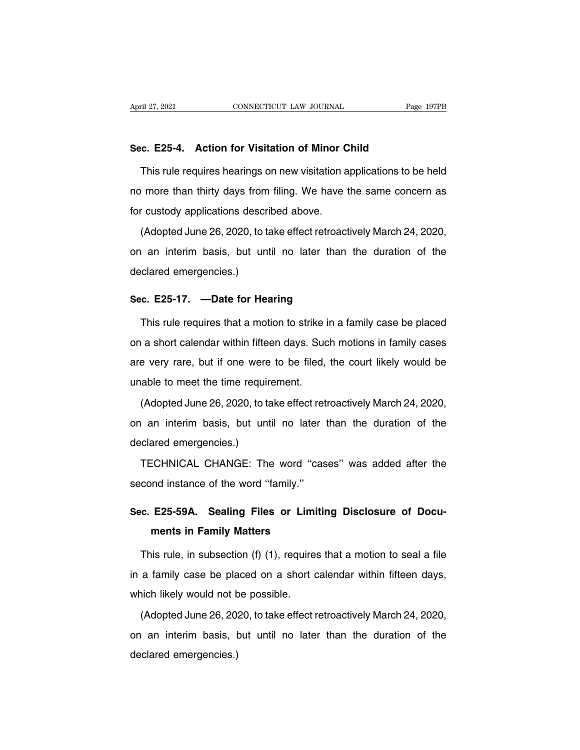**Sec. E25-4. Action for Visitation of Minor Child**

This rule requires hearings on new visitation applications to be held no more than thirty days from filing. We have the same concern as for custody applications described above.

(Adopted June 26, 2020, to take effect retroactively March 24, 2020, on an interim basis, but until no later than the duration of the declared emergencies.)

**Sec. E25-17. —Date for Hearing**

This rule requires that a motion to strike in a family case be placed on a short calendar within fifteen days. Such motions in family cases are very rare, but if one were to be filed, the court likely would be unable to meet the time requirement.

(Adopted June 26, 2020, to take effect retroactively March 24, 2020, on an interim basis, but until no later than the duration of the declared emergencies.)

TECHNICAL CHANGE: The word ''cases'' was added after the second instance of the word ''family.''

**Sec. E25-59A. Sealing Files or Limiting Disclosure of Documents in Family Matters**

This rule, in subsection (f) (1), requires that a motion to seal a file in a family case be placed on a short calendar within fifteen days, which likely would not be possible.

(Adopted June 26, 2020, to take effect retroactively March 24, 2020, on an interim basis, but until no later than the duration of the declared emergencies.)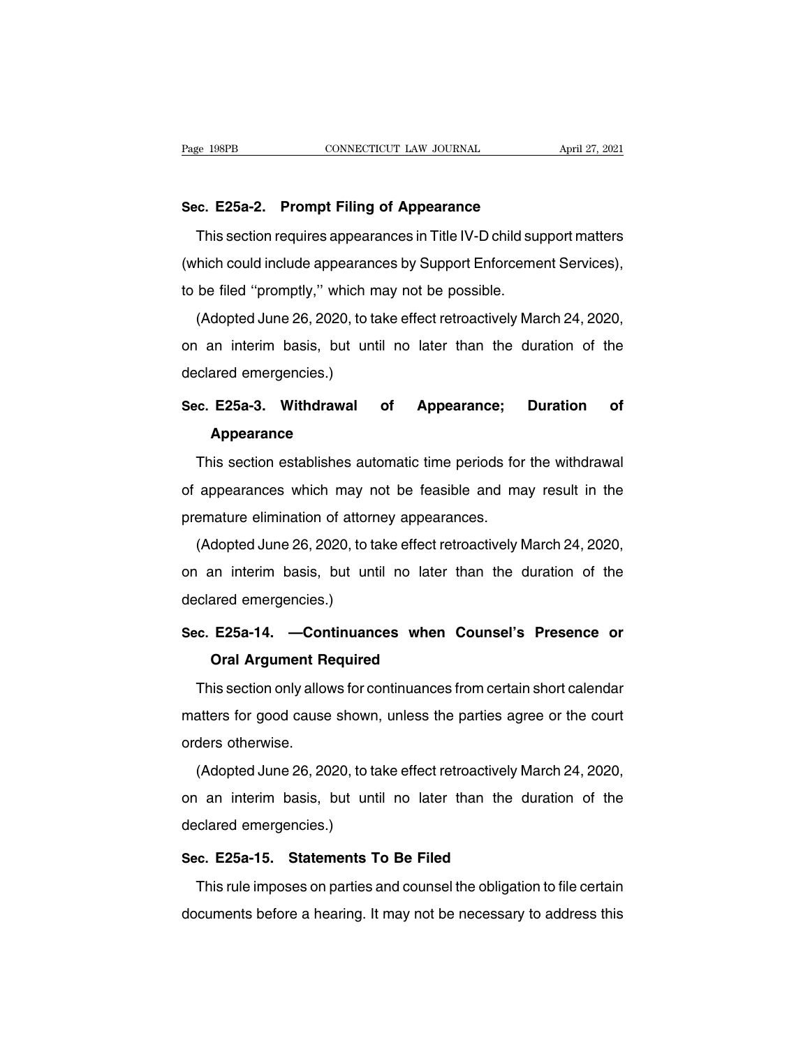**Sec. E25a-2. Prompt Filing of Appearance**

This section requires appearances in Title IV-D child support matters (which could include appearances by Support Enforcement Services), to be filed ''promptly,'' which may not be possible.

(Adopted June 26, 2020, to take effect retroactively March 24, 2020, on an interim basis, but until no later than the duration of the declared emergencies.)

**Sec. E25a-3. Withdrawal of Appearance; Duration of Appearance**

This section establishes automatic time periods for the withdrawal of appearances which may not be feasible and may result in the premature elimination of attorney appearances.

(Adopted June 26, 2020, to take effect retroactively March 24, 2020, on an interim basis, but until no later than the duration of the declared emergencies.)

**Sec. E25a-14. —Continuances when Counsel's Presence or Oral Argument Required**

This section only allows for continuances from certain short calendar matters for good cause shown, unless the parties agree or the court orders otherwise.

(Adopted June 26, 2020, to take effect retroactively March 24, 2020, on an interim basis, but until no later than the duration of the declared emergencies.)

**Sec. E25a-15. Statements To Be Filed**

This rule imposes on parties and counsel the obligation to file certain documents before a hearing. It may not be necessary to address this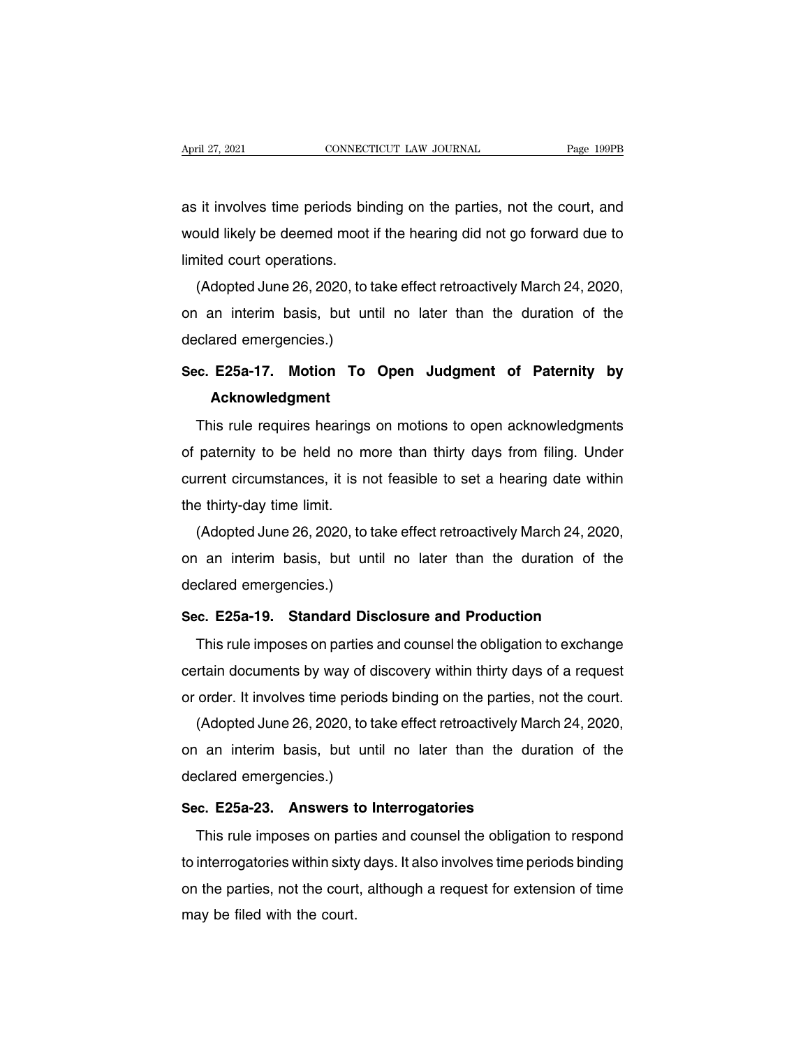as it involves time periods binding on the parties, not the court, and would likely be deemed moot if the hearing did not go forward due to limited court operations.

(Adopted June 26, 2020, to take effect retroactively March 24, 2020, on an interim basis, but until no later than the duration of the declared emergencies.)

## Sec. E25a-17. Motion To Open Judgment of Paternity by Acknowledgment

This rule requires hearings on motions to open acknowledgments of paternity to be held no more than thirty days from filing. Under current circumstances, it is not feasible to set a hearing date within the thirty-day time limit.

(Adopted June 26, 2020, to take effect retroactively March 24, 2020, on an interim basis, but until no later than the duration of the declared emergencies.)

## Sec. E25a-19. Standard Disclosure and Production

This rule imposes on parties and counsel the obligation to exchange certain documents by way of discovery within thirty days of a request or order. It involves time periods binding on the parties, not the court.

(Adopted June 26, 2020, to take effect retroactively March 24, 2020, on an interim basis, but until no later than the duration of the declared emergencies.)

## Sec. E25a-23. Answers to Interrogatories

This rule imposes on parties and counsel the obligation to respond to interrogatories within sixty days. It also involves time periods binding on the parties, not the court, although a request for extension of time may be filed with the court.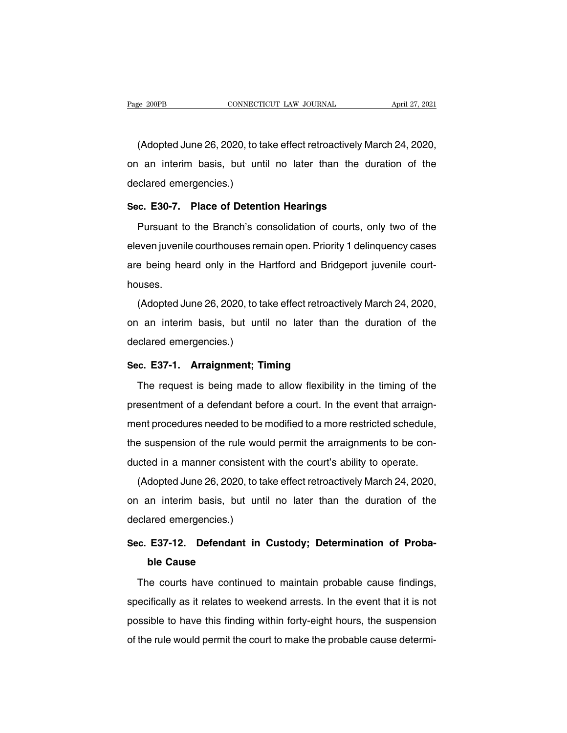(Adopted June 26, 2020, to take effect retroactively March 24, 2020, on an interim basis, but until no later than the duration of the declared emergencies.)

**Sec. E30-7. Place of Detention Hearings**

Pursuant to the Branch's consolidation of courts, only two of the eleven juvenile courthouses remain open. Priority 1 delinquency cases are being heard only in the Hartford and Bridgeport juvenile courthouses.

(Adopted June 26, 2020, to take effect retroactively March 24, 2020, on an interim basis, but until no later than the duration of the declared emergencies.)

**Sec. E37-1. Arraignment; Timing**

The request is being made to allow flexibility in the timing of the presentment of a defendant before a court. In the event that arraignment procedures needed to be modified to a more restricted schedule, the suspension of the rule would permit the arraignments to be conducted in a manner consistent with the court's ability to operate.

(Adopted June 26, 2020, to take effect retroactively March 24, 2020, on an interim basis, but until no later than the duration of the declared emergencies.)

**Sec. E37-12. Defendant in Custody; Determination of Probable Cause**

The courts have continued to maintain probable cause findings, specifically as it relates to weekend arrests. In the event that it is not possible to have this finding within forty-eight hours, the suspension of the rule would permit the court to make the probable cause determi-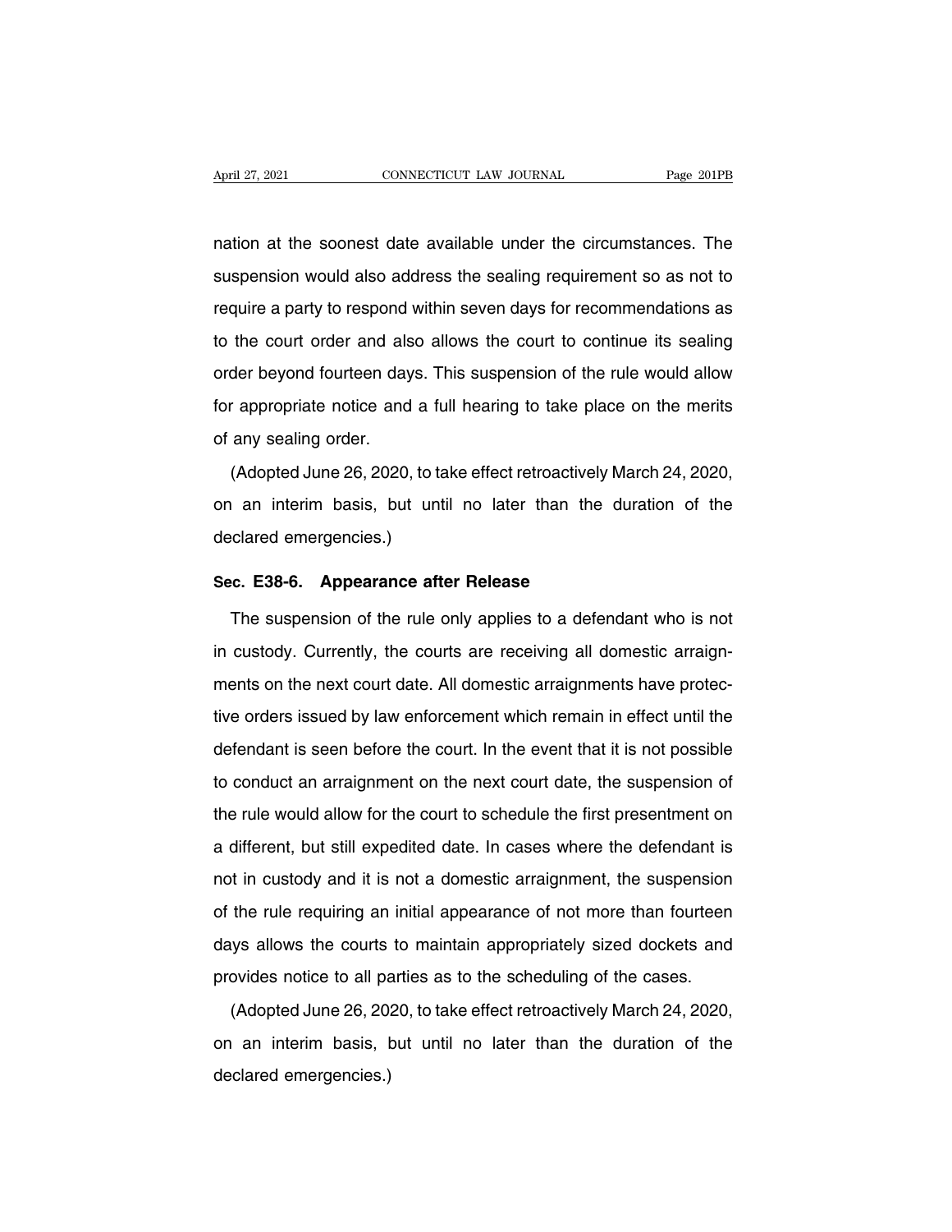nation at the soonest date available under the circumstances. The suspension would also address the sealing requirement so as not to require a party to respond within seven days for recommendations as to the court order and also allows the court to continue its sealing order beyond fourteen days. This suspension of the rule would allow for appropriate notice and a full hearing to take place on the merits of any sealing order.

(Adopted June 26, 2020, to take effect retroactively March 24, 2020, on an interim basis, but until no later than the duration of the declared emergencies.)

**Sec. E38-6. Appearance after Release**

The suspension of the rule only applies to a defendant who is not in custody. Currently, the courts are receiving all domestic arraignments on the next court date. All domestic arraignments have protective orders issued by law enforcement which remain in effect until the defendant is seen before the court. In the event that it is not possible to conduct an arraignment on the next court date, the suspension of the rule would allow for the court to schedule the first presentment on a different, but still expedited date. In cases where the defendant is not in custody and it is not a domestic arraignment, the suspension of the rule requiring an initial appearance of not more than fourteen days allows the courts to maintain appropriately sized dockets and provides notice to all parties as to the scheduling of the cases.

(Adopted June 26, 2020, to take effect retroactively March 24, 2020, on an interim basis, but until no later than the duration of the declared emergencies.)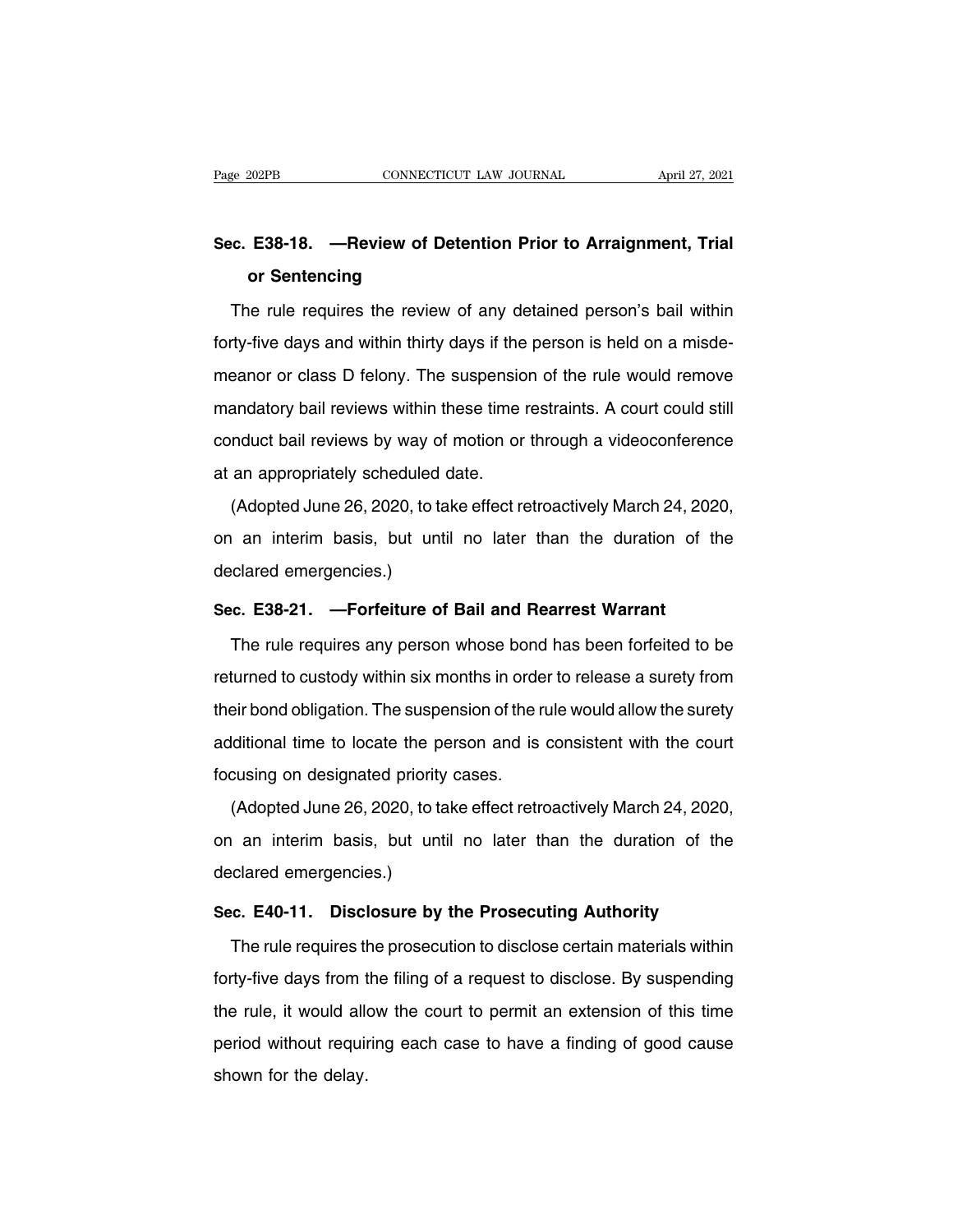**Sec. E38-18. —Review of Detention Prior to Arraignment, Trial or Sentencing**

The rule requires the review of any detained person's bail within forty-five days and within thirty days if the person is held on a misdemeanor or class D felony. The suspension of the rule would remove mandatory bail reviews within these time restraints. A court could still conduct bail reviews by way of motion or through a videoconference at an appropriately scheduled date.

(Adopted June 26, 2020, to take effect retroactively March 24, 2020, on an interim basis, but until no later than the duration of the declared emergencies.)

**Sec. E38-21. —Forfeiture of Bail and Rearrest Warrant**

The rule requires any person whose bond has been forfeited to be returned to custody within six months in order to release a surety from their bond obligation. The suspension of the rule would allow the surety additional time to locate the person and is consistent with the court focusing on designated priority cases.

(Adopted June 26, 2020, to take effect retroactively March 24, 2020, on an interim basis, but until no later than the duration of the declared emergencies.)

**Sec. E40-11. Disclosure by the Prosecuting Authority**

The rule requires the prosecution to disclose certain materials within forty-five days from the filing of a request to disclose. By suspending the rule, it would allow the court to permit an extension of this time period without requiring each case to have a finding of good cause shown for the delay.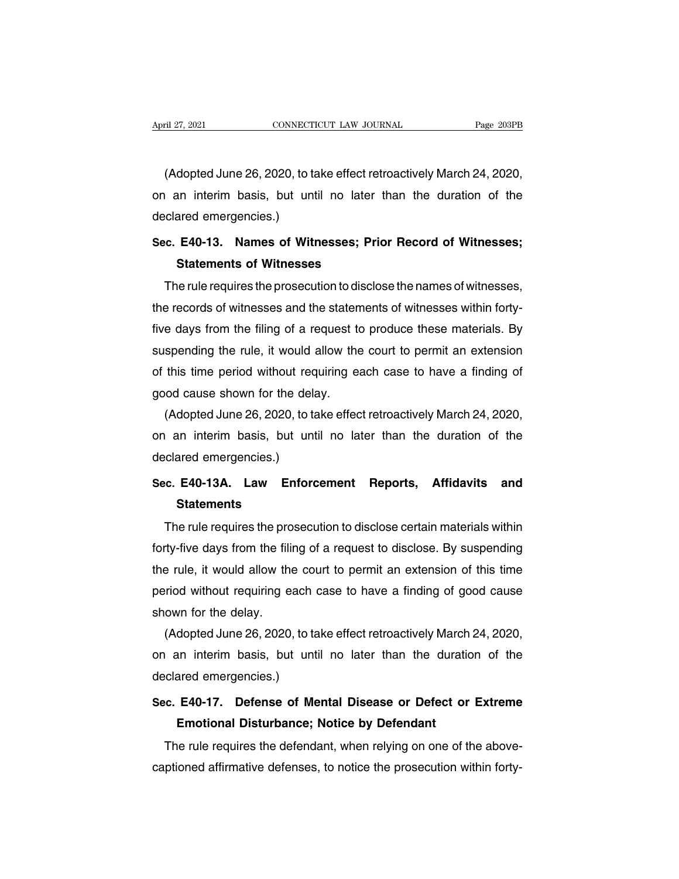(Adopted June 26, 2020, to take effect retroactively March 24, 2020, on an interim basis, but until no later than the duration of the declared emergencies.)

### Sec. E40-13. Names of Witnesses; Prior Record of Witnesses; Statements of Witnesses

The rule requires the prosecution to disclose the names of witnesses, the records of witnesses and the statements of witnesses within forty-five days from the filing of a request to produce these materials. By suspending the rule, it would allow the court to permit an extension of this time period without requiring each case to have a finding of good cause shown for the delay.

(Adopted June 26, 2020, to take effect retroactively March 24, 2020, on an interim basis, but until no later than the duration of the declared emergencies.)

### Sec. E40-13A. Law Enforcement Reports, Affidavits and Statements

The rule requires the prosecution to disclose certain materials within forty-five days from the filing of a request to disclose. By suspending the rule, it would allow the court to permit an extension of this time period without requiring each case to have a finding of good cause shown for the delay.

(Adopted June 26, 2020, to take effect retroactively March 24, 2020, on an interim basis, but until no later than the duration of the declared emergencies.)

### Sec. E40-17. Defense of Mental Disease or Defect or Extreme Emotional Disturbance; Notice by Defendant

The rule requires the defendant, when relying on one of the above-captioned affirmative defenses, to notice the prosecution within forty-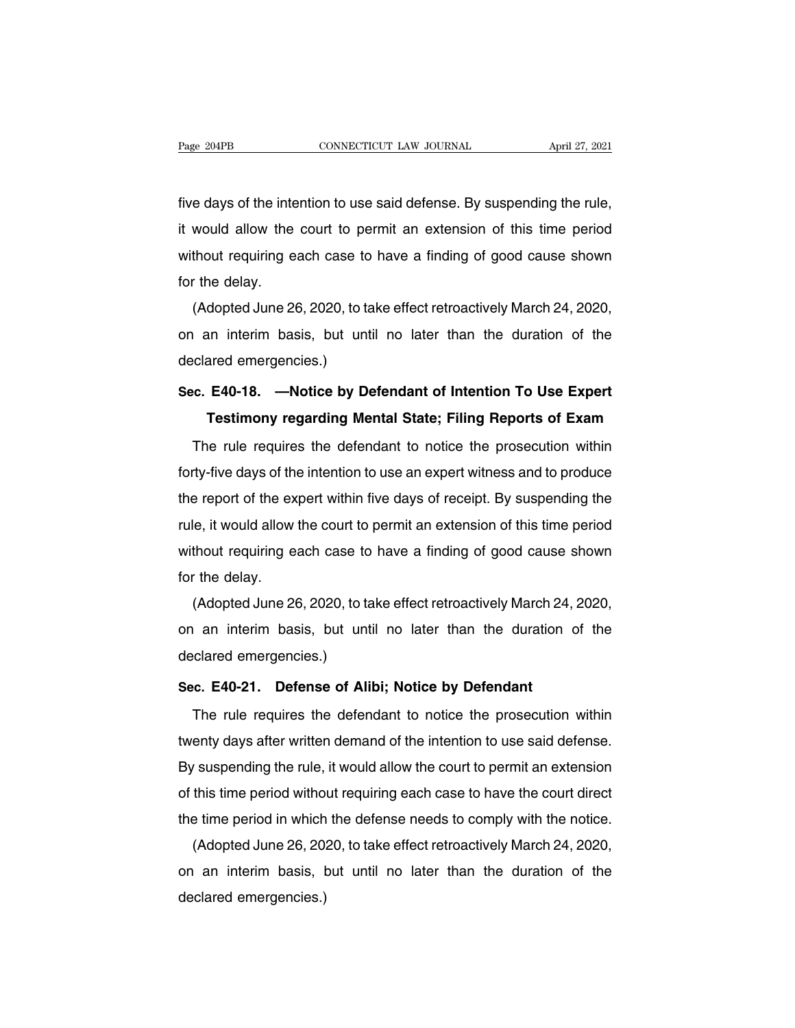five days of the intention to use said defense. By suspending the rule, it would allow the court to permit an extension of this time period without requiring each case to have a finding of good cause shown for the delay.

(Adopted June 26, 2020, to take effect retroactively March 24, 2020, on an interim basis, but until no later than the duration of the declared emergencies.)

**Sec. E40-18. —Notice by Defendant of Intention To Use Expert Testimony regarding Mental State; Filing Reports of Exam**

The rule requires the defendant to notice the prosecution within forty-five days of the intention to use an expert witness and to produce the report of the expert within five days of receipt. By suspending the rule, it would allow the court to permit an extension of this time period without requiring each case to have a finding of good cause shown for the delay.

(Adopted June 26, 2020, to take effect retroactively March 24, 2020, on an interim basis, but until no later than the duration of the declared emergencies.)

**Sec. E40-21. Defense of Alibi; Notice by Defendant**

The rule requires the defendant to notice the prosecution within twenty days after written demand of the intention to use said defense. By suspending the rule, it would allow the court to permit an extension of this time period without requiring each case to have the court direct the time period in which the defense needs to comply with the notice.

(Adopted June 26, 2020, to take effect retroactively March 24, 2020, on an interim basis, but until no later than the duration of the declared emergencies.)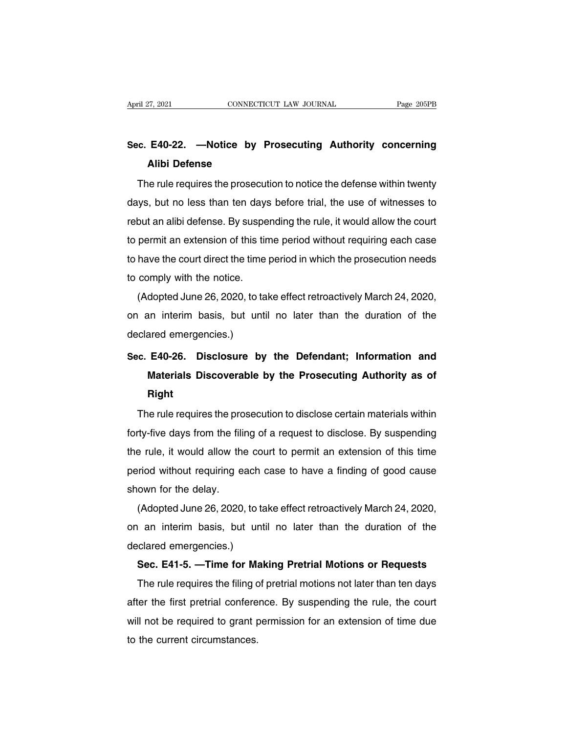### Sec. E40-22. —Notice by Prosecuting Authority concerning Alibi Defense

The rule requires the prosecution to notice the defense within twenty days, but no less than ten days before trial, the use of witnesses to rebut an alibi defense. By suspending the rule, it would allow the court to permit an extension of this time period without requiring each case to have the court direct the time period in which the prosecution needs to comply with the notice.

(Adopted June 26, 2020, to take effect retroactively March 24, 2020, on an interim basis, but until no later than the duration of the declared emergencies.)

### Sec. E40-26. Disclosure by the Defendant; Information and Materials Discoverable by the Prosecuting Authority as of Right

The rule requires the prosecution to disclose certain materials within forty-five days from the filing of a request to disclose. By suspending the rule, it would allow the court to permit an extension of this time period without requiring each case to have a finding of good cause shown for the delay.

(Adopted June 26, 2020, to take effect retroactively March 24, 2020, on an interim basis, but until no later than the duration of the declared emergencies.)

### Sec. E41-5. —Time for Making Pretrial Motions or Requests

The rule requires the filing of pretrial motions not later than ten days after the first pretrial conference. By suspending the rule, the court will not be required to grant permission for an extension of time due to the current circumstances.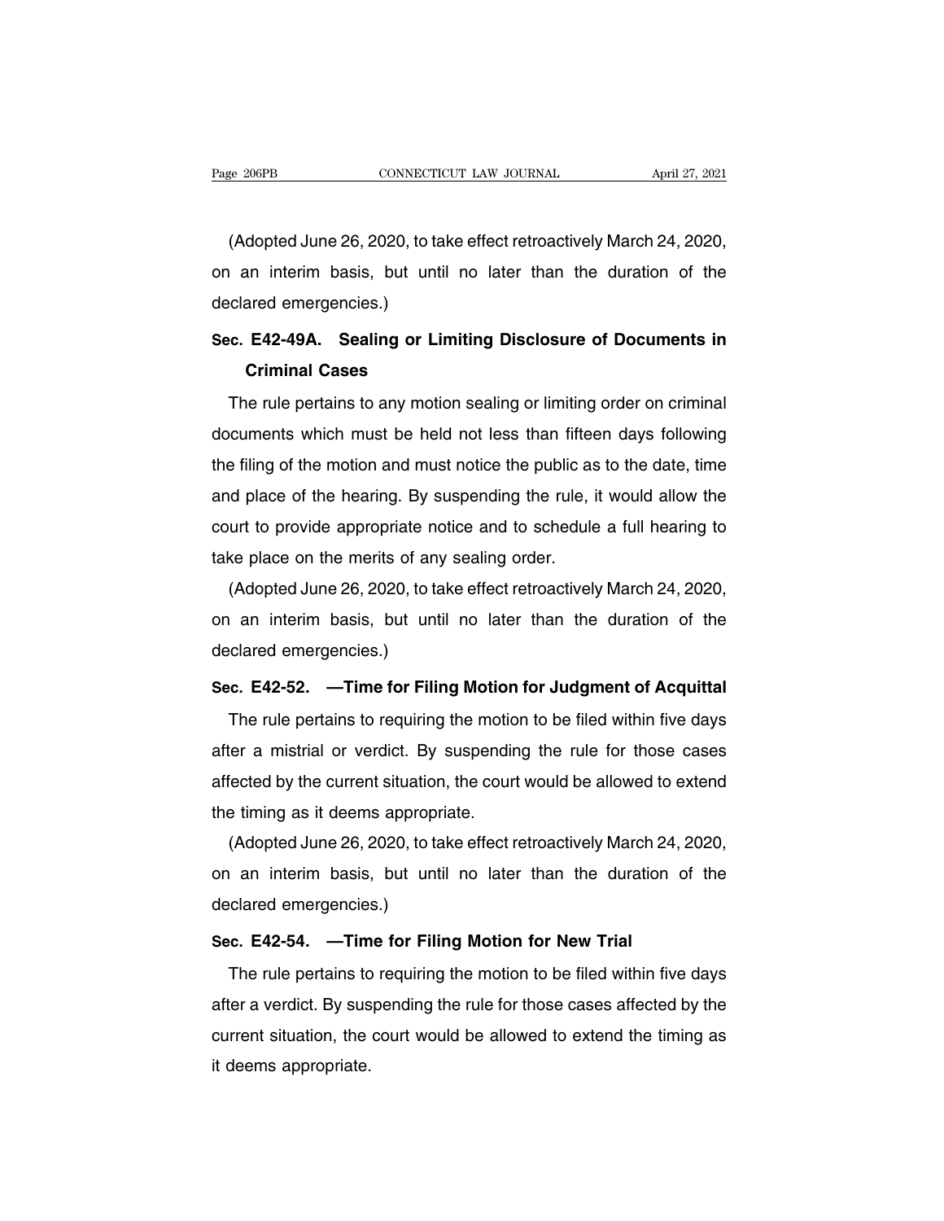(Adopted June 26, 2020, to take effect retroactively March 24, 2020, on an interim basis, but until no later than the duration of the declared emergencies.)

**Sec. E42-49A. Sealing or Limiting Disclosure of Documents in Criminal Cases**

The rule pertains to any motion sealing or limiting order on criminal documents which must be held not less than fifteen days following the filing of the motion and must notice the public as to the date, time and place of the hearing. By suspending the rule, it would allow the court to provide appropriate notice and to schedule a full hearing to take place on the merits of any sealing order.

(Adopted June 26, 2020, to take effect retroactively March 24, 2020, on an interim basis, but until no later than the duration of the declared emergencies.)

**Sec. E42-52. —Time for Filing Motion for Judgment of Acquittal**

The rule pertains to requiring the motion to be filed within five days after a mistrial or verdict. By suspending the rule for those cases affected by the current situation, the court would be allowed to extend the timing as it deems appropriate.

(Adopted June 26, 2020, to take effect retroactively March 24, 2020, on an interim basis, but until no later than the duration of the declared emergencies.)

**Sec. E42-54. —Time for Filing Motion for New Trial**

The rule pertains to requiring the motion to be filed within five days after a verdict. By suspending the rule for those cases affected by the current situation, the court would be allowed to extend the timing as it deems appropriate.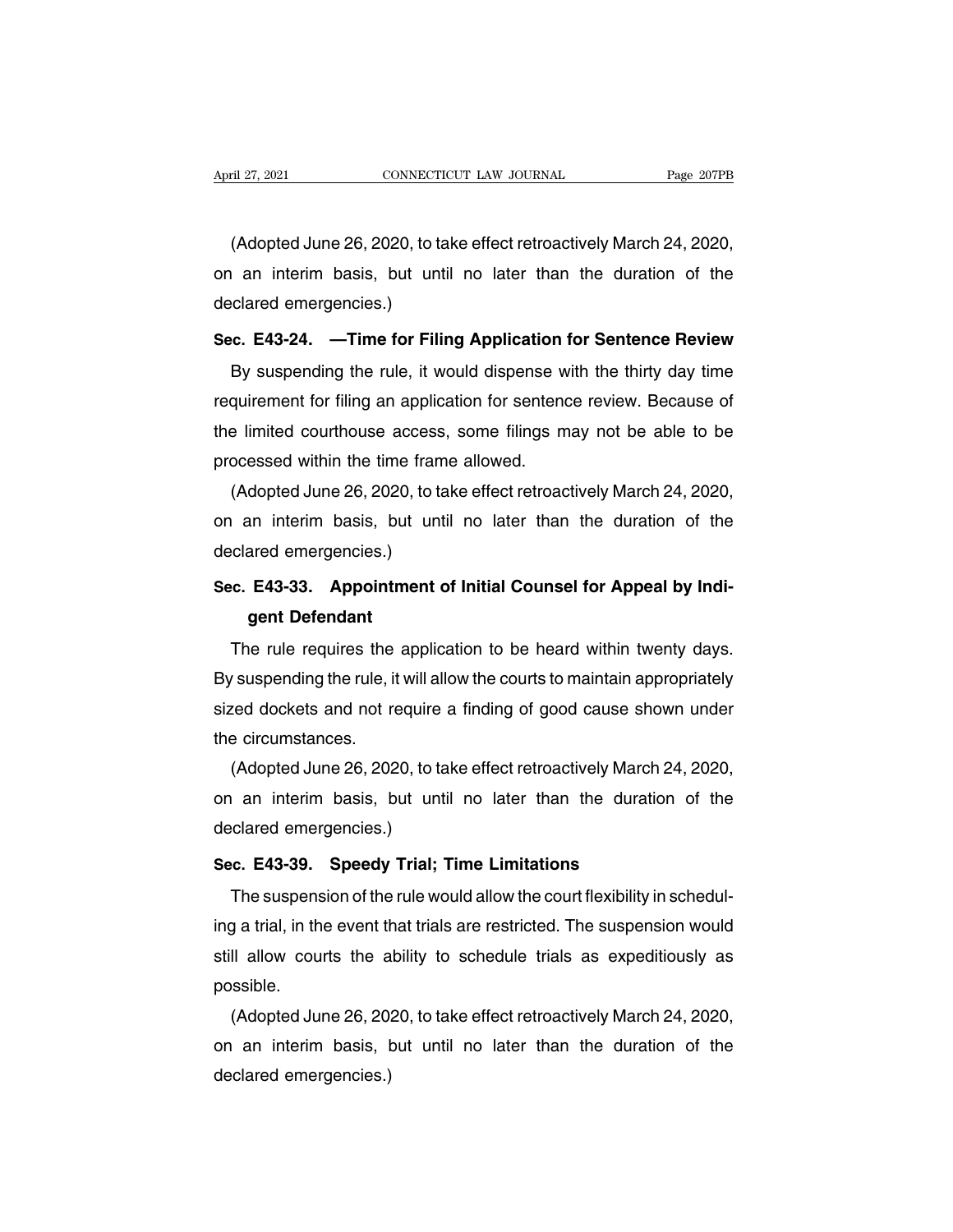(Adopted June 26, 2020, to take effect retroactively March 24, 2020, on an interim basis, but until no later than the duration of the declared emergencies.)

**Sec. E43-24. —Time for Filing Application for Sentence Review**

By suspending the rule, it would dispense with the thirty day time requirement for filing an application for sentence review. Because of the limited courthouse access, some filings may not be able to be processed within the time frame allowed.

(Adopted June 26, 2020, to take effect retroactively March 24, 2020, on an interim basis, but until no later than the duration of the declared emergencies.)

**Sec. E43-33. Appointment of Initial Counsel for Appeal by Indigent Defendant**

The rule requires the application to be heard within twenty days. By suspending the rule, it will allow the courts to maintain appropriately sized dockets and not require a finding of good cause shown under the circumstances.

(Adopted June 26, 2020, to take effect retroactively March 24, 2020, on an interim basis, but until no later than the duration of the declared emergencies.)

**Sec. E43-39. Speedy Trial; Time Limitations**

The suspension of the rule would allow the court flexibility in scheduling a trial, in the event that trials are restricted. The suspension would still allow courts the ability to schedule trials as expeditiously as possible.

(Adopted June 26, 2020, to take effect retroactively March 24, 2020, on an interim basis, but until no later than the duration of the declared emergencies.)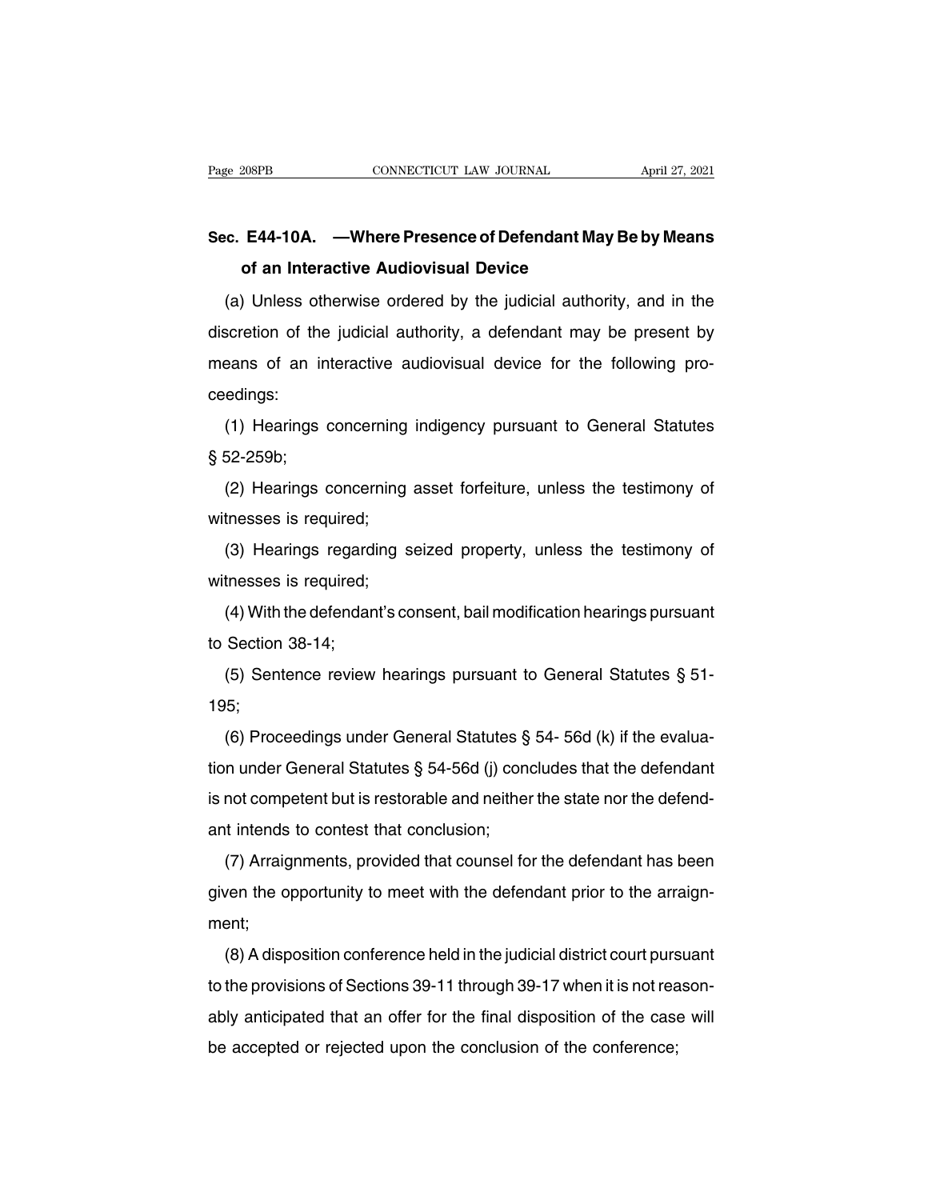## Sec. E44-10A. —Where Presence of Defendant May Be by Means of an Interactive Audiovisual Device

(a) Unless otherwise ordered by the judicial authority, and in the discretion of the judicial authority, a defendant may be present by means of an interactive audiovisual device for the following proceedings:

(1) Hearings concerning indigency pursuant to General Statutes § 52-259b;

(2) Hearings concerning asset forfeiture, unless the testimony of witnesses is required;

(3) Hearings regarding seized property, unless the testimony of witnesses is required;

(4) With the defendant's consent, bail modification hearings pursuant to Section 38-14;

(5) Sentence review hearings pursuant to General Statutes § 51-195;

(6) Proceedings under General Statutes § 54- 56d (k) if the evaluation under General Statutes § 54-56d (j) concludes that the defendant is not competent but is restorable and neither the state nor the defendant intends to contest that conclusion;

(7) Arraignments, provided that counsel for the defendant has been given the opportunity to meet with the defendant prior to the arraignment;

(8) A disposition conference held in the judicial district court pursuant to the provisions of Sections 39-11 through 39-17 when it is not reasonably anticipated that an offer for the final disposition of the case will be accepted or rejected upon the conclusion of the conference;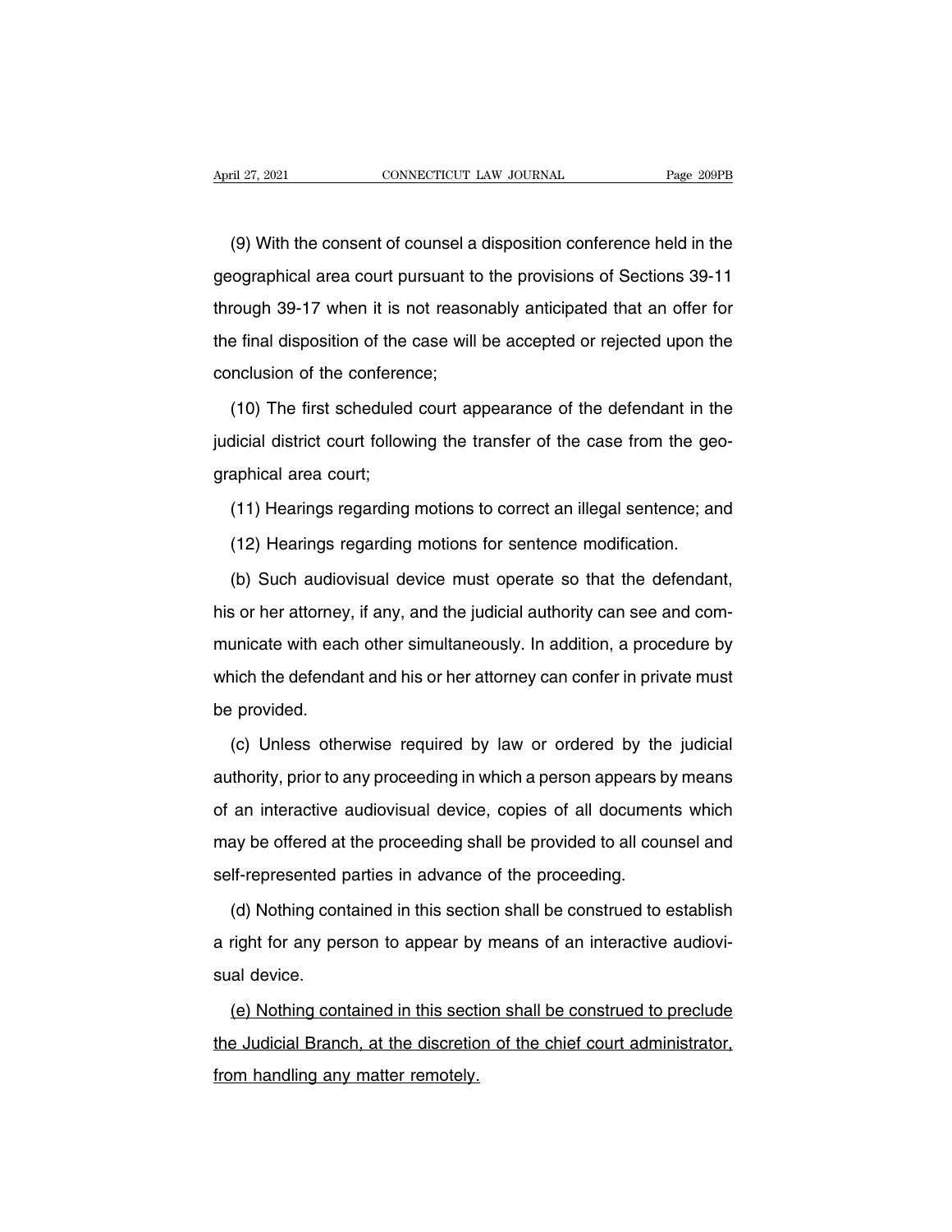(9) With the consent of counsel a disposition conference held in the geographical area court pursuant to the provisions of Sections 39-11 through 39-17 when it is not reasonably anticipated that an offer for the final disposition of the case will be accepted or rejected upon the conclusion of the conference;

(10) The first scheduled court appearance of the defendant in the judicial district court following the transfer of the case from the geographical area court;

(11) Hearings regarding motions to correct an illegal sentence; and

(12) Hearings regarding motions for sentence modification.

(b) Such audiovisual device must operate so that the defendant, his or her attorney, if any, and the judicial authority can see and communicate with each other simultaneously. In addition, a procedure by which the defendant and his or her attorney can confer in private must be provided.

(c) Unless otherwise required by law or ordered by the judicial authority, prior to any proceeding in which a person appears by means of an interactive audiovisual device, copies of all documents which may be offered at the proceeding shall be provided to all counsel and self-represented parties in advance of the proceeding.

(d) Nothing contained in this section shall be construed to establish a right for any person to appear by means of an interactive audiovisual device.

<u>(e) Nothing contained in this section shall be construed to preclude the Judicial Branch, at the discretion of the chief court administrator, from handling any matter remotely.</u>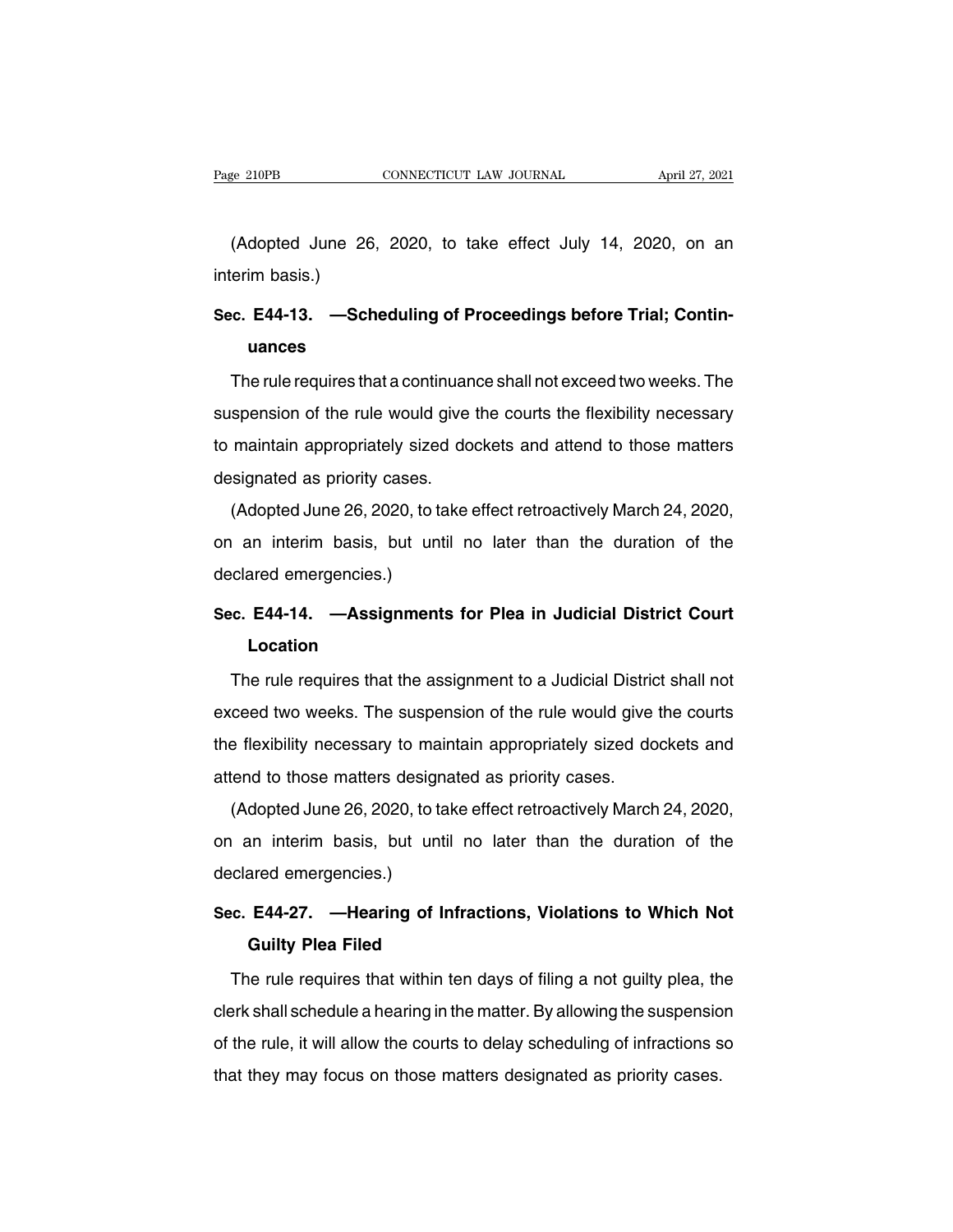(Adopted June 26, 2020, to take effect July 14, 2020, on an interim basis.)

**Sec. E44-13. —Scheduling of Proceedings before Trial; Continuances**

The rule requires that a continuance shall not exceed two weeks. The suspension of the rule would give the courts the flexibility necessary to maintain appropriately sized dockets and attend to those matters designated as priority cases.

(Adopted June 26, 2020, to take effect retroactively March 24, 2020, on an interim basis, but until no later than the duration of the declared emergencies.)

**Sec. E44-14. —Assignments for Plea in Judicial District Court Location**

The rule requires that the assignment to a Judicial District shall not exceed two weeks. The suspension of the rule would give the courts the flexibility necessary to maintain appropriately sized dockets and attend to those matters designated as priority cases.

(Adopted June 26, 2020, to take effect retroactively March 24, 2020, on an interim basis, but until no later than the duration of the declared emergencies.)

**Sec. E44-27. —Hearing of Infractions, Violations to Which Not Guilty Plea Filed**

The rule requires that within ten days of filing a not guilty plea, the clerk shall schedule a hearing in the matter. By allowing the suspension of the rule, it will allow the courts to delay scheduling of infractions so that they may focus on those matters designated as priority cases.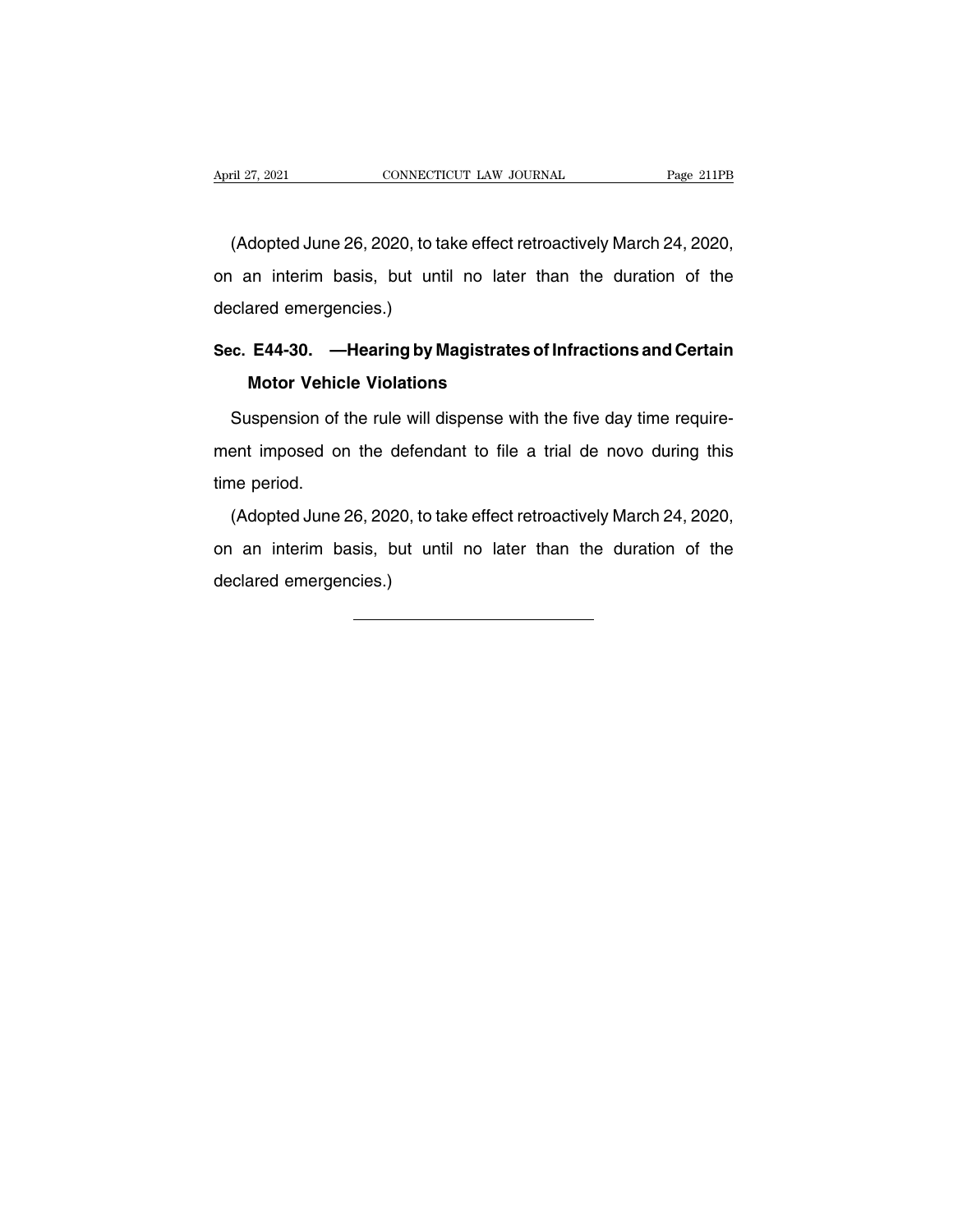(Adopted June 26, 2020, to take effect retroactively March 24, 2020, on an interim basis, but until no later than the duration of the declared emergencies.)

### Sec. E44-30. —Hearing by Magistrates of Infractions and Certain Motor Vehicle Violations

Suspension of the rule will dispense with the five day time requirement imposed on the defendant to file a trial de novo during this time period.

(Adopted June 26, 2020, to take effect retroactively March 24, 2020, on an interim basis, but until no later than the duration of the declared emergencies.)

---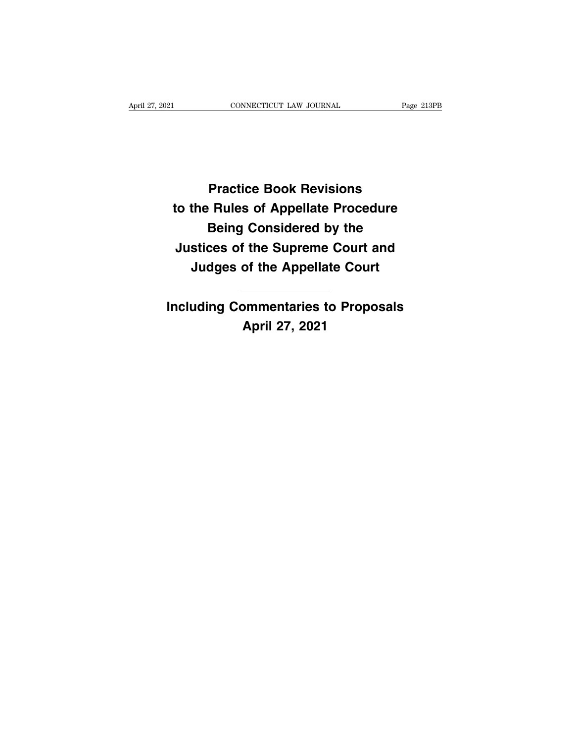# Practice Book Revisions to the Rules of Appellate Procedure Being Considered by the Justices of the Supreme Court and Judges of the Appellate Court

---

## Including Commentaries to Proposals

## April 27, 2021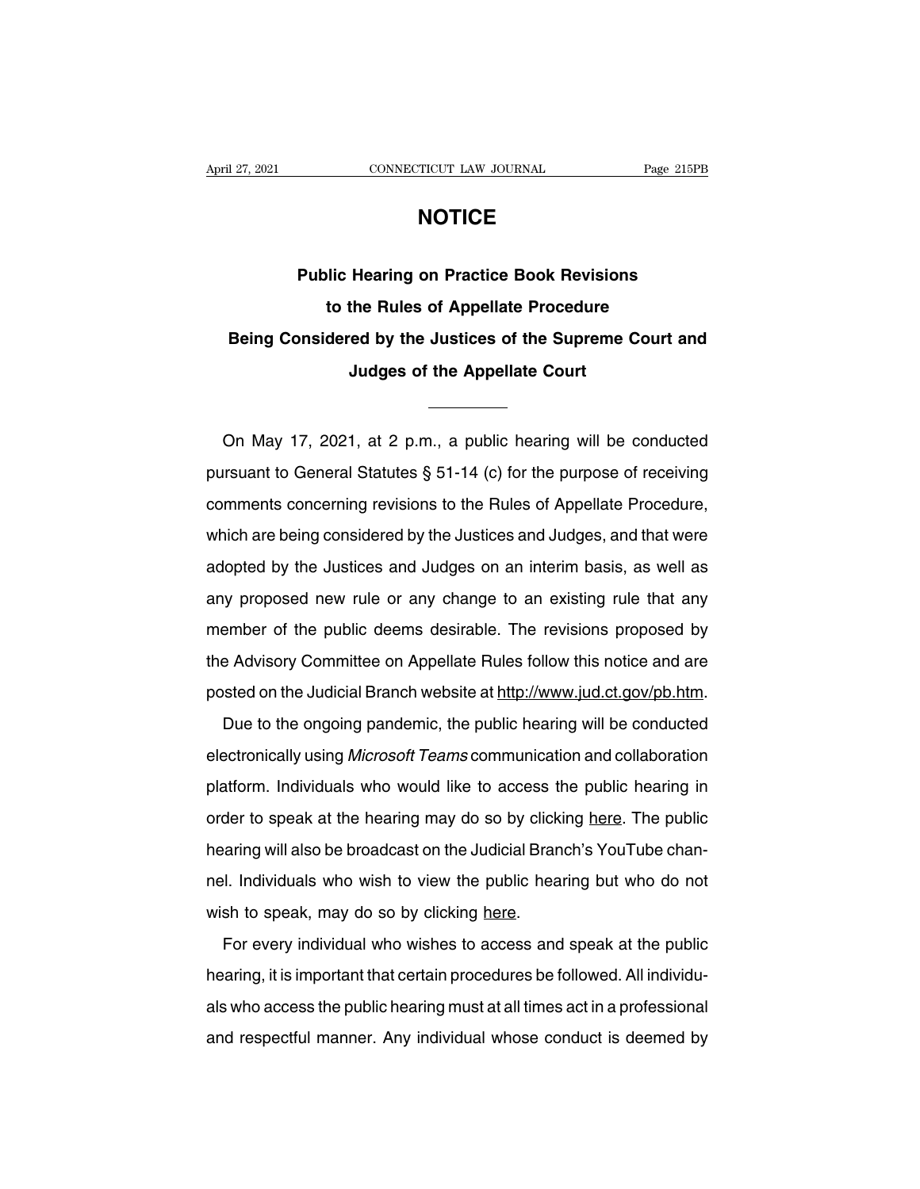# NOTICE

## Public Hearing on Practice Book Revisions to the Rules of Appellate Procedure Being Considered by the Justices of the Supreme Court and Judges of the Appellate Court

On May 17, 2021, at 2 p.m., a public hearing will be conducted pursuant to General Statutes § 51-14 (c) for the purpose of receiving comments concerning revisions to the Rules of Appellate Procedure, which are being considered by the Justices and Judges, and that were adopted by the Justices and Judges on an interim basis, as well as any proposed new rule or any change to an existing rule that any member of the public deems desirable. The revisions proposed by the Advisory Committee on Appellate Rules follow this notice and are posted on the Judicial Branch website at http://www.jud.ct.gov/pb.htm.

Due to the ongoing pandemic, the public hearing will be conducted electronically using *Microsoft Teams* communication and collaboration platform. Individuals who would like to access the public hearing in order to speak at the hearing may do so by clicking here. The public hearing will also be broadcast on the Judicial Branch's YouTube channel. Individuals who wish to view the public hearing but who do not wish to speak, may do so by clicking here.

For every individual who wishes to access and speak at the public hearing, it is important that certain procedures be followed. All individuals who access the public hearing must at all times act in a professional and respectful manner. Any individual whose conduct is deemed by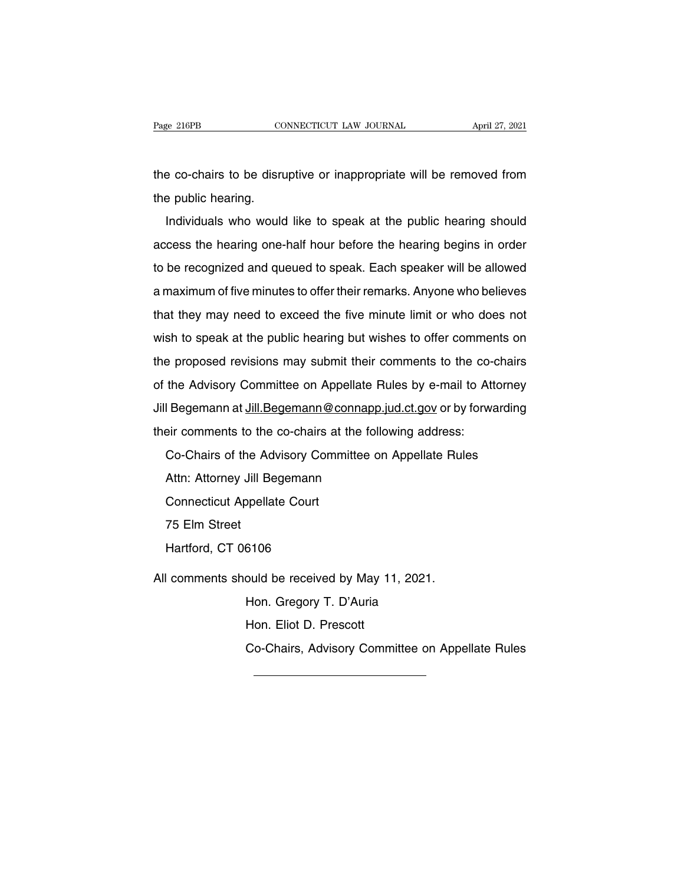the co-chairs to be disruptive or inappropriate will be removed from the public hearing.

Individuals who would like to speak at the public hearing should access the hearing one-half hour before the hearing begins in order to be recognized and queued to speak. Each speaker will be allowed a maximum of five minutes to offer their remarks. Anyone who believes that they may need to exceed the five minute limit or who does not wish to speak at the public hearing but wishes to offer comments on the proposed revisions may submit their comments to the co-chairs of the Advisory Committee on Appellate Rules by e-mail to Attorney Jill Begemann at Jill.Begemann@connapp.jud.ct.gov or by forwarding their comments to the co-chairs at the following address:

Co-Chairs of the Advisory Committee on Appellate Rules
Attn: Attorney Jill Begemann
Connecticut Appellate Court
75 Elm Street
Hartford, CT 06106

All comments should be received by May 11, 2021.

Hon. Gregory T. D'Auria
Hon. Eliot D. Prescott
Co-Chairs, Advisory Committee on Appellate Rules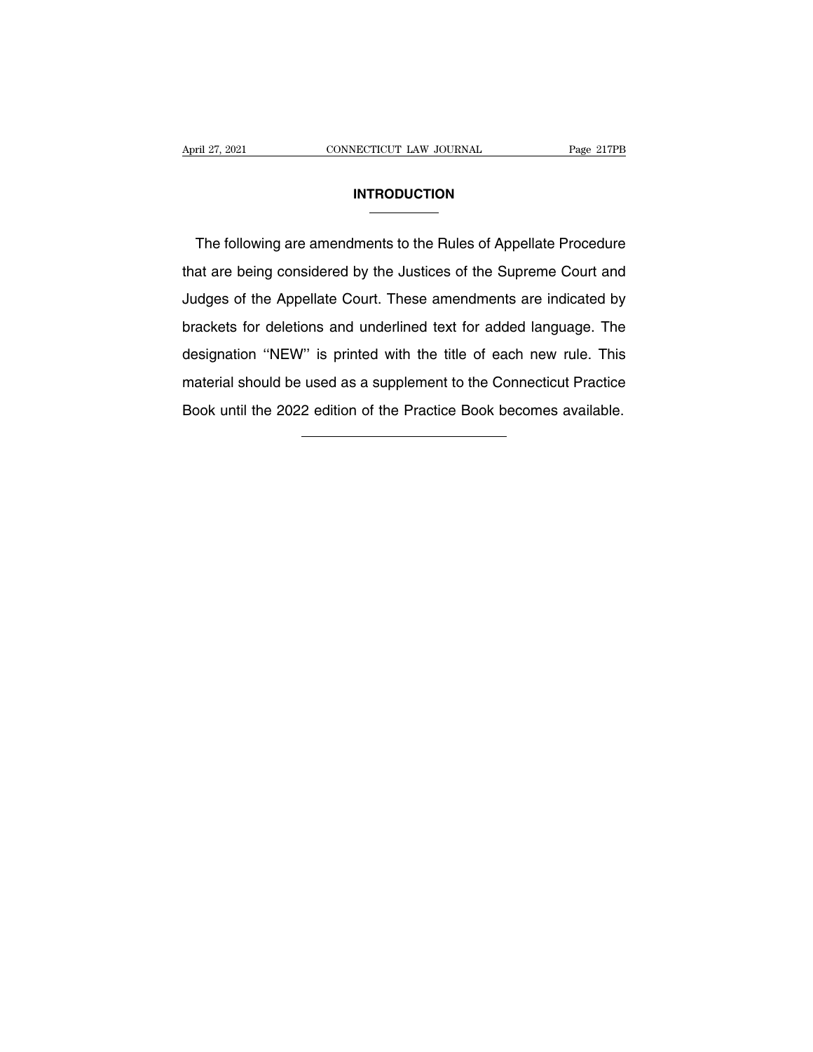# INTRODUCTION

The following are amendments to the Rules of Appellate Procedure that are being considered by the Justices of the Supreme Court and Judges of the Appellate Court. These amendments are indicated by brackets for deletions and underlined text for added language. The designation ''NEW'' is printed with the title of each new rule. This material should be used as a supplement to the Connecticut Practice Book until the 2022 edition of the Practice Book becomes available.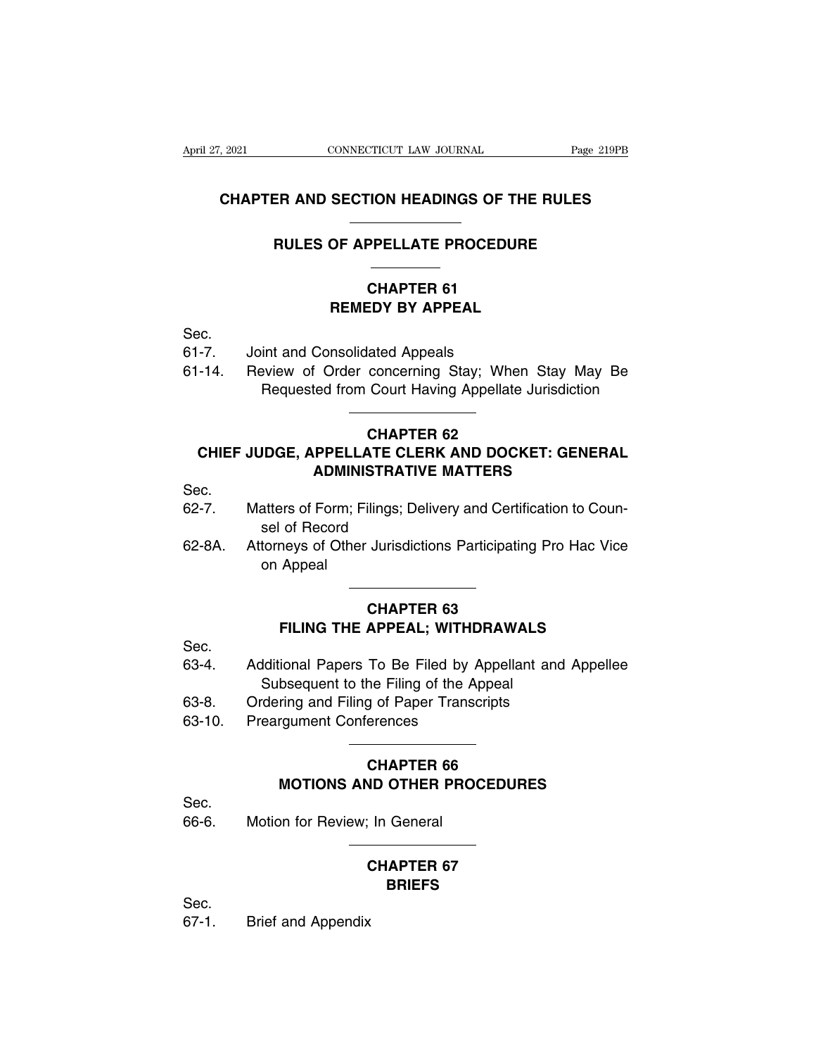# CHAPTER AND SECTION HEADINGS OF THE RULES

## RULES OF APPELLATE PROCEDURE

### CHAPTER 61
### REMEDY BY APPEAL

Sec.
61-7. Joint and Consolidated Appeals
61-14. Review of Order concerning Stay; When Stay May Be Requested from Court Having Appellate Jurisdiction

### CHAPTER 62
### CHIEF JUDGE, APPELLATE CLERK AND DOCKET: GENERAL ADMINISTRATIVE MATTERS

Sec.
62-7. Matters of Form; Filings; Delivery and Certification to Counsel of Record
62-8A. Attorneys of Other Jurisdictions Participating Pro Hac Vice on Appeal

### CHAPTER 63
### FILING THE APPEAL; WITHDRAWALS

Sec.
63-4. Additional Papers To Be Filed by Appellant and Appellee Subsequent to the Filing of the Appeal
63-8. Ordering and Filing of Paper Transcripts
63-10. Preargument Conferences

### CHAPTER 66
### MOTIONS AND OTHER PROCEDURES

Sec.
66-6. Motion for Review; In General

### CHAPTER 67
### BRIEFS

Sec.
67-1. Brief and Appendix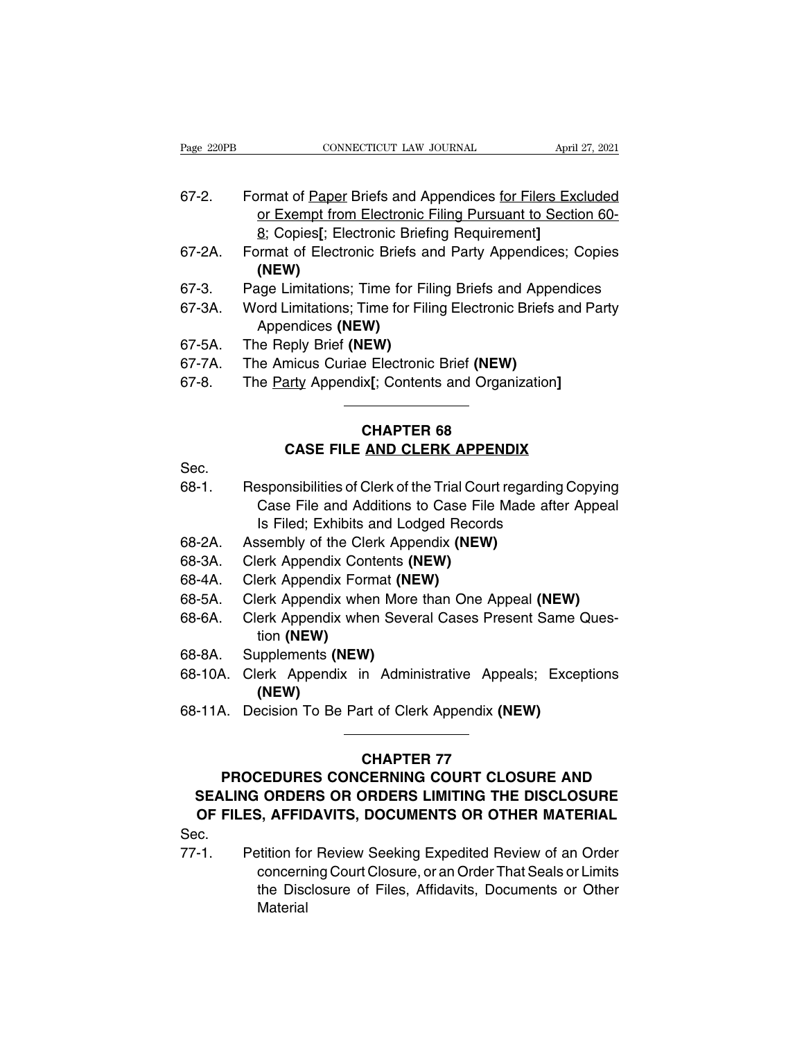67-2. Format of Paper Briefs and Appendices for Filers Excluded or Exempt from Electronic Filing Pursuant to Section 60-8; Copies[; Electronic Briefing Requirement]

67-2A. Format of Electronic Briefs and Party Appendices; Copies **(NEW)**

67-3. Page Limitations; Time for Filing Briefs and Appendices

67-3A. Word Limitations; Time for Filing Electronic Briefs and Party Appendices **(NEW)**

67-5A. The Reply Brief **(NEW)**

67-7A. The Amicus Curiae Electronic Brief **(NEW)**

67-8. The Party Appendix[; Contents and Organization]

---

## CHAPTER 68
## CASE FILE AND CLERK APPENDIX

Sec.

68-1. Responsibilities of Clerk of the Trial Court regarding Copying Case File and Additions to Case File Made after Appeal Is Filed; Exhibits and Lodged Records

68-2A. Assembly of the Clerk Appendix **(NEW)**

68-3A. Clerk Appendix Contents **(NEW)**

68-4A. Clerk Appendix Format **(NEW)**

68-5A. Clerk Appendix when More than One Appeal **(NEW)**

68-6A. Clerk Appendix when Several Cases Present Same Question **(NEW)**

68-8A. Supplements **(NEW)**

68-10A. Clerk Appendix in Administrative Appeals; Exceptions **(NEW)**

68-11A. Decision To Be Part of Clerk Appendix **(NEW)**

---

## CHAPTER 77
## PROCEDURES CONCERNING COURT CLOSURE AND SEALING ORDERS OR ORDERS LIMITING THE DISCLOSURE OF FILES, AFFIDAVITS, DOCUMENTS OR OTHER MATERIAL

Sec.

77-1. Petition for Review Seeking Expedited Review of an Order concerning Court Closure, or an Order That Seals or Limits the Disclosure of Files, Affidavits, Documents or Other Material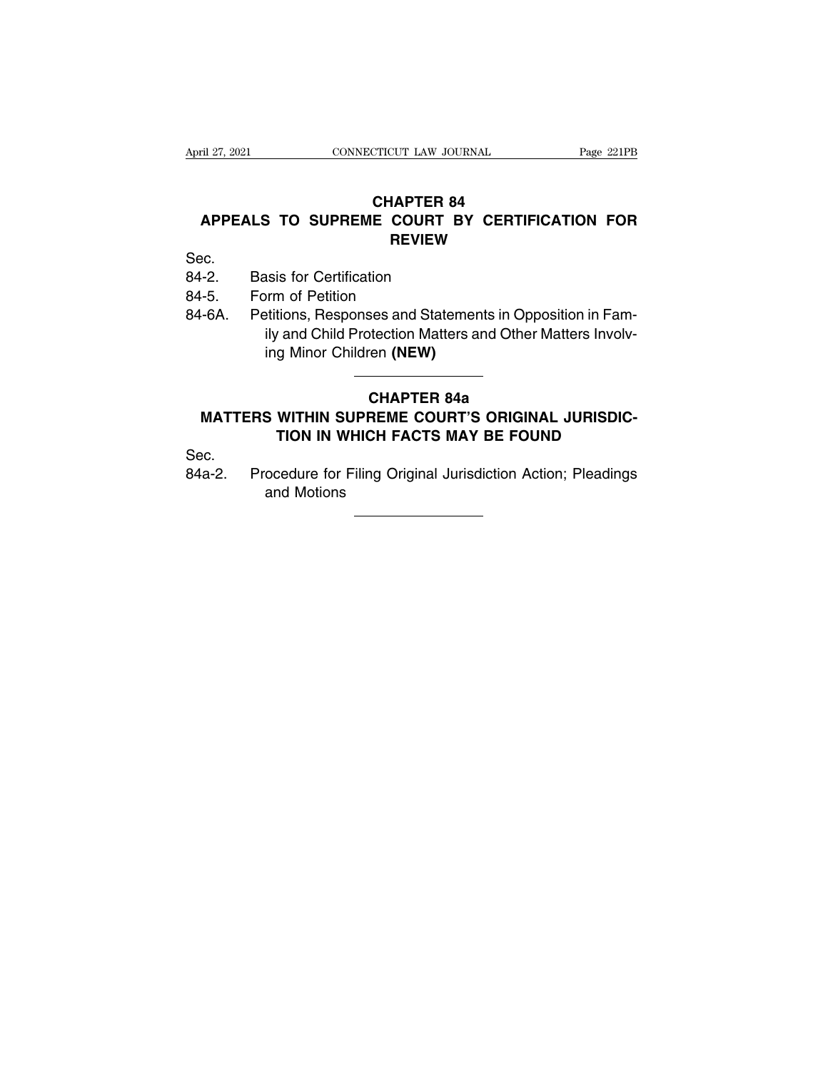## CHAPTER 84
## APPEALS TO SUPREME COURT BY CERTIFICATION FOR REVIEW

Sec.

84-2. Basis for Certification

84-5. Form of Petition

84-6A. Petitions, Responses and Statements in Opposition in Family and Child Protection Matters and Other Matters Involving Minor Children **(NEW)**

---

## CHAPTER 84a
## MATTERS WITHIN SUPREME COURT'S ORIGINAL JURISDICTION IN WHICH FACTS MAY BE FOUND

Sec.

84a-2. Procedure for Filing Original Jurisdiction Action; Pleadings and Motions

---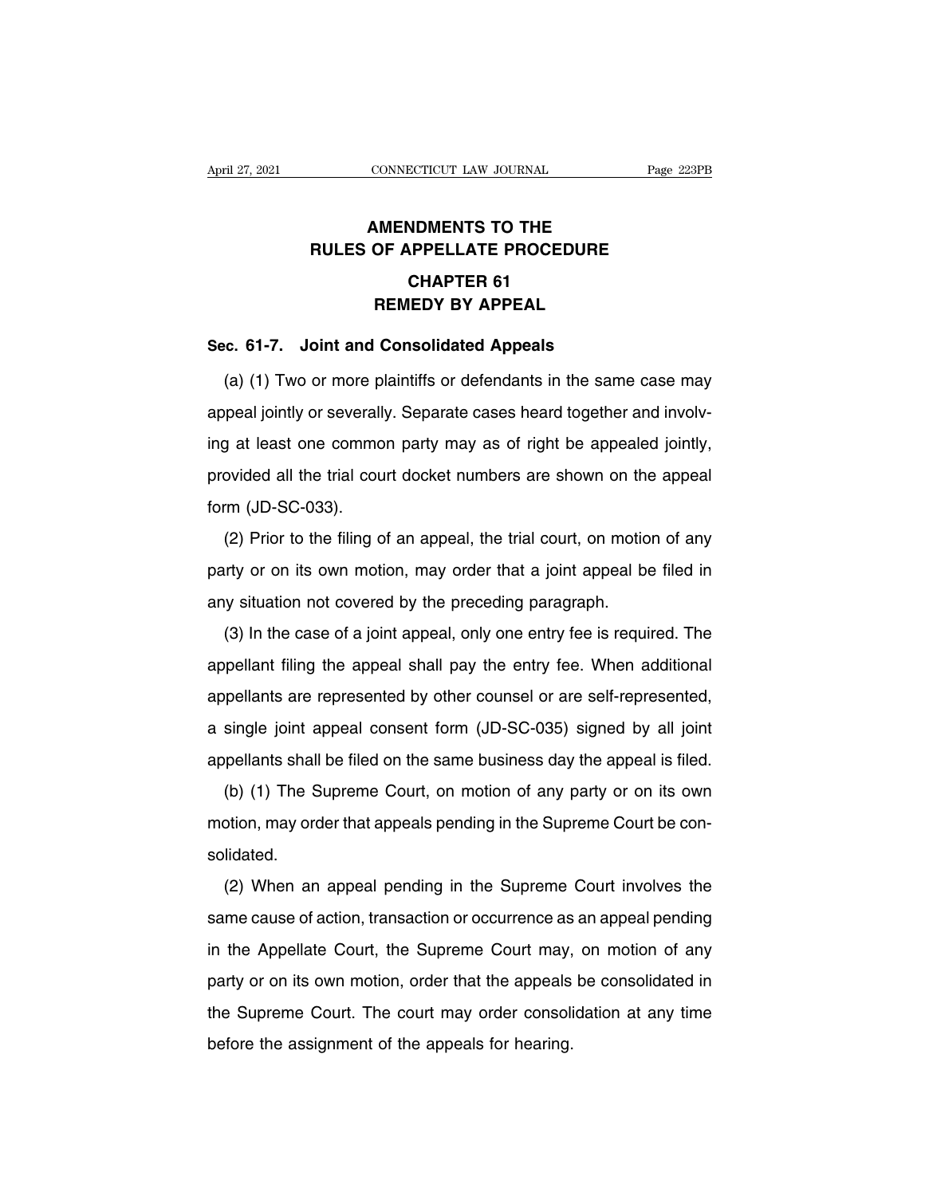# AMENDMENTS TO THE RULES OF APPELLATE PROCEDURE

## CHAPTER 61
## REMEDY BY APPEAL

### Sec. 61-7. Joint and Consolidated Appeals

(a) (1) Two or more plaintiffs or defendants in the same case may appeal jointly or severally. Separate cases heard together and involving at least one common party may as of right be appealed jointly, provided all the trial court docket numbers are shown on the appeal form (JD-SC-033).

(2) Prior to the filing of an appeal, the trial court, on motion of any party or on its own motion, may order that a joint appeal be filed in any situation not covered by the preceding paragraph.

(3) In the case of a joint appeal, only one entry fee is required. The appellant filing the appeal shall pay the entry fee. When additional appellants are represented by other counsel or are self-represented, a single joint appeal consent form (JD-SC-035) signed by all joint appellants shall be filed on the same business day the appeal is filed.

(b) (1) The Supreme Court, on motion of any party or on its own motion, may order that appeals pending in the Supreme Court be consolidated.

(2) When an appeal pending in the Supreme Court involves the same cause of action, transaction or occurrence as an appeal pending in the Appellate Court, the Supreme Court may, on motion of any party or on its own motion, order that the appeals be consolidated in the Supreme Court. The court may order consolidation at any time before the assignment of the appeals for hearing.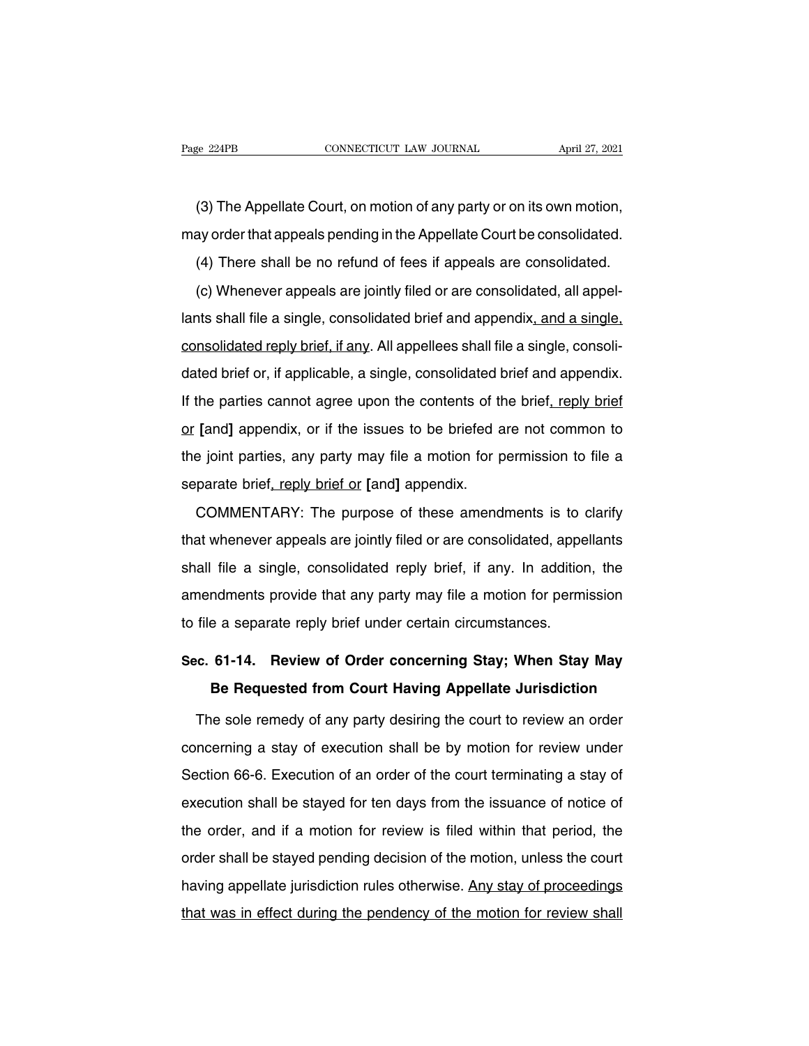(3) The Appellate Court, on motion of any party or on its own motion, may order that appeals pending in the Appellate Court be consolidated.

(4) There shall be no refund of fees if appeals are consolidated.

(c) Whenever appeals are jointly filed or are consolidated, all appellants shall file a single, consolidated brief and appendix, and a single, consolidated reply brief, if any. All appellees shall file a single, consolidated brief or, if applicable, a single, consolidated brief and appendix. If the parties cannot agree upon the contents of the brief, reply brief or [and] appendix, or if the issues to be briefed are not common to the joint parties, any party may file a motion for permission to file a separate brief, reply brief or [and] appendix.

COMMENTARY: The purpose of these amendments is to clarify that whenever appeals are jointly filed or are consolidated, appellants shall file a single, consolidated reply brief, if any. In addition, the amendments provide that any party may file a motion for permission to file a separate reply brief under certain circumstances.

## Sec. 61-14. Review of Order concerning Stay; When Stay May Be Requested from Court Having Appellate Jurisdiction

The sole remedy of any party desiring the court to review an order concerning a stay of execution shall be by motion for review under Section 66-6. Execution of an order of the court terminating a stay of execution shall be stayed for ten days from the issuance of notice of the order, and if a motion for review is filed within that period, the order shall be stayed pending decision of the motion, unless the court having appellate jurisdiction rules otherwise. Any stay of proceedings that was in effect during the pendency of the motion for review shall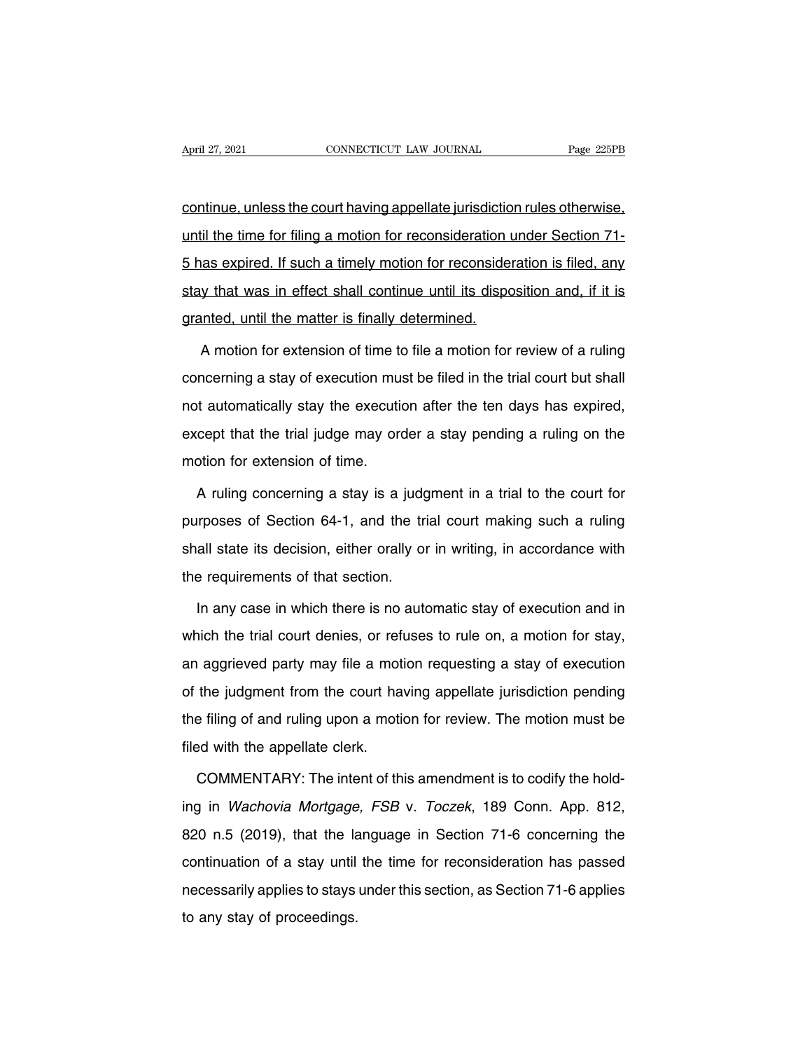continue, unless the court having appellate jurisdiction rules otherwise, until the time for filing a motion for reconsideration under Section 71-5 has expired. If such a timely motion for reconsideration is filed, any stay that was in effect shall continue until its disposition and, if it is granted, until the matter is finally determined.

A motion for extension of time to file a motion for review of a ruling concerning a stay of execution must be filed in the trial court but shall not automatically stay the execution after the ten days has expired, except that the trial judge may order a stay pending a ruling on the motion for extension of time.

A ruling concerning a stay is a judgment in a trial to the court for purposes of Section 64-1, and the trial court making such a ruling shall state its decision, either orally or in writing, in accordance with the requirements of that section.

In any case in which there is no automatic stay of execution and in which the trial court denies, or refuses to rule on, a motion for stay, an aggrieved party may file a motion requesting a stay of execution of the judgment from the court having appellate jurisdiction pending the filing of and ruling upon a motion for review. The motion must be filed with the appellate clerk.

COMMENTARY: The intent of this amendment is to codify the holding in *Wachovia Mortgage, FSB* v. *Toczek*, 189 Conn. App. 812, 820 n.5 (2019), that the language in Section 71-6 concerning the continuation of a stay until the time for reconsideration has passed necessarily applies to stays under this section, as Section 71-6 applies to any stay of proceedings.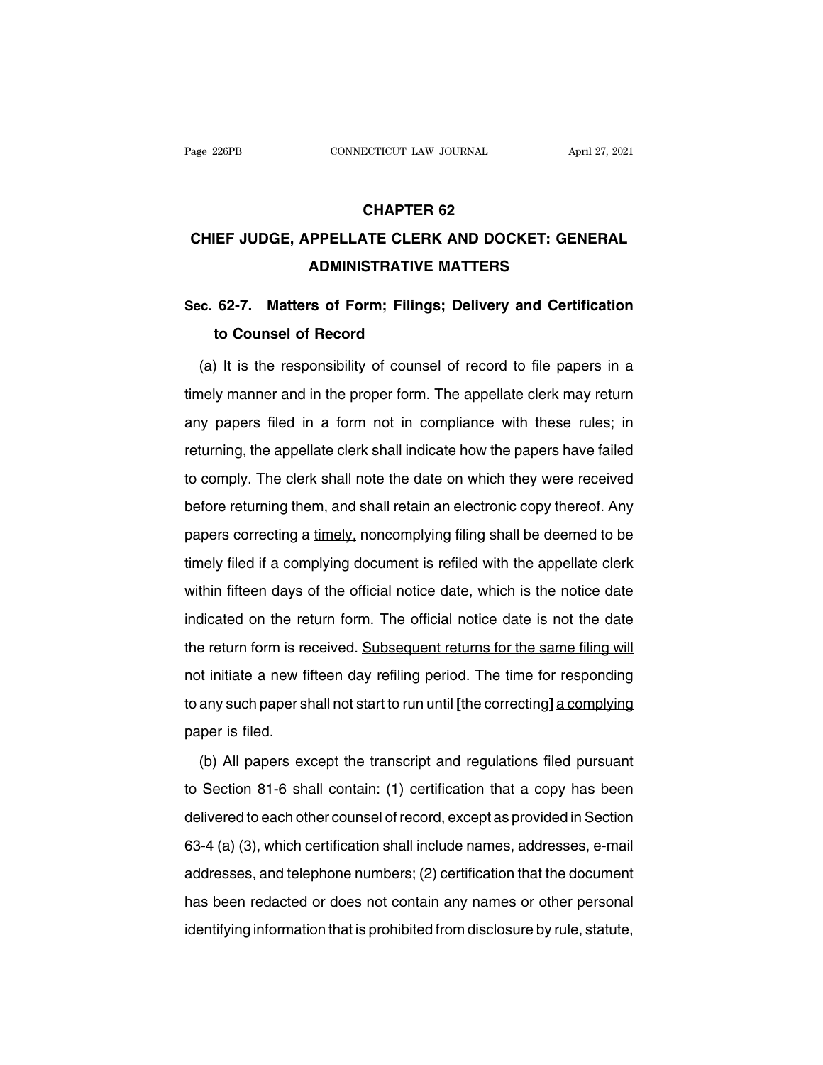# CHAPTER 62

# CHIEF JUDGE, APPELLATE CLERK AND DOCKET: GENERAL ADMINISTRATIVE MATTERS

## Sec. 62-7. Matters of Form; Filings; Delivery and Certification to Counsel of Record

(a) It is the responsibility of counsel of record to file papers in a timely manner and in the proper form. The appellate clerk may return any papers filed in a form not in compliance with these rules; in returning, the appellate clerk shall indicate how the papers have failed to comply. The clerk shall note the date on which they were received before returning them, and shall retain an electronic copy thereof. Any papers correcting a <u>timely,</u> noncomplying filing shall be deemed to be timely filed if a complying document is refiled with the appellate clerk within fifteen days of the official notice date, which is the notice date indicated on the return form. The official notice date is not the date the return form is received. <u>Subsequent returns for the same filing will not initiate a new fifteen day refiling period.</u> The time for responding to any such paper shall not start to run until **[**the correcting**]** <u>a complying</u> paper is filed.

(b) All papers except the transcript and regulations filed pursuant to Section 81-6 shall contain: (1) certification that a copy has been delivered to each other counsel of record, except as provided in Section 63-4 (a) (3), which certification shall include names, addresses, e-mail addresses, and telephone numbers; (2) certification that the document has been redacted or does not contain any names or other personal identifying information that is prohibited from disclosure by rule, statute,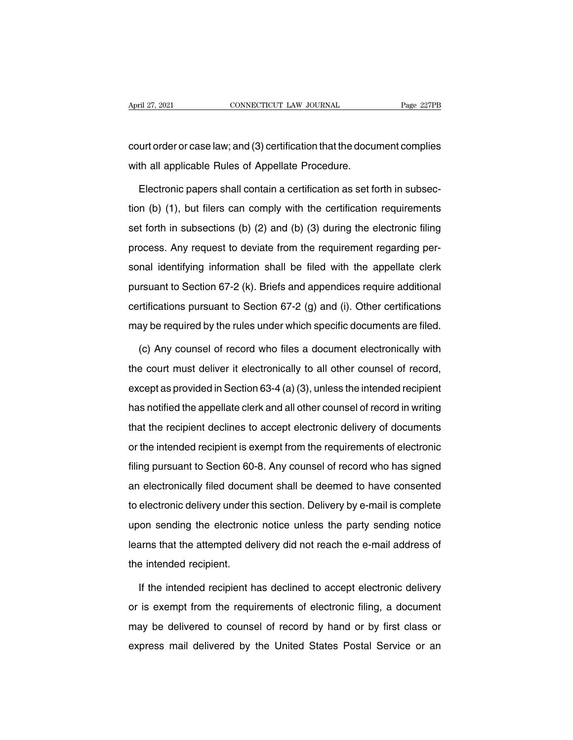court order or case law; and (3) certification that the document complies with all applicable Rules of Appellate Procedure.

Electronic papers shall contain a certification as set forth in subsection (b) (1), but filers can comply with the certification requirements set forth in subsections (b) (2) and (b) (3) during the electronic filing process. Any request to deviate from the requirement regarding personal identifying information shall be filed with the appellate clerk pursuant to Section 67-2 (k). Briefs and appendices require additional certifications pursuant to Section 67-2 (g) and (i). Other certifications may be required by the rules under which specific documents are filed.

(c) Any counsel of record who files a document electronically with the court must deliver it electronically to all other counsel of record, except as provided in Section 63-4 (a) (3), unless the intended recipient has notified the appellate clerk and all other counsel of record in writing that the recipient declines to accept electronic delivery of documents or the intended recipient is exempt from the requirements of electronic filing pursuant to Section 60-8. Any counsel of record who has signed an electronically filed document shall be deemed to have consented to electronic delivery under this section. Delivery by e-mail is complete upon sending the electronic notice unless the party sending notice learns that the attempted delivery did not reach the e-mail address of the intended recipient.

If the intended recipient has declined to accept electronic delivery or is exempt from the requirements of electronic filing, a document may be delivered to counsel of record by hand or by first class or express mail delivered by the United States Postal Service or an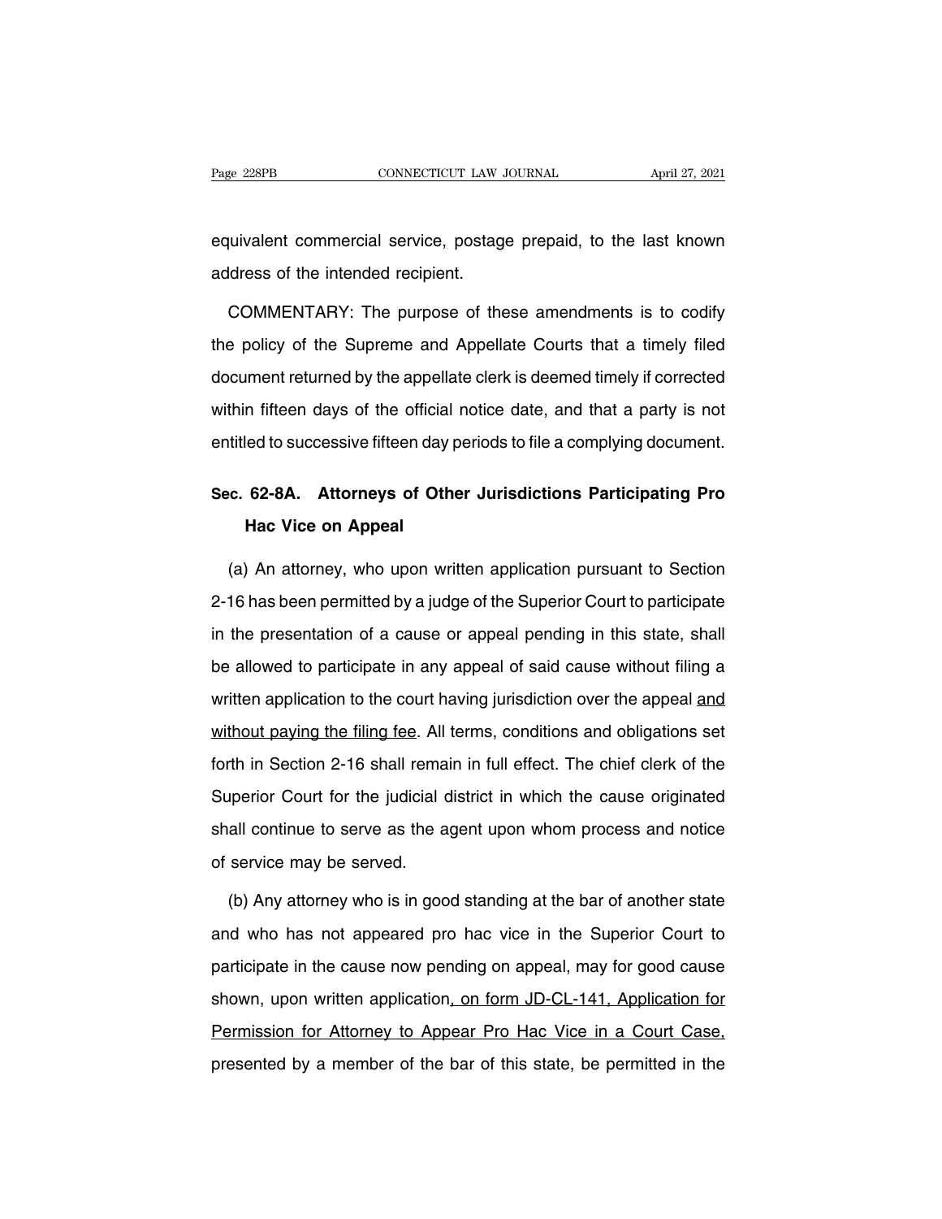equivalent commercial service, postage prepaid, to the last known address of the intended recipient.

COMMENTARY: The purpose of these amendments is to codify the policy of the Supreme and Appellate Courts that a timely filed document returned by the appellate clerk is deemed timely if corrected within fifteen days of the official notice date, and that a party is not entitled to successive fifteen day periods to file a complying document.

### Sec. 62-8A. Attorneys of Other Jurisdictions Participating Pro Hac Vice on Appeal

(a) An attorney, who upon written application pursuant to Section 2-16 has been permitted by a judge of the Superior Court to participate in the presentation of a cause or appeal pending in this state, shall be allowed to participate in any appeal of said cause without filing a written application to the court having jurisdiction over the appeal <u>and without paying the filing fee</u>. All terms, conditions and obligations set forth in Section 2-16 shall remain in full effect. The chief clerk of the Superior Court for the judicial district in which the cause originated shall continue to serve as the agent upon whom process and notice of service may be served.

(b) Any attorney who is in good standing at the bar of another state and who has not appeared pro hac vice in the Superior Court to participate in the cause now pending on appeal, may for good cause shown, upon written application<u>, on form JD-CL-141, Application for Permission for Attorney to Appear Pro Hac Vice in a Court Case,</u> presented by a member of the bar of this state, be permitted in the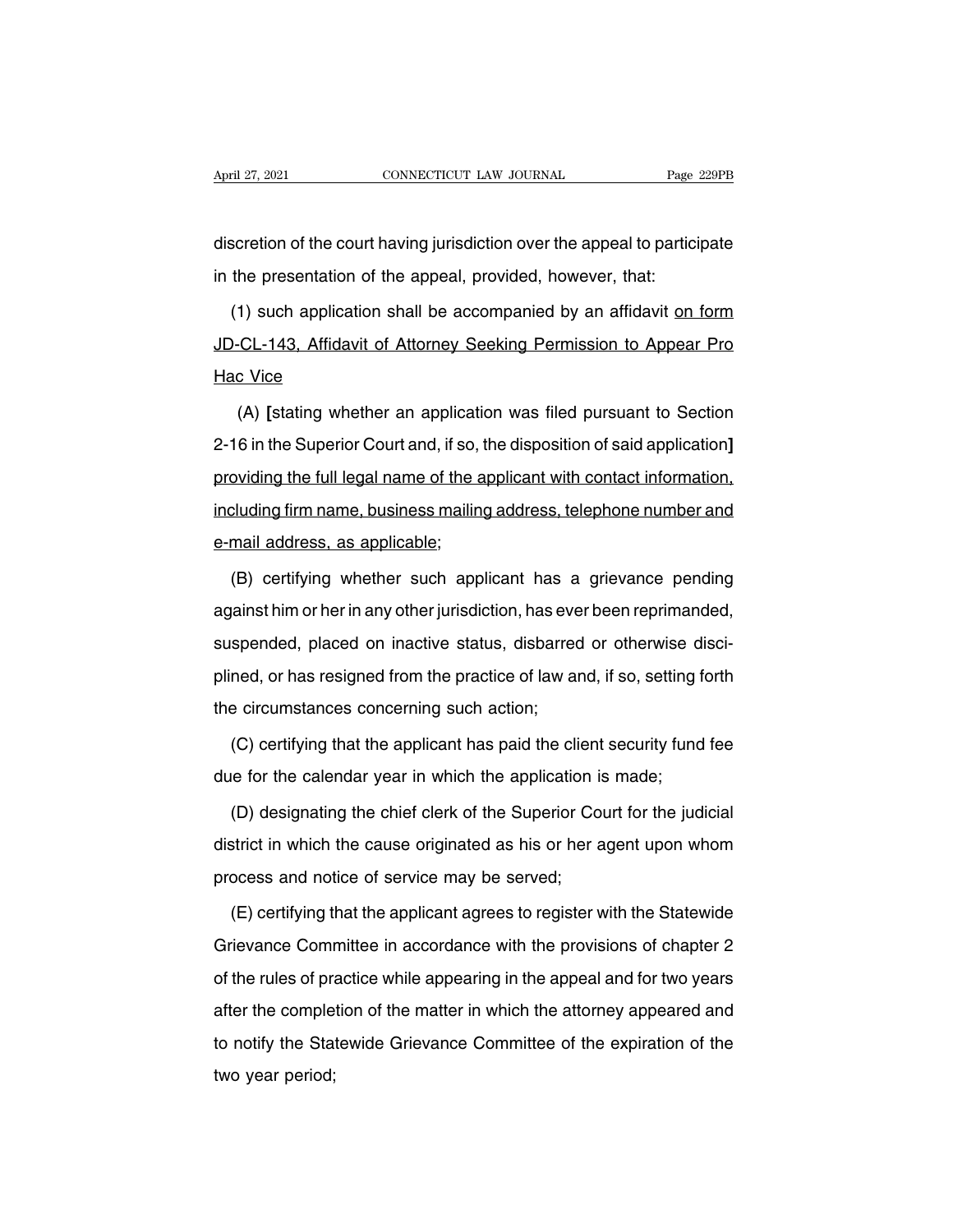discretion of the court having jurisdiction over the appeal to participate in the presentation of the appeal, provided, however, that:

(1) such application shall be accompanied by an affidavit <u>on form JD-CL-143, Affidavit of Attorney Seeking Permission to Appear Pro Hac Vice</u>

(A) **[**stating whether an application was filed pursuant to Section 2-16 in the Superior Court and, if so, the disposition of said application**]** <u>providing the full legal name of the applicant with contact information, including firm name, business mailing address, telephone number and e-mail address, as applicable</u>;

(B) certifying whether such applicant has a grievance pending against him or her in any other jurisdiction, has ever been reprimanded, suspended, placed on inactive status, disbarred or otherwise disciplined, or has resigned from the practice of law and, if so, setting forth the circumstances concerning such action;

(C) certifying that the applicant has paid the client security fund fee due for the calendar year in which the application is made;

(D) designating the chief clerk of the Superior Court for the judicial district in which the cause originated as his or her agent upon whom process and notice of service may be served;

(E) certifying that the applicant agrees to register with the Statewide Grievance Committee in accordance with the provisions of chapter 2 of the rules of practice while appearing in the appeal and for two years after the completion of the matter in which the attorney appeared and to notify the Statewide Grievance Committee of the expiration of the two year period;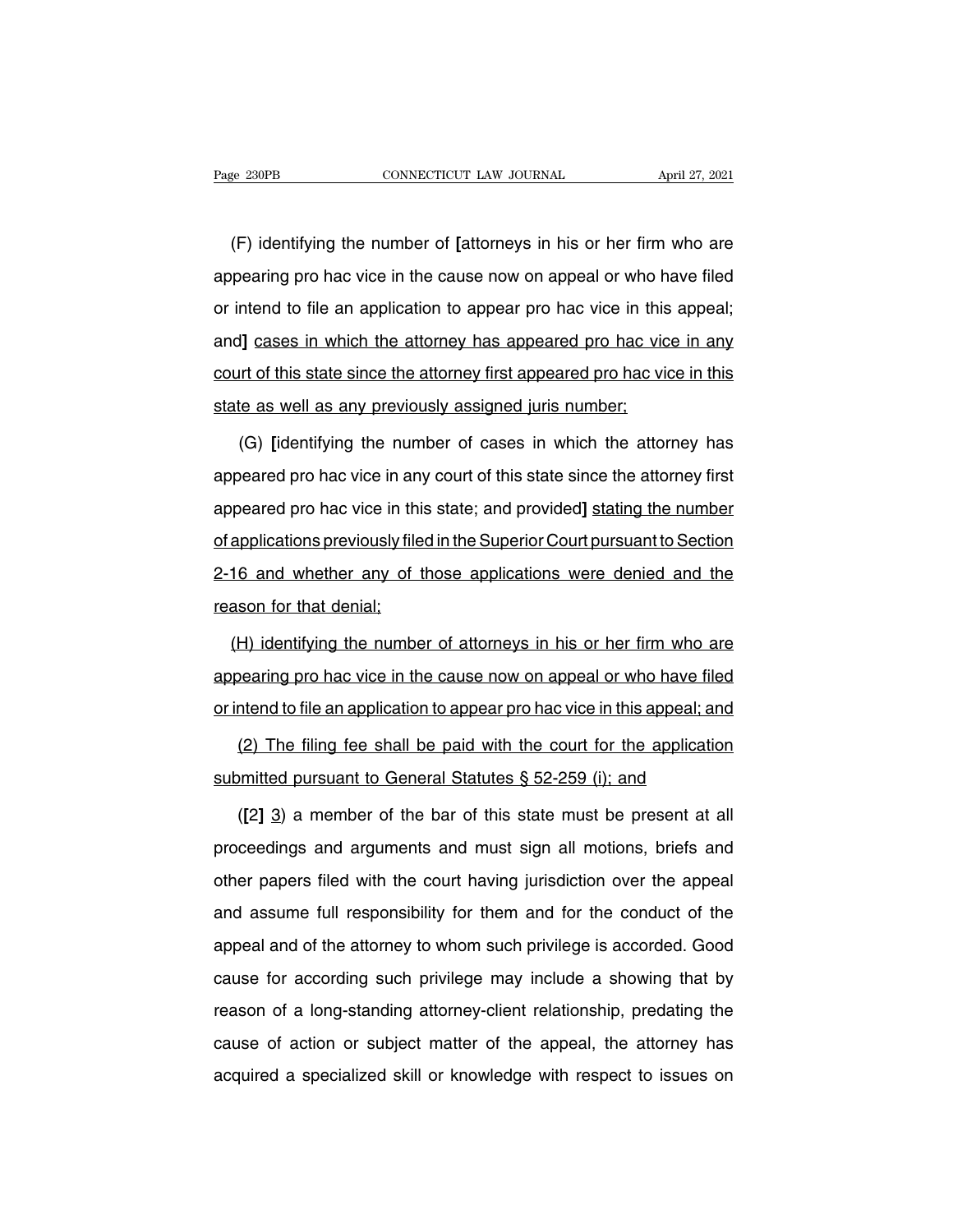(F) identifying the number of **[**attorneys in his or her firm who are appearing pro hac vice in the cause now on appeal or who have filed or intend to file an application to appear pro hac vice in this appeal; and**]** <u>cases in which the attorney has appeared pro hac vice in any court of this state since the attorney first appeared pro hac vice in this state as well as any previously assigned juris number;</u>

(G) **[**identifying the number of cases in which the attorney has appeared pro hac vice in any court of this state since the attorney first appeared pro hac vice in this state; and provided**]** <u>stating the number of applications previously filed in the Superior Court pursuant to Section 2-16 and whether any of those applications were denied and the reason for that denial;</u>

<u>(H) identifying the number of attorneys in his or her firm who are appearing pro hac vice in the cause now on appeal or who have filed or intend to file an application to appear pro hac vice in this appeal; and</u>

<u>(2) The filing fee shall be paid with the court for the application submitted pursuant to General Statutes § 52-259 (i); and</u>

(**[**2**]** <u>3</u>) a member of the bar of this state must be present at all proceedings and arguments and must sign all motions, briefs and other papers filed with the court having jurisdiction over the appeal and assume full responsibility for them and for the conduct of the appeal and of the attorney to whom such privilege is accorded. Good cause for according such privilege may include a showing that by reason of a long-standing attorney-client relationship, predating the cause of action or subject matter of the appeal, the attorney has acquired a specialized skill or knowledge with respect to issues on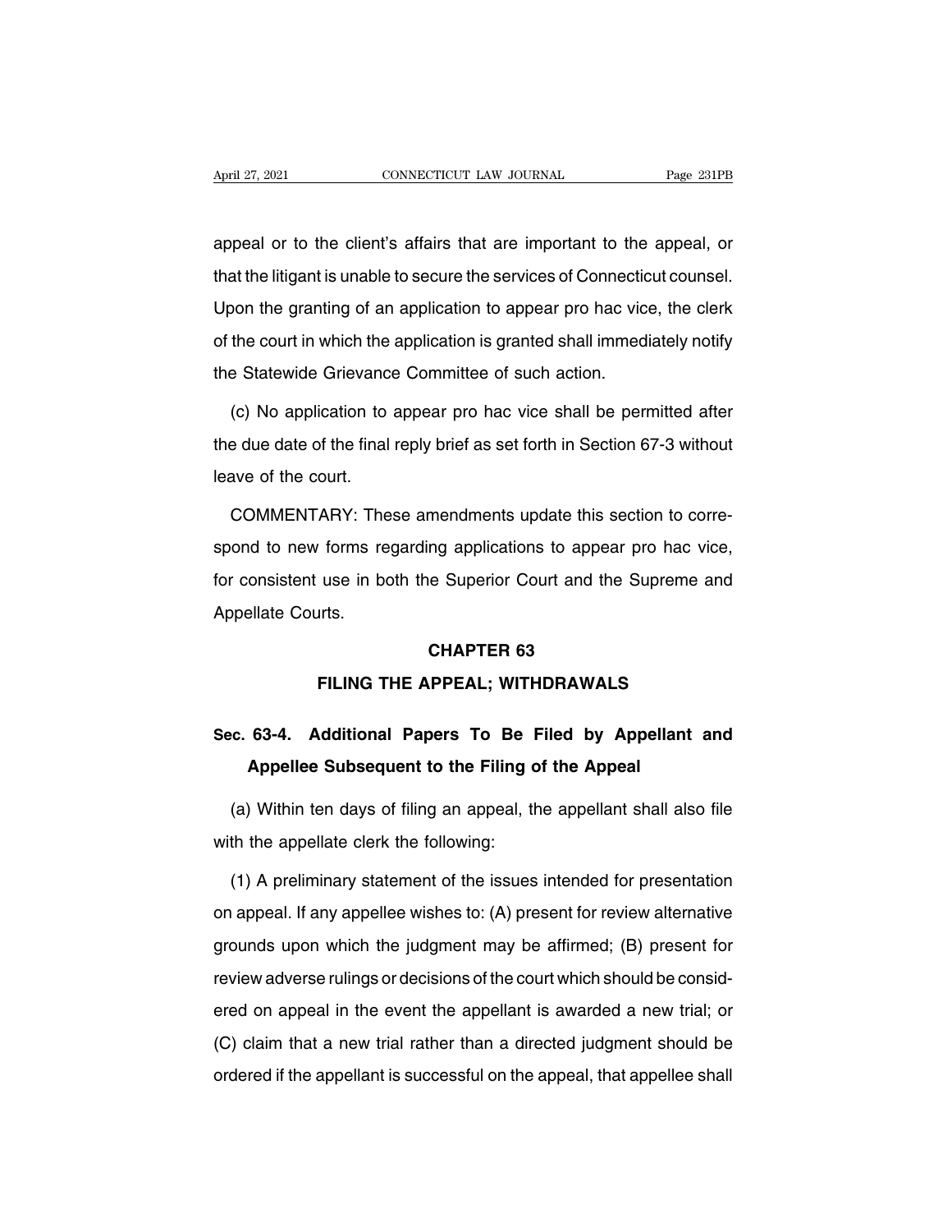appeal or to the client's affairs that are important to the appeal, or that the litigant is unable to secure the services of Connecticut counsel. Upon the granting of an application to appear pro hac vice, the clerk of the court in which the application is granted shall immediately notify the Statewide Grievance Committee of such action.

(c) No application to appear pro hac vice shall be permitted after the due date of the final reply brief as set forth in Section 67-3 without leave of the court.

COMMENTARY: These amendments update this section to correspond to new forms regarding applications to appear pro hac vice, for consistent use in both the Superior Court and the Supreme and Appellate Courts.

## CHAPTER 63

## FILING THE APPEAL; WITHDRAWALS

### Sec. 63-4. Additional Papers To Be Filed by Appellant and Appellee Subsequent to the Filing of the Appeal

(a) Within ten days of filing an appeal, the appellant shall also file with the appellate clerk the following:

(1) A preliminary statement of the issues intended for presentation on appeal. If any appellee wishes to: (A) present for review alternative grounds upon which the judgment may be affirmed; (B) present for review adverse rulings or decisions of the court which should be considered on appeal in the event the appellant is awarded a new trial; or (C) claim that a new trial rather than a directed judgment should be ordered if the appellant is successful on the appeal, that appellee shall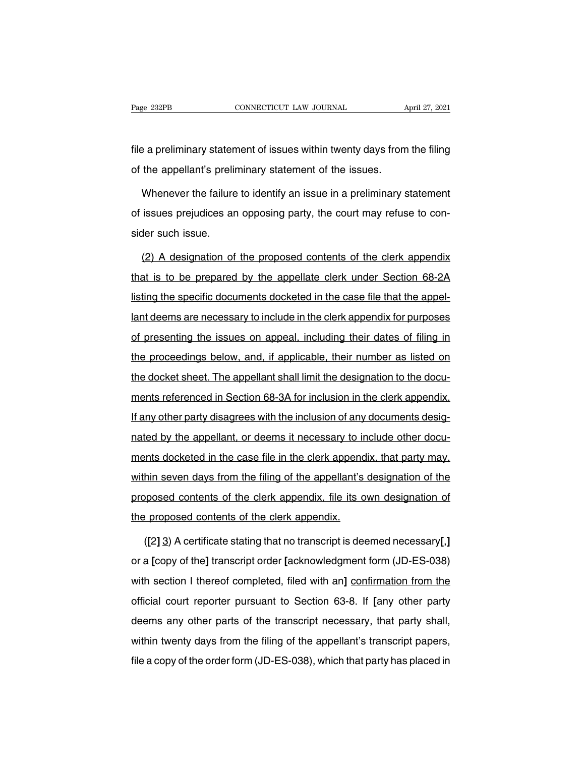file a preliminary statement of issues within twenty days from the filing of the appellant's preliminary statement of the issues.

Whenever the failure to identify an issue in a preliminary statement of issues prejudices an opposing party, the court may refuse to consider such issue.

<u>(2) A designation of the proposed contents of the clerk appendix that is to be prepared by the appellate clerk under Section 68-2A listing the specific documents docketed in the case file that the appellant deems are necessary to include in the clerk appendix for purposes of presenting the issues on appeal, including their dates of filing in the proceedings below, and, if applicable, their number as listed on the docket sheet. The appellant shall limit the designation to the documents referenced in Section 68-3A for inclusion in the clerk appendix. If any other party disagrees with the inclusion of any documents designated by the appellant, or deems it necessary to include other documents docketed in the case file in the clerk appendix, that party may, within seven days from the filing of the appellant's designation of the proposed contents of the clerk appendix, file its own designation of the proposed contents of the clerk appendix.</u>

(**[**2**]** <u>3</u>) A certificate stating that no transcript is deemed necessary**[**,**]** or a **[**copy of the**]** transcript order **[**acknowledgment form (JD-ES-038) with section I thereof completed, filed with an**]** <u>confirmation from the official court reporter pursuant to Section 63-8</u>. If **[**any other party deems any other parts of the transcript necessary, that party shall, within twenty days from the filing of the appellant's transcript papers, file a copy of the order form (JD-ES-038), which that party has placed in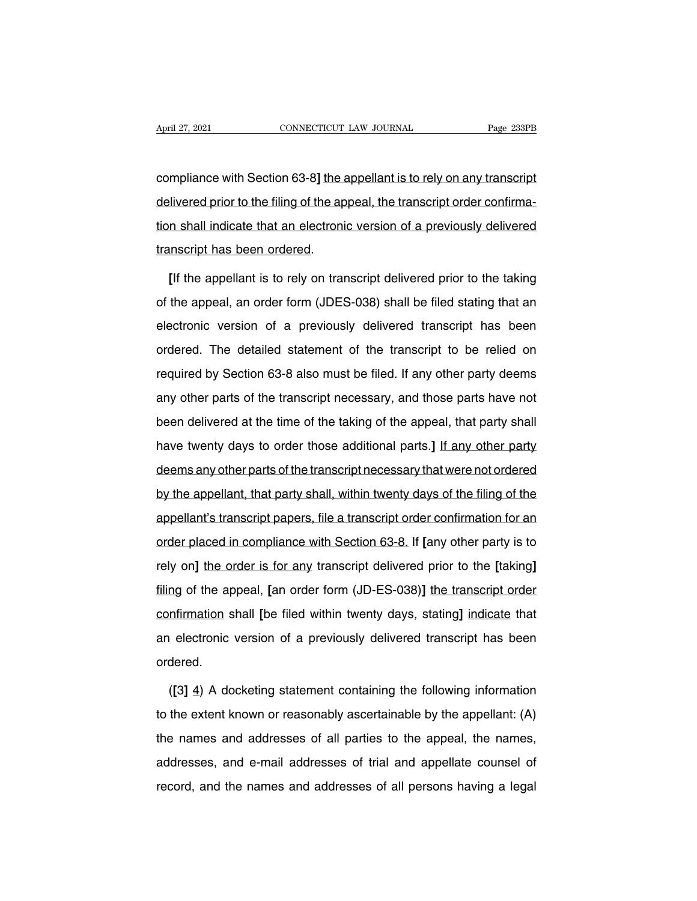compliance with Section 63-8] <u>the appellant is to rely on any transcript delivered prior to the filing of the appeal, the transcript order confirmation shall indicate that an electronic version of a previously delivered transcript has been ordered</u>.

**[**If the appellant is to rely on transcript delivered prior to the taking of the appeal, an order form (JDES-038) shall be filed stating that an electronic version of a previously delivered transcript has been ordered. The detailed statement of the transcript to be relied on required by Section 63-8 also must be filed. If any other party deems any other parts of the transcript necessary, and those parts have not been delivered at the time of the taking of the appeal, that party shall have twenty days to order those additional parts.**]** <u>If any other party deems any other parts of the transcript necessary that were not ordered by the appellant, that party shall, within twenty days of the filing of the appellant's transcript papers, file a transcript order confirmation for an order placed in compliance with Section 63-8.</u> If **[**any other party is to rely on**]** <u>the order is for any</u> transcript delivered prior to the **[**taking**]** <u>filing</u> of the appeal, **[**an order form (JD-ES-038)**]** <u>the transcript order confirmation</u> shall **[**be filed within twenty days, stating**]** <u>indicate</u> that an electronic version of a previously delivered transcript has been ordered.

(**[**3**]** <u>4</u>) A docketing statement containing the following information to the extent known or reasonably ascertainable by the appellant: (A) the names and addresses of all parties to the appeal, the names, addresses, and e-mail addresses of trial and appellate counsel of record, and the names and addresses of all persons having a legal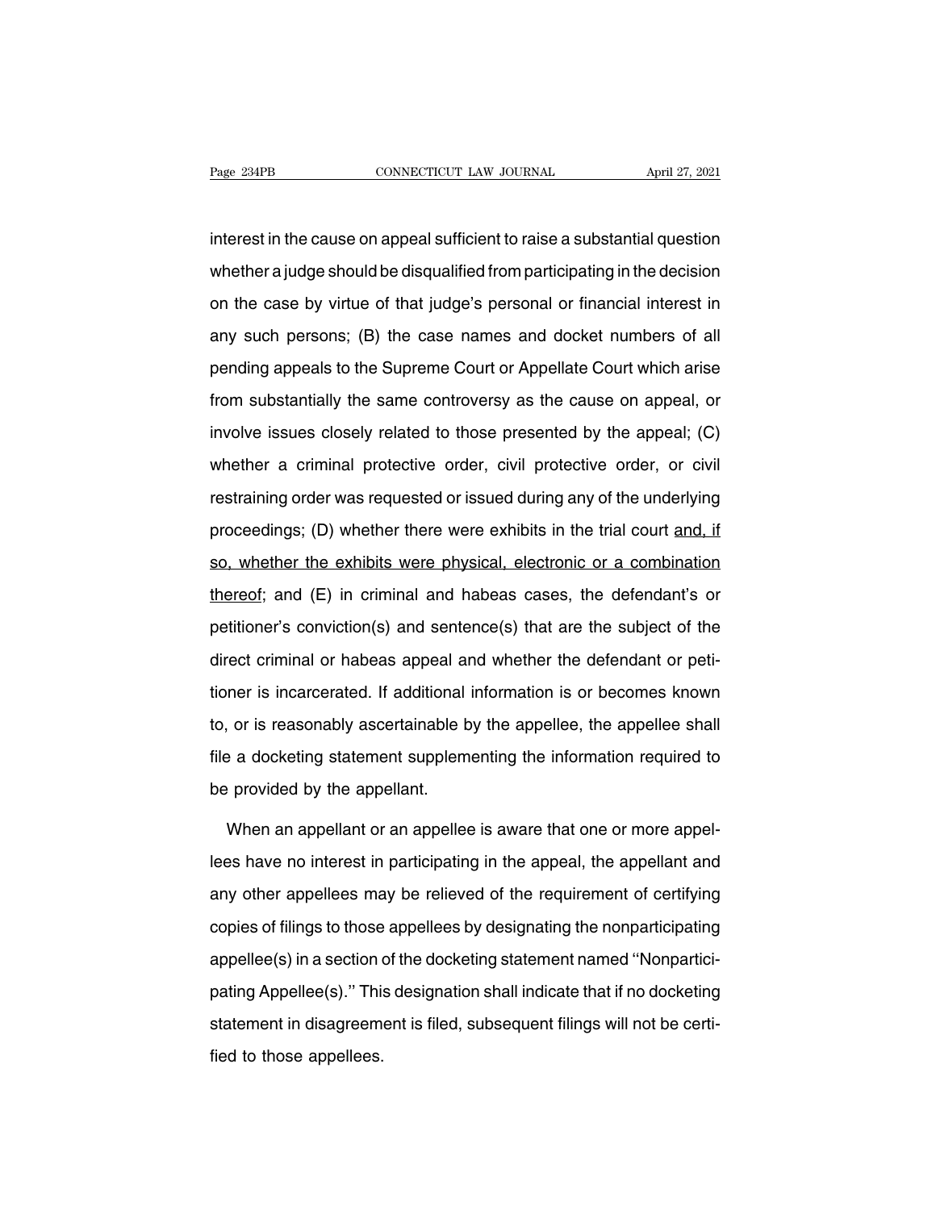interest in the cause on appeal sufficient to raise a substantial question whether a judge should be disqualified from participating in the decision on the case by virtue of that judge's personal or financial interest in any such persons; (B) the case names and docket numbers of all pending appeals to the Supreme Court or Appellate Court which arise from substantially the same controversy as the cause on appeal, or involve issues closely related to those presented by the appeal; (C) whether a criminal protective order, civil protective order, or civil restraining order was requested or issued during any of the underlying proceedings; (D) whether there were exhibits in the trial court <u>and, if so, whether the exhibits were physical, electronic or a combination thereof</u>; and (E) in criminal and habeas cases, the defendant's or petitioner's conviction(s) and sentence(s) that are the subject of the direct criminal or habeas appeal and whether the defendant or petitioner is incarcerated. If additional information is or becomes known to, or is reasonably ascertainable by the appellee, the appellee shall file a docketing statement supplementing the information required to be provided by the appellant.

When an appellant or an appellee is aware that one or more appellees have no interest in participating in the appeal, the appellant and any other appellees may be relieved of the requirement of certifying copies of filings to those appellees by designating the nonparticipating appellee(s) in a section of the docketing statement named ''Nonparticipating Appellee(s).'' This designation shall indicate that if no docketing statement in disagreement is filed, subsequent filings will not be certified to those appellees.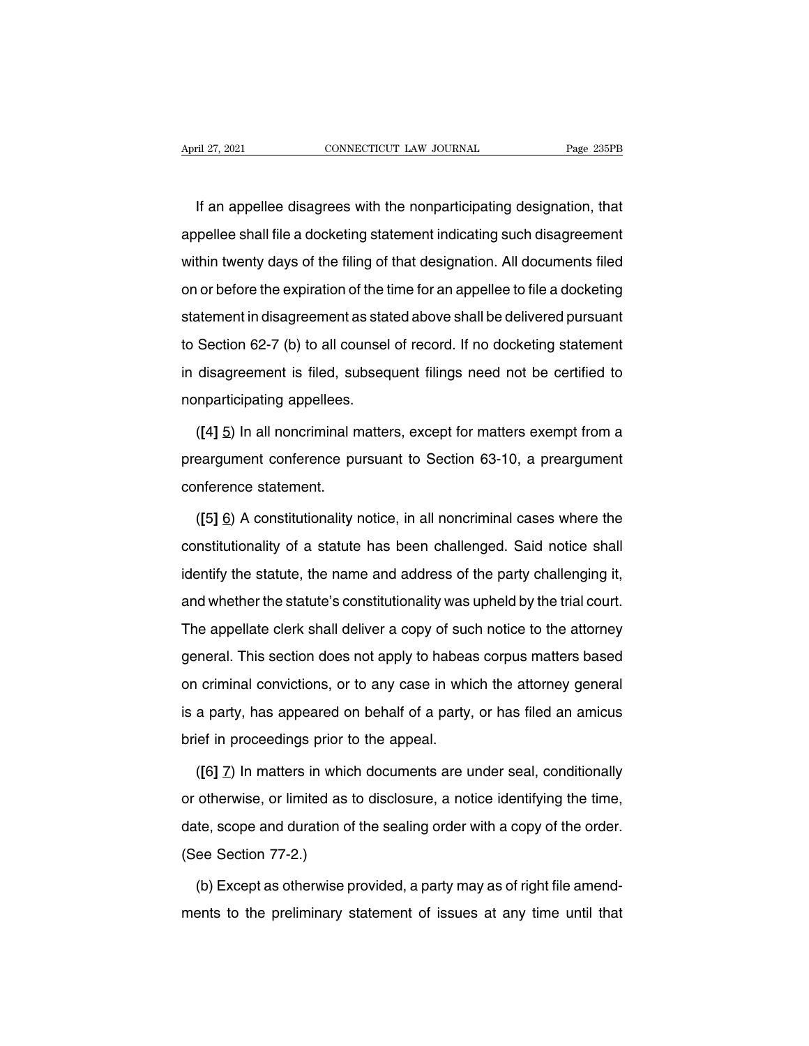If an appellee disagrees with the nonparticipating designation, that appellee shall file a docketing statement indicating such disagreement within twenty days of the filing of that designation. All documents filed on or before the expiration of the time for an appellee to file a docketing statement in disagreement as stated above shall be delivered pursuant to Section 62-7 (b) to all counsel of record. If no docketing statement in disagreement is filed, subsequent filings need not be certified to nonparticipating appellees.

([4] 5) In all noncriminal matters, except for matters exempt from a preargument conference pursuant to Section 63-10, a preargument conference statement.

([5] 6) A constitutionality notice, in all noncriminal cases where the constitutionality of a statute has been challenged. Said notice shall identify the statute, the name and address of the party challenging it, and whether the statute's constitutionality was upheld by the trial court. The appellate clerk shall deliver a copy of such notice to the attorney general. This section does not apply to habeas corpus matters based on criminal convictions, or to any case in which the attorney general is a party, has appeared on behalf of a party, or has filed an amicus brief in proceedings prior to the appeal.

([6] 7) In matters in which documents are under seal, conditionally or otherwise, or limited as to disclosure, a notice identifying the time, date, scope and duration of the sealing order with a copy of the order. (See Section 77-2.)

(b) Except as otherwise provided, a party may as of right file amendments to the preliminary statement of issues at any time until that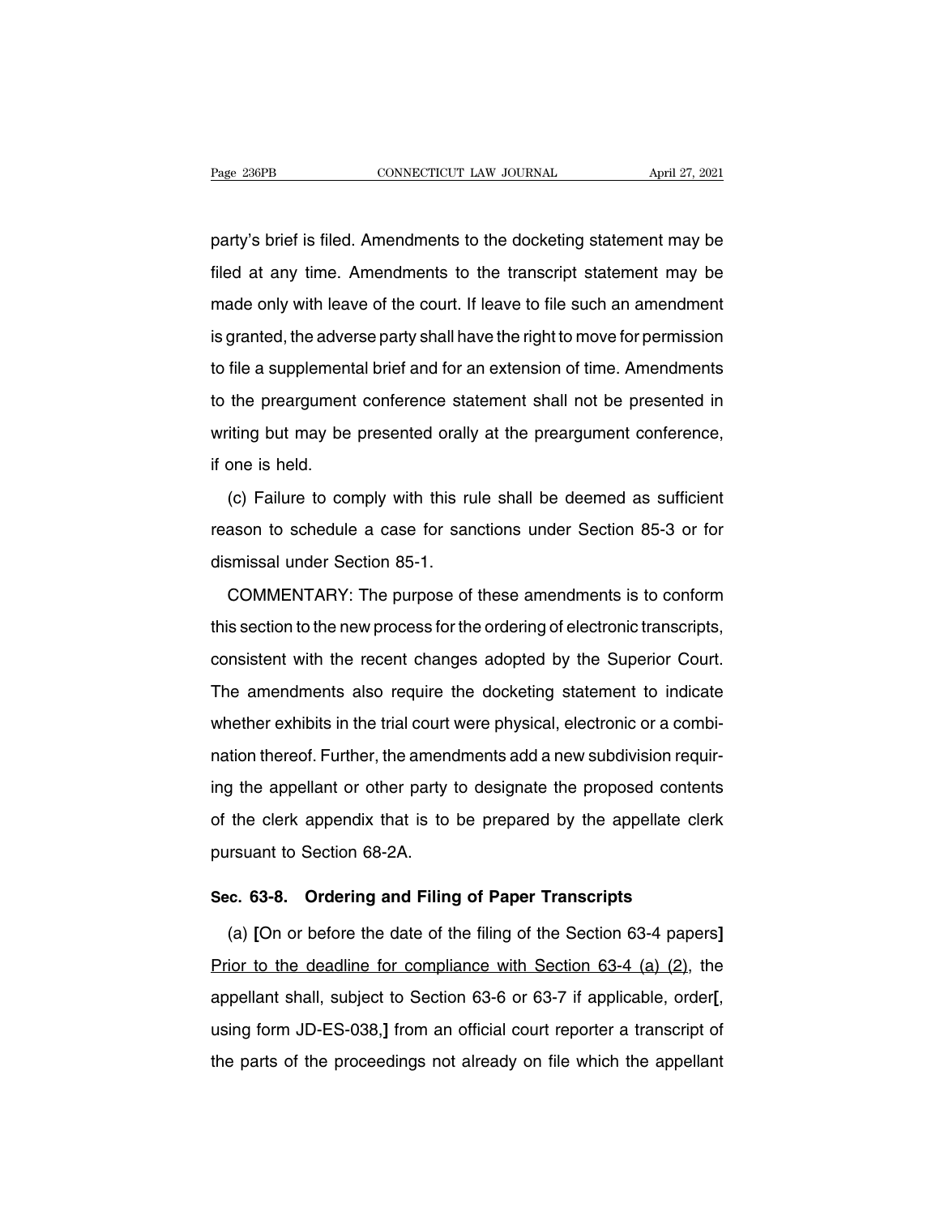party's brief is filed. Amendments to the docketing statement may be filed at any time. Amendments to the transcript statement may be made only with leave of the court. If leave to file such an amendment is granted, the adverse party shall have the right to move for permission to file a supplemental brief and for an extension of time. Amendments to the preargument conference statement shall not be presented in writing but may be presented orally at the preargument conference, if one is held.

(c) Failure to comply with this rule shall be deemed as sufficient reason to schedule a case for sanctions under Section 85-3 or for dismissal under Section 85-1.

COMMENTARY: The purpose of these amendments is to conform this section to the new process for the ordering of electronic transcripts, consistent with the recent changes adopted by the Superior Court. The amendments also require the docketing statement to indicate whether exhibits in the trial court were physical, electronic or a combination thereof. Further, the amendments add a new subdivision requiring the appellant or other party to designate the proposed contents of the clerk appendix that is to be prepared by the appellate clerk pursuant to Section 68-2A.

### Sec. 63-8. Ordering and Filing of Paper Transcripts

(a) **[**On or before the date of the filing of the Section 63-4 papers**]** <u>Prior to the deadline for compliance with Section 63-4 (a) (2)</u>, the appellant shall, subject to Section 63-6 or 63-7 if applicable, order**[**, using form JD-ES-038,**]** from an official court reporter a transcript of the parts of the proceedings not already on file which the appellant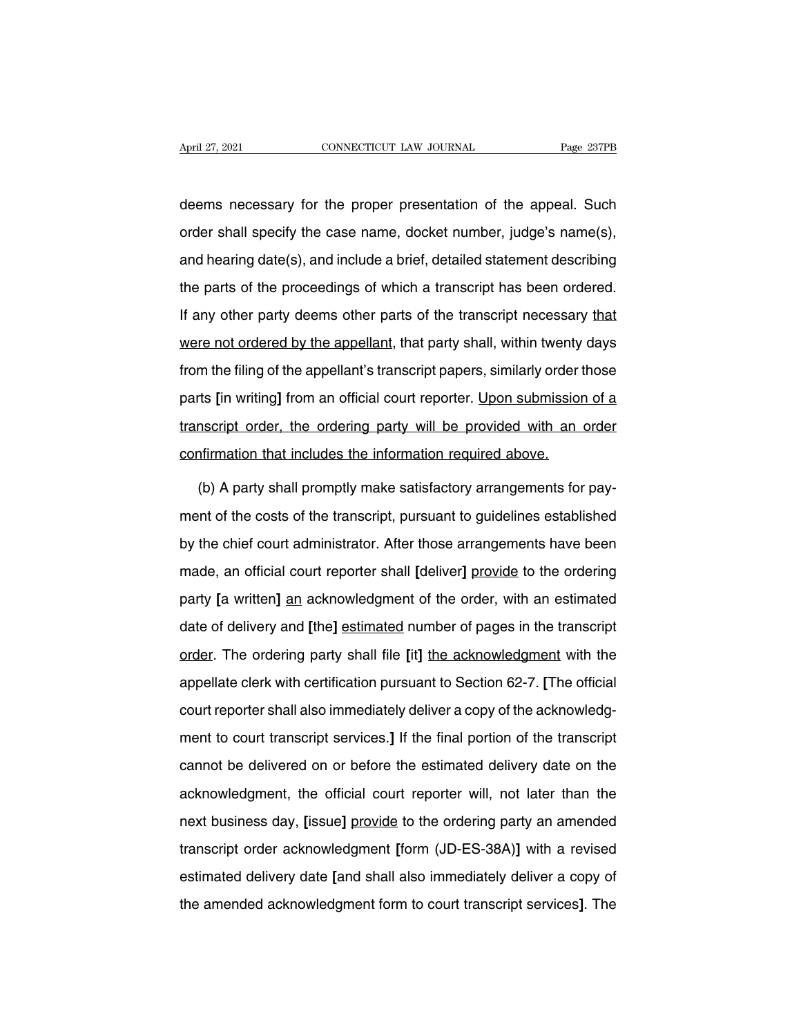deems necessary for the proper presentation of the appeal. Such order shall specify the case name, docket number, judge's name(s), and hearing date(s), and include a brief, detailed statement describing the parts of the proceedings of which a transcript has been ordered. If any other party deems other parts of the transcript necessary <u>that were not ordered by the appellant</u>, that party shall, within twenty days from the filing of the appellant's transcript papers, similarly order those parts **[**in writing**]** from an official court reporter. <u>Upon submission of a transcript order, the ordering party will be provided with an order confirmation that includes the information required above.</u>

(b) A party shall promptly make satisfactory arrangements for payment of the costs of the transcript, pursuant to guidelines established by the chief court administrator. After those arrangements have been made, an official court reporter shall **[**deliver**]** <u>provide</u> to the ordering party **[**a written**]** <u>an</u> acknowledgment of the order, with an estimated date of delivery and **[**the**]** <u>estimated</u> number of pages in the transcript <u>order</u>. The ordering party shall file **[**it**]** <u>the acknowledgment</u> with the appellate clerk with certification pursuant to Section 62-7. **[**The official court reporter shall also immediately deliver a copy of the acknowledgment to court transcript services.**]** If the final portion of the transcript cannot be delivered on or before the estimated delivery date on the acknowledgment, the official court reporter will, not later than the next business day, **[**issue**]** <u>provide</u> to the ordering party an amended transcript order acknowledgment **[**form (JD-ES-38A)**]** with a revised estimated delivery date **[**and shall also immediately deliver a copy of the amended acknowledgment form to court transcript services**]**. The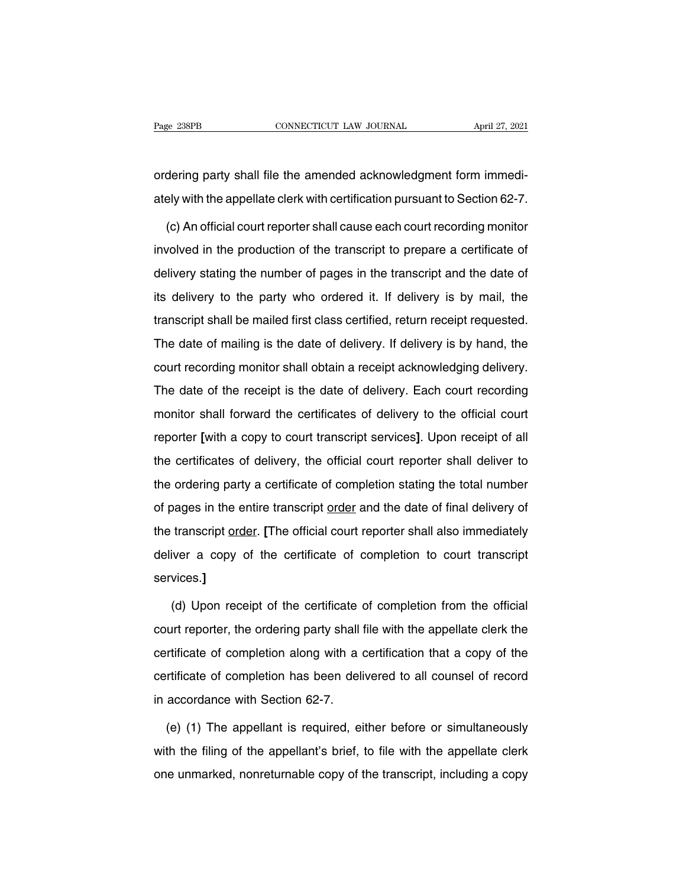ordering party shall file the amended acknowledgment form immediately with the appellate clerk with certification pursuant to Section 62-7.

(c) An official court reporter shall cause each court recording monitor involved in the production of the transcript to prepare a certificate of delivery stating the number of pages in the transcript and the date of its delivery to the party who ordered it. If delivery is by mail, the transcript shall be mailed first class certified, return receipt requested. The date of mailing is the date of delivery. If delivery is by hand, the court recording monitor shall obtain a receipt acknowledging delivery. The date of the receipt is the date of delivery. Each court recording monitor shall forward the certificates of delivery to the official court reporter **[**with a copy to court transcript services**]**. Upon receipt of all the certificates of delivery, the official court reporter shall deliver to the ordering party a certificate of completion stating the total number of pages in the entire transcript <u>order</u> and the date of final delivery of the transcript <u>order</u>. **[**The official court reporter shall also immediately deliver a copy of the certificate of completion to court transcript services.**]**

(d) Upon receipt of the certificate of completion from the official court reporter, the ordering party shall file with the appellate clerk the certificate of completion along with a certification that a copy of the certificate of completion has been delivered to all counsel of record in accordance with Section 62-7.

(e) (1) The appellant is required, either before or simultaneously with the filing of the appellant's brief, to file with the appellate clerk one unmarked, nonreturnable copy of the transcript, including a copy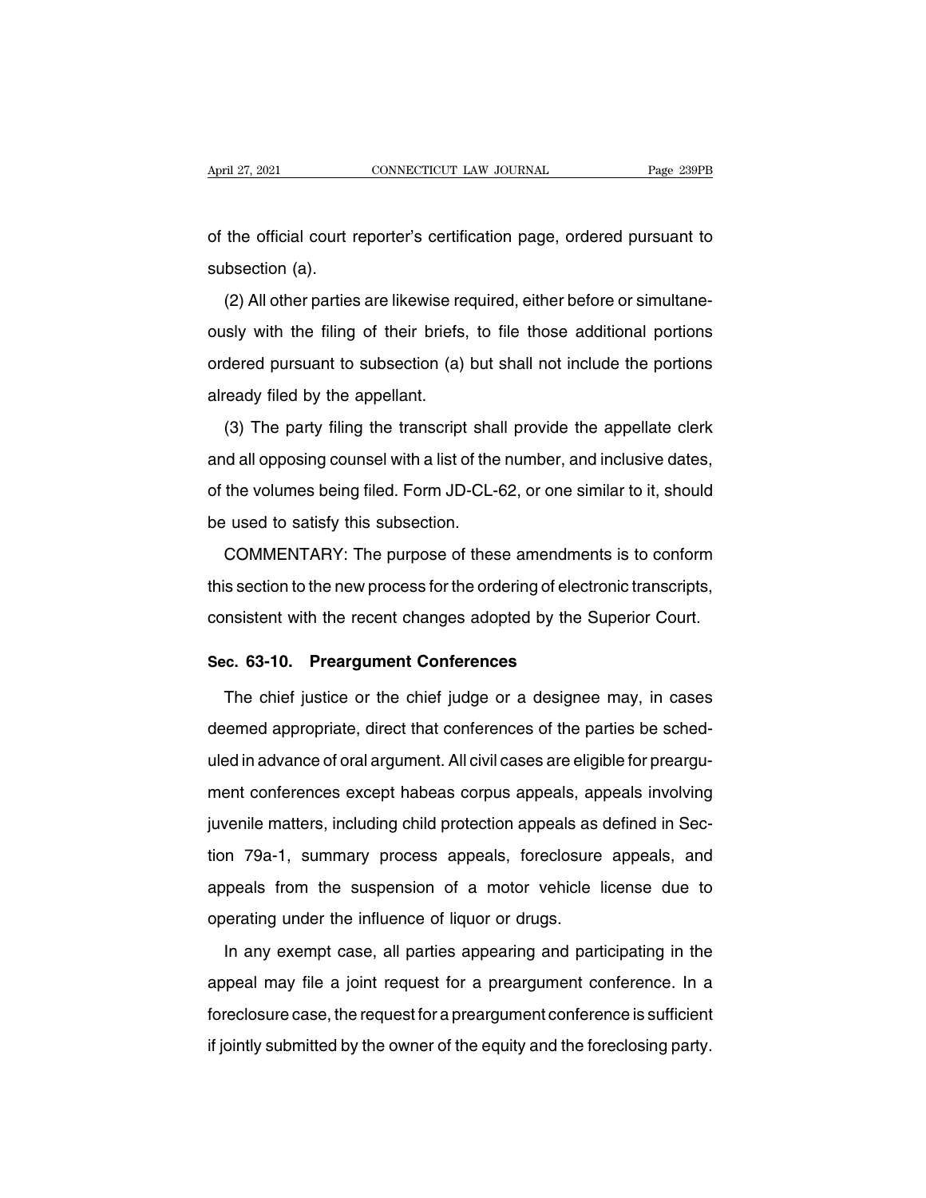of the official court reporter's certification page, ordered pursuant to subsection (a).

(2) All other parties are likewise required, either before or simultaneously with the filing of their briefs, to file those additional portions ordered pursuant to subsection (a) but shall not include the portions already filed by the appellant.

(3) The party filing the transcript shall provide the appellate clerk and all opposing counsel with a list of the number, and inclusive dates, of the volumes being filed. Form JD-CL-62, or one similar to it, should be used to satisfy this subsection.

COMMENTARY: The purpose of these amendments is to conform this section to the new process for the ordering of electronic transcripts, consistent with the recent changes adopted by the Superior Court.

## Sec. 63-10. Preargument Conferences

The chief justice or the chief judge or a designee may, in cases deemed appropriate, direct that conferences of the parties be scheduled in advance of oral argument. All civil cases are eligible for preargument conferences except habeas corpus appeals, appeals involving juvenile matters, including child protection appeals as defined in Section 79a-1, summary process appeals, foreclosure appeals, and appeals from the suspension of a motor vehicle license due to operating under the influence of liquor or drugs.

In any exempt case, all parties appearing and participating in the appeal may file a joint request for a preargument conference. In a foreclosure case, the request for a preargument conference is sufficient if jointly submitted by the owner of the equity and the foreclosing party.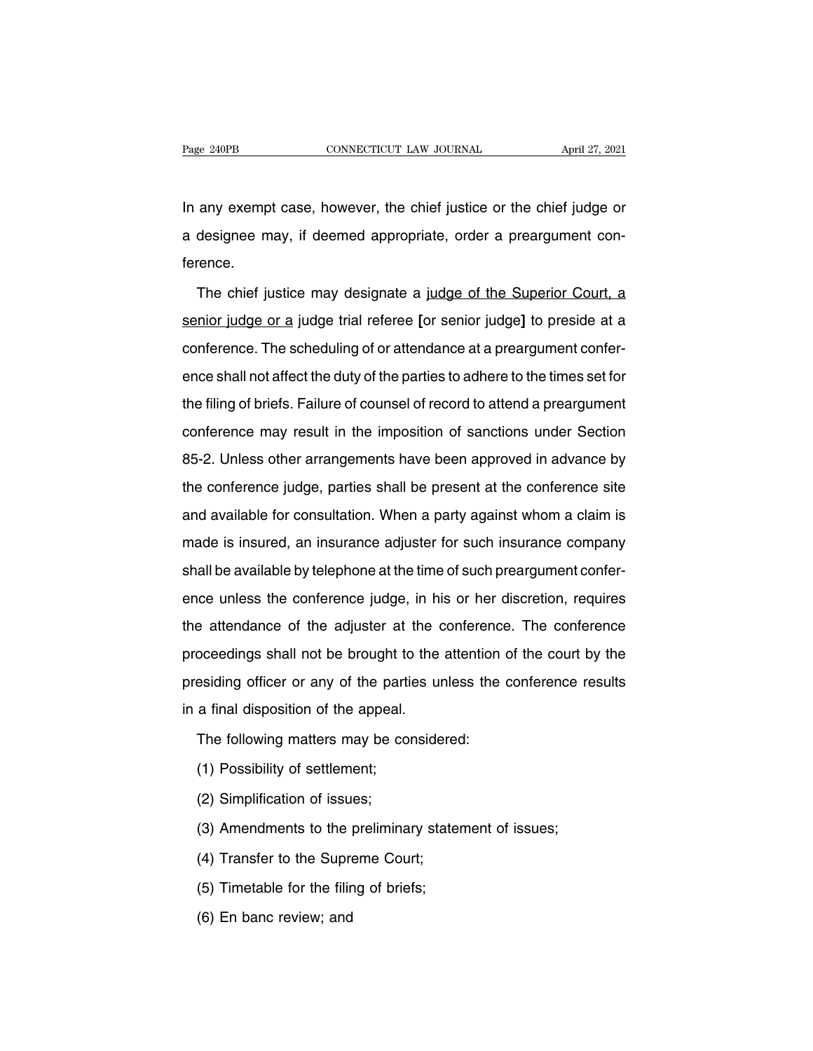In any exempt case, however, the chief justice or the chief judge or a designee may, if deemed appropriate, order a preargument conference.

The chief justice may designate a judge of the Superior Court, a senior judge or a judge trial referee [or senior judge] to preside at a conference. The scheduling of or attendance at a preargument conference shall not affect the duty of the parties to adhere to the times set for the filing of briefs. Failure of counsel of record to attend a preargument conference may result in the imposition of sanctions under Section 85-2. Unless other arrangements have been approved in advance by the conference judge, parties shall be present at the conference site and available for consultation. When a party against whom a claim is made is insured, an insurance adjuster for such insurance company shall be available by telephone at the time of such preargument conference unless the conference judge, in his or her discretion, requires the attendance of the adjuster at the conference. The conference proceedings shall not be brought to the attention of the court by the presiding officer or any of the parties unless the conference results in a final disposition of the appeal.

The following matters may be considered:

(1) Possibility of settlement;

(2) Simplification of issues;

(3) Amendments to the preliminary statement of issues;

(4) Transfer to the Supreme Court;

(5) Timetable for the filing of briefs;

(6) En banc review; and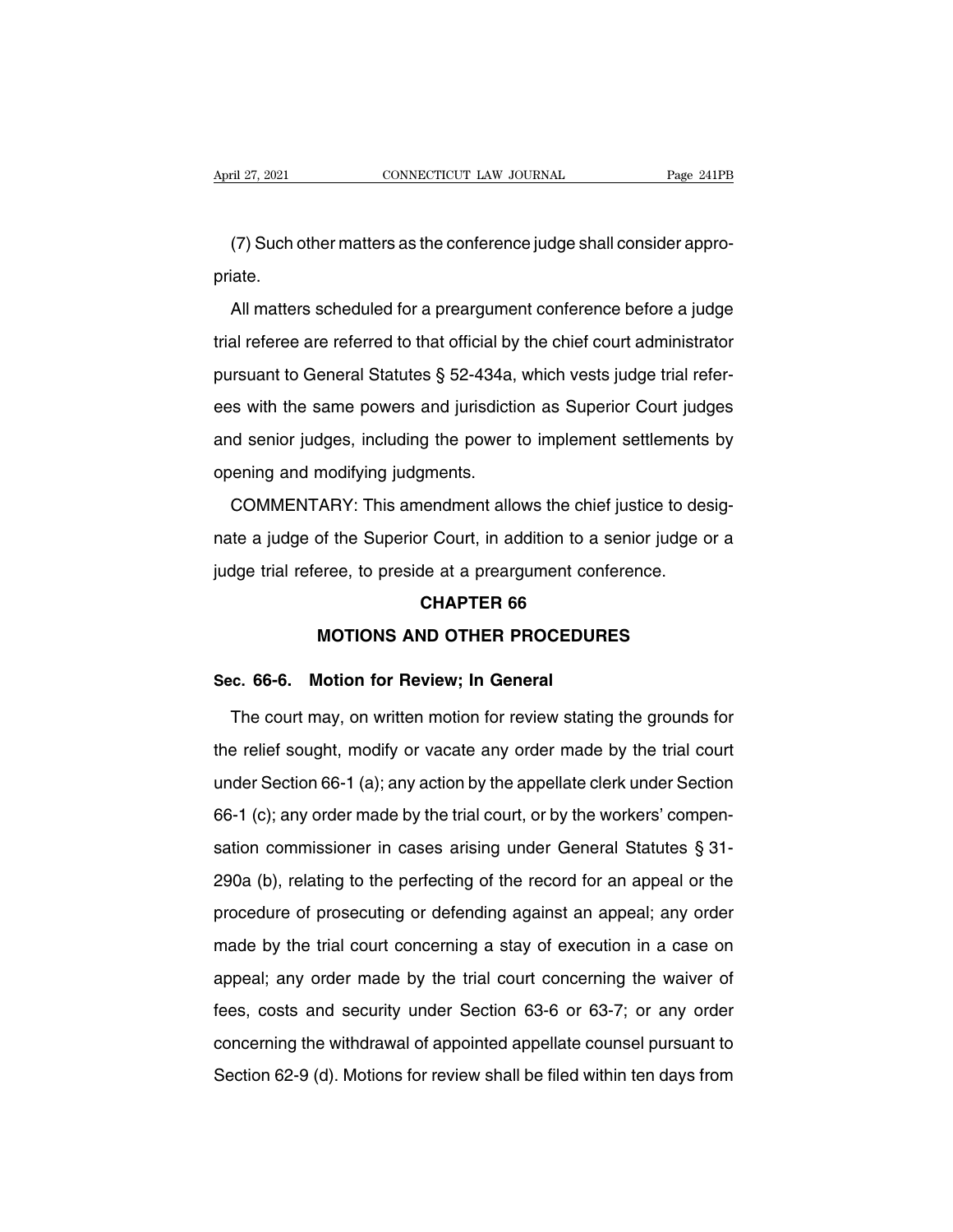(7) Such other matters as the conference judge shall consider appropriate.

All matters scheduled for a preargument conference before a judge trial referee are referred to that official by the chief court administrator pursuant to General Statutes § 52-434a, which vests judge trial referees with the same powers and jurisdiction as Superior Court judges and senior judges, including the power to implement settlements by opening and modifying judgments.

COMMENTARY: This amendment allows the chief justice to designate a judge of the Superior Court, in addition to a senior judge or a judge trial referee, to preside at a preargument conference.

## CHAPTER 66

## MOTIONS AND OTHER PROCEDURES

### Sec. 66-6. Motion for Review; In General

The court may, on written motion for review stating the grounds for the relief sought, modify or vacate any order made by the trial court under Section 66-1 (a); any action by the appellate clerk under Section 66-1 (c); any order made by the trial court, or by the workers' compensation commissioner in cases arising under General Statutes § 31-290a (b), relating to the perfecting of the record for an appeal or the procedure of prosecuting or defending against an appeal; any order made by the trial court concerning a stay of execution in a case on appeal; any order made by the trial court concerning the waiver of fees, costs and security under Section 63-6 or 63-7; or any order concerning the withdrawal of appointed appellate counsel pursuant to Section 62-9 (d). Motions for review shall be filed within ten days from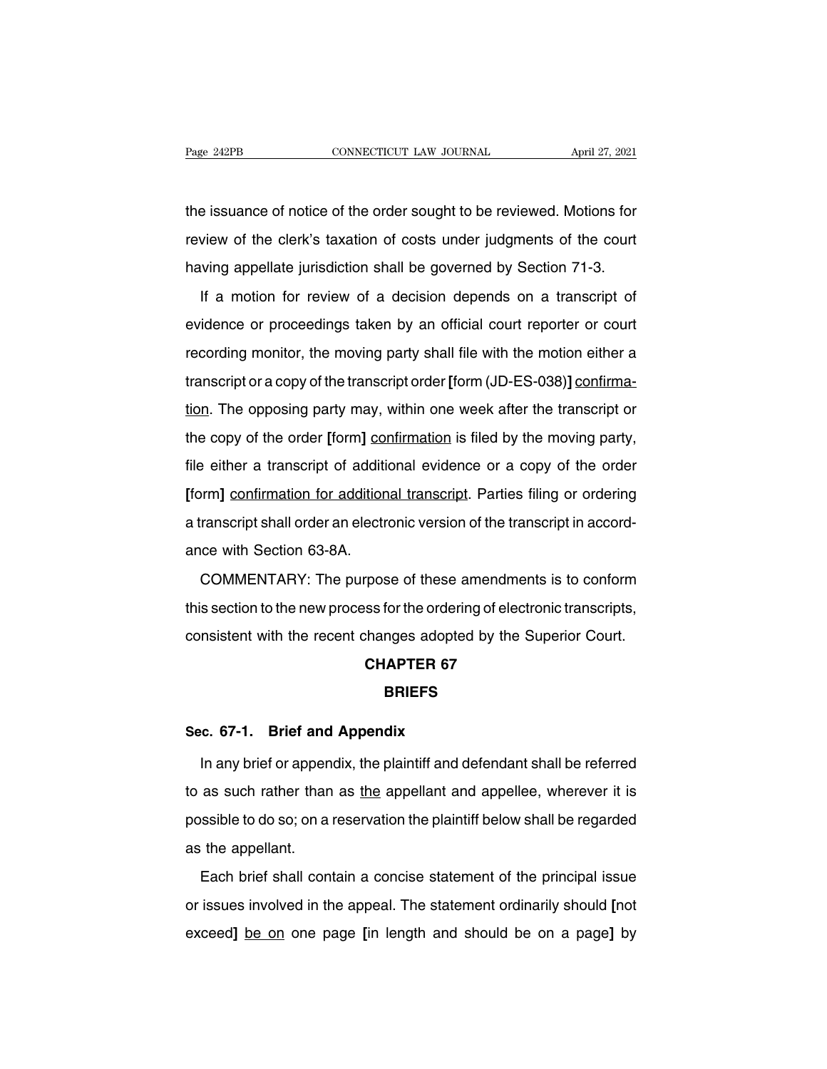the issuance of notice of the order sought to be reviewed. Motions for review of the clerk's taxation of costs under judgments of the court having appellate jurisdiction shall be governed by Section 71-3.

If a motion for review of a decision depends on a transcript of evidence or proceedings taken by an official court reporter or court recording monitor, the moving party shall file with the motion either a transcript or a copy of the transcript order **[**form (JD-ES-038)**]** <u>confirmation</u>. The opposing party may, within one week after the transcript or the copy of the order **[**form**]** <u>confirmation</u> is filed by the moving party, file either a transcript of additional evidence or a copy of the order **[**form**]** <u>confirmation for additional transcript</u>. Parties filing or ordering a transcript shall order an electronic version of the transcript in accordance with Section 63-8A.

COMMENTARY: The purpose of these amendments is to conform this section to the new process for the ordering of electronic transcripts, consistent with the recent changes adopted by the Superior Court.

# CHAPTER 67

# BRIEFS

## Sec. 67-1. Brief and Appendix

In any brief or appendix, the plaintiff and defendant shall be referred to as such rather than as <u>the</u> appellant and appellee, wherever it is possible to do so; on a reservation the plaintiff below shall be regarded as the appellant.

Each brief shall contain a concise statement of the principal issue or issues involved in the appeal. The statement ordinarily should **[**not exceed**]** <u>be on</u> one page **[**in length and should be on a page**]** by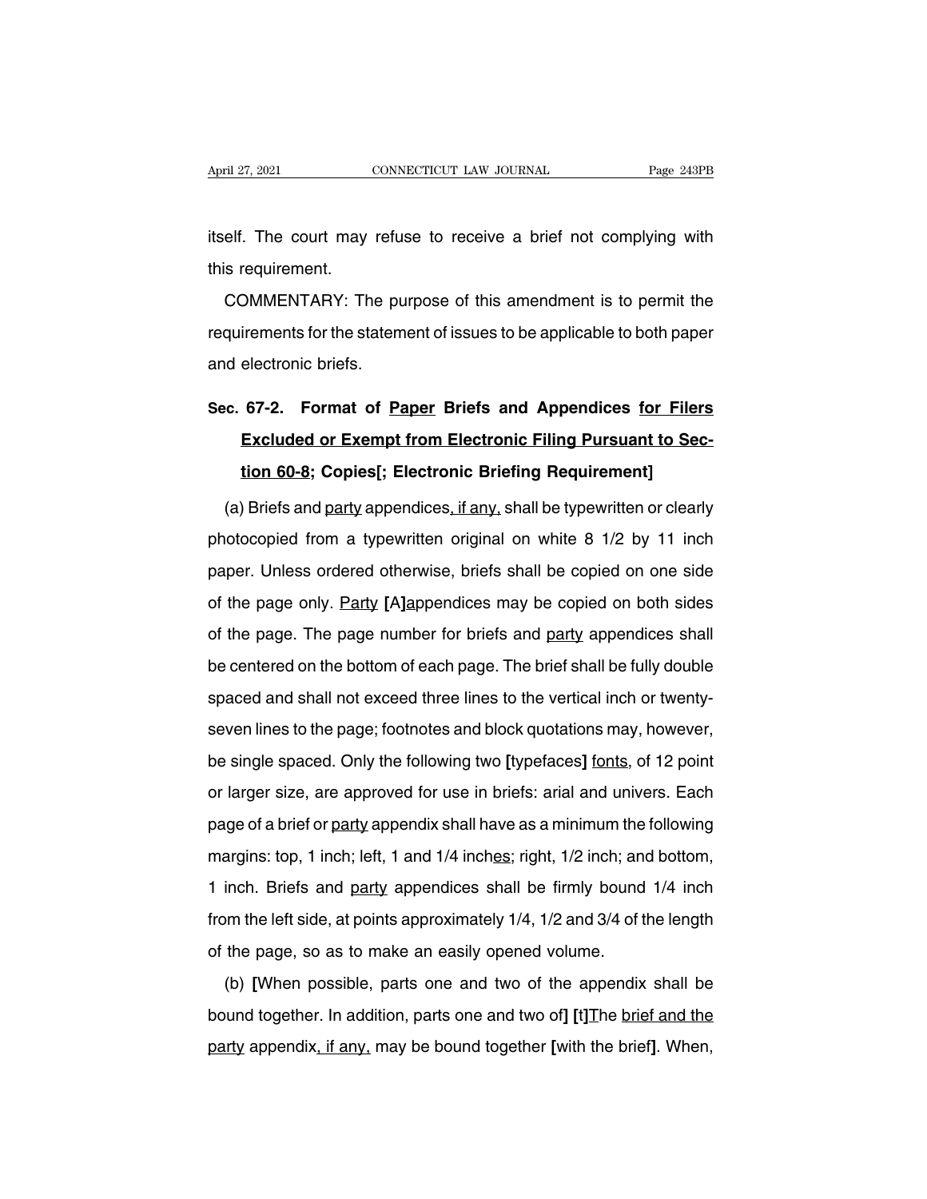itself. The court may refuse to receive a brief not complying with this requirement.

COMMENTARY: The purpose of this amendment is to permit the requirements for the statement of issues to be applicable to both paper and electronic briefs.

**Sec. 67-2. Format of <u>Paper</u> Briefs and Appendices <u>for Filers Excluded or Exempt from Electronic Filing Pursuant to Section 60-8</u>; Copies[; Electronic Briefing Requirement]**

(a) Briefs and <u>party</u> appendices<u>, if any,</u> shall be typewritten or clearly photocopied from a typewritten original on white 8 1/2 by 11 inch paper. Unless ordered otherwise, briefs shall be copied on one side of the page only. <u>Party</u> **[**A**]**<u>a</u>ppendices may be copied on both sides of the page. The page number for briefs and <u>party</u> appendices shall be centered on the bottom of each page. The brief shall be fully double spaced and shall not exceed three lines to the vertical inch or twenty-seven lines to the page; footnotes and block quotations may, however, be single spaced. Only the following two **[**typefaces**]** <u>fonts</u>, of 12 point or larger size, are approved for use in briefs: arial and univers. Each page of a brief or <u>party</u> appendix shall have as a minimum the following margins: top, 1 inch; left, 1 and 1/4 inch<u>es</u>; right, 1/2 inch; and bottom, 1 inch. Briefs and <u>party</u> appendices shall be firmly bound 1/4 inch from the left side, at points approximately 1/4, 1/2 and 3/4 of the length of the page, so as to make an easily opened volume.

(b) **[**When possible, parts one and two of the appendix shall be bound together. In addition, parts one and two of**]** **[**t**]**<u>T</u>he <u>brief and the party</u> appendix<u>, if any,</u> may be bound together **[**with the brief**]**. When,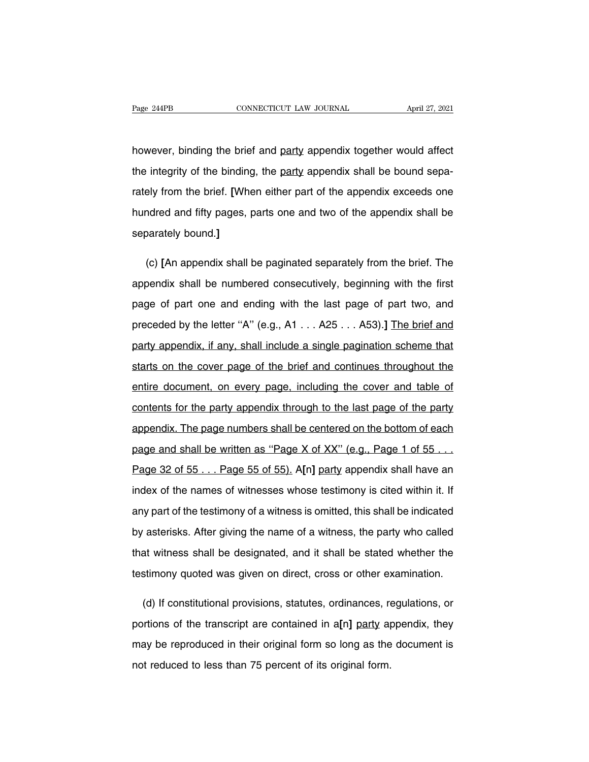however, binding the brief and <u>party</u> appendix together would affect the integrity of the binding, the <u>party</u> appendix shall be bound separately from the brief. **[**When either part of the appendix exceeds one hundred and fifty pages, parts one and two of the appendix shall be separately bound.**]**

(c) **[**An appendix shall be paginated separately from the brief. The appendix shall be numbered consecutively, beginning with the first page of part one and ending with the last page of part two, and preceded by the letter ''A'' (e.g., A1 . . . A25 . . . A53).**]** <u>The brief and party appendix, if any, shall include a single pagination scheme that starts on the cover page of the brief and continues throughout the entire document, on every page, including the cover and table of contents for the party appendix through to the last page of the party appendix. The page numbers shall be centered on the bottom of each page and shall be written as ''Page X of XX'' (e.g., Page 1 of 55 . . . Page 32 of 55 . . . Page 55 of 55).</u> A**[**n**]** <u>party</u> appendix shall have an index of the names of witnesses whose testimony is cited within it. If any part of the testimony of a witness is omitted, this shall be indicated by asterisks. After giving the name of a witness, the party who called that witness shall be designated, and it shall be stated whether the testimony quoted was given on direct, cross or other examination.

(d) If constitutional provisions, statutes, ordinances, regulations, or portions of the transcript are contained in a**[**n**]** <u>party</u> appendix, they may be reproduced in their original form so long as the document is not reduced to less than 75 percent of its original form.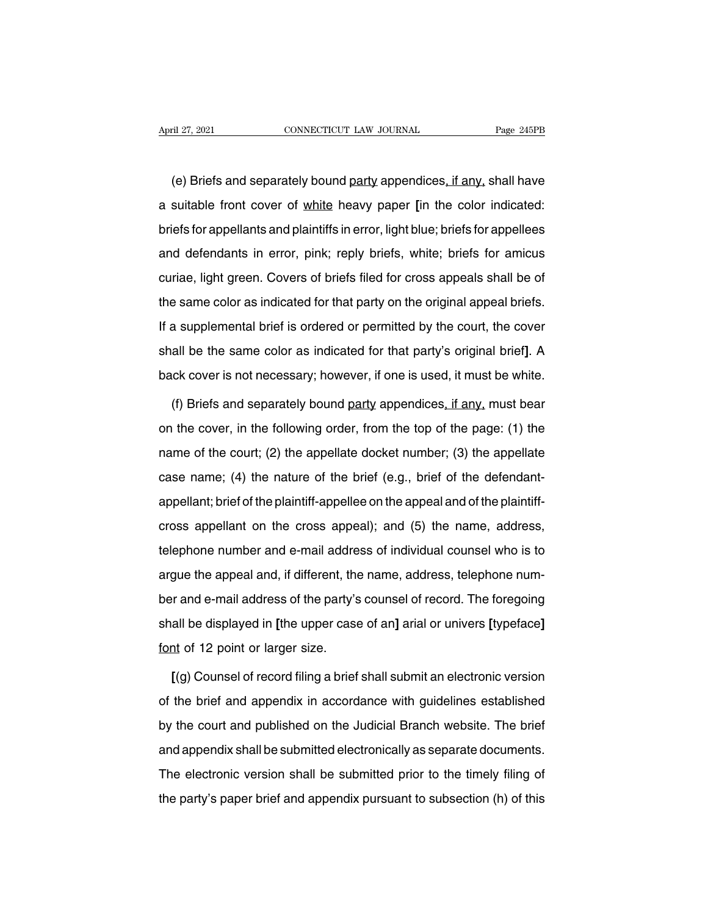(e) Briefs and separately bound <u>party</u> appendices<u>, if any,</u> shall have a suitable front cover of <u>white</u> heavy paper **[**in the color indicated: briefs for appellants and plaintiffs in error, light blue; briefs for appellees and defendants in error, pink; reply briefs, white; briefs for amicus curiae, light green. Covers of briefs filed for cross appeals shall be of the same color as indicated for that party on the original appeal briefs. If a supplemental brief is ordered or permitted by the court, the cover shall be the same color as indicated for that party's original brief**]**. A back cover is not necessary; however, if one is used, it must be white.

(f) Briefs and separately bound <u>party</u> appendices<u>, if any,</u> must bear on the cover, in the following order, from the top of the page: (1) the name of the court; (2) the appellate docket number; (3) the appellate case name; (4) the nature of the brief (e.g., brief of the defendant-appellant; brief of the plaintiff-appellee on the appeal and of the plaintiff-cross appellant on the cross appeal); and (5) the name, address, telephone number and e-mail address of individual counsel who is to argue the appeal and, if different, the name, address, telephone number and e-mail address of the party's counsel of record. The foregoing shall be displayed in **[**the upper case of an**]** arial or univers **[**typeface**]** <u>font</u> of 12 point or larger size.

**[**(g) Counsel of record filing a brief shall submit an electronic version of the brief and appendix in accordance with guidelines established by the court and published on the Judicial Branch website. The brief and appendix shall be submitted electronically as separate documents. The electronic version shall be submitted prior to the timely filing of the party's paper brief and appendix pursuant to subsection (h) of this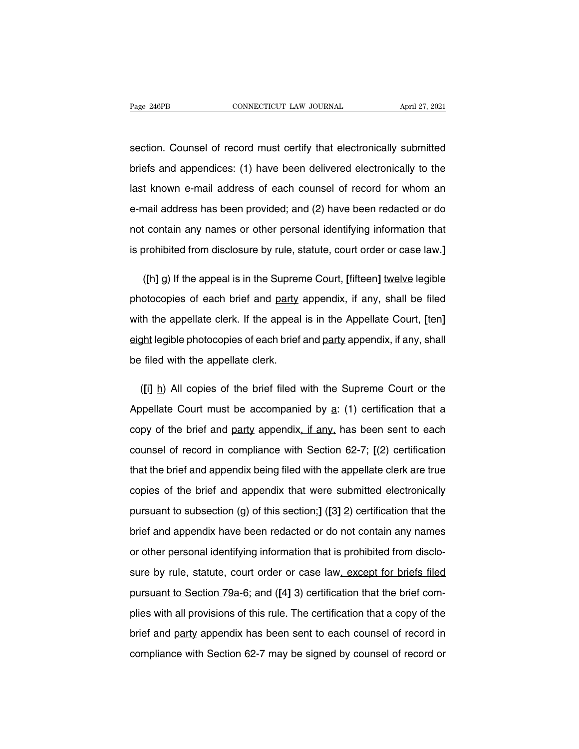section. Counsel of record must certify that electronically submitted briefs and appendices: (1) have been delivered electronically to the last known e-mail address of each counsel of record for whom an e-mail address has been provided; and (2) have been redacted or do not contain any names or other personal identifying information that is prohibited from disclosure by rule, statute, court order or case law.**]**

(**[**h**]** g) If the appeal is in the Supreme Court, **[**fifteen**]** twelve legible photocopies of each brief and party appendix, if any, shall be filed with the appellate clerk. If the appeal is in the Appellate Court, **[**ten**]** eight legible photocopies of each brief and party appendix, if any, shall be filed with the appellate clerk.

(**[**i**]** h) All copies of the brief filed with the Supreme Court or the Appellate Court must be accompanied by a: (1) certification that a copy of the brief and party appendix, if any, has been sent to each counsel of record in compliance with Section 62-7; **[**(2) certification that the brief and appendix being filed with the appellate clerk are true copies of the brief and appendix that were submitted electronically pursuant to subsection (g) of this section;**]** (**[**3**]** 2) certification that the brief and appendix have been redacted or do not contain any names or other personal identifying information that is prohibited from disclosure by rule, statute, court order or case law, except for briefs filed pursuant to Section 79a-6; and (**[**4**]** 3) certification that the brief complies with all provisions of this rule. The certification that a copy of the brief and party appendix has been sent to each counsel of record in compliance with Section 62-7 may be signed by counsel of record or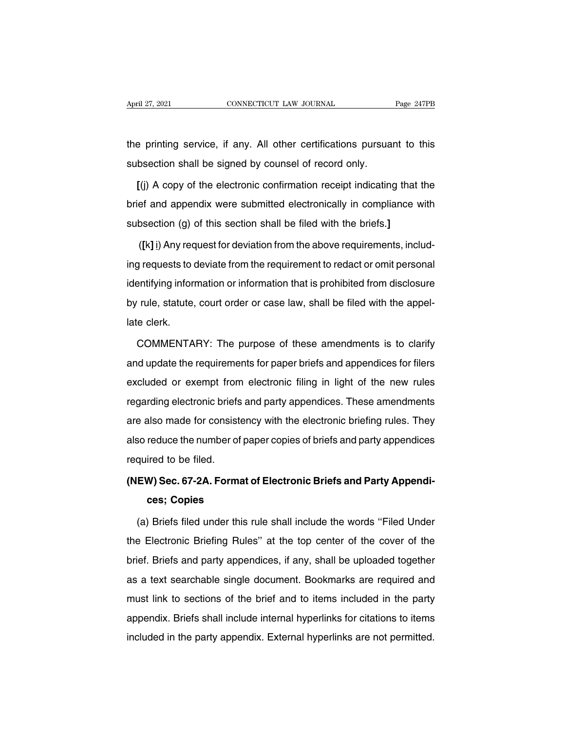the printing service, if any. All other certifications pursuant to this subsection shall be signed by counsel of record only.

**[**(j) A copy of the electronic confirmation receipt indicating that the brief and appendix were submitted electronically in compliance with subsection (g) of this section shall be filed with the briefs.**]**

(**[**k**]** j) Any request for deviation from the above requirements, including requests to deviate from the requirement to redact or omit personal identifying information or information that is prohibited from disclosure by rule, statute, court order or case law, shall be filed with the appellate clerk.

COMMENTARY: The purpose of these amendments is to clarify and update the requirements for paper briefs and appendices for filers excluded or exempt from electronic filing in light of the new rules regarding electronic briefs and party appendices. These amendments are also made for consistency with the electronic briefing rules. They also reduce the number of paper copies of briefs and party appendices required to be filed.

**(NEW) Sec. 67-2A. Format of Electronic Briefs and Party Appendices; Copies**

(a) Briefs filed under this rule shall include the words ''Filed Under the Electronic Briefing Rules'' at the top center of the cover of the brief. Briefs and party appendices, if any, shall be uploaded together as a text searchable single document. Bookmarks are required and must link to sections of the brief and to items included in the party appendix. Briefs shall include internal hyperlinks for citations to items included in the party appendix. External hyperlinks are not permitted.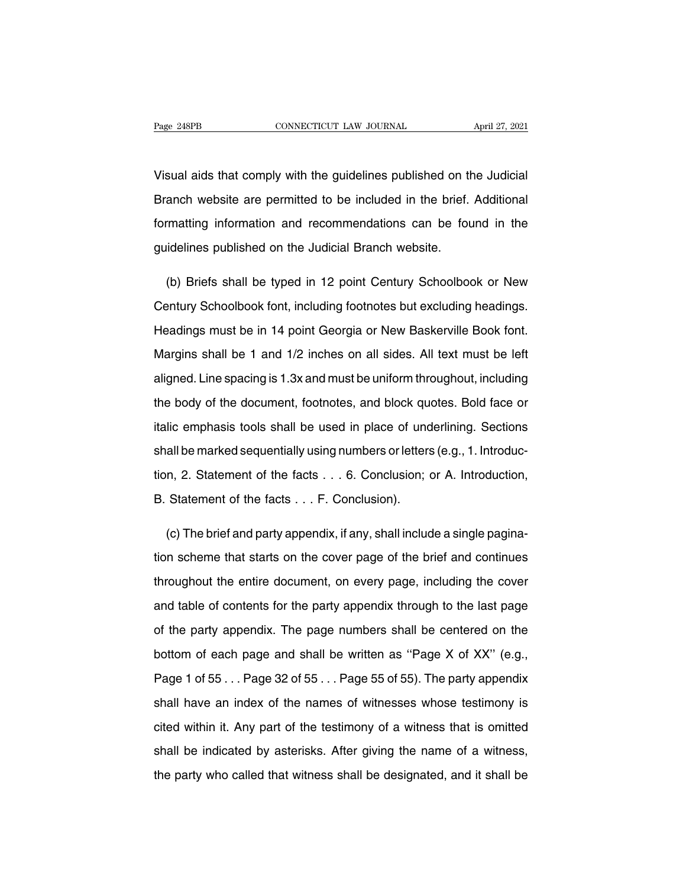Visual aids that comply with the guidelines published on the Judicial Branch website are permitted to be included in the brief. Additional formatting information and recommendations can be found in the guidelines published on the Judicial Branch website.

(b) Briefs shall be typed in 12 point Century Schoolbook or New Century Schoolbook font, including footnotes but excluding headings. Headings must be in 14 point Georgia or New Baskerville Book font. Margins shall be 1 and 1/2 inches on all sides. All text must be left aligned. Line spacing is 1.3x and must be uniform throughout, including the body of the document, footnotes, and block quotes. Bold face or italic emphasis tools shall be used in place of underlining. Sections shall be marked sequentially using numbers or letters (e.g., 1. Introduction, 2. Statement of the facts . . . 6. Conclusion; or A. Introduction, B. Statement of the facts . . . F. Conclusion).

(c) The brief and party appendix, if any, shall include a single pagination scheme that starts on the cover page of the brief and continues throughout the entire document, on every page, including the cover and table of contents for the party appendix through to the last page of the party appendix. The page numbers shall be centered on the bottom of each page and shall be written as ''Page X of XX'' (e.g., Page 1 of 55 . . . Page 32 of 55 . . . Page 55 of 55). The party appendix shall have an index of the names of witnesses whose testimony is cited within it. Any part of the testimony of a witness that is omitted shall be indicated by asterisks. After giving the name of a witness, the party who called that witness shall be designated, and it shall be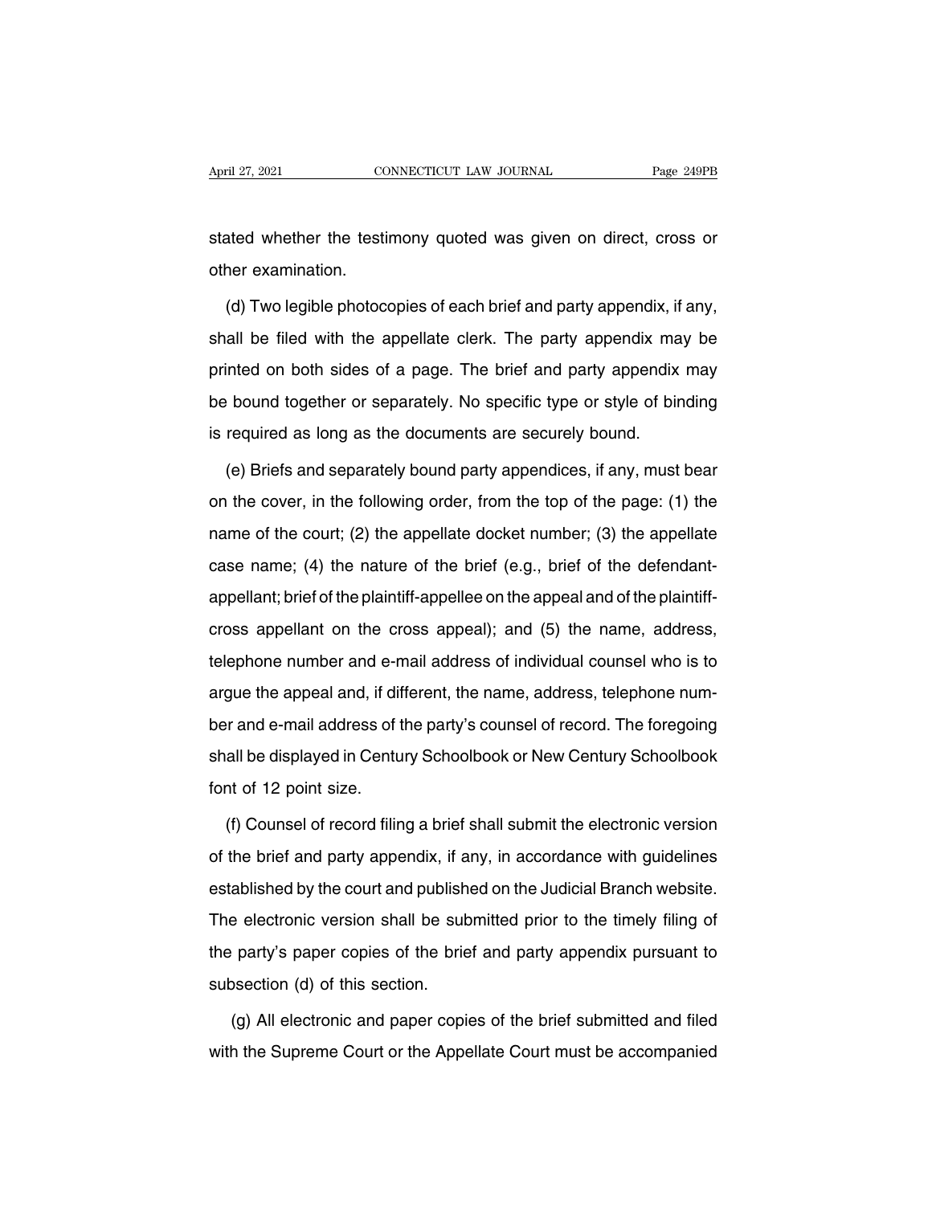stated whether the testimony quoted was given on direct, cross or other examination.

(d) Two legible photocopies of each brief and party appendix, if any, shall be filed with the appellate clerk. The party appendix may be printed on both sides of a page. The brief and party appendix may be bound together or separately. No specific type or style of binding is required as long as the documents are securely bound.

(e) Briefs and separately bound party appendices, if any, must bear on the cover, in the following order, from the top of the page: (1) the name of the court; (2) the appellate docket number; (3) the appellate case name; (4) the nature of the brief (e.g., brief of the defendant-appellant; brief of the plaintiff-appellee on the appeal and of the plaintiff-cross appellant on the cross appeal); and (5) the name, address, telephone number and e-mail address of individual counsel who is to argue the appeal and, if different, the name, address, telephone number and e-mail address of the party's counsel of record. The foregoing shall be displayed in Century Schoolbook or New Century Schoolbook font of 12 point size.

(f) Counsel of record filing a brief shall submit the electronic version of the brief and party appendix, if any, in accordance with guidelines established by the court and published on the Judicial Branch website. The electronic version shall be submitted prior to the timely filing of the party's paper copies of the brief and party appendix pursuant to subsection (d) of this section.

(g) All electronic and paper copies of the brief submitted and filed with the Supreme Court or the Appellate Court must be accompanied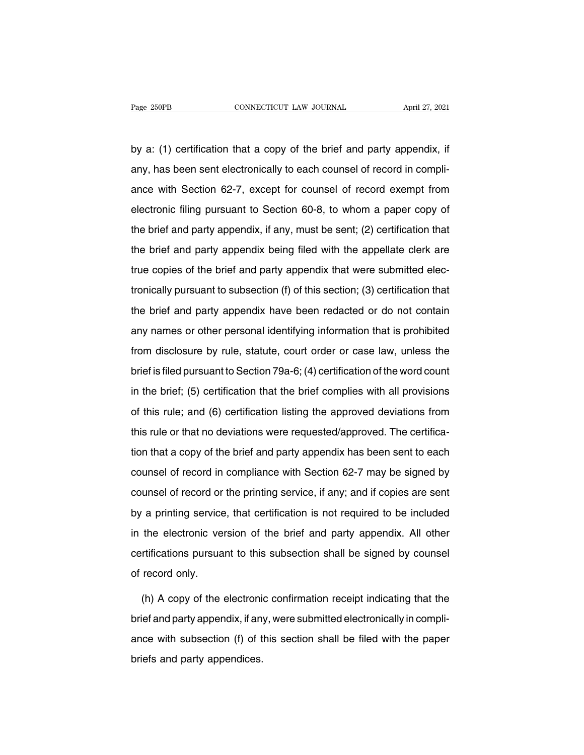by a: (1) certification that a copy of the brief and party appendix, if any, has been sent electronically to each counsel of record in compliance with Section 62-7, except for counsel of record exempt from electronic filing pursuant to Section 60-8, to whom a paper copy of the brief and party appendix, if any, must be sent; (2) certification that the brief and party appendix being filed with the appellate clerk are true copies of the brief and party appendix that were submitted electronically pursuant to subsection (f) of this section; (3) certification that the brief and party appendix have been redacted or do not contain any names or other personal identifying information that is prohibited from disclosure by rule, statute, court order or case law, unless the brief is filed pursuant to Section 79a-6; (4) certification of the word count in the brief; (5) certification that the brief complies with all provisions of this rule; and (6) certification listing the approved deviations from this rule or that no deviations were requested/approved. The certification that a copy of the brief and party appendix has been sent to each counsel of record in compliance with Section 62-7 may be signed by counsel of record or the printing service, if any; and if copies are sent by a printing service, that certification is not required to be included in the electronic version of the brief and party appendix. All other certifications pursuant to this subsection shall be signed by counsel of record only.

(h) A copy of the electronic confirmation receipt indicating that the brief and party appendix, if any, were submitted electronically in compliance with subsection (f) of this section shall be filed with the paper briefs and party appendices.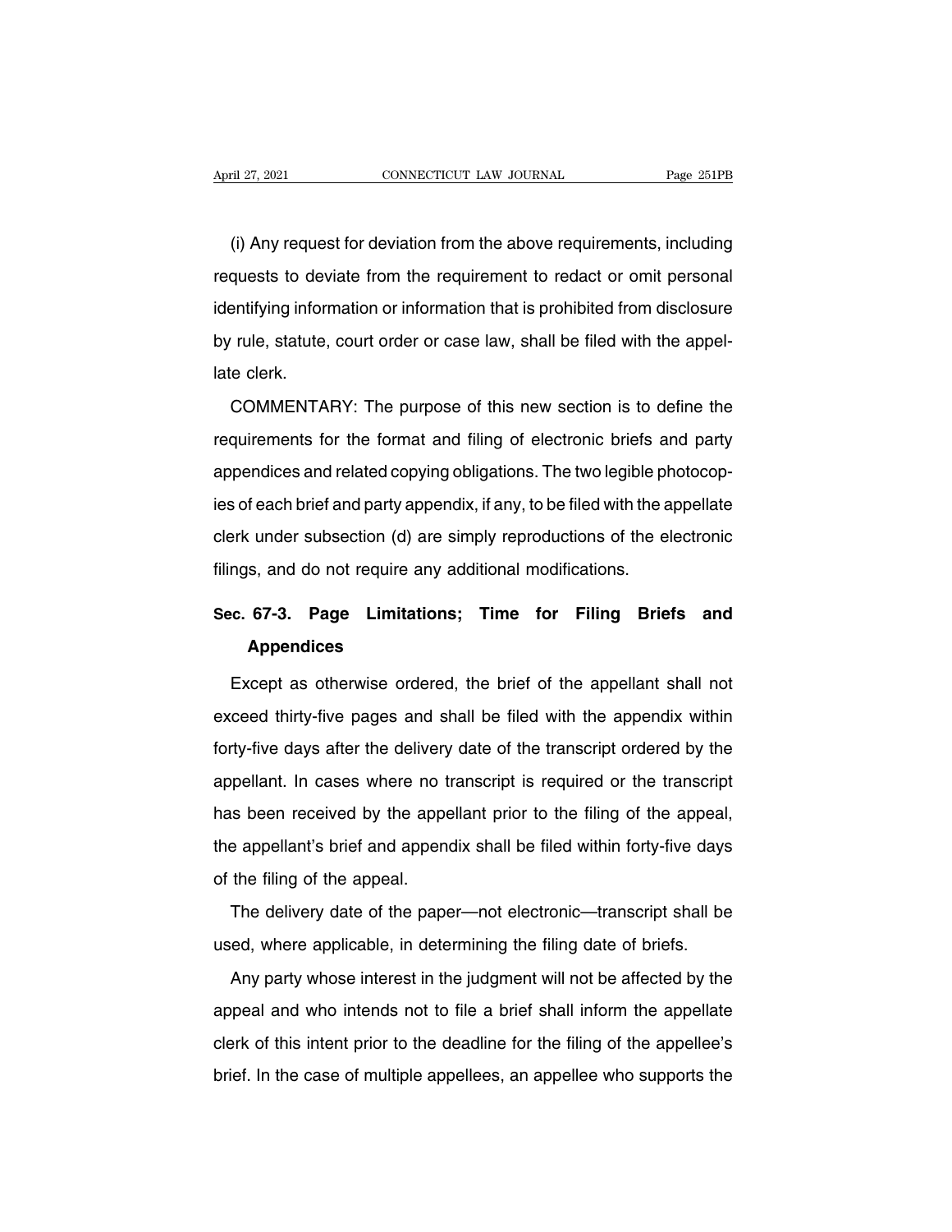(i) Any request for deviation from the above requirements, including requests to deviate from the requirement to redact or omit personal identifying information or information that is prohibited from disclosure by rule, statute, court order or case law, shall be filed with the appellate clerk.

COMMENTARY: The purpose of this new section is to define the requirements for the format and filing of electronic briefs and party appendices and related copying obligations. The two legible photocopies of each brief and party appendix, if any, to be filed with the appellate clerk under subsection (d) are simply reproductions of the electronic filings, and do not require any additional modifications.

## Sec. 67-3. Page Limitations; Time for Filing Briefs and Appendices

Except as otherwise ordered, the brief of the appellant shall not exceed thirty-five pages and shall be filed with the appendix within forty-five days after the delivery date of the transcript ordered by the appellant. In cases where no transcript is required or the transcript has been received by the appellant prior to the filing of the appeal, the appellant's brief and appendix shall be filed within forty-five days of the filing of the appeal.

The delivery date of the paper—not electronic—transcript shall be used, where applicable, in determining the filing date of briefs.

Any party whose interest in the judgment will not be affected by the appeal and who intends not to file a brief shall inform the appellate clerk of this intent prior to the deadline for the filing of the appellee's brief. In the case of multiple appellees, an appellee who supports the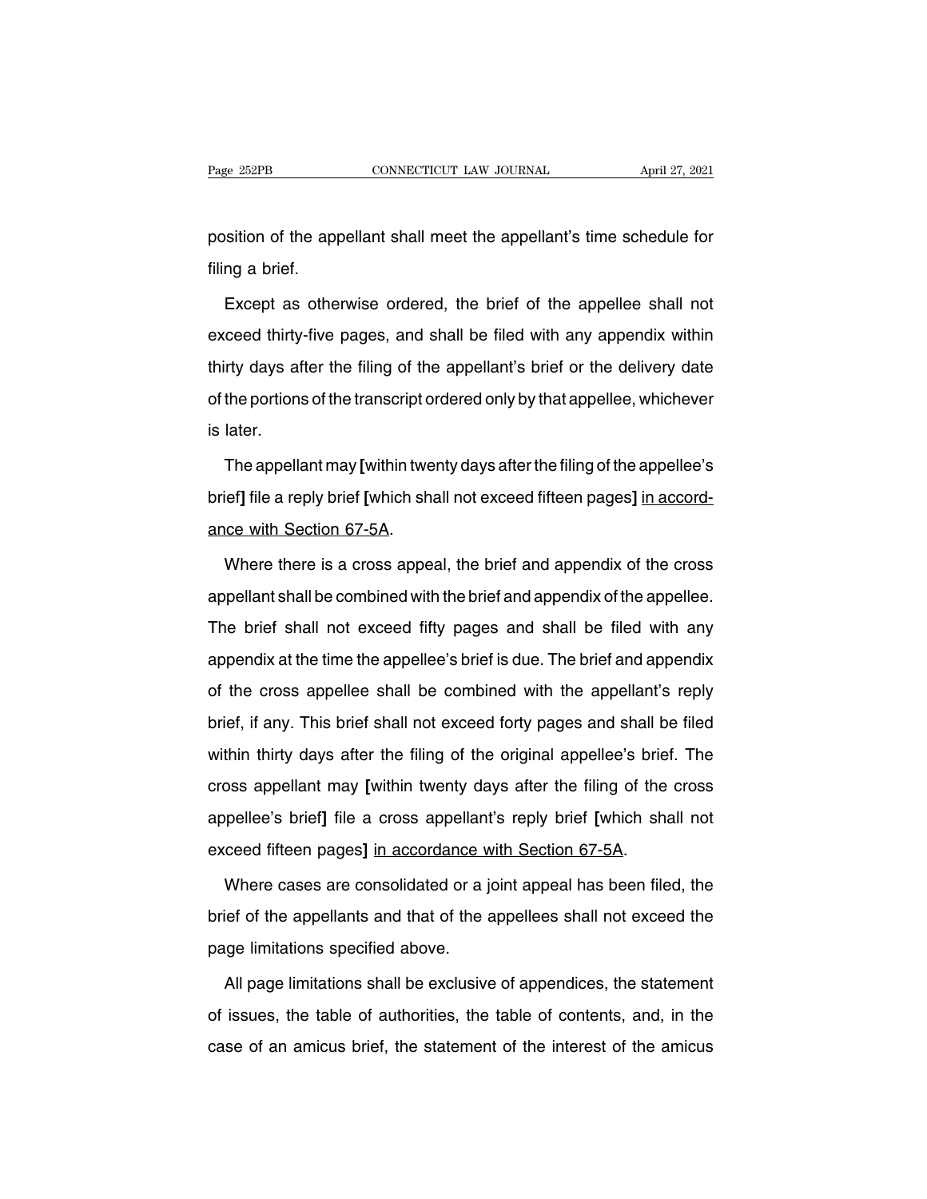position of the appellant shall meet the appellant's time schedule for filing a brief.

Except as otherwise ordered, the brief of the appellee shall not exceed thirty-five pages, and shall be filed with any appendix within thirty days after the filing of the appellant's brief or the delivery date of the portions of the transcript ordered only by that appellee, whichever is later.

The appellant may **[**within twenty days after the filing of the appellee's brief**]** file a reply brief **[**which shall not exceed fifteen pages**]** <u>in accordance with Section 67-5A</u>.

Where there is a cross appeal, the brief and appendix of the cross appellant shall be combined with the brief and appendix of the appellee. The brief shall not exceed fifty pages and shall be filed with any appendix at the time the appellee's brief is due. The brief and appendix of the cross appellee shall be combined with the appellant's reply brief, if any. This brief shall not exceed forty pages and shall be filed within thirty days after the filing of the original appellee's brief. The cross appellant may **[**within twenty days after the filing of the cross appellee's brief**]** file a cross appellant's reply brief **[**which shall not exceed fifteen pages**]** <u>in accordance with Section 67-5A</u>.

Where cases are consolidated or a joint appeal has been filed, the brief of the appellants and that of the appellees shall not exceed the page limitations specified above.

All page limitations shall be exclusive of appendices, the statement of issues, the table of authorities, the table of contents, and, in the case of an amicus brief, the statement of the interest of the amicus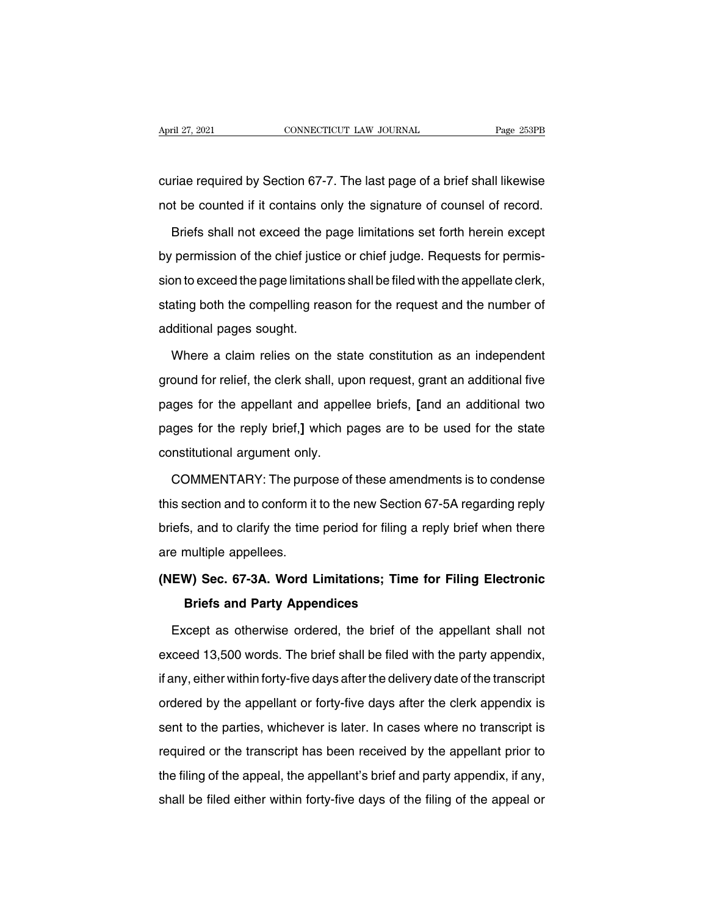curiae required by Section 67-7. The last page of a brief shall likewise not be counted if it contains only the signature of counsel of record.

Briefs shall not exceed the page limitations set forth herein except by permission of the chief justice or chief judge. Requests for permission to exceed the page limitations shall be filed with the appellate clerk, stating both the compelling reason for the request and the number of additional pages sought.

Where a claim relies on the state constitution as an independent ground for relief, the clerk shall, upon request, grant an additional five pages for the appellant and appellee briefs, **[**and an additional two pages for the reply brief,**]** which pages are to be used for the state constitutional argument only.

COMMENTARY: The purpose of these amendments is to condense this section and to conform it to the new Section 67-5A regarding reply briefs, and to clarify the time period for filing a reply brief when there are multiple appellees.

**(NEW) Sec. 67-3A. Word Limitations; Time for Filing Electronic Briefs and Party Appendices**

Except as otherwise ordered, the brief of the appellant shall not exceed 13,500 words. The brief shall be filed with the party appendix, if any, either within forty-five days after the delivery date of the transcript ordered by the appellant or forty-five days after the clerk appendix is sent to the parties, whichever is later. In cases where no transcript is required or the transcript has been received by the appellant prior to the filing of the appeal, the appellant's brief and party appendix, if any, shall be filed either within forty-five days of the filing of the appeal or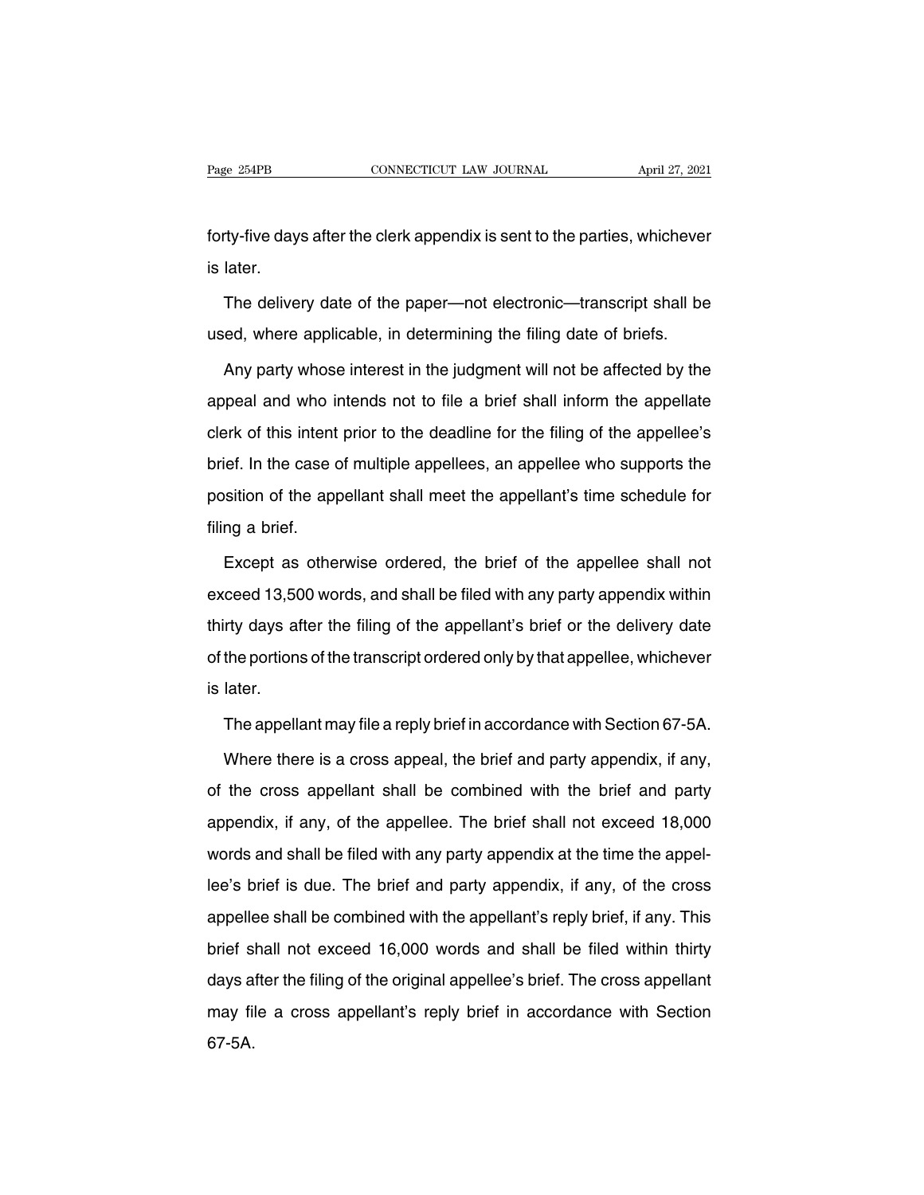forty-five days after the clerk appendix is sent to the parties, whichever is later.

The delivery date of the paper—not electronic—transcript shall be used, where applicable, in determining the filing date of briefs.

Any party whose interest in the judgment will not be affected by the appeal and who intends not to file a brief shall inform the appellate clerk of this intent prior to the deadline for the filing of the appellee's brief. In the case of multiple appellees, an appellee who supports the position of the appellant shall meet the appellant's time schedule for filing a brief.

Except as otherwise ordered, the brief of the appellee shall not exceed 13,500 words, and shall be filed with any party appendix within thirty days after the filing of the appellant's brief or the delivery date of the portions of the transcript ordered only by that appellee, whichever is later.

The appellant may file a reply brief in accordance with Section 67-5A.

Where there is a cross appeal, the brief and party appendix, if any, of the cross appellant shall be combined with the brief and party appendix, if any, of the appellee. The brief shall not exceed 18,000 words and shall be filed with any party appendix at the time the appellee's brief is due. The brief and party appendix, if any, of the cross appellee shall be combined with the appellant's reply brief, if any. This brief shall not exceed 16,000 words and shall be filed within thirty days after the filing of the original appellee's brief. The cross appellant may file a cross appellant's reply brief in accordance with Section 67-5A.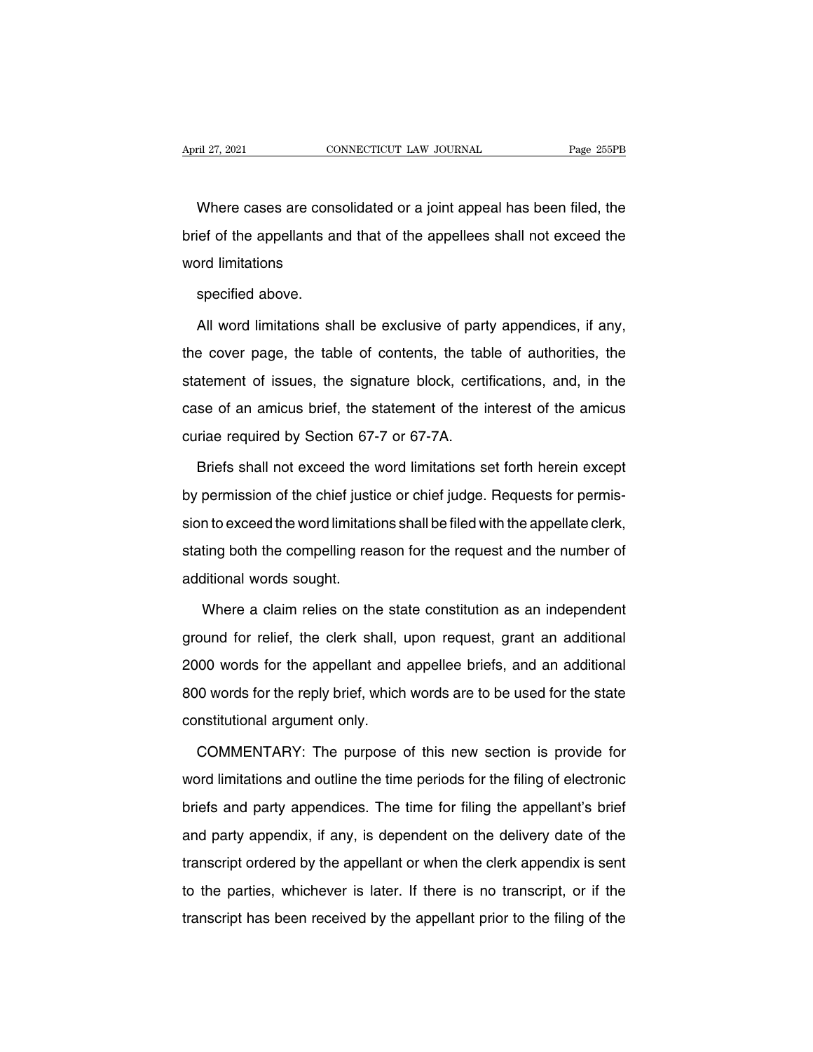Where cases are consolidated or a joint appeal has been filed, the brief of the appellants and that of the appellees shall not exceed the word limitations

specified above.

All word limitations shall be exclusive of party appendices, if any, the cover page, the table of contents, the table of authorities, the statement of issues, the signature block, certifications, and, in the case of an amicus brief, the statement of the interest of the amicus curiae required by Section 67-7 or 67-7A.

Briefs shall not exceed the word limitations set forth herein except by permission of the chief justice or chief judge. Requests for permission to exceed the word limitations shall be filed with the appellate clerk, stating both the compelling reason for the request and the number of additional words sought.

Where a claim relies on the state constitution as an independent ground for relief, the clerk shall, upon request, grant an additional 2000 words for the appellant and appellee briefs, and an additional 800 words for the reply brief, which words are to be used for the state constitutional argument only.

COMMENTARY: The purpose of this new section is provide for word limitations and outline the time periods for the filing of electronic briefs and party appendices. The time for filing the appellant's brief and party appendix, if any, is dependent on the delivery date of the transcript ordered by the appellant or when the clerk appendix is sent to the parties, whichever is later. If there is no transcript, or if the transcript has been received by the appellant prior to the filing of the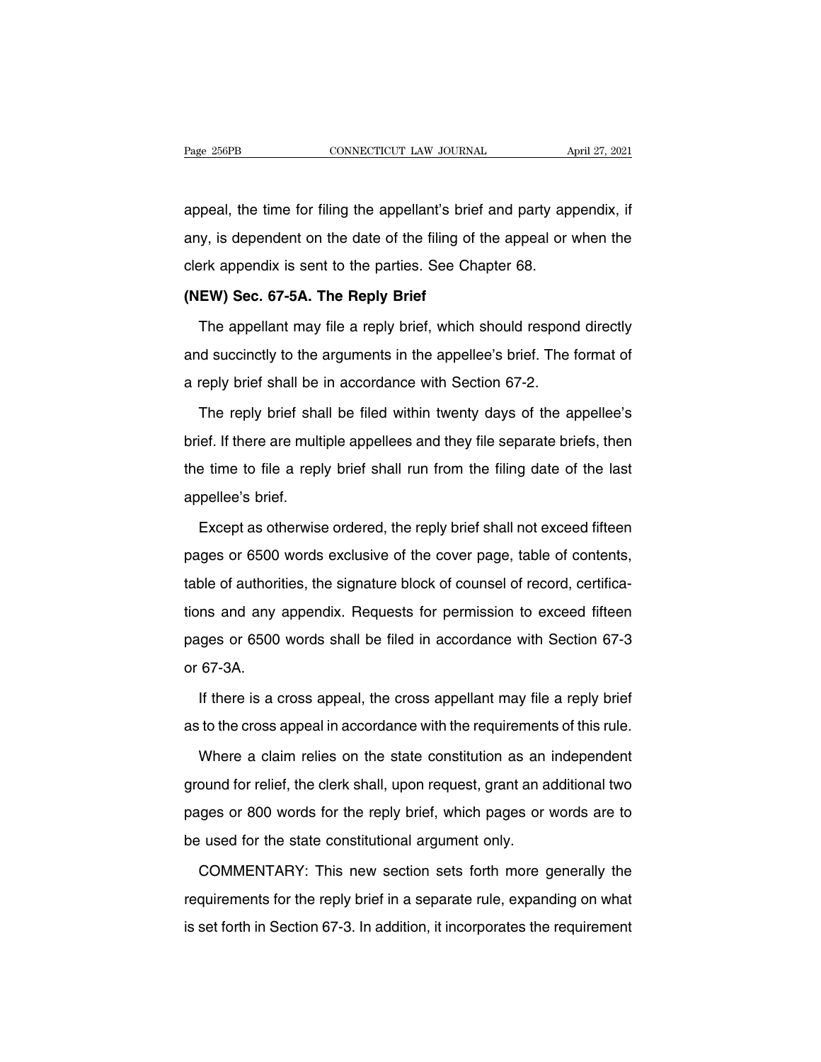appeal, the time for filing the appellant's brief and party appendix, if any, is dependent on the date of the filing of the appeal or when the clerk appendix is sent to the parties. See Chapter 68.

**(NEW) Sec. 67-5A. The Reply Brief**

The appellant may file a reply brief, which should respond directly and succinctly to the arguments in the appellee's brief. The format of a reply brief shall be in accordance with Section 67-2.

The reply brief shall be filed within twenty days of the appellee's brief. If there are multiple appellees and they file separate briefs, then the time to file a reply brief shall run from the filing date of the last appellee's brief.

Except as otherwise ordered, the reply brief shall not exceed fifteen pages or 6500 words exclusive of the cover page, table of contents, table of authorities, the signature block of counsel of record, certifications and any appendix. Requests for permission to exceed fifteen pages or 6500 words shall be filed in accordance with Section 67-3 or 67-3A.

If there is a cross appeal, the cross appellant may file a reply brief as to the cross appeal in accordance with the requirements of this rule.

Where a claim relies on the state constitution as an independent ground for relief, the clerk shall, upon request, grant an additional two pages or 800 words for the reply brief, which pages or words are to be used for the state constitutional argument only.

COMMENTARY: This new section sets forth more generally the requirements for the reply brief in a separate rule, expanding on what is set forth in Section 67-3. In addition, it incorporates the requirement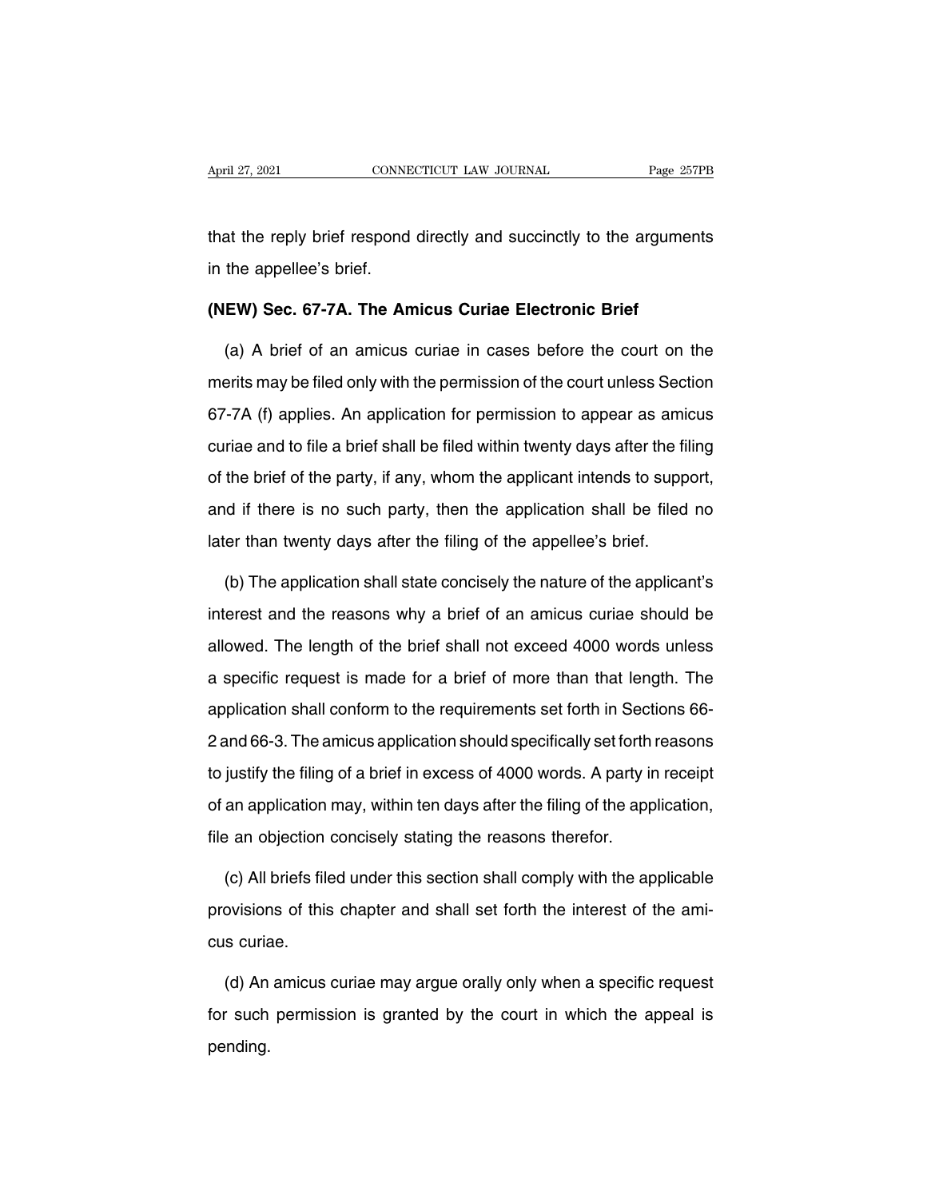that the reply brief respond directly and succinctly to the arguments in the appellee's brief.

### (NEW) Sec. 67-7A. The Amicus Curiae Electronic Brief

(a) A brief of an amicus curiae in cases before the court on the merits may be filed only with the permission of the court unless Section 67-7A (f) applies. An application for permission to appear as amicus curiae and to file a brief shall be filed within twenty days after the filing of the brief of the party, if any, whom the applicant intends to support, and if there is no such party, then the application shall be filed no later than twenty days after the filing of the appellee's brief.

(b) The application shall state concisely the nature of the applicant's interest and the reasons why a brief of an amicus curiae should be allowed. The length of the brief shall not exceed 4000 words unless a specific request is made for a brief of more than that length. The application shall conform to the requirements set forth in Sections 66-2 and 66-3. The amicus application should specifically set forth reasons to justify the filing of a brief in excess of 4000 words. A party in receipt of an application may, within ten days after the filing of the application, file an objection concisely stating the reasons therefor.

(c) All briefs filed under this section shall comply with the applicable provisions of this chapter and shall set forth the interest of the amicus curiae.

(d) An amicus curiae may argue orally only when a specific request for such permission is granted by the court in which the appeal is pending.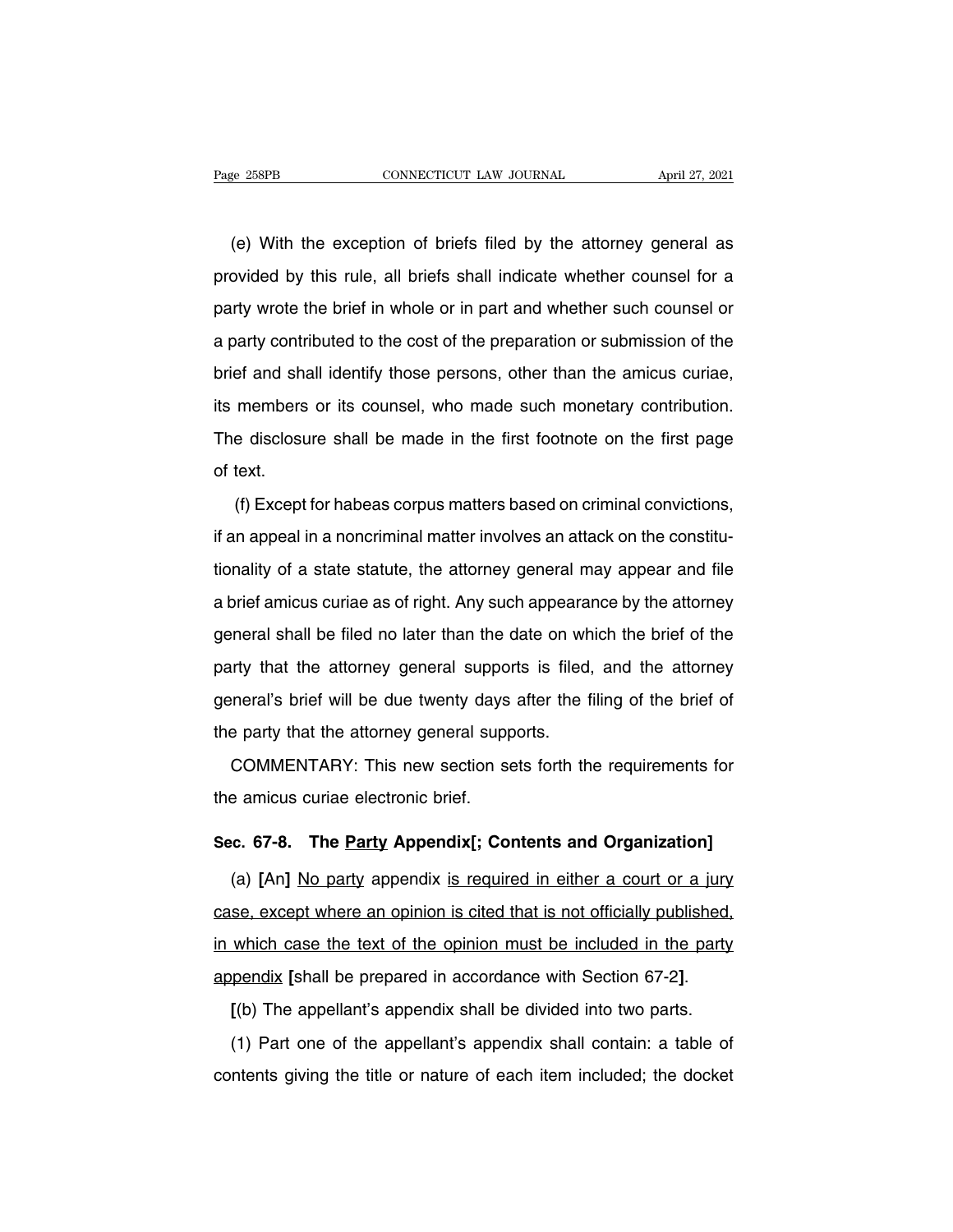(e) With the exception of briefs filed by the attorney general as provided by this rule, all briefs shall indicate whether counsel for a party wrote the brief in whole or in part and whether such counsel or a party contributed to the cost of the preparation or submission of the brief and shall identify those persons, other than the amicus curiae, its members or its counsel, who made such monetary contribution. The disclosure shall be made in the first footnote on the first page of text.

(f) Except for habeas corpus matters based on criminal convictions, if an appeal in a noncriminal matter involves an attack on the constitutionality of a state statute, the attorney general may appear and file a brief amicus curiae as of right. Any such appearance by the attorney general shall be filed no later than the date on which the brief of the party that the attorney general supports is filed, and the attorney general's brief will be due twenty days after the filing of the brief of the party that the attorney general supports.

COMMENTARY: This new section sets forth the requirements for the amicus curiae electronic brief.

**Sec. 67-8. The <u>Party</u> Appendix[; Contents and Organization]**

(a) **[**An**]** <u>No party</u> appendix <u>is required in either a court or a jury case, except where an opinion is cited that is not officially published, in which case the text of the opinion must be included in the party appendix</u> **[**shall be prepared in accordance with Section 67-2**]**.

**[**(b) The appellant's appendix shall be divided into two parts.

(1) Part one of the appellant's appendix shall contain: a table of contents giving the title or nature of each item included; the docket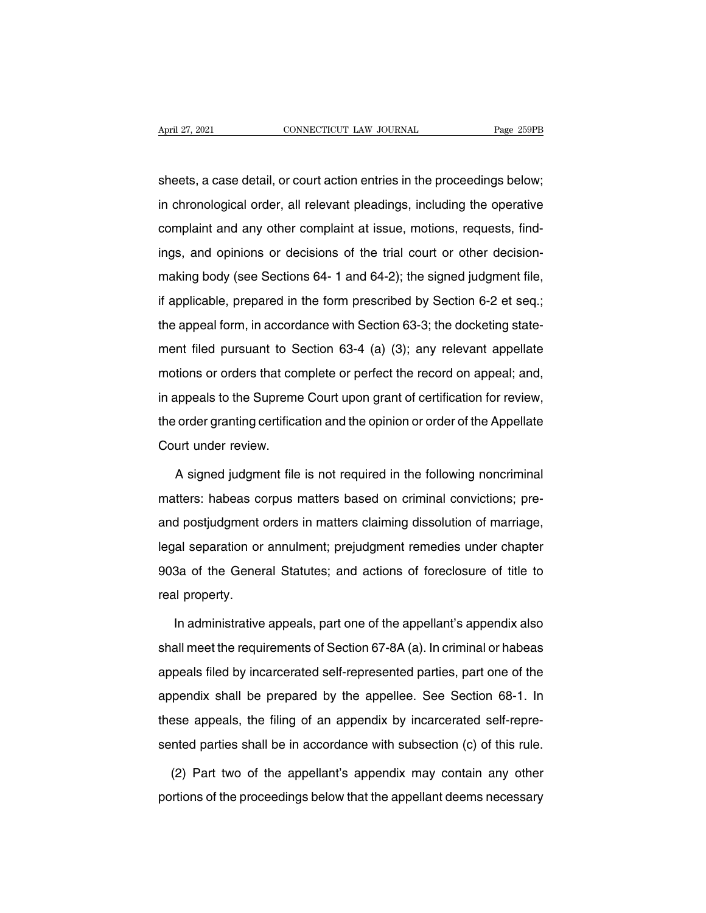sheets, a case detail, or court action entries in the proceedings below; in chronological order, all relevant pleadings, including the operative complaint and any other complaint at issue, motions, requests, findings, and opinions or decisions of the trial court or other decision-making body (see Sections 64- 1 and 64-2); the signed judgment file, if applicable, prepared in the form prescribed by Section 6-2 et seq.; the appeal form, in accordance with Section 63-3; the docketing statement filed pursuant to Section 63-4 (a) (3); any relevant appellate motions or orders that complete or perfect the record on appeal; and, in appeals to the Supreme Court upon grant of certification for review, the order granting certification and the opinion or order of the Appellate Court under review.

A signed judgment file is not required in the following noncriminal matters: habeas corpus matters based on criminal convictions; pre- and postjudgment orders in matters claiming dissolution of marriage, legal separation or annulment; prejudgment remedies under chapter 903a of the General Statutes; and actions of foreclosure of title to real property.

In administrative appeals, part one of the appellant's appendix also shall meet the requirements of Section 67-8A (a). In criminal or habeas appeals filed by incarcerated self-represented parties, part one of the appendix shall be prepared by the appellee. See Section 68-1. In these appeals, the filing of an appendix by incarcerated self-represented parties shall be in accordance with subsection (c) of this rule.

(2) Part two of the appellant's appendix may contain any other portions of the proceedings below that the appellant deems necessary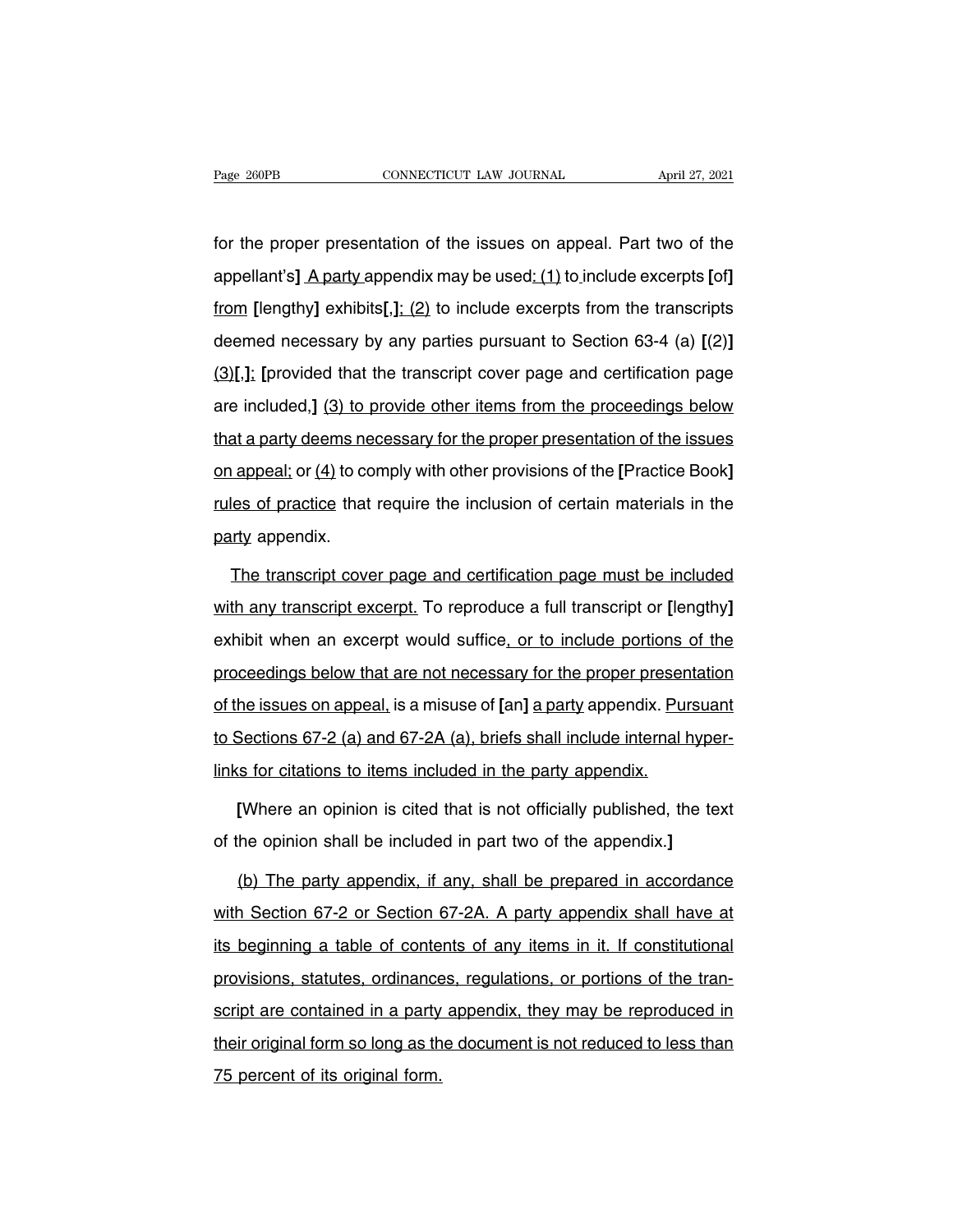for the proper presentation of the issues on appeal. Part two of the appellant's] A party appendix may be used: (1) to include excerpts [of] from [lengthy] exhibits[,]; (2) to include excerpts from the transcripts deemed necessary by any parties pursuant to Section 63-4 (a) [(2)] (3)[,]; [provided that the transcript cover page and certification page are included,] (3) to provide other items from the proceedings below that a party deems necessary for the proper presentation of the issues on appeal; or (4) to comply with other provisions of the [Practice Book] rules of practice that require the inclusion of certain materials in the party appendix.

The transcript cover page and certification page must be included with any transcript excerpt. To reproduce a full transcript or [lengthy] exhibit when an excerpt would suffice, or to include portions of the proceedings below that are not necessary for the proper presentation of the issues on appeal, is a misuse of [an] a party appendix. Pursuant to Sections 67-2 (a) and 67-2A (a), briefs shall include internal hyperlinks for citations to items included in the party appendix.

[Where an opinion is cited that is not officially published, the text of the opinion shall be included in part two of the appendix.]

(b) The party appendix, if any, shall be prepared in accordance with Section 67-2 or Section 67-2A. A party appendix shall have at its beginning a table of contents of any items in it. If constitutional provisions, statutes, ordinances, regulations, or portions of the transcript are contained in a party appendix, they may be reproduced in their original form so long as the document is not reduced to less than 75 percent of its original form.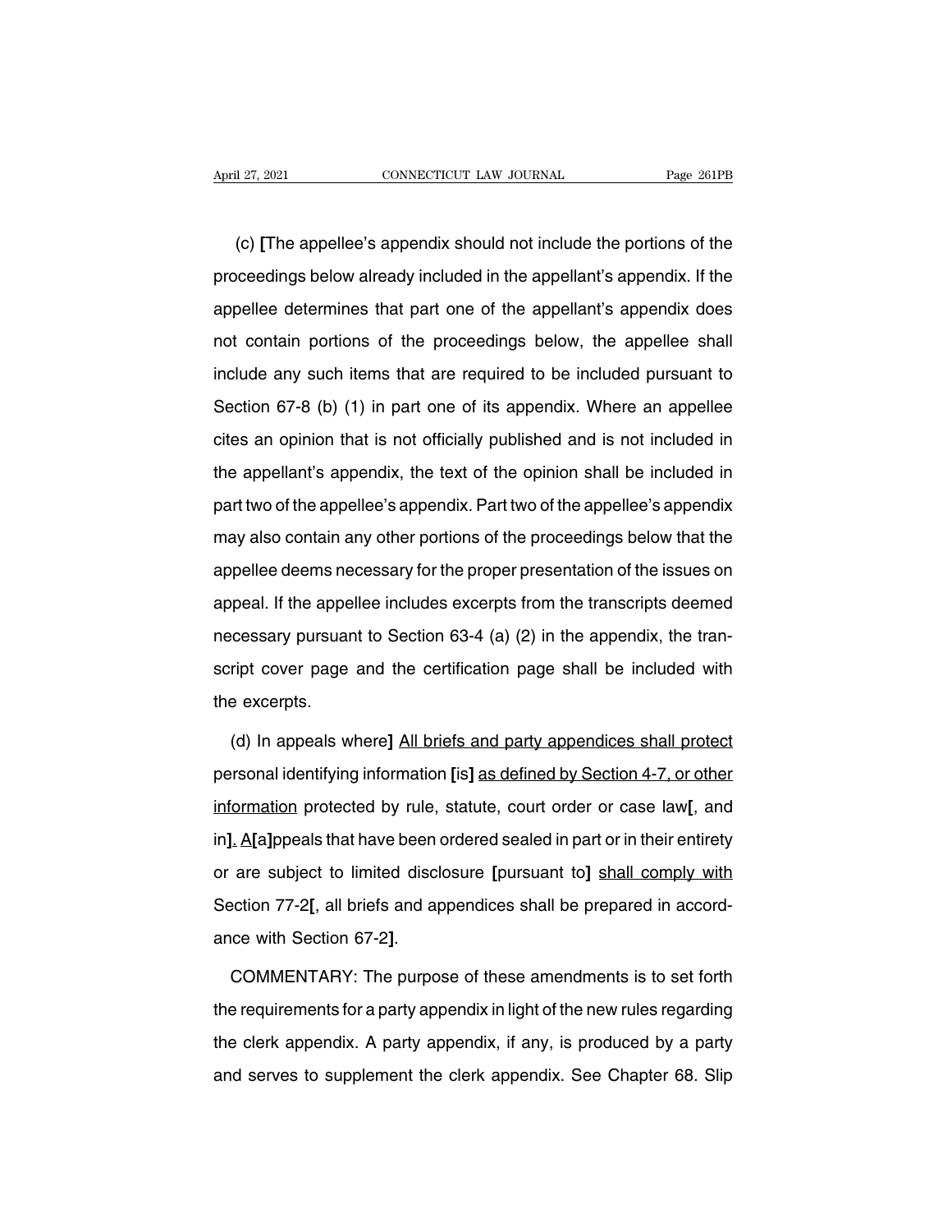(c) **[**The appellee's appendix should not include the portions of the proceedings below already included in the appellant's appendix. If the appellee determines that part one of the appellant's appendix does not contain portions of the proceedings below, the appellee shall include any such items that are required to be included pursuant to Section 67-8 (b) (1) in part one of its appendix. Where an appellee cites an opinion that is not officially published and is not included in the appellant's appendix, the text of the opinion shall be included in part two of the appellee's appendix. Part two of the appellee's appendix may also contain any other portions of the proceedings below that the appellee deems necessary for the proper presentation of the issues on appeal. If the appellee includes excerpts from the transcripts deemed necessary pursuant to Section 63-4 (a) (2) in the appendix, the transcript cover page and the certification page shall be included with the excerpts.

(d) In appeals where**]** <u>All briefs and party appendices shall protect</u> personal identifying information **[**is**]** <u>as defined by Section 4-7, or other information</u> protected by rule, statute, court order or case law**[**, and in**]**<u>.</u> <u>A</u>**[**a**]**ppeals that have been ordered sealed in part or in their entirety or are subject to limited disclosure **[**pursuant to**]** <u>shall comply with</u> Section 77-2**[**, all briefs and appendices shall be prepared in accordance with Section 67-2**]**.

COMMENTARY: The purpose of these amendments is to set forth the requirements for a party appendix in light of the new rules regarding the clerk appendix. A party appendix, if any, is produced by a party and serves to supplement the clerk appendix. See Chapter 68. Slip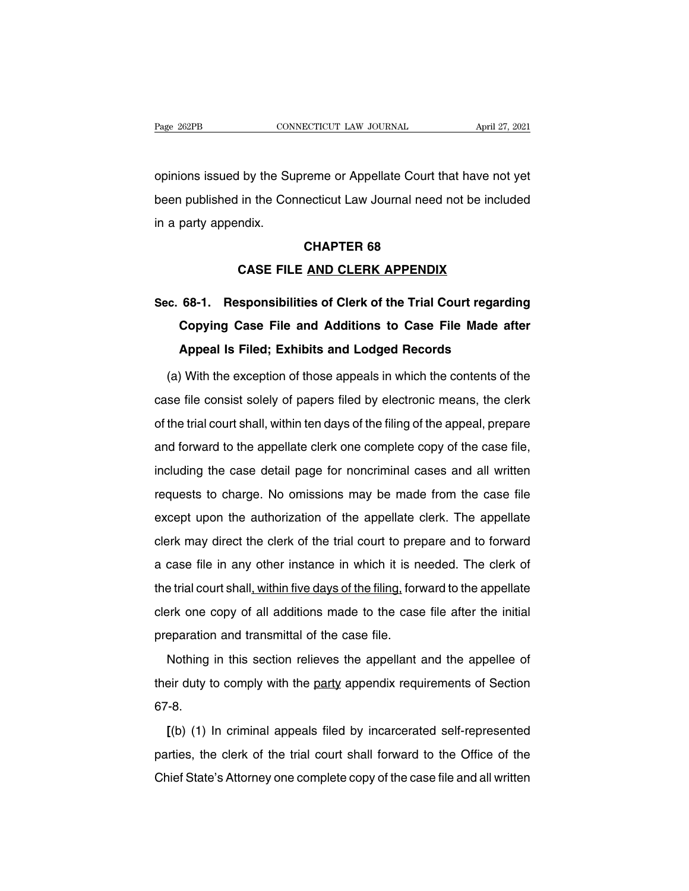opinions issued by the Supreme or Appellate Court that have not yet been published in the Connecticut Law Journal need not be included in a party appendix.

## CHAPTER 68

## CASE FILE <u>AND CLERK APPENDIX</u>

### Sec. 68-1. Responsibilities of Clerk of the Trial Court regarding Copying Case File and Additions to Case File Made after Appeal Is Filed; Exhibits and Lodged Records

(a) With the exception of those appeals in which the contents of the case file consist solely of papers filed by electronic means, the clerk of the trial court shall, within ten days of the filing of the appeal, prepare and forward to the appellate clerk one complete copy of the case file, including the case detail page for noncriminal cases and all written requests to charge. No omissions may be made from the case file except upon the authorization of the appellate clerk. The appellate clerk may direct the clerk of the trial court to prepare and to forward a case file in any other instance in which it is needed. The clerk of the trial court shall<u>, within five days of the filing,</u> forward to the appellate clerk one copy of all additions made to the case file after the initial preparation and transmittal of the case file.

Nothing in this section relieves the appellant and the appellee of their duty to comply with the <u>party</u> appendix requirements of Section 67-8.

**[**(b) (1) In criminal appeals filed by incarcerated self-represented parties, the clerk of the trial court shall forward to the Office of the Chief State's Attorney one complete copy of the case file and all written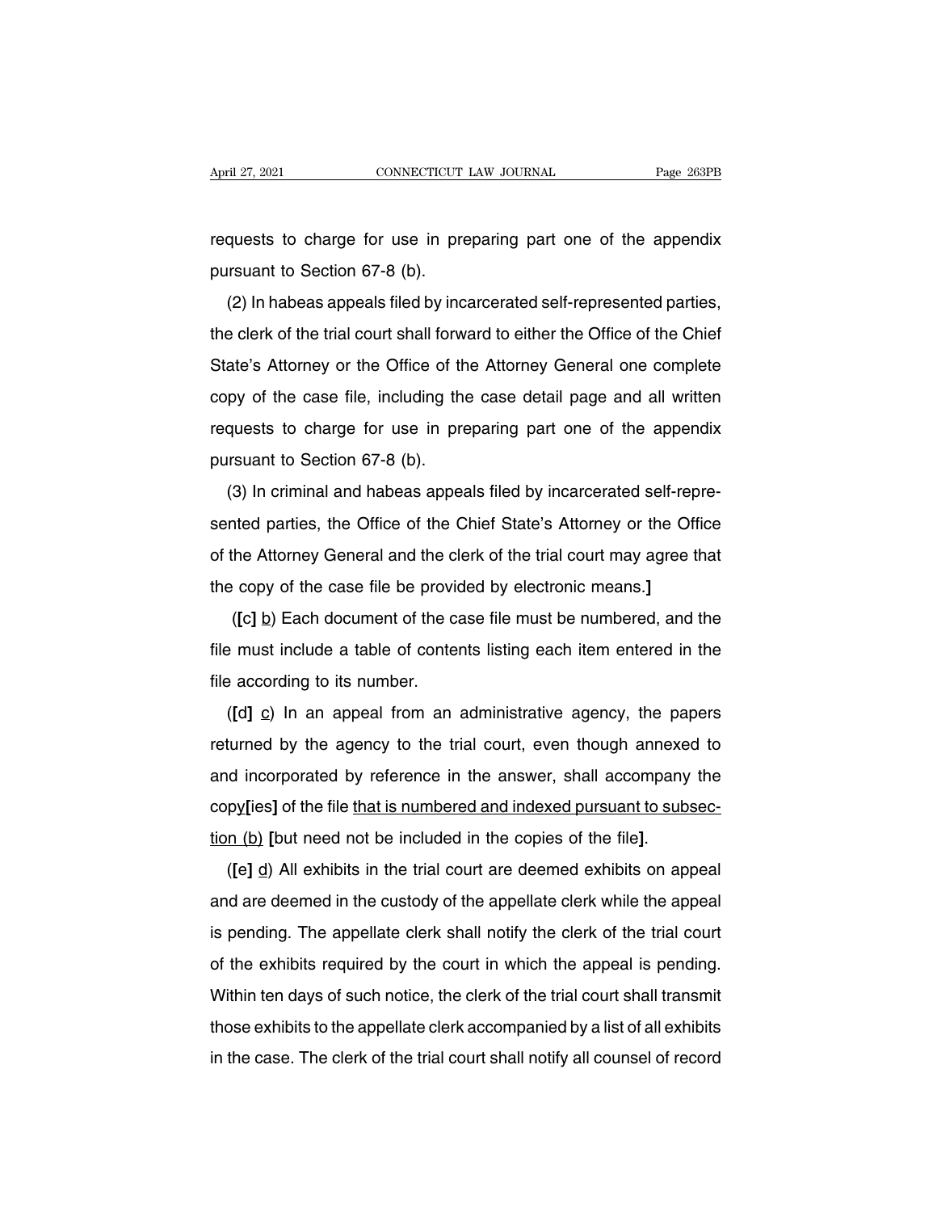requests to charge for use in preparing part one of the appendix pursuant to Section 67-8 (b).

(2) In habeas appeals filed by incarcerated self-represented parties, the clerk of the trial court shall forward to either the Office of the Chief State's Attorney or the Office of the Attorney General one complete copy of the case file, including the case detail page and all written requests to charge for use in preparing part one of the appendix pursuant to Section 67-8 (b).

(3) In criminal and habeas appeals filed by incarcerated self-represented parties, the Office of the Chief State's Attorney or the Office of the Attorney General and the clerk of the trial court may agree that the copy of the case file be provided by electronic means.**]**

(**[**c**]** <u>b</u>) Each document of the case file must be numbered, and the file must include a table of contents listing each item entered in the file according to its number.

(**[**d**]** <u>c</u>) In an appeal from an administrative agency, the papers returned by the agency to the trial court, even though annexed to and incorporated by reference in the answer, shall accompany the copy**[**ies**]** of the file <u>that is numbered and indexed pursuant to subsection (b)</u> **[**but need not be included in the copies of the file**]**.

(**[**e**]** <u>d</u>) All exhibits in the trial court are deemed exhibits on appeal and are deemed in the custody of the appellate clerk while the appeal is pending. The appellate clerk shall notify the clerk of the trial court of the exhibits required by the court in which the appeal is pending. Within ten days of such notice, the clerk of the trial court shall transmit those exhibits to the appellate clerk accompanied by a list of all exhibits in the case. The clerk of the trial court shall notify all counsel of record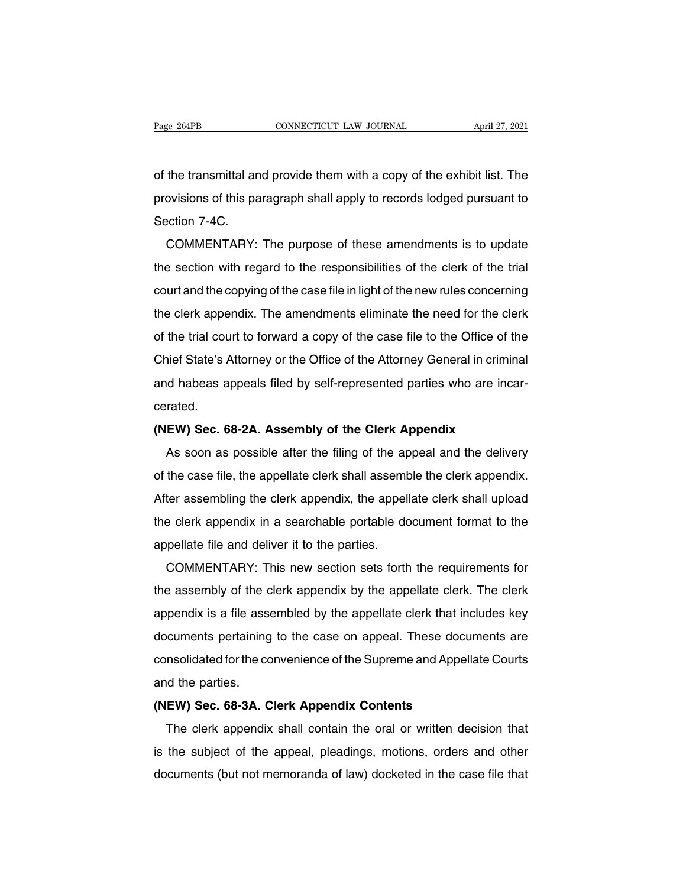of the transmittal and provide them with a copy of the exhibit list. The provisions of this paragraph shall apply to records lodged pursuant to Section 7-4C.

COMMENTARY: The purpose of these amendments is to update the section with regard to the responsibilities of the clerk of the trial court and the copying of the case file in light of the new rules concerning the clerk appendix. The amendments eliminate the need for the clerk of the trial court to forward a copy of the case file to the Office of the Chief State's Attorney or the Office of the Attorney General in criminal and habeas appeals filed by self-represented parties who are incarcerated.

**(NEW) Sec. 68-2A. Assembly of the Clerk Appendix**

As soon as possible after the filing of the appeal and the delivery of the case file, the appellate clerk shall assemble the clerk appendix. After assembling the clerk appendix, the appellate clerk shall upload the clerk appendix in a searchable portable document format to the appellate file and deliver it to the parties.

COMMENTARY: This new section sets forth the requirements for the assembly of the clerk appendix by the appellate clerk. The clerk appendix is a file assembled by the appellate clerk that includes key documents pertaining to the case on appeal. These documents are consolidated for the convenience of the Supreme and Appellate Courts and the parties.

**(NEW) Sec. 68-3A. Clerk Appendix Contents**

The clerk appendix shall contain the oral or written decision that is the subject of the appeal, pleadings, motions, orders and other documents (but not memoranda of law) docketed in the case file that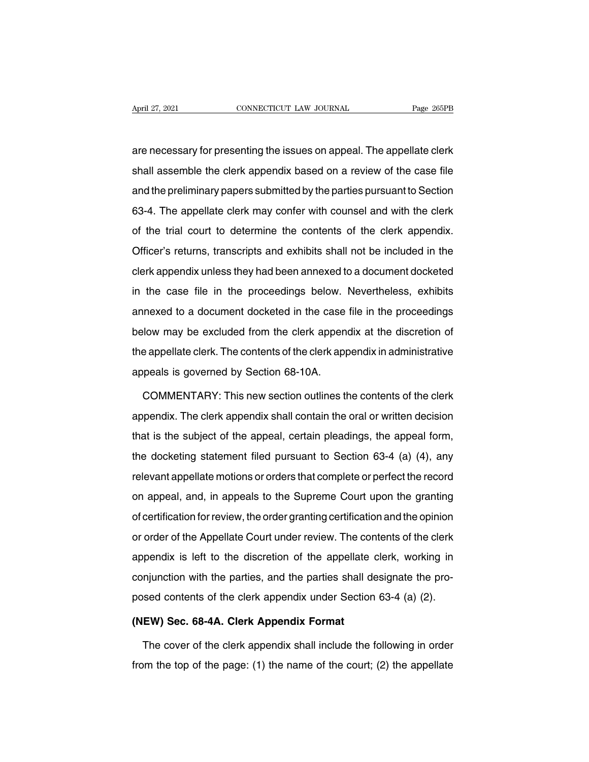are necessary for presenting the issues on appeal. The appellate clerk shall assemble the clerk appendix based on a review of the case file and the preliminary papers submitted by the parties pursuant to Section 63-4. The appellate clerk may confer with counsel and with the clerk of the trial court to determine the contents of the clerk appendix. Officer's returns, transcripts and exhibits shall not be included in the clerk appendix unless they had been annexed to a document docketed in the case file in the proceedings below. Nevertheless, exhibits annexed to a document docketed in the case file in the proceedings below may be excluded from the clerk appendix at the discretion of the appellate clerk. The contents of the clerk appendix in administrative appeals is governed by Section 68-10A.

COMMENTARY: This new section outlines the contents of the clerk appendix. The clerk appendix shall contain the oral or written decision that is the subject of the appeal, certain pleadings, the appeal form, the docketing statement filed pursuant to Section 63-4 (a) (4), any relevant appellate motions or orders that complete or perfect the record on appeal, and, in appeals to the Supreme Court upon the granting of certification for review, the order granting certification and the opinion or order of the Appellate Court under review. The contents of the clerk appendix is left to the discretion of the appellate clerk, working in conjunction with the parties, and the parties shall designate the proposed contents of the clerk appendix under Section 63-4 (a) (2).

**(NEW) Sec. 68-4A. Clerk Appendix Format**

The cover of the clerk appendix shall include the following in order from the top of the page: (1) the name of the court; (2) the appellate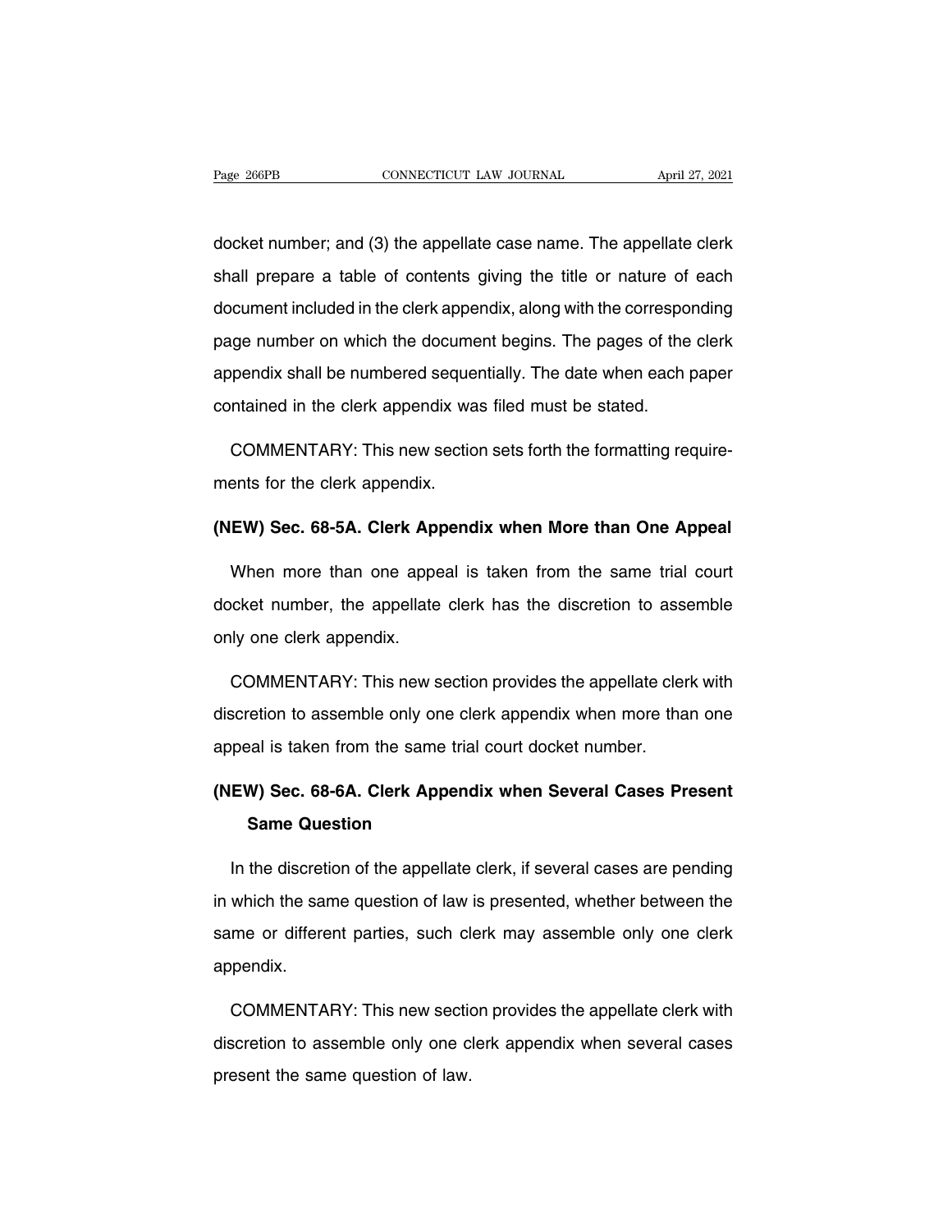docket number; and (3) the appellate case name. The appellate clerk shall prepare a table of contents giving the title or nature of each document included in the clerk appendix, along with the corresponding page number on which the document begins. The pages of the clerk appendix shall be numbered sequentially. The date when each paper contained in the clerk appendix was filed must be stated.

COMMENTARY: This new section sets forth the formatting requirements for the clerk appendix.

**(NEW) Sec. 68-5A. Clerk Appendix when More than One Appeal**

When more than one appeal is taken from the same trial court docket number, the appellate clerk has the discretion to assemble only one clerk appendix.

COMMENTARY: This new section provides the appellate clerk with discretion to assemble only one clerk appendix when more than one appeal is taken from the same trial court docket number.

**(NEW) Sec. 68-6A. Clerk Appendix when Several Cases Present Same Question**

In the discretion of the appellate clerk, if several cases are pending in which the same question of law is presented, whether between the same or different parties, such clerk may assemble only one clerk appendix.

COMMENTARY: This new section provides the appellate clerk with discretion to assemble only one clerk appendix when several cases present the same question of law.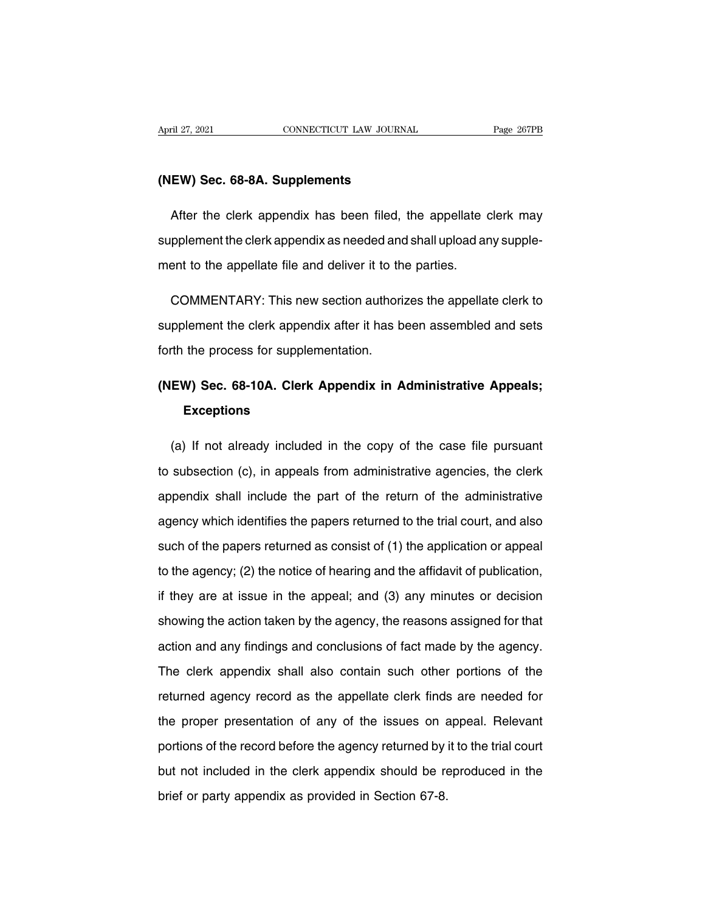## (NEW) Sec. 68-8A. Supplements

After the clerk appendix has been filed, the appellate clerk may supplement the clerk appendix as needed and shall upload any supplement to the appellate file and deliver it to the parties.

COMMENTARY: This new section authorizes the appellate clerk to supplement the clerk appendix after it has been assembled and sets forth the process for supplementation.

## (NEW) Sec. 68-10A. Clerk Appendix in Administrative Appeals; Exceptions

(a) If not already included in the copy of the case file pursuant to subsection (c), in appeals from administrative agencies, the clerk appendix shall include the part of the return of the administrative agency which identifies the papers returned to the trial court, and also such of the papers returned as consist of (1) the application or appeal to the agency; (2) the notice of hearing and the affidavit of publication, if they are at issue in the appeal; and (3) any minutes or decision showing the action taken by the agency, the reasons assigned for that action and any findings and conclusions of fact made by the agency. The clerk appendix shall also contain such other portions of the returned agency record as the appellate clerk finds are needed for the proper presentation of any of the issues on appeal. Relevant portions of the record before the agency returned by it to the trial court but not included in the clerk appendix should be reproduced in the brief or party appendix as provided in Section 67-8.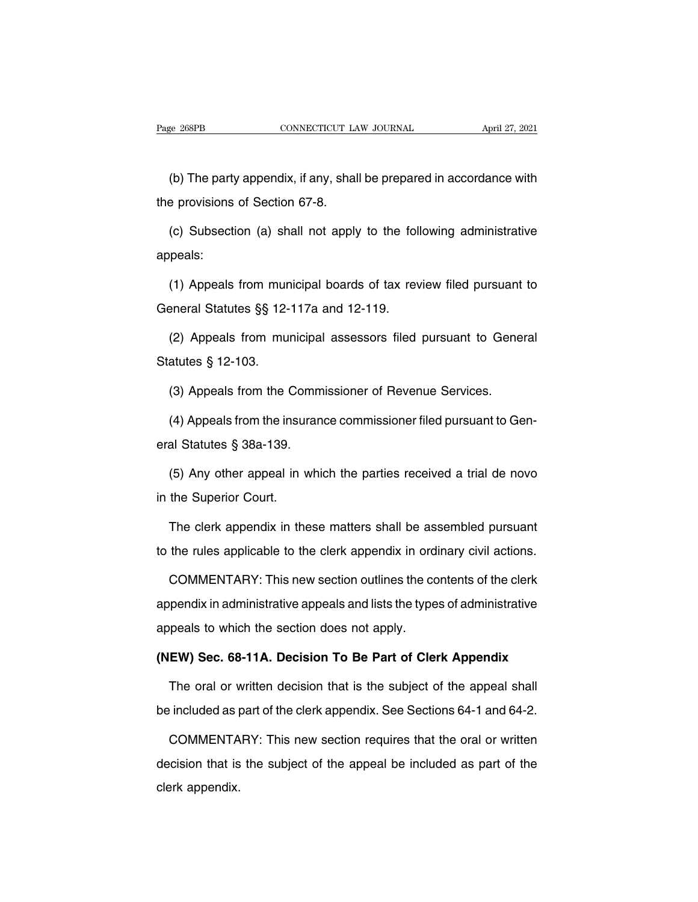(b) The party appendix, if any, shall be prepared in accordance with the provisions of Section 67-8.

(c) Subsection (a) shall not apply to the following administrative appeals:

(1) Appeals from municipal boards of tax review filed pursuant to General Statutes §§ 12-117a and 12-119.

(2) Appeals from municipal assessors filed pursuant to General Statutes § 12-103.

(3) Appeals from the Commissioner of Revenue Services.

(4) Appeals from the insurance commissioner filed pursuant to General Statutes § 38a-139.

(5) Any other appeal in which the parties received a trial de novo in the Superior Court.

The clerk appendix in these matters shall be assembled pursuant to the rules applicable to the clerk appendix in ordinary civil actions.

COMMENTARY: This new section outlines the contents of the clerk appendix in administrative appeals and lists the types of administrative appeals to which the section does not apply.

**(NEW) Sec. 68-11A. Decision To Be Part of Clerk Appendix**

The oral or written decision that is the subject of the appeal shall be included as part of the clerk appendix. See Sections 64-1 and 64-2.

COMMENTARY: This new section requires that the oral or written decision that is the subject of the appeal be included as part of the clerk appendix.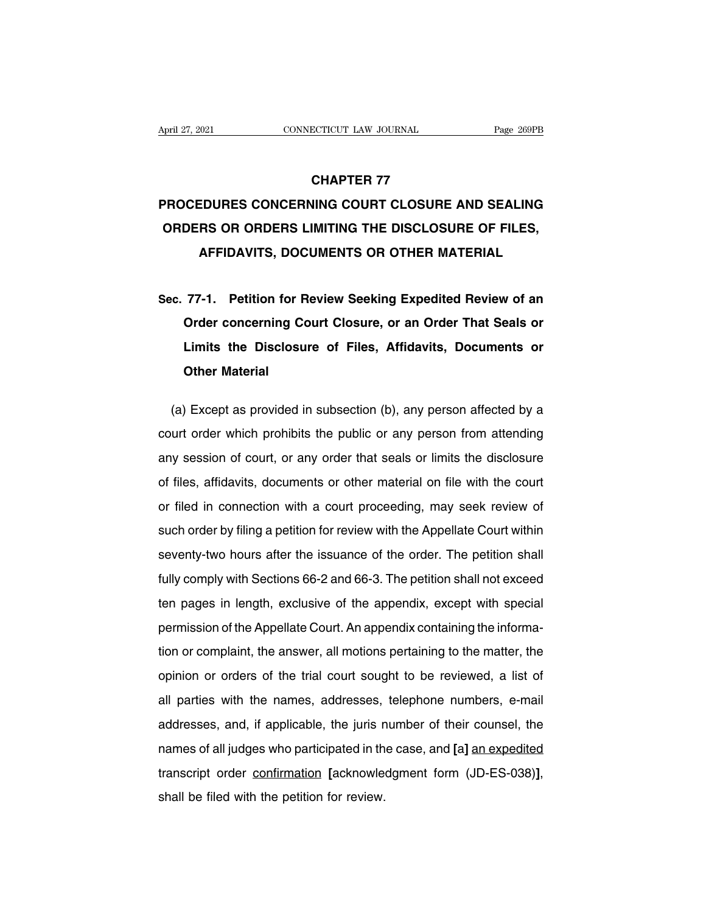# CHAPTER 77

# PROCEDURES CONCERNING COURT CLOSURE AND SEALING ORDERS OR ORDERS LIMITING THE DISCLOSURE OF FILES, AFFIDAVITS, DOCUMENTS OR OTHER MATERIAL

## Sec. 77-1. Petition for Review Seeking Expedited Review of an Order concerning Court Closure, or an Order That Seals or Limits the Disclosure of Files, Affidavits, Documents or Other Material

(a) Except as provided in subsection (b), any person affected by a court order which prohibits the public or any person from attending any session of court, or any order that seals or limits the disclosure of files, affidavits, documents or other material on file with the court or filed in connection with a court proceeding, may seek review of such order by filing a petition for review with the Appellate Court within seventy-two hours after the issuance of the order. The petition shall fully comply with Sections 66-2 and 66-3. The petition shall not exceed ten pages in length, exclusive of the appendix, except with special permission of the Appellate Court. An appendix containing the information or complaint, the answer, all motions pertaining to the matter, the opinion or orders of the trial court sought to be reviewed, a list of all parties with the names, addresses, telephone numbers, e-mail addresses, and, if applicable, the juris number of their counsel, the names of all judges who participated in the case, and **[**a**]** <u>an expedited</u> transcript order <u>confirmation</u> **[**acknowledgment form (JD-ES-038)**]**, shall be filed with the petition for review.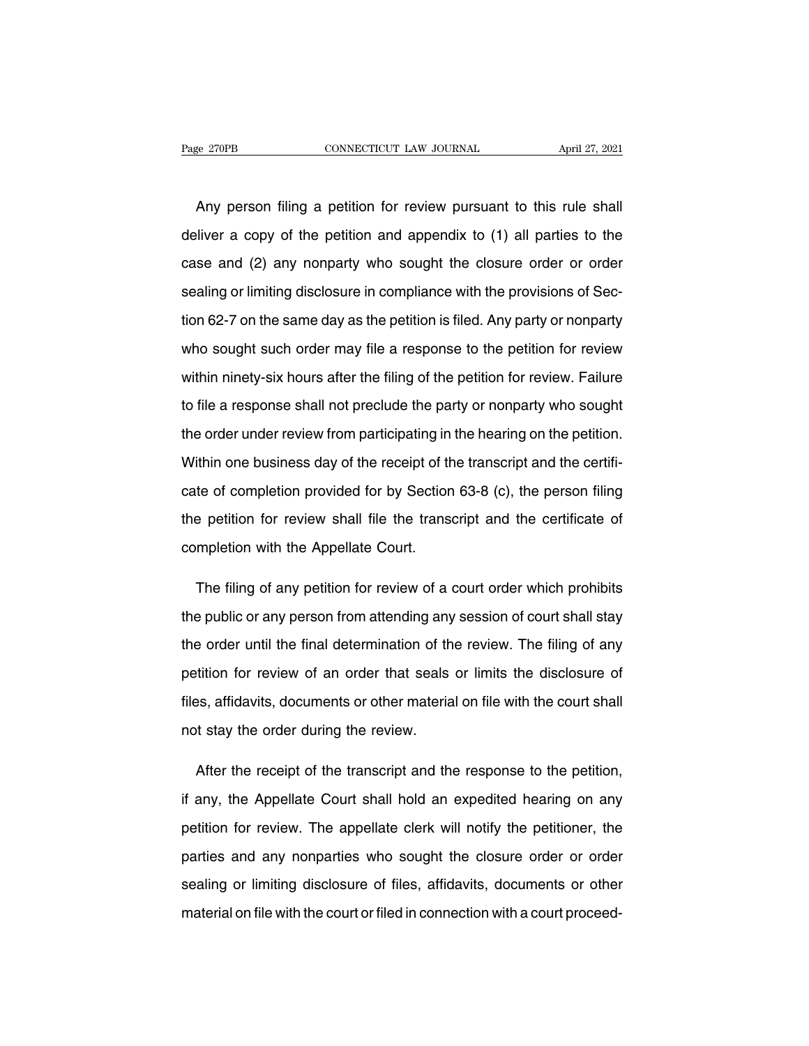Any person filing a petition for review pursuant to this rule shall deliver a copy of the petition and appendix to (1) all parties to the case and (2) any nonparty who sought the closure order or order sealing or limiting disclosure in compliance with the provisions of Section 62-7 on the same day as the petition is filed. Any party or nonparty who sought such order may file a response to the petition for review within ninety-six hours after the filing of the petition for review. Failure to file a response shall not preclude the party or nonparty who sought the order under review from participating in the hearing on the petition. Within one business day of the receipt of the transcript and the certificate of completion provided for by Section 63-8 (c), the person filing the petition for review shall file the transcript and the certificate of completion with the Appellate Court.

The filing of any petition for review of a court order which prohibits the public or any person from attending any session of court shall stay the order until the final determination of the review. The filing of any petition for review of an order that seals or limits the disclosure of files, affidavits, documents or other material on file with the court shall not stay the order during the review.

After the receipt of the transcript and the response to the petition, if any, the Appellate Court shall hold an expedited hearing on any petition for review. The appellate clerk will notify the petitioner, the parties and any nonparties who sought the closure order or order sealing or limiting disclosure of files, affidavits, documents or other material on file with the court or filed in connection with a court proceed-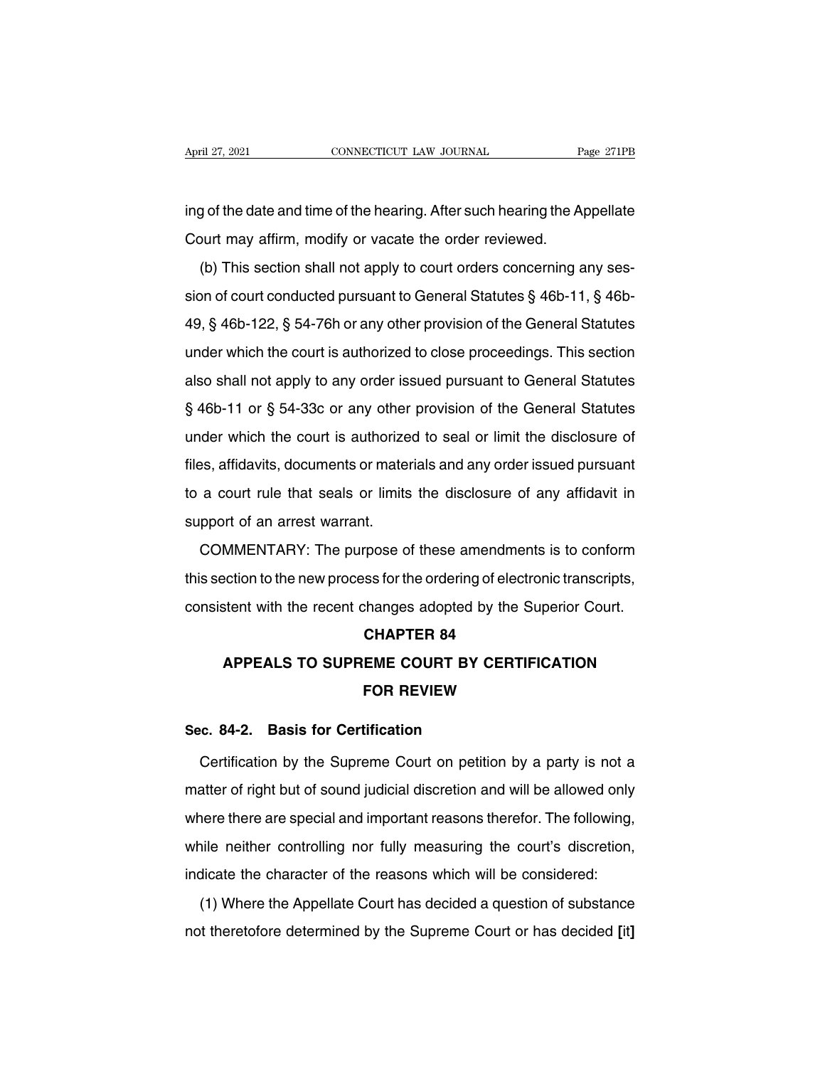ing of the date and time of the hearing. After such hearing the Appellate Court may affirm, modify or vacate the order reviewed.

(b) This section shall not apply to court orders concerning any session of court conducted pursuant to General Statutes § 46b-11, § 46b-49, § 46b-122, § 54-76h or any other provision of the General Statutes under which the court is authorized to close proceedings. This section also shall not apply to any order issued pursuant to General Statutes § 46b-11 or § 54-33c or any other provision of the General Statutes under which the court is authorized to seal or limit the disclosure of files, affidavits, documents or materials and any order issued pursuant to a court rule that seals or limits the disclosure of any affidavit in support of an arrest warrant.

COMMENTARY: The purpose of these amendments is to conform this section to the new process for the ordering of electronic transcripts, consistent with the recent changes adopted by the Superior Court.

## CHAPTER 84
## APPEALS TO SUPREME COURT BY CERTIFICATION FOR REVIEW

### Sec. 84-2. Basis for Certification

Certification by the Supreme Court on petition by a party is not a matter of right but of sound judicial discretion and will be allowed only where there are special and important reasons therefor. The following, while neither controlling nor fully measuring the court's discretion, indicate the character of the reasons which will be considered:

(1) Where the Appellate Court has decided a question of substance not theretofore determined by the Supreme Court or has decided **[it]**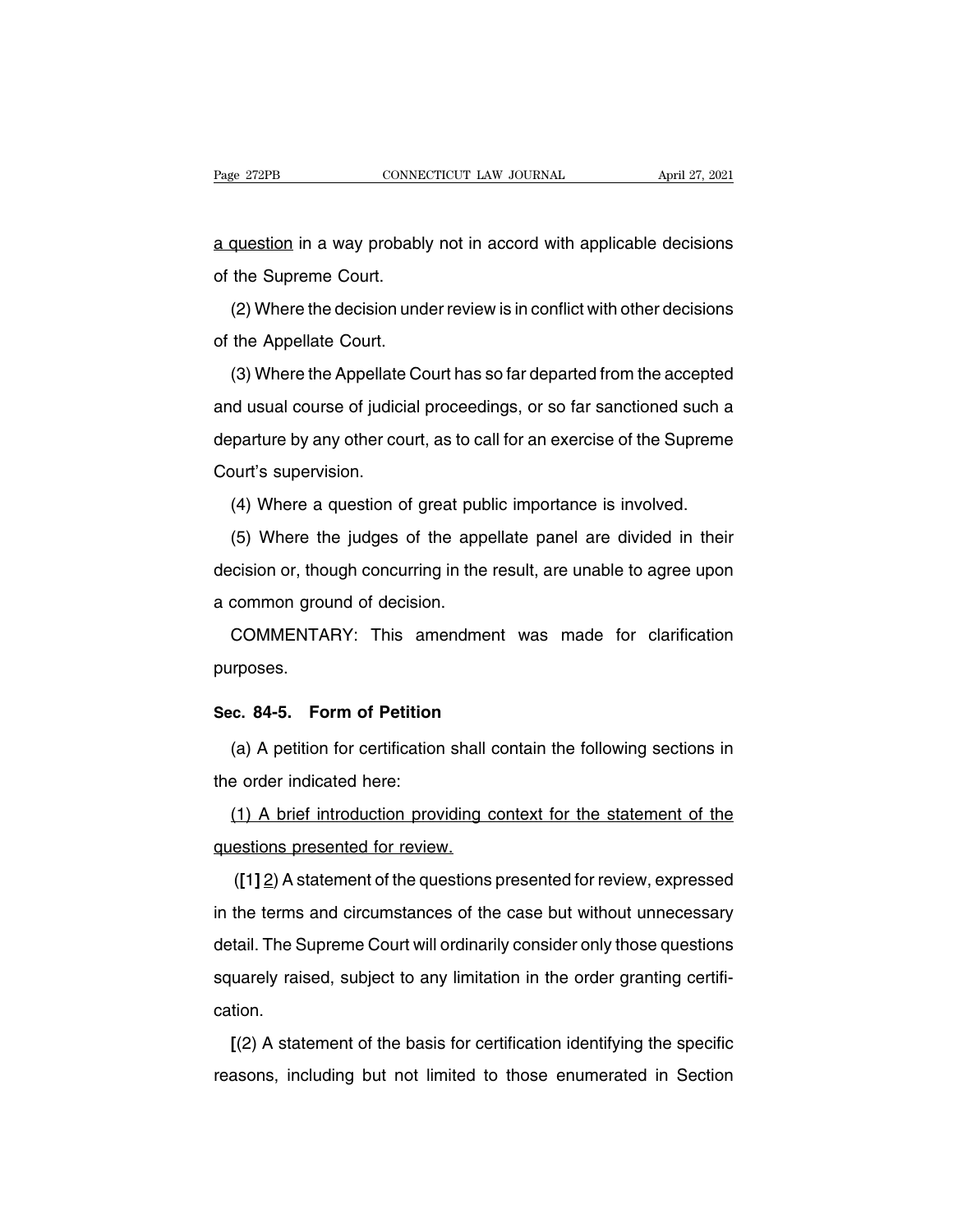a question in a way probably not in accord with applicable decisions of the Supreme Court.

(2) Where the decision under review is in conflict with other decisions of the Appellate Court.

(3) Where the Appellate Court has so far departed from the accepted and usual course of judicial proceedings, or so far sanctioned such a departure by any other court, as to call for an exercise of the Supreme Court's supervision.

(4) Where a question of great public importance is involved.

(5) Where the judges of the appellate panel are divided in their decision or, though concurring in the result, are unable to agree upon a common ground of decision.

COMMENTARY: This amendment was made for clarification purposes.

**Sec. 84-5. Form of Petition**

(a) A petition for certification shall contain the following sections in the order indicated here:

(1) A brief introduction providing context for the statement of the questions presented for review.

(**[**1**]** 2) A statement of the questions presented for review, expressed in the terms and circumstances of the case but without unnecessary detail. The Supreme Court will ordinarily consider only those questions squarely raised, subject to any limitation in the order granting certification.

**[**(2) A statement of the basis for certification identifying the specific reasons, including but not limited to those enumerated in Section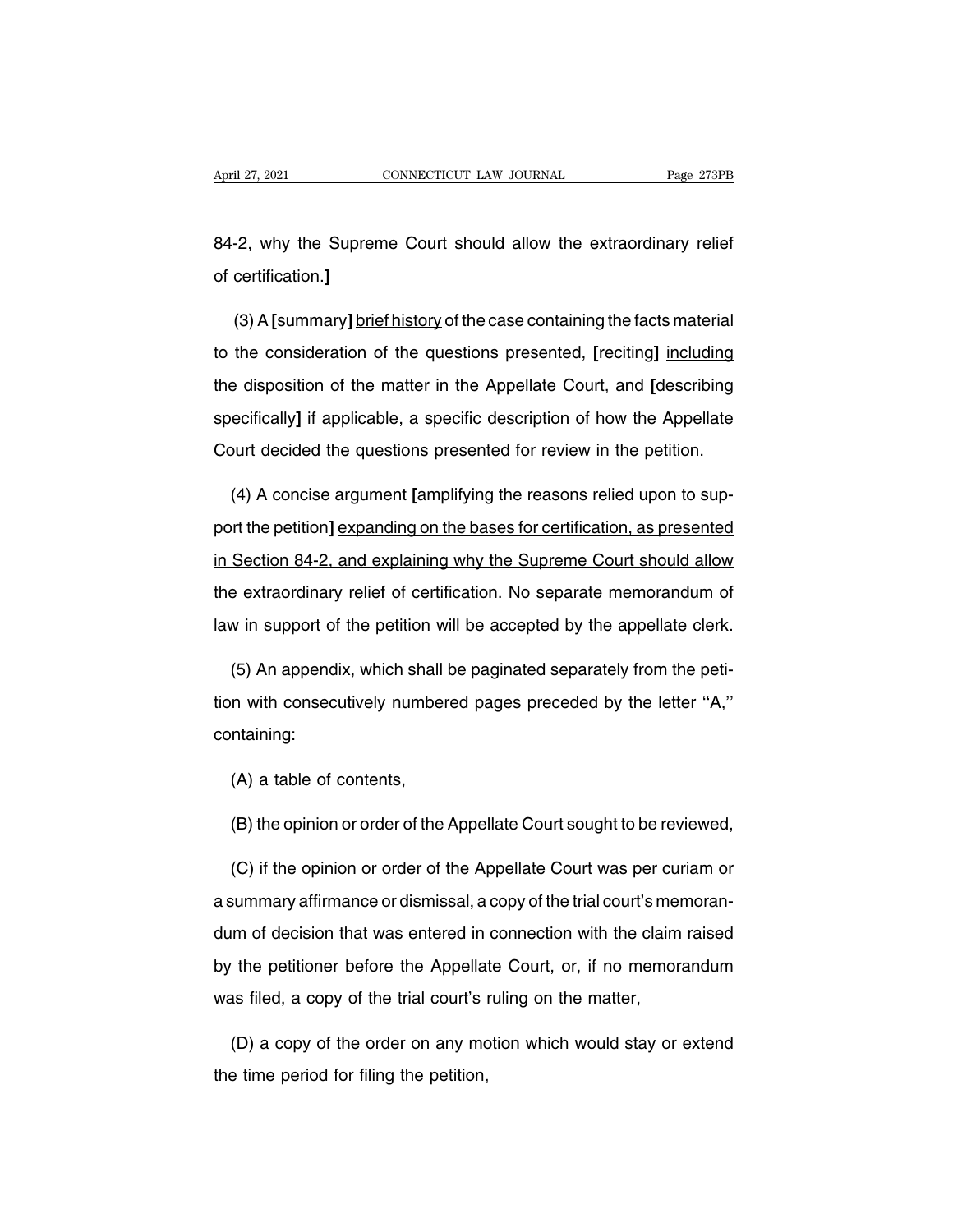84-2, why the Supreme Court should allow the extraordinary relief of certification.]

(3) A [summary] <u>brief history</u> of the case containing the facts material to the consideration of the questions presented, [reciting] <u>including</u> the disposition of the matter in the Appellate Court, and [describing specifically] <u>if applicable, a specific description of</u> how the Appellate Court decided the questions presented for review in the petition.

(4) A concise argument [amplifying the reasons relied upon to support the petition] <u>expanding on the bases for certification, as presented in Section 84-2, and explaining why the Supreme Court should allow the extraordinary relief of certification</u>. No separate memorandum of law in support of the petition will be accepted by the appellate clerk.

(5) An appendix, which shall be paginated separately from the petition with consecutively numbered pages preceded by the letter "A," containing:

(A) a table of contents,

(B) the opinion or order of the Appellate Court sought to be reviewed,

(C) if the opinion or order of the Appellate Court was per curiam or a summary affirmance or dismissal, a copy of the trial court's memorandum of decision that was entered in connection with the claim raised by the petitioner before the Appellate Court, or, if no memorandum was filed, a copy of the trial court's ruling on the matter,

(D) a copy of the order on any motion which would stay or extend the time period for filing the petition,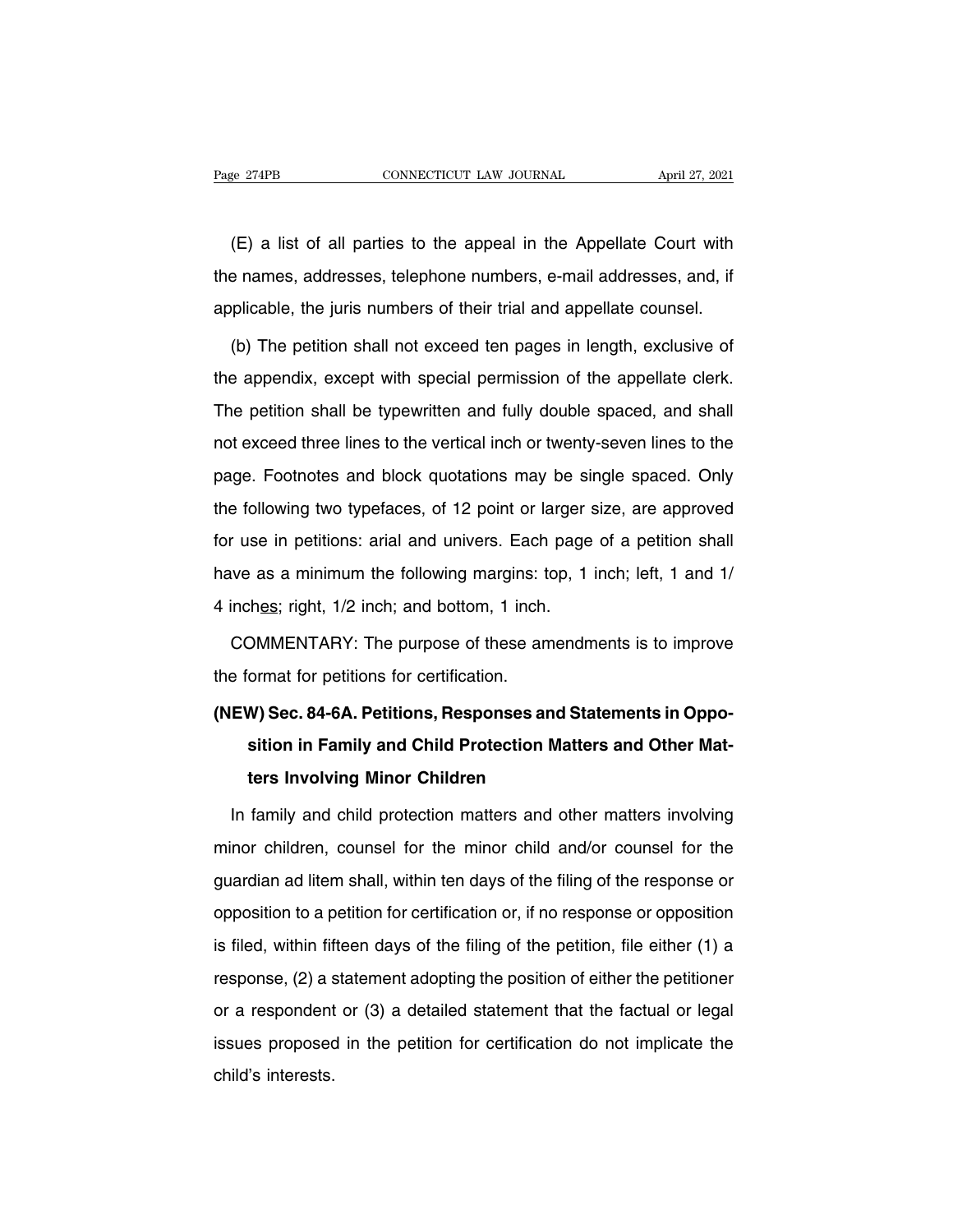(E) a list of all parties to the appeal in the Appellate Court with the names, addresses, telephone numbers, e-mail addresses, and, if applicable, the juris numbers of their trial and appellate counsel.

(b) The petition shall not exceed ten pages in length, exclusive of the appendix, except with special permission of the appellate clerk. The petition shall be typewritten and fully double spaced, and shall not exceed three lines to the vertical inch or twenty-seven lines to the page. Footnotes and block quotations may be single spaced. Only the following two typefaces, of 12 point or larger size, are approved for use in petitions: arial and univers. Each page of a petition shall have as a minimum the following margins: top, 1 inch; left, 1 and 1/4 inch<u>es</u>; right, 1/2 inch; and bottom, 1 inch.

COMMENTARY: The purpose of these amendments is to improve the format for petitions for certification.

**(NEW) Sec. 84-6A. Petitions, Responses and Statements in Opposition in Family and Child Protection Matters and Other Matters Involving Minor Children**

In family and child protection matters and other matters involving minor children, counsel for the minor child and/or counsel for the guardian ad litem shall, within ten days of the filing of the response or opposition to a petition for certification or, if no response or opposition is filed, within fifteen days of the filing of the petition, file either (1) a response, (2) a statement adopting the position of either the petitioner or a respondent or (3) a detailed statement that the factual or legal issues proposed in the petition for certification do not implicate the child's interests.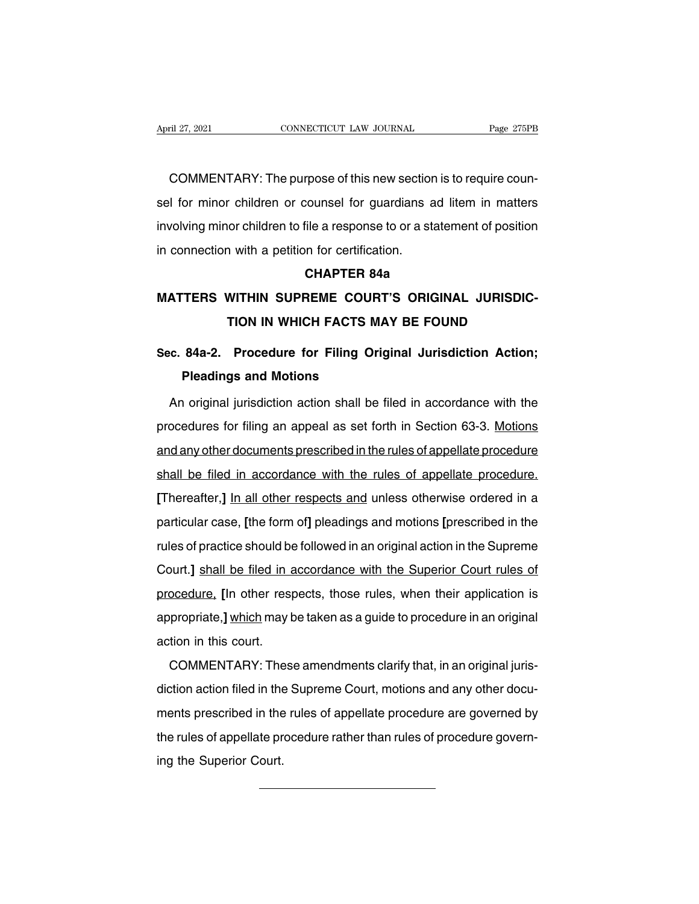COMMENTARY: The purpose of this new section is to require counsel for minor children or counsel for guardians ad litem in matters involving minor children to file a response to or a statement of position in connection with a petition for certification.

## CHAPTER 84a

## MATTERS WITHIN SUPREME COURT'S ORIGINAL JURISDICTION IN WHICH FACTS MAY BE FOUND

### Sec. 84a-2. Procedure for Filing Original Jurisdiction Action; Pleadings and Motions

An original jurisdiction action shall be filed in accordance with the procedures for filing an appeal as set forth in Section 63-3. <u>Motions and any other documents prescribed in the rules of appellate procedure shall be filed in accordance with the rules of appellate procedure.</u> **[**Thereafter,**]** <u>In all other respects and</u> unless otherwise ordered in a particular case, **[**the form of**]** pleadings and motions **[**prescribed in the rules of practice should be followed in an original action in the Supreme Court.**]** <u>shall be filed in accordance with the Superior Court rules of procedure,</u> **[**In other respects, those rules, when their application is appropriate,**]** <u>which</u> may be taken as a guide to procedure in an original action in this court.

COMMENTARY: These amendments clarify that, in an original jurisdiction action filed in the Supreme Court, motions and any other documents prescribed in the rules of appellate procedure are governed by the rules of appellate procedure rather than rules of procedure governing the Superior Court.

---